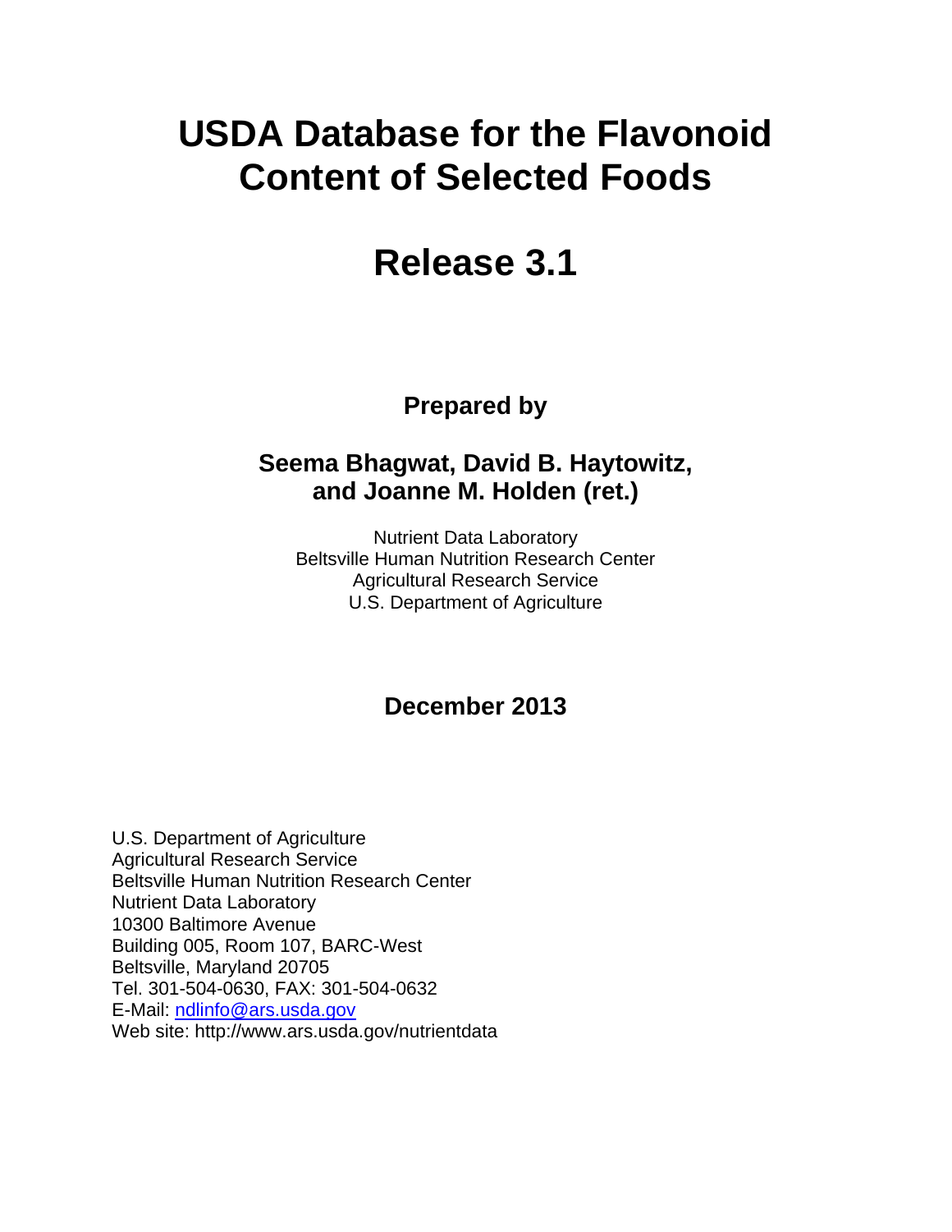# USDA Database for the Flavonoid Content of Selected Foods

# Release 3.1

**Prepared by**

**Seema Bhagwat, David B. Haytowitz, and Joanne M. Holden (ret.)**

Nutrient Data Laboratory
Beltsville Human Nutrition Research Center
Agricultural Research Service
U.S. Department of Agriculture

**December 2013**

U.S. Department of Agriculture
Agricultural Research Service
Beltsville Human Nutrition Research Center
Nutrient Data Laboratory
10300 Baltimore Avenue
Building 005, Room 107, BARC-West
Beltsville, Maryland 20705
Tel. 301-504-0630, FAX: 301-504-0632
E-Mail: ndlinfo@ars.usda.gov
Web site: http://www.ars.usda.gov/nutrientdata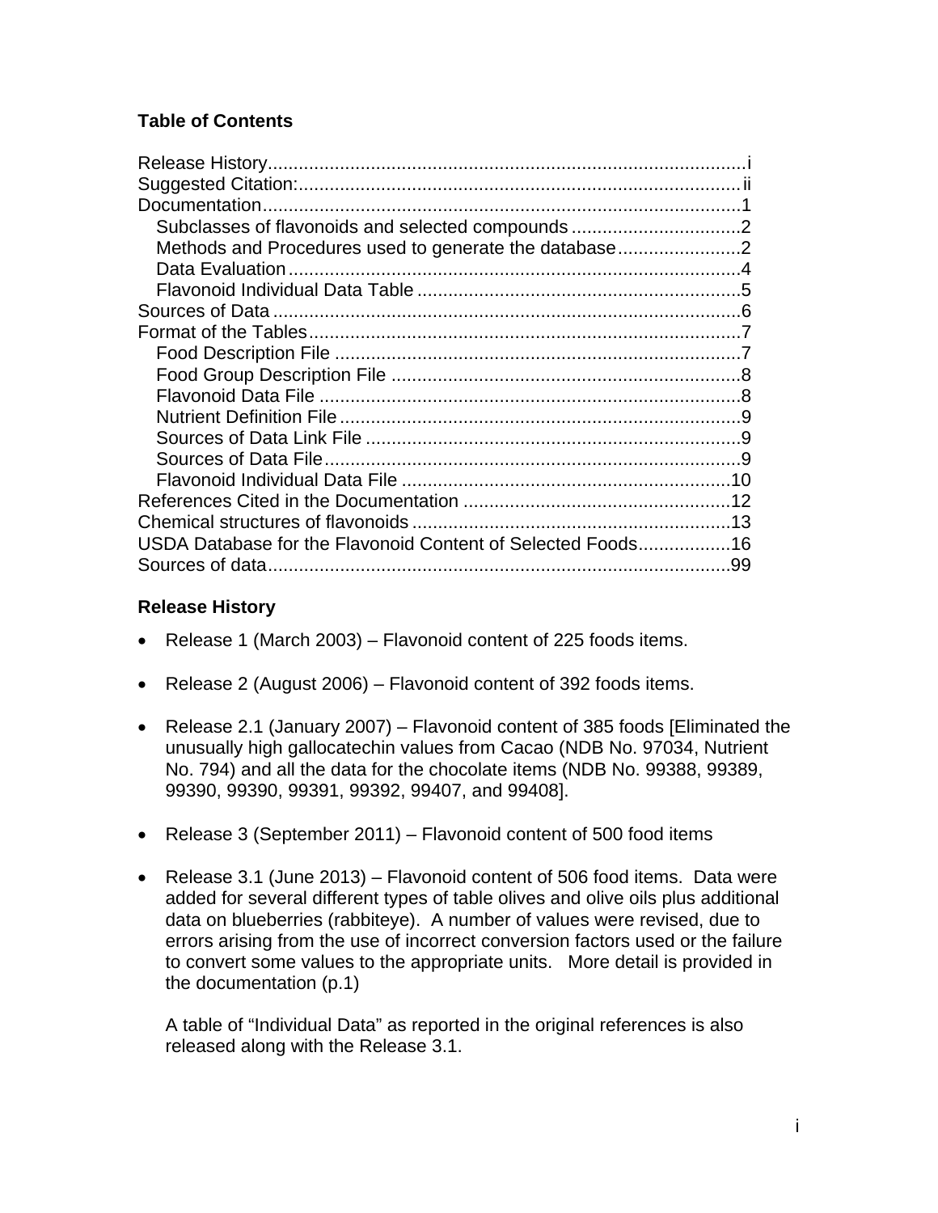## Table of Contents

Release History.....................................................................................i
Suggested Citation:..................................................................................ii
Documentation.........................................................................................1
  Subclasses of flavonoids and selected compounds ...............................2
  Methods and Procedures used to generate the database.......................2
  Data Evaluation......................................................................................4
  Flavonoid Individual Data Table .............................................................5
Sources of Data .........................................................................................6
Format of the Tables...................................................................................7
  Food Description File ..............................................................................7
  Food Group Description File ..................................................................8
  Flavonoid Data File .................................................................................8
  Nutrient Definition File.............................................................................9
  Sources of Data Link File ........................................................................9
  Sources of Data File................................................................................9
  Flavonoid Individual Data File ...............................................................10
References Cited in the Documentation ...................................................12
Chemical structures of flavonoids .............................................................13
USDA Database for the Flavonoid Content of Selected Foods.................16
Sources of data........................................................................................99

## Release History

- Release 1 (March 2003) – Flavonoid content of 225 foods items.
- Release 2 (August 2006) – Flavonoid content of 392 foods items.
- Release 2.1 (January 2007) – Flavonoid content of 385 foods [Eliminated the unusually high gallocatechin values from Cacao (NDB No. 97034, Nutrient No. 794) and all the data for the chocolate items (NDB No. 99388, 99389, 99390, 99390, 99391, 99392, 99407, and 99408].
- Release 3 (September 2011) – Flavonoid content of 500 food items
- Release 3.1 (June 2013) – Flavonoid content of 506 food items. Data were added for several different types of table olives and olive oils plus additional data on blueberries (rabbiteye). A number of values were revised, due to errors arising from the use of incorrect conversion factors used or the failure to convert some values to the appropriate units. More detail is provided in the documentation (p.1)

  A table of "Individual Data" as reported in the original references is also released along with the Release 3.1.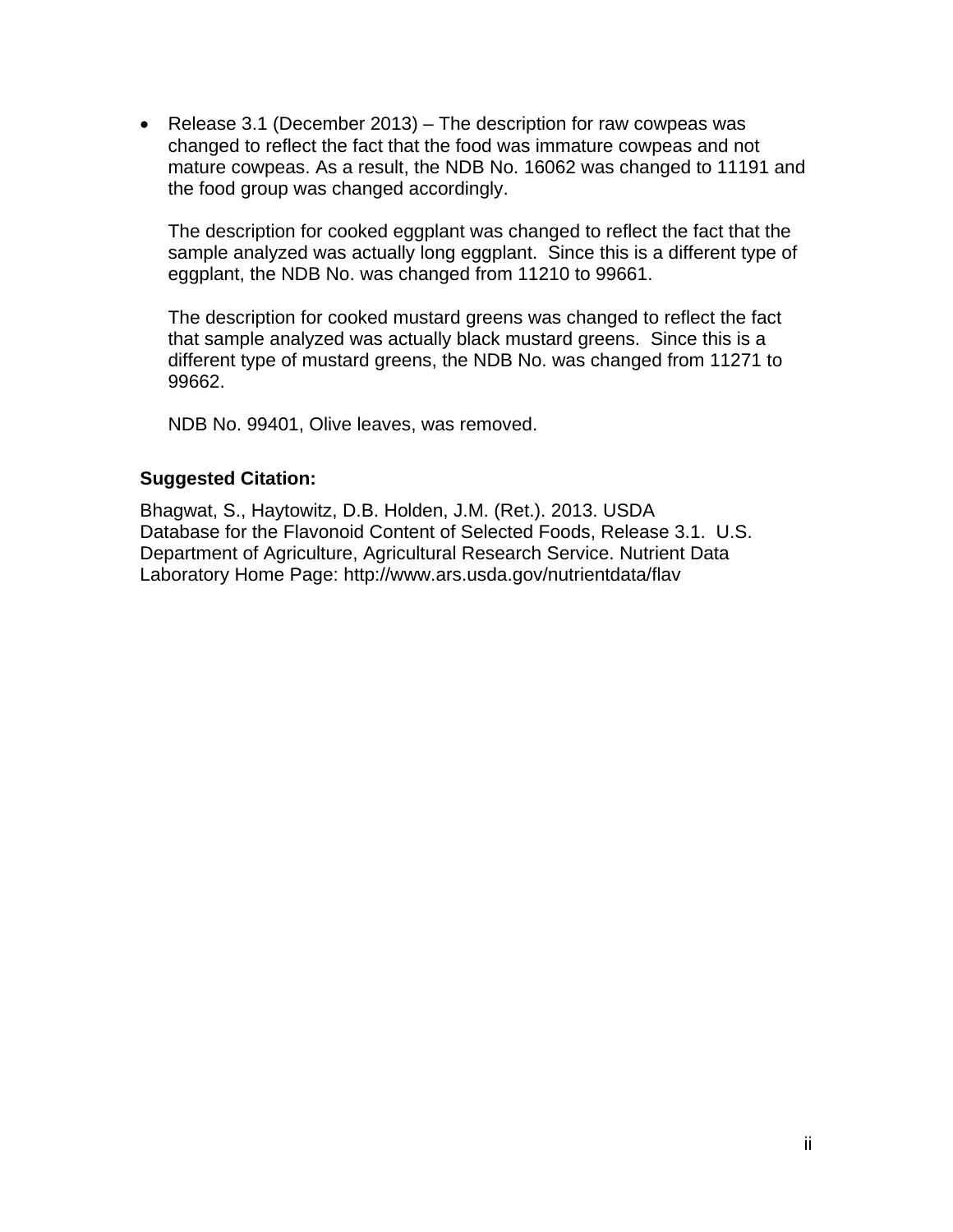- Release 3.1 (December 2013) – The description for raw cowpeas was changed to reflect the fact that the food was immature cowpeas and not mature cowpeas. As a result, the NDB No. 16062 was changed to 11191 and the food group was changed accordingly.

  The description for cooked eggplant was changed to reflect the fact that the sample analyzed was actually long eggplant. Since this is a different type of eggplant, the NDB No. was changed from 11210 to 99661.

  The description for cooked mustard greens was changed to reflect the fact that sample analyzed was actually black mustard greens. Since this is a different type of mustard greens, the NDB No. was changed from 11271 to 99662.

  NDB No. 99401, Olive leaves, was removed.

**Suggested Citation:**

Bhagwat, S., Haytowitz, D.B. Holden, J.M. (Ret.). 2013. USDA Database for the Flavonoid Content of Selected Foods, Release 3.1. U.S. Department of Agriculture, Agricultural Research Service. Nutrient Data Laboratory Home Page: http://www.ars.usda.gov/nutrientdata/flav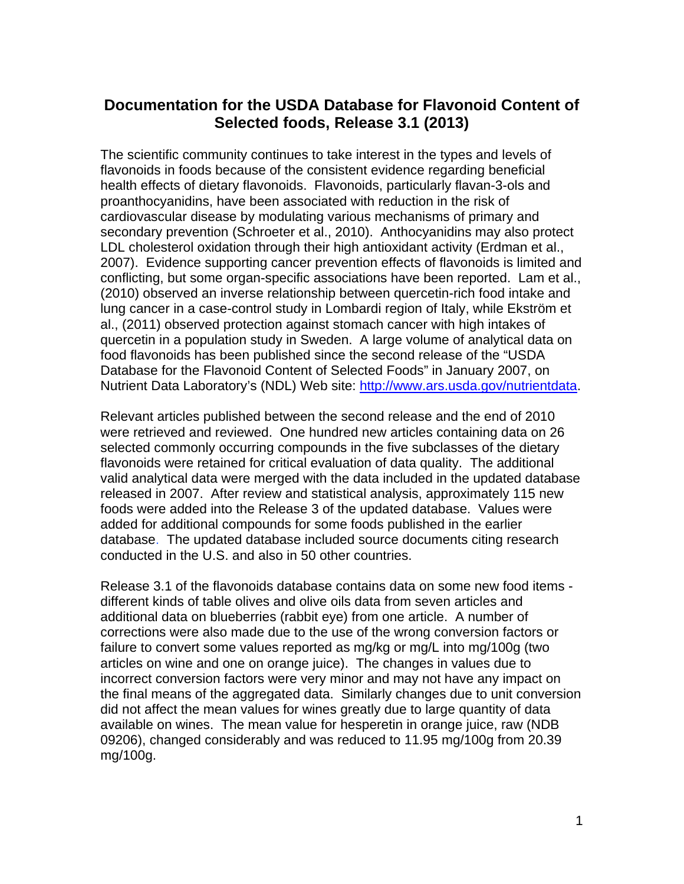# Documentation for the USDA Database for Flavonoid Content of Selected foods, Release 3.1 (2013)

The scientific community continues to take interest in the types and levels of flavonoids in foods because of the consistent evidence regarding beneficial health effects of dietary flavonoids. Flavonoids, particularly flavan-3-ols and proanthocyanidins, have been associated with reduction in the risk of cardiovascular disease by modulating various mechanisms of primary and secondary prevention (Schroeter et al., 2010). Anthocyanidins may also protect LDL cholesterol oxidation through their high antioxidant activity (Erdman et al., 2007). Evidence supporting cancer prevention effects of flavonoids is limited and conflicting, but some organ-specific associations have been reported. Lam et al., (2010) observed an inverse relationship between quercetin-rich food intake and lung cancer in a case-control study in Lombardi region of Italy, while Ekström et al., (2011) observed protection against stomach cancer with high intakes of quercetin in a population study in Sweden. A large volume of analytical data on food flavonoids has been published since the second release of the "USDA Database for the Flavonoid Content of Selected Foods" in January 2007, on Nutrient Data Laboratory's (NDL) Web site: http://www.ars.usda.gov/nutrientdata.

Relevant articles published between the second release and the end of 2010 were retrieved and reviewed. One hundred new articles containing data on 26 selected commonly occurring compounds in the five subclasses of the dietary flavonoids were retained for critical evaluation of data quality. The additional valid analytical data were merged with the data included in the updated database released in 2007. After review and statistical analysis, approximately 115 new foods were added into the Release 3 of the updated database. Values were added for additional compounds for some foods published in the earlier database. The updated database included source documents citing research conducted in the U.S. and also in 50 other countries.

Release 3.1 of the flavonoids database contains data on some new food items - different kinds of table olives and olive oils data from seven articles and additional data on blueberries (rabbit eye) from one article. A number of corrections were also made due to the use of the wrong conversion factors or failure to convert some values reported as mg/kg or mg/L into mg/100g (two articles on wine and one on orange juice). The changes in values due to incorrect conversion factors were very minor and may not have any impact on the final means of the aggregated data. Similarly changes due to unit conversion did not affect the mean values for wines greatly due to large quantity of data available on wines. The mean value for hesperetin in orange juice, raw (NDB 09206), changed considerably and was reduced to 11.95 mg/100g from 20.39 mg/100g.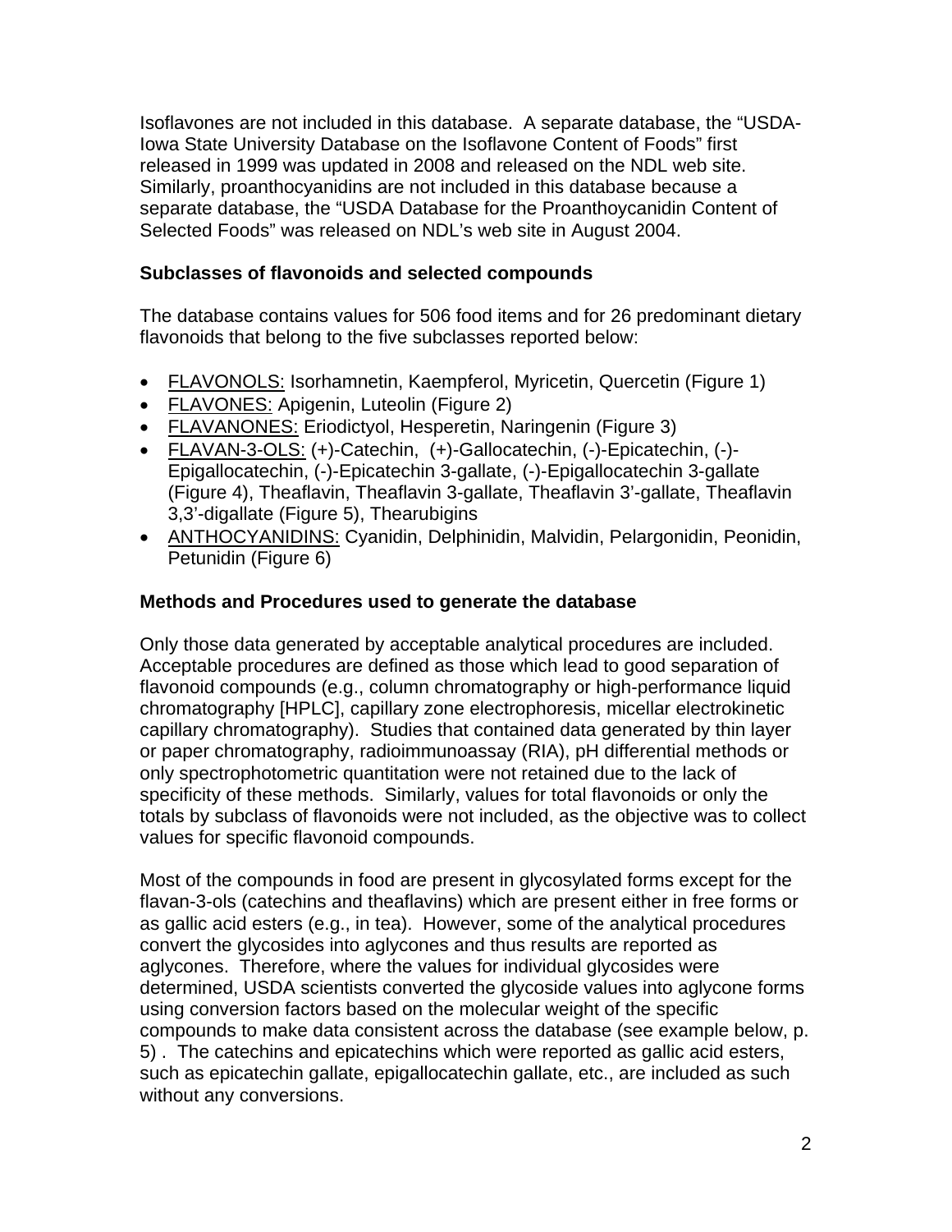Isoflavones are not included in this database. A separate database, the "USDA-Iowa State University Database on the Isoflavone Content of Foods" first released in 1999 was updated in 2008 and released on the NDL web site. Similarly, proanthocyanidins are not included in this database because a separate database, the "USDA Database for the Proanthoycanidin Content of Selected Foods" was released on NDL's web site in August 2004.

### Subclasses of flavonoids and selected compounds

The database contains values for 506 food items and for 26 predominant dietary flavonoids that belong to the five subclasses reported below:

- FLAVONOLS: Isorhamnetin, Kaempferol, Myricetin, Quercetin (Figure 1)
- FLAVONES: Apigenin, Luteolin (Figure 2)
- FLAVANONES: Eriodictyol, Hesperetin, Naringenin (Figure 3)
- FLAVAN-3-OLS: (+)-Catechin, (+)-Gallocatechin, (-)-Epicatechin, (-)-Epigallocatechin, (-)-Epicatechin 3-gallate, (-)-Epigallocatechin 3-gallate (Figure 4), Theaflavin, Theaflavin 3-gallate, Theaflavin 3'-gallate, Theaflavin 3,3'-digallate (Figure 5), Thearubigins
- ANTHOCYANIDINS: Cyanidin, Delphinidin, Malvidin, Pelargonidin, Peonidin, Petunidin (Figure 6)

### Methods and Procedures used to generate the database

Only those data generated by acceptable analytical procedures are included. Acceptable procedures are defined as those which lead to good separation of flavonoid compounds (e.g., column chromatography or high-performance liquid chromatography [HPLC], capillary zone electrophoresis, micellar electrokinetic capillary chromatography). Studies that contained data generated by thin layer or paper chromatography, radioimmunoassay (RIA), pH differential methods or only spectrophotometric quantitation were not retained due to the lack of specificity of these methods. Similarly, values for total flavonoids or only the totals by subclass of flavonoids were not included, as the objective was to collect values for specific flavonoid compounds.

Most of the compounds in food are present in glycosylated forms except for the flavan-3-ols (catechins and theaflavins) which are present either in free forms or as gallic acid esters (e.g., in tea). However, some of the analytical procedures convert the glycosides into aglycones and thus results are reported as aglycones. Therefore, where the values for individual glycosides were determined, USDA scientists converted the glycoside values into aglycone forms using conversion factors based on the molecular weight of the specific compounds to make data consistent across the database (see example below, p. 5) . The catechins and epicatechins which were reported as gallic acid esters, such as epicatechin gallate, epigallocatechin gallate, etc., are included as such without any conversions.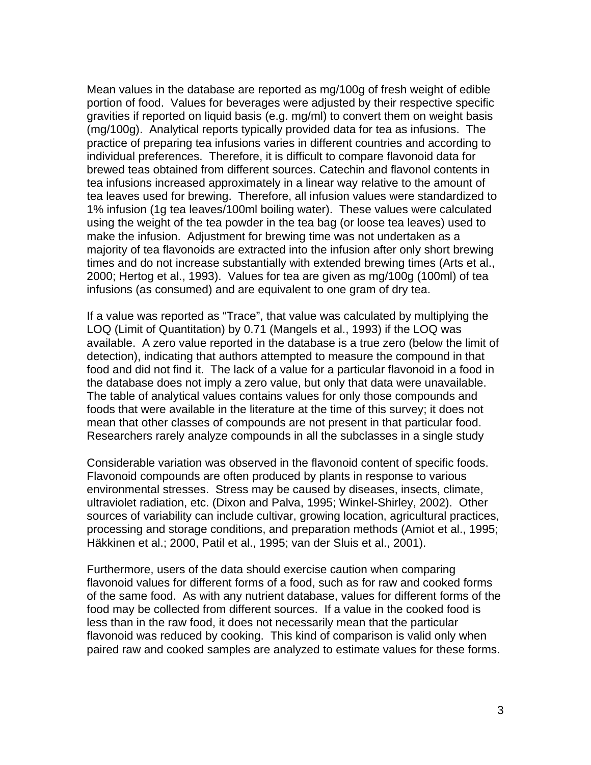Mean values in the database are reported as mg/100g of fresh weight of edible portion of food. Values for beverages were adjusted by their respective specific gravities if reported on liquid basis (e.g. mg/ml) to convert them on weight basis (mg/100g). Analytical reports typically provided data for tea as infusions. The practice of preparing tea infusions varies in different countries and according to individual preferences. Therefore, it is difficult to compare flavonoid data for brewed teas obtained from different sources. Catechin and flavonol contents in tea infusions increased approximately in a linear way relative to the amount of tea leaves used for brewing. Therefore, all infusion values were standardized to 1% infusion (1g tea leaves/100ml boiling water). These values were calculated using the weight of the tea powder in the tea bag (or loose tea leaves) used to make the infusion. Adjustment for brewing time was not undertaken as a majority of tea flavonoids are extracted into the infusion after only short brewing times and do not increase substantially with extended brewing times (Arts et al., 2000; Hertog et al., 1993). Values for tea are given as mg/100g (100ml) of tea infusions (as consumed) and are equivalent to one gram of dry tea.

If a value was reported as "Trace", that value was calculated by multiplying the LOQ (Limit of Quantitation) by 0.71 (Mangels et al., 1993) if the LOQ was available. A zero value reported in the database is a true zero (below the limit of detection), indicating that authors attempted to measure the compound in that food and did not find it. The lack of a value for a particular flavonoid in a food in the database does not imply a zero value, but only that data were unavailable. The table of analytical values contains values for only those compounds and foods that were available in the literature at the time of this survey; it does not mean that other classes of compounds are not present in that particular food. Researchers rarely analyze compounds in all the subclasses in a single study

Considerable variation was observed in the flavonoid content of specific foods. Flavonoid compounds are often produced by plants in response to various environmental stresses. Stress may be caused by diseases, insects, climate, ultraviolet radiation, etc. (Dixon and Palva, 1995; Winkel-Shirley, 2002). Other sources of variability can include cultivar, growing location, agricultural practices, processing and storage conditions, and preparation methods (Amiot et al., 1995; Häkkinen et al.; 2000, Patil et al., 1995; van der Sluis et al., 2001).

Furthermore, users of the data should exercise caution when comparing flavonoid values for different forms of a food, such as for raw and cooked forms of the same food. As with any nutrient database, values for different forms of the food may be collected from different sources. If a value in the cooked food is less than in the raw food, it does not necessarily mean that the particular flavonoid was reduced by cooking. This kind of comparison is valid only when paired raw and cooked samples are analyzed to estimate values for these forms.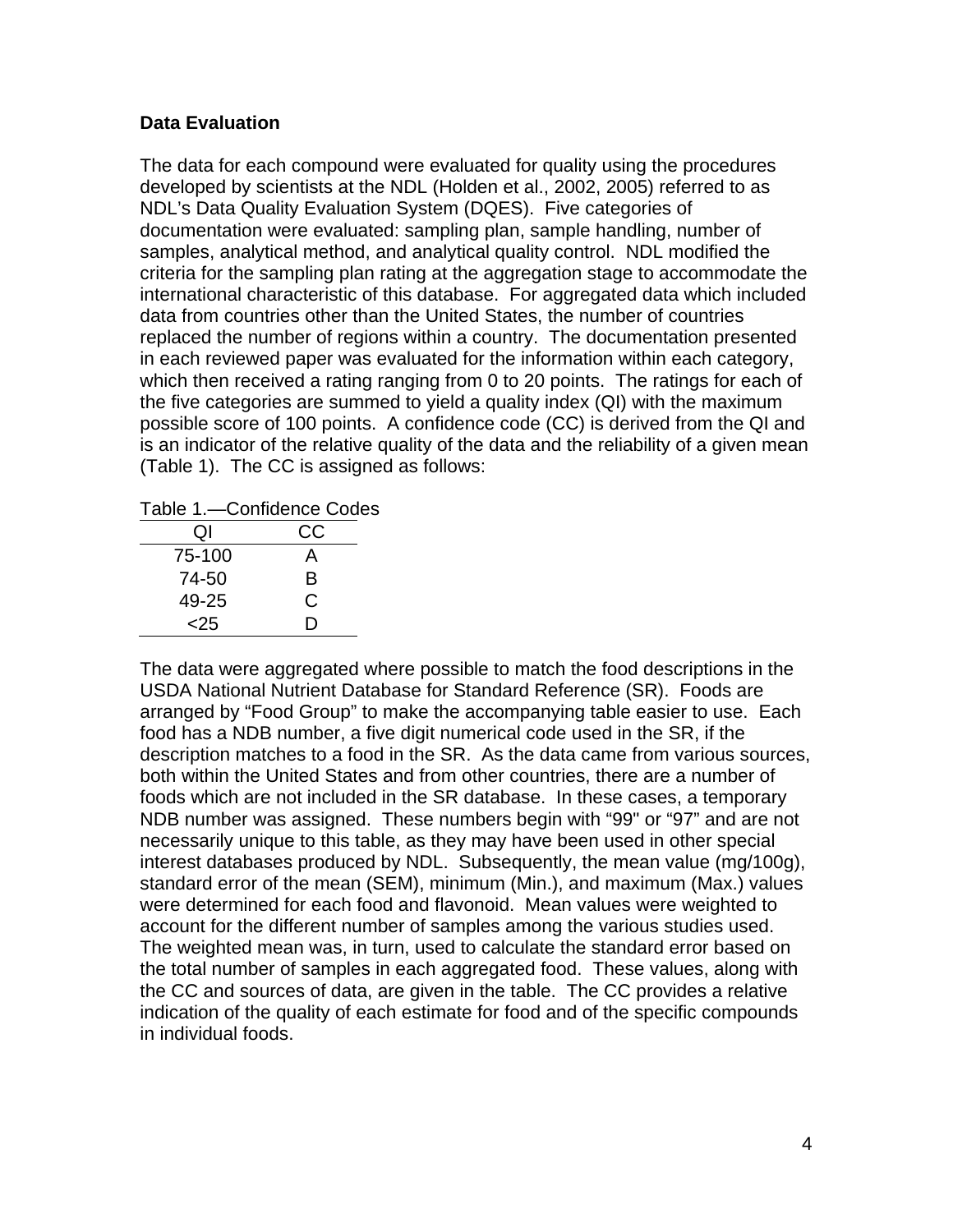## Data Evaluation

The data for each compound were evaluated for quality using the procedures developed by scientists at the NDL (Holden et al., 2002, 2005) referred to as NDL's Data Quality Evaluation System (DQES). Five categories of documentation were evaluated: sampling plan, sample handling, number of samples, analytical method, and analytical quality control. NDL modified the criteria for the sampling plan rating at the aggregation stage to accommodate the international characteristic of this database. For aggregated data which included data from countries other than the United States, the number of countries replaced the number of regions within a country. The documentation presented in each reviewed paper was evaluated for the information within each category, which then received a rating ranging from 0 to 20 points. The ratings for each of the five categories are summed to yield a quality index (QI) with the maximum possible score of 100 points. A confidence code (CC) is derived from the QI and is an indicator of the relative quality of the data and the reliability of a given mean (Table 1). The CC is assigned as follows:

Table 1.—Confidence Codes

| QI | CC |
|---|---|
| 75-100 | A |
| 74-50 | B |
| 49-25 | C |
| <25 | D |

The data were aggregated where possible to match the food descriptions in the USDA National Nutrient Database for Standard Reference (SR). Foods are arranged by "Food Group" to make the accompanying table easier to use. Each food has a NDB number, a five digit numerical code used in the SR, if the description matches to a food in the SR. As the data came from various sources, both within the United States and from other countries, there are a number of foods which are not included in the SR database. In these cases, a temporary NDB number was assigned. These numbers begin with "99" or "97" and are not necessarily unique to this table, as they may have been used in other special interest databases produced by NDL. Subsequently, the mean value (mg/100g), standard error of the mean (SEM), minimum (Min.), and maximum (Max.) values were determined for each food and flavonoid. Mean values were weighted to account for the different number of samples among the various studies used. The weighted mean was, in turn, used to calculate the standard error based on the total number of samples in each aggregated food. These values, along with the CC and sources of data, are given in the table. The CC provides a relative indication of the quality of each estimate for food and of the specific compounds in individual foods.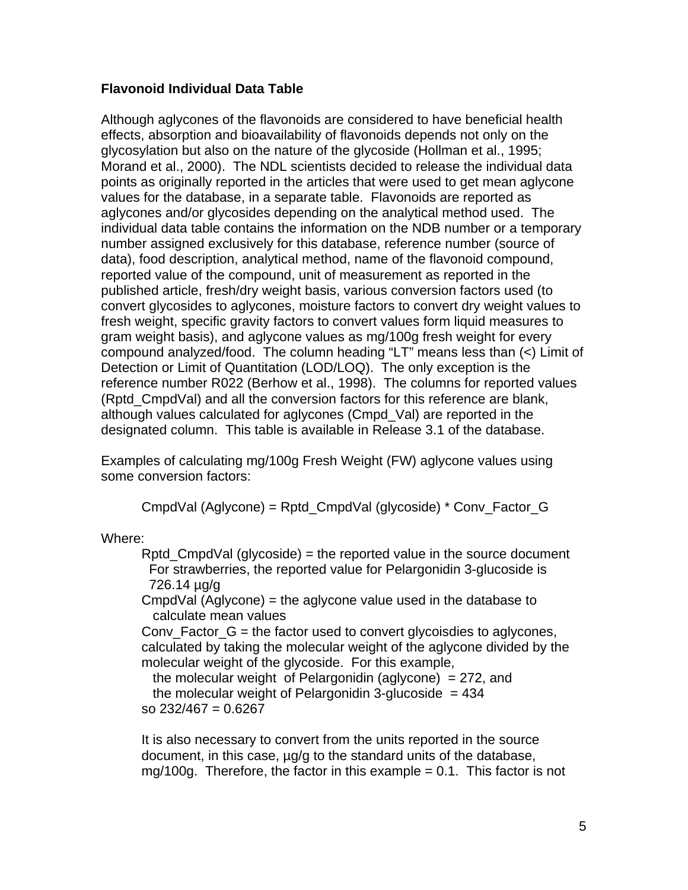**Flavonoid Individual Data Table**

Although aglycones of the flavonoids are considered to have beneficial health effects, absorption and bioavailability of flavonoids depends not only on the glycosylation but also on the nature of the glycoside (Hollman et al., 1995; Morand et al., 2000). The NDL scientists decided to release the individual data points as originally reported in the articles that were used to get mean aglycone values for the database, in a separate table. Flavonoids are reported as aglycones and/or glycosides depending on the analytical method used. The individual data table contains the information on the NDB number or a temporary number assigned exclusively for this database, reference number (source of data), food description, analytical method, name of the flavonoid compound, reported value of the compound, unit of measurement as reported in the published article, fresh/dry weight basis, various conversion factors used (to convert glycosides to aglycones, moisture factors to convert dry weight values to fresh weight, specific gravity factors to convert values form liquid measures to gram weight basis), and aglycone values as mg/100g fresh weight for every compound analyzed/food. The column heading “LT” means less than (<) Limit of Detection or Limit of Quantitation (LOD/LOQ). The only exception is the reference number R022 (Berhow et al., 1998). The columns for reported values (Rptd_CmpdVal) and all the conversion factors for this reference are blank, although values calculated for aglycones (Cmpd_Val) are reported in the designated column. This table is available in Release 3.1 of the database.

Examples of calculating mg/100g Fresh Weight (FW) aglycone values using some conversion factors:

CmpdVal (Aglycone) = Rptd_CmpdVal (glycoside) * Conv_Factor_G

Where:

Rptd_CmpdVal (glycoside) = the reported value in the source document
For strawberries, the reported value for Pelargonidin 3-glucoside is 726.14 µg/g

CmpdVal (Aglycone) = the aglycone value used in the database to calculate mean values

Conv_Factor_G = the factor used to convert glycoisdies to aglycones, calculated by taking the molecular weight of the aglycone divided by the molecular weight of the glycoside. For this example,
the molecular weight of Pelargonidin (aglycone) = 272, and
the molecular weight of Pelargonidin 3-glucoside = 434
so 232/467 = 0.6267

It is also necessary to convert from the units reported in the source document, in this case, µg/g to the standard units of the database, mg/100g. Therefore, the factor in this example = 0.1. This factor is not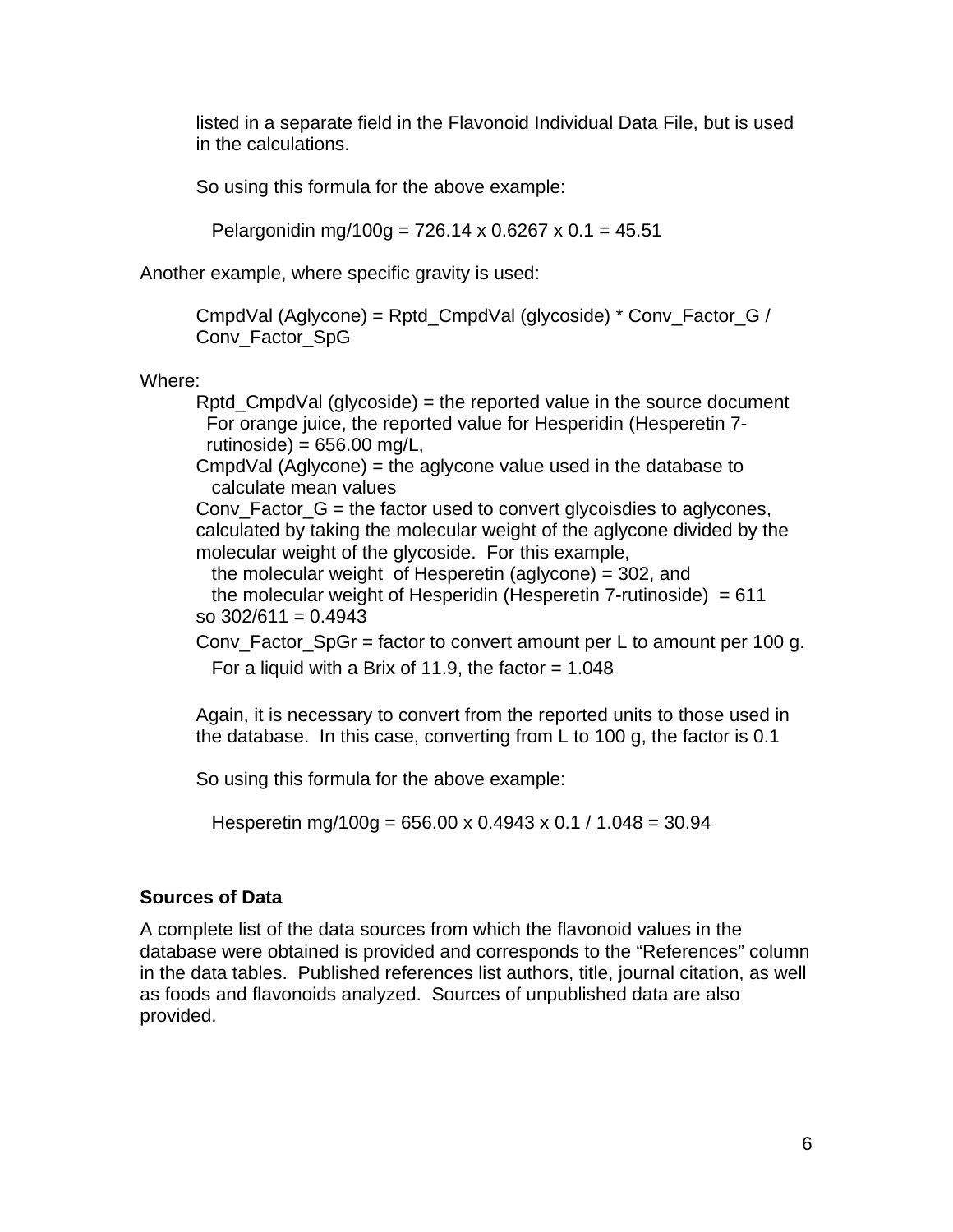listed in a separate field in the Flavonoid Individual Data File, but is used in the calculations.

So using this formula for the above example:

Pelargonidin mg/100g = 726.14 x 0.6267 x 0.1 = 45.51

Another example, where specific gravity is used:

CmpdVal (Aglycone) = Rptd_CmpdVal (glycoside) * Conv_Factor_G / Conv_Factor_SpG

Where:

Rptd_CmpdVal (glycoside) = the reported value in the source document
For orange juice, the reported value for Hesperidin (Hesperetin 7-rutinoside) = 656.00 mg/L,

CmpdVal (Aglycone) = the aglycone value used in the database to calculate mean values

Conv_Factor_G = the factor used to convert glycoisdies to aglycones, calculated by taking the molecular weight of the aglycone divided by the molecular weight of the glycoside. For this example,
the molecular weight of Hesperetin (aglycone) = 302, and
the molecular weight of Hesperidin (Hesperetin 7-rutinoside) = 611
so 302/611 = 0.4943

Conv_Factor_SpGr = factor to convert amount per L to amount per 100 g.
For a liquid with a Brix of 11.9, the factor = 1.048

Again, it is necessary to convert from the reported units to those used in the database. In this case, converting from L to 100 g, the factor is 0.1

So using this formula for the above example:

Hesperetin mg/100g = 656.00 x 0.4943 x 0.1 / 1.048 = 30.94

### Sources of Data

A complete list of the data sources from which the flavonoid values in the database were obtained is provided and corresponds to the "References" column in the data tables. Published references list authors, title, journal citation, as well as foods and flavonoids analyzed. Sources of unpublished data are also provided.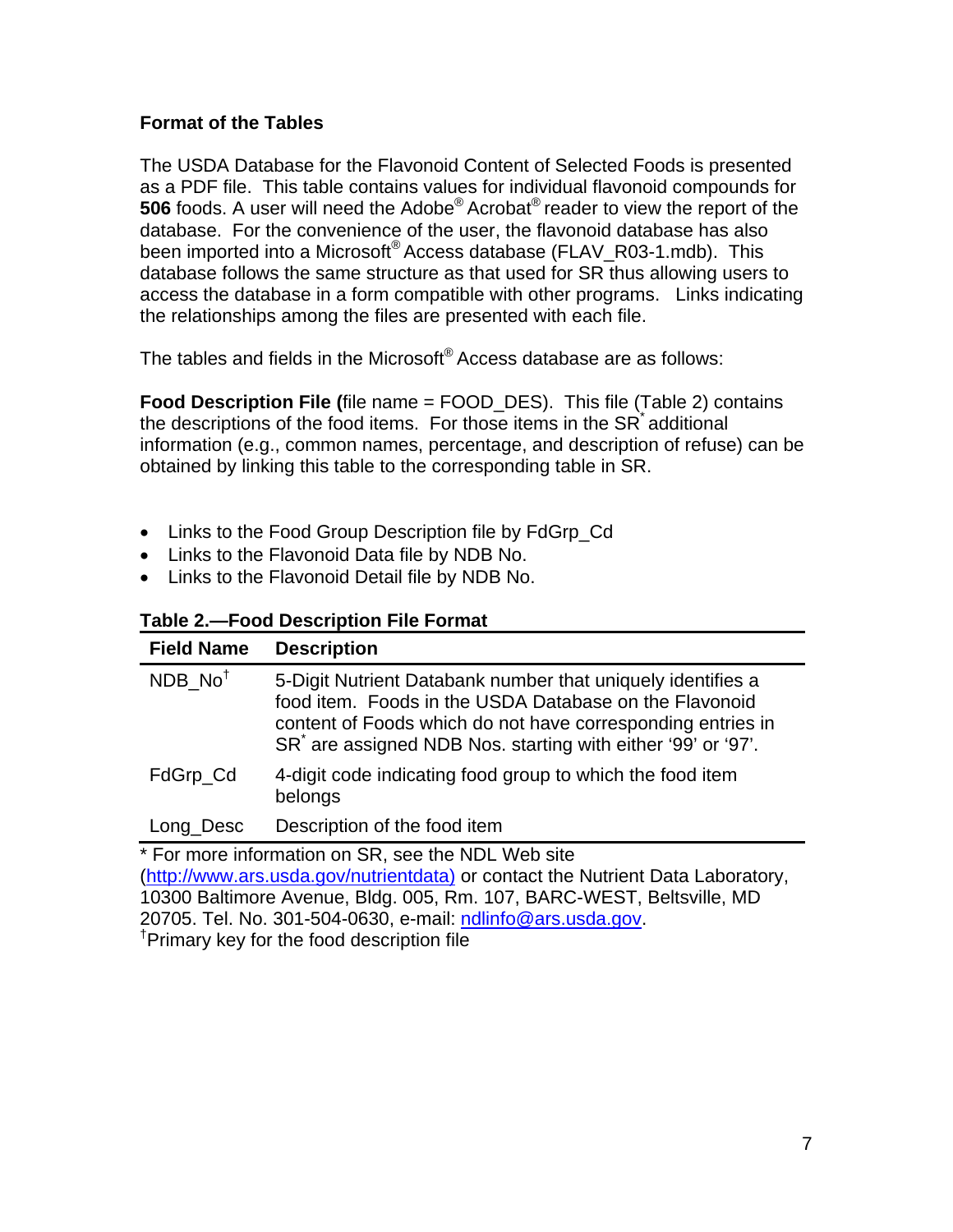**Format of the Tables**

The USDA Database for the Flavonoid Content of Selected Foods is presented as a PDF file. This table contains values for individual flavonoid compounds for **506** foods. A user will need the Adobe® Acrobat® reader to view the report of the database. For the convenience of the user, the flavonoid database has also been imported into a Microsoft® Access database (FLAV_R03-1.mdb). This database follows the same structure as that used for SR thus allowing users to access the database in a form compatible with other programs. Links indicating the relationships among the files are presented with each file.

The tables and fields in the Microsoft® Access database are as follows:

**Food Description File (**file name = FOOD_DES). This file (Table 2) contains the descriptions of the food items. For those items in the SR* additional information (e.g., common names, percentage, and description of refuse) can be obtained by linking this table to the corresponding table in SR.

- Links to the Food Group Description file by FdGrp_Cd
- Links to the Flavonoid Data file by NDB No.
- Links to the Flavonoid Detail file by NDB No.

**Table 2.—Food Description File Format**

| Field Name | Description |
|---|---|
| NDB_No† | 5-Digit Nutrient Databank number that uniquely identifies a food item. Foods in the USDA Database on the Flavonoid content of Foods which do not have corresponding entries in SR* are assigned NDB Nos. starting with either '99' or '97'. |
| FdGrp_Cd | 4-digit code indicating food group to which the food item belongs |
| Long_Desc | Description of the food item |

* For more information on SR, see the NDL Web site (http://www.ars.usda.gov/nutrientdata) or contact the Nutrient Data Laboratory, 10300 Baltimore Avenue, Bldg. 005, Rm. 107, BARC-WEST, Beltsville, MD 20705. Tel. No. 301-504-0630, e-mail: ndlinfo@ars.usda.gov.

†Primary key for the food description file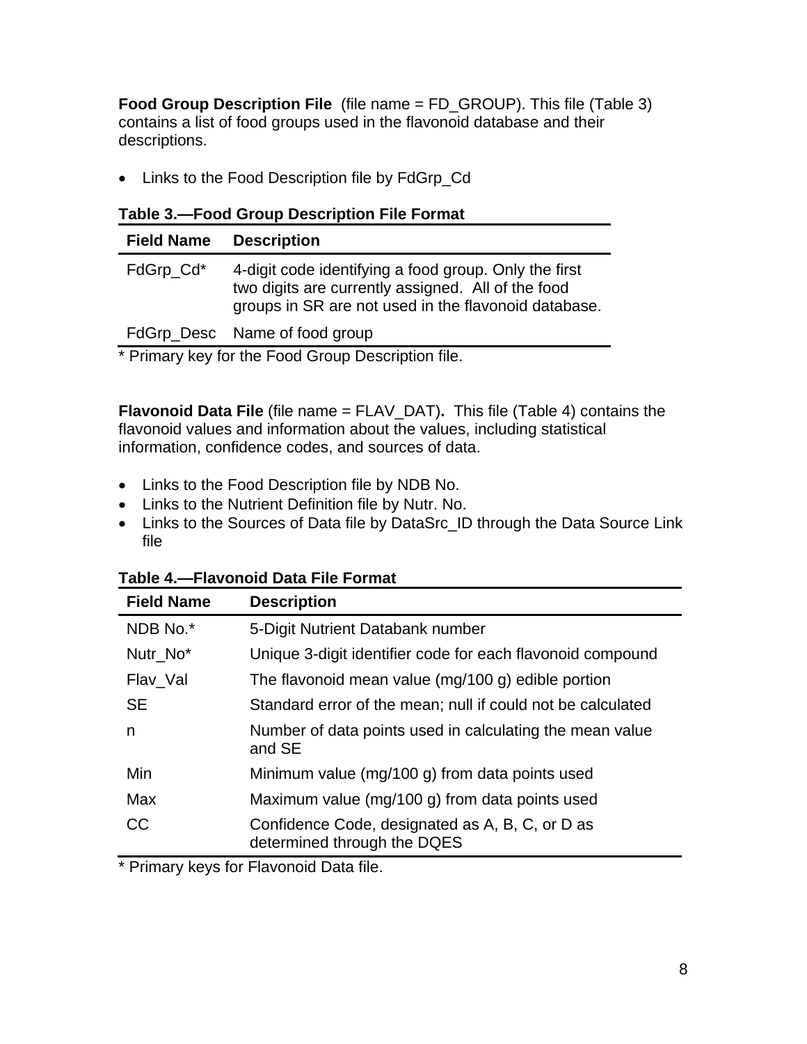**Food Group Description File** (file name = FD_GROUP). This file (Table 3) contains a list of food groups used in the flavonoid database and their descriptions.

- Links to the Food Description file by FdGrp_Cd

**Table 3.—Food Group Description File Format**

| Field Name | Description |
|---|---|
| FdGrp_Cd* | 4-digit code identifying a food group. Only the first two digits are currently assigned. All of the food groups in SR are not used in the flavonoid database. |
| FdGrp_Desc | Name of food group |

\* Primary key for the Food Group Description file.

**Flavonoid Data File** (file name = FLAV_DAT). This file (Table 4) contains the flavonoid values and information about the values, including statistical information, confidence codes, and sources of data.

- Links to the Food Description file by NDB No.
- Links to the Nutrient Definition file by Nutr. No.
- Links to the Sources of Data file by DataSrc_ID through the Data Source Link file

**Table 4.—Flavonoid Data File Format**

| Field Name | Description |
|---|---|
| NDB No.* | 5-Digit Nutrient Databank number |
| Nutr_No* | Unique 3-digit identifier code for each flavonoid compound |
| Flav_Val | The flavonoid mean value (mg/100 g) edible portion |
| SE | Standard error of the mean; null if could not be calculated |
| n | Number of data points used in calculating the mean value and SE |
| Min | Minimum value (mg/100 g) from data points used |
| Max | Maximum value (mg/100 g) from data points used |
| CC | Confidence Code, designated as A, B, C, or D as determined through the DQES |

\* Primary keys for Flavonoid Data file.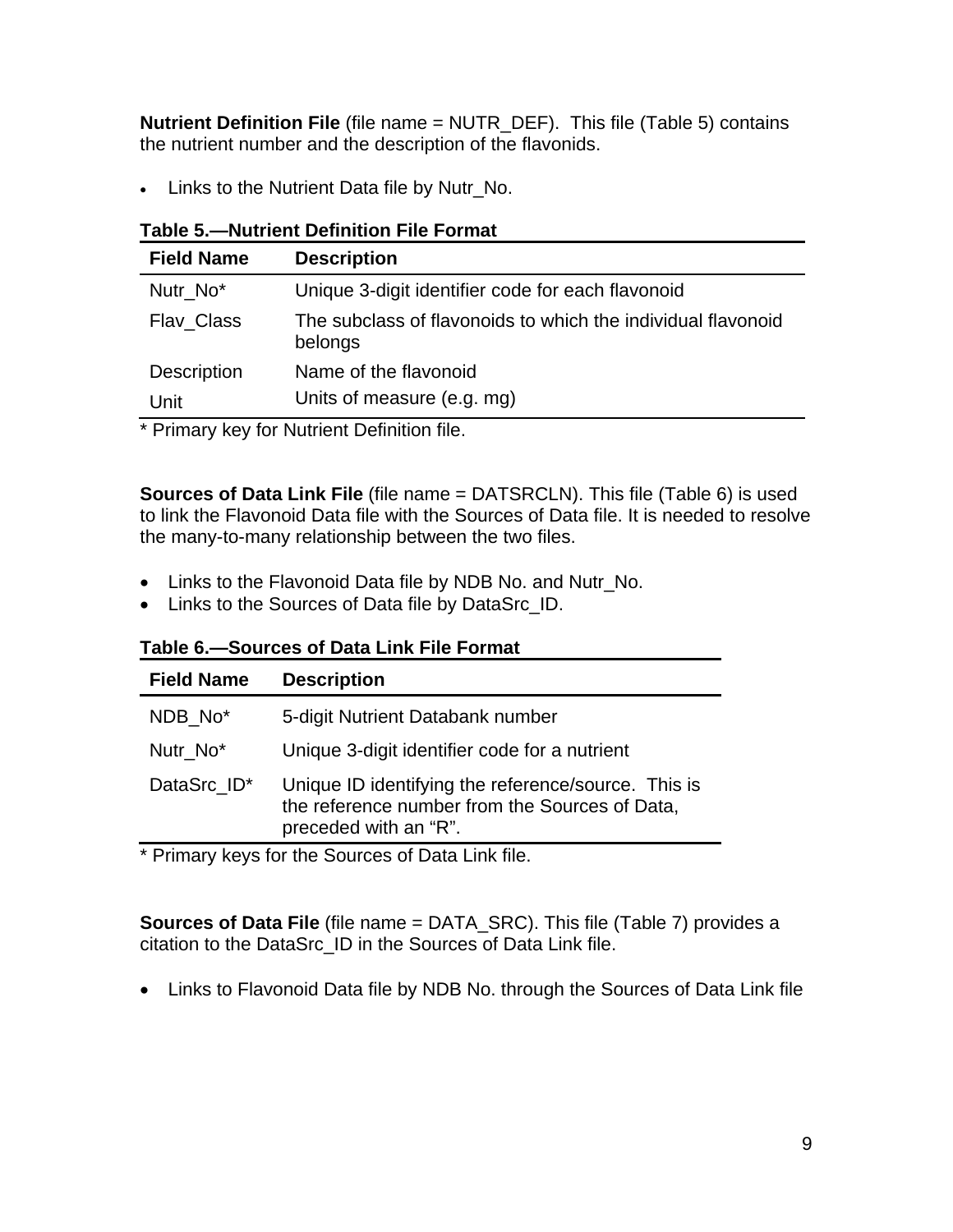**Nutrient Definition File** (file name = NUTR_DEF). This file (Table 5) contains the nutrient number and the description of the flavonids.

- Links to the Nutrient Data file by Nutr_No.

**Table 5.—Nutrient Definition File Format**

| Field Name | Description |
|---|---|
| Nutr_No* | Unique 3-digit identifier code for each flavonoid |
| Flav_Class | The subclass of flavonoids to which the individual flavonoid belongs |
| Description | Name of the flavonoid |
| Unit | Units of measure (e.g. mg) |

\* Primary key for Nutrient Definition file.

**Sources of Data Link File** (file name = DATSRCLN). This file (Table 6) is used to link the Flavonoid Data file with the Sources of Data file. It is needed to resolve the many-to-many relationship between the two files.

- Links to the Flavonoid Data file by NDB No. and Nutr_No.
- Links to the Sources of Data file by DataSrc_ID.

**Table 6.—Sources of Data Link File Format**

| Field Name | Description |
|---|---|
| NDB_No* | 5-digit Nutrient Databank number |
| Nutr_No* | Unique 3-digit identifier code for a nutrient |
| DataSrc_ID* | Unique ID identifying the reference/source. This is the reference number from the Sources of Data, preceded with an "R". |

\* Primary keys for the Sources of Data Link file.

**Sources of Data File** (file name = DATA_SRC). This file (Table 7) provides a citation to the DataSrc_ID in the Sources of Data Link file.

- Links to Flavonoid Data file by NDB No. through the Sources of Data Link file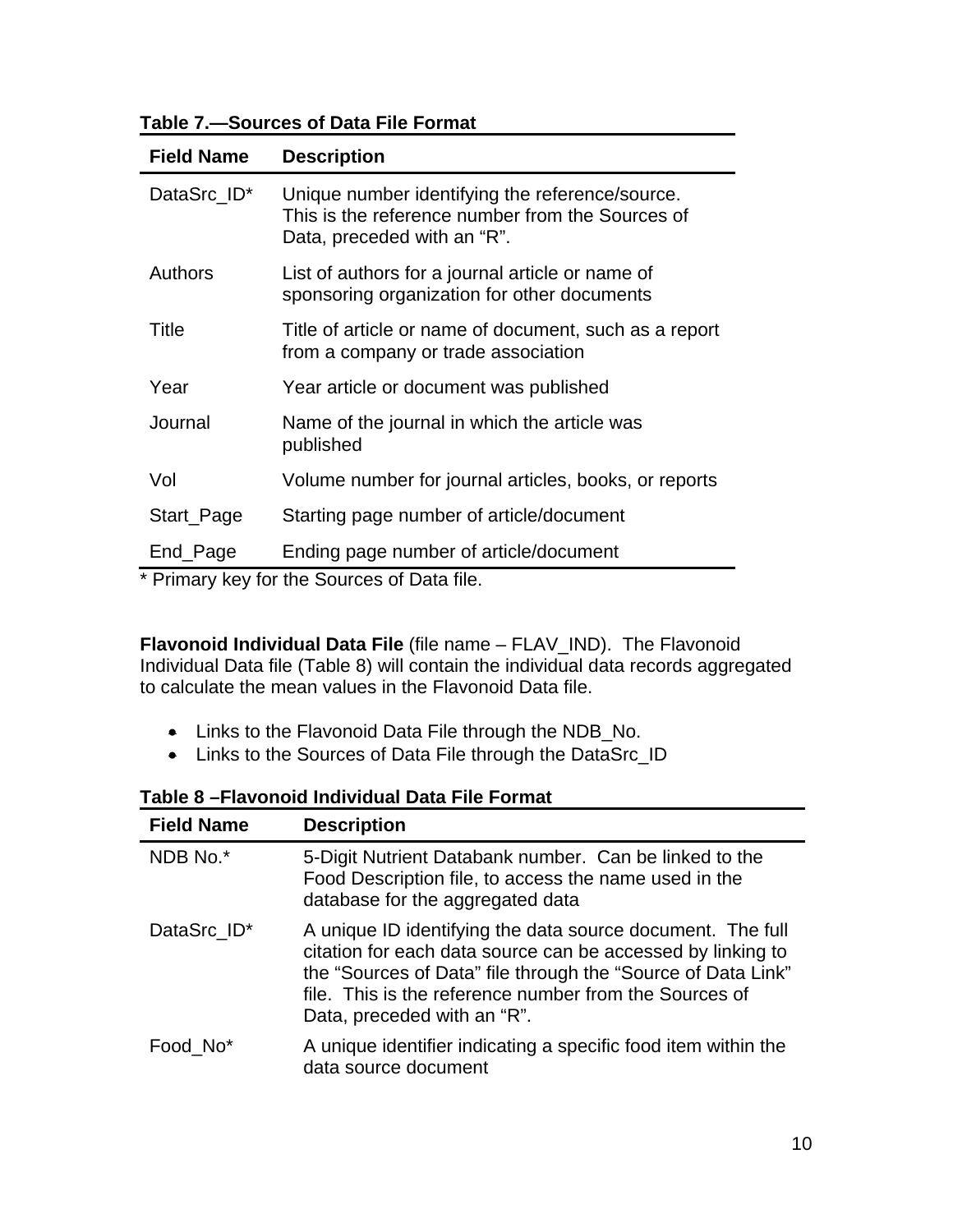**Table 7.—Sources of Data File Format**

| Field Name | Description |
|---|---|
| DataSrc_ID* | Unique number identifying the reference/source. This is the reference number from the Sources of Data, preceded with an "R". |
| Authors | List of authors for a journal article or name of sponsoring organization for other documents |
| Title | Title of article or name of document, such as a report from a company or trade association |
| Year | Year article or document was published |
| Journal | Name of the journal in which the article was published |
| Vol | Volume number for journal articles, books, or reports |
| Start_Page | Starting page number of article/document |
| End_Page | Ending page number of article/document |

* Primary key for the Sources of Data file.

**Flavonoid Individual Data File** (file name – FLAV_IND). The Flavonoid Individual Data file (Table 8) will contain the individual data records aggregated to calculate the mean values in the Flavonoid Data file.

- Links to the Flavonoid Data File through the NDB_No.
- Links to the Sources of Data File through the DataSrc_ID

**Table 8 –Flavonoid Individual Data File Format**

| Field Name | Description |
|---|---|
| NDB No.* | 5-Digit Nutrient Databank number. Can be linked to the Food Description file, to access the name used in the database for the aggregated data |
| DataSrc_ID* | A unique ID identifying the data source document. The full citation for each data source can be accessed by linking to the "Sources of Data" file through the "Source of Data Link" file. This is the reference number from the Sources of Data, preceded with an "R". |
| Food_No* | A unique identifier indicating a specific food item within the data source document |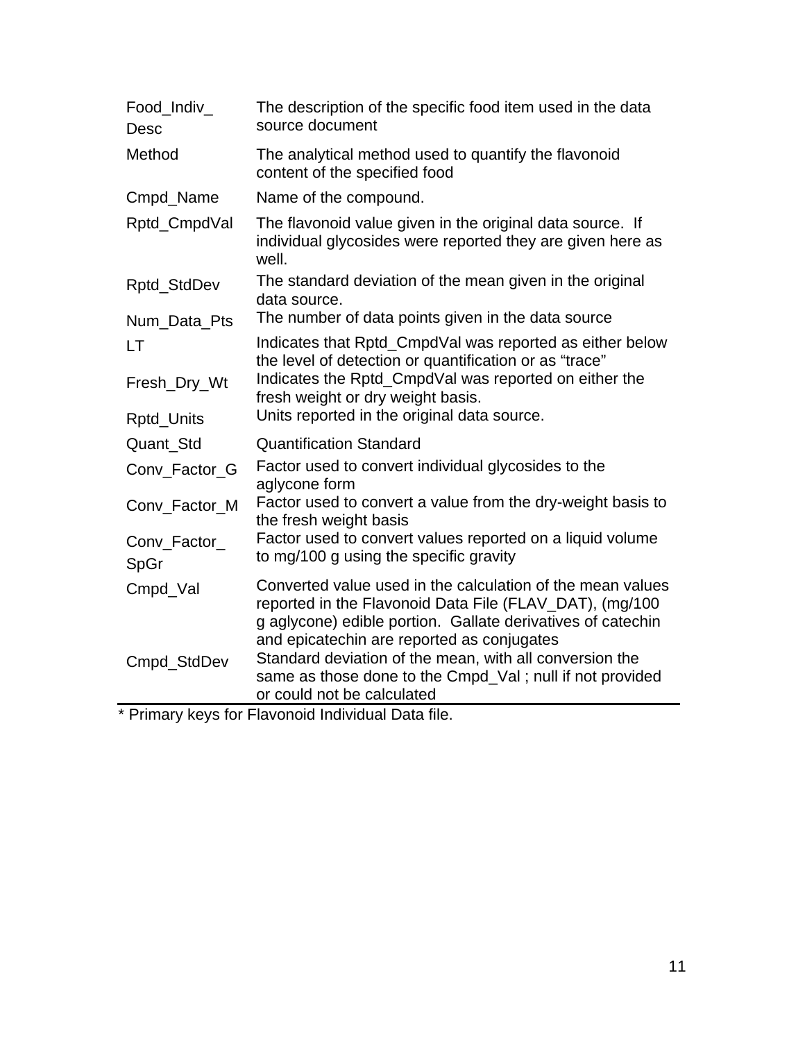| | |
|---|---|
| Food_Indiv_Desc | The description of the specific food item used in the data source document |
| Method | The analytical method used to quantify the flavonoid content of the specified food |
| Cmpd_Name | Name of the compound. |
| Rptd_CmpdVal | The flavonoid value given in the original data source. If individual glycosides were reported they are given here as well. |
| Rptd_StdDev | The standard deviation of the mean given in the original data source. |
| Num_Data_Pts | The number of data points given in the data source |
| LT | Indicates that Rptd_CmpdVal was reported as either below the level of detection or quantification or as “trace” |
| Fresh_Dry_Wt | Indicates the Rptd_CmpdVal was reported on either the fresh weight or dry weight basis. |
| Rptd_Units | Units reported in the original data source. |
| Quant_Std | Quantification Standard |
| Conv_Factor_G | Factor used to convert individual glycosides to the aglycone form |
| Conv_Factor_M | Factor used to convert a value from the dry-weight basis to the fresh weight basis |
| Conv_Factor_SpGr | Factor used to convert values reported on a liquid volume to mg/100 g using the specific gravity |
| Cmpd_Val | Converted value used in the calculation of the mean values reported in the Flavonoid Data File (FLAV_DAT), (mg/100 g aglycone) edible portion. Gallate derivatives of catechin and epicatechin are reported as conjugates |
| Cmpd_StdDev | Standard deviation of the mean, with all conversion the same as those done to the Cmpd_Val ; null if not provided or could not be calculated |

* Primary keys for Flavonoid Individual Data file.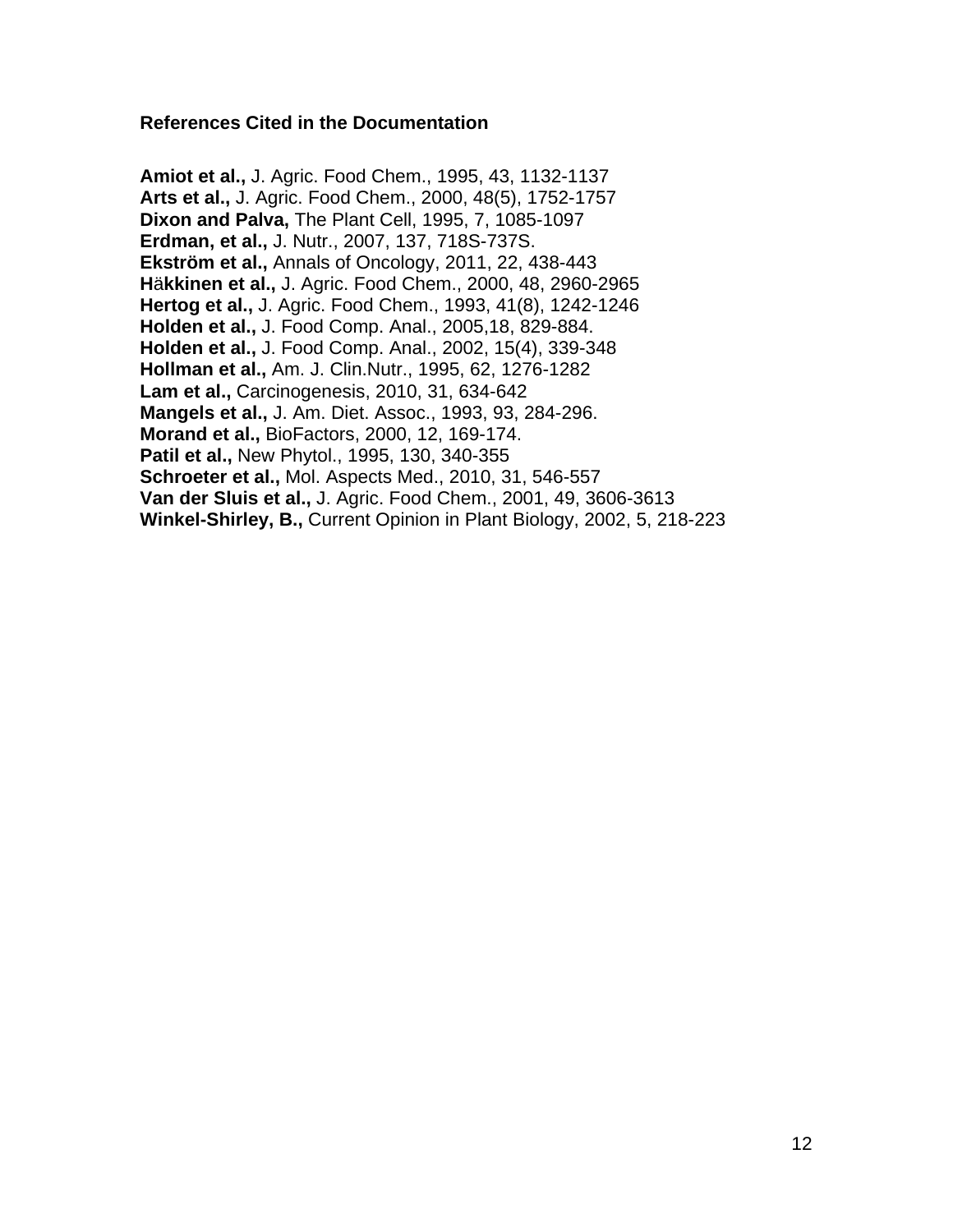**References Cited in the Documentation**

**Amiot et al.,** J. Agric. Food Chem., 1995, 43, 1132-1137
**Arts et al.,** J. Agric. Food Chem., 2000, 48(5), 1752-1757
**Dixon and Palva,** The Plant Cell, 1995, 7, 1085-1097
**Erdman, et al.,** J. Nutr., 2007, 137, 718S-737S.
**Ekström et al.,** Annals of Oncology, 2011, 22, 438-443
**Häkkinen et al.,** J. Agric. Food Chem., 2000, 48, 2960-2965
**Hertog et al.,** J. Agric. Food Chem., 1993, 41(8), 1242-1246
**Holden et al.,** J. Food Comp. Anal., 2005,18, 829-884.
**Holden et al.,** J. Food Comp. Anal., 2002, 15(4), 339-348
**Hollman et al.,** Am. J. Clin.Nutr., 1995, 62, 1276-1282
**Lam et al.,** Carcinogenesis, 2010, 31, 634-642
**Mangels et al.,** J. Am. Diet. Assoc., 1993, 93, 284-296.
**Morand et al.,** BioFactors, 2000, 12, 169-174.
**Patil et al.,** New Phytol., 1995, 130, 340-355
**Schroeter et al.,** Mol. Aspects Med., 2010, 31, 546-557
**Van der Sluis et al.,** J. Agric. Food Chem., 2001, 49, 3606-3613
**Winkel-Shirley, B.,** Current Opinion in Plant Biology, 2002, 5, 218-223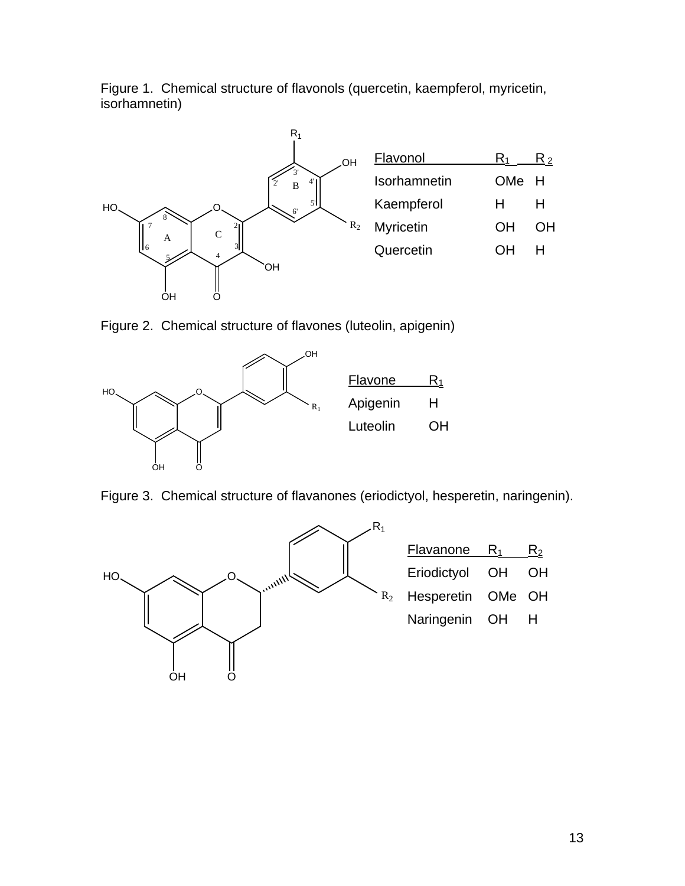Figure 1. Chemical structure of flavonols (quercetin, kaempferol, myricetin, isorhamnetin)

| Flavonol | $R_1$ | $R_2$ |
|---|---|---|
| Isorhamnetin | OMe | H |
| Kaempferol | H | H |
| Myricetin | OH | OH |
| Quercetin | OH | H |

Figure 2. Chemical structure of flavones (luteolin, apigenin)

| Flavone | $R_1$ |
|---|---|
| Apigenin | H |
| Luteolin | OH |

Figure 3. Chemical structure of flavanones (eriodictyol, hesperetin, naringenin).

| Flavanone | $R_1$ | $R_2$ |
|---|---|---|
| Eriodictyol | OH | OH |
| Hesperetin | OMe | OH |
| Naringenin | OH | H |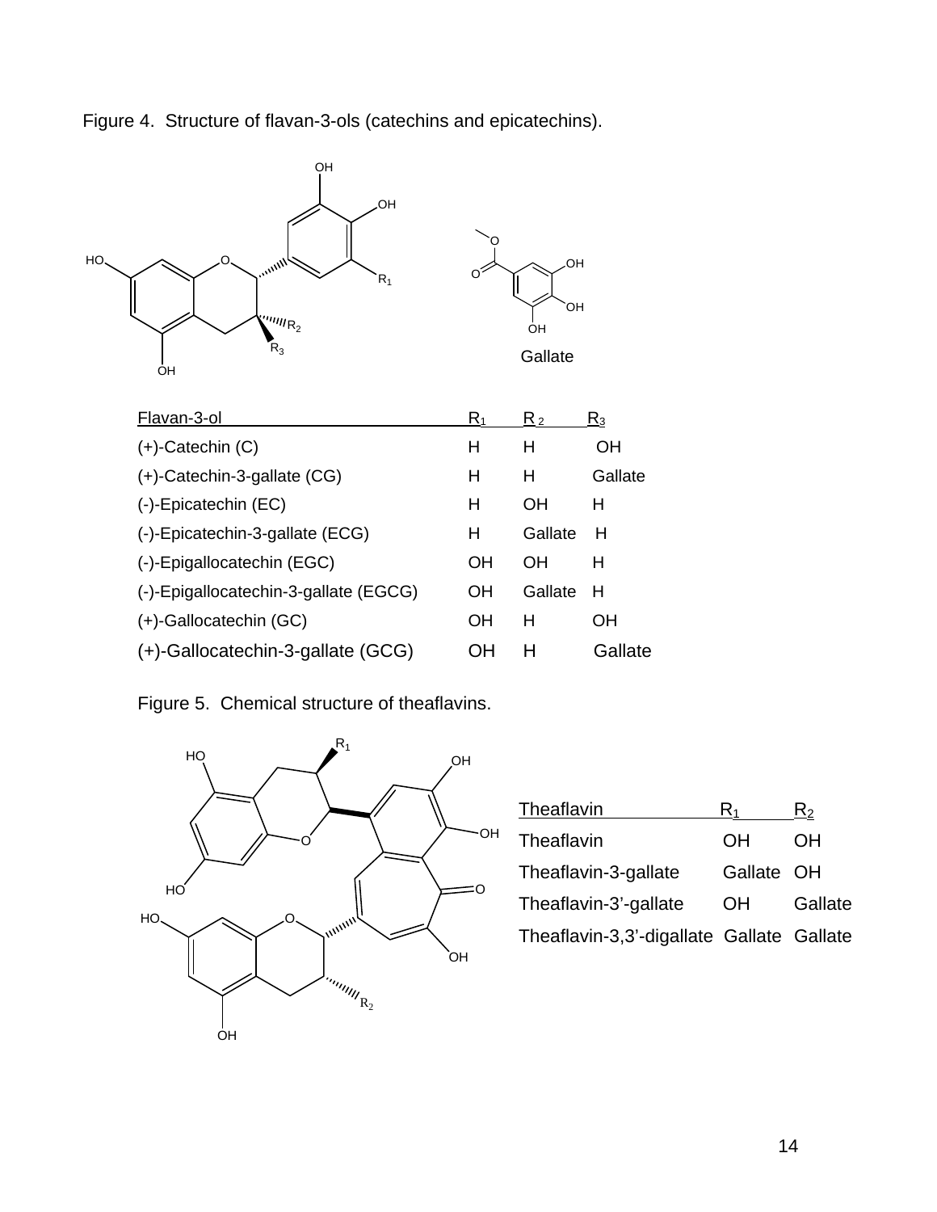Figure 4. Structure of flavan-3-ols (catechins and epicatechins).

Gallate

| Flavan-3-ol | $R_1$ | $R_2$ | $R_3$ |
|---|---|---|---|
| (+)-Catechin (C) | H | H | OH |
| (+)-Catechin-3-gallate (CG) | H | H | Gallate |
| (-)-Epicatechin (EC) | H | OH | H |
| (-)-Epicatechin-3-gallate (ECG) | H | Gallate | H |
| (-)-Epigallocatechin (EGC) | OH | OH | H |
| (-)-Epigallocatechin-3-gallate (EGCG) | OH | Gallate | H |
| (+)-Gallocatechin (GC) | OH | H | OH |
| (+)-Gallocatechin-3-gallate (GCG) | OH | H | Gallate |

Figure 5. Chemical structure of theaflavins.

| Theaflavin | $R_1$ | $R_2$ |
|---|---|---|
| Theaflavin | OH | OH |
| Theaflavin-3-gallate | Gallate | OH |
| Theaflavin-3'-gallate | OH | Gallate |
| Theaflavin-3,3'-digallate | Gallate | Gallate |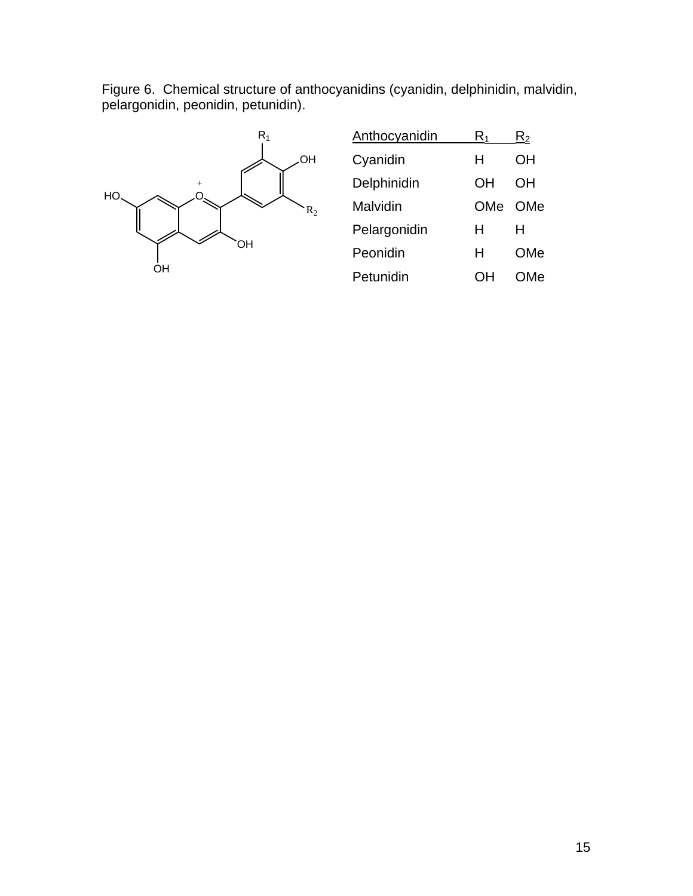Figure 6. Chemical structure of anthocyanidins (cyanidin, delphinidin, malvidin, pelargonidin, peonidin, petunidin).

| Anthocyanidin | $R_1$ | $R_2$ |
|---|---|---|
| Cyanidin | H | OH |
| Delphinidin | OH | OH |
| Malvidin | OMe | OMe |
| Pelargonidin | H | H |
| Peonidin | H | OMe |
| Petunidin | OH | OMe |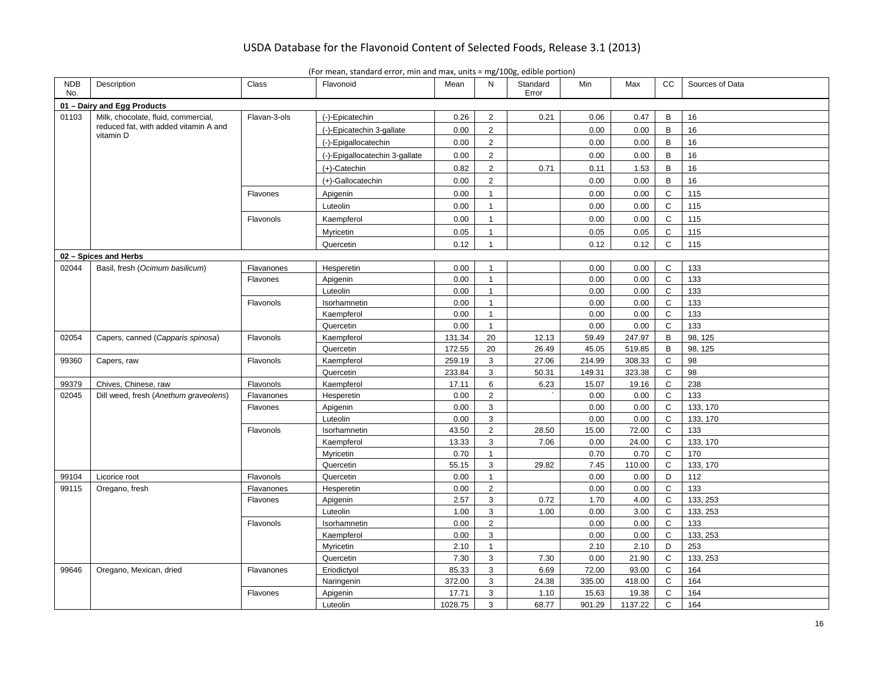# USDA Database for the Flavonoid Content of Selected Foods, Release 3.1 (2013)

(For mean, standard error, min and max, units = mg/100g, edible portion)

| NDB No. | Description | Class | Flavonoid | Mean | N | Standard Error | Min | Max | CC | Sources of Data |
|---|---|---|---|---|---|---|---|---|---|---|
| **01 – Dairy and Egg Products** | | | | | | | | | | |
| 01103 | Milk, chocolate, fluid, commercial, reduced fat, with added vitamin A and vitamin D | Flavan-3-ols | (-)-Epicatechin | 0.26 | 2 | 0.21 | 0.06 | 0.47 | B | 16 |
| | | | (-)-Epicatechin 3-gallate | 0.00 | 2 | | 0.00 | 0.00 | B | 16 |
| | | | (-)-Epigallocatechin | 0.00 | 2 | | 0.00 | 0.00 | B | 16 |
| | | | (-)-Epigallocatechin 3-gallate | 0.00 | 2 | | 0.00 | 0.00 | B | 16 |
| | | | (+)-Catechin | 0.82 | 2 | 0.71 | 0.11 | 1.53 | B | 16 |
| | | | (+)-Gallocatechin | 0.00 | 2 | | 0.00 | 0.00 | B | 16 |
| | | Flavones | Apigenin | 0.00 | 1 | | 0.00 | 0.00 | C | 115 |
| | | | Luteolin | 0.00 | 1 | | 0.00 | 0.00 | C | 115 |
| | | Flavonols | Kaempferol | 0.00 | 1 | | 0.00 | 0.00 | C | 115 |
| | | | Myricetin | 0.05 | 1 | | 0.05 | 0.05 | C | 115 |
| | | | Quercetin | 0.12 | 1 | | 0.12 | 0.12 | C | 115 |
| **02 – Spices and Herbs** | | | | | | | | | | |
| 02044 | Basil, fresh (*Ocimum basilicum*) | Flavanones | Hesperetin | 0.00 | 1 | | 0.00 | 0.00 | C | 133 |
| | | Flavones | Apigenin | 0.00 | 1 | | 0.00 | 0.00 | C | 133 |
| | | | Luteolin | 0.00 | 1 | | 0.00 | 0.00 | C | 133 |
| | | Flavonols | Isorhamnetin | 0.00 | 1 | | 0.00 | 0.00 | C | 133 |
| | | | Kaempferol | 0.00 | 1 | | 0.00 | 0.00 | C | 133 |
| | | | Quercetin | 0.00 | 1 | | 0.00 | 0.00 | C | 133 |
| 02054 | Capers, canned (*Capparis spinosa*) | Flavonols | Kaempferol | 131.34 | 20 | 12.13 | 59.49 | 247.97 | B | 98, 125 |
| | | | Quercetin | 172.55 | 20 | 26.49 | 45.05 | 519.85 | B | 98, 125 |
| 99360 | Capers, raw | Flavonols | Kaempferol | 259.19 | 3 | 27.06 | 214.99 | 308.33 | C | 98 |
| | | | Quercetin | 233.84 | 3 | 50.31 | 149.31 | 323.38 | C | 98 |
| 99379 | Chives, Chinese, raw | Flavonols | Kaempferol | 17.11 | 6 | 6.23 | 15.07 | 19.16 | C | 238 |
| 02045 | Dill weed, fresh (*Anethum graveolens*) | Flavanones | Hesperetin | 0.00 | 2 | ` | 0.00 | 0.00 | C | 133 |
| | | Flavones | Apigenin | 0.00 | 3 | | 0.00 | 0.00 | C | 133, 170 |
| | | | Luteolin | 0.00 | 3 | | 0.00 | 0.00 | C | 133, 170 |
| | | Flavonols | Isorhamnetin | 43.50 | 2 | 28.50 | 15.00 | 72.00 | C | 133 |
| | | | Kaempferol | 13.33 | 3 | 7.06 | 0.00 | 24.00 | C | 133, 170 |
| | | | Myricetin | 0.70 | 1 | | 0.70 | 0.70 | C | 170 |
| | | | Quercetin | 55.15 | 3 | 29.82 | 7.45 | 110.00 | C | 133, 170 |
| 99104 | Licorice root | Flavonols | Quercetin | 0.00 | 1 | | 0.00 | 0.00 | D | 112 |
| 99115 | Oregano, fresh | Flavanones | Hesperetin | 0.00 | 2 | | 0.00 | 0.00 | C | 133 |
| | | Flavones | Apigenin | 2.57 | 3 | 0.72 | 1.70 | 4.00 | C | 133, 253 |
| | | | Luteolin | 1.00 | 3 | 1.00 | 0.00 | 3.00 | C | 133, 253 |
| | | Flavonols | Isorhamnetin | 0.00 | 2 | | 0.00 | 0.00 | C | 133 |
| | | | Kaempferol | 0.00 | 3 | | 0.00 | 0.00 | C | 133, 253 |
| | | | Myricetin | 2.10 | 1 | | 2.10 | 2.10 | D | 253 |
| | | | Quercetin | 7.30 | 3 | 7.30 | 0.00 | 21.90 | C | 133, 253 |
| 99646 | Oregano, Mexican, dried | Flavanones | Eriodictyol | 85.33 | 3 | 6.69 | 72.00 | 93.00 | C | 164 |
| | | | Naringenin | 372.00 | 3 | 24.38 | 335.00 | 418.00 | C | 164 |
| | | Flavones | Apigenin | 17.71 | 3 | 1.10 | 15.63 | 19.38 | C | 164 |
| | | | Luteolin | 1028.75 | 3 | 68.77 | 901.29 | 1137.22 | C | 164 |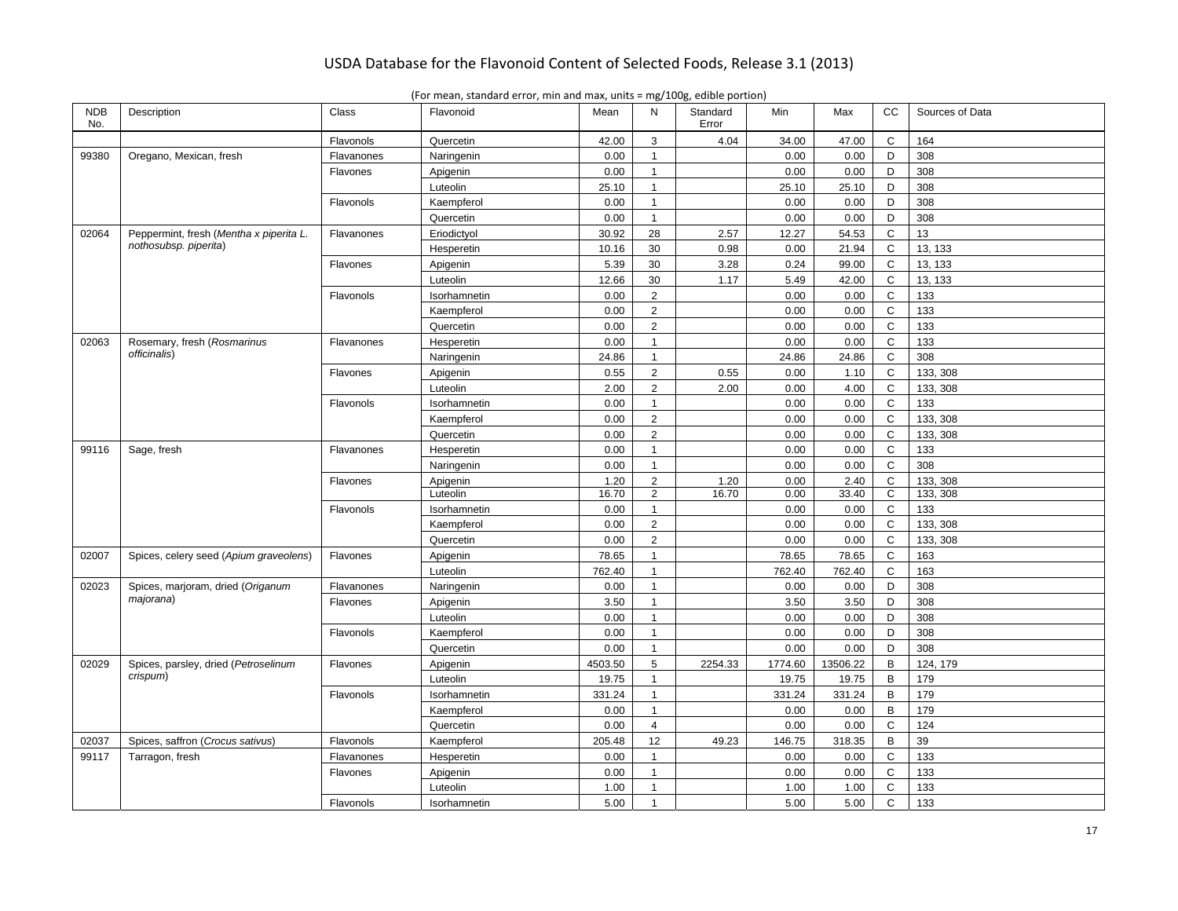# USDA Database for the Flavonoid Content of Selected Foods, Release 3.1 (2013)

(For mean, standard error, min and max, units = mg/100g, edible portion)

| NDB No. | Description | Class | Flavonoid | Mean | N | Standard Error | Min | Max | CC | Sources of Data |
|---|---|---|---|---|---|---|---|---|---|---|
| | | Flavonols | Quercetin | 42.00 | 3 | 4.04 | 34.00 | 47.00 | C | 164 |
| 99380 | Oregano, Mexican, fresh | Flavanones | Naringenin | 0.00 | 1 | | 0.00 | 0.00 | D | 308 |
| | | Flavones | Apigenin | 0.00 | 1 | | 0.00 | 0.00 | D | 308 |
| | | | Luteolin | 25.10 | 1 | | 25.10 | 25.10 | D | 308 |
| | | Flavonols | Kaempferol | 0.00 | 1 | | 0.00 | 0.00 | D | 308 |
| | | | Quercetin | 0.00 | 1 | | 0.00 | 0.00 | D | 308 |
| 02064 | Peppermint, fresh (*Mentha x piperita L. nothosubsp. piperita*) | Flavanones | Eriodictyol | 30.92 | 28 | 2.57 | 12.27 | 54.53 | C | 13 |
| | | | Hesperetin | 10.16 | 30 | 0.98 | 0.00 | 21.94 | C | 13, 133 |
| | | Flavones | Apigenin | 5.39 | 30 | 3.28 | 0.24 | 99.00 | C | 13, 133 |
| | | | Luteolin | 12.66 | 30 | 1.17 | 5.49 | 42.00 | C | 13, 133 |
| | | Flavonols | Isorhamnetin | 0.00 | 2 | | 0.00 | 0.00 | C | 133 |
| | | | Kaempferol | 0.00 | 2 | | 0.00 | 0.00 | C | 133 |
| | | | Quercetin | 0.00 | 2 | | 0.00 | 0.00 | C | 133 |
| 02063 | Rosemary, fresh (*Rosmarinus officinalis*) | Flavanones | Hesperetin | 0.00 | 1 | | 0.00 | 0.00 | C | 133 |
| | | | Naringenin | 24.86 | 1 | | 24.86 | 24.86 | C | 308 |
| | | Flavones | Apigenin | 0.55 | 2 | 0.55 | 0.00 | 1.10 | C | 133, 308 |
| | | | Luteolin | 2.00 | 2 | 2.00 | 0.00 | 4.00 | C | 133, 308 |
| | | Flavonols | Isorhamnetin | 0.00 | 1 | | 0.00 | 0.00 | C | 133 |
| | | | Kaempferol | 0.00 | 2 | | 0.00 | 0.00 | C | 133, 308 |
| | | | Quercetin | 0.00 | 2 | | 0.00 | 0.00 | C | 133, 308 |
| 99116 | Sage, fresh | Flavanones | Hesperetin | 0.00 | 1 | | 0.00 | 0.00 | C | 133 |
| | | | Naringenin | 0.00 | 1 | | 0.00 | 0.00 | C | 308 |
| | | Flavones | Apigenin | 1.20 | 2 | 1.20 | 0.00 | 2.40 | C | 133, 308 |
| | | | Luteolin | 16.70 | 2 | 16.70 | 0.00 | 33.40 | C | 133, 308 |
| | | Flavonols | Isorhamnetin | 0.00 | 1 | | 0.00 | 0.00 | C | 133 |
| | | | Kaempferol | 0.00 | 2 | | 0.00 | 0.00 | C | 133, 308 |
| | | | Quercetin | 0.00 | 2 | | 0.00 | 0.00 | C | 133, 308 |
| 02007 | Spices, celery seed (*Apium graveolens*) | Flavones | Apigenin | 78.65 | 1 | | 78.65 | 78.65 | C | 163 |
| | | | Luteolin | 762.40 | 1 | | 762.40 | 762.40 | C | 163 |
| 02023 | Spices, marjoram, dried (*Origanum majorana*) | Flavanones | Naringenin | 0.00 | 1 | | 0.00 | 0.00 | D | 308 |
| | | Flavones | Apigenin | 3.50 | 1 | | 3.50 | 3.50 | D | 308 |
| | | | Luteolin | 0.00 | 1 | | 0.00 | 0.00 | D | 308 |
| | | Flavonols | Kaempferol | 0.00 | 1 | | 0.00 | 0.00 | D | 308 |
| | | | Quercetin | 0.00 | 1 | | 0.00 | 0.00 | D | 308 |
| 02029 | Spices, parsley, dried (*Petroselinum crispum*) | Flavones | Apigenin | 4503.50 | 5 | 2254.33 | 1774.60 | 13506.22 | B | 124, 179 |
| | | | Luteolin | 19.75 | 1 | | 19.75 | 19.75 | B | 179 |
| | | Flavonols | Isorhamnetin | 331.24 | 1 | | 331.24 | 331.24 | B | 179 |
| | | | Kaempferol | 0.00 | 1 | | 0.00 | 0.00 | B | 179 |
| | | | Quercetin | 0.00 | 4 | | 0.00 | 0.00 | C | 124 |
| 02037 | Spices, saffron (*Crocus sativus*) | Flavonols | Kaempferol | 205.48 | 12 | 49.23 | 146.75 | 318.35 | B | 39 |
| 99117 | Tarragon, fresh | Flavanones | Hesperetin | 0.00 | 1 | | 0.00 | 0.00 | C | 133 |
| | | Flavones | Apigenin | 0.00 | 1 | | 0.00 | 0.00 | C | 133 |
| | | | Luteolin | 1.00 | 1 | | 1.00 | 1.00 | C | 133 |
| | | Flavonols | Isorhamnetin | 5.00 | 1 | | 5.00 | 5.00 | C | 133 |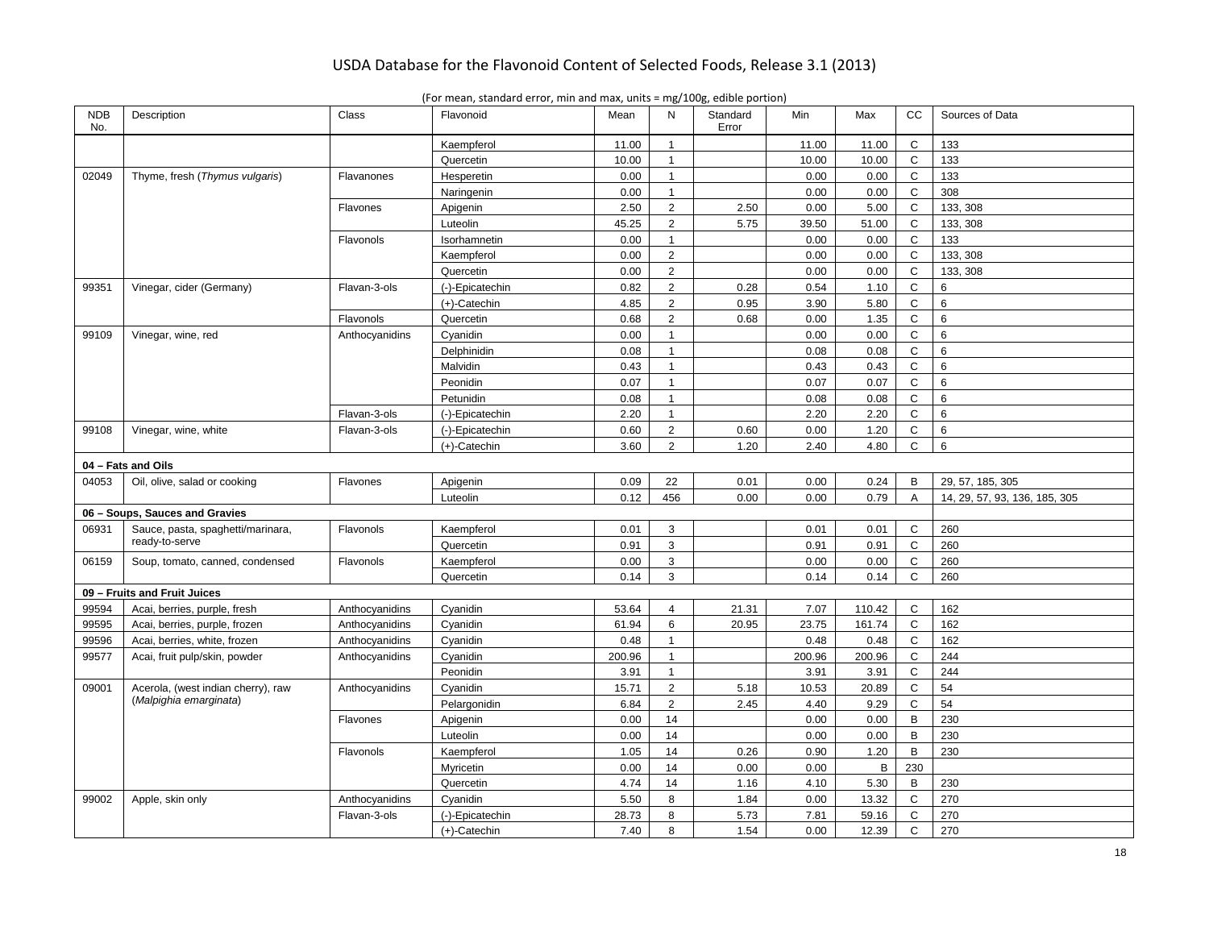(For mean, standard error, min and max, units = mg/100g, edible portion)

| NDB No. | Description | Class | Flavonoid | Mean | N | Standard Error | Min | Max | CC | Sources of Data |
|---|---|---|---|---|---|---|---|---|---|---|
| | | | Kaempferol | 11.00 | 1 | | 11.00 | 11.00 | C | 133 |
| | | | Quercetin | 10.00 | 1 | | 10.00 | 10.00 | C | 133 |
| 02049 | Thyme, fresh (*Thymus vulgaris*) | Flavanones | Hesperetin | 0.00 | 1 | | 0.00 | 0.00 | C | 133 |
| | | | Naringenin | 0.00 | 1 | | 0.00 | 0.00 | C | 308 |
| | | Flavones | Apigenin | 2.50 | 2 | 2.50 | 0.00 | 5.00 | C | 133, 308 |
| | | | Luteolin | 45.25 | 2 | 5.75 | 39.50 | 51.00 | C | 133, 308 |
| | | Flavonols | Isorhamnetin | 0.00 | 1 | | 0.00 | 0.00 | C | 133 |
| | | | Kaempferol | 0.00 | 2 | | 0.00 | 0.00 | C | 133, 308 |
| | | | Quercetin | 0.00 | 2 | | 0.00 | 0.00 | C | 133, 308 |
| 99351 | Vinegar, cider (Germany) | Flavan-3-ols | (-)-Epicatechin | 0.82 | 2 | 0.28 | 0.54 | 1.10 | C | 6 |
| | | | (+)-Catechin | 4.85 | 2 | 0.95 | 3.90 | 5.80 | C | 6 |
| | | Flavonols | Quercetin | 0.68 | 2 | 0.68 | 0.00 | 1.35 | C | 6 |
| 99109 | Vinegar, wine, red | Anthocyanidins | Cyanidin | 0.00 | 1 | | 0.00 | 0.00 | C | 6 |
| | | | Delphinidin | 0.08 | 1 | | 0.08 | 0.08 | C | 6 |
| | | | Malvidin | 0.43 | 1 | | 0.43 | 0.43 | C | 6 |
| | | | Peonidin | 0.07 | 1 | | 0.07 | 0.07 | C | 6 |
| | | | Petunidin | 0.08 | 1 | | 0.08 | 0.08 | C | 6 |
| | | Flavan-3-ols | (-)-Epicatechin | 2.20 | 1 | | 2.20 | 2.20 | C | 6 |
| 99108 | Vinegar, wine, white | Flavan-3-ols | (-)-Epicatechin | 0.60 | 2 | 0.60 | 0.00 | 1.20 | C | 6 |
| | | | (+)-Catechin | 3.60 | 2 | 1.20 | 2.40 | 4.80 | C | 6 |
| | **04 – Fats and Oils** | | | | | | | | | |
| 04053 | Oil, olive, salad or cooking | Flavones | Apigenin | 0.09 | 22 | 0.01 | 0.00 | 0.24 | B | 29, 57, 185, 305 |
| | | | Luteolin | 0.12 | 456 | 0.00 | 0.00 | 0.79 | A | 14, 29, 57, 93, 136, 185, 305 |
| | **06 – Soups, Sauces and Gravies** | | | | | | | | | |
| 06931 | Sauce, pasta, spaghetti/marinara, ready-to-serve | Flavonols | Kaempferol | 0.01 | 3 | | 0.01 | 0.01 | C | 260 |
| | | | Quercetin | 0.91 | 3 | | 0.91 | 0.91 | C | 260 |
| 06159 | Soup, tomato, canned, condensed | Flavonols | Kaempferol | 0.00 | 3 | | 0.00 | 0.00 | C | 260 |
| | | | Quercetin | 0.14 | 3 | | 0.14 | 0.14 | C | 260 |
| | **09 – Fruits and Fruit Juices** | | | | | | | | | |
| 99594 | Acai, berries, purple, fresh | Anthocyanidins | Cyanidin | 53.64 | 4 | 21.31 | 7.07 | 110.42 | C | 162 |
| 99595 | Acai, berries, purple, frozen | Anthocyanidins | Cyanidin | 61.94 | 6 | 20.95 | 23.75 | 161.74 | C | 162 |
| 99596 | Acai, berries, white, frozen | Anthocyanidins | Cyanidin | 0.48 | 1 | | 0.48 | 0.48 | C | 162 |
| 99577 | Acai, fruit pulp/skin, powder | Anthocyanidins | Cyanidin | 200.96 | 1 | | 200.96 | 200.96 | C | 244 |
| | | | Peonidin | 3.91 | 1 | | 3.91 | 3.91 | C | 244 |
| 09001 | Acerola, (west indian cherry), raw (*Malpighia emarginata*) | Anthocyanidins | Cyanidin | 15.71 | 2 | 5.18 | 10.53 | 20.89 | C | 54 |
| | | | Pelargonidin | 6.84 | 2 | 2.45 | 4.40 | 9.29 | C | 54 |
| | | Flavones | Apigenin | 0.00 | 14 | | 0.00 | 0.00 | B | 230 |
| | | | Luteolin | 0.00 | 14 | | 0.00 | 0.00 | B | 230 |
| | | Flavonols | Kaempferol | 1.05 | 14 | 0.26 | 0.90 | 1.20 | B | 230 |
| | | | Myricetin | 0.00 | 14 | 0.00 | 0.00 | B | 230 | |
| | | | Quercetin | 4.74 | 14 | 1.16 | 4.10 | 5.30 | B | 230 |
| 99002 | Apple, skin only | Anthocyanidins | Cyanidin | 5.50 | 8 | 1.84 | 0.00 | 13.32 | C | 270 |
| | | Flavan-3-ols | (-)-Epicatechin | 28.73 | 8 | 5.73 | 7.81 | 59.16 | C | 270 |
| | | | (+)-Catechin | 7.40 | 8 | 1.54 | 0.00 | 12.39 | C | 270 |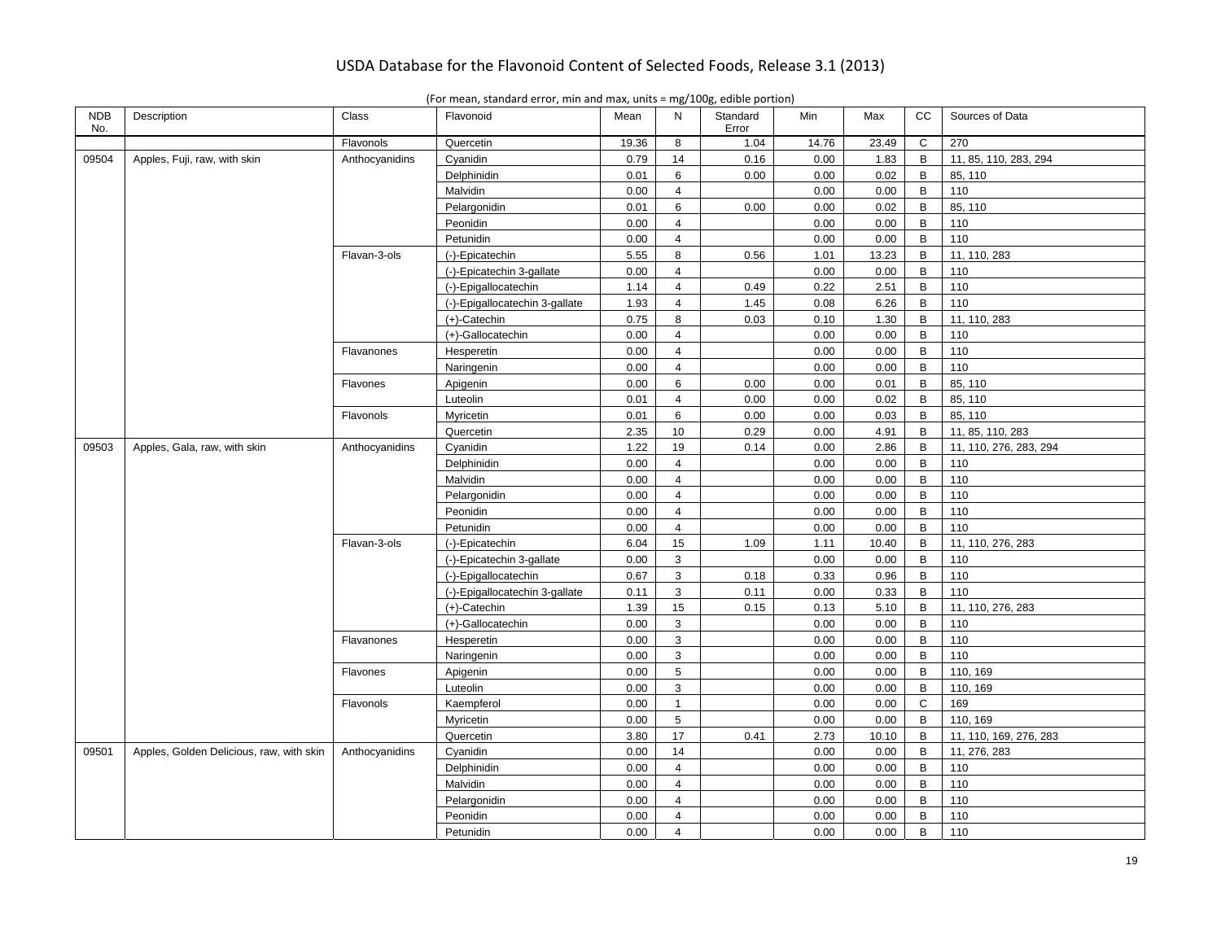# USDA Database for the Flavonoid Content of Selected Foods, Release 3.1 (2013)

(For mean, standard error, min and max, units = mg/100g, edible portion)

| NDB No. | Description | Class | Flavonoid | Mean | N | Standard Error | Min | Max | CC | Sources of Data |
|---|---|---|---|---|---|---|---|---|---|---|
| | | Flavonols | Quercetin | 19.36 | 8 | 1.04 | 14.76 | 23.49 | C | 270 |
| 09504 | Apples, Fuji, raw, with skin | Anthocyanidins | Cyanidin | 0.79 | 14 | 0.16 | 0.00 | 1.83 | B | 11, 85, 110, 283, 294 |
| | | | Delphinidin | 0.01 | 6 | 0.00 | 0.00 | 0.02 | B | 85, 110 |
| | | | Malvidin | 0.00 | 4 | | 0.00 | 0.00 | B | 110 |
| | | | Pelargonidin | 0.01 | 6 | 0.00 | 0.00 | 0.02 | B | 85, 110 |
| | | | Peonidin | 0.00 | 4 | | 0.00 | 0.00 | B | 110 |
| | | | Petunidin | 0.00 | 4 | | 0.00 | 0.00 | B | 110 |
| | | Flavan-3-ols | (-)-Epicatechin | 5.55 | 8 | 0.56 | 1.01 | 13.23 | B | 11, 110, 283 |
| | | | (-)-Epicatechin 3-gallate | 0.00 | 4 | | 0.00 | 0.00 | B | 110 |
| | | | (-)-Epigallocatechin | 1.14 | 4 | 0.49 | 0.22 | 2.51 | B | 110 |
| | | | (-)-Epigallocatechin 3-gallate | 1.93 | 4 | 1.45 | 0.08 | 6.26 | B | 110 |
| | | | (+)-Catechin | 0.75 | 8 | 0.03 | 0.10 | 1.30 | B | 11, 110, 283 |
| | | | (+)-Gallocatechin | 0.00 | 4 | | 0.00 | 0.00 | B | 110 |
| | | Flavanones | Hesperetin | 0.00 | 4 | | 0.00 | 0.00 | B | 110 |
| | | | Naringenin | 0.00 | 4 | | 0.00 | 0.00 | B | 110 |
| | | Flavones | Apigenin | 0.00 | 6 | 0.00 | 0.00 | 0.01 | B | 85, 110 |
| | | | Luteolin | 0.01 | 4 | 0.00 | 0.00 | 0.02 | B | 85, 110 |
| | | Flavonols | Myricetin | 0.01 | 6 | 0.00 | 0.00 | 0.03 | B | 85, 110 |
| | | | Quercetin | 2.35 | 10 | 0.29 | 0.00 | 4.91 | B | 11, 85, 110, 283 |
| 09503 | Apples, Gala, raw, with skin | Anthocyanidins | Cyanidin | 1.22 | 19 | 0.14 | 0.00 | 2.86 | B | 11, 110, 276, 283, 294 |
| | | | Delphinidin | 0.00 | 4 | | 0.00 | 0.00 | B | 110 |
| | | | Malvidin | 0.00 | 4 | | 0.00 | 0.00 | B | 110 |
| | | | Pelargonidin | 0.00 | 4 | | 0.00 | 0.00 | B | 110 |
| | | | Peonidin | 0.00 | 4 | | 0.00 | 0.00 | B | 110 |
| | | | Petunidin | 0.00 | 4 | | 0.00 | 0.00 | B | 110 |
| | | Flavan-3-ols | (-)-Epicatechin | 6.04 | 15 | 1.09 | 1.11 | 10.40 | B | 11, 110, 276, 283 |
| | | | (-)-Epicatechin 3-gallate | 0.00 | 3 | | 0.00 | 0.00 | B | 110 |
| | | | (-)-Epigallocatechin | 0.67 | 3 | 0.18 | 0.33 | 0.96 | B | 110 |
| | | | (-)-Epigallocatechin 3-gallate | 0.11 | 3 | 0.11 | 0.00 | 0.33 | B | 110 |
| | | | (+)-Catechin | 1.39 | 15 | 0.15 | 0.13 | 5.10 | B | 11, 110, 276, 283 |
| | | | (+)-Gallocatechin | 0.00 | 3 | | 0.00 | 0.00 | B | 110 |
| | | Flavanones | Hesperetin | 0.00 | 3 | | 0.00 | 0.00 | B | 110 |
| | | | Naringenin | 0.00 | 3 | | 0.00 | 0.00 | B | 110 |
| | | Flavones | Apigenin | 0.00 | 5 | | 0.00 | 0.00 | B | 110, 169 |
| | | | Luteolin | 0.00 | 3 | | 0.00 | 0.00 | B | 110, 169 |
| | | Flavonols | Kaempferol | 0.00 | 1 | | 0.00 | 0.00 | C | 169 |
| | | | Myricetin | 0.00 | 5 | | 0.00 | 0.00 | B | 110, 169 |
| | | | Quercetin | 3.80 | 17 | 0.41 | 2.73 | 10.10 | B | 11, 110, 169, 276, 283 |
| 09501 | Apples, Golden Delicious, raw, with skin | Anthocyanidins | Cyanidin | 0.00 | 14 | | 0.00 | 0.00 | B | 11, 276, 283 |
| | | | Delphinidin | 0.00 | 4 | | 0.00 | 0.00 | B | 110 |
| | | | Malvidin | 0.00 | 4 | | 0.00 | 0.00 | B | 110 |
| | | | Pelargonidin | 0.00 | 4 | | 0.00 | 0.00 | B | 110 |
| | | | Peonidin | 0.00 | 4 | | 0.00 | 0.00 | B | 110 |
| | | | Petunidin | 0.00 | 4 | | 0.00 | 0.00 | B | 110 |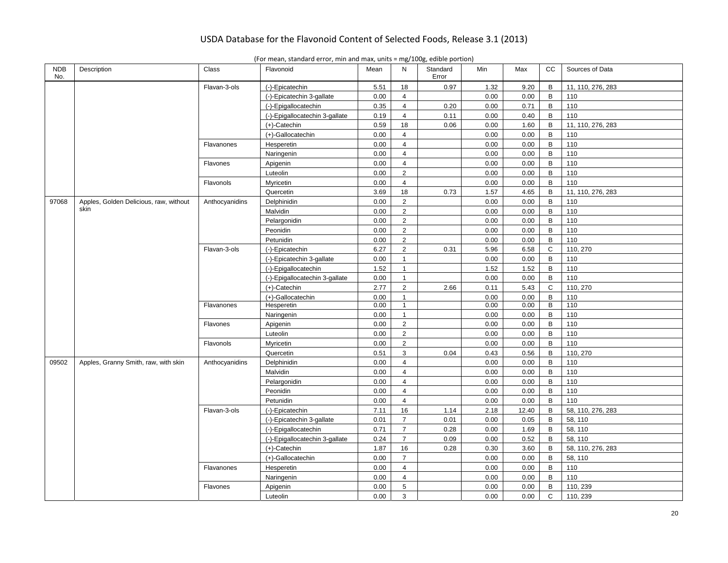# USDA Database for the Flavonoid Content of Selected Foods, Release 3.1 (2013)

(For mean, standard error, min and max, units = mg/100g, edible portion)

| NDB No. | Description | Class | Flavonoid | Mean | N | Standard Error | Min | Max | CC | Sources of Data |
|---|---|---|---|---|---|---|---|---|---|---|
| | | Flavan-3-ols | (-)-Epicatechin | 5.51 | 18 | 0.97 | 1.32 | 9.20 | B | 11, 110, 276, 283 |
| | | | (-)-Epicatechin 3-gallate | 0.00 | 4 | | 0.00 | 0.00 | B | 110 |
| | | | (-)-Epigallocatechin | 0.35 | 4 | 0.20 | 0.00 | 0.71 | B | 110 |
| | | | (-)-Epigallocatechin 3-gallate | 0.19 | 4 | 0.11 | 0.00 | 0.40 | B | 110 |
| | | | (+)-Catechin | 0.59 | 18 | 0.06 | 0.00 | 1.60 | B | 11, 110, 276, 283 |
| | | | (+)-Gallocatechin | 0.00 | 4 | | 0.00 | 0.00 | B | 110 |
| | | Flavanones | Hesperetin | 0.00 | 4 | | 0.00 | 0.00 | B | 110 |
| | | | Naringenin | 0.00 | 4 | | 0.00 | 0.00 | B | 110 |
| | | Flavones | Apigenin | 0.00 | 4 | | 0.00 | 0.00 | B | 110 |
| | | | Luteolin | 0.00 | 2 | | 0.00 | 0.00 | B | 110 |
| | | Flavonols | Myricetin | 0.00 | 4 | | 0.00 | 0.00 | B | 110 |
| | | | Quercetin | 3.69 | 18 | 0.73 | 1.57 | 4.65 | B | 11, 110, 276, 283 |
| 97068 | Apples, Golden Delicious, raw, without skin | Anthocyanidins | Delphinidin | 0.00 | 2 | | 0.00 | 0.00 | B | 110 |
| | | | Malvidin | 0.00 | 2 | | 0.00 | 0.00 | B | 110 |
| | | | Pelargonidin | 0.00 | 2 | | 0.00 | 0.00 | B | 110 |
| | | | Peonidin | 0.00 | 2 | | 0.00 | 0.00 | B | 110 |
| | | | Petunidin | 0.00 | 2 | | 0.00 | 0.00 | B | 110 |
| | | Flavan-3-ols | (-)-Epicatechin | 6.27 | 2 | 0.31 | 5.96 | 6.58 | C | 110, 270 |
| | | | (-)-Epicatechin 3-gallate | 0.00 | 1 | | 0.00 | 0.00 | B | 110 |
| | | | (-)-Epigallocatechin | 1.52 | 1 | | 1.52 | 1.52 | B | 110 |
| | | | (-)-Epigallocatechin 3-gallate | 0.00 | 1 | | 0.00 | 0.00 | B | 110 |
| | | | (+)-Catechin | 2.77 | 2 | 2.66 | 0.11 | 5.43 | C | 110, 270 |
| | | | (+)-Gallocatechin | 0.00 | 1 | | 0.00 | 0.00 | B | 110 |
| | | Flavanones | Hesperetin | 0.00 | 1 | | 0.00 | 0.00 | B | 110 |
| | | | Naringenin | 0.00 | 1 | | 0.00 | 0.00 | B | 110 |
| | | Flavones | Apigenin | 0.00 | 2 | | 0.00 | 0.00 | B | 110 |
| | | | Luteolin | 0.00 | 2 | | 0.00 | 0.00 | B | 110 |
| | | Flavonols | Myricetin | 0.00 | 2 | | 0.00 | 0.00 | B | 110 |
| | | | Quercetin | 0.51 | 3 | 0.04 | 0.43 | 0.56 | B | 110, 270 |
| 09502 | Apples, Granny Smith, raw, with skin | Anthocyanidins | Delphinidin | 0.00 | 4 | | 0.00 | 0.00 | B | 110 |
| | | | Malvidin | 0.00 | 4 | | 0.00 | 0.00 | B | 110 |
| | | | Pelargonidin | 0.00 | 4 | | 0.00 | 0.00 | B | 110 |
| | | | Peonidin | 0.00 | 4 | | 0.00 | 0.00 | B | 110 |
| | | | Petunidin | 0.00 | 4 | | 0.00 | 0.00 | B | 110 |
| | | Flavan-3-ols | (-)-Epicatechin | 7.11 | 16 | 1.14 | 2.18 | 12.40 | B | 58, 110, 276, 283 |
| | | | (-)-Epicatechin 3-gallate | 0.01 | 7 | 0.01 | 0.00 | 0.05 | B | 58, 110 |
| | | | (-)-Epigallocatechin | 0.71 | 7 | 0.28 | 0.00 | 1.69 | B | 58, 110 |
| | | | (-)-Epigallocatechin 3-gallate | 0.24 | 7 | 0.09 | 0.00 | 0.52 | B | 58, 110 |
| | | | (+)-Catechin | 1.87 | 16 | 0.28 | 0.30 | 3.60 | B | 58, 110, 276, 283 |
| | | | (+)-Gallocatechin | 0.00 | 7 | | 0.00 | 0.00 | B | 58, 110 |
| | | Flavanones | Hesperetin | 0.00 | 4 | | 0.00 | 0.00 | B | 110 |
| | | | Naringenin | 0.00 | 4 | | 0.00 | 0.00 | B | 110 |
| | | Flavones | Apigenin | 0.00 | 5 | | 0.00 | 0.00 | B | 110, 239 |
| | | | Luteolin | 0.00 | 3 | | 0.00 | 0.00 | C | 110, 239 |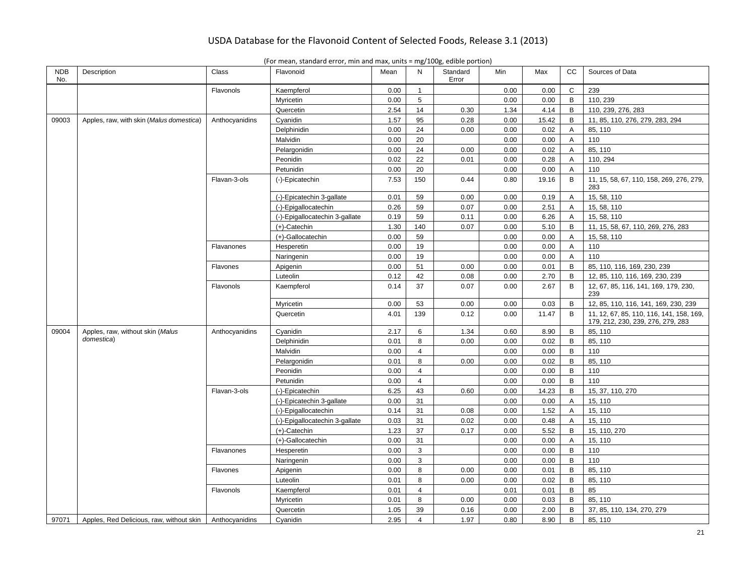# USDA Database for the Flavonoid Content of Selected Foods, Release 3.1 (2013)

(For mean, standard error, min and max, units = mg/100g, edible portion)

| NDB No. | Description | Class | Flavonoid | Mean | N | Standard Error | Min | Max | CC | Sources of Data |
|---|---|---|---|---|---|---|---|---|---|---|
| | | Flavonols | Kaempferol | 0.00 | 1 | | 0.00 | 0.00 | C | 239 |
| | | | Myricetin | 0.00 | 5 | | 0.00 | 0.00 | B | 110, 239 |
| | | | Quercetin | 2.54 | 14 | 0.30 | 1.34 | 4.14 | B | 110, 239, 276, 283 |
| 09003 | Apples, raw, with skin (*Malus domestica*) | Anthocyanidins | Cyanidin | 1.57 | 95 | 0.28 | 0.00 | 15.42 | B | 11, 85, 110, 276, 279, 283, 294 |
| | | | Delphinidin | 0.00 | 24 | 0.00 | 0.00 | 0.02 | A | 85, 110 |
| | | | Malvidin | 0.00 | 20 | | 0.00 | 0.00 | A | 110 |
| | | | Pelargonidin | 0.00 | 24 | 0.00 | 0.00 | 0.02 | A | 85, 110 |
| | | | Peonidin | 0.02 | 22 | 0.01 | 0.00 | 0.28 | A | 110, 294 |
| | | | Petunidin | 0.00 | 20 | | 0.00 | 0.00 | A | 110 |
| | | Flavan-3-ols | (-)-Epicatechin | 7.53 | 150 | 0.44 | 0.80 | 19.16 | B | 11, 15, 58, 67, 110, 158, 269, 276, 279, 283 |
| | | | (-)-Epicatechin 3-gallate | 0.01 | 59 | 0.00 | 0.00 | 0.19 | A | 15, 58, 110 |
| | | | (-)-Epigallocatechin | 0.26 | 59 | 0.07 | 0.00 | 2.51 | A | 15, 58, 110 |
| | | | (-)-Epigallocatechin 3-gallate | 0.19 | 59 | 0.11 | 0.00 | 6.26 | A | 15, 58, 110 |
| | | | (+)-Catechin | 1.30 | 140 | 0.07 | 0.00 | 5.10 | B | 11, 15, 58, 67, 110, 269, 276, 283 |
| | | | (+)-Gallocatechin | 0.00 | 59 | | 0.00 | 0.00 | A | 15, 58, 110 |
| | | Flavanones | Hesperetin | 0.00 | 19 | | 0.00 | 0.00 | A | 110 |
| | | | Naringenin | 0.00 | 19 | | 0.00 | 0.00 | A | 110 |
| | | Flavones | Apigenin | 0.00 | 51 | 0.00 | 0.00 | 0.01 | B | 85, 110, 116, 169, 230, 239 |
| | | | Luteolin | 0.12 | 42 | 0.08 | 0.00 | 2.70 | B | 12, 85, 110, 116, 169, 230, 239 |
| | | Flavonols | Kaempferol | 0.14 | 37 | 0.07 | 0.00 | 2.67 | B | 12, 67, 85, 116, 141, 169, 179, 230, 239 |
| | | | Myricetin | 0.00 | 53 | 0.00 | 0.00 | 0.03 | B | 12, 85, 110, 116, 141, 169, 230, 239 |
| | | | Quercetin | 4.01 | 139 | 0.12 | 0.00 | 11.47 | B | 11, 12, 67, 85, 110, 116, 141, 158, 169, 179, 212, 230, 239, 276, 279, 283 |
| 09004 | Apples, raw, without skin (*Malus domestica*) | Anthocyanidins | Cyanidin | 2.17 | 6 | 1.34 | 0.60 | 8.90 | B | 85, 110 |
| | | | Delphinidin | 0.01 | 8 | 0.00 | 0.00 | 0.02 | B | 85, 110 |
| | | | Malvidin | 0.00 | 4 | | 0.00 | 0.00 | B | 110 |
| | | | Pelargonidin | 0.01 | 8 | 0.00 | 0.00 | 0.02 | B | 85, 110 |
| | | | Peonidin | 0.00 | 4 | | 0.00 | 0.00 | B | 110 |
| | | | Petunidin | 0.00 | 4 | | 0.00 | 0.00 | B | 110 |
| | | Flavan-3-ols | (-)-Epicatechin | 6.25 | 43 | 0.60 | 0.00 | 14.23 | B | 15, 37, 110, 270 |
| | | | (-)-Epicatechin 3-gallate | 0.00 | 31 | | 0.00 | 0.00 | A | 15, 110 |
| | | | (-)-Epigallocatechin | 0.14 | 31 | 0.08 | 0.00 | 1.52 | A | 15, 110 |
| | | | (-)-Epigallocatechin 3-gallate | 0.03 | 31 | 0.02 | 0.00 | 0.48 | A | 15, 110 |
| | | | (+)-Catechin | 1.23 | 37 | 0.17 | 0.00 | 5.52 | B | 15, 110, 270 |
| | | | (+)-Gallocatechin | 0.00 | 31 | | 0.00 | 0.00 | A | 15, 110 |
| | | Flavanones | Hesperetin | 0.00 | 3 | | 0.00 | 0.00 | B | 110 |
| | | | Naringenin | 0.00 | 3 | | 0.00 | 0.00 | B | 110 |
| | | Flavones | Apigenin | 0.00 | 8 | 0.00 | 0.00 | 0.01 | B | 85, 110 |
| | | | Luteolin | 0.01 | 8 | 0.00 | 0.00 | 0.02 | B | 85, 110 |
| | | Flavonols | Kaempferol | 0.01 | 4 | | 0.01 | 0.01 | B | 85 |
| | | | Myricetin | 0.01 | 8 | 0.00 | 0.00 | 0.03 | B | 85, 110 |
| | | | Quercetin | 1.05 | 39 | 0.16 | 0.00 | 2.00 | B | 37, 85, 110, 134, 270, 279 |
| 97071 | Apples, Red Delicious, raw, without skin | Anthocyanidins | Cyanidin | 2.95 | 4 | 1.97 | 0.80 | 8.90 | B | 85, 110 |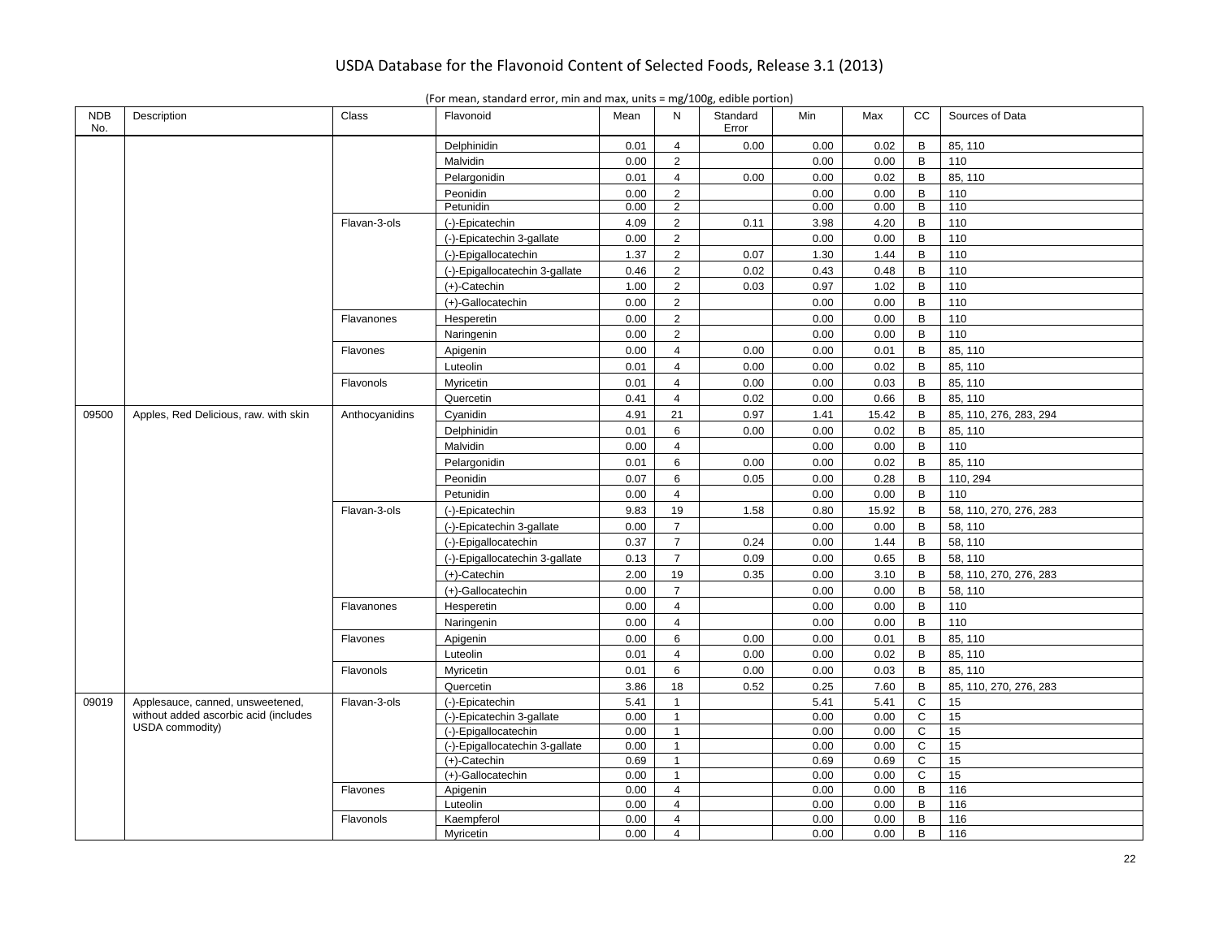# USDA Database for the Flavonoid Content of Selected Foods, Release 3.1 (2013)

(For mean, standard error, min and max, units = mg/100g, edible portion)

| NDB No. | Description | Class | Flavonoid | Mean | N | Standard Error | Min | Max | CC | Sources of Data |
|---|---|---|---|---|---|---|---|---|---|---|
| | | | Delphinidin | 0.01 | 4 | 0.00 | 0.00 | 0.02 | B | 85, 110 |
| | | | Malvidin | 0.00 | 2 | | 0.00 | 0.00 | B | 110 |
| | | | Pelargonidin | 0.01 | 4 | 0.00 | 0.00 | 0.02 | B | 85, 110 |
| | | | Peonidin | 0.00 | 2 | | 0.00 | 0.00 | B | 110 |
| | | | Petunidin | 0.00 | 2 | | 0.00 | 0.00 | B | 110 |
| | | Flavan-3-ols | (-)-Epicatechin | 4.09 | 2 | 0.11 | 3.98 | 4.20 | B | 110 |
| | | | (-)-Epicatechin 3-gallate | 0.00 | 2 | | 0.00 | 0.00 | B | 110 |
| | | | (-)-Epigallocatechin | 1.37 | 2 | 0.07 | 1.30 | 1.44 | B | 110 |
| | | | (-)-Epigallocatechin 3-gallate | 0.46 | 2 | 0.02 | 0.43 | 0.48 | B | 110 |
| | | | (+)-Catechin | 1.00 | 2 | 0.03 | 0.97 | 1.02 | B | 110 |
| | | | (+)-Gallocatechin | 0.00 | 2 | | 0.00 | 0.00 | B | 110 |
| | | Flavanones | Hesperetin | 0.00 | 2 | | 0.00 | 0.00 | B | 110 |
| | | | Naringenin | 0.00 | 2 | | 0.00 | 0.00 | B | 110 |
| | | Flavones | Apigenin | 0.00 | 4 | 0.00 | 0.00 | 0.01 | B | 85, 110 |
| | | | Luteolin | 0.01 | 4 | 0.00 | 0.00 | 0.02 | B | 85, 110 |
| | | Flavonols | Myricetin | 0.01 | 4 | 0.00 | 0.00 | 0.03 | B | 85, 110 |
| | | | Quercetin | 0.41 | 4 | 0.02 | 0.00 | 0.66 | B | 85, 110 |
| 09500 | Apples, Red Delicious, raw. with skin | Anthocyanidins | Cyanidin | 4.91 | 21 | 0.97 | 1.41 | 15.42 | B | 85, 110, 276, 283, 294 |
| | | | Delphinidin | 0.01 | 6 | 0.00 | 0.00 | 0.02 | B | 85, 110 |
| | | | Malvidin | 0.00 | 4 | | 0.00 | 0.00 | B | 110 |
| | | | Pelargonidin | 0.01 | 6 | 0.00 | 0.00 | 0.02 | B | 85, 110 |
| | | | Peonidin | 0.07 | 6 | 0.05 | 0.00 | 0.28 | B | 110, 294 |
| | | | Petunidin | 0.00 | 4 | | 0.00 | 0.00 | B | 110 |
| | | Flavan-3-ols | (-)-Epicatechin | 9.83 | 19 | 1.58 | 0.80 | 15.92 | B | 58, 110, 270, 276, 283 |
| | | | (-)-Epicatechin 3-gallate | 0.00 | 7 | | 0.00 | 0.00 | B | 58, 110 |
| | | | (-)-Epigallocatechin | 0.37 | 7 | 0.24 | 0.00 | 1.44 | B | 58, 110 |
| | | | (-)-Epigallocatechin 3-gallate | 0.13 | 7 | 0.09 | 0.00 | 0.65 | B | 58, 110 |
| | | | (+)-Catechin | 2.00 | 19 | 0.35 | 0.00 | 3.10 | B | 58, 110, 270, 276, 283 |
| | | | (+)-Gallocatechin | 0.00 | 7 | | 0.00 | 0.00 | B | 58, 110 |
| | | Flavanones | Hesperetin | 0.00 | 4 | | 0.00 | 0.00 | B | 110 |
| | | | Naringenin | 0.00 | 4 | | 0.00 | 0.00 | B | 110 |
| | | Flavones | Apigenin | 0.00 | 6 | 0.00 | 0.00 | 0.01 | B | 85, 110 |
| | | | Luteolin | 0.01 | 4 | 0.00 | 0.00 | 0.02 | B | 85, 110 |
| | | Flavonols | Myricetin | 0.01 | 6 | 0.00 | 0.00 | 0.03 | B | 85, 110 |
| | | | Quercetin | 3.86 | 18 | 0.52 | 0.25 | 7.60 | B | 85, 110, 270, 276, 283 |
| 09019 | Applesauce, canned, unsweetened, without added ascorbic acid (includes USDA commodity) | Flavan-3-ols | (-)-Epicatechin | 5.41 | 1 | | 5.41 | 5.41 | C | 15 |
| | | | (-)-Epicatechin 3-gallate | 0.00 | 1 | | 0.00 | 0.00 | C | 15 |
| | | | (-)-Epigallocatechin | 0.00 | 1 | | 0.00 | 0.00 | C | 15 |
| | | | (-)-Epigallocatechin 3-gallate | 0.00 | 1 | | 0.00 | 0.00 | C | 15 |
| | | | (+)-Catechin | 0.69 | 1 | | 0.69 | 0.69 | C | 15 |
| | | | (+)-Gallocatechin | 0.00 | 1 | | 0.00 | 0.00 | C | 15 |
| | | Flavones | Apigenin | 0.00 | 4 | | 0.00 | 0.00 | B | 116 |
| | | | Luteolin | 0.00 | 4 | | 0.00 | 0.00 | B | 116 |
| | | Flavonols | Kaempferol | 0.00 | 4 | | 0.00 | 0.00 | B | 116 |
| | | | Myricetin | 0.00 | 4 | | 0.00 | 0.00 | B | 116 |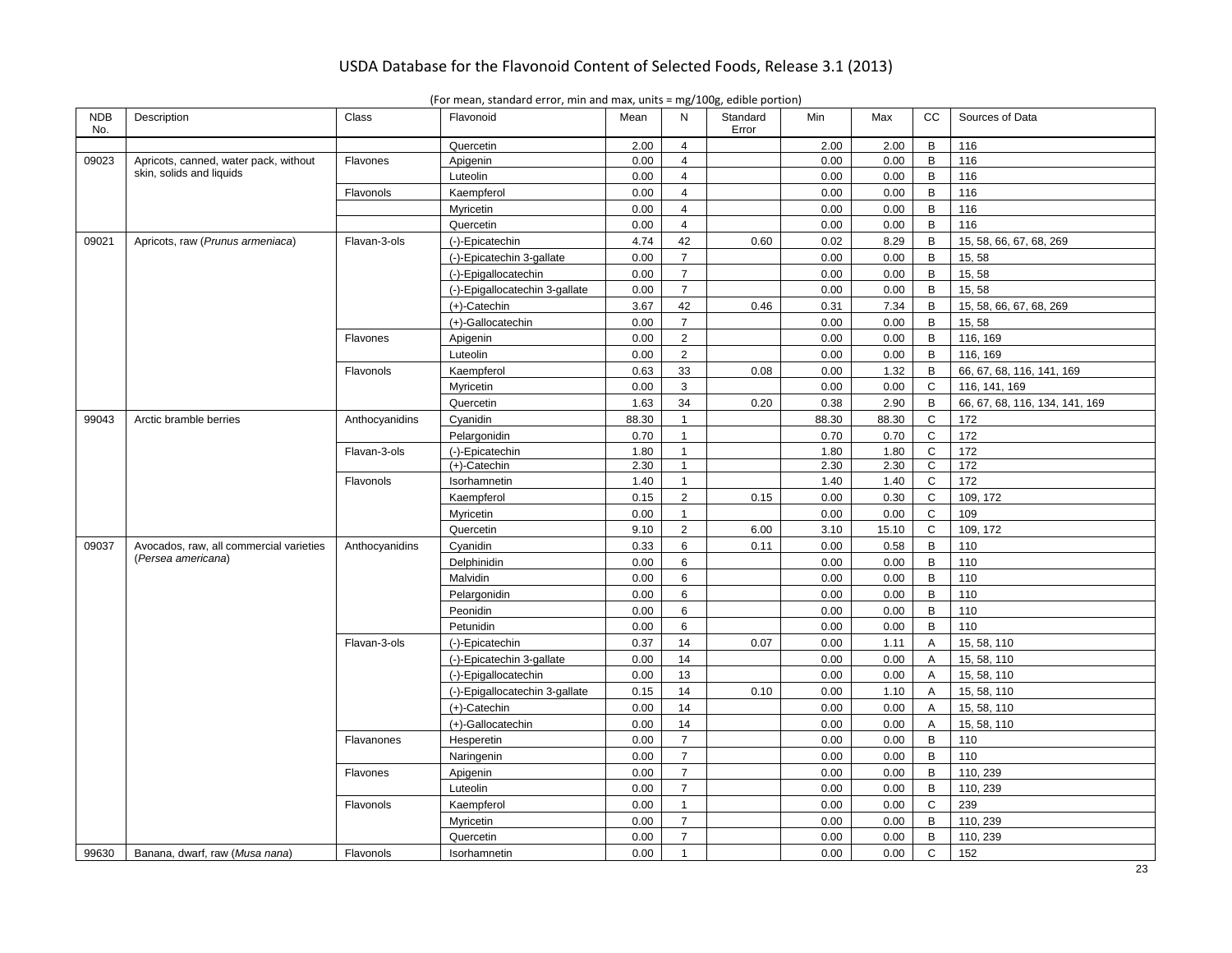# USDA Database for the Flavonoid Content of Selected Foods, Release 3.1 (2013)

(For mean, standard error, min and max, units = mg/100g, edible portion)

| NDB No. | Description | Class | Flavonoid | Mean | N | Standard Error | Min | Max | CC | Sources of Data |
|---|---|---|---|---|---|---|---|---|---|---|
| | | | Quercetin | 2.00 | 4 | | 2.00 | 2.00 | B | 116 |
| 09023 | Apricots, canned, water pack, without skin, solids and liquids | Flavones | Apigenin | 0.00 | 4 | | 0.00 | 0.00 | B | 116 |
| | | | Luteolin | 0.00 | 4 | | 0.00 | 0.00 | B | 116 |
| | | Flavonols | Kaempferol | 0.00 | 4 | | 0.00 | 0.00 | B | 116 |
| | | | Myricetin | 0.00 | 4 | | 0.00 | 0.00 | B | 116 |
| | | | Quercetin | 0.00 | 4 | | 0.00 | 0.00 | B | 116 |
| 09021 | Apricots, raw (*Prunus armeniaca*) | Flavan-3-ols | (-)-Epicatechin | 4.74 | 42 | 0.60 | 0.02 | 8.29 | B | 15, 58, 66, 67, 68, 269 |
| | | | (-)-Epicatechin 3-gallate | 0.00 | 7 | | 0.00 | 0.00 | B | 15, 58 |
| | | | (-)-Epigallocatechin | 0.00 | 7 | | 0.00 | 0.00 | B | 15, 58 |
| | | | (-)-Epigallocatechin 3-gallate | 0.00 | 7 | | 0.00 | 0.00 | B | 15, 58 |
| | | | (+)-Catechin | 3.67 | 42 | 0.46 | 0.31 | 7.34 | B | 15, 58, 66, 67, 68, 269 |
| | | | (+)-Gallocatechin | 0.00 | 7 | | 0.00 | 0.00 | B | 15, 58 |
| | | Flavones | Apigenin | 0.00 | 2 | | 0.00 | 0.00 | B | 116, 169 |
| | | | Luteolin | 0.00 | 2 | | 0.00 | 0.00 | B | 116, 169 |
| | | Flavonols | Kaempferol | 0.63 | 33 | 0.08 | 0.00 | 1.32 | B | 66, 67, 68, 116, 141, 169 |
| | | | Myricetin | 0.00 | 3 | | 0.00 | 0.00 | C | 116, 141, 169 |
| | | | Quercetin | 1.63 | 34 | 0.20 | 0.38 | 2.90 | B | 66, 67, 68, 116, 134, 141, 169 |
| 99043 | Arctic bramble berries | Anthocyanidins | Cyanidin | 88.30 | 1 | | 88.30 | 88.30 | C | 172 |
| | | | Pelargonidin | 0.70 | 1 | | 0.70 | 0.70 | C | 172 |
| | | Flavan-3-ols | (-)-Epicatechin | 1.80 | 1 | | 1.80 | 1.80 | C | 172 |
| | | | (+)-Catechin | 2.30 | 1 | | 2.30 | 2.30 | C | 172 |
| | | Flavonols | Isorhamnetin | 1.40 | 1 | | 1.40 | 1.40 | C | 172 |
| | | | Kaempferol | 0.15 | 2 | 0.15 | 0.00 | 0.30 | C | 109, 172 |
| | | | Myricetin | 0.00 | 1 | | 0.00 | 0.00 | C | 109 |
| | | | Quercetin | 9.10 | 2 | 6.00 | 3.10 | 15.10 | C | 109, 172 |
| 09037 | Avocados, raw, all commercial varieties (*Persea americana*) | Anthocyanidins | Cyanidin | 0.33 | 6 | 0.11 | 0.00 | 0.58 | B | 110 |
| | | | Delphinidin | 0.00 | 6 | | 0.00 | 0.00 | B | 110 |
| | | | Malvidin | 0.00 | 6 | | 0.00 | 0.00 | B | 110 |
| | | | Pelargonidin | 0.00 | 6 | | 0.00 | 0.00 | B | 110 |
| | | | Peonidin | 0.00 | 6 | | 0.00 | 0.00 | B | 110 |
| | | | Petunidin | 0.00 | 6 | | 0.00 | 0.00 | B | 110 |
| | | Flavan-3-ols | (-)-Epicatechin | 0.37 | 14 | 0.07 | 0.00 | 1.11 | A | 15, 58, 110 |
| | | | (-)-Epicatechin 3-gallate | 0.00 | 14 | | 0.00 | 0.00 | A | 15, 58, 110 |
| | | | (-)-Epigallocatechin | 0.00 | 13 | | 0.00 | 0.00 | A | 15, 58, 110 |
| | | | (-)-Epigallocatechin 3-gallate | 0.15 | 14 | 0.10 | 0.00 | 1.10 | A | 15, 58, 110 |
| | | | (+)-Catechin | 0.00 | 14 | | 0.00 | 0.00 | A | 15, 58, 110 |
| | | | (+)-Gallocatechin | 0.00 | 14 | | 0.00 | 0.00 | A | 15, 58, 110 |
| | | Flavanones | Hesperetin | 0.00 | 7 | | 0.00 | 0.00 | B | 110 |
| | | | Naringenin | 0.00 | 7 | | 0.00 | 0.00 | B | 110 |
| | | Flavones | Apigenin | 0.00 | 7 | | 0.00 | 0.00 | B | 110, 239 |
| | | | Luteolin | 0.00 | 7 | | 0.00 | 0.00 | B | 110, 239 |
| | | Flavonols | Kaempferol | 0.00 | 1 | | 0.00 | 0.00 | C | 239 |
| | | | Myricetin | 0.00 | 7 | | 0.00 | 0.00 | B | 110, 239 |
| | | | Quercetin | 0.00 | 7 | | 0.00 | 0.00 | B | 110, 239 |
| 99630 | Banana, dwarf, raw (*Musa nana*) | Flavonols | Isorhamnetin | 0.00 | 1 | | 0.00 | 0.00 | C | 152 |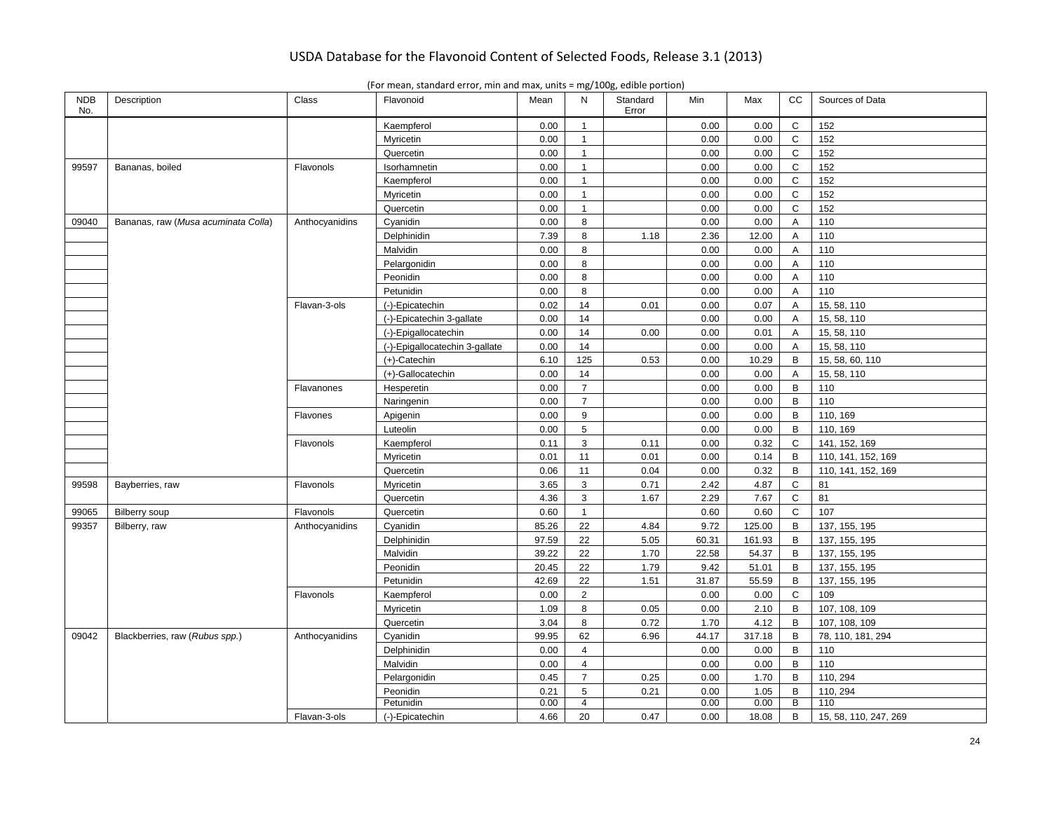# USDA Database for the Flavonoid Content of Selected Foods, Release 3.1 (2013)

(For mean, standard error, min and max, units = mg/100g, edible portion)

| NDB No. | Description | Class | Flavonoid | Mean | N | Standard Error | Min | Max | CC | Sources of Data |
|---|---|---|---|---|---|---|---|---|---|---|
| | | | Kaempferol | 0.00 | 1 | | 0.00 | 0.00 | C | 152 |
| | | | Myricetin | 0.00 | 1 | | 0.00 | 0.00 | C | 152 |
| | | | Quercetin | 0.00 | 1 | | 0.00 | 0.00 | C | 152 |
| 99597 | Bananas, boiled | Flavonols | Isorhamnetin | 0.00 | 1 | | 0.00 | 0.00 | C | 152 |
| | | | Kaempferol | 0.00 | 1 | | 0.00 | 0.00 | C | 152 |
| | | | Myricetin | 0.00 | 1 | | 0.00 | 0.00 | C | 152 |
| | | | Quercetin | 0.00 | 1 | | 0.00 | 0.00 | C | 152 |
| 09040 | Bananas, raw (*Musa acuminata Colla*) | Anthocyanidins | Cyanidin | 0.00 | 8 | | 0.00 | 0.00 | A | 110 |
| | | | Delphinidin | 7.39 | 8 | 1.18 | 2.36 | 12.00 | A | 110 |
| | | | Malvidin | 0.00 | 8 | | 0.00 | 0.00 | A | 110 |
| | | | Pelargonidin | 0.00 | 8 | | 0.00 | 0.00 | A | 110 |
| | | | Peonidin | 0.00 | 8 | | 0.00 | 0.00 | A | 110 |
| | | | Petunidin | 0.00 | 8 | | 0.00 | 0.00 | A | 110 |
| | | Flavan-3-ols | (-)-Epicatechin | 0.02 | 14 | 0.01 | 0.00 | 0.07 | A | 15, 58, 110 |
| | | | (-)-Epicatechin 3-gallate | 0.00 | 14 | | 0.00 | 0.00 | A | 15, 58, 110 |
| | | | (-)-Epigallocatechin | 0.00 | 14 | 0.00 | 0.00 | 0.01 | A | 15, 58, 110 |
| | | | (-)-Epigallocatechin 3-gallate | 0.00 | 14 | | 0.00 | 0.00 | A | 15, 58, 110 |
| | | | (+)-Catechin | 6.10 | 125 | 0.53 | 0.00 | 10.29 | B | 15, 58, 60, 110 |
| | | | (+)-Gallocatechin | 0.00 | 14 | | 0.00 | 0.00 | A | 15, 58, 110 |
| | | Flavanones | Hesperetin | 0.00 | 7 | | 0.00 | 0.00 | B | 110 |
| | | | Naringenin | 0.00 | 7 | | 0.00 | 0.00 | B | 110 |
| | | Flavones | Apigenin | 0.00 | 9 | | 0.00 | 0.00 | B | 110, 169 |
| | | | Luteolin | 0.00 | 5 | | 0.00 | 0.00 | B | 110, 169 |
| | | Flavonols | Kaempferol | 0.11 | 3 | 0.11 | 0.00 | 0.32 | C | 141, 152, 169 |
| | | | Myricetin | 0.01 | 11 | 0.01 | 0.00 | 0.14 | B | 110, 141, 152, 169 |
| | | | Quercetin | 0.06 | 11 | 0.04 | 0.00 | 0.32 | B | 110, 141, 152, 169 |
| 99598 | Bayberries, raw | Flavonols | Myricetin | 3.65 | 3 | 0.71 | 2.42 | 4.87 | C | 81 |
| | | | Quercetin | 4.36 | 3 | 1.67 | 2.29 | 7.67 | C | 81 |
| 99065 | Bilberry soup | Flavonols | Quercetin | 0.60 | 1 | | 0.60 | 0.60 | C | 107 |
| 99357 | Bilberry, raw | Anthocyanidins | Cyanidin | 85.26 | 22 | 4.84 | 9.72 | 125.00 | B | 137, 155, 195 |
| | | | Delphinidin | 97.59 | 22 | 5.05 | 60.31 | 161.93 | B | 137, 155, 195 |
| | | | Malvidin | 39.22 | 22 | 1.70 | 22.58 | 54.37 | B | 137, 155, 195 |
| | | | Peonidin | 20.45 | 22 | 1.79 | 9.42 | 51.01 | B | 137, 155, 195 |
| | | | Petunidin | 42.69 | 22 | 1.51 | 31.87 | 55.59 | B | 137, 155, 195 |
| | | Flavonols | Kaempferol | 0.00 | 2 | | 0.00 | 0.00 | C | 109 |
| | | | Myricetin | 1.09 | 8 | 0.05 | 0.00 | 2.10 | B | 107, 108, 109 |
| | | | Quercetin | 3.04 | 8 | 0.72 | 1.70 | 4.12 | B | 107, 108, 109 |
| 09042 | Blackberries, raw (*Rubus spp.*) | Anthocyanidins | Cyanidin | 99.95 | 62 | 6.96 | 44.17 | 317.18 | B | 78, 110, 181, 294 |
| | | | Delphinidin | 0.00 | 4 | | 0.00 | 0.00 | B | 110 |
| | | | Malvidin | 0.00 | 4 | | 0.00 | 0.00 | B | 110 |
| | | | Pelargonidin | 0.45 | 7 | 0.25 | 0.00 | 1.70 | B | 110, 294 |
| | | | Peonidin | 0.21 | 5 | 0.21 | 0.00 | 1.05 | B | 110, 294 |
| | | | Petunidin | 0.00 | 4 | | 0.00 | 0.00 | B | 110 |
| | | Flavan-3-ols | (-)-Epicatechin | 4.66 | 20 | 0.47 | 0.00 | 18.08 | B | 15, 58, 110, 247, 269 |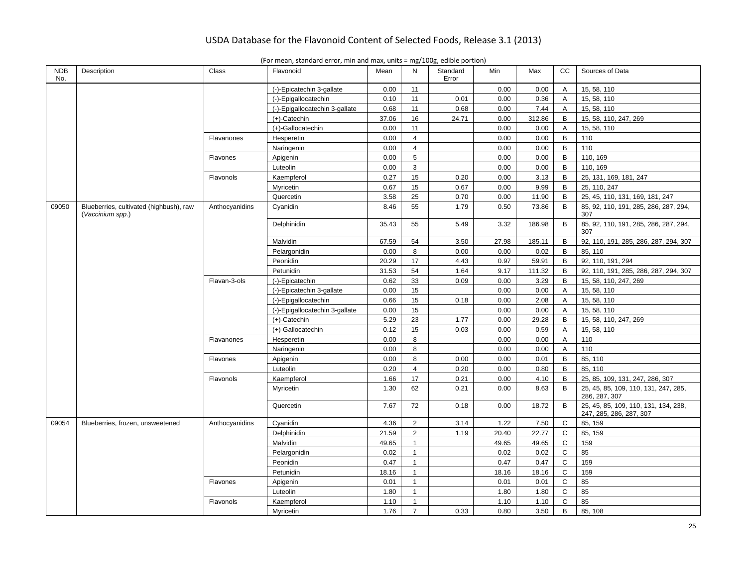# USDA Database for the Flavonoid Content of Selected Foods, Release 3.1 (2013)

(For mean, standard error, min and max, units = mg/100g, edible portion)

| NDB No. | Description | Class | Flavonoid | Mean | N | Standard Error | Min | Max | CC | Sources of Data |
|---|---|---|---|---|---|---|---|---|---|---|
| | | | (-)-Epicatechin 3-gallate | 0.00 | 11 | | 0.00 | 0.00 | A | 15, 58, 110 |
| | | | (-)-Epigallocatechin | 0.10 | 11 | 0.01 | 0.00 | 0.36 | A | 15, 58, 110 |
| | | | (-)-Epigallocatechin 3-gallate | 0.68 | 11 | 0.68 | 0.00 | 7.44 | A | 15, 58, 110 |
| | | | (+)-Catechin | 37.06 | 16 | 24.71 | 0.00 | 312.86 | B | 15, 58, 110, 247, 269 |
| | | | (+)-Gallocatechin | 0.00 | 11 | | 0.00 | 0.00 | A | 15, 58, 110 |
| | | Flavanones | Hesperetin | 0.00 | 4 | | 0.00 | 0.00 | B | 110 |
| | | | Naringenin | 0.00 | 4 | | 0.00 | 0.00 | B | 110 |
| | | Flavones | Apigenin | 0.00 | 5 | | 0.00 | 0.00 | B | 110, 169 |
| | | | Luteolin | 0.00 | 3 | | 0.00 | 0.00 | B | 110, 169 |
| | | Flavonols | Kaempferol | 0.27 | 15 | 0.20 | 0.00 | 3.13 | B | 25, 131, 169, 181, 247 |
| | | | Myricetin | 0.67 | 15 | 0.67 | 0.00 | 9.99 | B | 25, 110, 247 |
| | | | Quercetin | 3.58 | 25 | 0.70 | 0.00 | 11.90 | B | 25, 45, 110, 131, 169, 181, 247 |
| 09050 | Blueberries, cultivated (highbush), raw (*Vaccinium spp.*) | Anthocyanidins | Cyanidin | 8.46 | 55 | 1.79 | 0.50 | 73.86 | B | 85, 92, 110, 191, 285, 286, 287, 294, 307 |
| | | | Delphinidin | 35.43 | 55 | 5.49 | 3.32 | 186.98 | B | 85, 92, 110, 191, 285, 286, 287, 294, 307 |
| | | | Malvidin | 67.59 | 54 | 3.50 | 27.98 | 185.11 | B | 92, 110, 191, 285, 286, 287, 294, 307 |
| | | | Pelargonidin | 0.00 | 8 | 0.00 | 0.00 | 0.02 | B | 85, 110 |
| | | | Peonidin | 20.29 | 17 | 4.43 | 0.97 | 59.91 | B | 92, 110, 191, 294 |
| | | | Petunidin | 31.53 | 54 | 1.64 | 9.17 | 111.32 | B | 92, 110, 191, 285, 286, 287, 294, 307 |
| | | Flavan-3-ols | (-)-Epicatechin | 0.62 | 33 | 0.09 | 0.00 | 3.29 | B | 15, 58, 110, 247, 269 |
| | | | (-)-Epicatechin 3-gallate | 0.00 | 15 | | 0.00 | 0.00 | A | 15, 58, 110 |
| | | | (-)-Epigallocatechin | 0.66 | 15 | 0.18 | 0.00 | 2.08 | A | 15, 58, 110 |
| | | | (-)-Epigallocatechin 3-gallate | 0.00 | 15 | | 0.00 | 0.00 | A | 15, 58, 110 |
| | | | (+)-Catechin | 5.29 | 23 | 1.77 | 0.00 | 29.28 | B | 15, 58, 110, 247, 269 |
| | | | (+)-Gallocatechin | 0.12 | 15 | 0.03 | 0.00 | 0.59 | A | 15, 58, 110 |
| | | Flavanones | Hesperetin | 0.00 | 8 | | 0.00 | 0.00 | A | 110 |
| | | | Naringenin | 0.00 | 8 | | 0.00 | 0.00 | A | 110 |
| | | Flavones | Apigenin | 0.00 | 8 | 0.00 | 0.00 | 0.01 | B | 85, 110 |
| | | | Luteolin | 0.20 | 4 | 0.20 | 0.00 | 0.80 | B | 85, 110 |
| | | Flavonols | Kaempferol | 1.66 | 17 | 0.21 | 0.00 | 4.10 | B | 25, 85, 109, 131, 247, 286, 307 |
| | | | Myricetin | 1.30 | 62 | 0.21 | 0.00 | 8.63 | B | 25, 45, 85, 109, 110, 131, 247, 285, 286, 287, 307 |
| | | | Quercetin | 7.67 | 72 | 0.18 | 0.00 | 18.72 | B | 25, 45, 85, 109, 110, 131, 134, 238, 247, 285, 286, 287, 307 |
| 09054 | Blueberries, frozen, unsweetened | Anthocyanidins | Cyanidin | 4.36 | 2 | 3.14 | 1.22 | 7.50 | C | 85, 159 |
| | | | Delphinidin | 21.59 | 2 | 1.19 | 20.40 | 22.77 | C | 85, 159 |
| | | | Malvidin | 49.65 | 1 | | 49.65 | 49.65 | C | 159 |
| | | | Pelargonidin | 0.02 | 1 | | 0.02 | 0.02 | C | 85 |
| | | | Peonidin | 0.47 | 1 | | 0.47 | 0.47 | C | 159 |
| | | | Petunidin | 18.16 | 1 | | 18.16 | 18.16 | C | 159 |
| | | Flavones | Apigenin | 0.01 | 1 | | 0.01 | 0.01 | C | 85 |
| | | | Luteolin | 1.80 | 1 | | 1.80 | 1.80 | C | 85 |
| | | Flavonols | Kaempferol | 1.10 | 1 | | 1.10 | 1.10 | C | 85 |
| | | | Myricetin | 1.76 | 7 | 0.33 | 0.80 | 3.50 | B | 85, 108 |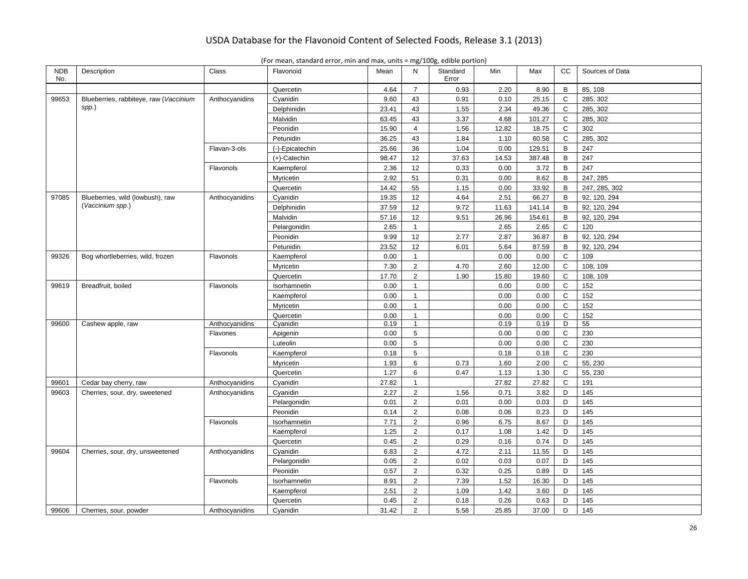# USDA Database for the Flavonoid Content of Selected Foods, Release 3.1 (2013)

(For mean, standard error, min and max, units = mg/100g, edible portion)

| NDB No. | Description | Class | Flavonoid | Mean | N | Standard Error | Min | Max | CC | Sources of Data |
|---|---|---|---|---|---|---|---|---|---|---|
| | | | Quercetin | 4.64 | 7 | 0.93 | 2.20 | 8.90 | B | 85, 108 |
| 99653 | Blueberries, rabbiteye, raw (*Vaccinium spp.*) | Anthocyanidins | Cyanidin | 9.60 | 43 | 0.91 | 0.10 | 25.15 | C | 285, 302 |
| | | | Delphinidin | 23.41 | 43 | 1.55 | 2.34 | 49.36 | C | 285, 302 |
| | | | Malvidin | 63.45 | 43 | 3.37 | 4.68 | 101.27 | C | 285, 302 |
| | | | Peonidin | 15.90 | 4 | 1.56 | 12.82 | 18.75 | C | 302 |
| | | | Petunidin | 36.25 | 43 | 1.84 | 1.10 | 60.58 | C | 285, 302 |
| | | Flavan-3-ols | (-)-Epicatechin | 25.66 | 36 | 1.04 | 0.00 | 129.51 | B | 247 |
| | | | (+)-Catechin | 98.47 | 12 | 37.63 | 14.53 | 387.48 | B | 247 |
| | | Flavonols | Kaempferol | 2.36 | 12 | 0.33 | 0.00 | 3.72 | B | 247 |
| | | | Myricetin | 2.92 | 51 | 0.31 | 0.00 | 8.62 | B | 247, 285 |
| | | | Quercetin | 14.42 | 55 | 1.15 | 0.00 | 33.92 | B | 247, 285, 302 |
| 97085 | Blueberries, wild (lowbush), raw (*Vaccinium spp.*) | Anthocyanidins | Cyanidin | 19.35 | 12 | 4.64 | 2.51 | 66.27 | B | 92, 120, 294 |
| | | | Delphinidin | 37.59 | 12 | 9.72 | 11.63 | 141.14 | B | 92, 120, 294 |
| | | | Malvidin | 57.16 | 12 | 9.51 | 26.96 | 154.61 | B | 92, 120, 294 |
| | | | Pelargonidin | 2.65 | 1 | | 2.65 | 2.65 | C | 120 |
| | | | Peonidin | 9.99 | 12 | 2.77 | 2.87 | 36.87 | B | 92, 120, 294 |
| | | | Petunidin | 23.52 | 12 | 6.01 | 5.64 | 87.59 | B | 92, 120, 294 |
| 99326 | Bog whortleberries, wild, frozen | Flavonols | Kaempferol | 0.00 | 1 | | 0.00 | 0.00 | C | 109 |
| | | | Myricetin | 7.30 | 2 | 4.70 | 2.60 | 12.00 | C | 108, 109 |
| | | | Quercetin | 17.70 | 2 | 1.90 | 15.80 | 19.60 | C | 108, 109 |
| 99619 | Breadfruit, boiled | Flavonols | Isorhamnetin | 0.00 | 1 | | 0.00 | 0.00 | C | 152 |
| | | | Kaempferol | 0.00 | 1 | | 0.00 | 0.00 | C | 152 |
| | | | Myricetin | 0.00 | 1 | | 0.00 | 0.00 | C | 152 |
| | | | Quercetin | 0.00 | 1 | | 0.00 | 0.00 | C | 152 |
| 99600 | Cashew apple, raw | Anthocyanidins | Cyanidin | 0.19 | 1 | | 0.19 | 0.19 | D | 55 |
| | | Flavones | Apigenin | 0.00 | 5 | | 0.00 | 0.00 | C | 230 |
| | | | Luteolin | 0.00 | 5 | | 0.00 | 0.00 | C | 230 |
| | | Flavonols | Kaempferol | 0.18 | 5 | | 0.18 | 0.18 | C | 230 |
| | | | Myricetin | 1.93 | 6 | 0.73 | 1.60 | 2.00 | C | 55, 230 |
| | | | Quercetin | 1.27 | 6 | 0.47 | 1.13 | 1.30 | C | 55, 230 |
| 99601 | Cedar bay cherry, raw | Anthocyanidins | Cyanidin | 27.82 | 1 | | 27.82 | 27.82 | C | 191 |
| 99603 | Cherries, sour, dry, sweetened | Anthocyanidins | Cyanidin | 2.27 | 2 | 1.56 | 0.71 | 3.82 | D | 145 |
| | | | Pelargonidin | 0.01 | 2 | 0.01 | 0.00 | 0.03 | D | 145 |
| | | | Peonidin | 0.14 | 2 | 0.08 | 0.06 | 0.23 | D | 145 |
| | | Flavonols | Isorhamnetin | 7.71 | 2 | 0.96 | 6.75 | 8.67 | D | 145 |
| | | | Kaempferol | 1.25 | 2 | 0.17 | 1.08 | 1.42 | D | 145 |
| | | | Quercetin | 0.45 | 2 | 0.29 | 0.16 | 0.74 | D | 145 |
| 99604 | Cherries, sour, dry, unsweetened | Anthocyanidins | Cyanidin | 6.83 | 2 | 4.72 | 2.11 | 11.55 | D | 145 |
| | | | Pelargonidin | 0.05 | 2 | 0.02 | 0.03 | 0.07 | D | 145 |
| | | | Peonidin | 0.57 | 2 | 0.32 | 0.25 | 0.89 | D | 145 |
| | | Flavonols | Isorhamnetin | 8.91 | 2 | 7.39 | 1.52 | 16.30 | D | 145 |
| | | | Kaempferol | 2.51 | 2 | 1.09 | 1.42 | 3.60 | D | 145 |
| | | | Quercetin | 0.45 | 2 | 0.18 | 0.26 | 0.63 | D | 145 |
| 99606 | Cherries, sour, powder | Anthocyanidins | Cyanidin | 31.42 | 2 | 5.58 | 25.85 | 37.00 | D | 145 |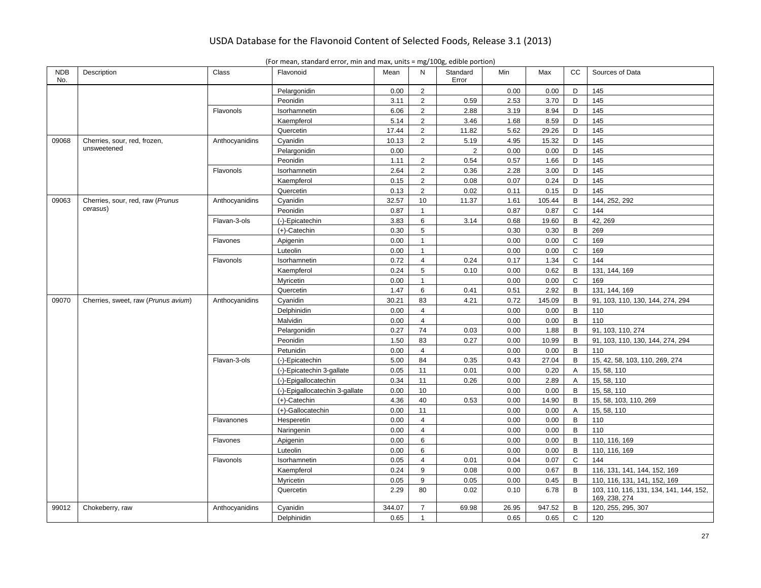(For mean, standard error, min and max, units = mg/100g, edible portion)

| NDB No. | Description | Class | Flavonoid | Mean | N | Standard Error | Min | Max | CC | Sources of Data |
|---|---|---|---|---|---|---|---|---|---|---|
| | | | Pelargonidin | 0.00 | 2 | | 0.00 | 0.00 | D | 145 |
| | | | Peonidin | 3.11 | 2 | 0.59 | 2.53 | 3.70 | D | 145 |
| | | Flavonols | Isorhamnetin | 6.06 | 2 | 2.88 | 3.19 | 8.94 | D | 145 |
| | | | Kaempferol | 5.14 | 2 | 3.46 | 1.68 | 8.59 | D | 145 |
| | | | Quercetin | 17.44 | 2 | 11.82 | 5.62 | 29.26 | D | 145 |
| 09068 | Cherries, sour, red, frozen, unsweetened | Anthocyanidins | Cyanidin | 10.13 | 2 | 5.19 | 4.95 | 15.32 | D | 145 |
| | | | Pelargonidin | 0.00 | | 2 | 0.00 | 0.00 | D | 145 |
| | | | Peonidin | 1.11 | 2 | 0.54 | 0.57 | 1.66 | D | 145 |
| | | Flavonols | Isorhamnetin | 2.64 | 2 | 0.36 | 2.28 | 3.00 | D | 145 |
| | | | Kaempferol | 0.15 | 2 | 0.08 | 0.07 | 0.24 | D | 145 |
| | | | Quercetin | 0.13 | 2 | 0.02 | 0.11 | 0.15 | D | 145 |
| 09063 | Cherries, sour, red, raw (*Prunus cerasus*) | Anthocyanidins | Cyanidin | 32.57 | 10 | 11.37 | 1.61 | 105.44 | B | 144, 252, 292 |
| | | | Peonidin | 0.87 | 1 | | 0.87 | 0.87 | C | 144 |
| | | Flavan-3-ols | (-)-Epicatechin | 3.83 | 6 | 3.14 | 0.68 | 19.60 | B | 42, 269 |
| | | | (+)-Catechin | 0.30 | 5 | | 0.30 | 0.30 | B | 269 |
| | | Flavones | Apigenin | 0.00 | 1 | | 0.00 | 0.00 | C | 169 |
| | | | Luteolin | 0.00 | 1 | | 0.00 | 0.00 | C | 169 |
| | | Flavonols | Isorhamnetin | 0.72 | 4 | 0.24 | 0.17 | 1.34 | C | 144 |
| | | | Kaempferol | 0.24 | 5 | 0.10 | 0.00 | 0.62 | B | 131, 144, 169 |
| | | | Myricetin | 0.00 | 1 | | 0.00 | 0.00 | C | 169 |
| | | | Quercetin | 1.47 | 6 | 0.41 | 0.51 | 2.92 | B | 131, 144, 169 |
| 09070 | Cherries, sweet, raw (*Prunus avium*) | Anthocyanidins | Cyanidin | 30.21 | 83 | 4.21 | 0.72 | 145.09 | B | 91, 103, 110, 130, 144, 274, 294 |
| | | | Delphinidin | 0.00 | 4 | | 0.00 | 0.00 | B | 110 |
| | | | Malvidin | 0.00 | 4 | | 0.00 | 0.00 | B | 110 |
| | | | Pelargonidin | 0.27 | 74 | 0.03 | 0.00 | 1.88 | B | 91, 103, 110, 274 |
| | | | Peonidin | 1.50 | 83 | 0.27 | 0.00 | 10.99 | B | 91, 103, 110, 130, 144, 274, 294 |
| | | | Petunidin | 0.00 | 4 | | 0.00 | 0.00 | B | 110 |
| | | Flavan-3-ols | (-)-Epicatechin | 5.00 | 84 | 0.35 | 0.43 | 27.04 | B | 15, 42, 58, 103, 110, 269, 274 |
| | | | (-)-Epicatechin 3-gallate | 0.05 | 11 | 0.01 | 0.00 | 0.20 | A | 15, 58, 110 |
| | | | (-)-Epigallocatechin | 0.34 | 11 | 0.26 | 0.00 | 2.89 | A | 15, 58, 110 |
| | | | (-)-Epigallocatechin 3-gallate | 0.00 | 10 | | 0.00 | 0.00 | B | 15, 58, 110 |
| | | | (+)-Catechin | 4.36 | 40 | 0.53 | 0.00 | 14.90 | B | 15, 58, 103, 110, 269 |
| | | | (+)-Gallocatechin | 0.00 | 11 | | 0.00 | 0.00 | A | 15, 58, 110 |
| | | Flavanones | Hesperetin | 0.00 | 4 | | 0.00 | 0.00 | B | 110 |
| | | | Naringenin | 0.00 | 4 | | 0.00 | 0.00 | B | 110 |
| | | Flavones | Apigenin | 0.00 | 6 | | 0.00 | 0.00 | B | 110, 116, 169 |
| | | | Luteolin | 0.00 | 6 | | 0.00 | 0.00 | B | 110, 116, 169 |
| | | Flavonols | Isorhamnetin | 0.05 | 4 | 0.01 | 0.04 | 0.07 | C | 144 |
| | | | Kaempferol | 0.24 | 9 | 0.08 | 0.00 | 0.67 | B | 116, 131, 141, 144, 152, 169 |
| | | | Myricetin | 0.05 | 9 | 0.05 | 0.00 | 0.45 | B | 110, 116, 131, 141, 152, 169 |
| | | | Quercetin | 2.29 | 80 | 0.02 | 0.10 | 6.78 | B | 103, 110, 116, 131, 134, 141, 144, 152, 169, 238, 274 |
| 99012 | Chokeberry, raw | Anthocyanidins | Cyanidin | 344.07 | 7 | 69.98 | 26.95 | 947.52 | B | 120, 255, 295, 307 |
| | | | Delphinidin | 0.65 | 1 | | 0.65 | 0.65 | C | 120 |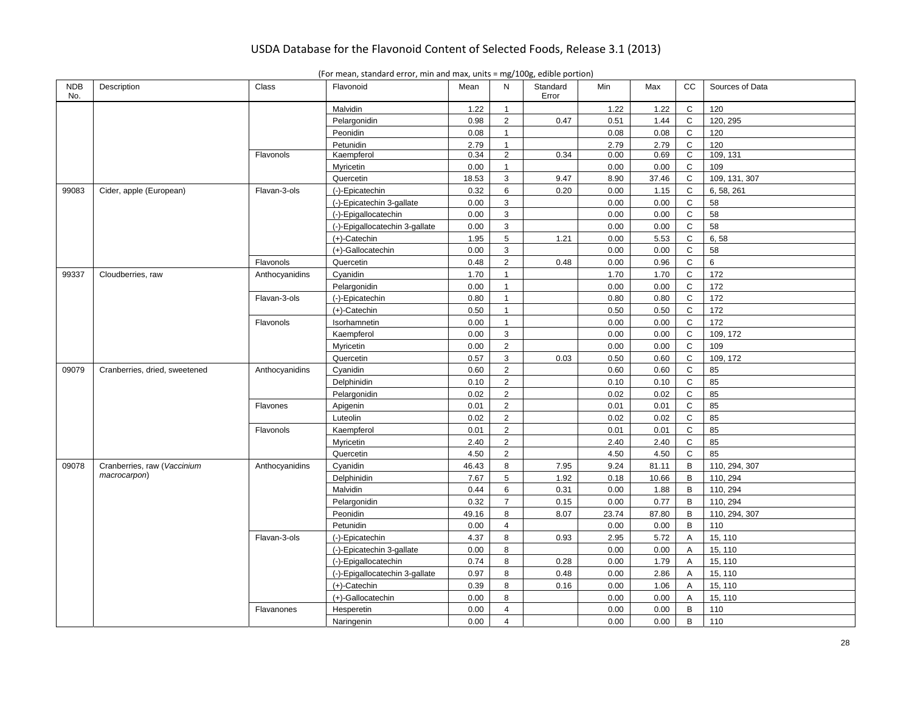# USDA Database for the Flavonoid Content of Selected Foods, Release 3.1 (2013)

(For mean, standard error, min and max, units = mg/100g, edible portion)

| NDB No. | Description | Class | Flavonoid | Mean | N | Standard Error | Min | Max | CC | Sources of Data |
|---|---|---|---|---|---|---|---|---|---|---|
| | | | Malvidin | 1.22 | 1 | | 1.22 | 1.22 | C | 120 |
| | | | Pelargonidin | 0.98 | 2 | 0.47 | 0.51 | 1.44 | C | 120, 295 |
| | | | Peonidin | 0.08 | 1 | | 0.08 | 0.08 | C | 120 |
| | | | Petunidin | 2.79 | 1 | | 2.79 | 2.79 | C | 120 |
| | | Flavonols | Kaempferol | 0.34 | 2 | 0.34 | 0.00 | 0.69 | C | 109, 131 |
| | | | Myricetin | 0.00 | 1 | | 0.00 | 0.00 | C | 109 |
| | | | Quercetin | 18.53 | 3 | 9.47 | 8.90 | 37.46 | C | 109, 131, 307 |
| 99083 | Cider, apple (European) | Flavan-3-ols | (-)-Epicatechin | 0.32 | 6 | 0.20 | 0.00 | 1.15 | C | 6, 58, 261 |
| | | | (-)-Epicatechin 3-gallate | 0.00 | 3 | | 0.00 | 0.00 | C | 58 |
| | | | (-)-Epigallocatechin | 0.00 | 3 | | 0.00 | 0.00 | C | 58 |
| | | | (-)-Epigallocatechin 3-gallate | 0.00 | 3 | | 0.00 | 0.00 | C | 58 |
| | | | (+)-Catechin | 1.95 | 5 | 1.21 | 0.00 | 5.53 | C | 6, 58 |
| | | | (+)-Gallocatechin | 0.00 | 3 | | 0.00 | 0.00 | C | 58 |
| | | Flavonols | Quercetin | 0.48 | 2 | 0.48 | 0.00 | 0.96 | C | 6 |
| 99337 | Cloudberries, raw | Anthocyanidins | Cyanidin | 1.70 | 1 | | 1.70 | 1.70 | C | 172 |
| | | | Pelargonidin | 0.00 | 1 | | 0.00 | 0.00 | C | 172 |
| | | Flavan-3-ols | (-)-Epicatechin | 0.80 | 1 | | 0.80 | 0.80 | C | 172 |
| | | | (+)-Catechin | 0.50 | 1 | | 0.50 | 0.50 | C | 172 |
| | | Flavonols | Isorhamnetin | 0.00 | 1 | | 0.00 | 0.00 | C | 172 |
| | | | Kaempferol | 0.00 | 3 | | 0.00 | 0.00 | C | 109, 172 |
| | | | Myricetin | 0.00 | 2 | | 0.00 | 0.00 | C | 109 |
| | | | Quercetin | 0.57 | 3 | 0.03 | 0.50 | 0.60 | C | 109, 172 |
| 09079 | Cranberries, dried, sweetened | Anthocyanidins | Cyanidin | 0.60 | 2 | | 0.60 | 0.60 | C | 85 |
| | | | Delphinidin | 0.10 | 2 | | 0.10 | 0.10 | C | 85 |
| | | | Pelargonidin | 0.02 | 2 | | 0.02 | 0.02 | C | 85 |
| | | Flavones | Apigenin | 0.01 | 2 | | 0.01 | 0.01 | C | 85 |
| | | | Luteolin | 0.02 | 2 | | 0.02 | 0.02 | C | 85 |
| | | Flavonols | Kaempferol | 0.01 | 2 | | 0.01 | 0.01 | C | 85 |
| | | | Myricetin | 2.40 | 2 | | 2.40 | 2.40 | C | 85 |
| | | | Quercetin | 4.50 | 2 | | 4.50 | 4.50 | C | 85 |
| 09078 | Cranberries, raw (*Vaccinium macrocarpon*) | Anthocyanidins | Cyanidin | 46.43 | 8 | 7.95 | 9.24 | 81.11 | B | 110, 294, 307 |
| | | | Delphinidin | 7.67 | 5 | 1.92 | 0.18 | 10.66 | B | 110, 294 |
| | | | Malvidin | 0.44 | 6 | 0.31 | 0.00 | 1.88 | B | 110, 294 |
| | | | Pelargonidin | 0.32 | 7 | 0.15 | 0.00 | 0.77 | B | 110, 294 |
| | | | Peonidin | 49.16 | 8 | 8.07 | 23.74 | 87.80 | B | 110, 294, 307 |
| | | | Petunidin | 0.00 | 4 | | 0.00 | 0.00 | B | 110 |
| | | Flavan-3-ols | (-)-Epicatechin | 4.37 | 8 | 0.93 | 2.95 | 5.72 | A | 15, 110 |
| | | | (-)-Epicatechin 3-gallate | 0.00 | 8 | | 0.00 | 0.00 | A | 15, 110 |
| | | | (-)-Epigallocatechin | 0.74 | 8 | 0.28 | 0.00 | 1.79 | A | 15, 110 |
| | | | (-)-Epigallocatechin 3-gallate | 0.97 | 8 | 0.48 | 0.00 | 2.86 | A | 15, 110 |
| | | | (+)-Catechin | 0.39 | 8 | 0.16 | 0.00 | 1.06 | A | 15, 110 |
| | | | (+)-Gallocatechin | 0.00 | 8 | | 0.00 | 0.00 | A | 15, 110 |
| | | Flavanones | Hesperetin | 0.00 | 4 | | 0.00 | 0.00 | B | 110 |
| | | | Naringenin | 0.00 | 4 | | 0.00 | 0.00 | B | 110 |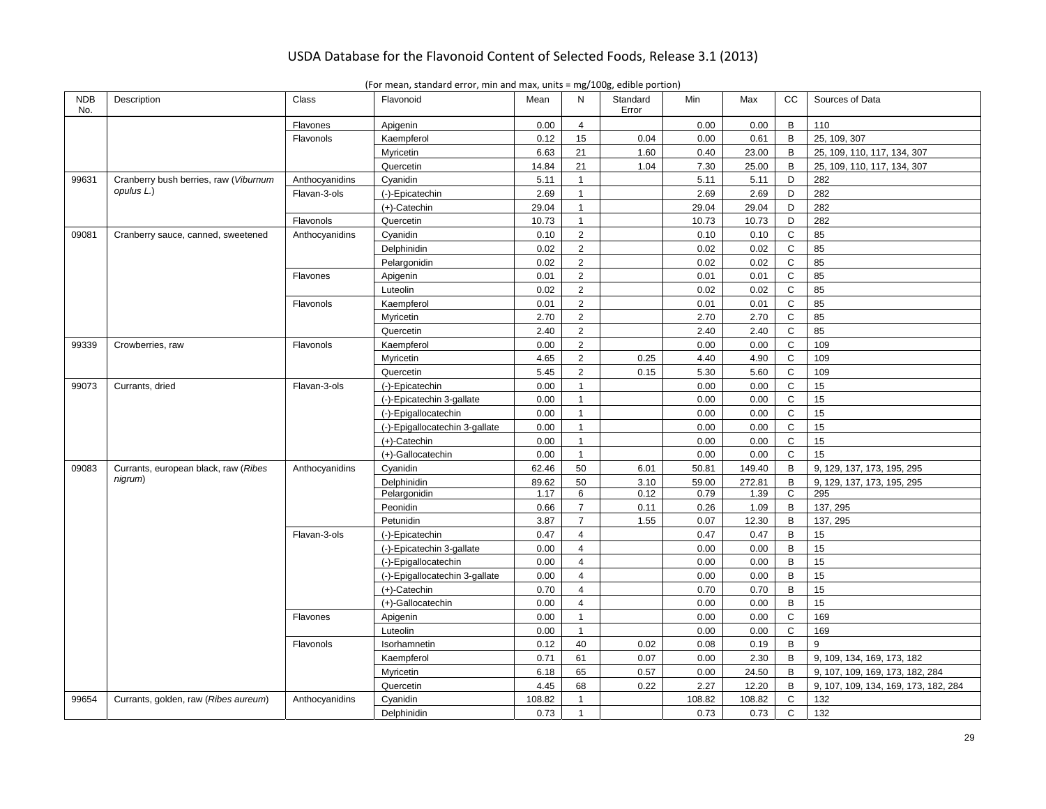# USDA Database for the Flavonoid Content of Selected Foods, Release 3.1 (2013)

(For mean, standard error, min and max, units = mg/100g, edible portion)

| NDB No. | Description | Class | Flavonoid | Mean | N | Standard Error | Min | Max | CC | Sources of Data |
|---|---|---|---|---|---|---|---|---|---|---|
| | | Flavones | Apigenin | 0.00 | 4 | | 0.00 | 0.00 | B | 110 |
| | | Flavonols | Kaempferol | 0.12 | 15 | 0.04 | 0.00 | 0.61 | B | 25, 109, 307 |
| | | | Myricetin | 6.63 | 21 | 1.60 | 0.40 | 23.00 | B | 25, 109, 110, 117, 134, 307 |
| | | | Quercetin | 14.84 | 21 | 1.04 | 7.30 | 25.00 | B | 25, 109, 110, 117, 134, 307 |
| 99631 | Cranberry bush berries, raw (*Viburnum opulus L.*) | Anthocyanidins | Cyanidin | 5.11 | 1 | | 5.11 | 5.11 | D | 282 |
| | | Flavan-3-ols | (-)-Epicatechin | 2.69 | 1 | | 2.69 | 2.69 | D | 282 |
| | | | (+)-Catechin | 29.04 | 1 | | 29.04 | 29.04 | D | 282 |
| | | Flavonols | Quercetin | 10.73 | 1 | | 10.73 | 10.73 | D | 282 |
| 09081 | Cranberry sauce, canned, sweetened | Anthocyanidins | Cyanidin | 0.10 | 2 | | 0.10 | 0.10 | C | 85 |
| | | | Delphinidin | 0.02 | 2 | | 0.02 | 0.02 | C | 85 |
| | | | Pelargonidin | 0.02 | 2 | | 0.02 | 0.02 | C | 85 |
| | | Flavones | Apigenin | 0.01 | 2 | | 0.01 | 0.01 | C | 85 |
| | | | Luteolin | 0.02 | 2 | | 0.02 | 0.02 | C | 85 |
| | | Flavonols | Kaempferol | 0.01 | 2 | | 0.01 | 0.01 | C | 85 |
| | | | Myricetin | 2.70 | 2 | | 2.70 | 2.70 | C | 85 |
| | | | Quercetin | 2.40 | 2 | | 2.40 | 2.40 | C | 85 |
| 99339 | Crowberries, raw | Flavonols | Kaempferol | 0.00 | 2 | | 0.00 | 0.00 | C | 109 |
| | | | Myricetin | 4.65 | 2 | 0.25 | 4.40 | 4.90 | C | 109 |
| | | | Quercetin | 5.45 | 2 | 0.15 | 5.30 | 5.60 | C | 109 |
| 99073 | Currants, dried | Flavan-3-ols | (-)-Epicatechin | 0.00 | 1 | | 0.00 | 0.00 | C | 15 |
| | | | (-)-Epicatechin 3-gallate | 0.00 | 1 | | 0.00 | 0.00 | C | 15 |
| | | | (-)-Epigallocatechin | 0.00 | 1 | | 0.00 | 0.00 | C | 15 |
| | | | (-)-Epigallocatechin 3-gallate | 0.00 | 1 | | 0.00 | 0.00 | C | 15 |
| | | | (+)-Catechin | 0.00 | 1 | | 0.00 | 0.00 | C | 15 |
| | | | (+)-Gallocatechin | 0.00 | 1 | | 0.00 | 0.00 | C | 15 |
| 09083 | Currants, european black, raw (*Ribes nigrum*) | Anthocyanidins | Cyanidin | 62.46 | 50 | 6.01 | 50.81 | 149.40 | B | 9, 129, 137, 173, 195, 295 |
| | | | Delphinidin | 89.62 | 50 | 3.10 | 59.00 | 272.81 | B | 9, 129, 137, 173, 195, 295 |
| | | | Pelargonidin | 1.17 | 6 | 0.12 | 0.79 | 1.39 | C | 295 |
| | | | Peonidin | 0.66 | 7 | 0.11 | 0.26 | 1.09 | B | 137, 295 |
| | | | Petunidin | 3.87 | 7 | 1.55 | 0.07 | 12.30 | B | 137, 295 |
| | | Flavan-3-ols | (-)-Epicatechin | 0.47 | 4 | | 0.47 | 0.47 | B | 15 |
| | | | (-)-Epicatechin 3-gallate | 0.00 | 4 | | 0.00 | 0.00 | B | 15 |
| | | | (-)-Epigallocatechin | 0.00 | 4 | | 0.00 | 0.00 | B | 15 |
| | | | (-)-Epigallocatechin 3-gallate | 0.00 | 4 | | 0.00 | 0.00 | B | 15 |
| | | | (+)-Catechin | 0.70 | 4 | | 0.70 | 0.70 | B | 15 |
| | | | (+)-Gallocatechin | 0.00 | 4 | | 0.00 | 0.00 | B | 15 |
| | | Flavones | Apigenin | 0.00 | 1 | | 0.00 | 0.00 | C | 169 |
| | | | Luteolin | 0.00 | 1 | | 0.00 | 0.00 | C | 169 |
| | | Flavonols | Isorhamnetin | 0.12 | 40 | 0.02 | 0.08 | 0.19 | B | 9 |
| | | | Kaempferol | 0.71 | 61 | 0.07 | 0.00 | 2.30 | B | 9, 109, 134, 169, 173, 182 |
| | | | Myricetin | 6.18 | 65 | 0.57 | 0.00 | 24.50 | B | 9, 107, 109, 169, 173, 182, 284 |
| | | | Quercetin | 4.45 | 68 | 0.22 | 2.27 | 12.20 | B | 9, 107, 109, 134, 169, 173, 182, 284 |
| 99654 | Currants, golden, raw (*Ribes aureum*) | Anthocyanidins | Cyanidin | 108.82 | 1 | | 108.82 | 108.82 | C | 132 |
| | | | Delphinidin | 0.73 | 1 | | 0.73 | 0.73 | C | 132 |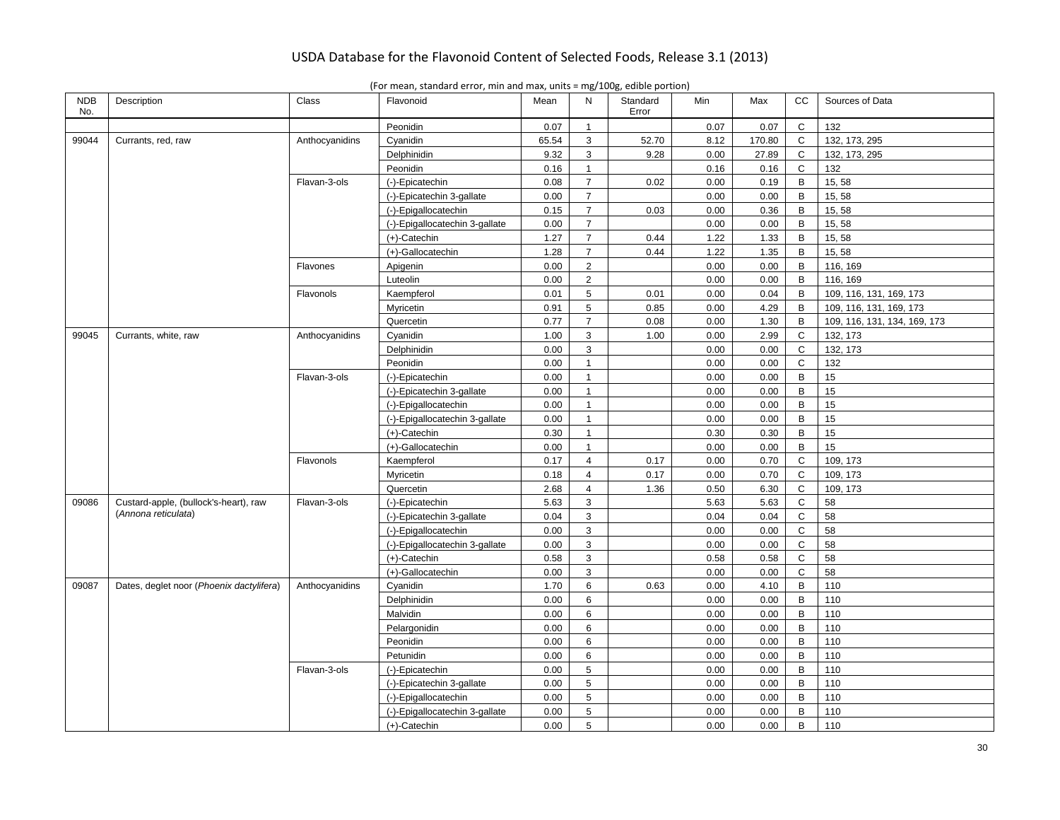# USDA Database for the Flavonoid Content of Selected Foods, Release 3.1 (2013)

(For mean, standard error, min and max, units = mg/100g, edible portion)

| NDB No. | Description | Class | Flavonoid | Mean | N | Standard Error | Min | Max | CC | Sources of Data |
|---|---|---|---|---|---|---|---|---|---|---|
| | | | Peonidin | 0.07 | 1 | | 0.07 | 0.07 | C | 132 |
| 99044 | Currants, red, raw | Anthocyanidins | Cyanidin | 65.54 | 3 | 52.70 | 8.12 | 170.80 | C | 132, 173, 295 |
| | | | Delphinidin | 9.32 | 3 | 9.28 | 0.00 | 27.89 | C | 132, 173, 295 |
| | | | Peonidin | 0.16 | 1 | | 0.16 | 0.16 | C | 132 |
| | | Flavan-3-ols | (-)-Epicatechin | 0.08 | 7 | 0.02 | 0.00 | 0.19 | B | 15, 58 |
| | | | (-)-Epicatechin 3-gallate | 0.00 | 7 | | 0.00 | 0.00 | B | 15, 58 |
| | | | (-)-Epigallocatechin | 0.15 | 7 | 0.03 | 0.00 | 0.36 | B | 15, 58 |
| | | | (-)-Epigallocatechin 3-gallate | 0.00 | 7 | | 0.00 | 0.00 | B | 15, 58 |
| | | | (+)-Catechin | 1.27 | 7 | 0.44 | 1.22 | 1.33 | B | 15, 58 |
| | | | (+)-Gallocatechin | 1.28 | 7 | 0.44 | 1.22 | 1.35 | B | 15, 58 |
| | | Flavones | Apigenin | 0.00 | 2 | | 0.00 | 0.00 | B | 116, 169 |
| | | | Luteolin | 0.00 | 2 | | 0.00 | 0.00 | B | 116, 169 |
| | | Flavonols | Kaempferol | 0.01 | 5 | 0.01 | 0.00 | 0.04 | B | 109, 116, 131, 169, 173 |
| | | | Myricetin | 0.91 | 5 | 0.85 | 0.00 | 4.29 | B | 109, 116, 131, 169, 173 |
| | | | Quercetin | 0.77 | 7 | 0.08 | 0.00 | 1.30 | B | 109, 116, 131, 134, 169, 173 |
| 99045 | Currants, white, raw | Anthocyanidins | Cyanidin | 1.00 | 3 | 1.00 | 0.00 | 2.99 | C | 132, 173 |
| | | | Delphinidin | 0.00 | 3 | | 0.00 | 0.00 | C | 132, 173 |
| | | | Peonidin | 0.00 | 1 | | 0.00 | 0.00 | C | 132 |
| | | Flavan-3-ols | (-)-Epicatechin | 0.00 | 1 | | 0.00 | 0.00 | B | 15 |
| | | | (-)-Epicatechin 3-gallate | 0.00 | 1 | | 0.00 | 0.00 | B | 15 |
| | | | (-)-Epigallocatechin | 0.00 | 1 | | 0.00 | 0.00 | B | 15 |
| | | | (-)-Epigallocatechin 3-gallate | 0.00 | 1 | | 0.00 | 0.00 | B | 15 |
| | | | (+)-Catechin | 0.30 | 1 | | 0.30 | 0.30 | B | 15 |
| | | | (+)-Gallocatechin | 0.00 | 1 | | 0.00 | 0.00 | B | 15 |
| | | Flavonols | Kaempferol | 0.17 | 4 | 0.17 | 0.00 | 0.70 | C | 109, 173 |
| | | | Myricetin | 0.18 | 4 | 0.17 | 0.00 | 0.70 | C | 109, 173 |
| | | | Quercetin | 2.68 | 4 | 1.36 | 0.50 | 6.30 | C | 109, 173 |
| 09086 | Custard-apple, (bullock's-heart), raw (*Annona reticulata*) | Flavan-3-ols | (-)-Epicatechin | 5.63 | 3 | | 5.63 | 5.63 | C | 58 |
| | | | (-)-Epicatechin 3-gallate | 0.04 | 3 | | 0.04 | 0.04 | C | 58 |
| | | | (-)-Epigallocatechin | 0.00 | 3 | | 0.00 | 0.00 | C | 58 |
| | | | (-)-Epigallocatechin 3-gallate | 0.00 | 3 | | 0.00 | 0.00 | C | 58 |
| | | | (+)-Catechin | 0.58 | 3 | | 0.58 | 0.58 | C | 58 |
| | | | (+)-Gallocatechin | 0.00 | 3 | | 0.00 | 0.00 | C | 58 |
| 09087 | Dates, deglet noor (*Phoenix dactylifera*) | Anthocyanidins | Cyanidin | 1.70 | 6 | 0.63 | 0.00 | 4.10 | B | 110 |
| | | | Delphinidin | 0.00 | 6 | | 0.00 | 0.00 | B | 110 |
| | | | Malvidin | 0.00 | 6 | | 0.00 | 0.00 | B | 110 |
| | | | Pelargonidin | 0.00 | 6 | | 0.00 | 0.00 | B | 110 |
| | | | Peonidin | 0.00 | 6 | | 0.00 | 0.00 | B | 110 |
| | | | Petunidin | 0.00 | 6 | | 0.00 | 0.00 | B | 110 |
| | | Flavan-3-ols | (-)-Epicatechin | 0.00 | 5 | | 0.00 | 0.00 | B | 110 |
| | | | (-)-Epicatechin 3-gallate | 0.00 | 5 | | 0.00 | 0.00 | B | 110 |
| | | | (-)-Epigallocatechin | 0.00 | 5 | | 0.00 | 0.00 | B | 110 |
| | | | (-)-Epigallocatechin 3-gallate | 0.00 | 5 | | 0.00 | 0.00 | B | 110 |
| | | | (+)-Catechin | 0.00 | 5 | | 0.00 | 0.00 | B | 110 |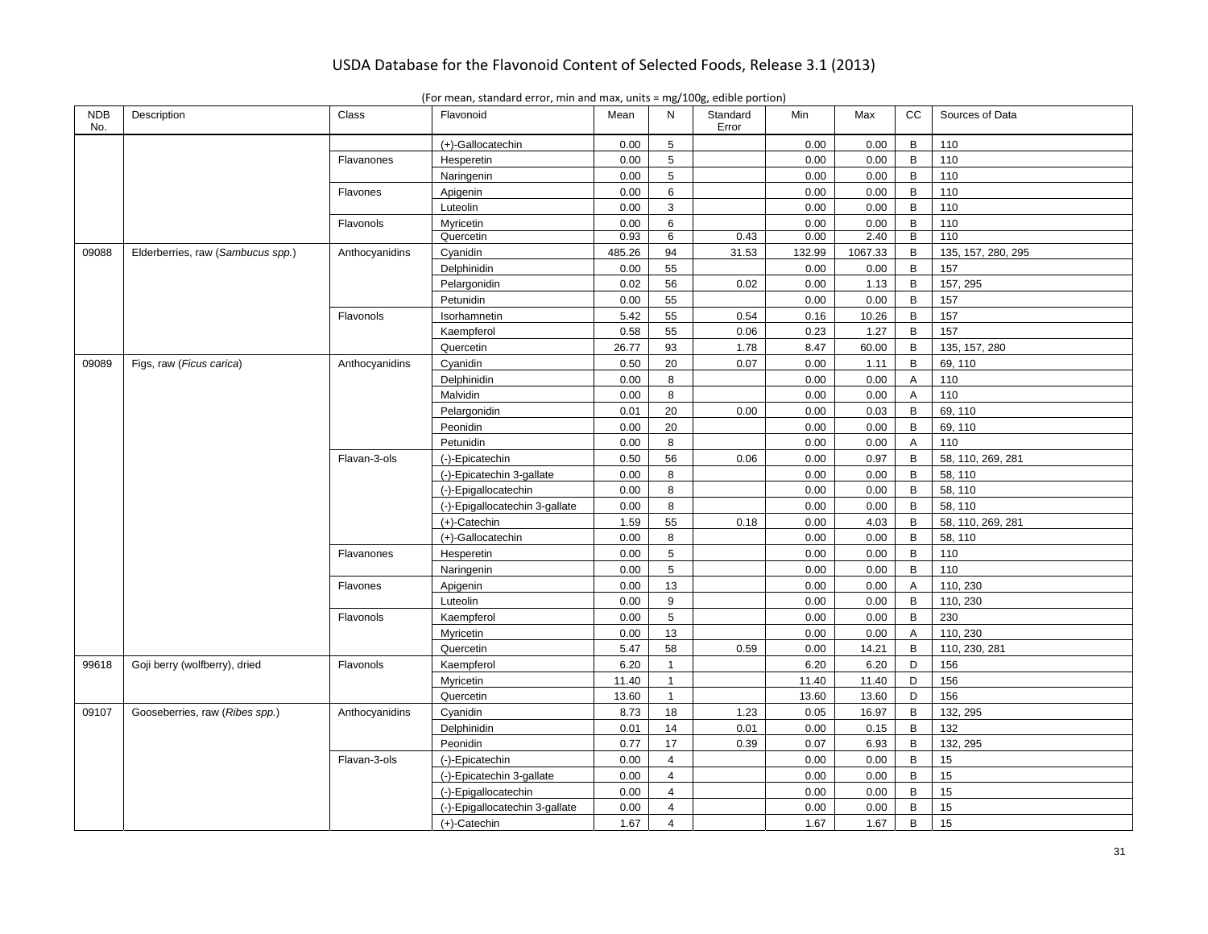# USDA Database for the Flavonoid Content of Selected Foods, Release 3.1 (2013)

(For mean, standard error, min and max, units = mg/100g, edible portion)

| NDB No. | Description | Class | Flavonoid | Mean | N | Standard Error | Min | Max | CC | Sources of Data |
|---|---|---|---|---|---|---|---|---|---|---|
| | | | (+)-Gallocatechin | 0.00 | 5 | | 0.00 | 0.00 | B | 110 |
| | | Flavanones | Hesperetin | 0.00 | 5 | | 0.00 | 0.00 | B | 110 |
| | | | Naringenin | 0.00 | 5 | | 0.00 | 0.00 | B | 110 |
| | | Flavones | Apigenin | 0.00 | 6 | | 0.00 | 0.00 | B | 110 |
| | | | Luteolin | 0.00 | 3 | | 0.00 | 0.00 | B | 110 |
| | | Flavonols | Myricetin | 0.00 | 6 | | 0.00 | 0.00 | B | 110 |
| | | | Quercetin | 0.93 | 6 | 0.43 | 0.00 | 2.40 | B | 110 |
| 09088 | Elderberries, raw (*Sambucus spp.*) | Anthocyanidins | Cyanidin | 485.26 | 94 | 31.53 | 132.99 | 1067.33 | B | 135, 157, 280, 295 |
| | | | Delphinidin | 0.00 | 55 | | 0.00 | 0.00 | B | 157 |
| | | | Pelargonidin | 0.02 | 56 | 0.02 | 0.00 | 1.13 | B | 157, 295 |
| | | | Petunidin | 0.00 | 55 | | 0.00 | 0.00 | B | 157 |
| | | Flavonols | Isorhamnetin | 5.42 | 55 | 0.54 | 0.16 | 10.26 | B | 157 |
| | | | Kaempferol | 0.58 | 55 | 0.06 | 0.23 | 1.27 | B | 157 |
| | | | Quercetin | 26.77 | 93 | 1.78 | 8.47 | 60.00 | B | 135, 157, 280 |
| 09089 | Figs, raw (*Ficus carica*) | Anthocyanidins | Cyanidin | 0.50 | 20 | 0.07 | 0.00 | 1.11 | B | 69, 110 |
| | | | Delphinidin | 0.00 | 8 | | 0.00 | 0.00 | A | 110 |
| | | | Malvidin | 0.00 | 8 | | 0.00 | 0.00 | A | 110 |
| | | | Pelargonidin | 0.01 | 20 | 0.00 | 0.00 | 0.03 | B | 69, 110 |
| | | | Peonidin | 0.00 | 20 | | 0.00 | 0.00 | B | 69, 110 |
| | | | Petunidin | 0.00 | 8 | | 0.00 | 0.00 | A | 110 |
| | | Flavan-3-ols | (-)-Epicatechin | 0.50 | 56 | 0.06 | 0.00 | 0.97 | B | 58, 110, 269, 281 |
| | | | (-)-Epicatechin 3-gallate | 0.00 | 8 | | 0.00 | 0.00 | B | 58, 110 |
| | | | (-)-Epigallocatechin | 0.00 | 8 | | 0.00 | 0.00 | B | 58, 110 |
| | | | (-)-Epigallocatechin 3-gallate | 0.00 | 8 | | 0.00 | 0.00 | B | 58, 110 |
| | | | (+)-Catechin | 1.59 | 55 | 0.18 | 0.00 | 4.03 | B | 58, 110, 269, 281 |
| | | | (+)-Gallocatechin | 0.00 | 8 | | 0.00 | 0.00 | B | 58, 110 |
| | | Flavanones | Hesperetin | 0.00 | 5 | | 0.00 | 0.00 | B | 110 |
| | | | Naringenin | 0.00 | 5 | | 0.00 | 0.00 | B | 110 |
| | | Flavones | Apigenin | 0.00 | 13 | | 0.00 | 0.00 | A | 110, 230 |
| | | | Luteolin | 0.00 | 9 | | 0.00 | 0.00 | B | 110, 230 |
| | | Flavonols | Kaempferol | 0.00 | 5 | | 0.00 | 0.00 | B | 230 |
| | | | Myricetin | 0.00 | 13 | | 0.00 | 0.00 | A | 110, 230 |
| | | | Quercetin | 5.47 | 58 | 0.59 | 0.00 | 14.21 | B | 110, 230, 281 |
| 99618 | Goji berry (wolfberry), dried | Flavonols | Kaempferol | 6.20 | 1 | | 6.20 | 6.20 | D | 156 |
| | | | Myricetin | 11.40 | 1 | | 11.40 | 11.40 | D | 156 |
| | | | Quercetin | 13.60 | 1 | | 13.60 | 13.60 | D | 156 |
| 09107 | Gooseberries, raw (*Ribes spp.*) | Anthocyanidins | Cyanidin | 8.73 | 18 | 1.23 | 0.05 | 16.97 | B | 132, 295 |
| | | | Delphinidin | 0.01 | 14 | 0.01 | 0.00 | 0.15 | B | 132 |
| | | | Peonidin | 0.77 | 17 | 0.39 | 0.07 | 6.93 | B | 132, 295 |
| | | Flavan-3-ols | (-)-Epicatechin | 0.00 | 4 | | 0.00 | 0.00 | B | 15 |
| | | | (-)-Epicatechin 3-gallate | 0.00 | 4 | | 0.00 | 0.00 | B | 15 |
| | | | (-)-Epigallocatechin | 0.00 | 4 | | 0.00 | 0.00 | B | 15 |
| | | | (-)-Epigallocatechin 3-gallate | 0.00 | 4 | | 0.00 | 0.00 | B | 15 |
| | | | (+)-Catechin | 1.67 | 4 | | 1.67 | 1.67 | B | 15 |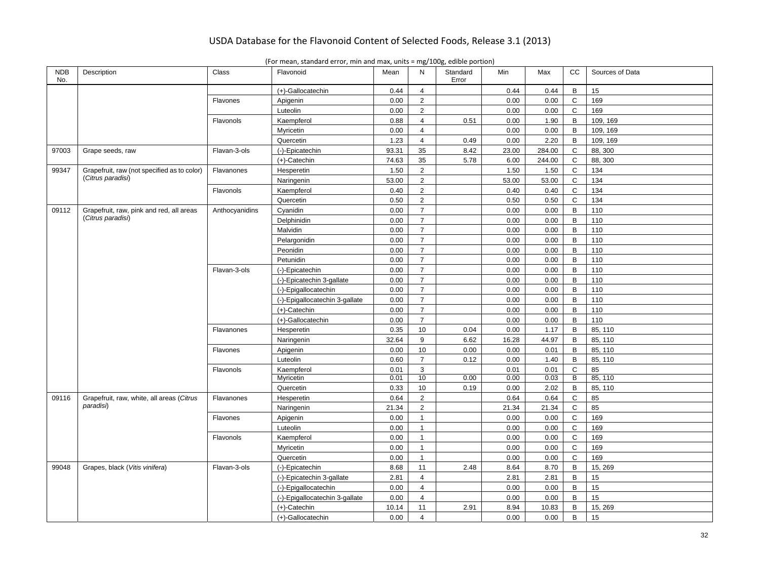# USDA Database for the Flavonoid Content of Selected Foods, Release 3.1 (2013)

(For mean, standard error, min and max, units = mg/100g, edible portion)

| NDB No. | Description | Class | Flavonoid | Mean | N | Standard Error | Min | Max | CC | Sources of Data |
|---|---|---|---|---|---|---|---|---|---|---|
| | | | (+)-Gallocatechin | 0.44 | 4 | | 0.44 | 0.44 | B | 15 |
| | | Flavones | Apigenin | 0.00 | 2 | | 0.00 | 0.00 | C | 169 |
| | | | Luteolin | 0.00 | 2 | | 0.00 | 0.00 | C | 169 |
| | | Flavonols | Kaempferol | 0.88 | 4 | 0.51 | 0.00 | 1.90 | B | 109, 169 |
| | | | Myricetin | 0.00 | 4 | | 0.00 | 0.00 | B | 109, 169 |
| | | | Quercetin | 1.23 | 4 | 0.49 | 0.00 | 2.20 | B | 109, 169 |
| 97003 | Grape seeds, raw | Flavan-3-ols | (-)-Epicatechin | 93.31 | 35 | 8.42 | 23.00 | 284.00 | C | 88, 300 |
| | | | (+)-Catechin | 74.63 | 35 | 5.78 | 6.00 | 244.00 | C | 88, 300 |
| 99347 | Grapefruit, raw (not specified as to color) (*Citrus paradisi*) | Flavanones | Hesperetin | 1.50 | 2 | | 1.50 | 1.50 | C | 134 |
| | | | Naringenin | 53.00 | 2 | | 53.00 | 53.00 | C | 134 |
| | | Flavonols | Kaempferol | 0.40 | 2 | | 0.40 | 0.40 | C | 134 |
| | | | Quercetin | 0.50 | 2 | | 0.50 | 0.50 | C | 134 |
| 09112 | Grapefruit, raw, pink and red, all areas (*Citrus paradisi*) | Anthocyanidins | Cyanidin | 0.00 | 7 | | 0.00 | 0.00 | B | 110 |
| | | | Delphinidin | 0.00 | 7 | | 0.00 | 0.00 | B | 110 |
| | | | Malvidin | 0.00 | 7 | | 0.00 | 0.00 | B | 110 |
| | | | Pelargonidin | 0.00 | 7 | | 0.00 | 0.00 | B | 110 |
| | | | Peonidin | 0.00 | 7 | | 0.00 | 0.00 | B | 110 |
| | | | Petunidin | 0.00 | 7 | | 0.00 | 0.00 | B | 110 |
| | | Flavan-3-ols | (-)-Epicatechin | 0.00 | 7 | | 0.00 | 0.00 | B | 110 |
| | | | (-)-Epicatechin 3-gallate | 0.00 | 7 | | 0.00 | 0.00 | B | 110 |
| | | | (-)-Epigallocatechin | 0.00 | 7 | | 0.00 | 0.00 | B | 110 |
| | | | (-)-Epigallocatechin 3-gallate | 0.00 | 7 | | 0.00 | 0.00 | B | 110 |
| | | | (+)-Catechin | 0.00 | 7 | | 0.00 | 0.00 | B | 110 |
| | | | (+)-Gallocatechin | 0.00 | 7 | | 0.00 | 0.00 | B | 110 |
| | | Flavanones | Hesperetin | 0.35 | 10 | 0.04 | 0.00 | 1.17 | B | 85, 110 |
| | | | Naringenin | 32.64 | 9 | 6.62 | 16.28 | 44.97 | B | 85, 110 |
| | | Flavones | Apigenin | 0.00 | 10 | 0.00 | 0.00 | 0.01 | B | 85, 110 |
| | | | Luteolin | 0.60 | 7 | 0.12 | 0.00 | 1.40 | B | 85, 110 |
| | | Flavonols | Kaempferol | 0.01 | 3 | | 0.01 | 0.01 | C | 85 |
| | | | Myricetin | 0.01 | 10 | 0.00 | 0.00 | 0.03 | B | 85, 110 |
| | | | Quercetin | 0.33 | 10 | 0.19 | 0.00 | 2.02 | B | 85, 110 |
| 09116 | Grapefruit, raw, white, all areas (*Citrus paradisi*) | Flavanones | Hesperetin | 0.64 | 2 | | 0.64 | 0.64 | C | 85 |
| | | | Naringenin | 21.34 | 2 | | 21.34 | 21.34 | C | 85 |
| | | Flavones | Apigenin | 0.00 | 1 | | 0.00 | 0.00 | C | 169 |
| | | | Luteolin | 0.00 | 1 | | 0.00 | 0.00 | C | 169 |
| | | Flavonols | Kaempferol | 0.00 | 1 | | 0.00 | 0.00 | C | 169 |
| | | | Myricetin | 0.00 | 1 | | 0.00 | 0.00 | C | 169 |
| | | | Quercetin | 0.00 | 1 | | 0.00 | 0.00 | C | 169 |
| 99048 | Grapes, black (*Vitis vinifera*) | Flavan-3-ols | (-)-Epicatechin | 8.68 | 11 | 2.48 | 8.64 | 8.70 | B | 15, 269 |
| | | | (-)-Epicatechin 3-gallate | 2.81 | 4 | | 2.81 | 2.81 | B | 15 |
| | | | (-)-Epigallocatechin | 0.00 | 4 | | 0.00 | 0.00 | B | 15 |
| | | | (-)-Epigallocatechin 3-gallate | 0.00 | 4 | | 0.00 | 0.00 | B | 15 |
| | | | (+)-Catechin | 10.14 | 11 | 2.91 | 8.94 | 10.83 | B | 15, 269 |
| | | | (+)-Gallocatechin | 0.00 | 4 | | 0.00 | 0.00 | B | 15 |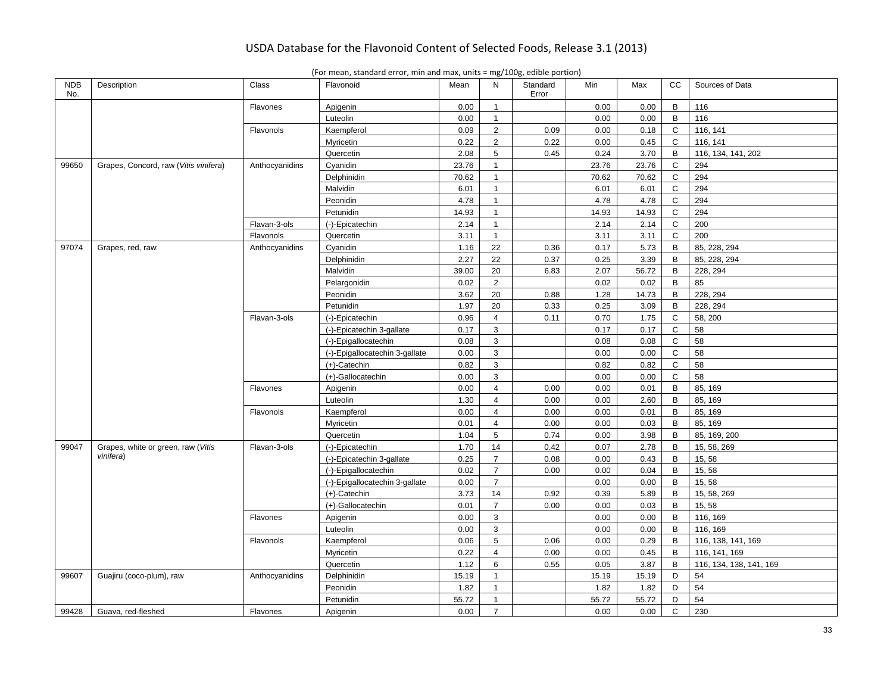# USDA Database for the Flavonoid Content of Selected Foods, Release 3.1 (2013)

(For mean, standard error, min and max, units = mg/100g, edible portion)

| NDB No. | Description | Class | Flavonoid | Mean | N | Standard Error | Min | Max | CC | Sources of Data |
|---|---|---|---|---|---|---|---|---|---|---|
| | | Flavones | Apigenin | 0.00 | 1 | | 0.00 | 0.00 | B | 116 |
| | | | Luteolin | 0.00 | 1 | | 0.00 | 0.00 | B | 116 |
| | | Flavonols | Kaempferol | 0.09 | 2 | 0.09 | 0.00 | 0.18 | C | 116, 141 |
| | | | Myricetin | 0.22 | 2 | 0.22 | 0.00 | 0.45 | C | 116, 141 |
| | | | Quercetin | 2.08 | 5 | 0.45 | 0.24 | 3.70 | B | 116, 134, 141, 202 |
| 99650 | Grapes, Concord, raw (*Vitis vinifera*) | Anthocyanidins | Cyanidin | 23.76 | 1 | | 23.76 | 23.76 | C | 294 |
| | | | Delphinidin | 70.62 | 1 | | 70.62 | 70.62 | C | 294 |
| | | | Malvidin | 6.01 | 1 | | 6.01 | 6.01 | C | 294 |
| | | | Peonidin | 4.78 | 1 | | 4.78 | 4.78 | C | 294 |
| | | | Petunidin | 14.93 | 1 | | 14.93 | 14.93 | C | 294 |
| | | Flavan-3-ols | (-)-Epicatechin | 2.14 | 1 | | 2.14 | 2.14 | C | 200 |
| | | Flavonols | Quercetin | 3.11 | 1 | | 3.11 | 3.11 | C | 200 |
| 97074 | Grapes, red, raw | Anthocyanidins | Cyanidin | 1.16 | 22 | 0.36 | 0.17 | 5.73 | B | 85, 228, 294 |
| | | | Delphinidin | 2.27 | 22 | 0.37 | 0.25 | 3.39 | B | 85, 228, 294 |
| | | | Malvidin | 39.00 | 20 | 6.83 | 2.07 | 56.72 | B | 228, 294 |
| | | | Pelargonidin | 0.02 | 2 | | 0.02 | 0.02 | B | 85 |
| | | | Peonidin | 3.62 | 20 | 0.88 | 1.28 | 14.73 | B | 228, 294 |
| | | | Petunidin | 1.97 | 20 | 0.33 | 0.25 | 3.09 | B | 228, 294 |
| | | Flavan-3-ols | (-)-Epicatechin | 0.96 | 4 | 0.11 | 0.70 | 1.75 | C | 58, 200 |
| | | | (-)-Epicatechin 3-gallate | 0.17 | 3 | | 0.17 | 0.17 | C | 58 |
| | | | (-)-Epigallocatechin | 0.08 | 3 | | 0.08 | 0.08 | C | 58 |
| | | | (-)-Epigallocatechin 3-gallate | 0.00 | 3 | | 0.00 | 0.00 | C | 58 |
| | | | (+)-Catechin | 0.82 | 3 | | 0.82 | 0.82 | C | 58 |
| | | | (+)-Gallocatechin | 0.00 | 3 | | 0.00 | 0.00 | C | 58 |
| | | Flavones | Apigenin | 0.00 | 4 | 0.00 | 0.00 | 0.01 | B | 85, 169 |
| | | | Luteolin | 1.30 | 4 | 0.00 | 0.00 | 2.60 | B | 85, 169 |
| | | Flavonols | Kaempferol | 0.00 | 4 | 0.00 | 0.00 | 0.01 | B | 85, 169 |
| | | | Myricetin | 0.01 | 4 | 0.00 | 0.00 | 0.03 | B | 85, 169 |
| | | | Quercetin | 1.04 | 5 | 0.74 | 0.00 | 3.98 | B | 85, 169, 200 |
| 99047 | Grapes, white or green, raw (*Vitis vinifera*) | Flavan-3-ols | (-)-Epicatechin | 1.70 | 14 | 0.42 | 0.07 | 2.78 | B | 15, 58, 269 |
| | | | (-)-Epicatechin 3-gallate | 0.25 | 7 | 0.08 | 0.00 | 0.43 | B | 15, 58 |
| | | | (-)-Epigallocatechin | 0.02 | 7 | 0.00 | 0.00 | 0.04 | B | 15, 58 |
| | | | (-)-Epigallocatechin 3-gallate | 0.00 | 7 | | 0.00 | 0.00 | B | 15, 58 |
| | | | (+)-Catechin | 3.73 | 14 | 0.92 | 0.39 | 5.89 | B | 15, 58, 269 |
| | | | (+)-Gallocatechin | 0.01 | 7 | 0.00 | 0.00 | 0.03 | B | 15, 58 |
| | | Flavones | Apigenin | 0.00 | 3 | | 0.00 | 0.00 | B | 116, 169 |
| | | | Luteolin | 0.00 | 3 | | 0.00 | 0.00 | B | 116, 169 |
| | | Flavonols | Kaempferol | 0.06 | 5 | 0.06 | 0.00 | 0.29 | B | 116, 138, 141, 169 |
| | | | Myricetin | 0.22 | 4 | 0.00 | 0.00 | 0.45 | B | 116, 141, 169 |
| | | | Quercetin | 1.12 | 6 | 0.55 | 0.05 | 3.87 | B | 116, 134, 138, 141, 169 |
| 99607 | Guajiru (coco-plum), raw | Anthocyanidins | Delphinidin | 15.19 | 1 | | 15.19 | 15.19 | D | 54 |
| | | | Peonidin | 1.82 | 1 | | 1.82 | 1.82 | D | 54 |
| | | | Petunidin | 55.72 | 1 | | 55.72 | 55.72 | D | 54 |
| 99428 | Guava, red-fleshed | Flavones | Apigenin | 0.00 | 7 | | 0.00 | 0.00 | C | 230 |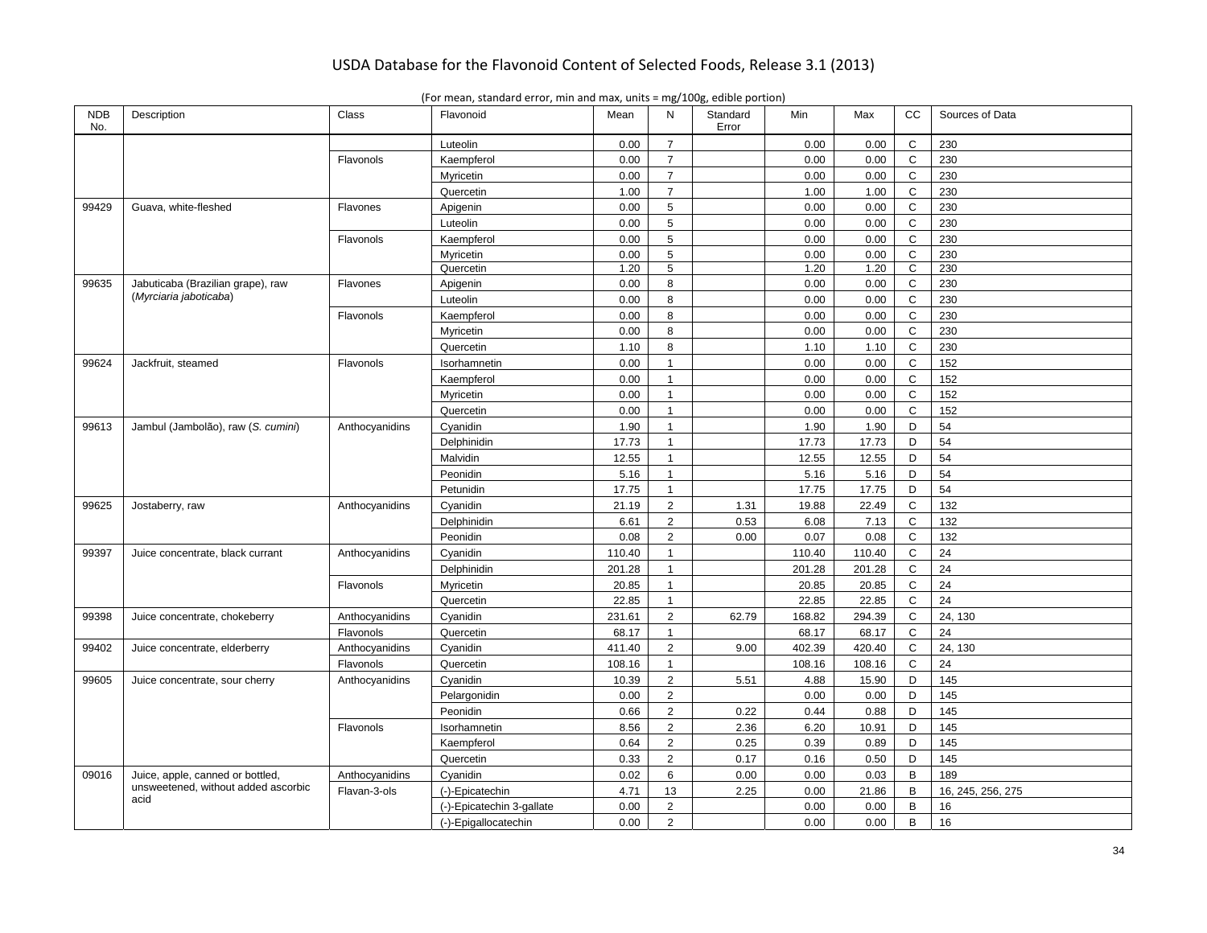# USDA Database for the Flavonoid Content of Selected Foods, Release 3.1 (2013)

(For mean, standard error, min and max, units = mg/100g, edible portion)

| NDB No. | Description | Class | Flavonoid | Mean | N | Standard Error | Min | Max | CC | Sources of Data |
|---|---|---|---|---|---|---|---|---|---|---|
| | | | Luteolin | 0.00 | 7 | | 0.00 | 0.00 | C | 230 |
| | | Flavonols | Kaempferol | 0.00 | 7 | | 0.00 | 0.00 | C | 230 |
| | | | Myricetin | 0.00 | 7 | | 0.00 | 0.00 | C | 230 |
| | | | Quercetin | 1.00 | 7 | | 1.00 | 1.00 | C | 230 |
| 99429 | Guava, white-fleshed | Flavones | Apigenin | 0.00 | 5 | | 0.00 | 0.00 | C | 230 |
| | | | Luteolin | 0.00 | 5 | | 0.00 | 0.00 | C | 230 |
| | | Flavonols | Kaempferol | 0.00 | 5 | | 0.00 | 0.00 | C | 230 |
| | | | Myricetin | 0.00 | 5 | | 0.00 | 0.00 | C | 230 |
| | | | Quercetin | 1.20 | 5 | | 1.20 | 1.20 | C | 230 |
| 99635 | Jabuticaba (Brazilian grape), raw (*Myrciaria jaboticaba*) | Flavones | Apigenin | 0.00 | 8 | | 0.00 | 0.00 | C | 230 |
| | | | Luteolin | 0.00 | 8 | | 0.00 | 0.00 | C | 230 |
| | | Flavonols | Kaempferol | 0.00 | 8 | | 0.00 | 0.00 | C | 230 |
| | | | Myricetin | 0.00 | 8 | | 0.00 | 0.00 | C | 230 |
| | | | Quercetin | 1.10 | 8 | | 1.10 | 1.10 | C | 230 |
| 99624 | Jackfruit, steamed | Flavonols | Isorhamnetin | 0.00 | 1 | | 0.00 | 0.00 | C | 152 |
| | | | Kaempferol | 0.00 | 1 | | 0.00 | 0.00 | C | 152 |
| | | | Myricetin | 0.00 | 1 | | 0.00 | 0.00 | C | 152 |
| | | | Quercetin | 0.00 | 1 | | 0.00 | 0.00 | C | 152 |
| 99613 | Jambul (Jambolão), raw (*S. cumini*) | Anthocyanidins | Cyanidin | 1.90 | 1 | | 1.90 | 1.90 | D | 54 |
| | | | Delphinidin | 17.73 | 1 | | 17.73 | 17.73 | D | 54 |
| | | | Malvidin | 12.55 | 1 | | 12.55 | 12.55 | D | 54 |
| | | | Peonidin | 5.16 | 1 | | 5.16 | 5.16 | D | 54 |
| | | | Petunidin | 17.75 | 1 | | 17.75 | 17.75 | D | 54 |
| 99625 | Jostaberry, raw | Anthocyanidins | Cyanidin | 21.19 | 2 | 1.31 | 19.88 | 22.49 | C | 132 |
| | | | Delphinidin | 6.61 | 2 | 0.53 | 6.08 | 7.13 | C | 132 |
| | | | Peonidin | 0.08 | 2 | 0.00 | 0.07 | 0.08 | C | 132 |
| 99397 | Juice concentrate, black currant | Anthocyanidins | Cyanidin | 110.40 | 1 | | 110.40 | 110.40 | C | 24 |
| | | | Delphinidin | 201.28 | 1 | | 201.28 | 201.28 | C | 24 |
| | | Flavonols | Myricetin | 20.85 | 1 | | 20.85 | 20.85 | C | 24 |
| | | | Quercetin | 22.85 | 1 | | 22.85 | 22.85 | C | 24 |
| 99398 | Juice concentrate, chokeberry | Anthocyanidins | Cyanidin | 231.61 | 2 | 62.79 | 168.82 | 294.39 | C | 24, 130 |
| | | Flavonols | Quercetin | 68.17 | 1 | | 68.17 | 68.17 | C | 24 |
| 99402 | Juice concentrate, elderberry | Anthocyanidins | Cyanidin | 411.40 | 2 | 9.00 | 402.39 | 420.40 | C | 24, 130 |
| | | Flavonols | Quercetin | 108.16 | 1 | | 108.16 | 108.16 | C | 24 |
| 99605 | Juice concentrate, sour cherry | Anthocyanidins | Cyanidin | 10.39 | 2 | 5.51 | 4.88 | 15.90 | D | 145 |
| | | | Pelargonidin | 0.00 | 2 | | 0.00 | 0.00 | D | 145 |
| | | | Peonidin | 0.66 | 2 | 0.22 | 0.44 | 0.88 | D | 145 |
| | | Flavonols | Isorhamnetin | 8.56 | 2 | 2.36 | 6.20 | 10.91 | D | 145 |
| | | | Kaempferol | 0.64 | 2 | 0.25 | 0.39 | 0.89 | D | 145 |
| | | | Quercetin | 0.33 | 2 | 0.17 | 0.16 | 0.50 | D | 145 |
| 09016 | Juice, apple, canned or bottled, unsweetened, without added ascorbic acid | Anthocyanidins | Cyanidin | 0.02 | 6 | 0.00 | 0.00 | 0.03 | B | 189 |
| | | Flavan-3-ols | (-)-Epicatechin | 4.71 | 13 | 2.25 | 0.00 | 21.86 | B | 16, 245, 256, 275 |
| | | | (-)-Epicatechin 3-gallate | 0.00 | 2 | | 0.00 | 0.00 | B | 16 |
| | | | (-)-Epigallocatechin | 0.00 | 2 | | 0.00 | 0.00 | B | 16 |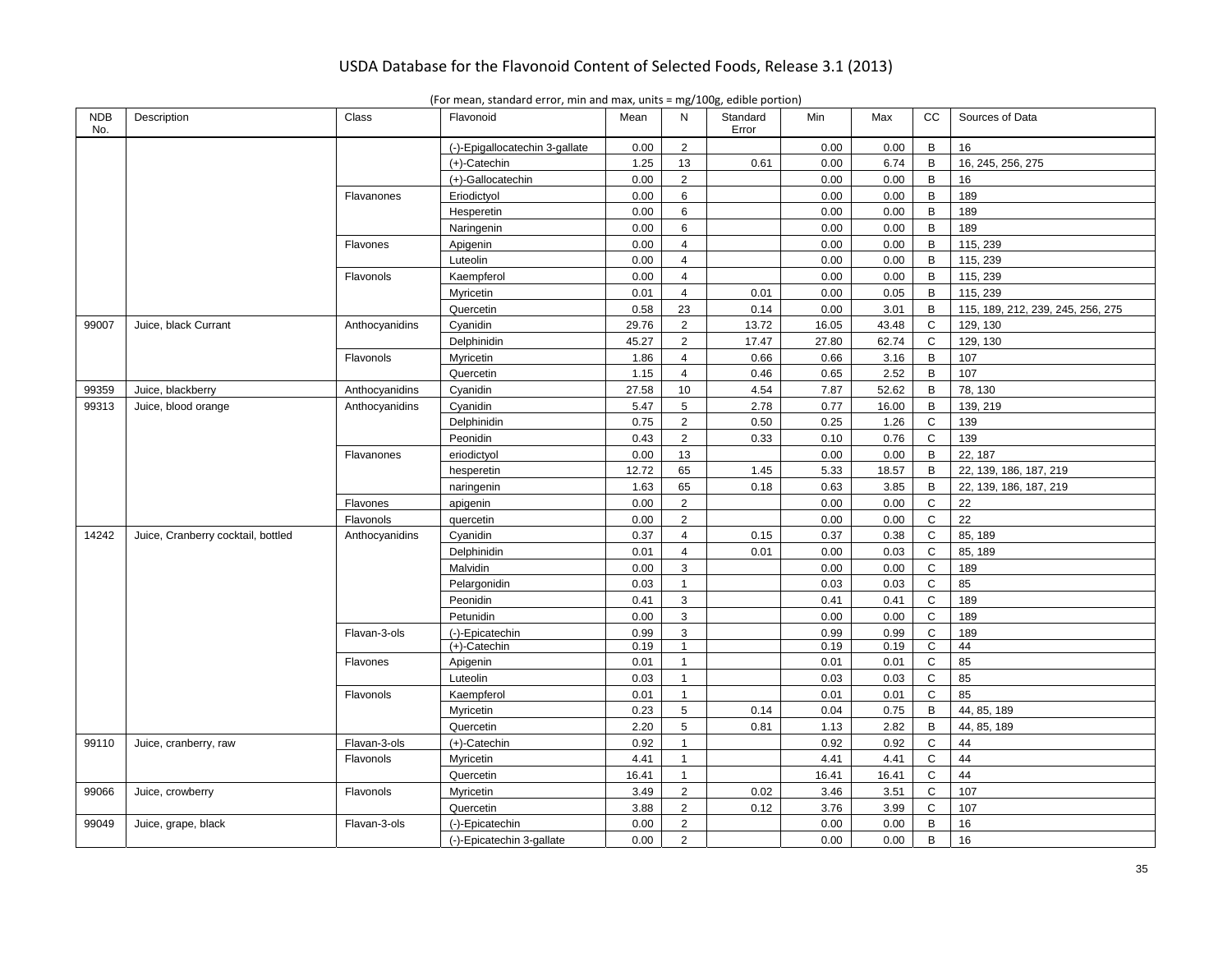# USDA Database for the Flavonoid Content of Selected Foods, Release 3.1 (2013)

(For mean, standard error, min and max, units = mg/100g, edible portion)

| NDB No. | Description | Class | Flavonoid | Mean | N | Standard Error | Min | Max | CC | Sources of Data |
|---|---|---|---|---|---|---|---|---|---|---|
| | | | (-)-Epigallocatechin 3-gallate | 0.00 | 2 | | 0.00 | 0.00 | B | 16 |
| | | | (+)-Catechin | 1.25 | 13 | 0.61 | 0.00 | 6.74 | B | 16, 245, 256, 275 |
| | | | (+)-Gallocatechin | 0.00 | 2 | | 0.00 | 0.00 | B | 16 |
| | | Flavanones | Eriodictyol | 0.00 | 6 | | 0.00 | 0.00 | B | 189 |
| | | | Hesperetin | 0.00 | 6 | | 0.00 | 0.00 | B | 189 |
| | | | Naringenin | 0.00 | 6 | | 0.00 | 0.00 | B | 189 |
| | | Flavones | Apigenin | 0.00 | 4 | | 0.00 | 0.00 | B | 115, 239 |
| | | | Luteolin | 0.00 | 4 | | 0.00 | 0.00 | B | 115, 239 |
| | | Flavonols | Kaempferol | 0.00 | 4 | | 0.00 | 0.00 | B | 115, 239 |
| | | | Myricetin | 0.01 | 4 | 0.01 | 0.00 | 0.05 | B | 115, 239 |
| | | | Quercetin | 0.58 | 23 | 0.14 | 0.00 | 3.01 | B | 115, 189, 212, 239, 245, 256, 275 |
| 99007 | Juice, black Currant | Anthocyanidins | Cyanidin | 29.76 | 2 | 13.72 | 16.05 | 43.48 | C | 129, 130 |
| | | | Delphinidin | 45.27 | 2 | 17.47 | 27.80 | 62.74 | C | 129, 130 |
| | | Flavonols | Myricetin | 1.86 | 4 | 0.66 | 0.66 | 3.16 | B | 107 |
| | | | Quercetin | 1.15 | 4 | 0.46 | 0.65 | 2.52 | B | 107 |
| 99359 | Juice, blackberry | Anthocyanidins | Cyanidin | 27.58 | 10 | 4.54 | 7.87 | 52.62 | B | 78, 130 |
| 99313 | Juice, blood orange | Anthocyanidins | Cyanidin | 5.47 | 5 | 2.78 | 0.77 | 16.00 | B | 139, 219 |
| | | | Delphinidin | 0.75 | 2 | 0.50 | 0.25 | 1.26 | C | 139 |
| | | | Peonidin | 0.43 | 2 | 0.33 | 0.10 | 0.76 | C | 139 |
| | | Flavanones | eriodictyol | 0.00 | 13 | | 0.00 | 0.00 | B | 22, 187 |
| | | | hesperetin | 12.72 | 65 | 1.45 | 5.33 | 18.57 | B | 22, 139, 186, 187, 219 |
| | | | naringenin | 1.63 | 65 | 0.18 | 0.63 | 3.85 | B | 22, 139, 186, 187, 219 |
| | | Flavones | apigenin | 0.00 | 2 | | 0.00 | 0.00 | C | 22 |
| | | Flavonols | quercetin | 0.00 | 2 | | 0.00 | 0.00 | C | 22 |
| 14242 | Juice, Cranberry cocktail, bottled | Anthocyanidins | Cyanidin | 0.37 | 4 | 0.15 | 0.37 | 0.38 | C | 85, 189 |
| | | | Delphinidin | 0.01 | 4 | 0.01 | 0.00 | 0.03 | C | 85, 189 |
| | | | Malvidin | 0.00 | 3 | | 0.00 | 0.00 | C | 189 |
| | | | Pelargonidin | 0.03 | 1 | | 0.03 | 0.03 | C | 85 |
| | | | Peonidin | 0.41 | 3 | | 0.41 | 0.41 | C | 189 |
| | | | Petunidin | 0.00 | 3 | | 0.00 | 0.00 | C | 189 |
| | | Flavan-3-ols | (-)-Epicatechin | 0.99 | 3 | | 0.99 | 0.99 | C | 189 |
| | | | (+)-Catechin | 0.19 | 1 | | 0.19 | 0.19 | C | 44 |
| | | Flavones | Apigenin | 0.01 | 1 | | 0.01 | 0.01 | C | 85 |
| | | | Luteolin | 0.03 | 1 | | 0.03 | 0.03 | C | 85 |
| | | Flavonols | Kaempferol | 0.01 | 1 | | 0.01 | 0.01 | C | 85 |
| | | | Myricetin | 0.23 | 5 | 0.14 | 0.04 | 0.75 | B | 44, 85, 189 |
| | | | Quercetin | 2.20 | 5 | 0.81 | 1.13 | 2.82 | B | 44, 85, 189 |
| 99110 | Juice, cranberry, raw | Flavan-3-ols | (+)-Catechin | 0.92 | 1 | | 0.92 | 0.92 | C | 44 |
| | | Flavonols | Myricetin | 4.41 | 1 | | 4.41 | 4.41 | C | 44 |
| | | | Quercetin | 16.41 | 1 | | 16.41 | 16.41 | C | 44 |
| 99066 | Juice, crowberry | Flavonols | Myricetin | 3.49 | 2 | 0.02 | 3.46 | 3.51 | C | 107 |
| | | | Quercetin | 3.88 | 2 | 0.12 | 3.76 | 3.99 | C | 107 |
| 99049 | Juice, grape, black | Flavan-3-ols | (-)-Epicatechin | 0.00 | 2 | | 0.00 | 0.00 | B | 16 |
| | | | (-)-Epicatechin 3-gallate | 0.00 | 2 | | 0.00 | 0.00 | B | 16 |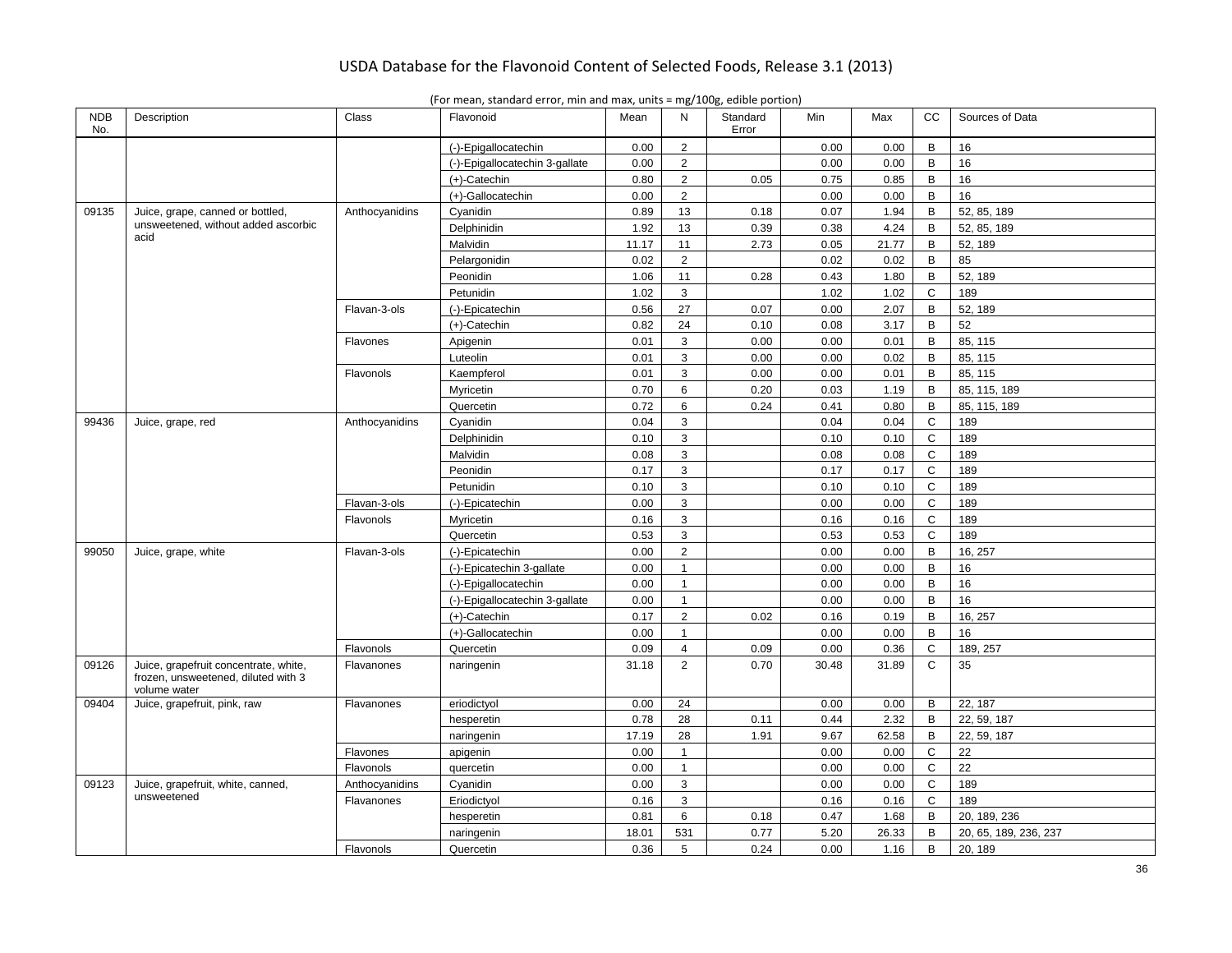# USDA Database for the Flavonoid Content of Selected Foods, Release 3.1 (2013)

(For mean, standard error, min and max, units = mg/100g, edible portion)

| NDB No. | Description | Class | Flavonoid | Mean | N | Standard Error | Min | Max | CC | Sources of Data |
|---|---|---|---|---|---|---|---|---|---|---|
| | | | (-)-Epigallocatechin | 0.00 | 2 | | 0.00 | 0.00 | B | 16 |
| | | | (-)-Epigallocatechin 3-gallate | 0.00 | 2 | | 0.00 | 0.00 | B | 16 |
| | | | (+)-Catechin | 0.80 | 2 | 0.05 | 0.75 | 0.85 | B | 16 |
| | | | (+)-Gallocatechin | 0.00 | 2 | | 0.00 | 0.00 | B | 16 |
| 09135 | Juice, grape, canned or bottled, unsweetened, without added ascorbic acid | Anthocyanidins | Cyanidin | 0.89 | 13 | 0.18 | 0.07 | 1.94 | B | 52, 85, 189 |
| | | | Delphinidin | 1.92 | 13 | 0.39 | 0.38 | 4.24 | B | 52, 85, 189 |
| | | | Malvidin | 11.17 | 11 | 2.73 | 0.05 | 21.77 | B | 52, 189 |
| | | | Pelargonidin | 0.02 | 2 | | 0.02 | 0.02 | B | 85 |
| | | | Peonidin | 1.06 | 11 | 0.28 | 0.43 | 1.80 | B | 52, 189 |
| | | | Petunidin | 1.02 | 3 | | 1.02 | 1.02 | C | 189 |
| | | Flavan-3-ols | (-)-Epicatechin | 0.56 | 27 | 0.07 | 0.00 | 2.07 | B | 52, 189 |
| | | | (+)-Catechin | 0.82 | 24 | 0.10 | 0.08 | 3.17 | B | 52 |
| | | Flavones | Apigenin | 0.01 | 3 | 0.00 | 0.00 | 0.01 | B | 85, 115 |
| | | | Luteolin | 0.01 | 3 | 0.00 | 0.00 | 0.02 | B | 85, 115 |
| | | Flavonols | Kaempferol | 0.01 | 3 | 0.00 | 0.00 | 0.01 | B | 85, 115 |
| | | | Myricetin | 0.70 | 6 | 0.20 | 0.03 | 1.19 | B | 85, 115, 189 |
| | | | Quercetin | 0.72 | 6 | 0.24 | 0.41 | 0.80 | B | 85, 115, 189 |
| 99436 | Juice, grape, red | Anthocyanidins | Cyanidin | 0.04 | 3 | | 0.04 | 0.04 | C | 189 |
| | | | Delphinidin | 0.10 | 3 | | 0.10 | 0.10 | C | 189 |
| | | | Malvidin | 0.08 | 3 | | 0.08 | 0.08 | C | 189 |
| | | | Peonidin | 0.17 | 3 | | 0.17 | 0.17 | C | 189 |
| | | | Petunidin | 0.10 | 3 | | 0.10 | 0.10 | C | 189 |
| | | Flavan-3-ols | (-)-Epicatechin | 0.00 | 3 | | 0.00 | 0.00 | C | 189 |
| | | Flavonols | Myricetin | 0.16 | 3 | | 0.16 | 0.16 | C | 189 |
| | | | Quercetin | 0.53 | 3 | | 0.53 | 0.53 | C | 189 |
| 99050 | Juice, grape, white | Flavan-3-ols | (-)-Epicatechin | 0.00 | 2 | | 0.00 | 0.00 | B | 16, 257 |
| | | | (-)-Epicatechin 3-gallate | 0.00 | 1 | | 0.00 | 0.00 | B | 16 |
| | | | (-)-Epigallocatechin | 0.00 | 1 | | 0.00 | 0.00 | B | 16 |
| | | | (-)-Epigallocatechin 3-gallate | 0.00 | 1 | | 0.00 | 0.00 | B | 16 |
| | | | (+)-Catechin | 0.17 | 2 | 0.02 | 0.16 | 0.19 | B | 16, 257 |
| | | | (+)-Gallocatechin | 0.00 | 1 | | 0.00 | 0.00 | B | 16 |
| | | Flavonols | Quercetin | 0.09 | 4 | 0.09 | 0.00 | 0.36 | C | 189, 257 |
| 09126 | Juice, grapefruit concentrate, white, frozen, unsweetened, diluted with 3 volume water | Flavanones | naringenin | 31.18 | 2 | 0.70 | 30.48 | 31.89 | C | 35 |
| 09404 | Juice, grapefruit, pink, raw | Flavanones | eriodictyol | 0.00 | 24 | | 0.00 | 0.00 | B | 22, 187 |
| | | | hesperetin | 0.78 | 28 | 0.11 | 0.44 | 2.32 | B | 22, 59, 187 |
| | | | naringenin | 17.19 | 28 | 1.91 | 9.67 | 62.58 | B | 22, 59, 187 |
| | | Flavones | apigenin | 0.00 | 1 | | 0.00 | 0.00 | C | 22 |
| | | Flavonols | quercetin | 0.00 | 1 | | 0.00 | 0.00 | C | 22 |
| 09123 | Juice, grapefruit, white, canned, unsweetened | Anthocyanidins | Cyanidin | 0.00 | 3 | | 0.00 | 0.00 | C | 189 |
| | | Flavanones | Eriodictyol | 0.16 | 3 | | 0.16 | 0.16 | C | 189 |
| | | | hesperetin | 0.81 | 6 | 0.18 | 0.47 | 1.68 | B | 20, 189, 236 |
| | | | naringenin | 18.01 | 531 | 0.77 | 5.20 | 26.33 | B | 20, 65, 189, 236, 237 |
| | | Flavonols | Quercetin | 0.36 | 5 | 0.24 | 0.00 | 1.16 | B | 20, 189 |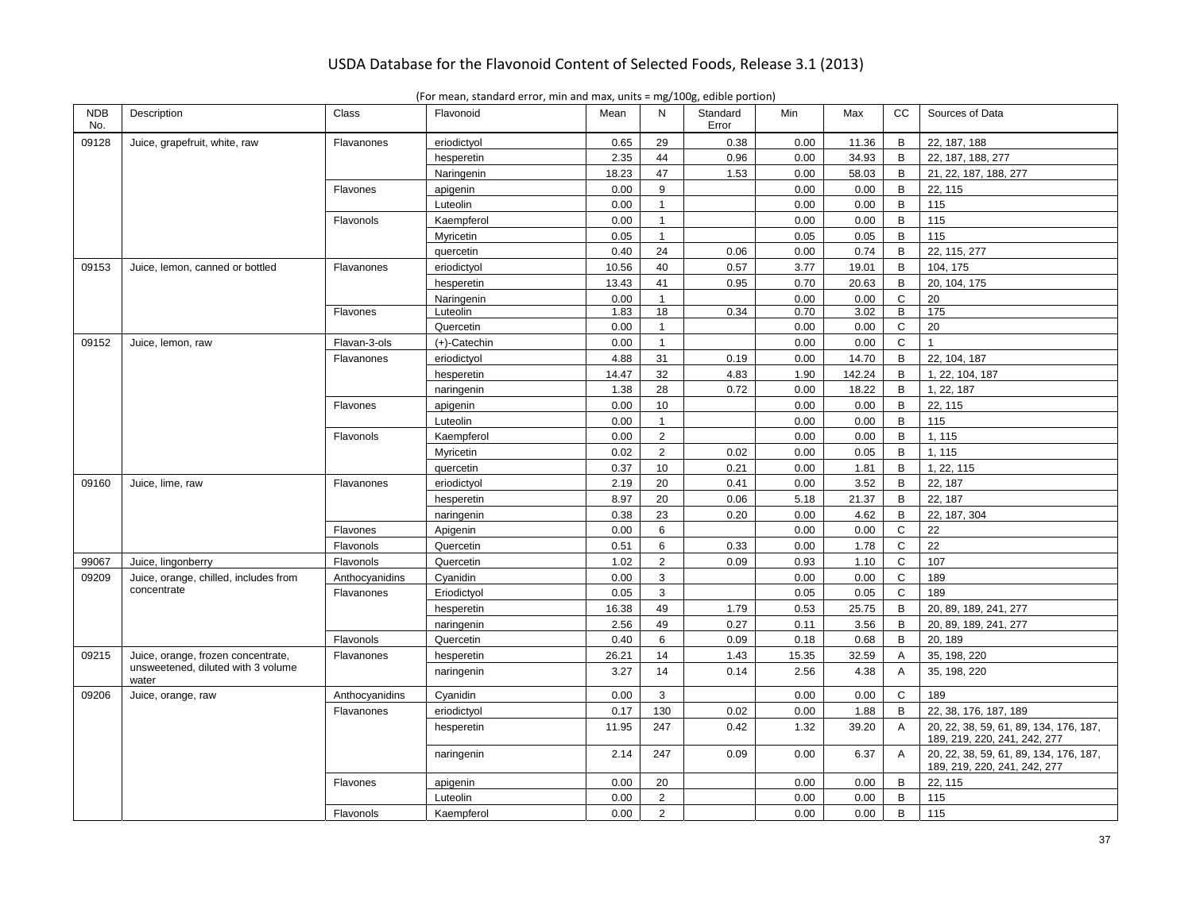# USDA Database for the Flavonoid Content of Selected Foods, Release 3.1 (2013)

(For mean, standard error, min and max, units = mg/100g, edible portion)

| NDB No. | Description | Class | Flavonoid | Mean | N | Standard Error | Min | Max | CC | Sources of Data |
|---|---|---|---|---|---|---|---|---|---|---|
| 09128 | Juice, grapefruit, white, raw | Flavanones | eriodictyol | 0.65 | 29 | 0.38 | 0.00 | 11.36 | B | 22, 187, 188 |
| | | | hesperetin | 2.35 | 44 | 0.96 | 0.00 | 34.93 | B | 22, 187, 188, 277 |
| | | | Naringenin | 18.23 | 47 | 1.53 | 0.00 | 58.03 | B | 21, 22, 187, 188, 277 |
| | | Flavones | apigenin | 0.00 | 9 | | 0.00 | 0.00 | B | 22, 115 |
| | | | Luteolin | 0.00 | 1 | | 0.00 | 0.00 | B | 115 |
| | | Flavonols | Kaempferol | 0.00 | 1 | | 0.00 | 0.00 | B | 115 |
| | | | Myricetin | 0.05 | 1 | | 0.05 | 0.05 | B | 115 |
| | | | quercetin | 0.40 | 24 | 0.06 | 0.00 | 0.74 | B | 22, 115, 277 |
| 09153 | Juice, lemon, canned or bottled | Flavanones | eriodictyol | 10.56 | 40 | 0.57 | 3.77 | 19.01 | B | 104, 175 |
| | | | hesperetin | 13.43 | 41 | 0.95 | 0.70 | 20.63 | B | 20, 104, 175 |
| | | | Naringenin | 0.00 | 1 | | 0.00 | 0.00 | C | 20 |
| | | Flavones | Luteolin | 1.83 | 18 | 0.34 | 0.70 | 3.02 | B | 175 |
| | | | Quercetin | 0.00 | 1 | | 0.00 | 0.00 | C | 20 |
| 09152 | Juice, lemon, raw | Flavan-3-ols | (+)-Catechin | 0.00 | 1 | | 0.00 | 0.00 | C | 1 |
| | | Flavanones | eriodictyol | 4.88 | 31 | 0.19 | 0.00 | 14.70 | B | 22, 104, 187 |
| | | | hesperetin | 14.47 | 32 | 4.83 | 1.90 | 142.24 | B | 1, 22, 104, 187 |
| | | | naringenin | 1.38 | 28 | 0.72 | 0.00 | 18.22 | B | 1, 22, 187 |
| | | Flavones | apigenin | 0.00 | 10 | | 0.00 | 0.00 | B | 22, 115 |
| | | | Luteolin | 0.00 | 1 | | 0.00 | 0.00 | B | 115 |
| | | Flavonols | Kaempferol | 0.00 | 2 | | 0.00 | 0.00 | B | 1, 115 |
| | | | Myricetin | 0.02 | 2 | 0.02 | 0.00 | 0.05 | B | 1, 115 |
| | | | quercetin | 0.37 | 10 | 0.21 | 0.00 | 1.81 | B | 1, 22, 115 |
| 09160 | Juice, lime, raw | Flavanones | eriodictyol | 2.19 | 20 | 0.41 | 0.00 | 3.52 | B | 22, 187 |
| | | | hesperetin | 8.97 | 20 | 0.06 | 5.18 | 21.37 | B | 22, 187 |
| | | | naringenin | 0.38 | 23 | 0.20 | 0.00 | 4.62 | B | 22, 187, 304 |
| | | Flavones | Apigenin | 0.00 | 6 | | 0.00 | 0.00 | C | 22 |
| | | Flavonols | Quercetin | 0.51 | 6 | 0.33 | 0.00 | 1.78 | C | 22 |
| 99067 | Juice, lingonberry | Flavonols | Quercetin | 1.02 | 2 | 0.09 | 0.93 | 1.10 | C | 107 |
| 09209 | Juice, orange, chilled, includes from concentrate | Anthocyanidins | Cyanidin | 0.00 | 3 | | 0.00 | 0.00 | C | 189 |
| | | Flavanones | Eriodictyol | 0.05 | 3 | | 0.05 | 0.05 | C | 189 |
| | | | hesperetin | 16.38 | 49 | 1.79 | 0.53 | 25.75 | B | 20, 89, 189, 241, 277 |
| | | | naringenin | 2.56 | 49 | 0.27 | 0.11 | 3.56 | B | 20, 89, 189, 241, 277 |
| | | Flavonols | Quercetin | 0.40 | 6 | 0.09 | 0.18 | 0.68 | B | 20, 189 |
| 09215 | Juice, orange, frozen concentrate, unsweetened, diluted with 3 volume water | Flavanones | hesperetin | 26.21 | 14 | 1.43 | 15.35 | 32.59 | A | 35, 198, 220 |
| | | | naringenin | 3.27 | 14 | 0.14 | 2.56 | 4.38 | A | 35, 198, 220 |
| 09206 | Juice, orange, raw | Anthocyanidins | Cyanidin | 0.00 | 3 | | 0.00 | 0.00 | C | 189 |
| | | Flavanones | eriodictyol | 0.17 | 130 | 0.02 | 0.00 | 1.88 | B | 22, 38, 176, 187, 189 |
| | | | hesperetin | 11.95 | 247 | 0.42 | 1.32 | 39.20 | A | 20, 22, 38, 59, 61, 89, 134, 176, 187, 189, 219, 220, 241, 242, 277 |
| | | | naringenin | 2.14 | 247 | 0.09 | 0.00 | 6.37 | A | 20, 22, 38, 59, 61, 89, 134, 176, 187, 189, 219, 220, 241, 242, 277 |
| | | Flavones | apigenin | 0.00 | 20 | | 0.00 | 0.00 | B | 22, 115 |
| | | | Luteolin | 0.00 | 2 | | 0.00 | 0.00 | B | 115 |
| | | Flavonols | Kaempferol | 0.00 | 2 | | 0.00 | 0.00 | B | 115 |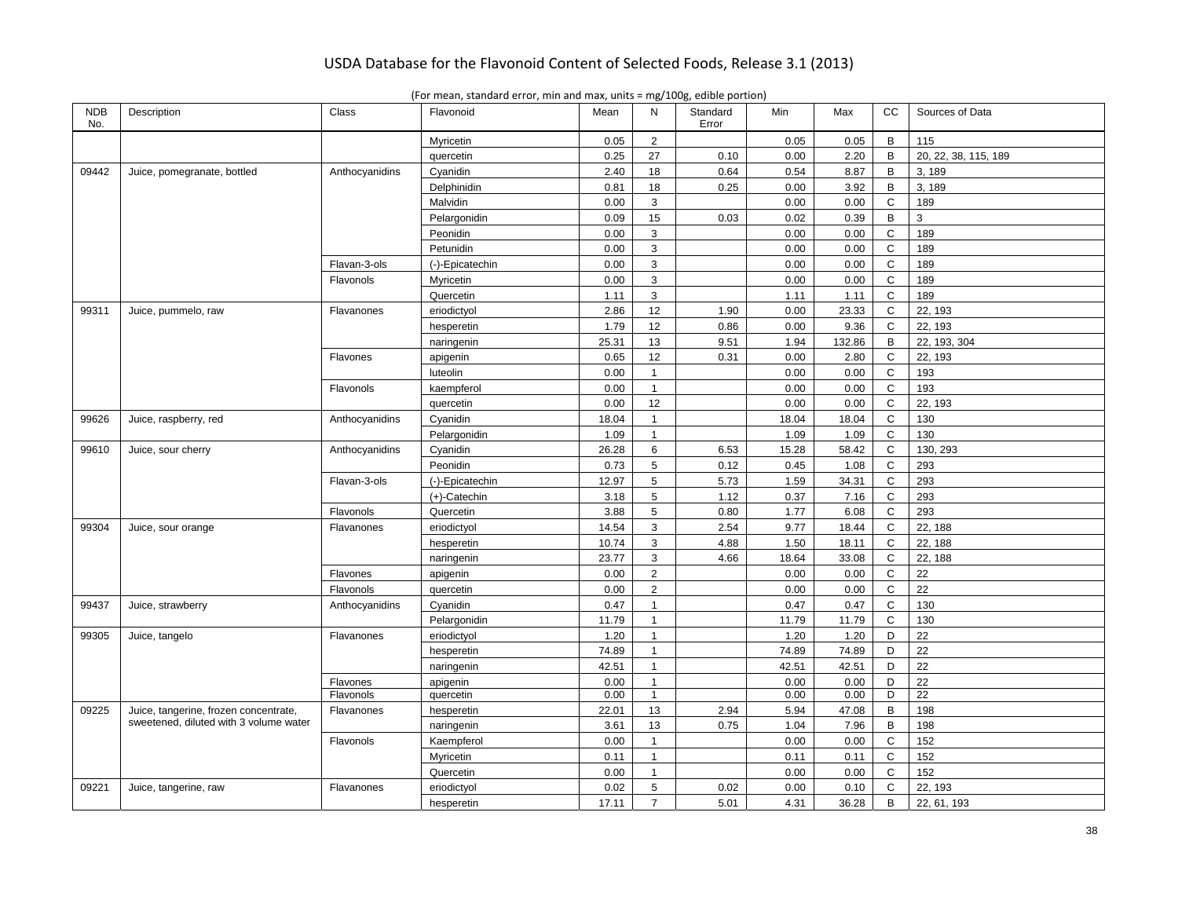# USDA Database for the Flavonoid Content of Selected Foods, Release 3.1 (2013)

(For mean, standard error, min and max, units = mg/100g, edible portion)

| NDB No. | Description | Class | Flavonoid | Mean | N | Standard Error | Min | Max | CC | Sources of Data |
|---|---|---|---|---|---|---|---|---|---|---|
| | | | Myricetin | 0.05 | 2 | | 0.05 | 0.05 | B | 115 |
| | | | quercetin | 0.25 | 27 | 0.10 | 0.00 | 2.20 | B | 20, 22, 38, 115, 189 |
| 09442 | Juice, pomegranate, bottled | Anthocyanidins | Cyanidin | 2.40 | 18 | 0.64 | 0.54 | 8.87 | B | 3, 189 |
| | | | Delphinidin | 0.81 | 18 | 0.25 | 0.00 | 3.92 | B | 3, 189 |
| | | | Malvidin | 0.00 | 3 | | 0.00 | 0.00 | C | 189 |
| | | | Pelargonidin | 0.09 | 15 | 0.03 | 0.02 | 0.39 | B | 3 |
| | | | Peonidin | 0.00 | 3 | | 0.00 | 0.00 | C | 189 |
| | | | Petunidin | 0.00 | 3 | | 0.00 | 0.00 | C | 189 |
| | | Flavan-3-ols | (-)-Epicatechin | 0.00 | 3 | | 0.00 | 0.00 | C | 189 |
| | | Flavonols | Myricetin | 0.00 | 3 | | 0.00 | 0.00 | C | 189 |
| | | | Quercetin | 1.11 | 3 | | 1.11 | 1.11 | C | 189 |
| 99311 | Juice, pummelo, raw | Flavanones | eriodictyol | 2.86 | 12 | 1.90 | 0.00 | 23.33 | C | 22, 193 |
| | | | hesperetin | 1.79 | 12 | 0.86 | 0.00 | 9.36 | C | 22, 193 |
| | | | naringenin | 25.31 | 13 | 9.51 | 1.94 | 132.86 | B | 22, 193, 304 |
| | | Flavones | apigenin | 0.65 | 12 | 0.31 | 0.00 | 2.80 | C | 22, 193 |
| | | | luteolin | 0.00 | 1 | | 0.00 | 0.00 | C | 193 |
| | | Flavonols | kaempferol | 0.00 | 1 | | 0.00 | 0.00 | C | 193 |
| | | | quercetin | 0.00 | 12 | | 0.00 | 0.00 | C | 22, 193 |
| 99626 | Juice, raspberry, red | Anthocyanidins | Cyanidin | 18.04 | 1 | | 18.04 | 18.04 | C | 130 |
| | | | Pelargonidin | 1.09 | 1 | | 1.09 | 1.09 | C | 130 |
| 99610 | Juice, sour cherry | Anthocyanidins | Cyanidin | 26.28 | 6 | 6.53 | 15.28 | 58.42 | C | 130, 293 |
| | | | Peonidin | 0.73 | 5 | 0.12 | 0.45 | 1.08 | C | 293 |
| | | Flavan-3-ols | (-)-Epicatechin | 12.97 | 5 | 5.73 | 1.59 | 34.31 | C | 293 |
| | | | (+)-Catechin | 3.18 | 5 | 1.12 | 0.37 | 7.16 | C | 293 |
| | | Flavonols | Quercetin | 3.88 | 5 | 0.80 | 1.77 | 6.08 | C | 293 |
| 99304 | Juice, sour orange | Flavanones | eriodictyol | 14.54 | 3 | 2.54 | 9.77 | 18.44 | C | 22, 188 |
| | | | hesperetin | 10.74 | 3 | 4.88 | 1.50 | 18.11 | C | 22, 188 |
| | | | naringenin | 23.77 | 3 | 4.66 | 18.64 | 33.08 | C | 22, 188 |
| | | Flavones | apigenin | 0.00 | 2 | | 0.00 | 0.00 | C | 22 |
| | | Flavonols | quercetin | 0.00 | 2 | | 0.00 | 0.00 | C | 22 |
| 99437 | Juice, strawberry | Anthocyanidins | Cyanidin | 0.47 | 1 | | 0.47 | 0.47 | C | 130 |
| | | | Pelargonidin | 11.79 | 1 | | 11.79 | 11.79 | C | 130 |
| 99305 | Juice, tangelo | Flavanones | eriodictyol | 1.20 | 1 | | 1.20 | 1.20 | D | 22 |
| | | | hesperetin | 74.89 | 1 | | 74.89 | 74.89 | D | 22 |
| | | | naringenin | 42.51 | 1 | | 42.51 | 42.51 | D | 22 |
| | | Flavones | apigenin | 0.00 | 1 | | 0.00 | 0.00 | D | 22 |
| | | Flavonols | quercetin | 0.00 | 1 | | 0.00 | 0.00 | D | 22 |
| 09225 | Juice, tangerine, frozen concentrate, sweetened, diluted with 3 volume water | Flavanones | hesperetin | 22.01 | 13 | 2.94 | 5.94 | 47.08 | B | 198 |
| | | | naringenin | 3.61 | 13 | 0.75 | 1.04 | 7.96 | B | 198 |
| | | Flavonols | Kaempferol | 0.00 | 1 | | 0.00 | 0.00 | C | 152 |
| | | | Myricetin | 0.11 | 1 | | 0.11 | 0.11 | C | 152 |
| | | | Quercetin | 0.00 | 1 | | 0.00 | 0.00 | C | 152 |
| 09221 | Juice, tangerine, raw | Flavanones | eriodictyol | 0.02 | 5 | 0.02 | 0.00 | 0.10 | C | 22, 193 |
| | | | hesperetin | 17.11 | 7 | 5.01 | 4.31 | 36.28 | B | 22, 61, 193 |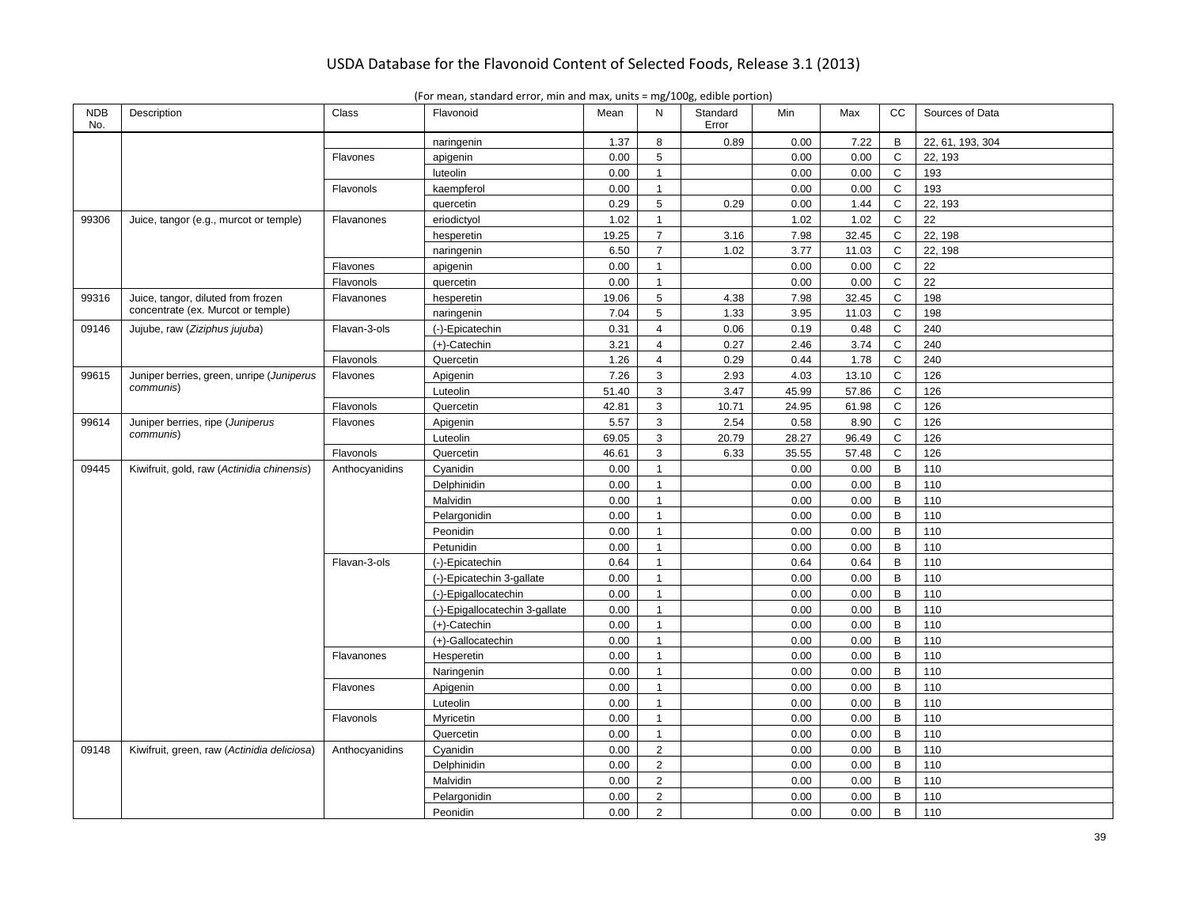# USDA Database for the Flavonoid Content of Selected Foods, Release 3.1 (2013)

(For mean, standard error, min and max, units = mg/100g, edible portion)

| NDB No. | Description | Class | Flavonoid | Mean | N | Standard Error | Min | Max | CC | Sources of Data |
|---|---|---|---|---|---|---|---|---|---|---|
| | | | naringenin | 1.37 | 8 | 0.89 | 0.00 | 7.22 | B | 22, 61, 193, 304 |
| | | Flavones | apigenin | 0.00 | 5 | | 0.00 | 0.00 | C | 22, 193 |
| | | | luteolin | 0.00 | 1 | | 0.00 | 0.00 | C | 193 |
| | | Flavonols | kaempferol | 0.00 | 1 | | 0.00 | 0.00 | C | 193 |
| | | | quercetin | 0.29 | 5 | 0.29 | 0.00 | 1.44 | C | 22, 193 |
| 99306 | Juice, tangor (e.g., murcot or temple) | Flavanones | eriodictyol | 1.02 | 1 | | 1.02 | 1.02 | C | 22 |
| | | | hesperetin | 19.25 | 7 | 3.16 | 7.98 | 32.45 | C | 22, 198 |
| | | | naringenin | 6.50 | 7 | 1.02 | 3.77 | 11.03 | C | 22, 198 |
| | | Flavones | apigenin | 0.00 | 1 | | 0.00 | 0.00 | C | 22 |
| | | Flavonols | quercetin | 0.00 | 1 | | 0.00 | 0.00 | C | 22 |
| 99316 | Juice, tangor, diluted from frozen concentrate (ex. Murcot or temple) | Flavanones | hesperetin | 19.06 | 5 | 4.38 | 7.98 | 32.45 | C | 198 |
| | | | naringenin | 7.04 | 5 | 1.33 | 3.95 | 11.03 | C | 198 |
| 09146 | Jujube, raw (*Ziziphus jujuba*) | Flavan-3-ols | (-)-Epicatechin | 0.31 | 4 | 0.06 | 0.19 | 0.48 | C | 240 |
| | | | (+)-Catechin | 3.21 | 4 | 0.27 | 2.46 | 3.74 | C | 240 |
| | | Flavonols | Quercetin | 1.26 | 4 | 0.29 | 0.44 | 1.78 | C | 240 |
| 99615 | Juniper berries, green, unripe (*Juniperus communis*) | Flavones | Apigenin | 7.26 | 3 | 2.93 | 4.03 | 13.10 | C | 126 |
| | | | Luteolin | 51.40 | 3 | 3.47 | 45.99 | 57.86 | C | 126 |
| | | Flavonols | Quercetin | 42.81 | 3 | 10.71 | 24.95 | 61.98 | C | 126 |
| 99614 | Juniper berries, ripe (*Juniperus communis*) | Flavones | Apigenin | 5.57 | 3 | 2.54 | 0.58 | 8.90 | C | 126 |
| | | | Luteolin | 69.05 | 3 | 20.79 | 28.27 | 96.49 | C | 126 |
| | | Flavonols | Quercetin | 46.61 | 3 | 6.33 | 35.55 | 57.48 | C | 126 |
| 09445 | Kiwifruit, gold, raw (*Actinidia chinensis*) | Anthocyanidins | Cyanidin | 0.00 | 1 | | 0.00 | 0.00 | B | 110 |
| | | | Delphinidin | 0.00 | 1 | | 0.00 | 0.00 | B | 110 |
| | | | Malvidin | 0.00 | 1 | | 0.00 | 0.00 | B | 110 |
| | | | Pelargonidin | 0.00 | 1 | | 0.00 | 0.00 | B | 110 |
| | | | Peonidin | 0.00 | 1 | | 0.00 | 0.00 | B | 110 |
| | | | Petunidin | 0.00 | 1 | | 0.00 | 0.00 | B | 110 |
| | | Flavan-3-ols | (-)-Epicatechin | 0.64 | 1 | | 0.64 | 0.64 | B | 110 |
| | | | (-)-Epicatechin 3-gallate | 0.00 | 1 | | 0.00 | 0.00 | B | 110 |
| | | | (-)-Epigallocatechin | 0.00 | 1 | | 0.00 | 0.00 | B | 110 |
| | | | (-)-Epigallocatechin 3-gallate | 0.00 | 1 | | 0.00 | 0.00 | B | 110 |
| | | | (+)-Catechin | 0.00 | 1 | | 0.00 | 0.00 | B | 110 |
| | | | (+)-Gallocatechin | 0.00 | 1 | | 0.00 | 0.00 | B | 110 |
| | | Flavanones | Hesperetin | 0.00 | 1 | | 0.00 | 0.00 | B | 110 |
| | | | Naringenin | 0.00 | 1 | | 0.00 | 0.00 | B | 110 |
| | | Flavones | Apigenin | 0.00 | 1 | | 0.00 | 0.00 | B | 110 |
| | | | Luteolin | 0.00 | 1 | | 0.00 | 0.00 | B | 110 |
| | | Flavonols | Myricetin | 0.00 | 1 | | 0.00 | 0.00 | B | 110 |
| | | | Quercetin | 0.00 | 1 | | 0.00 | 0.00 | B | 110 |
| 09148 | Kiwifruit, green, raw (*Actinidia deliciosa*) | Anthocyanidins | Cyanidin | 0.00 | 2 | | 0.00 | 0.00 | B | 110 |
| | | | Delphinidin | 0.00 | 2 | | 0.00 | 0.00 | B | 110 |
| | | | Malvidin | 0.00 | 2 | | 0.00 | 0.00 | B | 110 |
| | | | Pelargonidin | 0.00 | 2 | | 0.00 | 0.00 | B | 110 |
| | | | Peonidin | 0.00 | 2 | | 0.00 | 0.00 | B | 110 |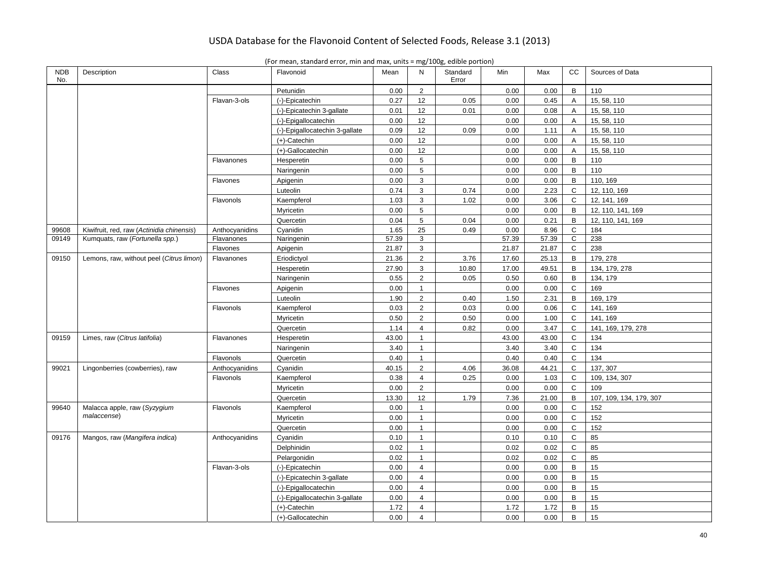# USDA Database for the Flavonoid Content of Selected Foods, Release 3.1 (2013)

(For mean, standard error, min and max, units = mg/100g, edible portion)

| NDB No. | Description | Class | Flavonoid | Mean | N | Standard Error | Min | Max | CC | Sources of Data |
|---|---|---|---|---|---|---|---|---|---|---|
| | | | Petunidin | 0.00 | 2 | | 0.00 | 0.00 | B | 110 |
| | | Flavan-3-ols | (-)-Epicatechin | 0.27 | 12 | 0.05 | 0.00 | 0.45 | A | 15, 58, 110 |
| | | | (-)-Epicatechin 3-gallate | 0.01 | 12 | 0.01 | 0.00 | 0.08 | A | 15, 58, 110 |
| | | | (-)-Epigallocatechin | 0.00 | 12 | | 0.00 | 0.00 | A | 15, 58, 110 |
| | | | (-)-Epigallocatechin 3-gallate | 0.09 | 12 | 0.09 | 0.00 | 1.11 | A | 15, 58, 110 |
| | | | (+)-Catechin | 0.00 | 12 | | 0.00 | 0.00 | A | 15, 58, 110 |
| | | | (+)-Gallocatechin | 0.00 | 12 | | 0.00 | 0.00 | A | 15, 58, 110 |
| | | Flavanones | Hesperetin | 0.00 | 5 | | 0.00 | 0.00 | B | 110 |
| | | | Naringenin | 0.00 | 5 | | 0.00 | 0.00 | B | 110 |
| | | Flavones | Apigenin | 0.00 | 3 | | 0.00 | 0.00 | B | 110, 169 |
| | | | Luteolin | 0.74 | 3 | 0.74 | 0.00 | 2.23 | C | 12, 110, 169 |
| | | Flavonols | Kaempferol | 1.03 | 3 | 1.02 | 0.00 | 3.06 | C | 12, 141, 169 |
| | | | Myricetin | 0.00 | 5 | | 0.00 | 0.00 | B | 12, 110, 141, 169 |
| | | | Quercetin | 0.04 | 5 | 0.04 | 0.00 | 0.21 | B | 12, 110, 141, 169 |
| 99608 | Kiwifruit, red, raw (*Actinidia chinensis*) | Anthocyanidins | Cyanidin | 1.65 | 25 | 0.49 | 0.00 | 8.96 | C | 184 |
| 09149 | Kumquats, raw (*Fortunella spp.*) | Flavanones | Naringenin | 57.39 | 3 | | 57.39 | 57.39 | C | 238 |
| | | Flavones | Apigenin | 21.87 | 3 | | 21.87 | 21.87 | C | 238 |
| 09150 | Lemons, raw, without peel (*Citrus limon*) | Flavanones | Eriodictyol | 21.36 | 2 | 3.76 | 17.60 | 25.13 | B | 179, 278 |
| | | | Hesperetin | 27.90 | 3 | 10.80 | 17.00 | 49.51 | B | 134, 179, 278 |
| | | | Naringenin | 0.55 | 2 | 0.05 | 0.50 | 0.60 | B | 134, 179 |
| | | Flavones | Apigenin | 0.00 | 1 | | 0.00 | 0.00 | C | 169 |
| | | | Luteolin | 1.90 | 2 | 0.40 | 1.50 | 2.31 | B | 169, 179 |
| | | Flavonols | Kaempferol | 0.03 | 2 | 0.03 | 0.00 | 0.06 | C | 141, 169 |
| | | | Myricetin | 0.50 | 2 | 0.50 | 0.00 | 1.00 | C | 141, 169 |
| | | | Quercetin | 1.14 | 4 | 0.82 | 0.00 | 3.47 | C | 141, 169, 179, 278 |
| 09159 | Limes, raw (*Citrus latifolia*) | Flavanones | Hesperetin | 43.00 | 1 | | 43.00 | 43.00 | C | 134 |
| | | | Naringenin | 3.40 | 1 | | 3.40 | 3.40 | C | 134 |
| | | Flavonols | Quercetin | 0.40 | 1 | | 0.40 | 0.40 | C | 134 |
| 99021 | Lingonberries (cowberries), raw | Anthocyanidins | Cyanidin | 40.15 | 2 | 4.06 | 36.08 | 44.21 | C | 137, 307 |
| | | Flavonols | Kaempferol | 0.38 | 4 | 0.25 | 0.00 | 1.03 | C | 109, 134, 307 |
| | | | Myricetin | 0.00 | 2 | | 0.00 | 0.00 | C | 109 |
| | | | Quercetin | 13.30 | 12 | 1.79 | 7.36 | 21.00 | B | 107, 109, 134, 179, 307 |
| 99640 | Malacca apple, raw (*Syzygium malaccense*) | Flavonols | Kaempferol | 0.00 | 1 | | 0.00 | 0.00 | C | 152 |
| | | | Myricetin | 0.00 | 1 | | 0.00 | 0.00 | C | 152 |
| | | | Quercetin | 0.00 | 1 | | 0.00 | 0.00 | C | 152 |
| 09176 | Mangos, raw (*Mangifera indica*) | Anthocyanidins | Cyanidin | 0.10 | 1 | | 0.10 | 0.10 | C | 85 |
| | | | Delphinidin | 0.02 | 1 | | 0.02 | 0.02 | C | 85 |
| | | | Pelargonidin | 0.02 | 1 | | 0.02 | 0.02 | C | 85 |
| | | Flavan-3-ols | (-)-Epicatechin | 0.00 | 4 | | 0.00 | 0.00 | B | 15 |
| | | | (-)-Epicatechin 3-gallate | 0.00 | 4 | | 0.00 | 0.00 | B | 15 |
| | | | (-)-Epigallocatechin | 0.00 | 4 | | 0.00 | 0.00 | B | 15 |
| | | | (-)-Epigallocatechin 3-gallate | 0.00 | 4 | | 0.00 | 0.00 | B | 15 |
| | | | (+)-Catechin | 1.72 | 4 | | 1.72 | 1.72 | B | 15 |
| | | | (+)-Gallocatechin | 0.00 | 4 | | 0.00 | 0.00 | B | 15 |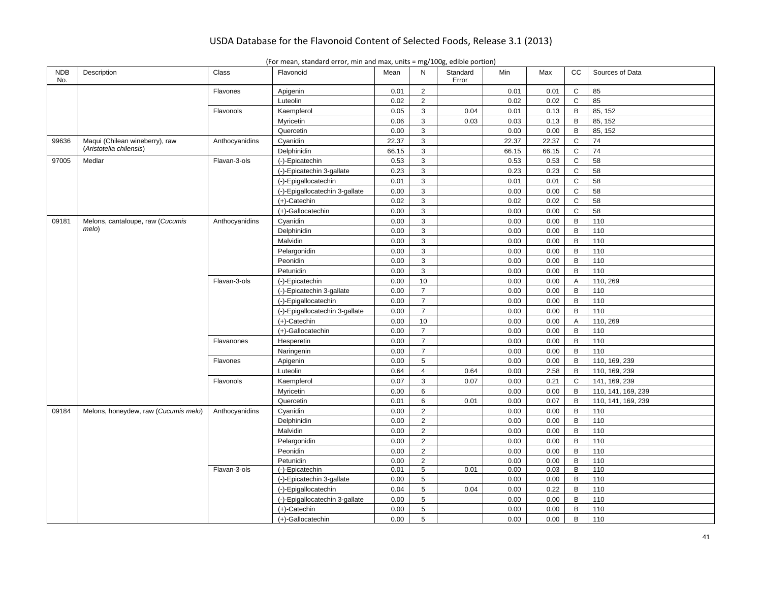# USDA Database for the Flavonoid Content of Selected Foods, Release 3.1 (2013)

(For mean, standard error, min and max, units = mg/100g, edible portion)

| NDB No. | Description | Class | Flavonoid | Mean | N | Standard Error | Min | Max | CC | Sources of Data |
|---|---|---|---|---|---|---|---|---|---|---|
| | | Flavones | Apigenin | 0.01 | 2 | | 0.01 | 0.01 | C | 85 |
| | | | Luteolin | 0.02 | 2 | | 0.02 | 0.02 | C | 85 |
| | | Flavonols | Kaempferol | 0.05 | 3 | 0.04 | 0.01 | 0.13 | B | 85, 152 |
| | | | Myricetin | 0.06 | 3 | 0.03 | 0.03 | 0.13 | B | 85, 152 |
| | | | Quercetin | 0.00 | 3 | | 0.00 | 0.00 | B | 85, 152 |
| 99636 | Maqui (Chilean wineberry), raw (*Aristotelia chilensis*) | Anthocyanidins | Cyanidin | 22.37 | 3 | | 22.37 | 22.37 | C | 74 |
| | | | Delphinidin | 66.15 | 3 | | 66.15 | 66.15 | C | 74 |
| 97005 | Medlar | Flavan-3-ols | (-)-Epicatechin | 0.53 | 3 | | 0.53 | 0.53 | C | 58 |
| | | | (-)-Epicatechin 3-gallate | 0.23 | 3 | | 0.23 | 0.23 | C | 58 |
| | | | (-)-Epigallocatechin | 0.01 | 3 | | 0.01 | 0.01 | C | 58 |
| | | | (-)-Epigallocatechin 3-gallate | 0.00 | 3 | | 0.00 | 0.00 | C | 58 |
| | | | (+)-Catechin | 0.02 | 3 | | 0.02 | 0.02 | C | 58 |
| | | | (+)-Gallocatechin | 0.00 | 3 | | 0.00 | 0.00 | C | 58 |
| 09181 | Melons, cantaloupe, raw (*Cucumis melo*) | Anthocyanidins | Cyanidin | 0.00 | 3 | | 0.00 | 0.00 | B | 110 |
| | | | Delphinidin | 0.00 | 3 | | 0.00 | 0.00 | B | 110 |
| | | | Malvidin | 0.00 | 3 | | 0.00 | 0.00 | B | 110 |
| | | | Pelargonidin | 0.00 | 3 | | 0.00 | 0.00 | B | 110 |
| | | | Peonidin | 0.00 | 3 | | 0.00 | 0.00 | B | 110 |
| | | | Petunidin | 0.00 | 3 | | 0.00 | 0.00 | B | 110 |
| | | Flavan-3-ols | (-)-Epicatechin | 0.00 | 10 | | 0.00 | 0.00 | A | 110, 269 |
| | | | (-)-Epicatechin 3-gallate | 0.00 | 7 | | 0.00 | 0.00 | B | 110 |
| | | | (-)-Epigallocatechin | 0.00 | 7 | | 0.00 | 0.00 | B | 110 |
| | | | (-)-Epigallocatechin 3-gallate | 0.00 | 7 | | 0.00 | 0.00 | B | 110 |
| | | | (+)-Catechin | 0.00 | 10 | | 0.00 | 0.00 | A | 110, 269 |
| | | | (+)-Gallocatechin | 0.00 | 7 | | 0.00 | 0.00 | B | 110 |
| | | Flavanones | Hesperetin | 0.00 | 7 | | 0.00 | 0.00 | B | 110 |
| | | | Naringenin | 0.00 | 7 | | 0.00 | 0.00 | B | 110 |
| | | Flavones | Apigenin | 0.00 | 5 | | 0.00 | 0.00 | B | 110, 169, 239 |
| | | | Luteolin | 0.64 | 4 | 0.64 | 0.00 | 2.58 | B | 110, 169, 239 |
| | | Flavonols | Kaempferol | 0.07 | 3 | 0.07 | 0.00 | 0.21 | C | 141, 169, 239 |
| | | | Myricetin | 0.00 | 6 | | 0.00 | 0.00 | B | 110, 141, 169, 239 |
| | | | Quercetin | 0.01 | 6 | 0.01 | 0.00 | 0.07 | B | 110, 141, 169, 239 |
| 09184 | Melons, honeydew, raw (*Cucumis melo*) | Anthocyanidins | Cyanidin | 0.00 | 2 | | 0.00 | 0.00 | B | 110 |
| | | | Delphinidin | 0.00 | 2 | | 0.00 | 0.00 | B | 110 |
| | | | Malvidin | 0.00 | 2 | | 0.00 | 0.00 | B | 110 |
| | | | Pelargonidin | 0.00 | 2 | | 0.00 | 0.00 | B | 110 |
| | | | Peonidin | 0.00 | 2 | | 0.00 | 0.00 | B | 110 |
| | | | Petunidin | 0.00 | 2 | | 0.00 | 0.00 | B | 110 |
| | | Flavan-3-ols | (-)-Epicatechin | 0.01 | 5 | 0.01 | 0.00 | 0.03 | B | 110 |
| | | | (-)-Epicatechin 3-gallate | 0.00 | 5 | | 0.00 | 0.00 | B | 110 |
| | | | (-)-Epigallocatechin | 0.04 | 5 | 0.04 | 0.00 | 0.22 | B | 110 |
| | | | (-)-Epigallocatechin 3-gallate | 0.00 | 5 | | 0.00 | 0.00 | B | 110 |
| | | | (+)-Catechin | 0.00 | 5 | | 0.00 | 0.00 | B | 110 |
| | | | (+)-Gallocatechin | 0.00 | 5 | | 0.00 | 0.00 | B | 110 |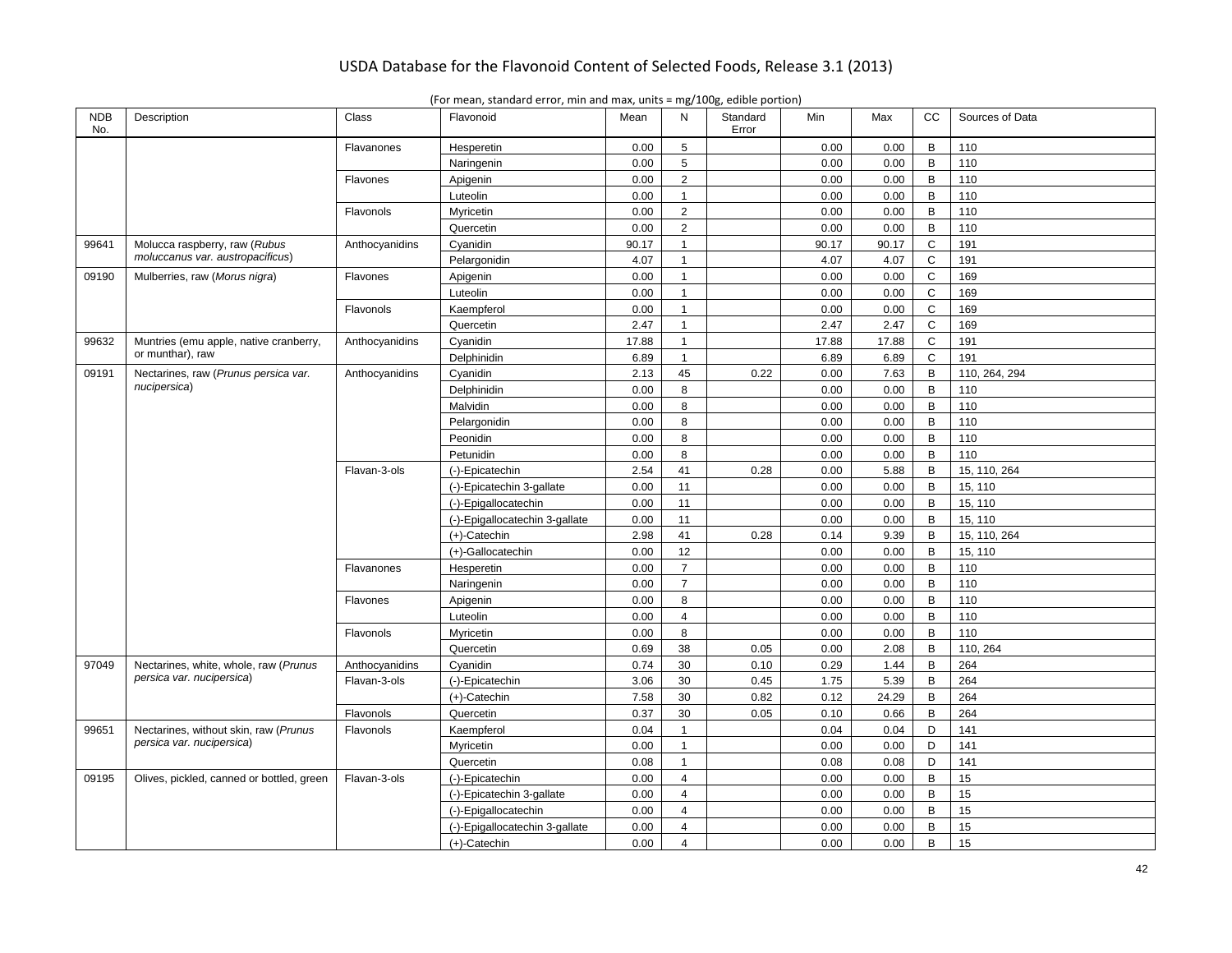# USDA Database for the Flavonoid Content of Selected Foods, Release 3.1 (2013)

(For mean, standard error, min and max, units = mg/100g, edible portion)

| NDB No. | Description | Class | Flavonoid | Mean | N | Standard Error | Min | Max | CC | Sources of Data |
|---|---|---|---|---|---|---|---|---|---|---|
| | | Flavanones | Hesperetin | 0.00 | 5 | | 0.00 | 0.00 | B | 110 |
| | | | Naringenin | 0.00 | 5 | | 0.00 | 0.00 | B | 110 |
| | | Flavones | Apigenin | 0.00 | 2 | | 0.00 | 0.00 | B | 110 |
| | | | Luteolin | 0.00 | 1 | | 0.00 | 0.00 | B | 110 |
| | | Flavonols | Myricetin | 0.00 | 2 | | 0.00 | 0.00 | B | 110 |
| | | | Quercetin | 0.00 | 2 | | 0.00 | 0.00 | B | 110 |
| 99641 | Molucca raspberry, raw (*Rubus moluccanus var. austropacificus*) | Anthocyanidins | Cyanidin | 90.17 | 1 | | 90.17 | 90.17 | C | 191 |
| | | | Pelargonidin | 4.07 | 1 | | 4.07 | 4.07 | C | 191 |
| 09190 | Mulberries, raw (*Morus nigra*) | Flavones | Apigenin | 0.00 | 1 | | 0.00 | 0.00 | C | 169 |
| | | | Luteolin | 0.00 | 1 | | 0.00 | 0.00 | C | 169 |
| | | Flavonols | Kaempferol | 0.00 | 1 | | 0.00 | 0.00 | C | 169 |
| | | | Quercetin | 2.47 | 1 | | 2.47 | 2.47 | C | 169 |
| 99632 | Muntries (emu apple, native cranberry, or munthar), raw | Anthocyanidins | Cyanidin | 17.88 | 1 | | 17.88 | 17.88 | C | 191 |
| | | | Delphinidin | 6.89 | 1 | | 6.89 | 6.89 | C | 191 |
| 09191 | Nectarines, raw (*Prunus persica var. nucipersica*) | Anthocyanidins | Cyanidin | 2.13 | 45 | 0.22 | 0.00 | 7.63 | B | 110, 264, 294 |
| | | | Delphinidin | 0.00 | 8 | | 0.00 | 0.00 | B | 110 |
| | | | Malvidin | 0.00 | 8 | | 0.00 | 0.00 | B | 110 |
| | | | Pelargonidin | 0.00 | 8 | | 0.00 | 0.00 | B | 110 |
| | | | Peonidin | 0.00 | 8 | | 0.00 | 0.00 | B | 110 |
| | | | Petunidin | 0.00 | 8 | | 0.00 | 0.00 | B | 110 |
| | | Flavan-3-ols | (-)-Epicatechin | 2.54 | 41 | 0.28 | 0.00 | 5.88 | B | 15, 110, 264 |
| | | | (-)-Epicatechin 3-gallate | 0.00 | 11 | | 0.00 | 0.00 | B | 15, 110 |
| | | | (-)-Epigallocatechin | 0.00 | 11 | | 0.00 | 0.00 | B | 15, 110 |
| | | | (-)-Epigallocatechin 3-gallate | 0.00 | 11 | | 0.00 | 0.00 | B | 15, 110 |
| | | | (+)-Catechin | 2.98 | 41 | 0.28 | 0.14 | 9.39 | B | 15, 110, 264 |
| | | | (+)-Gallocatechin | 0.00 | 12 | | 0.00 | 0.00 | B | 15, 110 |
| | | Flavanones | Hesperetin | 0.00 | 7 | | 0.00 | 0.00 | B | 110 |
| | | | Naringenin | 0.00 | 7 | | 0.00 | 0.00 | B | 110 |
| | | Flavones | Apigenin | 0.00 | 8 | | 0.00 | 0.00 | B | 110 |
| | | | Luteolin | 0.00 | 4 | | 0.00 | 0.00 | B | 110 |
| | | Flavonols | Myricetin | 0.00 | 8 | | 0.00 | 0.00 | B | 110 |
| | | | Quercetin | 0.69 | 38 | 0.05 | 0.00 | 2.08 | B | 110, 264 |
| 97049 | Nectarines, white, whole, raw (*Prunus persica var. nucipersica*) | Anthocyanidins | Cyanidin | 0.74 | 30 | 0.10 | 0.29 | 1.44 | B | 264 |
| | | Flavan-3-ols | (-)-Epicatechin | 3.06 | 30 | 0.45 | 1.75 | 5.39 | B | 264 |
| | | | (+)-Catechin | 7.58 | 30 | 0.82 | 0.12 | 24.29 | B | 264 |
| | | Flavonols | Quercetin | 0.37 | 30 | 0.05 | 0.10 | 0.66 | B | 264 |
| 99651 | Nectarines, without skin, raw (*Prunus persica var. nucipersica*) | Flavonols | Kaempferol | 0.04 | 1 | | 0.04 | 0.04 | D | 141 |
| | | | Myricetin | 0.00 | 1 | | 0.00 | 0.00 | D | 141 |
| | | | Quercetin | 0.08 | 1 | | 0.08 | 0.08 | D | 141 |
| 09195 | Olives, pickled, canned or bottled, green | Flavan-3-ols | (-)-Epicatechin | 0.00 | 4 | | 0.00 | 0.00 | B | 15 |
| | | | (-)-Epicatechin 3-gallate | 0.00 | 4 | | 0.00 | 0.00 | B | 15 |
| | | | (-)-Epigallocatechin | 0.00 | 4 | | 0.00 | 0.00 | B | 15 |
| | | | (-)-Epigallocatechin 3-gallate | 0.00 | 4 | | 0.00 | 0.00 | B | 15 |
| | | | (+)-Catechin | 0.00 | 4 | | 0.00 | 0.00 | B | 15 |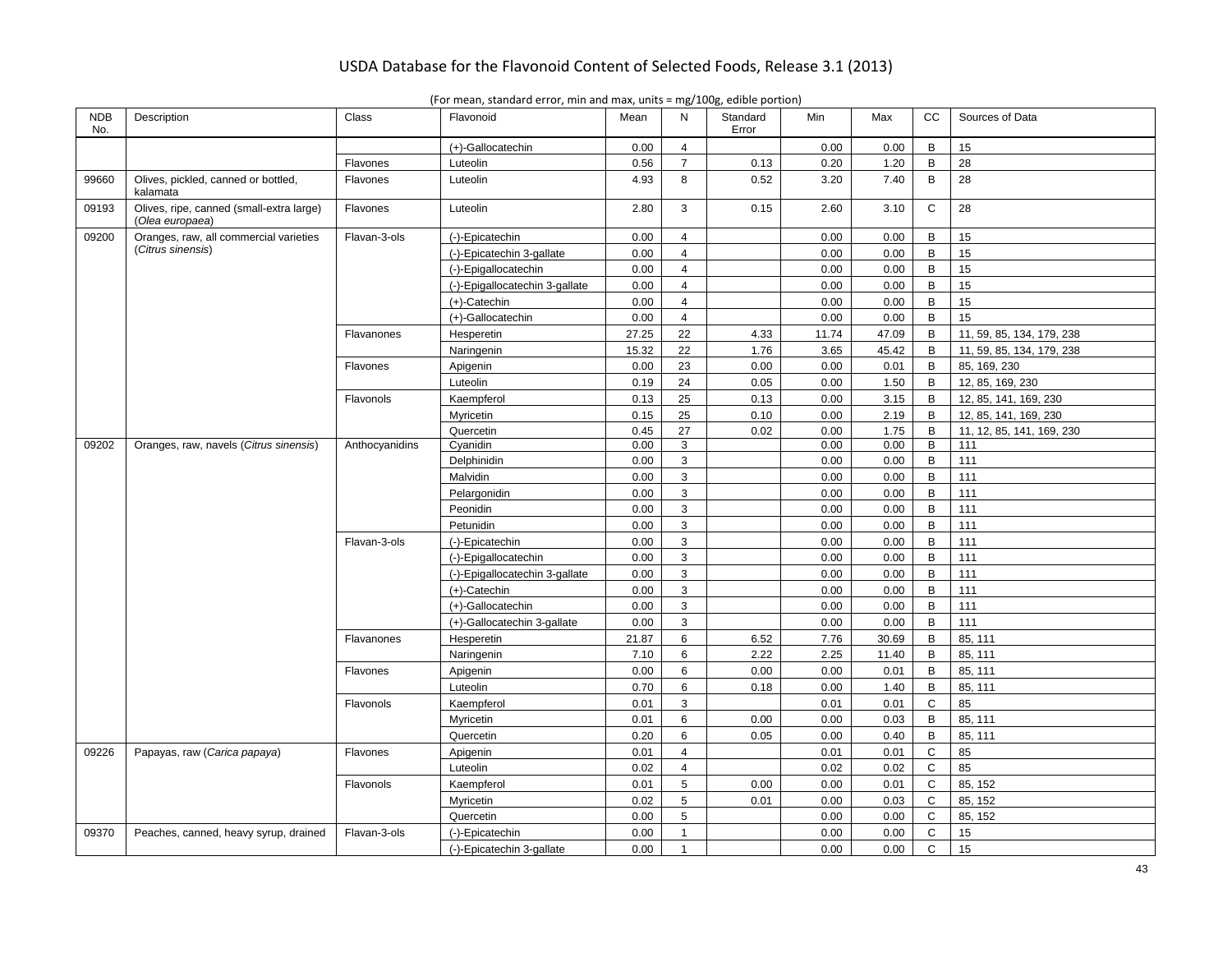(For mean, standard error, min and max, units = mg/100g, edible portion)

| NDB No. | Description | Class | Flavonoid | Mean | N | Standard Error | Min | Max | CC | Sources of Data |
|---|---|---|---|---|---|---|---|---|---|---|
| | | | (+)-Gallocatechin | 0.00 | 4 | | 0.00 | 0.00 | B | 15 |
| | | Flavones | Luteolin | 0.56 | 7 | 0.13 | 0.20 | 1.20 | B | 28 |
| 99660 | Olives, pickled, canned or bottled, kalamata | Flavones | Luteolin | 4.93 | 8 | 0.52 | 3.20 | 7.40 | B | 28 |
| 09193 | Olives, ripe, canned (small-extra large) (*Olea europaea*) | Flavones | Luteolin | 2.80 | 3 | 0.15 | 2.60 | 3.10 | C | 28 |
| 09200 | Oranges, raw, all commercial varieties (*Citrus sinensis*) | Flavan-3-ols | (-)-Epicatechin | 0.00 | 4 | | 0.00 | 0.00 | B | 15 |
| | | | (-)-Epicatechin 3-gallate | 0.00 | 4 | | 0.00 | 0.00 | B | 15 |
| | | | (-)-Epigallocatechin | 0.00 | 4 | | 0.00 | 0.00 | B | 15 |
| | | | (-)-Epigallocatechin 3-gallate | 0.00 | 4 | | 0.00 | 0.00 | B | 15 |
| | | | (+)-Catechin | 0.00 | 4 | | 0.00 | 0.00 | B | 15 |
| | | | (+)-Gallocatechin | 0.00 | 4 | | 0.00 | 0.00 | B | 15 |
| | | Flavanones | Hesperetin | 27.25 | 22 | 4.33 | 11.74 | 47.09 | B | 11, 59, 85, 134, 179, 238 |
| | | | Naringenin | 15.32 | 22 | 1.76 | 3.65 | 45.42 | B | 11, 59, 85, 134, 179, 238 |
| | | Flavones | Apigenin | 0.00 | 23 | 0.00 | 0.00 | 0.01 | B | 85, 169, 230 |
| | | | Luteolin | 0.19 | 24 | 0.05 | 0.00 | 1.50 | B | 12, 85, 169, 230 |
| | | Flavonols | Kaempferol | 0.13 | 25 | 0.13 | 0.00 | 3.15 | B | 12, 85, 141, 169, 230 |
| | | | Myricetin | 0.15 | 25 | 0.10 | 0.00 | 2.19 | B | 12, 85, 141, 169, 230 |
| | | | Quercetin | 0.45 | 27 | 0.02 | 0.00 | 1.75 | B | 11, 12, 85, 141, 169, 230 |
| 09202 | Oranges, raw, navels (*Citrus sinensis*) | Anthocyanidins | Cyanidin | 0.00 | 3 | | 0.00 | 0.00 | B | 111 |
| | | | Delphinidin | 0.00 | 3 | | 0.00 | 0.00 | B | 111 |
| | | | Malvidin | 0.00 | 3 | | 0.00 | 0.00 | B | 111 |
| | | | Pelargonidin | 0.00 | 3 | | 0.00 | 0.00 | B | 111 |
| | | | Peonidin | 0.00 | 3 | | 0.00 | 0.00 | B | 111 |
| | | | Petunidin | 0.00 | 3 | | 0.00 | 0.00 | B | 111 |
| | | Flavan-3-ols | (-)-Epicatechin | 0.00 | 3 | | 0.00 | 0.00 | B | 111 |
| | | | (-)-Epigallocatechin | 0.00 | 3 | | 0.00 | 0.00 | B | 111 |
| | | | (-)-Epigallocatechin 3-gallate | 0.00 | 3 | | 0.00 | 0.00 | B | 111 |
| | | | (+)-Catechin | 0.00 | 3 | | 0.00 | 0.00 | B | 111 |
| | | | (+)-Gallocatechin | 0.00 | 3 | | 0.00 | 0.00 | B | 111 |
| | | | (+)-Gallocatechin 3-gallate | 0.00 | 3 | | 0.00 | 0.00 | B | 111 |
| | | Flavanones | Hesperetin | 21.87 | 6 | 6.52 | 7.76 | 30.69 | B | 85, 111 |
| | | | Naringenin | 7.10 | 6 | 2.22 | 2.25 | 11.40 | B | 85, 111 |
| | | Flavones | Apigenin | 0.00 | 6 | 0.00 | 0.00 | 0.01 | B | 85, 111 |
| | | | Luteolin | 0.70 | 6 | 0.18 | 0.00 | 1.40 | B | 85, 111 |
| | | Flavonols | Kaempferol | 0.01 | 3 | | 0.01 | 0.01 | C | 85 |
| | | | Myricetin | 0.01 | 6 | 0.00 | 0.00 | 0.03 | B | 85, 111 |
| | | | Quercetin | 0.20 | 6 | 0.05 | 0.00 | 0.40 | B | 85, 111 |
| 09226 | Papayas, raw (*Carica papaya*) | Flavones | Apigenin | 0.01 | 4 | | 0.01 | 0.01 | C | 85 |
| | | | Luteolin | 0.02 | 4 | | 0.02 | 0.02 | C | 85 |
| | | Flavonols | Kaempferol | 0.01 | 5 | 0.00 | 0.00 | 0.01 | C | 85, 152 |
| | | | Myricetin | 0.02 | 5 | 0.01 | 0.00 | 0.03 | C | 85, 152 |
| | | | Quercetin | 0.00 | 5 | | 0.00 | 0.00 | C | 85, 152 |
| 09370 | Peaches, canned, heavy syrup, drained | Flavan-3-ols | (-)-Epicatechin | 0.00 | 1 | | 0.00 | 0.00 | C | 15 |
| | | | (-)-Epicatechin 3-gallate | 0.00 | 1 | | 0.00 | 0.00 | C | 15 |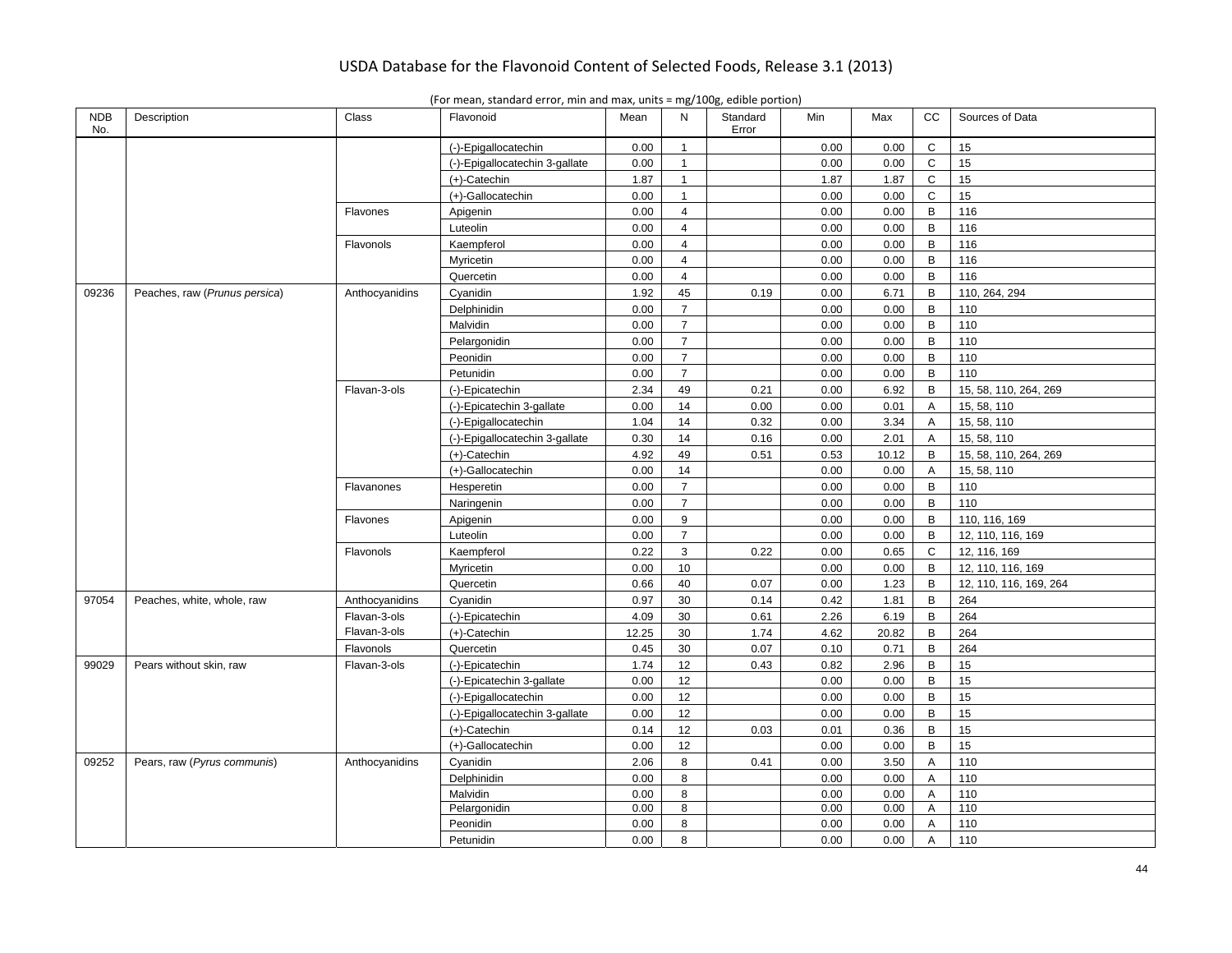# USDA Database for the Flavonoid Content of Selected Foods, Release 3.1 (2013)

(For mean, standard error, min and max, units = mg/100g, edible portion)

| NDB No. | Description | Class | Flavonoid | Mean | N | Standard Error | Min | Max | CC | Sources of Data |
|---|---|---|---|---|---|---|---|---|---|---|
| | | | (-)-Epigallocatechin | 0.00 | 1 | | 0.00 | 0.00 | C | 15 |
| | | | (-)-Epigallocatechin 3-gallate | 0.00 | 1 | | 0.00 | 0.00 | C | 15 |
| | | | (+)-Catechin | 1.87 | 1 | | 1.87 | 1.87 | C | 15 |
| | | | (+)-Gallocatechin | 0.00 | 1 | | 0.00 | 0.00 | C | 15 |
| | | Flavones | Apigenin | 0.00 | 4 | | 0.00 | 0.00 | B | 116 |
| | | | Luteolin | 0.00 | 4 | | 0.00 | 0.00 | B | 116 |
| | | Flavonols | Kaempferol | 0.00 | 4 | | 0.00 | 0.00 | B | 116 |
| | | | Myricetin | 0.00 | 4 | | 0.00 | 0.00 | B | 116 |
| | | | Quercetin | 0.00 | 4 | | 0.00 | 0.00 | B | 116 |
| 09236 | Peaches, raw (*Prunus persica*) | Anthocyanidins | Cyanidin | 1.92 | 45 | 0.19 | 0.00 | 6.71 | B | 110, 264, 294 |
| | | | Delphinidin | 0.00 | 7 | | 0.00 | 0.00 | B | 110 |
| | | | Malvidin | 0.00 | 7 | | 0.00 | 0.00 | B | 110 |
| | | | Pelargonidin | 0.00 | 7 | | 0.00 | 0.00 | B | 110 |
| | | | Peonidin | 0.00 | 7 | | 0.00 | 0.00 | B | 110 |
| | | | Petunidin | 0.00 | 7 | | 0.00 | 0.00 | B | 110 |
| | | Flavan-3-ols | (-)-Epicatechin | 2.34 | 49 | 0.21 | 0.00 | 6.92 | B | 15, 58, 110, 264, 269 |
| | | | (-)-Epicatechin 3-gallate | 0.00 | 14 | 0.00 | 0.00 | 0.01 | A | 15, 58, 110 |
| | | | (-)-Epigallocatechin | 1.04 | 14 | 0.32 | 0.00 | 3.34 | A | 15, 58, 110 |
| | | | (-)-Epigallocatechin 3-gallate | 0.30 | 14 | 0.16 | 0.00 | 2.01 | A | 15, 58, 110 |
| | | | (+)-Catechin | 4.92 | 49 | 0.51 | 0.53 | 10.12 | B | 15, 58, 110, 264, 269 |
| | | | (+)-Gallocatechin | 0.00 | 14 | | 0.00 | 0.00 | A | 15, 58, 110 |
| | | Flavanones | Hesperetin | 0.00 | 7 | | 0.00 | 0.00 | B | 110 |
| | | | Naringenin | 0.00 | 7 | | 0.00 | 0.00 | B | 110 |
| | | Flavones | Apigenin | 0.00 | 9 | | 0.00 | 0.00 | B | 110, 116, 169 |
| | | | Luteolin | 0.00 | 7 | | 0.00 | 0.00 | B | 12, 110, 116, 169 |
| | | Flavonols | Kaempferol | 0.22 | 3 | 0.22 | 0.00 | 0.65 | C | 12, 116, 169 |
| | | | Myricetin | 0.00 | 10 | | 0.00 | 0.00 | B | 12, 110, 116, 169 |
| | | | Quercetin | 0.66 | 40 | 0.07 | 0.00 | 1.23 | B | 12, 110, 116, 169, 264 |
| 97054 | Peaches, white, whole, raw | Anthocyanidins | Cyanidin | 0.97 | 30 | 0.14 | 0.42 | 1.81 | B | 264 |
| | | Flavan-3-ols | (-)-Epicatechin | 4.09 | 30 | 0.61 | 2.26 | 6.19 | B | 264 |
| | | Flavan-3-ols | (+)-Catechin | 12.25 | 30 | 1.74 | 4.62 | 20.82 | B | 264 |
| | | Flavonols | Quercetin | 0.45 | 30 | 0.07 | 0.10 | 0.71 | B | 264 |
| 99029 | Pears without skin, raw | Flavan-3-ols | (-)-Epicatechin | 1.74 | 12 | 0.43 | 0.82 | 2.96 | B | 15 |
| | | | (-)-Epicatechin 3-gallate | 0.00 | 12 | | 0.00 | 0.00 | B | 15 |
| | | | (-)-Epigallocatechin | 0.00 | 12 | | 0.00 | 0.00 | B | 15 |
| | | | (-)-Epigallocatechin 3-gallate | 0.00 | 12 | | 0.00 | 0.00 | B | 15 |
| | | | (+)-Catechin | 0.14 | 12 | 0.03 | 0.01 | 0.36 | B | 15 |
| | | | (+)-Gallocatechin | 0.00 | 12 | | 0.00 | 0.00 | B | 15 |
| 09252 | Pears, raw (*Pyrus communis*) | Anthocyanidins | Cyanidin | 2.06 | 8 | 0.41 | 0.00 | 3.50 | A | 110 |
| | | | Delphinidin | 0.00 | 8 | | 0.00 | 0.00 | A | 110 |
| | | | Malvidin | 0.00 | 8 | | 0.00 | 0.00 | A | 110 |
| | | | Pelargonidin | 0.00 | 8 | | 0.00 | 0.00 | A | 110 |
| | | | Peonidin | 0.00 | 8 | | 0.00 | 0.00 | A | 110 |
| | | | Petunidin | 0.00 | 8 | | 0.00 | 0.00 | A | 110 |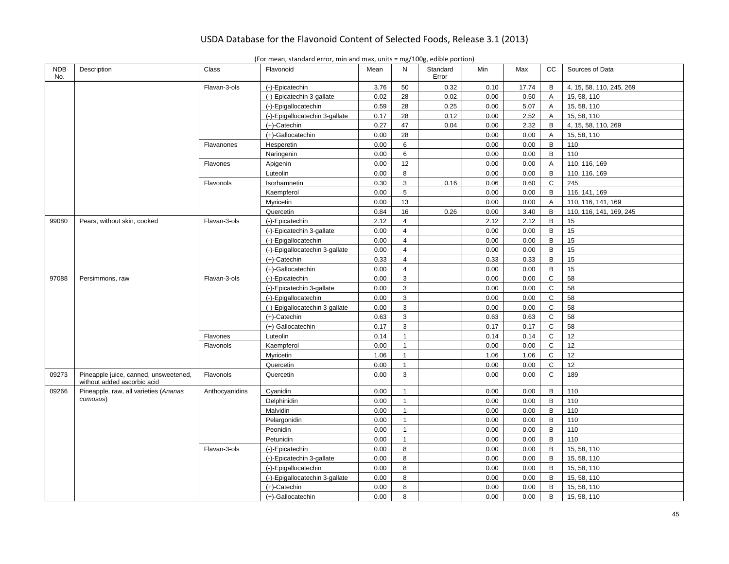# USDA Database for the Flavonoid Content of Selected Foods, Release 3.1 (2013)

(For mean, standard error, min and max, units = mg/100g, edible portion)

| NDB No. | Description | Class | Flavonoid | Mean | N | Standard Error | Min | Max | CC | Sources of Data |
|---|---|---|---|---|---|---|---|---|---|---|
| | | Flavan-3-ols | (-)-Epicatechin | 3.76 | 50 | 0.32 | 0.10 | 17.74 | B | 4, 15, 58, 110, 245, 269 |
| | | | (-)-Epicatechin 3-gallate | 0.02 | 28 | 0.02 | 0.00 | 0.50 | A | 15, 58, 110 |
| | | | (-)-Epigallocatechin | 0.59 | 28 | 0.25 | 0.00 | 5.07 | A | 15, 58, 110 |
| | | | (-)-Epigallocatechin 3-gallate | 0.17 | 28 | 0.12 | 0.00 | 2.52 | A | 15, 58, 110 |
| | | | (+)-Catechin | 0.27 | 47 | 0.04 | 0.00 | 2.32 | B | 4, 15, 58, 110, 269 |
| | | | (+)-Gallocatechin | 0.00 | 28 | | 0.00 | 0.00 | A | 15, 58, 110 |
| | | Flavanones | Hesperetin | 0.00 | 6 | | 0.00 | 0.00 | B | 110 |
| | | | Naringenin | 0.00 | 6 | | 0.00 | 0.00 | B | 110 |
| | | Flavones | Apigenin | 0.00 | 12 | | 0.00 | 0.00 | A | 110, 116, 169 |
| | | | Luteolin | 0.00 | 8 | | 0.00 | 0.00 | B | 110, 116, 169 |
| | | Flavonols | Isorhamnetin | 0.30 | 3 | 0.16 | 0.06 | 0.60 | C | 245 |
| | | | Kaempferol | 0.00 | 5 | | 0.00 | 0.00 | B | 116, 141, 169 |
| | | | Myricetin | 0.00 | 13 | | 0.00 | 0.00 | A | 110, 116, 141, 169 |
| | | | Quercetin | 0.84 | 16 | 0.26 | 0.00 | 3.40 | B | 110, 116, 141, 169, 245 |
| 99080 | Pears, without skin, cooked | Flavan-3-ols | (-)-Epicatechin | 2.12 | 4 | | 2.12 | 2.12 | B | 15 |
| | | | (-)-Epicatechin 3-gallate | 0.00 | 4 | | 0.00 | 0.00 | B | 15 |
| | | | (-)-Epigallocatechin | 0.00 | 4 | | 0.00 | 0.00 | B | 15 |
| | | | (-)-Epigallocatechin 3-gallate | 0.00 | 4 | | 0.00 | 0.00 | B | 15 |
| | | | (+)-Catechin | 0.33 | 4 | | 0.33 | 0.33 | B | 15 |
| | | | (+)-Gallocatechin | 0.00 | 4 | | 0.00 | 0.00 | B | 15 |
| 97088 | Persimmons, raw | Flavan-3-ols | (-)-Epicatechin | 0.00 | 3 | | 0.00 | 0.00 | C | 58 |
| | | | (-)-Epicatechin 3-gallate | 0.00 | 3 | | 0.00 | 0.00 | C | 58 |
| | | | (-)-Epigallocatechin | 0.00 | 3 | | 0.00 | 0.00 | C | 58 |
| | | | (-)-Epigallocatechin 3-gallate | 0.00 | 3 | | 0.00 | 0.00 | C | 58 |
| | | | (+)-Catechin | 0.63 | 3 | | 0.63 | 0.63 | C | 58 |
| | | | (+)-Gallocatechin | 0.17 | 3 | | 0.17 | 0.17 | C | 58 |
| | | Flavones | Luteolin | 0.14 | 1 | | 0.14 | 0.14 | C | 12 |
| | | Flavonols | Kaempferol | 0.00 | 1 | | 0.00 | 0.00 | C | 12 |
| | | | Myricetin | 1.06 | 1 | | 1.06 | 1.06 | C | 12 |
| | | | Quercetin | 0.00 | 1 | | 0.00 | 0.00 | C | 12 |
| 09273 | Pineapple juice, canned, unsweetened, without added ascorbic acid | Flavonols | Quercetin | 0.00 | 3 | | 0.00 | 0.00 | C | 189 |
| 09266 | Pineapple, raw, all varieties (*Ananas comosus*) | Anthocyanidins | Cyanidin | 0.00 | 1 | | 0.00 | 0.00 | B | 110 |
| | | | Delphinidin | 0.00 | 1 | | 0.00 | 0.00 | B | 110 |
| | | | Malvidin | 0.00 | 1 | | 0.00 | 0.00 | B | 110 |
| | | | Pelargonidin | 0.00 | 1 | | 0.00 | 0.00 | B | 110 |
| | | | Peonidin | 0.00 | 1 | | 0.00 | 0.00 | B | 110 |
| | | | Petunidin | 0.00 | 1 | | 0.00 | 0.00 | B | 110 |
| | | Flavan-3-ols | (-)-Epicatechin | 0.00 | 8 | | 0.00 | 0.00 | B | 15, 58, 110 |
| | | | (-)-Epicatechin 3-gallate | 0.00 | 8 | | 0.00 | 0.00 | B | 15, 58, 110 |
| | | | (-)-Epigallocatechin | 0.00 | 8 | | 0.00 | 0.00 | B | 15, 58, 110 |
| | | | (-)-Epigallocatechin 3-gallate | 0.00 | 8 | | 0.00 | 0.00 | B | 15, 58, 110 |
| | | | (+)-Catechin | 0.00 | 8 | | 0.00 | 0.00 | B | 15, 58, 110 |
| | | | (+)-Gallocatechin | 0.00 | 8 | | 0.00 | 0.00 | B | 15, 58, 110 |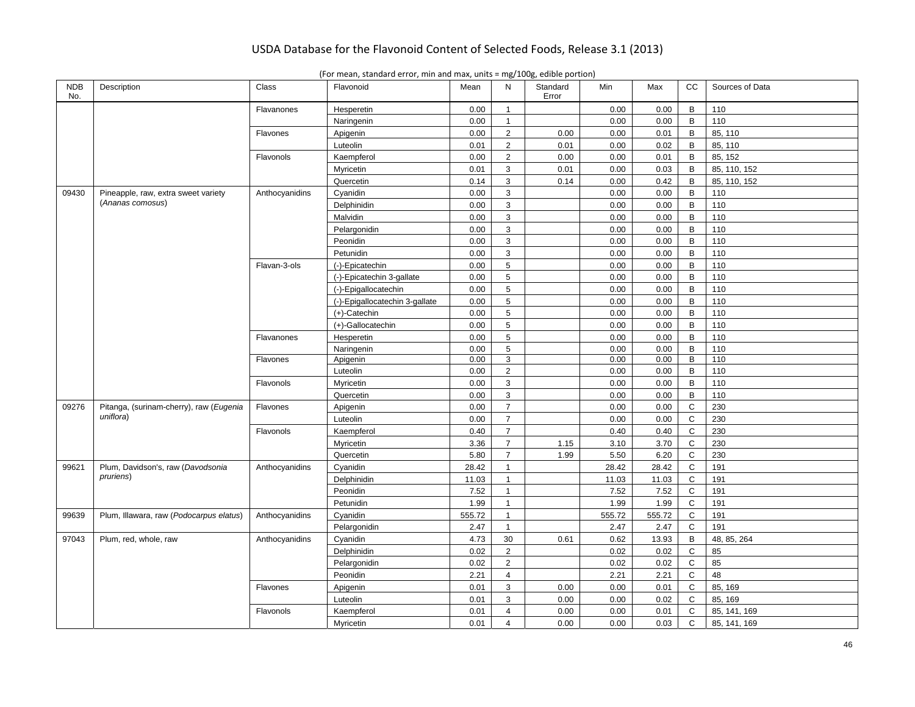# USDA Database for the Flavonoid Content of Selected Foods, Release 3.1 (2013)

(For mean, standard error, min and max, units = mg/100g, edible portion)

| NDB No. | Description | Class | Flavonoid | Mean | N | Standard Error | Min | Max | CC | Sources of Data |
|---|---|---|---|---|---|---|---|---|---|---|
| | | Flavanones | Hesperetin | 0.00 | 1 | | 0.00 | 0.00 | B | 110 |
| | | | Naringenin | 0.00 | 1 | | 0.00 | 0.00 | B | 110 |
| | | Flavones | Apigenin | 0.00 | 2 | 0.00 | 0.00 | 0.01 | B | 85, 110 |
| | | | Luteolin | 0.01 | 2 | 0.01 | 0.00 | 0.02 | B | 85, 110 |
| | | Flavonols | Kaempferol | 0.00 | 2 | 0.00 | 0.00 | 0.01 | B | 85, 152 |
| | | | Myricetin | 0.01 | 3 | 0.01 | 0.00 | 0.03 | B | 85, 110, 152 |
| | | | Quercetin | 0.14 | 3 | 0.14 | 0.00 | 0.42 | B | 85, 110, 152 |
| 09430 | Pineapple, raw, extra sweet variety (*Ananas comosus*) | Anthocyanidins | Cyanidin | 0.00 | 3 | | 0.00 | 0.00 | B | 110 |
| | | | Delphinidin | 0.00 | 3 | | 0.00 | 0.00 | B | 110 |
| | | | Malvidin | 0.00 | 3 | | 0.00 | 0.00 | B | 110 |
| | | | Pelargonidin | 0.00 | 3 | | 0.00 | 0.00 | B | 110 |
| | | | Peonidin | 0.00 | 3 | | 0.00 | 0.00 | B | 110 |
| | | | Petunidin | 0.00 | 3 | | 0.00 | 0.00 | B | 110 |
| | | Flavan-3-ols | (-)-Epicatechin | 0.00 | 5 | | 0.00 | 0.00 | B | 110 |
| | | | (-)-Epicatechin 3-gallate | 0.00 | 5 | | 0.00 | 0.00 | B | 110 |
| | | | (-)-Epigallocatechin | 0.00 | 5 | | 0.00 | 0.00 | B | 110 |
| | | | (-)-Epigallocatechin 3-gallate | 0.00 | 5 | | 0.00 | 0.00 | B | 110 |
| | | | (+)-Catechin | 0.00 | 5 | | 0.00 | 0.00 | B | 110 |
| | | | (+)-Gallocatechin | 0.00 | 5 | | 0.00 | 0.00 | B | 110 |
| | | Flavanones | Hesperetin | 0.00 | 5 | | 0.00 | 0.00 | B | 110 |
| | | | Naringenin | 0.00 | 5 | | 0.00 | 0.00 | B | 110 |
| | | Flavones | Apigenin | 0.00 | 3 | | 0.00 | 0.00 | B | 110 |
| | | | Luteolin | 0.00 | 2 | | 0.00 | 0.00 | B | 110 |
| | | Flavonols | Myricetin | 0.00 | 3 | | 0.00 | 0.00 | B | 110 |
| | | | Quercetin | 0.00 | 3 | | 0.00 | 0.00 | B | 110 |
| 09276 | Pitanga, (surinam-cherry), raw (*Eugenia uniflora*) | Flavones | Apigenin | 0.00 | 7 | | 0.00 | 0.00 | C | 230 |
| | | | Luteolin | 0.00 | 7 | | 0.00 | 0.00 | C | 230 |
| | | Flavonols | Kaempferol | 0.40 | 7 | | 0.40 | 0.40 | C | 230 |
| | | | Myricetin | 3.36 | 7 | 1.15 | 3.10 | 3.70 | C | 230 |
| | | | Quercetin | 5.80 | 7 | 1.99 | 5.50 | 6.20 | C | 230 |
| 99621 | Plum, Davidson's, raw (*Davodsonia pruriens*) | Anthocyanidins | Cyanidin | 28.42 | 1 | | 28.42 | 28.42 | C | 191 |
| | | | Delphinidin | 11.03 | 1 | | 11.03 | 11.03 | C | 191 |
| | | | Peonidin | 7.52 | 1 | | 7.52 | 7.52 | C | 191 |
| | | | Petunidin | 1.99 | 1 | | 1.99 | 1.99 | C | 191 |
| 99639 | Plum, Illawara, raw (*Podocarpus elatus*) | Anthocyanidins | Cyanidin | 555.72 | 1 | | 555.72 | 555.72 | C | 191 |
| | | | Pelargonidin | 2.47 | 1 | | 2.47 | 2.47 | C | 191 |
| 97043 | Plum, red, whole, raw | Anthocyanidins | Cyanidin | 4.73 | 30 | 0.61 | 0.62 | 13.93 | B | 48, 85, 264 |
| | | | Delphinidin | 0.02 | 2 | | 0.02 | 0.02 | C | 85 |
| | | | Pelargonidin | 0.02 | 2 | | 0.02 | 0.02 | C | 85 |
| | | | Peonidin | 2.21 | 4 | | 2.21 | 2.21 | C | 48 |
| | | Flavones | Apigenin | 0.01 | 3 | 0.00 | 0.00 | 0.01 | C | 85, 169 |
| | | | Luteolin | 0.01 | 3 | 0.00 | 0.00 | 0.02 | C | 85, 169 |
| | | Flavonols | Kaempferol | 0.01 | 4 | 0.00 | 0.00 | 0.01 | C | 85, 141, 169 |
| | | | Myricetin | 0.01 | 4 | 0.00 | 0.00 | 0.03 | C | 85, 141, 169 |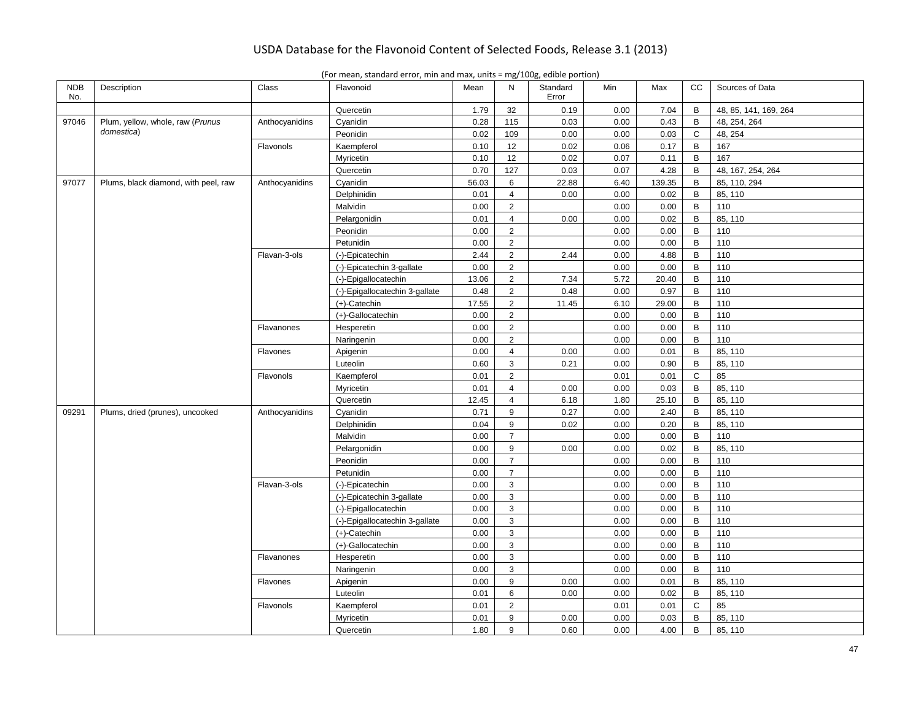# USDA Database for the Flavonoid Content of Selected Foods, Release 3.1 (2013)

(For mean, standard error, min and max, units = mg/100g, edible portion)

| NDB No. | Description | Class | Flavonoid | Mean | N | Standard Error | Min | Max | CC | Sources of Data |
|---|---|---|---|---|---|---|---|---|---|---|
| | | | Quercetin | 1.79 | 32 | 0.19 | 0.00 | 7.04 | B | 48, 85, 141, 169, 264 |
| 97046 | Plum, yellow, whole, raw (*Prunus domestica*) | Anthocyanidins | Cyanidin | 0.28 | 115 | 0.03 | 0.00 | 0.43 | B | 48, 254, 264 |
| | | | Peonidin | 0.02 | 109 | 0.00 | 0.00 | 0.03 | C | 48, 254 |
| | | Flavonols | Kaempferol | 0.10 | 12 | 0.02 | 0.06 | 0.17 | B | 167 |
| | | | Myricetin | 0.10 | 12 | 0.02 | 0.07 | 0.11 | B | 167 |
| | | | Quercetin | 0.70 | 127 | 0.03 | 0.07 | 4.28 | B | 48, 167, 254, 264 |
| 97077 | Plums, black diamond, with peel, raw | Anthocyanidins | Cyanidin | 56.03 | 6 | 22.88 | 6.40 | 139.35 | B | 85, 110, 294 |
| | | | Delphinidin | 0.01 | 4 | 0.00 | 0.00 | 0.02 | B | 85, 110 |
| | | | Malvidin | 0.00 | 2 | | 0.00 | 0.00 | B | 110 |
| | | | Pelargonidin | 0.01 | 4 | 0.00 | 0.00 | 0.02 | B | 85, 110 |
| | | | Peonidin | 0.00 | 2 | | 0.00 | 0.00 | B | 110 |
| | | | Petunidin | 0.00 | 2 | | 0.00 | 0.00 | B | 110 |
| | | Flavan-3-ols | (-)-Epicatechin | 2.44 | 2 | 2.44 | 0.00 | 4.88 | B | 110 |
| | | | (-)-Epicatechin 3-gallate | 0.00 | 2 | | 0.00 | 0.00 | B | 110 |
| | | | (-)-Epigallocatechin | 13.06 | 2 | 7.34 | 5.72 | 20.40 | B | 110 |
| | | | (-)-Epigallocatechin 3-gallate | 0.48 | 2 | 0.48 | 0.00 | 0.97 | B | 110 |
| | | | (+)-Catechin | 17.55 | 2 | 11.45 | 6.10 | 29.00 | B | 110 |
| | | | (+)-Gallocatechin | 0.00 | 2 | | 0.00 | 0.00 | B | 110 |
| | | Flavanones | Hesperetin | 0.00 | 2 | | 0.00 | 0.00 | B | 110 |
| | | | Naringenin | 0.00 | 2 | | 0.00 | 0.00 | B | 110 |
| | | Flavones | Apigenin | 0.00 | 4 | 0.00 | 0.00 | 0.01 | B | 85, 110 |
| | | | Luteolin | 0.60 | 3 | 0.21 | 0.00 | 0.90 | B | 85, 110 |
| | | Flavonols | Kaempferol | 0.01 | 2 | | 0.01 | 0.01 | C | 85 |
| | | | Myricetin | 0.01 | 4 | 0.00 | 0.00 | 0.03 | B | 85, 110 |
| | | | Quercetin | 12.45 | 4 | 6.18 | 1.80 | 25.10 | B | 85, 110 |
| 09291 | Plums, dried (prunes), uncooked | Anthocyanidins | Cyanidin | 0.71 | 9 | 0.27 | 0.00 | 2.40 | B | 85, 110 |
| | | | Delphinidin | 0.04 | 9 | 0.02 | 0.00 | 0.20 | B | 85, 110 |
| | | | Malvidin | 0.00 | 7 | | 0.00 | 0.00 | B | 110 |
| | | | Pelargonidin | 0.00 | 9 | 0.00 | 0.00 | 0.02 | B | 85, 110 |
| | | | Peonidin | 0.00 | 7 | | 0.00 | 0.00 | B | 110 |
| | | | Petunidin | 0.00 | 7 | | 0.00 | 0.00 | B | 110 |
| | | Flavan-3-ols | (-)-Epicatechin | 0.00 | 3 | | 0.00 | 0.00 | B | 110 |
| | | | (-)-Epicatechin 3-gallate | 0.00 | 3 | | 0.00 | 0.00 | B | 110 |
| | | | (-)-Epigallocatechin | 0.00 | 3 | | 0.00 | 0.00 | B | 110 |
| | | | (-)-Epigallocatechin 3-gallate | 0.00 | 3 | | 0.00 | 0.00 | B | 110 |
| | | | (+)-Catechin | 0.00 | 3 | | 0.00 | 0.00 | B | 110 |
| | | | (+)-Gallocatechin | 0.00 | 3 | | 0.00 | 0.00 | B | 110 |
| | | Flavanones | Hesperetin | 0.00 | 3 | | 0.00 | 0.00 | B | 110 |
| | | | Naringenin | 0.00 | 3 | | 0.00 | 0.00 | B | 110 |
| | | Flavones | Apigenin | 0.00 | 9 | 0.00 | 0.00 | 0.01 | B | 85, 110 |
| | | | Luteolin | 0.01 | 6 | 0.00 | 0.00 | 0.02 | B | 85, 110 |
| | | Flavonols | Kaempferol | 0.01 | 2 | | 0.01 | 0.01 | C | 85 |
| | | | Myricetin | 0.01 | 9 | 0.00 | 0.00 | 0.03 | B | 85, 110 |
| | | | Quercetin | 1.80 | 9 | 0.60 | 0.00 | 4.00 | B | 85, 110 |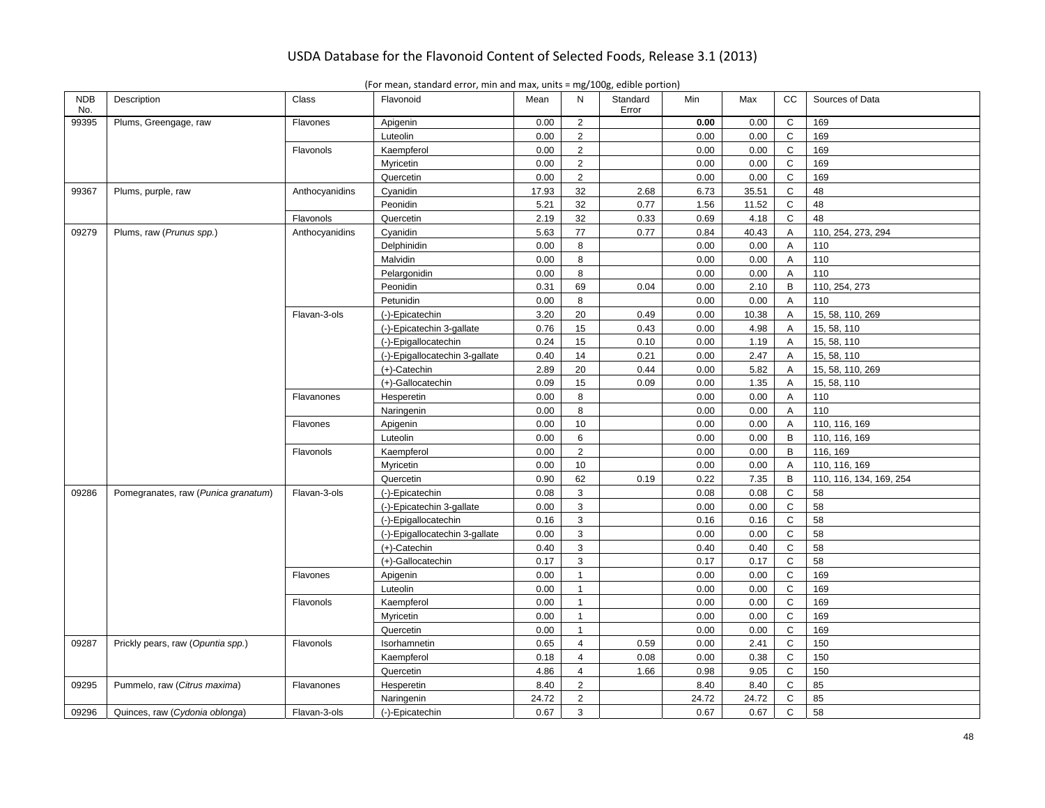# USDA Database for the Flavonoid Content of Selected Foods, Release 3.1 (2013)

(For mean, standard error, min and max, units = mg/100g, edible portion)

| NDB No. | Description | Class | Flavonoid | Mean | N | Standard Error | Min | Max | CC | Sources of Data |
|---|---|---|---|---|---|---|---|---|---|---|
| 99395 | Plums, Greengage, raw | Flavones | Apigenin | 0.00 | 2 | | **0.00** | 0.00 | C | 169 |
| | | | Luteolin | 0.00 | 2 | | 0.00 | 0.00 | C | 169 |
| | | Flavonols | Kaempferol | 0.00 | 2 | | 0.00 | 0.00 | C | 169 |
| | | | Myricetin | 0.00 | 2 | | 0.00 | 0.00 | C | 169 |
| | | | Quercetin | 0.00 | 2 | | 0.00 | 0.00 | C | 169 |
| 99367 | Plums, purple, raw | Anthocyanidins | Cyanidin | 17.93 | 32 | 2.68 | 6.73 | 35.51 | C | 48 |
| | | | Peonidin | 5.21 | 32 | 0.77 | 1.56 | 11.52 | C | 48 |
| | | Flavonols | Quercetin | 2.19 | 32 | 0.33 | 0.69 | 4.18 | C | 48 |
| 09279 | Plums, raw (*Prunus spp.*) | Anthocyanidins | Cyanidin | 5.63 | 77 | 0.77 | 0.84 | 40.43 | A | 110, 254, 273, 294 |
| | | | Delphinidin | 0.00 | 8 | | 0.00 | 0.00 | A | 110 |
| | | | Malvidin | 0.00 | 8 | | 0.00 | 0.00 | A | 110 |
| | | | Pelargonidin | 0.00 | 8 | | 0.00 | 0.00 | A | 110 |
| | | | Peonidin | 0.31 | 69 | 0.04 | 0.00 | 2.10 | B | 110, 254, 273 |
| | | | Petunidin | 0.00 | 8 | | 0.00 | 0.00 | A | 110 |
| | | Flavan-3-ols | (-)-Epicatechin | 3.20 | 20 | 0.49 | 0.00 | 10.38 | A | 15, 58, 110, 269 |
| | | | (-)-Epicatechin 3-gallate | 0.76 | 15 | 0.43 | 0.00 | 4.98 | A | 15, 58, 110 |
| | | | (-)-Epigallocatechin | 0.24 | 15 | 0.10 | 0.00 | 1.19 | A | 15, 58, 110 |
| | | | (-)-Epigallocatechin 3-gallate | 0.40 | 14 | 0.21 | 0.00 | 2.47 | A | 15, 58, 110 |
| | | | (+)-Catechin | 2.89 | 20 | 0.44 | 0.00 | 5.82 | A | 15, 58, 110, 269 |
| | | | (+)-Gallocatechin | 0.09 | 15 | 0.09 | 0.00 | 1.35 | A | 15, 58, 110 |
| | | Flavanones | Hesperetin | 0.00 | 8 | | 0.00 | 0.00 | A | 110 |
| | | | Naringenin | 0.00 | 8 | | 0.00 | 0.00 | A | 110 |
| | | Flavones | Apigenin | 0.00 | 10 | | 0.00 | 0.00 | A | 110, 116, 169 |
| | | | Luteolin | 0.00 | 6 | | 0.00 | 0.00 | B | 110, 116, 169 |
| | | Flavonols | Kaempferol | 0.00 | 2 | | 0.00 | 0.00 | B | 116, 169 |
| | | | Myricetin | 0.00 | 10 | | 0.00 | 0.00 | A | 110, 116, 169 |
| | | | Quercetin | 0.90 | 62 | 0.19 | 0.22 | 7.35 | B | 110, 116, 134, 169, 254 |
| 09286 | Pomegranates, raw (*Punica granatum*) | Flavan-3-ols | (-)-Epicatechin | 0.08 | 3 | | 0.08 | 0.08 | C | 58 |
| | | | (-)-Epicatechin 3-gallate | 0.00 | 3 | | 0.00 | 0.00 | C | 58 |
| | | | (-)-Epigallocatechin | 0.16 | 3 | | 0.16 | 0.16 | C | 58 |
| | | | (-)-Epigallocatechin 3-gallate | 0.00 | 3 | | 0.00 | 0.00 | C | 58 |
| | | | (+)-Catechin | 0.40 | 3 | | 0.40 | 0.40 | C | 58 |
| | | | (+)-Gallocatechin | 0.17 | 3 | | 0.17 | 0.17 | C | 58 |
| | | Flavones | Apigenin | 0.00 | 1 | | 0.00 | 0.00 | C | 169 |
| | | | Luteolin | 0.00 | 1 | | 0.00 | 0.00 | C | 169 |
| | | Flavonols | Kaempferol | 0.00 | 1 | | 0.00 | 0.00 | C | 169 |
| | | | Myricetin | 0.00 | 1 | | 0.00 | 0.00 | C | 169 |
| | | | Quercetin | 0.00 | 1 | | 0.00 | 0.00 | C | 169 |
| 09287 | Prickly pears, raw (*Opuntia spp.*) | Flavonols | Isorhamnetin | 0.65 | 4 | 0.59 | 0.00 | 2.41 | C | 150 |
| | | | Kaempferol | 0.18 | 4 | 0.08 | 0.00 | 0.38 | C | 150 |
| | | | Quercetin | 4.86 | 4 | 1.66 | 0.98 | 9.05 | C | 150 |
| 09295 | Pummelo, raw (*Citrus maxima*) | Flavanones | Hesperetin | 8.40 | 2 | | 8.40 | 8.40 | C | 85 |
| | | | Naringenin | 24.72 | 2 | | 24.72 | 24.72 | C | 85 |
| 09296 | Quinces, raw (*Cydonia oblonga*) | Flavan-3-ols | (-)-Epicatechin | 0.67 | 3 | | 0.67 | 0.67 | C | 58 |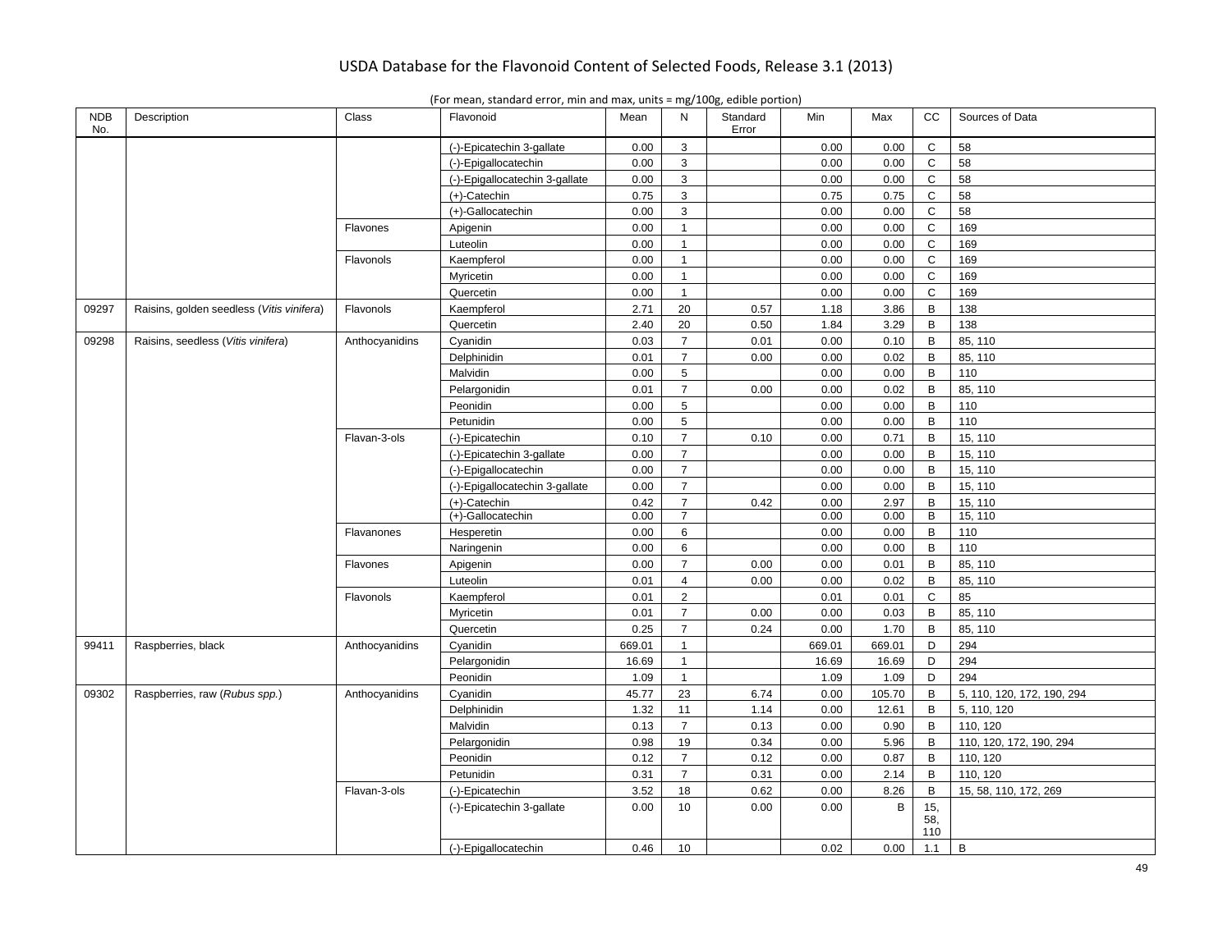(For mean, standard error, min and max, units = mg/100g, edible portion)

| NDB No. | Description | Class | Flavonoid | Mean | N | Standard Error | Min | Max | CC | Sources of Data |
|---|---|---|---|---|---|---|---|---|---|---|
| | | | (-)-Epicatechin 3-gallate | 0.00 | 3 | | 0.00 | 0.00 | C | 58 |
| | | | (-)-Epigallocatechin | 0.00 | 3 | | 0.00 | 0.00 | C | 58 |
| | | | (-)-Epigallocatechin 3-gallate | 0.00 | 3 | | 0.00 | 0.00 | C | 58 |
| | | | (+)-Catechin | 0.75 | 3 | | 0.75 | 0.75 | C | 58 |
| | | | (+)-Gallocatechin | 0.00 | 3 | | 0.00 | 0.00 | C | 58 |
| | | Flavones | Apigenin | 0.00 | 1 | | 0.00 | 0.00 | C | 169 |
| | | | Luteolin | 0.00 | 1 | | 0.00 | 0.00 | C | 169 |
| | | Flavonols | Kaempferol | 0.00 | 1 | | 0.00 | 0.00 | C | 169 |
| | | | Myricetin | 0.00 | 1 | | 0.00 | 0.00 | C | 169 |
| | | | Quercetin | 0.00 | 1 | | 0.00 | 0.00 | C | 169 |
| 09297 | Raisins, golden seedless (*Vitis vinifera*) | Flavonols | Kaempferol | 2.71 | 20 | 0.57 | 1.18 | 3.86 | B | 138 |
| | | | Quercetin | 2.40 | 20 | 0.50 | 1.84 | 3.29 | B | 138 |
| 09298 | Raisins, seedless (*Vitis vinifera*) | Anthocyanidins | Cyanidin | 0.03 | 7 | 0.01 | 0.00 | 0.10 | B | 85, 110 |
| | | | Delphinidin | 0.01 | 7 | 0.00 | 0.00 | 0.02 | B | 85, 110 |
| | | | Malvidin | 0.00 | 5 | | 0.00 | 0.00 | B | 110 |
| | | | Pelargonidin | 0.01 | 7 | 0.00 | 0.00 | 0.02 | B | 85, 110 |
| | | | Peonidin | 0.00 | 5 | | 0.00 | 0.00 | B | 110 |
| | | | Petunidin | 0.00 | 5 | | 0.00 | 0.00 | B | 110 |
| | | Flavan-3-ols | (-)-Epicatechin | 0.10 | 7 | 0.10 | 0.00 | 0.71 | B | 15, 110 |
| | | | (-)-Epicatechin 3-gallate | 0.00 | 7 | | 0.00 | 0.00 | B | 15, 110 |
| | | | (-)-Epigallocatechin | 0.00 | 7 | | 0.00 | 0.00 | B | 15, 110 |
| | | | (-)-Epigallocatechin 3-gallate | 0.00 | 7 | | 0.00 | 0.00 | B | 15, 110 |
| | | | (+)-Catechin | 0.42 | 7 | 0.42 | 0.00 | 2.97 | B | 15, 110 |
| | | | (+)-Gallocatechin | 0.00 | 7 | | 0.00 | 0.00 | B | 15, 110 |
| | | Flavanones | Hesperetin | 0.00 | 6 | | 0.00 | 0.00 | B | 110 |
| | | | Naringenin | 0.00 | 6 | | 0.00 | 0.00 | B | 110 |
| | | Flavones | Apigenin | 0.00 | 7 | 0.00 | 0.00 | 0.01 | B | 85, 110 |
| | | | Luteolin | 0.01 | 4 | 0.00 | 0.00 | 0.02 | B | 85, 110 |
| | | Flavonols | Kaempferol | 0.01 | 2 | | 0.01 | 0.01 | C | 85 |
| | | | Myricetin | 0.01 | 7 | 0.00 | 0.00 | 0.03 | B | 85, 110 |
| | | | Quercetin | 0.25 | 7 | 0.24 | 0.00 | 1.70 | B | 85, 110 |
| 99411 | Raspberries, black | Anthocyanidins | Cyanidin | 669.01 | 1 | | 669.01 | 669.01 | D | 294 |
| | | | Pelargonidin | 16.69 | 1 | | 16.69 | 16.69 | D | 294 |
| | | | Peonidin | 1.09 | 1 | | 1.09 | 1.09 | D | 294 |
| 09302 | Raspberries, raw (*Rubus spp.*) | Anthocyanidins | Cyanidin | 45.77 | 23 | 6.74 | 0.00 | 105.70 | B | 5, 110, 120, 172, 190, 294 |
| | | | Delphinidin | 1.32 | 11 | 1.14 | 0.00 | 12.61 | B | 5, 110, 120 |
| | | | Malvidin | 0.13 | 7 | 0.13 | 0.00 | 0.90 | B | 110, 120 |
| | | | Pelargonidin | 0.98 | 19 | 0.34 | 0.00 | 5.96 | B | 110, 120, 172, 190, 294 |
| | | | Peonidin | 0.12 | 7 | 0.12 | 0.00 | 0.87 | B | 110, 120 |
| | | | Petunidin | 0.31 | 7 | 0.31 | 0.00 | 2.14 | B | 110, 120 |
| | | Flavan-3-ols | (-)-Epicatechin | 3.52 | 18 | 0.62 | 0.00 | 8.26 | B | 15, 58, 110, 172, 269 |
| | | | (-)-Epicatechin 3-gallate | 0.00 | 10 | 0.00 | 0.00 | B | 15, 58, 110 | |
| | | | (-)-Epigallocatechin | 0.46 | 10 | | 0.02 | 0.00 | 1.1 | B |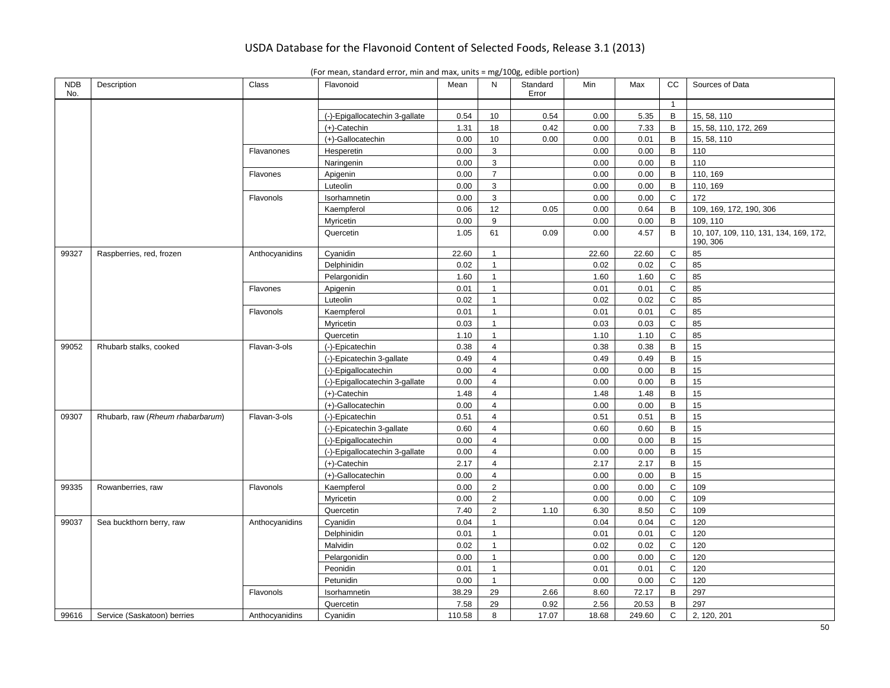# USDA Database for the Flavonoid Content of Selected Foods, Release 3.1 (2013)

(For mean, standard error, min and max, units = mg/100g, edible portion)

| NDB No. | Description | Class | Flavonoid | Mean | N | Standard Error | Min | Max | CC | Sources of Data |
|---|---|---|---|---|---|---|---|---|---|---|
| | | | | | | | | | 1 | |
| | | | (-)-Epigallocatechin 3-gallate | 0.54 | 10 | 0.54 | 0.00 | 5.35 | B | 15, 58, 110 |
| | | | (+)-Catechin | 1.31 | 18 | 0.42 | 0.00 | 7.33 | B | 15, 58, 110, 172, 269 |
| | | | (+)-Gallocatechin | 0.00 | 10 | 0.00 | 0.00 | 0.01 | B | 15, 58, 110 |
| | | Flavanones | Hesperetin | 0.00 | 3 | | 0.00 | 0.00 | B | 110 |
| | | | Naringenin | 0.00 | 3 | | 0.00 | 0.00 | B | 110 |
| | | Flavones | Apigenin | 0.00 | 7 | | 0.00 | 0.00 | B | 110, 169 |
| | | | Luteolin | 0.00 | 3 | | 0.00 | 0.00 | B | 110, 169 |
| | | Flavonols | Isorhamnetin | 0.00 | 3 | | 0.00 | 0.00 | C | 172 |
| | | | Kaempferol | 0.06 | 12 | 0.05 | 0.00 | 0.64 | B | 109, 169, 172, 190, 306 |
| | | | Myricetin | 0.00 | 9 | | 0.00 | 0.00 | B | 109, 110 |
| | | | Quercetin | 1.05 | 61 | 0.09 | 0.00 | 4.57 | B | 10, 107, 109, 110, 131, 134, 169, 172, 190, 306 |
| 99327 | Raspberries, red, frozen | Anthocyanidins | Cyanidin | 22.60 | 1 | | 22.60 | 22.60 | C | 85 |
| | | | Delphinidin | 0.02 | 1 | | 0.02 | 0.02 | C | 85 |
| | | | Pelargonidin | 1.60 | 1 | | 1.60 | 1.60 | C | 85 |
| | | Flavones | Apigenin | 0.01 | 1 | | 0.01 | 0.01 | C | 85 |
| | | | Luteolin | 0.02 | 1 | | 0.02 | 0.02 | C | 85 |
| | | Flavonols | Kaempferol | 0.01 | 1 | | 0.01 | 0.01 | C | 85 |
| | | | Myricetin | 0.03 | 1 | | 0.03 | 0.03 | C | 85 |
| | | | Quercetin | 1.10 | 1 | | 1.10 | 1.10 | C | 85 |
| 99052 | Rhubarb stalks, cooked | Flavan-3-ols | (-)-Epicatechin | 0.38 | 4 | | 0.38 | 0.38 | B | 15 |
| | | | (-)-Epicatechin 3-gallate | 0.49 | 4 | | 0.49 | 0.49 | B | 15 |
| | | | (-)-Epigallocatechin | 0.00 | 4 | | 0.00 | 0.00 | B | 15 |
| | | | (-)-Epigallocatechin 3-gallate | 0.00 | 4 | | 0.00 | 0.00 | B | 15 |
| | | | (+)-Catechin | 1.48 | 4 | | 1.48 | 1.48 | B | 15 |
| | | | (+)-Gallocatechin | 0.00 | 4 | | 0.00 | 0.00 | B | 15 |
| 09307 | Rhubarb, raw (*Rheum rhabarbarum*) | Flavan-3-ols | (-)-Epicatechin | 0.51 | 4 | | 0.51 | 0.51 | B | 15 |
| | | | (-)-Epicatechin 3-gallate | 0.60 | 4 | | 0.60 | 0.60 | B | 15 |
| | | | (-)-Epigallocatechin | 0.00 | 4 | | 0.00 | 0.00 | B | 15 |
| | | | (-)-Epigallocatechin 3-gallate | 0.00 | 4 | | 0.00 | 0.00 | B | 15 |
| | | | (+)-Catechin | 2.17 | 4 | | 2.17 | 2.17 | B | 15 |
| | | | (+)-Gallocatechin | 0.00 | 4 | | 0.00 | 0.00 | B | 15 |
| 99335 | Rowanberries, raw | Flavonols | Kaempferol | 0.00 | 2 | | 0.00 | 0.00 | C | 109 |
| | | | Myricetin | 0.00 | 2 | | 0.00 | 0.00 | C | 109 |
| | | | Quercetin | 7.40 | 2 | 1.10 | 6.30 | 8.50 | C | 109 |
| 99037 | Sea buckthorn berry, raw | Anthocyanidins | Cyanidin | 0.04 | 1 | | 0.04 | 0.04 | C | 120 |
| | | | Delphinidin | 0.01 | 1 | | 0.01 | 0.01 | C | 120 |
| | | | Malvidin | 0.02 | 1 | | 0.02 | 0.02 | C | 120 |
| | | | Pelargonidin | 0.00 | 1 | | 0.00 | 0.00 | C | 120 |
| | | | Peonidin | 0.01 | 1 | | 0.01 | 0.01 | C | 120 |
| | | | Petunidin | 0.00 | 1 | | 0.00 | 0.00 | C | 120 |
| | | Flavonols | Isorhamnetin | 38.29 | 29 | 2.66 | 8.60 | 72.17 | B | 297 |
| | | | Quercetin | 7.58 | 29 | 0.92 | 2.56 | 20.53 | B | 297 |
| 99616 | Service (Saskatoon) berries | Anthocyanidins | Cyanidin | 110.58 | 8 | 17.07 | 18.68 | 249.60 | C | 2, 120, 201 |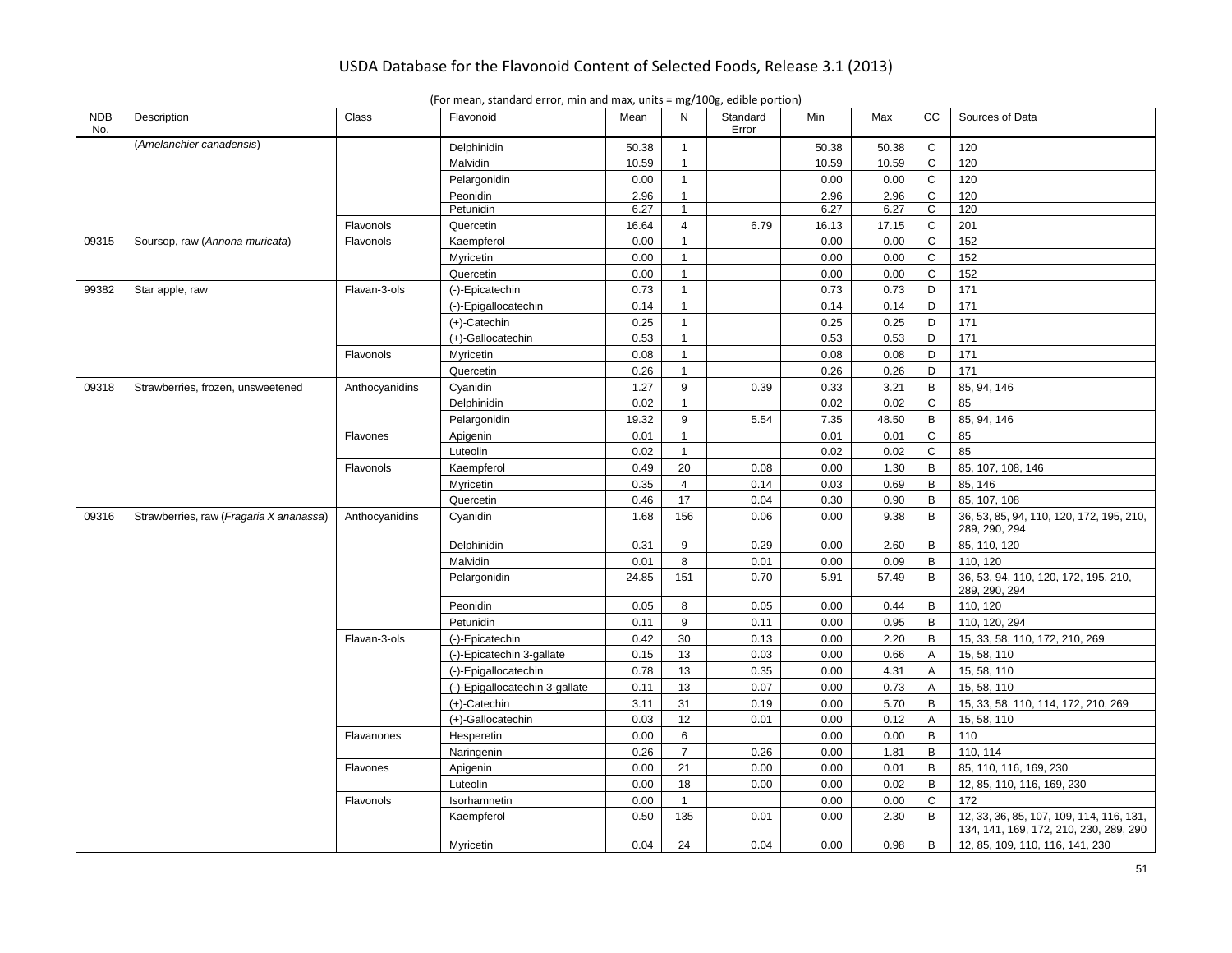# USDA Database for the Flavonoid Content of Selected Foods, Release 3.1 (2013)

(For mean, standard error, min and max, units = mg/100g, edible portion)

| NDB No. | Description | Class | Flavonoid | Mean | N | Standard Error | Min | Max | CC | Sources of Data |
|---|---|---|---|---|---|---|---|---|---|---|
| | (*Amelanchier canadensis*) | | Delphinidin | 50.38 | 1 | | 50.38 | 50.38 | C | 120 |
| | | | Malvidin | 10.59 | 1 | | 10.59 | 10.59 | C | 120 |
| | | | Pelargonidin | 0.00 | 1 | | 0.00 | 0.00 | C | 120 |
| | | | Peonidin | 2.96 | 1 | | 2.96 | 2.96 | C | 120 |
| | | | Petunidin | 6.27 | 1 | | 6.27 | 6.27 | C | 120 |
| | | Flavonols | Quercetin | 16.64 | 4 | 6.79 | 16.13 | 17.15 | C | 201 |
| 09315 | Soursop, raw (*Annona muricata*) | Flavonols | Kaempferol | 0.00 | 1 | | 0.00 | 0.00 | C | 152 |
| | | | Myricetin | 0.00 | 1 | | 0.00 | 0.00 | C | 152 |
| | | | Quercetin | 0.00 | 1 | | 0.00 | 0.00 | C | 152 |
| 99382 | Star apple, raw | Flavan-3-ols | (-)-Epicatechin | 0.73 | 1 | | 0.73 | 0.73 | D | 171 |
| | | | (-)-Epigallocatechin | 0.14 | 1 | | 0.14 | 0.14 | D | 171 |
| | | | (+)-Catechin | 0.25 | 1 | | 0.25 | 0.25 | D | 171 |
| | | | (+)-Gallocatechin | 0.53 | 1 | | 0.53 | 0.53 | D | 171 |
| | | Flavonols | Myricetin | 0.08 | 1 | | 0.08 | 0.08 | D | 171 |
| | | | Quercetin | 0.26 | 1 | | 0.26 | 0.26 | D | 171 |
| 09318 | Strawberries, frozen, unsweetened | Anthocyanidins | Cyanidin | 1.27 | 9 | 0.39 | 0.33 | 3.21 | B | 85, 94, 146 |
| | | | Delphinidin | 0.02 | 1 | | 0.02 | 0.02 | C | 85 |
| | | | Pelargonidin | 19.32 | 9 | 5.54 | 7.35 | 48.50 | B | 85, 94, 146 |
| | | Flavones | Apigenin | 0.01 | 1 | | 0.01 | 0.01 | C | 85 |
| | | | Luteolin | 0.02 | 1 | | 0.02 | 0.02 | C | 85 |
| | | Flavonols | Kaempferol | 0.49 | 20 | 0.08 | 0.00 | 1.30 | B | 85, 107, 108, 146 |
| | | | Myricetin | 0.35 | 4 | 0.14 | 0.03 | 0.69 | B | 85, 146 |
| | | | Quercetin | 0.46 | 17 | 0.04 | 0.30 | 0.90 | B | 85, 107, 108 |
| 09316 | Strawberries, raw (*Fragaria X ananassa*) | Anthocyanidins | Cyanidin | 1.68 | 156 | 0.06 | 0.00 | 9.38 | B | 36, 53, 85, 94, 110, 120, 172, 195, 210, 289, 290, 294 |
| | | | Delphinidin | 0.31 | 9 | 0.29 | 0.00 | 2.60 | B | 85, 110, 120 |
| | | | Malvidin | 0.01 | 8 | 0.01 | 0.00 | 0.09 | B | 110, 120 |
| | | | Pelargonidin | 24.85 | 151 | 0.70 | 5.91 | 57.49 | B | 36, 53, 94, 110, 120, 172, 195, 210, 289, 290, 294 |
| | | | Peonidin | 0.05 | 8 | 0.05 | 0.00 | 0.44 | B | 110, 120 |
| | | | Petunidin | 0.11 | 9 | 0.11 | 0.00 | 0.95 | B | 110, 120, 294 |
| | | Flavan-3-ols | (-)-Epicatechin | 0.42 | 30 | 0.13 | 0.00 | 2.20 | B | 15, 33, 58, 110, 172, 210, 269 |
| | | | (-)-Epicatechin 3-gallate | 0.15 | 13 | 0.03 | 0.00 | 0.66 | A | 15, 58, 110 |
| | | | (-)-Epigallocatechin | 0.78 | 13 | 0.35 | 0.00 | 4.31 | A | 15, 58, 110 |
| | | | (-)-Epigallocatechin 3-gallate | 0.11 | 13 | 0.07 | 0.00 | 0.73 | A | 15, 58, 110 |
| | | | (+)-Catechin | 3.11 | 31 | 0.19 | 0.00 | 5.70 | B | 15, 33, 58, 110, 114, 172, 210, 269 |
| | | | (+)-Gallocatechin | 0.03 | 12 | 0.01 | 0.00 | 0.12 | A | 15, 58, 110 |
| | | Flavanones | Hesperetin | 0.00 | 6 | | 0.00 | 0.00 | B | 110 |
| | | | Naringenin | 0.26 | 7 | 0.26 | 0.00 | 1.81 | B | 110, 114 |
| | | Flavones | Apigenin | 0.00 | 21 | 0.00 | 0.00 | 0.01 | B | 85, 110, 116, 169, 230 |
| | | | Luteolin | 0.00 | 18 | 0.00 | 0.00 | 0.02 | B | 12, 85, 110, 116, 169, 230 |
| | | Flavonols | Isorhamnetin | 0.00 | 1 | | 0.00 | 0.00 | C | 172 |
| | | | Kaempferol | 0.50 | 135 | 0.01 | 0.00 | 2.30 | B | 12, 33, 36, 85, 107, 109, 114, 116, 131, 134, 141, 169, 172, 210, 230, 289, 290 |
| | | | Myricetin | 0.04 | 24 | 0.04 | 0.00 | 0.98 | B | 12, 85, 109, 110, 116, 141, 230 |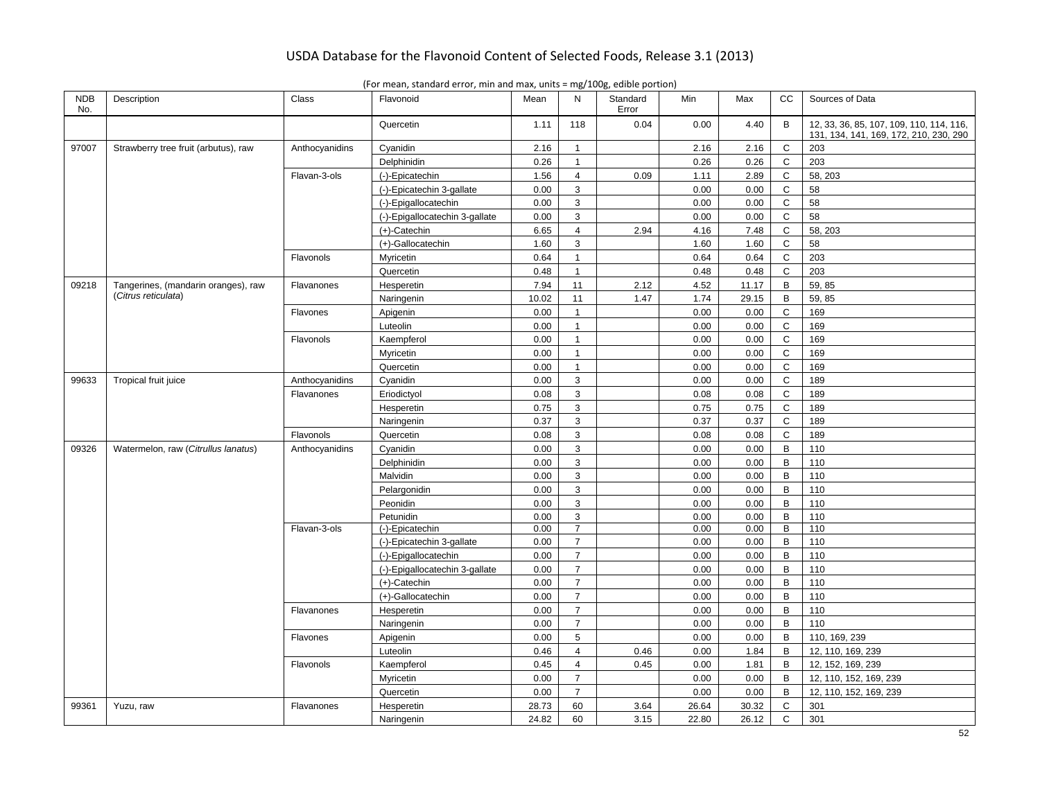# USDA Database for the Flavonoid Content of Selected Foods, Release 3.1 (2013)

(For mean, standard error, min and max, units = mg/100g, edible portion)

| NDB No. | Description | Class | Flavonoid | Mean | N | Standard Error | Min | Max | CC | Sources of Data |
|---|---|---|---|---|---|---|---|---|---|---|
| | | | Quercetin | 1.11 | 118 | 0.04 | 0.00 | 4.40 | B | 12, 33, 36, 85, 107, 109, 110, 114, 116, 131, 134, 141, 169, 172, 210, 230, 290 |
| 97007 | Strawberry tree fruit (arbutus), raw | Anthocyanidins | Cyanidin | 2.16 | 1 | | 2.16 | 2.16 | C | 203 |
| | | | Delphinidin | 0.26 | 1 | | 0.26 | 0.26 | C | 203 |
| | | Flavan-3-ols | (-)-Epicatechin | 1.56 | 4 | 0.09 | 1.11 | 2.89 | C | 58, 203 |
| | | | (-)-Epicatechin 3-gallate | 0.00 | 3 | | 0.00 | 0.00 | C | 58 |
| | | | (-)-Epigallocatechin | 0.00 | 3 | | 0.00 | 0.00 | C | 58 |
| | | | (-)-Epigallocatechin 3-gallate | 0.00 | 3 | | 0.00 | 0.00 | C | 58 |
| | | | (+)-Catechin | 6.65 | 4 | 2.94 | 4.16 | 7.48 | C | 58, 203 |
| | | | (+)-Gallocatechin | 1.60 | 3 | | 1.60 | 1.60 | C | 58 |
| | | Flavonols | Myricetin | 0.64 | 1 | | 0.64 | 0.64 | C | 203 |
| | | | Quercetin | 0.48 | 1 | | 0.48 | 0.48 | C | 203 |
| 09218 | Tangerines, (mandarin oranges), raw (*Citrus reticulata*) | Flavanones | Hesperetin | 7.94 | 11 | 2.12 | 4.52 | 11.17 | B | 59, 85 |
| | | | Naringenin | 10.02 | 11 | 1.47 | 1.74 | 29.15 | B | 59, 85 |
| | | Flavones | Apigenin | 0.00 | 1 | | 0.00 | 0.00 | C | 169 |
| | | | Luteolin | 0.00 | 1 | | 0.00 | 0.00 | C | 169 |
| | | Flavonols | Kaempferol | 0.00 | 1 | | 0.00 | 0.00 | C | 169 |
| | | | Myricetin | 0.00 | 1 | | 0.00 | 0.00 | C | 169 |
| | | | Quercetin | 0.00 | 1 | | 0.00 | 0.00 | C | 169 |
| 99633 | Tropical fruit juice | Anthocyanidins | Cyanidin | 0.00 | 3 | | 0.00 | 0.00 | C | 189 |
| | | Flavanones | Eriodictyol | 0.08 | 3 | | 0.08 | 0.08 | C | 189 |
| | | | Hesperetin | 0.75 | 3 | | 0.75 | 0.75 | C | 189 |
| | | | Naringenin | 0.37 | 3 | | 0.37 | 0.37 | C | 189 |
| | | Flavonols | Quercetin | 0.08 | 3 | | 0.08 | 0.08 | C | 189 |
| 09326 | Watermelon, raw (*Citrullus lanatus*) | Anthocyanidins | Cyanidin | 0.00 | 3 | | 0.00 | 0.00 | B | 110 |
| | | | Delphinidin | 0.00 | 3 | | 0.00 | 0.00 | B | 110 |
| | | | Malvidin | 0.00 | 3 | | 0.00 | 0.00 | B | 110 |
| | | | Pelargonidin | 0.00 | 3 | | 0.00 | 0.00 | B | 110 |
| | | | Peonidin | 0.00 | 3 | | 0.00 | 0.00 | B | 110 |
| | | | Petunidin | 0.00 | 3 | | 0.00 | 0.00 | B | 110 |
| | | Flavan-3-ols | (-)-Epicatechin | 0.00 | 7 | | 0.00 | 0.00 | B | 110 |
| | | | (-)-Epicatechin 3-gallate | 0.00 | 7 | | 0.00 | 0.00 | B | 110 |
| | | | (-)-Epigallocatechin | 0.00 | 7 | | 0.00 | 0.00 | B | 110 |
| | | | (-)-Epigallocatechin 3-gallate | 0.00 | 7 | | 0.00 | 0.00 | B | 110 |
| | | | (+)-Catechin | 0.00 | 7 | | 0.00 | 0.00 | B | 110 |
| | | | (+)-Gallocatechin | 0.00 | 7 | | 0.00 | 0.00 | B | 110 |
| | | Flavanones | Hesperetin | 0.00 | 7 | | 0.00 | 0.00 | B | 110 |
| | | | Naringenin | 0.00 | 7 | | 0.00 | 0.00 | B | 110 |
| | | Flavones | Apigenin | 0.00 | 5 | | 0.00 | 0.00 | B | 110, 169, 239 |
| | | | Luteolin | 0.46 | 4 | 0.46 | 0.00 | 1.84 | B | 12, 110, 169, 239 |
| | | Flavonols | Kaempferol | 0.45 | 4 | 0.45 | 0.00 | 1.81 | B | 12, 152, 169, 239 |
| | | | Myricetin | 0.00 | 7 | | 0.00 | 0.00 | B | 12, 110, 152, 169, 239 |
| | | | Quercetin | 0.00 | 7 | | 0.00 | 0.00 | B | 12, 110, 152, 169, 239 |
| 99361 | Yuzu, raw | Flavanones | Hesperetin | 28.73 | 60 | 3.64 | 26.64 | 30.32 | C | 301 |
| | | | Naringenin | 24.82 | 60 | 3.15 | 22.80 | 26.12 | C | 301 |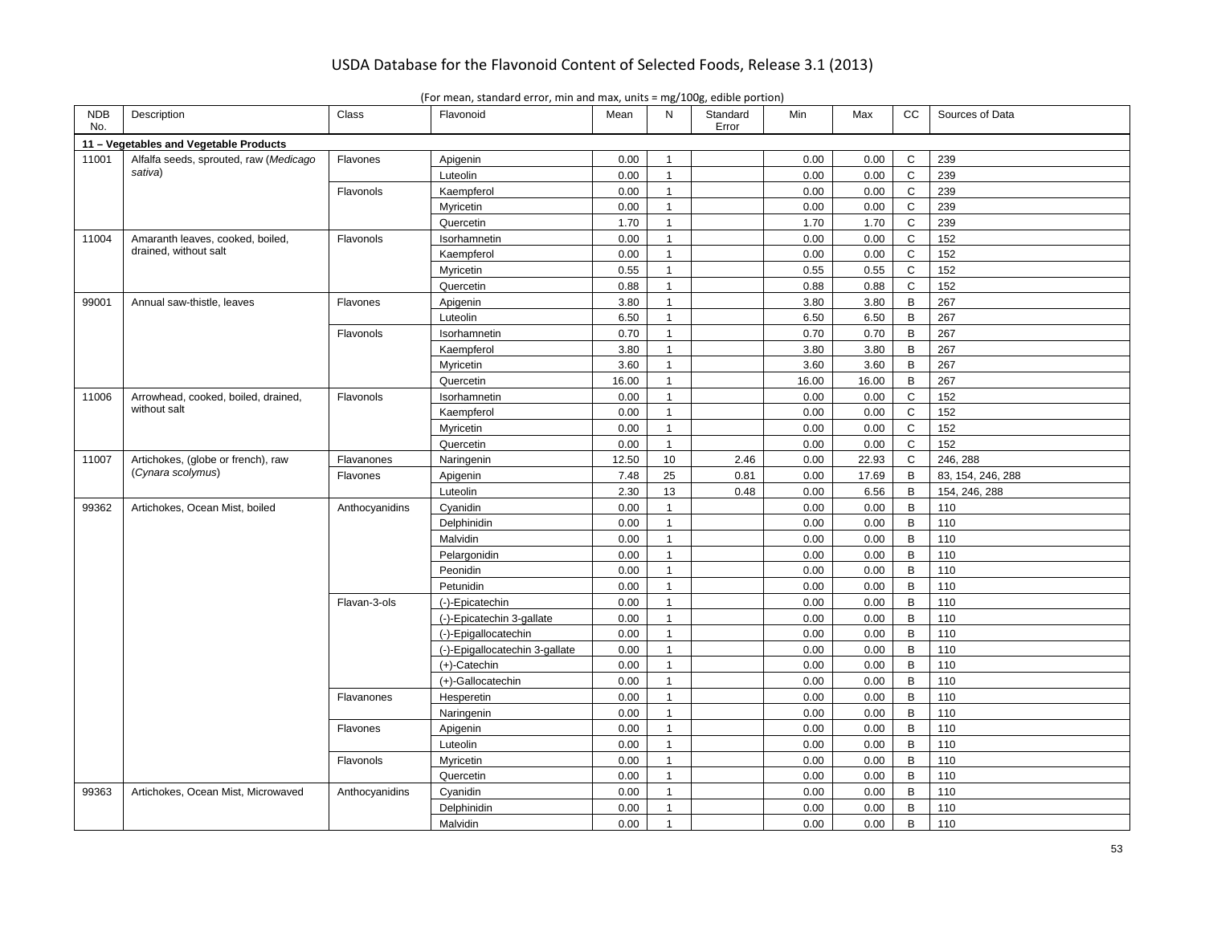# USDA Database for the Flavonoid Content of Selected Foods, Release 3.1 (2013)

(For mean, standard error, min and max, units = mg/100g, edible portion)

| NDB No. | Description | Class | Flavonoid | Mean | N | Standard Error | Min | Max | CC | Sources of Data |
|---|---|---|---|---|---|---|---|---|---|---|
| **11 – Vegetables and Vegetable Products** | | | | | | | | | | |
| 11001 | Alfalfa seeds, sprouted, raw (*Medicago sativa*) | Flavones | Apigenin | 0.00 | 1 | | 0.00 | 0.00 | C | 239 |
| | | | Luteolin | 0.00 | 1 | | 0.00 | 0.00 | C | 239 |
| | | Flavonols | Kaempferol | 0.00 | 1 | | 0.00 | 0.00 | C | 239 |
| | | | Myricetin | 0.00 | 1 | | 0.00 | 0.00 | C | 239 |
| | | | Quercetin | 1.70 | 1 | | 1.70 | 1.70 | C | 239 |
| 11004 | Amaranth leaves, cooked, boiled, drained, without salt | Flavonols | Isorhamnetin | 0.00 | 1 | | 0.00 | 0.00 | C | 152 |
| | | | Kaempferol | 0.00 | 1 | | 0.00 | 0.00 | C | 152 |
| | | | Myricetin | 0.55 | 1 | | 0.55 | 0.55 | C | 152 |
| | | | Quercetin | 0.88 | 1 | | 0.88 | 0.88 | C | 152 |
| 99001 | Annual saw-thistle, leaves | Flavones | Apigenin | 3.80 | 1 | | 3.80 | 3.80 | B | 267 |
| | | | Luteolin | 6.50 | 1 | | 6.50 | 6.50 | B | 267 |
| | | Flavonols | Isorhamnetin | 0.70 | 1 | | 0.70 | 0.70 | B | 267 |
| | | | Kaempferol | 3.80 | 1 | | 3.80 | 3.80 | B | 267 |
| | | | Myricetin | 3.60 | 1 | | 3.60 | 3.60 | B | 267 |
| | | | Quercetin | 16.00 | 1 | | 16.00 | 16.00 | B | 267 |
| 11006 | Arrowhead, cooked, boiled, drained, without salt | Flavonols | Isorhamnetin | 0.00 | 1 | | 0.00 | 0.00 | C | 152 |
| | | | Kaempferol | 0.00 | 1 | | 0.00 | 0.00 | C | 152 |
| | | | Myricetin | 0.00 | 1 | | 0.00 | 0.00 | C | 152 |
| | | | Quercetin | 0.00 | 1 | | 0.00 | 0.00 | C | 152 |
| 11007 | Artichokes, (globe or french), raw (*Cynara scolymus*) | Flavanones | Naringenin | 12.50 | 10 | 2.46 | 0.00 | 22.93 | C | 246, 288 |
| | | Flavones | Apigenin | 7.48 | 25 | 0.81 | 0.00 | 17.69 | B | 83, 154, 246, 288 |
| | | | Luteolin | 2.30 | 13 | 0.48 | 0.00 | 6.56 | B | 154, 246, 288 |
| 99362 | Artichokes, Ocean Mist, boiled | Anthocyanidins | Cyanidin | 0.00 | 1 | | 0.00 | 0.00 | B | 110 |
| | | | Delphinidin | 0.00 | 1 | | 0.00 | 0.00 | B | 110 |
| | | | Malvidin | 0.00 | 1 | | 0.00 | 0.00 | B | 110 |
| | | | Pelargonidin | 0.00 | 1 | | 0.00 | 0.00 | B | 110 |
| | | | Peonidin | 0.00 | 1 | | 0.00 | 0.00 | B | 110 |
| | | | Petunidin | 0.00 | 1 | | 0.00 | 0.00 | B | 110 |
| | | Flavan-3-ols | (-)-Epicatechin | 0.00 | 1 | | 0.00 | 0.00 | B | 110 |
| | | | (-)-Epicatechin 3-gallate | 0.00 | 1 | | 0.00 | 0.00 | B | 110 |
| | | | (-)-Epigallocatechin | 0.00 | 1 | | 0.00 | 0.00 | B | 110 |
| | | | (-)-Epigallocatechin 3-gallate | 0.00 | 1 | | 0.00 | 0.00 | B | 110 |
| | | | (+)-Catechin | 0.00 | 1 | | 0.00 | 0.00 | B | 110 |
| | | | (+)-Gallocatechin | 0.00 | 1 | | 0.00 | 0.00 | B | 110 |
| | | Flavanones | Hesperetin | 0.00 | 1 | | 0.00 | 0.00 | B | 110 |
| | | | Naringenin | 0.00 | 1 | | 0.00 | 0.00 | B | 110 |
| | | Flavones | Apigenin | 0.00 | 1 | | 0.00 | 0.00 | B | 110 |
| | | | Luteolin | 0.00 | 1 | | 0.00 | 0.00 | B | 110 |
| | | Flavonols | Myricetin | 0.00 | 1 | | 0.00 | 0.00 | B | 110 |
| | | | Quercetin | 0.00 | 1 | | 0.00 | 0.00 | B | 110 |
| 99363 | Artichokes, Ocean Mist, Microwaved | Anthocyanidins | Cyanidin | 0.00 | 1 | | 0.00 | 0.00 | B | 110 |
| | | | Delphinidin | 0.00 | 1 | | 0.00 | 0.00 | B | 110 |
| | | | Malvidin | 0.00 | 1 | | 0.00 | 0.00 | B | 110 |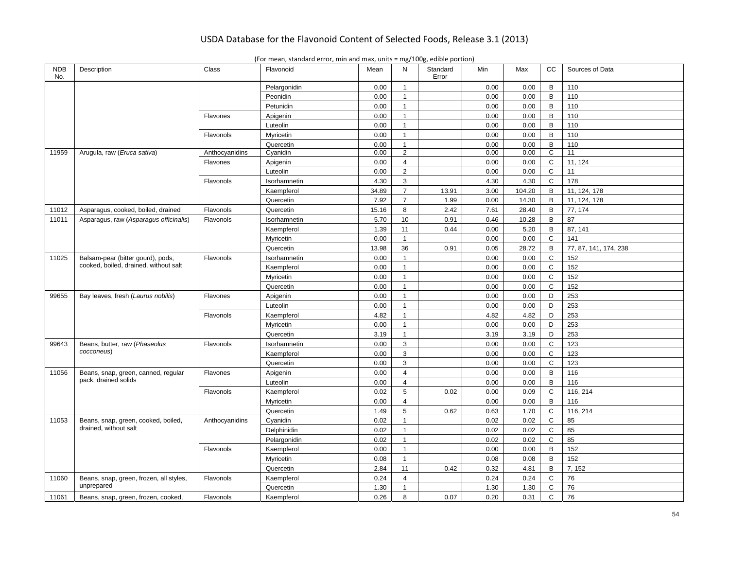# USDA Database for the Flavonoid Content of Selected Foods, Release 3.1 (2013)

(For mean, standard error, min and max, units = mg/100g, edible portion)

| NDB No. | Description | Class | Flavonoid | Mean | N | Standard Error | Min | Max | CC | Sources of Data |
|---|---|---|---|---|---|---|---|---|---|---|
| | | | Pelargonidin | 0.00 | 1 | | 0.00 | 0.00 | B | 110 |
| | | | Peonidin | 0.00 | 1 | | 0.00 | 0.00 | B | 110 |
| | | | Petunidin | 0.00 | 1 | | 0.00 | 0.00 | B | 110 |
| | | Flavones | Apigenin | 0.00 | 1 | | 0.00 | 0.00 | B | 110 |
| | | | Luteolin | 0.00 | 1 | | 0.00 | 0.00 | B | 110 |
| | | Flavonols | Myricetin | 0.00 | 1 | | 0.00 | 0.00 | B | 110 |
| | | | Quercetin | 0.00 | 1 | | 0.00 | 0.00 | B | 110 |
| 11959 | Arugula, raw (*Eruca sativa*) | Anthocyanidins | Cyanidin | 0.00 | 2 | | 0.00 | 0.00 | C | 11 |
| | | Flavones | Apigenin | 0.00 | 4 | | 0.00 | 0.00 | C | 11, 124 |
| | | | Luteolin | 0.00 | 2 | | 0.00 | 0.00 | C | 11 |
| | | Flavonols | Isorhamnetin | 4.30 | 3 | | 4.30 | 4.30 | C | 178 |
| | | | Kaempferol | 34.89 | 7 | 13.91 | 3.00 | 104.20 | B | 11, 124, 178 |
| | | | Quercetin | 7.92 | 7 | 1.99 | 0.00 | 14.30 | B | 11, 124, 178 |
| 11012 | Asparagus, cooked, boiled, drained | Flavonols | Quercetin | 15.16 | 8 | 2.42 | 7.61 | 28.40 | B | 77, 174 |
| 11011 | Asparagus, raw (*Asparagus officinalis*) | Flavonols | Isorhamnetin | 5.70 | 10 | 0.91 | 0.46 | 10.28 | B | 87 |
| | | | Kaempferol | 1.39 | 11 | 0.44 | 0.00 | 5.20 | B | 87, 141 |
| | | | Myricetin | 0.00 | 1 | | 0.00 | 0.00 | C | 141 |
| | | | Quercetin | 13.98 | 36 | 0.91 | 0.05 | 28.72 | B | 77, 87, 141, 174, 238 |
| 11025 | Balsam-pear (bitter gourd), pods, cooked, boiled, drained, without salt | Flavonols | Isorhamnetin | 0.00 | 1 | | 0.00 | 0.00 | C | 152 |
| | | | Kaempferol | 0.00 | 1 | | 0.00 | 0.00 | C | 152 |
| | | | Myricetin | 0.00 | 1 | | 0.00 | 0.00 | C | 152 |
| | | | Quercetin | 0.00 | 1 | | 0.00 | 0.00 | C | 152 |
| 99655 | Bay leaves, fresh (*Laurus nobilis*) | Flavones | Apigenin | 0.00 | 1 | | 0.00 | 0.00 | D | 253 |
| | | | Luteolin | 0.00 | 1 | | 0.00 | 0.00 | D | 253 |
| | | Flavonols | Kaempferol | 4.82 | 1 | | 4.82 | 4.82 | D | 253 |
| | | | Myricetin | 0.00 | 1 | | 0.00 | 0.00 | D | 253 |
| | | | Quercetin | 3.19 | 1 | | 3.19 | 3.19 | D | 253 |
| 99643 | Beans, butter, raw (*Phaseolus cocconeus*) | Flavonols | Isorhamnetin | 0.00 | 3 | | 0.00 | 0.00 | C | 123 |
| | | | Kaempferol | 0.00 | 3 | | 0.00 | 0.00 | C | 123 |
| | | | Quercetin | 0.00 | 3 | | 0.00 | 0.00 | C | 123 |
| 11056 | Beans, snap, green, canned, regular pack, drained solids | Flavones | Apigenin | 0.00 | 4 | | 0.00 | 0.00 | B | 116 |
| | | | Luteolin | 0.00 | 4 | | 0.00 | 0.00 | B | 116 |
| | | Flavonols | Kaempferol | 0.02 | 5 | 0.02 | 0.00 | 0.09 | C | 116, 214 |
| | | | Myricetin | 0.00 | 4 | | 0.00 | 0.00 | B | 116 |
| | | | Quercetin | 1.49 | 5 | 0.62 | 0.63 | 1.70 | C | 116, 214 |
| 11053 | Beans, snap, green, cooked, boiled, drained, without salt | Anthocyanidins | Cyanidin | 0.02 | 1 | | 0.02 | 0.02 | C | 85 |
| | | | Delphinidin | 0.02 | 1 | | 0.02 | 0.02 | C | 85 |
| | | | Pelargonidin | 0.02 | 1 | | 0.02 | 0.02 | C | 85 |
| | | Flavonols | Kaempferol | 0.00 | 1 | | 0.00 | 0.00 | B | 152 |
| | | | Myricetin | 0.08 | 1 | | 0.08 | 0.08 | B | 152 |
| | | | Quercetin | 2.84 | 11 | 0.42 | 0.32 | 4.81 | B | 7, 152 |
| 11060 | Beans, snap, green, frozen, all styles, unprepared | Flavonols | Kaempferol | 0.24 | 4 | | 0.24 | 0.24 | C | 76 |
| | | | Quercetin | 1.30 | 1 | | 1.30 | 1.30 | C | 76 |
| 11061 | Beans, snap, green, frozen, cooked, | Flavonols | Kaempferol | 0.26 | 8 | 0.07 | 0.20 | 0.31 | C | 76 |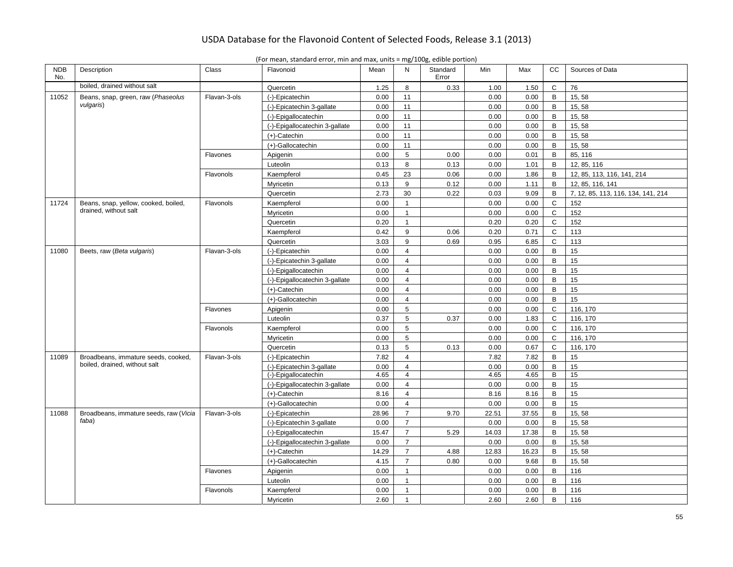# USDA Database for the Flavonoid Content of Selected Foods, Release 3.1 (2013)

(For mean, standard error, min and max, units = mg/100g, edible portion)

| NDB No. | Description | Class | Flavonoid | Mean | N | Standard Error | Min | Max | CC | Sources of Data |
|---|---|---|---|---|---|---|---|---|---|---|
| | boiled, drained without salt | | Quercetin | 1.25 | 8 | 0.33 | 1.00 | 1.50 | C | 76 |
| 11052 | Beans, snap, green, raw (*Phaseolus vulgaris*) | Flavan-3-ols | (-)-Epicatechin | 0.00 | 11 | | 0.00 | 0.00 | B | 15, 58 |
| | | | (-)-Epicatechin 3-gallate | 0.00 | 11 | | 0.00 | 0.00 | B | 15, 58 |
| | | | (-)-Epigallocatechin | 0.00 | 11 | | 0.00 | 0.00 | B | 15, 58 |
| | | | (-)-Epigallocatechin 3-gallate | 0.00 | 11 | | 0.00 | 0.00 | B | 15, 58 |
| | | | (+)-Catechin | 0.00 | 11 | | 0.00 | 0.00 | B | 15, 58 |
| | | | (+)-Gallocatechin | 0.00 | 11 | | 0.00 | 0.00 | B | 15, 58 |
| | | Flavones | Apigenin | 0.00 | 5 | 0.00 | 0.00 | 0.01 | B | 85, 116 |
| | | | Luteolin | 0.13 | 8 | 0.13 | 0.00 | 1.01 | B | 12, 85, 116 |
| | | Flavonols | Kaempferol | 0.45 | 23 | 0.06 | 0.00 | 1.86 | B | 12, 85, 113, 116, 141, 214 |
| | | | Myricetin | 0.13 | 9 | 0.12 | 0.00 | 1.11 | B | 12, 85, 116, 141 |
| | | | Quercetin | 2.73 | 30 | 0.22 | 0.03 | 9.09 | B | 7, 12, 85, 113, 116, 134, 141, 214 |
| 11724 | Beans, snap, yellow, cooked, boiled, drained, without salt | Flavonols | Kaempferol | 0.00 | 1 | | 0.00 | 0.00 | C | 152 |
| | | | Myricetin | 0.00 | 1 | | 0.00 | 0.00 | C | 152 |
| | | | Quercetin | 0.20 | 1 | | 0.20 | 0.20 | C | 152 |
| | | | Kaempferol | 0.42 | 9 | 0.06 | 0.20 | 0.71 | C | 113 |
| | | | Quercetin | 3.03 | 9 | 0.69 | 0.95 | 6.85 | C | 113 |
| 11080 | Beets, raw (*Beta vulgaris*) | Flavan-3-ols | (-)-Epicatechin | 0.00 | 4 | | 0.00 | 0.00 | B | 15 |
| | | | (-)-Epicatechin 3-gallate | 0.00 | 4 | | 0.00 | 0.00 | B | 15 |
| | | | (-)-Epigallocatechin | 0.00 | 4 | | 0.00 | 0.00 | B | 15 |
| | | | (-)-Epigallocatechin 3-gallate | 0.00 | 4 | | 0.00 | 0.00 | B | 15 |
| | | | (+)-Catechin | 0.00 | 4 | | 0.00 | 0.00 | B | 15 |
| | | | (+)-Gallocatechin | 0.00 | 4 | | 0.00 | 0.00 | B | 15 |
| | | Flavones | Apigenin | 0.00 | 5 | | 0.00 | 0.00 | C | 116, 170 |
| | | | Luteolin | 0.37 | 5 | 0.37 | 0.00 | 1.83 | C | 116, 170 |
| | | Flavonols | Kaempferol | 0.00 | 5 | | 0.00 | 0.00 | C | 116, 170 |
| | | | Myricetin | 0.00 | 5 | | 0.00 | 0.00 | C | 116, 170 |
| | | | Quercetin | 0.13 | 5 | 0.13 | 0.00 | 0.67 | C | 116, 170 |
| 11089 | Broadbeans, immature seeds, cooked, boiled, drained, without salt | Flavan-3-ols | (-)-Epicatechin | 7.82 | 4 | | 7.82 | 7.82 | B | 15 |
| | | | (-)-Epicatechin 3-gallate | 0.00 | 4 | | 0.00 | 0.00 | B | 15 |
| | | | (-)-Epigallocatechin | 4.65 | 4 | | 4.65 | 4.65 | B | 15 |
| | | | (-)-Epigallocatechin 3-gallate | 0.00 | 4 | | 0.00 | 0.00 | B | 15 |
| | | | (+)-Catechin | 8.16 | 4 | | 8.16 | 8.16 | B | 15 |
| | | | (+)-Gallocatechin | 0.00 | 4 | | 0.00 | 0.00 | B | 15 |
| 11088 | Broadbeans, immature seeds, raw (*Vicia faba*) | Flavan-3-ols | (-)-Epicatechin | 28.96 | 7 | 9.70 | 22.51 | 37.55 | B | 15, 58 |
| | | | (-)-Epicatechin 3-gallate | 0.00 | 7 | | 0.00 | 0.00 | B | 15, 58 |
| | | | (-)-Epigallocatechin | 15.47 | 7 | 5.29 | 14.03 | 17.38 | B | 15, 58 |
| | | | (-)-Epigallocatechin 3-gallate | 0.00 | 7 | | 0.00 | 0.00 | B | 15, 58 |
| | | | (+)-Catechin | 14.29 | 7 | 4.88 | 12.83 | 16.23 | B | 15, 58 |
| | | | (+)-Gallocatechin | 4.15 | 7 | 0.80 | 0.00 | 9.68 | B | 15, 58 |
| | | Flavones | Apigenin | 0.00 | 1 | | 0.00 | 0.00 | B | 116 |
| | | | Luteolin | 0.00 | 1 | | 0.00 | 0.00 | B | 116 |
| | | Flavonols | Kaempferol | 0.00 | 1 | | 0.00 | 0.00 | B | 116 |
| | | | Myricetin | 2.60 | 1 | | 2.60 | 2.60 | B | 116 |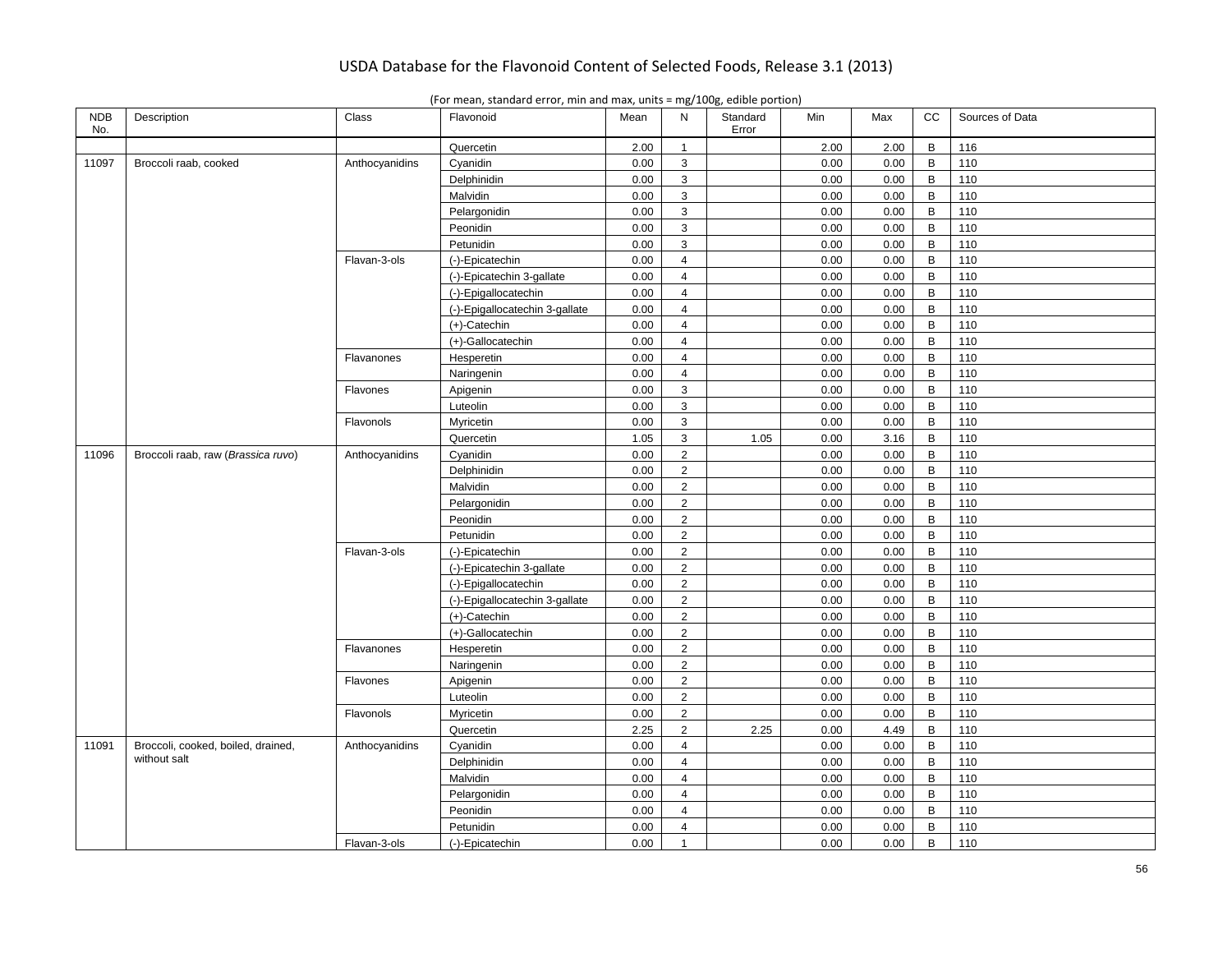# USDA Database for the Flavonoid Content of Selected Foods, Release 3.1 (2013)

(For mean, standard error, min and max, units = mg/100g, edible portion)

| NDB No. | Description | Class | Flavonoid | Mean | N | Standard Error | Min | Max | CC | Sources of Data |
|---|---|---|---|---|---|---|---|---|---|---|
| | | | Quercetin | 2.00 | 1 | | 2.00 | 2.00 | B | 116 |
| 11097 | Broccoli raab, cooked | Anthocyanidins | Cyanidin | 0.00 | 3 | | 0.00 | 0.00 | B | 110 |
| | | | Delphinidin | 0.00 | 3 | | 0.00 | 0.00 | B | 110 |
| | | | Malvidin | 0.00 | 3 | | 0.00 | 0.00 | B | 110 |
| | | | Pelargonidin | 0.00 | 3 | | 0.00 | 0.00 | B | 110 |
| | | | Peonidin | 0.00 | 3 | | 0.00 | 0.00 | B | 110 |
| | | | Petunidin | 0.00 | 3 | | 0.00 | 0.00 | B | 110 |
| | | Flavan-3-ols | (-)-Epicatechin | 0.00 | 4 | | 0.00 | 0.00 | B | 110 |
| | | | (-)-Epicatechin 3-gallate | 0.00 | 4 | | 0.00 | 0.00 | B | 110 |
| | | | (-)-Epigallocatechin | 0.00 | 4 | | 0.00 | 0.00 | B | 110 |
| | | | (-)-Epigallocatechin 3-gallate | 0.00 | 4 | | 0.00 | 0.00 | B | 110 |
| | | | (+)-Catechin | 0.00 | 4 | | 0.00 | 0.00 | B | 110 |
| | | | (+)-Gallocatechin | 0.00 | 4 | | 0.00 | 0.00 | B | 110 |
| | | Flavanones | Hesperetin | 0.00 | 4 | | 0.00 | 0.00 | B | 110 |
| | | | Naringenin | 0.00 | 4 | | 0.00 | 0.00 | B | 110 |
| | | Flavones | Apigenin | 0.00 | 3 | | 0.00 | 0.00 | B | 110 |
| | | | Luteolin | 0.00 | 3 | | 0.00 | 0.00 | B | 110 |
| | | Flavonols | Myricetin | 0.00 | 3 | | 0.00 | 0.00 | B | 110 |
| | | | Quercetin | 1.05 | 3 | 1.05 | 0.00 | 3.16 | B | 110 |
| 11096 | Broccoli raab, raw (*Brassica ruvo*) | Anthocyanidins | Cyanidin | 0.00 | 2 | | 0.00 | 0.00 | B | 110 |
| | | | Delphinidin | 0.00 | 2 | | 0.00 | 0.00 | B | 110 |
| | | | Malvidin | 0.00 | 2 | | 0.00 | 0.00 | B | 110 |
| | | | Pelargonidin | 0.00 | 2 | | 0.00 | 0.00 | B | 110 |
| | | | Peonidin | 0.00 | 2 | | 0.00 | 0.00 | B | 110 |
| | | | Petunidin | 0.00 | 2 | | 0.00 | 0.00 | B | 110 |
| | | Flavan-3-ols | (-)-Epicatechin | 0.00 | 2 | | 0.00 | 0.00 | B | 110 |
| | | | (-)-Epicatechin 3-gallate | 0.00 | 2 | | 0.00 | 0.00 | B | 110 |
| | | | (-)-Epigallocatechin | 0.00 | 2 | | 0.00 | 0.00 | B | 110 |
| | | | (-)-Epigallocatechin 3-gallate | 0.00 | 2 | | 0.00 | 0.00 | B | 110 |
| | | | (+)-Catechin | 0.00 | 2 | | 0.00 | 0.00 | B | 110 |
| | | | (+)-Gallocatechin | 0.00 | 2 | | 0.00 | 0.00 | B | 110 |
| | | Flavanones | Hesperetin | 0.00 | 2 | | 0.00 | 0.00 | B | 110 |
| | | | Naringenin | 0.00 | 2 | | 0.00 | 0.00 | B | 110 |
| | | Flavones | Apigenin | 0.00 | 2 | | 0.00 | 0.00 | B | 110 |
| | | | Luteolin | 0.00 | 2 | | 0.00 | 0.00 | B | 110 |
| | | Flavonols | Myricetin | 0.00 | 2 | | 0.00 | 0.00 | B | 110 |
| | | | Quercetin | 2.25 | 2 | 2.25 | 0.00 | 4.49 | B | 110 |
| 11091 | Broccoli, cooked, boiled, drained, without salt | Anthocyanidins | Cyanidin | 0.00 | 4 | | 0.00 | 0.00 | B | 110 |
| | | | Delphinidin | 0.00 | 4 | | 0.00 | 0.00 | B | 110 |
| | | | Malvidin | 0.00 | 4 | | 0.00 | 0.00 | B | 110 |
| | | | Pelargonidin | 0.00 | 4 | | 0.00 | 0.00 | B | 110 |
| | | | Peonidin | 0.00 | 4 | | 0.00 | 0.00 | B | 110 |
| | | | Petunidin | 0.00 | 4 | | 0.00 | 0.00 | B | 110 |
| | | Flavan-3-ols | (-)-Epicatechin | 0.00 | 1 | | 0.00 | 0.00 | B | 110 |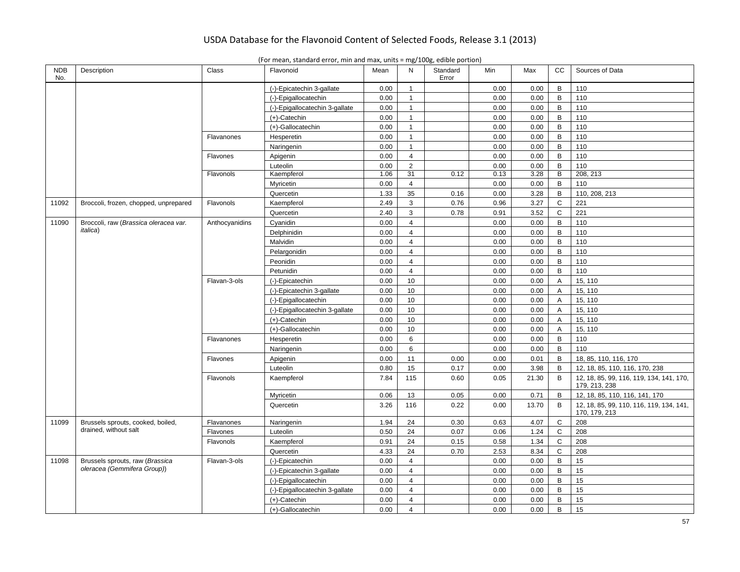# USDA Database for the Flavonoid Content of Selected Foods, Release 3.1 (2013)

(For mean, standard error, min and max, units = mg/100g, edible portion)

| NDB No. | Description | Class | Flavonoid | Mean | N | Standard Error | Min | Max | CC | Sources of Data |
|---|---|---|---|---|---|---|---|---|---|---|
| | | | (-)-Epicatechin 3-gallate | 0.00 | 1 | | 0.00 | 0.00 | B | 110 |
| | | | (-)-Epigallocatechin | 0.00 | 1 | | 0.00 | 0.00 | B | 110 |
| | | | (-)-Epigallocatechin 3-gallate | 0.00 | 1 | | 0.00 | 0.00 | B | 110 |
| | | | (+)-Catechin | 0.00 | 1 | | 0.00 | 0.00 | B | 110 |
| | | | (+)-Gallocatechin | 0.00 | 1 | | 0.00 | 0.00 | B | 110 |
| | | Flavanones | Hesperetin | 0.00 | 1 | | 0.00 | 0.00 | B | 110 |
| | | | Naringenin | 0.00 | 1 | | 0.00 | 0.00 | B | 110 |
| | | Flavones | Apigenin | 0.00 | 4 | | 0.00 | 0.00 | B | 110 |
| | | | Luteolin | 0.00 | 2 | | 0.00 | 0.00 | B | 110 |
| | | Flavonols | Kaempferol | 1.06 | 31 | 0.12 | 0.13 | 3.28 | B | 208, 213 |
| | | | Myricetin | 0.00 | 4 | | 0.00 | 0.00 | B | 110 |
| | | | Quercetin | 1.33 | 35 | 0.16 | 0.00 | 3.28 | B | 110, 208, 213 |
| 11092 | Broccoli, frozen, chopped, unprepared | Flavonols | Kaempferol | 2.49 | 3 | 0.76 | 0.96 | 3.27 | C | 221 |
| | | | Quercetin | 2.40 | 3 | 0.78 | 0.91 | 3.52 | C | 221 |
| 11090 | Broccoli, raw (*Brassica oleracea var. italica*) | Anthocyanidins | Cyanidin | 0.00 | 4 | | 0.00 | 0.00 | B | 110 |
| | | | Delphinidin | 0.00 | 4 | | 0.00 | 0.00 | B | 110 |
| | | | Malvidin | 0.00 | 4 | | 0.00 | 0.00 | B | 110 |
| | | | Pelargonidin | 0.00 | 4 | | 0.00 | 0.00 | B | 110 |
| | | | Peonidin | 0.00 | 4 | | 0.00 | 0.00 | B | 110 |
| | | | Petunidin | 0.00 | 4 | | 0.00 | 0.00 | B | 110 |
| | | Flavan-3-ols | (-)-Epicatechin | 0.00 | 10 | | 0.00 | 0.00 | A | 15, 110 |
| | | | (-)-Epicatechin 3-gallate | 0.00 | 10 | | 0.00 | 0.00 | A | 15, 110 |
| | | | (-)-Epigallocatechin | 0.00 | 10 | | 0.00 | 0.00 | A | 15, 110 |
| | | | (-)-Epigallocatechin 3-gallate | 0.00 | 10 | | 0.00 | 0.00 | A | 15, 110 |
| | | | (+)-Catechin | 0.00 | 10 | | 0.00 | 0.00 | A | 15, 110 |
| | | | (+)-Gallocatechin | 0.00 | 10 | | 0.00 | 0.00 | A | 15, 110 |
| | | Flavanones | Hesperetin | 0.00 | 6 | | 0.00 | 0.00 | B | 110 |
| | | | Naringenin | 0.00 | 6 | | 0.00 | 0.00 | B | 110 |
| | | Flavones | Apigenin | 0.00 | 11 | 0.00 | 0.00 | 0.01 | B | 18, 85, 110, 116, 170 |
| | | | Luteolin | 0.80 | 15 | 0.17 | 0.00 | 3.98 | B | 12, 18, 85, 110, 116, 170, 238 |
| | | Flavonols | Kaempferol | 7.84 | 115 | 0.60 | 0.05 | 21.30 | B | 12, 18, 85, 99, 116, 119, 134, 141, 170, 179, 213, 238 |
| | | | Myricetin | 0.06 | 13 | 0.05 | 0.00 | 0.71 | B | 12, 18, 85, 110, 116, 141, 170 |
| | | | Quercetin | 3.26 | 116 | 0.22 | 0.00 | 13.70 | B | 12, 18, 85, 99, 110, 116, 119, 134, 141, 170, 179, 213 |
| 11099 | Brussels sprouts, cooked, boiled, drained, without salt | Flavanones | Naringenin | 1.94 | 24 | 0.30 | 0.63 | 4.07 | C | 208 |
| | | Flavones | Luteolin | 0.50 | 24 | 0.07 | 0.06 | 1.24 | C | 208 |
| | | Flavonols | Kaempferol | 0.91 | 24 | 0.15 | 0.58 | 1.34 | C | 208 |
| | | | Quercetin | 4.33 | 24 | 0.70 | 2.53 | 8.34 | C | 208 |
| 11098 | Brussels sprouts, raw (*Brassica oleracea (Gemmifera Group)*) | Flavan-3-ols | (-)-Epicatechin | 0.00 | 4 | | 0.00 | 0.00 | B | 15 |
| | | | (-)-Epicatechin 3-gallate | 0.00 | 4 | | 0.00 | 0.00 | B | 15 |
| | | | (-)-Epigallocatechin | 0.00 | 4 | | 0.00 | 0.00 | B | 15 |
| | | | (-)-Epigallocatechin 3-gallate | 0.00 | 4 | | 0.00 | 0.00 | B | 15 |
| | | | (+)-Catechin | 0.00 | 4 | | 0.00 | 0.00 | B | 15 |
| | | | (+)-Gallocatechin | 0.00 | 4 | | 0.00 | 0.00 | B | 15 |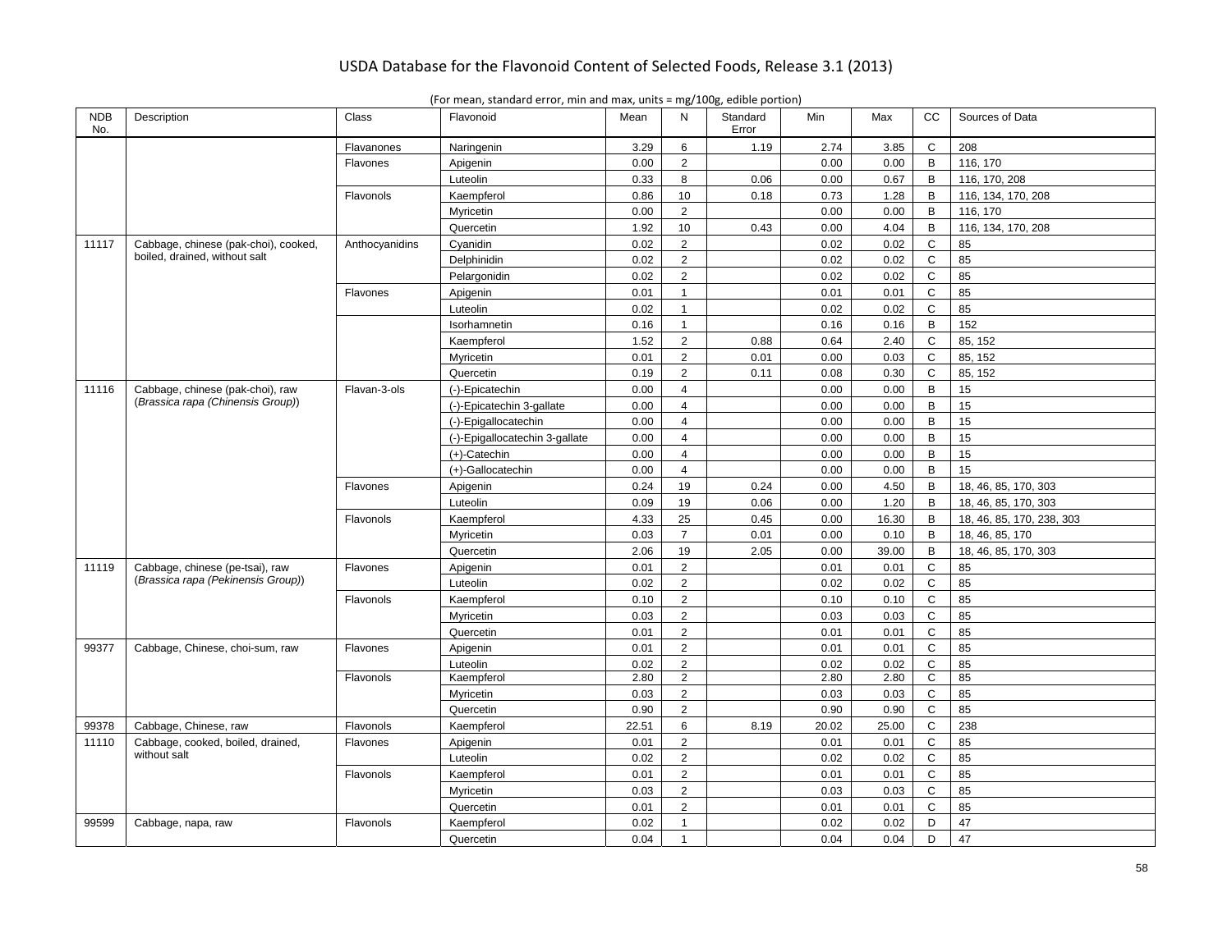# USDA Database for the Flavonoid Content of Selected Foods, Release 3.1 (2013)

(For mean, standard error, min and max, units = mg/100g, edible portion)

| NDB No. | Description | Class | Flavonoid | Mean | N | Standard Error | Min | Max | CC | Sources of Data |
|---|---|---|---|---|---|---|---|---|---|---|
| | | Flavanones | Naringenin | 3.29 | 6 | 1.19 | 2.74 | 3.85 | C | 208 |
| | | Flavones | Apigenin | 0.00 | 2 | | 0.00 | 0.00 | B | 116, 170 |
| | | | Luteolin | 0.33 | 8 | 0.06 | 0.00 | 0.67 | B | 116, 170, 208 |
| | | Flavonols | Kaempferol | 0.86 | 10 | 0.18 | 0.73 | 1.28 | B | 116, 134, 170, 208 |
| | | | Myricetin | 0.00 | 2 | | 0.00 | 0.00 | B | 116, 170 |
| | | | Quercetin | 1.92 | 10 | 0.43 | 0.00 | 4.04 | B | 116, 134, 170, 208 |
| 11117 | Cabbage, chinese (pak-choi), cooked, boiled, drained, without salt | Anthocyanidins | Cyanidin | 0.02 | 2 | | 0.02 | 0.02 | C | 85 |
| | | | Delphinidin | 0.02 | 2 | | 0.02 | 0.02 | C | 85 |
| | | | Pelargonidin | 0.02 | 2 | | 0.02 | 0.02 | C | 85 |
| | | Flavones | Apigenin | 0.01 | 1 | | 0.01 | 0.01 | C | 85 |
| | | | Luteolin | 0.02 | 1 | | 0.02 | 0.02 | C | 85 |
| | | | Isorhamnetin | 0.16 | 1 | | 0.16 | 0.16 | B | 152 |
| | | | Kaempferol | 1.52 | 2 | 0.88 | 0.64 | 2.40 | C | 85, 152 |
| | | | Myricetin | 0.01 | 2 | 0.01 | 0.00 | 0.03 | C | 85, 152 |
| | | | Quercetin | 0.19 | 2 | 0.11 | 0.08 | 0.30 | C | 85, 152 |
| 11116 | Cabbage, chinese (pak-choi), raw (*Brassica rapa (Chinensis Group)*) | Flavan-3-ols | (-)-Epicatechin | 0.00 | 4 | | 0.00 | 0.00 | B | 15 |
| | | | (-)-Epicatechin 3-gallate | 0.00 | 4 | | 0.00 | 0.00 | B | 15 |
| | | | (-)-Epigallocatechin | 0.00 | 4 | | 0.00 | 0.00 | B | 15 |
| | | | (-)-Epigallocatechin 3-gallate | 0.00 | 4 | | 0.00 | 0.00 | B | 15 |
| | | | (+)-Catechin | 0.00 | 4 | | 0.00 | 0.00 | B | 15 |
| | | | (+)-Gallocatechin | 0.00 | 4 | | 0.00 | 0.00 | B | 15 |
| | | Flavones | Apigenin | 0.24 | 19 | 0.24 | 0.00 | 4.50 | B | 18, 46, 85, 170, 303 |
| | | | Luteolin | 0.09 | 19 | 0.06 | 0.00 | 1.20 | B | 18, 46, 85, 170, 303 |
| | | Flavonols | Kaempferol | 4.33 | 25 | 0.45 | 0.00 | 16.30 | B | 18, 46, 85, 170, 238, 303 |
| | | | Myricetin | 0.03 | 7 | 0.01 | 0.00 | 0.10 | B | 18, 46, 85, 170 |
| | | | Quercetin | 2.06 | 19 | 2.05 | 0.00 | 39.00 | B | 18, 46, 85, 170, 303 |
| 11119 | Cabbage, chinese (pe-tsai), raw (*Brassica rapa (Pekinensis Group)*) | Flavones | Apigenin | 0.01 | 2 | | 0.01 | 0.01 | C | 85 |
| | | | Luteolin | 0.02 | 2 | | 0.02 | 0.02 | C | 85 |
| | | Flavonols | Kaempferol | 0.10 | 2 | | 0.10 | 0.10 | C | 85 |
| | | | Myricetin | 0.03 | 2 | | 0.03 | 0.03 | C | 85 |
| | | | Quercetin | 0.01 | 2 | | 0.01 | 0.01 | C | 85 |
| 99377 | Cabbage, Chinese, choi-sum, raw | Flavones | Apigenin | 0.01 | 2 | | 0.01 | 0.01 | C | 85 |
| | | | Luteolin | 0.02 | 2 | | 0.02 | 0.02 | C | 85 |
| | | Flavonols | Kaempferol | 2.80 | 2 | | 2.80 | 2.80 | C | 85 |
| | | | Myricetin | 0.03 | 2 | | 0.03 | 0.03 | C | 85 |
| | | | Quercetin | 0.90 | 2 | | 0.90 | 0.90 | C | 85 |
| 99378 | Cabbage, Chinese, raw | Flavonols | Kaempferol | 22.51 | 6 | 8.19 | 20.02 | 25.00 | C | 238 |
| 11110 | Cabbage, cooked, boiled, drained, without salt | Flavones | Apigenin | 0.01 | 2 | | 0.01 | 0.01 | C | 85 |
| | | | Luteolin | 0.02 | 2 | | 0.02 | 0.02 | C | 85 |
| | | Flavonols | Kaempferol | 0.01 | 2 | | 0.01 | 0.01 | C | 85 |
| | | | Myricetin | 0.03 | 2 | | 0.03 | 0.03 | C | 85 |
| | | | Quercetin | 0.01 | 2 | | 0.01 | 0.01 | C | 85 |
| 99599 | Cabbage, napa, raw | Flavonols | Kaempferol | 0.02 | 1 | | 0.02 | 0.02 | D | 47 |
| | | | Quercetin | 0.04 | 1 | | 0.04 | 0.04 | D | 47 |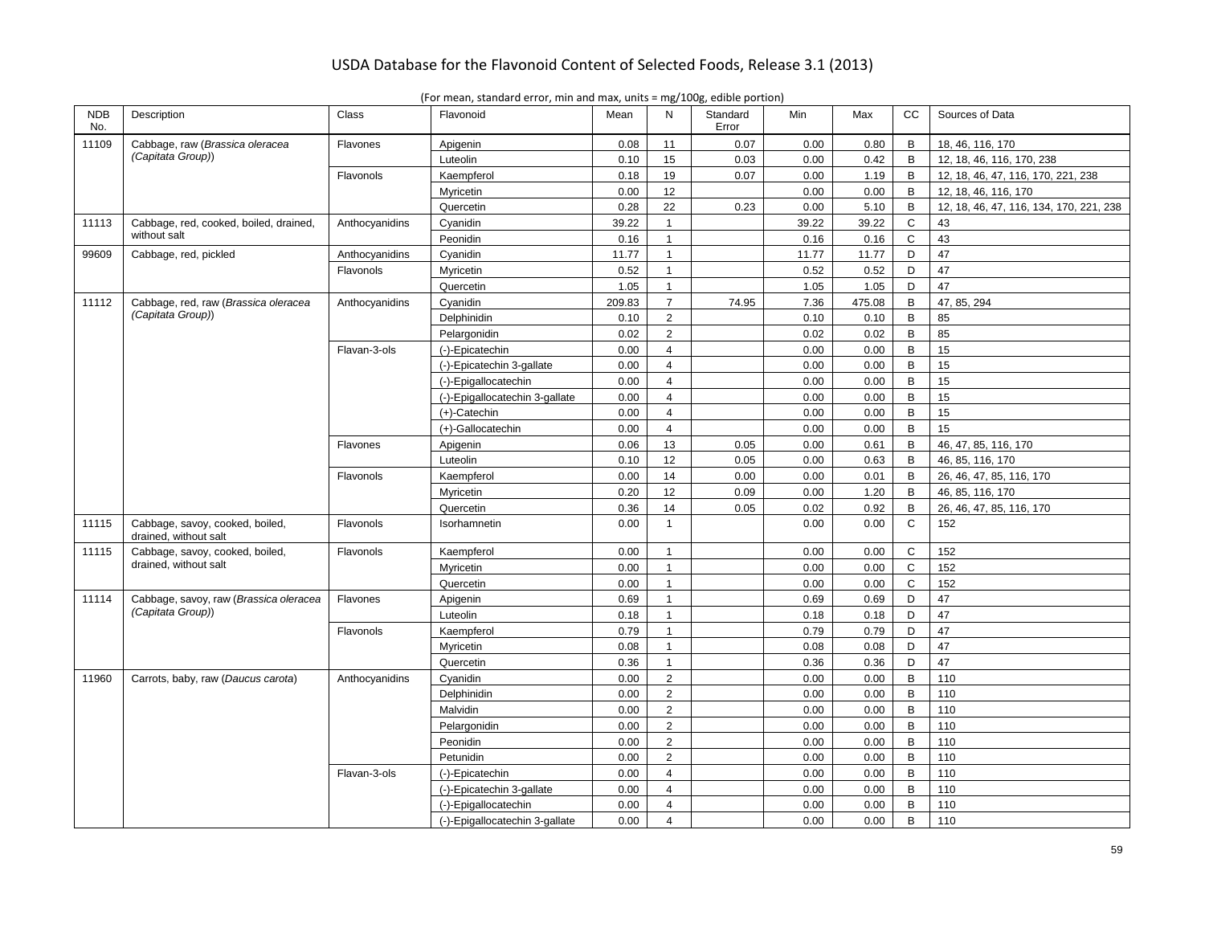# USDA Database for the Flavonoid Content of Selected Foods, Release 3.1 (2013)

(For mean, standard error, min and max, units = mg/100g, edible portion)

| NDB No. | Description | Class | Flavonoid | Mean | N | Standard Error | Min | Max | CC | Sources of Data |
|---|---|---|---|---|---|---|---|---|---|---|
| 11109 | Cabbage, raw (*Brassica oleracea (Capitata Group)*) | Flavones | Apigenin | 0.08 | 11 | 0.07 | 0.00 | 0.80 | B | 18, 46, 116, 170 |
| | | | Luteolin | 0.10 | 15 | 0.03 | 0.00 | 0.42 | B | 12, 18, 46, 116, 170, 238 |
| | | Flavonols | Kaempferol | 0.18 | 19 | 0.07 | 0.00 | 1.19 | B | 12, 18, 46, 47, 116, 170, 221, 238 |
| | | | Myricetin | 0.00 | 12 | | 0.00 | 0.00 | B | 12, 18, 46, 116, 170 |
| | | | Quercetin | 0.28 | 22 | 0.23 | 0.00 | 5.10 | B | 12, 18, 46, 47, 116, 134, 170, 221, 238 |
| 11113 | Cabbage, red, cooked, boiled, drained, without salt | Anthocyanidins | Cyanidin | 39.22 | 1 | | 39.22 | 39.22 | C | 43 |
| | | | Peonidin | 0.16 | 1 | | 0.16 | 0.16 | C | 43 |
| 99609 | Cabbage, red, pickled | Anthocyanidins | Cyanidin | 11.77 | 1 | | 11.77 | 11.77 | D | 47 |
| | | Flavonols | Myricetin | 0.52 | 1 | | 0.52 | 0.52 | D | 47 |
| | | | Quercetin | 1.05 | 1 | | 1.05 | 1.05 | D | 47 |
| 11112 | Cabbage, red, raw (*Brassica oleracea (Capitata Group)*) | Anthocyanidins | Cyanidin | 209.83 | 7 | 74.95 | 7.36 | 475.08 | B | 47, 85, 294 |
| | | | Delphinidin | 0.10 | 2 | | 0.10 | 0.10 | B | 85 |
| | | | Pelargonidin | 0.02 | 2 | | 0.02 | 0.02 | B | 85 |
| | | Flavan-3-ols | (-)-Epicatechin | 0.00 | 4 | | 0.00 | 0.00 | B | 15 |
| | | | (-)-Epicatechin 3-gallate | 0.00 | 4 | | 0.00 | 0.00 | B | 15 |
| | | | (-)-Epigallocatechin | 0.00 | 4 | | 0.00 | 0.00 | B | 15 |
| | | | (-)-Epigallocatechin 3-gallate | 0.00 | 4 | | 0.00 | 0.00 | B | 15 |
| | | | (+)-Catechin | 0.00 | 4 | | 0.00 | 0.00 | B | 15 |
| | | | (+)-Gallocatechin | 0.00 | 4 | | 0.00 | 0.00 | B | 15 |
| | | Flavones | Apigenin | 0.06 | 13 | 0.05 | 0.00 | 0.61 | B | 46, 47, 85, 116, 170 |
| | | | Luteolin | 0.10 | 12 | 0.05 | 0.00 | 0.63 | B | 46, 85, 116, 170 |
| | | Flavonols | Kaempferol | 0.00 | 14 | 0.00 | 0.00 | 0.01 | B | 26, 46, 47, 85, 116, 170 |
| | | | Myricetin | 0.20 | 12 | 0.09 | 0.00 | 1.20 | B | 46, 85, 116, 170 |
| | | | Quercetin | 0.36 | 14 | 0.05 | 0.02 | 0.92 | B | 26, 46, 47, 85, 116, 170 |
| 11115 | Cabbage, savoy, cooked, boiled, drained, without salt | Flavonols | Isorhamnetin | 0.00 | 1 | | 0.00 | 0.00 | C | 152 |
| 11115 | Cabbage, savoy, cooked, boiled, drained, without salt | Flavonols | Kaempferol | 0.00 | 1 | | 0.00 | 0.00 | C | 152 |
| | | | Myricetin | 0.00 | 1 | | 0.00 | 0.00 | C | 152 |
| | | | Quercetin | 0.00 | 1 | | 0.00 | 0.00 | C | 152 |
| 11114 | Cabbage, savoy, raw (*Brassica oleracea (Capitata Group)*) | Flavones | Apigenin | 0.69 | 1 | | 0.69 | 0.69 | D | 47 |
| | | | Luteolin | 0.18 | 1 | | 0.18 | 0.18 | D | 47 |
| | | Flavonols | Kaempferol | 0.79 | 1 | | 0.79 | 0.79 | D | 47 |
| | | | Myricetin | 0.08 | 1 | | 0.08 | 0.08 | D | 47 |
| | | | Quercetin | 0.36 | 1 | | 0.36 | 0.36 | D | 47 |
| 11960 | Carrots, baby, raw (*Daucus carota*) | Anthocyanidins | Cyanidin | 0.00 | 2 | | 0.00 | 0.00 | B | 110 |
| | | | Delphinidin | 0.00 | 2 | | 0.00 | 0.00 | B | 110 |
| | | | Malvidin | 0.00 | 2 | | 0.00 | 0.00 | B | 110 |
| | | | Pelargonidin | 0.00 | 2 | | 0.00 | 0.00 | B | 110 |
| | | | Peonidin | 0.00 | 2 | | 0.00 | 0.00 | B | 110 |
| | | | Petunidin | 0.00 | 2 | | 0.00 | 0.00 | B | 110 |
| | | Flavan-3-ols | (-)-Epicatechin | 0.00 | 4 | | 0.00 | 0.00 | B | 110 |
| | | | (-)-Epicatechin 3-gallate | 0.00 | 4 | | 0.00 | 0.00 | B | 110 |
| | | | (-)-Epigallocatechin | 0.00 | 4 | | 0.00 | 0.00 | B | 110 |
| | | | (-)-Epigallocatechin 3-gallate | 0.00 | 4 | | 0.00 | 0.00 | B | 110 |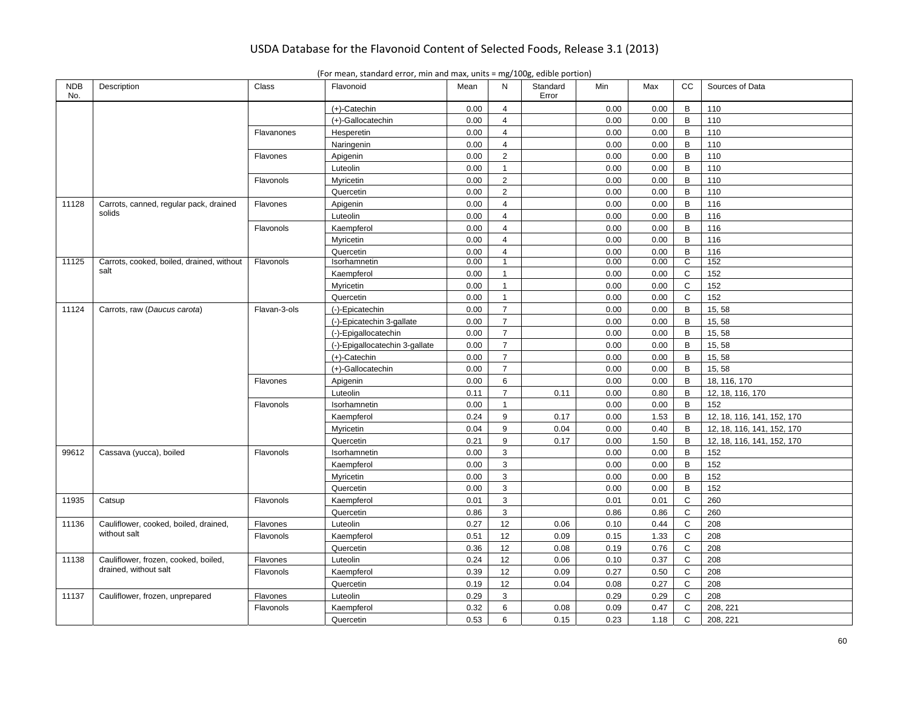# USDA Database for the Flavonoid Content of Selected Foods, Release 3.1 (2013)

(For mean, standard error, min and max, units = mg/100g, edible portion)

| NDB No. | Description | Class | Flavonoid | Mean | N | Standard Error | Min | Max | CC | Sources of Data |
|---|---|---|---|---|---|---|---|---|---|---|
| | | | (+)-Catechin | 0.00 | 4 | | 0.00 | 0.00 | B | 110 |
| | | | (+)-Gallocatechin | 0.00 | 4 | | 0.00 | 0.00 | B | 110 |
| | | Flavanones | Hesperetin | 0.00 | 4 | | 0.00 | 0.00 | B | 110 |
| | | | Naringenin | 0.00 | 4 | | 0.00 | 0.00 | B | 110 |
| | | Flavones | Apigenin | 0.00 | 2 | | 0.00 | 0.00 | B | 110 |
| | | | Luteolin | 0.00 | 1 | | 0.00 | 0.00 | B | 110 |
| | | Flavonols | Myricetin | 0.00 | 2 | | 0.00 | 0.00 | B | 110 |
| | | | Quercetin | 0.00 | 2 | | 0.00 | 0.00 | B | 110 |
| 11128 | Carrots, canned, regular pack, drained solids | Flavones | Apigenin | 0.00 | 4 | | 0.00 | 0.00 | B | 116 |
| | | | Luteolin | 0.00 | 4 | | 0.00 | 0.00 | B | 116 |
| | | Flavonols | Kaempferol | 0.00 | 4 | | 0.00 | 0.00 | B | 116 |
| | | | Myricetin | 0.00 | 4 | | 0.00 | 0.00 | B | 116 |
| | | | Quercetin | 0.00 | 4 | | 0.00 | 0.00 | B | 116 |
| 11125 | Carrots, cooked, boiled, drained, without salt | Flavonols | Isorhamnetin | 0.00 | 1 | | 0.00 | 0.00 | C | 152 |
| | | | Kaempferol | 0.00 | 1 | | 0.00 | 0.00 | C | 152 |
| | | | Myricetin | 0.00 | 1 | | 0.00 | 0.00 | C | 152 |
| | | | Quercetin | 0.00 | 1 | | 0.00 | 0.00 | C | 152 |
| 11124 | Carrots, raw (*Daucus carota*) | Flavan-3-ols | (-)-Epicatechin | 0.00 | 7 | | 0.00 | 0.00 | B | 15, 58 |
| | | | (-)-Epicatechin 3-gallate | 0.00 | 7 | | 0.00 | 0.00 | B | 15, 58 |
| | | | (-)-Epigallocatechin | 0.00 | 7 | | 0.00 | 0.00 | B | 15, 58 |
| | | | (-)-Epigallocatechin 3-gallate | 0.00 | 7 | | 0.00 | 0.00 | B | 15, 58 |
| | | | (+)-Catechin | 0.00 | 7 | | 0.00 | 0.00 | B | 15, 58 |
| | | | (+)-Gallocatechin | 0.00 | 7 | | 0.00 | 0.00 | B | 15, 58 |
| | | Flavones | Apigenin | 0.00 | 6 | | 0.00 | 0.00 | B | 18, 116, 170 |
| | | | Luteolin | 0.11 | 7 | 0.11 | 0.00 | 0.80 | B | 12, 18, 116, 170 |
| | | Flavonols | Isorhamnetin | 0.00 | 1 | | 0.00 | 0.00 | B | 152 |
| | | | Kaempferol | 0.24 | 9 | 0.17 | 0.00 | 1.53 | B | 12, 18, 116, 141, 152, 170 |
| | | | Myricetin | 0.04 | 9 | 0.04 | 0.00 | 0.40 | B | 12, 18, 116, 141, 152, 170 |
| | | | Quercetin | 0.21 | 9 | 0.17 | 0.00 | 1.50 | B | 12, 18, 116, 141, 152, 170 |
| 99612 | Cassava (yucca), boiled | Flavonols | Isorhamnetin | 0.00 | 3 | | 0.00 | 0.00 | B | 152 |
| | | | Kaempferol | 0.00 | 3 | | 0.00 | 0.00 | B | 152 |
| | | | Myricetin | 0.00 | 3 | | 0.00 | 0.00 | B | 152 |
| | | | Quercetin | 0.00 | 3 | | 0.00 | 0.00 | B | 152 |
| 11935 | Catsup | Flavonols | Kaempferol | 0.01 | 3 | | 0.01 | 0.01 | C | 260 |
| | | | Quercetin | 0.86 | 3 | | 0.86 | 0.86 | C | 260 |
| 11136 | Cauliflower, cooked, boiled, drained, without salt | Flavones | Luteolin | 0.27 | 12 | 0.06 | 0.10 | 0.44 | C | 208 |
| | | Flavonols | Kaempferol | 0.51 | 12 | 0.09 | 0.15 | 1.33 | C | 208 |
| | | | Quercetin | 0.36 | 12 | 0.08 | 0.19 | 0.76 | C | 208 |
| 11138 | Cauliflower, frozen, cooked, boiled, drained, without salt | Flavones | Luteolin | 0.24 | 12 | 0.06 | 0.10 | 0.37 | C | 208 |
| | | Flavonols | Kaempferol | 0.39 | 12 | 0.09 | 0.27 | 0.50 | C | 208 |
| | | | Quercetin | 0.19 | 12 | 0.04 | 0.08 | 0.27 | C | 208 |
| 11137 | Cauliflower, frozen, unprepared | Flavones | Luteolin | 0.29 | 3 | | 0.29 | 0.29 | C | 208 |
| | | Flavonols | Kaempferol | 0.32 | 6 | 0.08 | 0.09 | 0.47 | C | 208, 221 |
| | | | Quercetin | 0.53 | 6 | 0.15 | 0.23 | 1.18 | C | 208, 221 |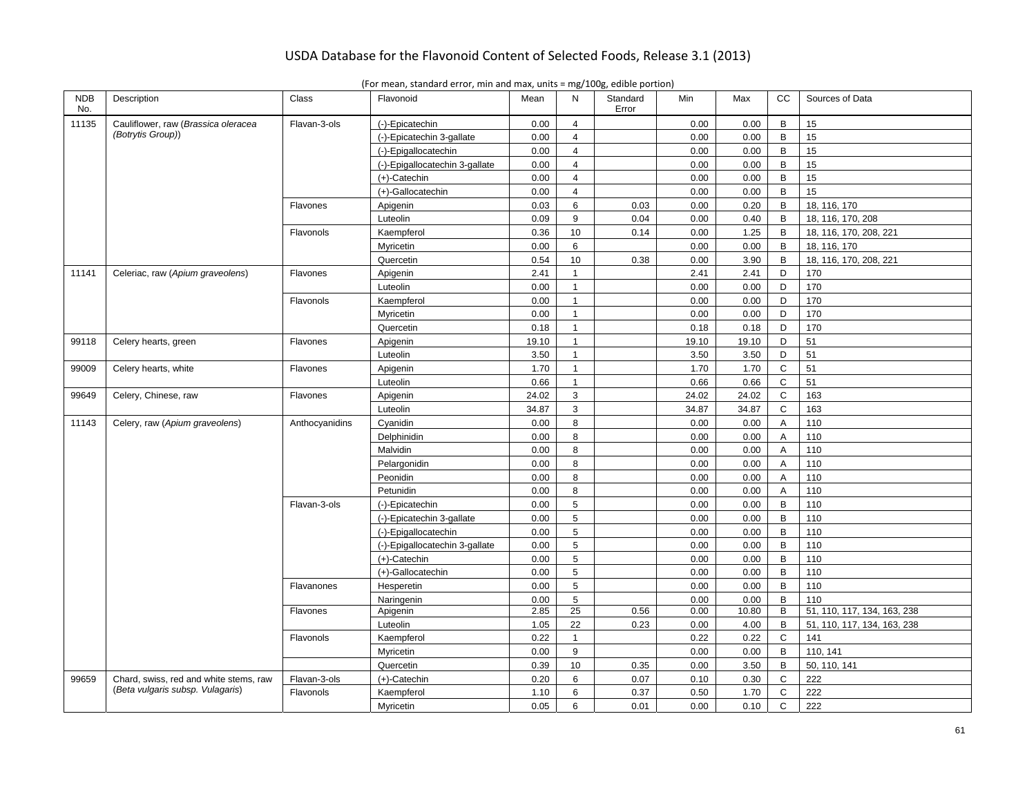# USDA Database for the Flavonoid Content of Selected Foods, Release 3.1 (2013)

(For mean, standard error, min and max, units = mg/100g, edible portion)

| NDB No. | Description | Class | Flavonoid | Mean | N | Standard Error | Min | Max | CC | Sources of Data |
|---|---|---|---|---|---|---|---|---|---|---|
| 11135 | Cauliflower, raw (*Brassica oleracea (Botrytis Group)*) | Flavan-3-ols | (-)-Epicatechin | 0.00 | 4 | | 0.00 | 0.00 | B | 15 |
| | | | (-)-Epicatechin 3-gallate | 0.00 | 4 | | 0.00 | 0.00 | B | 15 |
| | | | (-)-Epigallocatechin | 0.00 | 4 | | 0.00 | 0.00 | B | 15 |
| | | | (-)-Epigallocatechin 3-gallate | 0.00 | 4 | | 0.00 | 0.00 | B | 15 |
| | | | (+)-Catechin | 0.00 | 4 | | 0.00 | 0.00 | B | 15 |
| | | | (+)-Gallocatechin | 0.00 | 4 | | 0.00 | 0.00 | B | 15 |
| | | Flavones | Apigenin | 0.03 | 6 | 0.03 | 0.00 | 0.20 | B | 18, 116, 170 |
| | | | Luteolin | 0.09 | 9 | 0.04 | 0.00 | 0.40 | B | 18, 116, 170, 208 |
| | | Flavonols | Kaempferol | 0.36 | 10 | 0.14 | 0.00 | 1.25 | B | 18, 116, 170, 208, 221 |
| | | | Myricetin | 0.00 | 6 | | 0.00 | 0.00 | B | 18, 116, 170 |
| | | | Quercetin | 0.54 | 10 | 0.38 | 0.00 | 3.90 | B | 18, 116, 170, 208, 221 |
| 11141 | Celeriac, raw (*Apium graveolens*) | Flavones | Apigenin | 2.41 | 1 | | 2.41 | 2.41 | D | 170 |
| | | | Luteolin | 0.00 | 1 | | 0.00 | 0.00 | D | 170 |
| | | Flavonols | Kaempferol | 0.00 | 1 | | 0.00 | 0.00 | D | 170 |
| | | | Myricetin | 0.00 | 1 | | 0.00 | 0.00 | D | 170 |
| | | | Quercetin | 0.18 | 1 | | 0.18 | 0.18 | D | 170 |
| 99118 | Celery hearts, green | Flavones | Apigenin | 19.10 | 1 | | 19.10 | 19.10 | D | 51 |
| | | | Luteolin | 3.50 | 1 | | 3.50 | 3.50 | D | 51 |
| 99009 | Celery hearts, white | Flavones | Apigenin | 1.70 | 1 | | 1.70 | 1.70 | C | 51 |
| | | | Luteolin | 0.66 | 1 | | 0.66 | 0.66 | C | 51 |
| 99649 | Celery, Chinese, raw | Flavones | Apigenin | 24.02 | 3 | | 24.02 | 24.02 | C | 163 |
| | | | Luteolin | 34.87 | 3 | | 34.87 | 34.87 | C | 163 |
| 11143 | Celery, raw (*Apium graveolens*) | Anthocyanidins | Cyanidin | 0.00 | 8 | | 0.00 | 0.00 | A | 110 |
| | | | Delphinidin | 0.00 | 8 | | 0.00 | 0.00 | A | 110 |
| | | | Malvidin | 0.00 | 8 | | 0.00 | 0.00 | A | 110 |
| | | | Pelargonidin | 0.00 | 8 | | 0.00 | 0.00 | A | 110 |
| | | | Peonidin | 0.00 | 8 | | 0.00 | 0.00 | A | 110 |
| | | | Petunidin | 0.00 | 8 | | 0.00 | 0.00 | A | 110 |
| | | Flavan-3-ols | (-)-Epicatechin | 0.00 | 5 | | 0.00 | 0.00 | B | 110 |
| | | | (-)-Epicatechin 3-gallate | 0.00 | 5 | | 0.00 | 0.00 | B | 110 |
| | | | (-)-Epigallocatechin | 0.00 | 5 | | 0.00 | 0.00 | B | 110 |
| | | | (-)-Epigallocatechin 3-gallate | 0.00 | 5 | | 0.00 | 0.00 | B | 110 |
| | | | (+)-Catechin | 0.00 | 5 | | 0.00 | 0.00 | B | 110 |
| | | | (+)-Gallocatechin | 0.00 | 5 | | 0.00 | 0.00 | B | 110 |
| | | Flavanones | Hesperetin | 0.00 | 5 | | 0.00 | 0.00 | B | 110 |
| | | | Naringenin | 0.00 | 5 | | 0.00 | 0.00 | B | 110 |
| | | Flavones | Apigenin | 2.85 | 25 | 0.56 | 0.00 | 10.80 | B | 51, 110, 117, 134, 163, 238 |
| | | | Luteolin | 1.05 | 22 | 0.23 | 0.00 | 4.00 | B | 51, 110, 117, 134, 163, 238 |
| | | Flavonols | Kaempferol | 0.22 | 1 | | 0.22 | 0.22 | C | 141 |
| | | | Myricetin | 0.00 | 9 | | 0.00 | 0.00 | B | 110, 141 |
| | | | Quercetin | 0.39 | 10 | 0.35 | 0.00 | 3.50 | B | 50, 110, 141 |
| 99659 | Chard, swiss, red and white stems, raw (*Beta vulgaris subsp. Vulagaris*) | Flavan-3-ols | (+)-Catechin | 0.20 | 6 | 0.07 | 0.10 | 0.30 | C | 222 |
| | | Flavonols | Kaempferol | 1.10 | 6 | 0.37 | 0.50 | 1.70 | C | 222 |
| | | | Myricetin | 0.05 | 6 | 0.01 | 0.00 | 0.10 | C | 222 |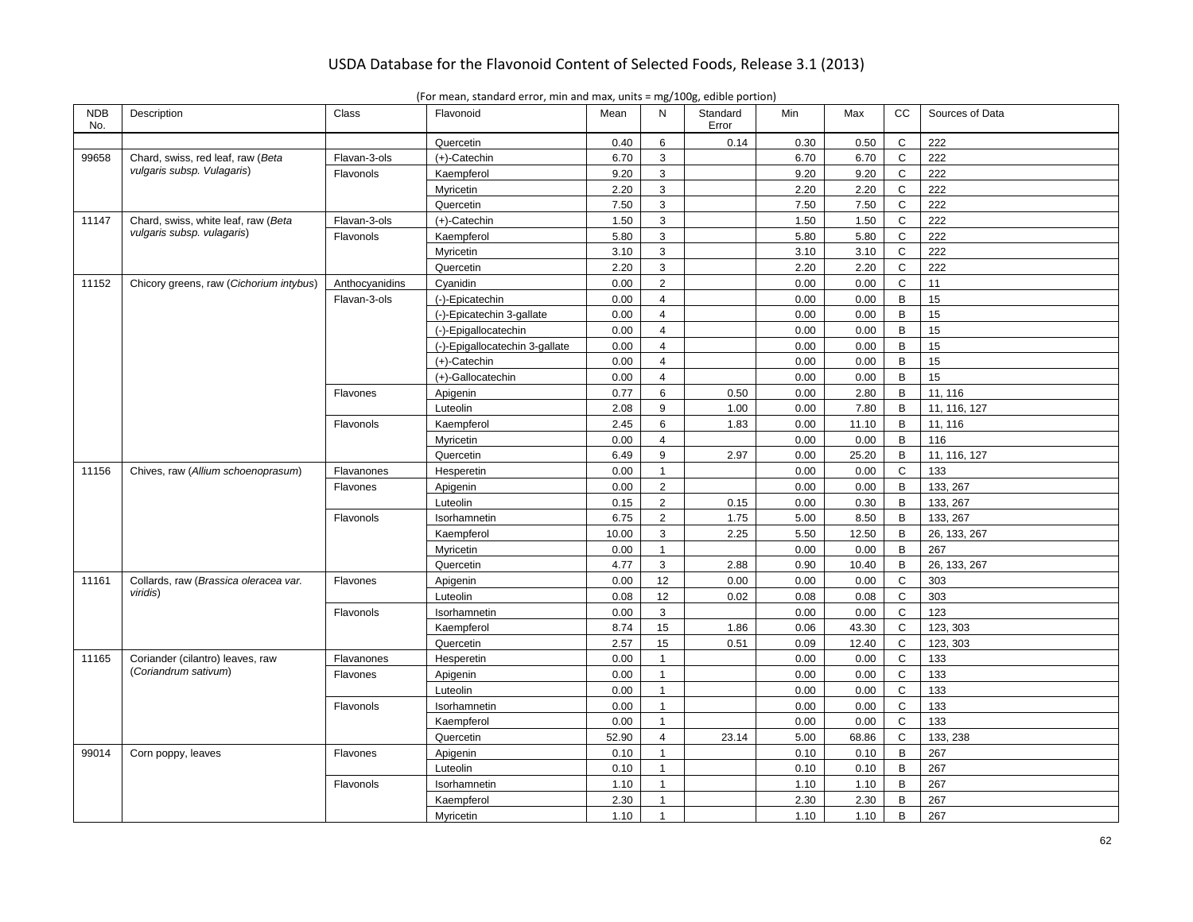# USDA Database for the Flavonoid Content of Selected Foods, Release 3.1 (2013)

(For mean, standard error, min and max, units = mg/100g, edible portion)

| NDB No. | Description | Class | Flavonoid | Mean | N | Standard Error | Min | Max | CC | Sources of Data |
|---|---|---|---|---|---|---|---|---|---|---|
| | | | Quercetin | 0.40 | 6 | 0.14 | 0.30 | 0.50 | C | 222 |
| 99658 | Chard, swiss, red leaf, raw (*Beta vulgaris subsp. Vulagaris*) | Flavan-3-ols | (+)-Catechin | 6.70 | 3 | | 6.70 | 6.70 | C | 222 |
| | | Flavonols | Kaempferol | 9.20 | 3 | | 9.20 | 9.20 | C | 222 |
| | | | Myricetin | 2.20 | 3 | | 2.20 | 2.20 | C | 222 |
| | | | Quercetin | 7.50 | 3 | | 7.50 | 7.50 | C | 222 |
| 11147 | Chard, swiss, white leaf, raw (*Beta vulgaris subsp. vulagaris*) | Flavan-3-ols | (+)-Catechin | 1.50 | 3 | | 1.50 | 1.50 | C | 222 |
| | | Flavonols | Kaempferol | 5.80 | 3 | | 5.80 | 5.80 | C | 222 |
| | | | Myricetin | 3.10 | 3 | | 3.10 | 3.10 | C | 222 |
| | | | Quercetin | 2.20 | 3 | | 2.20 | 2.20 | C | 222 |
| 11152 | Chicory greens, raw (*Cichorium intybus*) | Anthocyanidins | Cyanidin | 0.00 | 2 | | 0.00 | 0.00 | C | 11 |
| | | Flavan-3-ols | (-)-Epicatechin | 0.00 | 4 | | 0.00 | 0.00 | B | 15 |
| | | | (-)-Epicatechin 3-gallate | 0.00 | 4 | | 0.00 | 0.00 | B | 15 |
| | | | (-)-Epigallocatechin | 0.00 | 4 | | 0.00 | 0.00 | B | 15 |
| | | | (-)-Epigallocatechin 3-gallate | 0.00 | 4 | | 0.00 | 0.00 | B | 15 |
| | | | (+)-Catechin | 0.00 | 4 | | 0.00 | 0.00 | B | 15 |
| | | | (+)-Gallocatechin | 0.00 | 4 | | 0.00 | 0.00 | B | 15 |
| | | Flavones | Apigenin | 0.77 | 6 | 0.50 | 0.00 | 2.80 | B | 11, 116 |
| | | | Luteolin | 2.08 | 9 | 1.00 | 0.00 | 7.80 | B | 11, 116, 127 |
| | | Flavonols | Kaempferol | 2.45 | 6 | 1.83 | 0.00 | 11.10 | B | 11, 116 |
| | | | Myricetin | 0.00 | 4 | | 0.00 | 0.00 | B | 116 |
| | | | Quercetin | 6.49 | 9 | 2.97 | 0.00 | 25.20 | B | 11, 116, 127 |
| 11156 | Chives, raw (*Allium schoenoprasum*) | Flavanones | Hesperetin | 0.00 | 1 | | 0.00 | 0.00 | C | 133 |
| | | Flavones | Apigenin | 0.00 | 2 | | 0.00 | 0.00 | B | 133, 267 |
| | | | Luteolin | 0.15 | 2 | 0.15 | 0.00 | 0.30 | B | 133, 267 |
| | | Flavonols | Isorhamnetin | 6.75 | 2 | 1.75 | 5.00 | 8.50 | B | 133, 267 |
| | | | Kaempferol | 10.00 | 3 | 2.25 | 5.50 | 12.50 | B | 26, 133, 267 |
| | | | Myricetin | 0.00 | 1 | | 0.00 | 0.00 | B | 267 |
| | | | Quercetin | 4.77 | 3 | 2.88 | 0.90 | 10.40 | B | 26, 133, 267 |
| 11161 | Collards, raw (*Brassica oleracea var. viridis*) | Flavones | Apigenin | 0.00 | 12 | 0.00 | 0.00 | 0.00 | C | 303 |
| | | | Luteolin | 0.08 | 12 | 0.02 | 0.08 | 0.08 | C | 303 |
| | | Flavonols | Isorhamnetin | 0.00 | 3 | | 0.00 | 0.00 | C | 123 |
| | | | Kaempferol | 8.74 | 15 | 1.86 | 0.06 | 43.30 | C | 123, 303 |
| | | | Quercetin | 2.57 | 15 | 0.51 | 0.09 | 12.40 | C | 123, 303 |
| 11165 | Coriander (cilantro) leaves, raw (*Coriandrum sativum*) | Flavanones | Hesperetin | 0.00 | 1 | | 0.00 | 0.00 | C | 133 |
| | | Flavones | Apigenin | 0.00 | 1 | | 0.00 | 0.00 | C | 133 |
| | | | Luteolin | 0.00 | 1 | | 0.00 | 0.00 | C | 133 |
| | | Flavonols | Isorhamnetin | 0.00 | 1 | | 0.00 | 0.00 | C | 133 |
| | | | Kaempferol | 0.00 | 1 | | 0.00 | 0.00 | C | 133 |
| | | | Quercetin | 52.90 | 4 | 23.14 | 5.00 | 68.86 | C | 133, 238 |
| 99014 | Corn poppy, leaves | Flavones | Apigenin | 0.10 | 1 | | 0.10 | 0.10 | B | 267 |
| | | | Luteolin | 0.10 | 1 | | 0.10 | 0.10 | B | 267 |
| | | Flavonols | Isorhamnetin | 1.10 | 1 | | 1.10 | 1.10 | B | 267 |
| | | | Kaempferol | 2.30 | 1 | | 2.30 | 2.30 | B | 267 |
| | | | Myricetin | 1.10 | 1 | | 1.10 | 1.10 | B | 267 |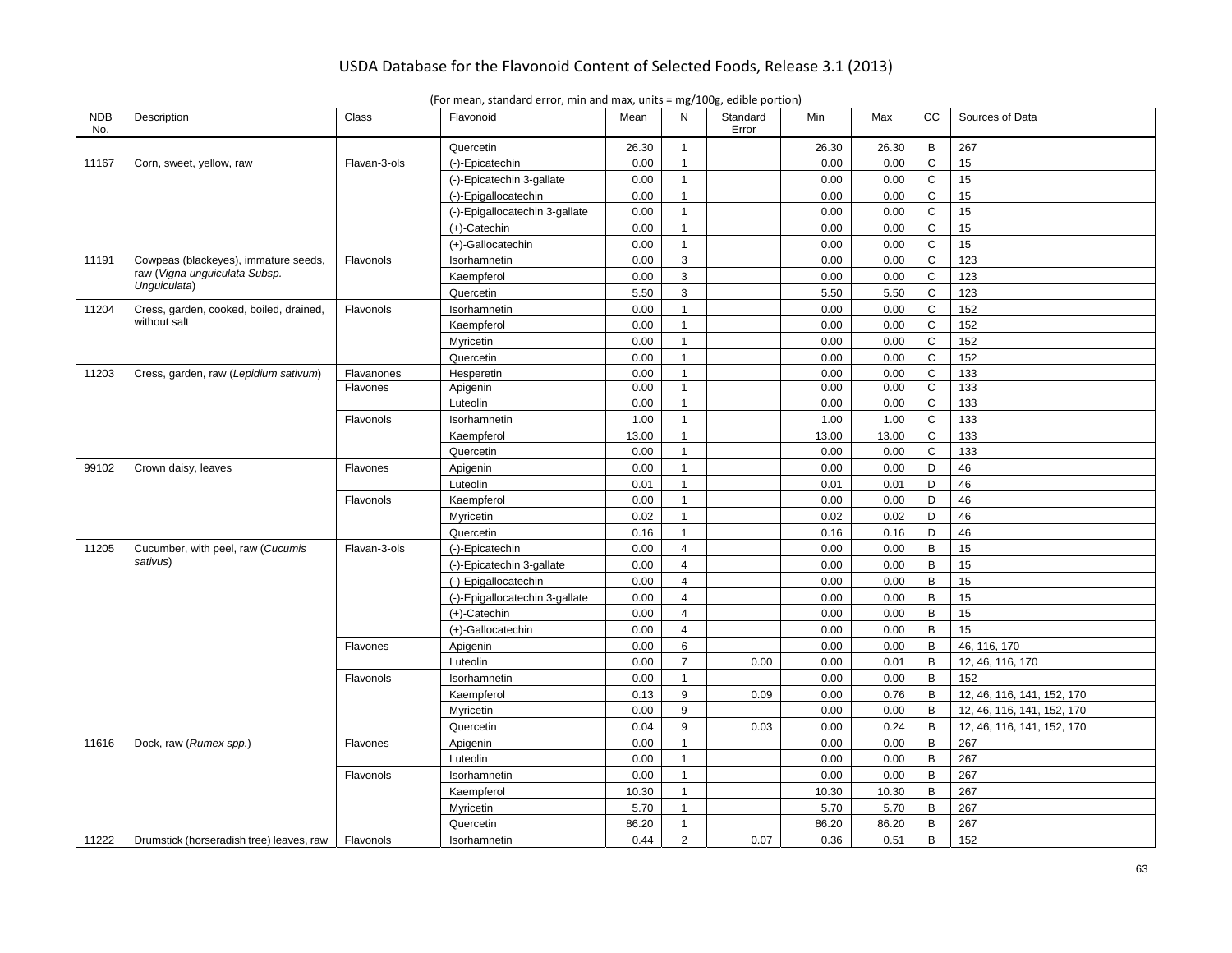# USDA Database for the Flavonoid Content of Selected Foods, Release 3.1 (2013)

(For mean, standard error, min and max, units = mg/100g, edible portion)

| NDB No. | Description | Class | Flavonoid | Mean | N | Standard Error | Min | Max | CC | Sources of Data |
|---|---|---|---|---|---|---|---|---|---|---|
| | | | Quercetin | 26.30 | 1 | | 26.30 | 26.30 | B | 267 |
| 11167 | Corn, sweet, yellow, raw | Flavan-3-ols | (-)-Epicatechin | 0.00 | 1 | | 0.00 | 0.00 | C | 15 |
| | | | (-)-Epicatechin 3-gallate | 0.00 | 1 | | 0.00 | 0.00 | C | 15 |
| | | | (-)-Epigallocatechin | 0.00 | 1 | | 0.00 | 0.00 | C | 15 |
| | | | (-)-Epigallocatechin 3-gallate | 0.00 | 1 | | 0.00 | 0.00 | C | 15 |
| | | | (+)-Catechin | 0.00 | 1 | | 0.00 | 0.00 | C | 15 |
| | | | (+)-Gallocatechin | 0.00 | 1 | | 0.00 | 0.00 | C | 15 |
| 11191 | Cowpeas (blackeyes), immature seeds, raw (*Vigna unguiculata Subsp. Unguiculata*) | Flavonols | Isorhamnetin | 0.00 | 3 | | 0.00 | 0.00 | C | 123 |
| | | | Kaempferol | 0.00 | 3 | | 0.00 | 0.00 | C | 123 |
| | | | Quercetin | 5.50 | 3 | | 5.50 | 5.50 | C | 123 |
| 11204 | Cress, garden, cooked, boiled, drained, without salt | Flavonols | Isorhamnetin | 0.00 | 1 | | 0.00 | 0.00 | C | 152 |
| | | | Kaempferol | 0.00 | 1 | | 0.00 | 0.00 | C | 152 |
| | | | Myricetin | 0.00 | 1 | | 0.00 | 0.00 | C | 152 |
| | | | Quercetin | 0.00 | 1 | | 0.00 | 0.00 | C | 152 |
| 11203 | Cress, garden, raw (*Lepidium sativum*) | Flavanones | Hesperetin | 0.00 | 1 | | 0.00 | 0.00 | C | 133 |
| | | Flavones | Apigenin | 0.00 | 1 | | 0.00 | 0.00 | C | 133 |
| | | | Luteolin | 0.00 | 1 | | 0.00 | 0.00 | C | 133 |
| | | Flavonols | Isorhamnetin | 1.00 | 1 | | 1.00 | 1.00 | C | 133 |
| | | | Kaempferol | 13.00 | 1 | | 13.00 | 13.00 | C | 133 |
| | | | Quercetin | 0.00 | 1 | | 0.00 | 0.00 | C | 133 |
| 99102 | Crown daisy, leaves | Flavones | Apigenin | 0.00 | 1 | | 0.00 | 0.00 | D | 46 |
| | | | Luteolin | 0.01 | 1 | | 0.01 | 0.01 | D | 46 |
| | | Flavonols | Kaempferol | 0.00 | 1 | | 0.00 | 0.00 | D | 46 |
| | | | Myricetin | 0.02 | 1 | | 0.02 | 0.02 | D | 46 |
| | | | Quercetin | 0.16 | 1 | | 0.16 | 0.16 | D | 46 |
| 11205 | Cucumber, with peel, raw (*Cucumis sativus*) | Flavan-3-ols | (-)-Epicatechin | 0.00 | 4 | | 0.00 | 0.00 | B | 15 |
| | | | (-)-Epicatechin 3-gallate | 0.00 | 4 | | 0.00 | 0.00 | B | 15 |
| | | | (-)-Epigallocatechin | 0.00 | 4 | | 0.00 | 0.00 | B | 15 |
| | | | (-)-Epigallocatechin 3-gallate | 0.00 | 4 | | 0.00 | 0.00 | B | 15 |
| | | | (+)-Catechin | 0.00 | 4 | | 0.00 | 0.00 | B | 15 |
| | | | (+)-Gallocatechin | 0.00 | 4 | | 0.00 | 0.00 | B | 15 |
| | | Flavones | Apigenin | 0.00 | 6 | | 0.00 | 0.00 | B | 46, 116, 170 |
| | | | Luteolin | 0.00 | 7 | 0.00 | 0.00 | 0.01 | B | 12, 46, 116, 170 |
| | | Flavonols | Isorhamnetin | 0.00 | 1 | | 0.00 | 0.00 | B | 152 |
| | | | Kaempferol | 0.13 | 9 | 0.09 | 0.00 | 0.76 | B | 12, 46, 116, 141, 152, 170 |
| | | | Myricetin | 0.00 | 9 | | 0.00 | 0.00 | B | 12, 46, 116, 141, 152, 170 |
| | | | Quercetin | 0.04 | 9 | 0.03 | 0.00 | 0.24 | B | 12, 46, 116, 141, 152, 170 |
| 11616 | Dock, raw (*Rumex spp.*) | Flavones | Apigenin | 0.00 | 1 | | 0.00 | 0.00 | B | 267 |
| | | | Luteolin | 0.00 | 1 | | 0.00 | 0.00 | B | 267 |
| | | Flavonols | Isorhamnetin | 0.00 | 1 | | 0.00 | 0.00 | B | 267 |
| | | | Kaempferol | 10.30 | 1 | | 10.30 | 10.30 | B | 267 |
| | | | Myricetin | 5.70 | 1 | | 5.70 | 5.70 | B | 267 |
| | | | Quercetin | 86.20 | 1 | | 86.20 | 86.20 | B | 267 |
| 11222 | Drumstick (horseradish tree) leaves, raw | Flavonols | Isorhamnetin | 0.44 | 2 | 0.07 | 0.36 | 0.51 | B | 152 |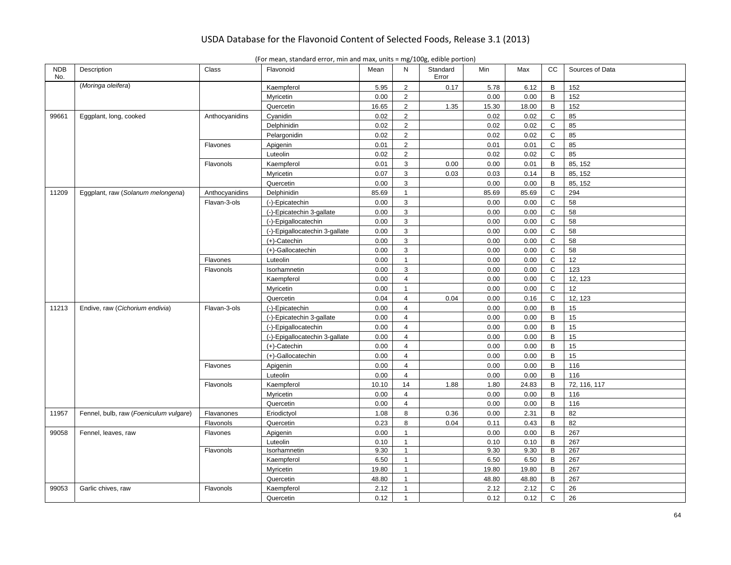# USDA Database for the Flavonoid Content of Selected Foods, Release 3.1 (2013)

(For mean, standard error, min and max, units = mg/100g, edible portion)

| NDB No. | Description | Class | Flavonoid | Mean | N | Standard Error | Min | Max | CC | Sources of Data |
|---|---|---|---|---|---|---|---|---|---|---|
| | (*Moringa oleifera*) | | Kaempferol | 5.95 | 2 | 0.17 | 5.78 | 6.12 | B | 152 |
| | | | Myricetin | 0.00 | 2 | | 0.00 | 0.00 | B | 152 |
| | | | Quercetin | 16.65 | 2 | 1.35 | 15.30 | 18.00 | B | 152 |
| 99661 | Eggplant, long, cooked | Anthocyanidins | Cyanidin | 0.02 | 2 | | 0.02 | 0.02 | C | 85 |
| | | | Delphinidin | 0.02 | 2 | | 0.02 | 0.02 | C | 85 |
| | | | Pelargonidin | 0.02 | 2 | | 0.02 | 0.02 | C | 85 |
| | | Flavones | Apigenin | 0.01 | 2 | | 0.01 | 0.01 | C | 85 |
| | | | Luteolin | 0.02 | 2 | | 0.02 | 0.02 | C | 85 |
| | | Flavonols | Kaempferol | 0.01 | 3 | 0.00 | 0.00 | 0.01 | B | 85, 152 |
| | | | Myricetin | 0.07 | 3 | 0.03 | 0.03 | 0.14 | B | 85, 152 |
| | | | Quercetin | 0.00 | 3 | | 0.00 | 0.00 | B | 85, 152 |
| 11209 | Eggplant, raw (*Solanum melongena*) | Anthocyanidins | Delphinidin | 85.69 | 1 | | 85.69 | 85.69 | C | 294 |
| | | Flavan-3-ols | (-)-Epicatechin | 0.00 | 3 | | 0.00 | 0.00 | C | 58 |
| | | | (-)-Epicatechin 3-gallate | 0.00 | 3 | | 0.00 | 0.00 | C | 58 |
| | | | (-)-Epigallocatechin | 0.00 | 3 | | 0.00 | 0.00 | C | 58 |
| | | | (-)-Epigallocatechin 3-gallate | 0.00 | 3 | | 0.00 | 0.00 | C | 58 |
| | | | (+)-Catechin | 0.00 | 3 | | 0.00 | 0.00 | C | 58 |
| | | | (+)-Gallocatechin | 0.00 | 3 | | 0.00 | 0.00 | C | 58 |
| | | Flavones | Luteolin | 0.00 | 1 | | 0.00 | 0.00 | C | 12 |
| | | Flavonols | Isorhamnetin | 0.00 | 3 | | 0.00 | 0.00 | C | 123 |
| | | | Kaempferol | 0.00 | 4 | | 0.00 | 0.00 | C | 12, 123 |
| | | | Myricetin | 0.00 | 1 | | 0.00 | 0.00 | C | 12 |
| | | | Quercetin | 0.04 | 4 | 0.04 | 0.00 | 0.16 | C | 12, 123 |
| 11213 | Endive, raw (*Cichorium endivia*) | Flavan-3-ols | (-)-Epicatechin | 0.00 | 4 | | 0.00 | 0.00 | B | 15 |
| | | | (-)-Epicatechin 3-gallate | 0.00 | 4 | | 0.00 | 0.00 | B | 15 |
| | | | (-)-Epigallocatechin | 0.00 | 4 | | 0.00 | 0.00 | B | 15 |
| | | | (-)-Epigallocatechin 3-gallate | 0.00 | 4 | | 0.00 | 0.00 | B | 15 |
| | | | (+)-Catechin | 0.00 | 4 | | 0.00 | 0.00 | B | 15 |
| | | | (+)-Gallocatechin | 0.00 | 4 | | 0.00 | 0.00 | B | 15 |
| | | Flavones | Apigenin | 0.00 | 4 | | 0.00 | 0.00 | B | 116 |
| | | | Luteolin | 0.00 | 4 | | 0.00 | 0.00 | B | 116 |
| | | Flavonols | Kaempferol | 10.10 | 14 | 1.88 | 1.80 | 24.83 | B | 72, 116, 117 |
| | | | Myricetin | 0.00 | 4 | | 0.00 | 0.00 | B | 116 |
| | | | Quercetin | 0.00 | 4 | | 0.00 | 0.00 | B | 116 |
| 11957 | Fennel, bulb, raw (*Foeniculum vulgare*) | Flavanones | Eriodictyol | 1.08 | 8 | 0.36 | 0.00 | 2.31 | B | 82 |
| | | Flavonols | Quercetin | 0.23 | 8 | 0.04 | 0.11 | 0.43 | B | 82 |
| 99058 | Fennel, leaves, raw | Flavones | Apigenin | 0.00 | 1 | | 0.00 | 0.00 | B | 267 |
| | | | Luteolin | 0.10 | 1 | | 0.10 | 0.10 | B | 267 |
| | | Flavonols | Isorhamnetin | 9.30 | 1 | | 9.30 | 9.30 | B | 267 |
| | | | Kaempferol | 6.50 | 1 | | 6.50 | 6.50 | B | 267 |
| | | | Myricetin | 19.80 | 1 | | 19.80 | 19.80 | B | 267 |
| | | | Quercetin | 48.80 | 1 | | 48.80 | 48.80 | B | 267 |
| 99053 | Garlic chives, raw | Flavonols | Kaempferol | 2.12 | 1 | | 2.12 | 2.12 | C | 26 |
| | | | Quercetin | 0.12 | 1 | | 0.12 | 0.12 | C | 26 |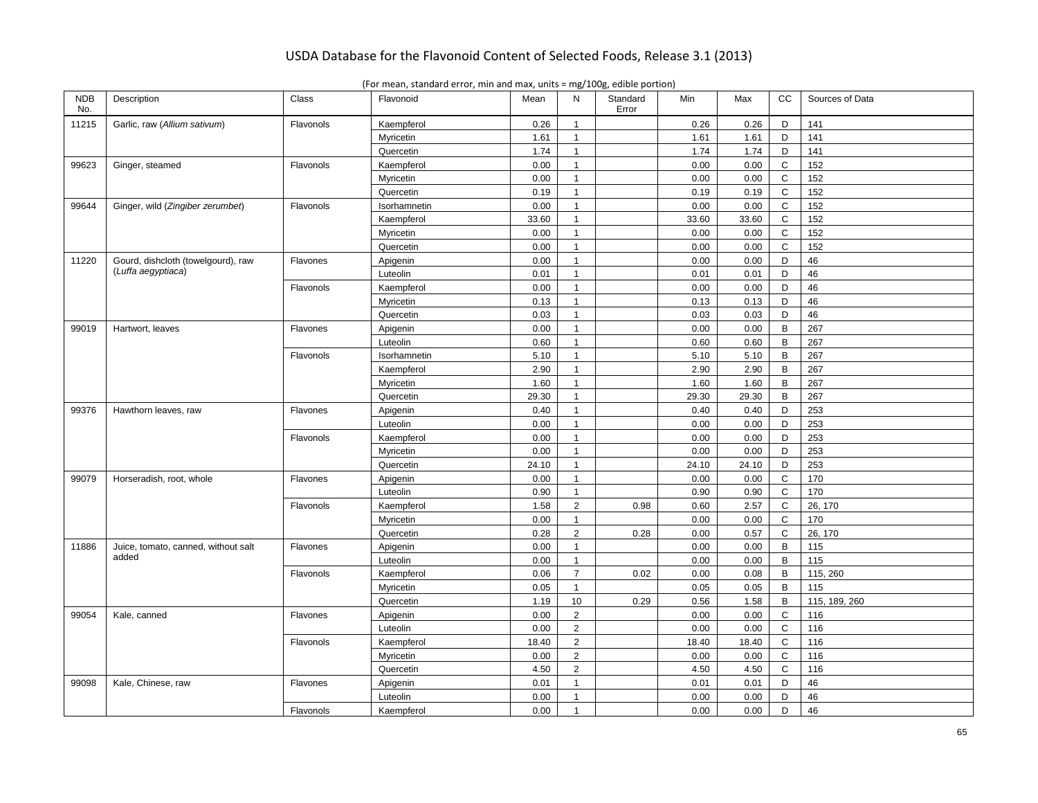# USDA Database for the Flavonoid Content of Selected Foods, Release 3.1 (2013)

(For mean, standard error, min and max, units = mg/100g, edible portion)

| NDB No. | Description | Class | Flavonoid | Mean | N | Standard Error | Min | Max | CC | Sources of Data |
|---|---|---|---|---|---|---|---|---|---|---|
| 11215 | Garlic, raw (*Allium sativum*) | Flavonols | Kaempferol | 0.26 | 1 | | 0.26 | 0.26 | D | 141 |
| | | | Myricetin | 1.61 | 1 | | 1.61 | 1.61 | D | 141 |
| | | | Quercetin | 1.74 | 1 | | 1.74 | 1.74 | D | 141 |
| 99623 | Ginger, steamed | Flavonols | Kaempferol | 0.00 | 1 | | 0.00 | 0.00 | C | 152 |
| | | | Myricetin | 0.00 | 1 | | 0.00 | 0.00 | C | 152 |
| | | | Quercetin | 0.19 | 1 | | 0.19 | 0.19 | C | 152 |
| 99644 | Ginger, wild (*Zingiber zerumbet*) | Flavonols | Isorhamnetin | 0.00 | 1 | | 0.00 | 0.00 | C | 152 |
| | | | Kaempferol | 33.60 | 1 | | 33.60 | 33.60 | C | 152 |
| | | | Myricetin | 0.00 | 1 | | 0.00 | 0.00 | C | 152 |
| | | | Quercetin | 0.00 | 1 | | 0.00 | 0.00 | C | 152 |
| 11220 | Gourd, dishcloth (towelgourd), raw (*Luffa aegyptiaca*) | Flavones | Apigenin | 0.00 | 1 | | 0.00 | 0.00 | D | 46 |
| | | | Luteolin | 0.01 | 1 | | 0.01 | 0.01 | D | 46 |
| | | Flavonols | Kaempferol | 0.00 | 1 | | 0.00 | 0.00 | D | 46 |
| | | | Myricetin | 0.13 | 1 | | 0.13 | 0.13 | D | 46 |
| | | | Quercetin | 0.03 | 1 | | 0.03 | 0.03 | D | 46 |
| 99019 | Hartwort, leaves | Flavones | Apigenin | 0.00 | 1 | | 0.00 | 0.00 | B | 267 |
| | | | Luteolin | 0.60 | 1 | | 0.60 | 0.60 | B | 267 |
| | | Flavonols | Isorhamnetin | 5.10 | 1 | | 5.10 | 5.10 | B | 267 |
| | | | Kaempferol | 2.90 | 1 | | 2.90 | 2.90 | B | 267 |
| | | | Myricetin | 1.60 | 1 | | 1.60 | 1.60 | B | 267 |
| | | | Quercetin | 29.30 | 1 | | 29.30 | 29.30 | B | 267 |
| 99376 | Hawthorn leaves, raw | Flavones | Apigenin | 0.40 | 1 | | 0.40 | 0.40 | D | 253 |
| | | | Luteolin | 0.00 | 1 | | 0.00 | 0.00 | D | 253 |
| | | Flavonols | Kaempferol | 0.00 | 1 | | 0.00 | 0.00 | D | 253 |
| | | | Myricetin | 0.00 | 1 | | 0.00 | 0.00 | D | 253 |
| | | | Quercetin | 24.10 | 1 | | 24.10 | 24.10 | D | 253 |
| 99079 | Horseradish, root, whole | Flavones | Apigenin | 0.00 | 1 | | 0.00 | 0.00 | C | 170 |
| | | | Luteolin | 0.90 | 1 | | 0.90 | 0.90 | C | 170 |
| | | Flavonols | Kaempferol | 1.58 | 2 | 0.98 | 0.60 | 2.57 | C | 26, 170 |
| | | | Myricetin | 0.00 | 1 | | 0.00 | 0.00 | C | 170 |
| | | | Quercetin | 0.28 | 2 | 0.28 | 0.00 | 0.57 | C | 26, 170 |
| 11886 | Juice, tomato, canned, without salt added | Flavones | Apigenin | 0.00 | 1 | | 0.00 | 0.00 | B | 115 |
| | | | Luteolin | 0.00 | 1 | | 0.00 | 0.00 | B | 115 |
| | | Flavonols | Kaempferol | 0.06 | 7 | 0.02 | 0.00 | 0.08 | B | 115, 260 |
| | | | Myricetin | 0.05 | 1 | | 0.05 | 0.05 | B | 115 |
| | | | Quercetin | 1.19 | 10 | 0.29 | 0.56 | 1.58 | B | 115, 189, 260 |
| 99054 | Kale, canned | Flavones | Apigenin | 0.00 | 2 | | 0.00 | 0.00 | C | 116 |
| | | | Luteolin | 0.00 | 2 | | 0.00 | 0.00 | C | 116 |
| | | Flavonols | Kaempferol | 18.40 | 2 | | 18.40 | 18.40 | C | 116 |
| | | | Myricetin | 0.00 | 2 | | 0.00 | 0.00 | C | 116 |
| | | | Quercetin | 4.50 | 2 | | 4.50 | 4.50 | C | 116 |
| 99098 | Kale, Chinese, raw | Flavones | Apigenin | 0.01 | 1 | | 0.01 | 0.01 | D | 46 |
| | | | Luteolin | 0.00 | 1 | | 0.00 | 0.00 | D | 46 |
| | | Flavonols | Kaempferol | 0.00 | 1 | | 0.00 | 0.00 | D | 46 |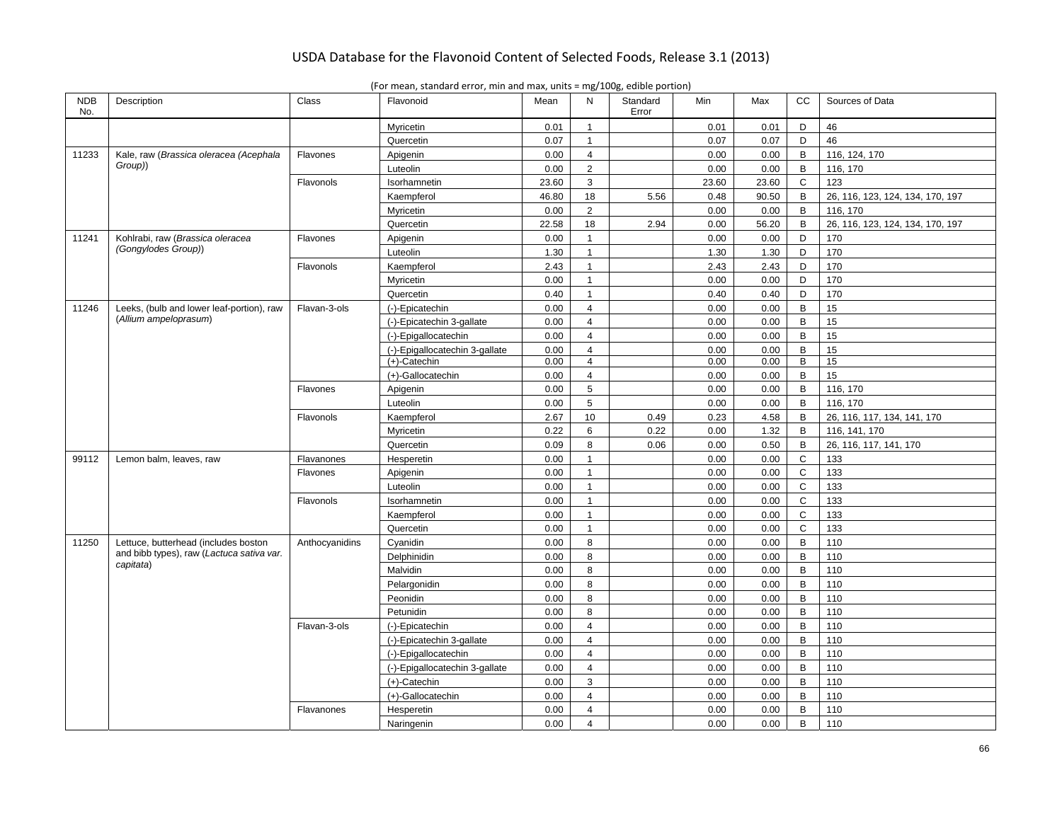# USDA Database for the Flavonoid Content of Selected Foods, Release 3.1 (2013)

(For mean, standard error, min and max, units = mg/100g, edible portion)

| NDB No. | Description | Class | Flavonoid | Mean | N | Standard Error | Min | Max | CC | Sources of Data |
|---|---|---|---|---|---|---|---|---|---|---|
| | | | Myricetin | 0.01 | 1 | | 0.01 | 0.01 | D | 46 |
| | | | Quercetin | 0.07 | 1 | | 0.07 | 0.07 | D | 46 |
| 11233 | Kale, raw (*Brassica oleracea (Acephala Group)*) | Flavones | Apigenin | 0.00 | 4 | | 0.00 | 0.00 | B | 116, 124, 170 |
| | | | Luteolin | 0.00 | 2 | | 0.00 | 0.00 | B | 116, 170 |
| | | Flavonols | Isorhamnetin | 23.60 | 3 | | 23.60 | 23.60 | C | 123 |
| | | | Kaempferol | 46.80 | 18 | 5.56 | 0.48 | 90.50 | B | 26, 116, 123, 124, 134, 170, 197 |
| | | | Myricetin | 0.00 | 2 | | 0.00 | 0.00 | B | 116, 170 |
| | | | Quercetin | 22.58 | 18 | 2.94 | 0.00 | 56.20 | B | 26, 116, 123, 124, 134, 170, 197 |
| 11241 | Kohlrabi, raw (*Brassica oleracea (Gongylodes Group)*) | Flavones | Apigenin | 0.00 | 1 | | 0.00 | 0.00 | D | 170 |
| | | | Luteolin | 1.30 | 1 | | 1.30 | 1.30 | D | 170 |
| | | Flavonols | Kaempferol | 2.43 | 1 | | 2.43 | 2.43 | D | 170 |
| | | | Myricetin | 0.00 | 1 | | 0.00 | 0.00 | D | 170 |
| | | | Quercetin | 0.40 | 1 | | 0.40 | 0.40 | D | 170 |
| 11246 | Leeks, (bulb and lower leaf-portion), raw (*Allium ampeloprasum*) | Flavan-3-ols | (-)-Epicatechin | 0.00 | 4 | | 0.00 | 0.00 | B | 15 |
| | | | (-)-Epicatechin 3-gallate | 0.00 | 4 | | 0.00 | 0.00 | B | 15 |
| | | | (-)-Epigallocatechin | 0.00 | 4 | | 0.00 | 0.00 | B | 15 |
| | | | (-)-Epigallocatechin 3-gallate | 0.00 | 4 | | 0.00 | 0.00 | B | 15 |
| | | | (+)-Catechin | 0.00 | 4 | | 0.00 | 0.00 | B | 15 |
| | | | (+)-Gallocatechin | 0.00 | 4 | | 0.00 | 0.00 | B | 15 |
| | | Flavones | Apigenin | 0.00 | 5 | | 0.00 | 0.00 | B | 116, 170 |
| | | | Luteolin | 0.00 | 5 | | 0.00 | 0.00 | B | 116, 170 |
| | | Flavonols | Kaempferol | 2.67 | 10 | 0.49 | 0.23 | 4.58 | B | 26, 116, 117, 134, 141, 170 |
| | | | Myricetin | 0.22 | 6 | 0.22 | 0.00 | 1.32 | B | 116, 141, 170 |
| | | | Quercetin | 0.09 | 8 | 0.06 | 0.00 | 0.50 | B | 26, 116, 117, 141, 170 |
| 99112 | Lemon balm, leaves, raw | Flavanones | Hesperetin | 0.00 | 1 | | 0.00 | 0.00 | C | 133 |
| | | Flavones | Apigenin | 0.00 | 1 | | 0.00 | 0.00 | C | 133 |
| | | | Luteolin | 0.00 | 1 | | 0.00 | 0.00 | C | 133 |
| | | Flavonols | Isorhamnetin | 0.00 | 1 | | 0.00 | 0.00 | C | 133 |
| | | | Kaempferol | 0.00 | 1 | | 0.00 | 0.00 | C | 133 |
| | | | Quercetin | 0.00 | 1 | | 0.00 | 0.00 | C | 133 |
| 11250 | Lettuce, butterhead (includes boston and bibb types), raw (*Lactuca sativa var. capitata*) | Anthocyanidins | Cyanidin | 0.00 | 8 | | 0.00 | 0.00 | B | 110 |
| | | | Delphinidin | 0.00 | 8 | | 0.00 | 0.00 | B | 110 |
| | | | Malvidin | 0.00 | 8 | | 0.00 | 0.00 | B | 110 |
| | | | Pelargonidin | 0.00 | 8 | | 0.00 | 0.00 | B | 110 |
| | | | Peonidin | 0.00 | 8 | | 0.00 | 0.00 | B | 110 |
| | | | Petunidin | 0.00 | 8 | | 0.00 | 0.00 | B | 110 |
| | | Flavan-3-ols | (-)-Epicatechin | 0.00 | 4 | | 0.00 | 0.00 | B | 110 |
| | | | (-)-Epicatechin 3-gallate | 0.00 | 4 | | 0.00 | 0.00 | B | 110 |
| | | | (-)-Epigallocatechin | 0.00 | 4 | | 0.00 | 0.00 | B | 110 |
| | | | (-)-Epigallocatechin 3-gallate | 0.00 | 4 | | 0.00 | 0.00 | B | 110 |
| | | | (+)-Catechin | 0.00 | 3 | | 0.00 | 0.00 | B | 110 |
| | | | (+)-Gallocatechin | 0.00 | 4 | | 0.00 | 0.00 | B | 110 |
| | | Flavanones | Hesperetin | 0.00 | 4 | | 0.00 | 0.00 | B | 110 |
| | | | Naringenin | 0.00 | 4 | | 0.00 | 0.00 | B | 110 |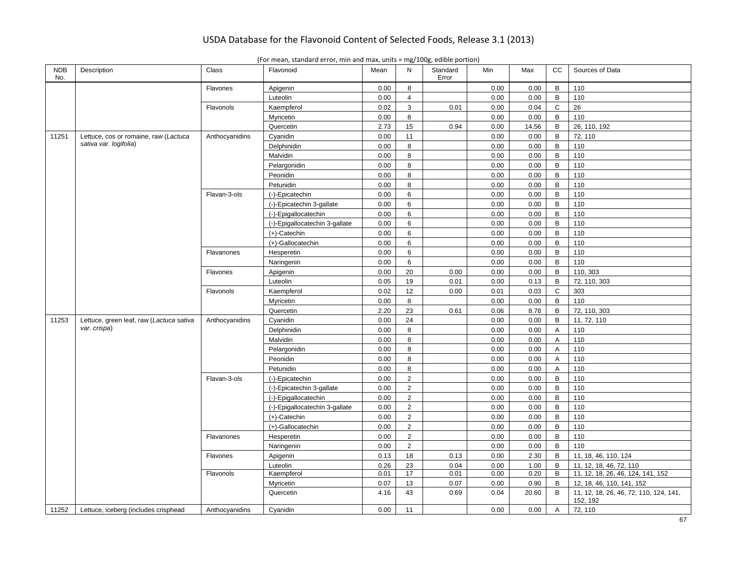(For mean, standard error, min and max, units = mg/100g, edible portion)

| NDB No. | Description | Class | Flavonoid | Mean | N | Standard Error | Min | Max | CC | Sources of Data |
|---|---|---|---|---|---|---|---|---|---|---|
| | | Flavones | Apigenin | 0.00 | 8 | | 0.00 | 0.00 | B | 110 |
| | | | Luteolin | 0.00 | 4 | | 0.00 | 0.00 | B | 110 |
| | | Flavonols | Kaempferol | 0.02 | 3 | 0.01 | 0.00 | 0.04 | C | 26 |
| | | | Myricetin | 0.00 | 8 | | 0.00 | 0.00 | B | 110 |
| | | | Quercetin | 2.73 | 15 | 0.94 | 0.00 | 14.56 | B | 26, 110, 192 |
| 11251 | Lettuce, cos or romaine, raw (*Lactuca sativa var. logifolia*) | Anthocyanidins | Cyanidin | 0.00 | 11 | | 0.00 | 0.00 | B | 72, 110 |
| | | | Delphinidin | 0.00 | 8 | | 0.00 | 0.00 | B | 110 |
| | | | Malvidin | 0.00 | 8 | | 0.00 | 0.00 | B | 110 |
| | | | Pelargonidin | 0.00 | 8 | | 0.00 | 0.00 | B | 110 |
| | | | Peonidin | 0.00 | 8 | | 0.00 | 0.00 | B | 110 |
| | | | Petunidin | 0.00 | 8 | | 0.00 | 0.00 | B | 110 |
| | | Flavan-3-ols | (-)-Epicatechin | 0.00 | 6 | | 0.00 | 0.00 | B | 110 |
| | | | (-)-Epicatechin 3-gallate | 0.00 | 6 | | 0.00 | 0.00 | B | 110 |
| | | | (-)-Epigallocatechin | 0.00 | 6 | | 0.00 | 0.00 | B | 110 |
| | | | (-)-Epigallocatechin 3-gallate | 0.00 | 6 | | 0.00 | 0.00 | B | 110 |
| | | | (+)-Catechin | 0.00 | 6 | | 0.00 | 0.00 | B | 110 |
| | | | (+)-Gallocatechin | 0.00 | 6 | | 0.00 | 0.00 | B | 110 |
| | | Flavanones | Hesperetin | 0.00 | 6 | | 0.00 | 0.00 | B | 110 |
| | | | Naringenin | 0.00 | 6 | | 0.00 | 0.00 | B | 110 |
| | | Flavones | Apigenin | 0.00 | 20 | 0.00 | 0.00 | 0.00 | B | 110, 303 |
| | | | Luteolin | 0.05 | 19 | 0.01 | 0.00 | 0.13 | B | 72, 110, 303 |
| | | Flavonols | Kaempferol | 0.02 | 12 | 0.00 | 0.01 | 0.03 | C | 303 |
| | | | Myricetin | 0.00 | 8 | | 0.00 | 0.00 | B | 110 |
| | | | Quercetin | 2.20 | 23 | 0.61 | 0.06 | 8.78 | B | 72, 110, 303 |
| 11253 | Lettuce, green leaf, raw (*Lactuca sativa var. crispa*) | Anthocyanidins | Cyanidin | 0.00 | 24 | | 0.00 | 0.00 | B | 11, 72, 110 |
| | | | Delphinidin | 0.00 | 8 | | 0.00 | 0.00 | A | 110 |
| | | | Malvidin | 0.00 | 8 | | 0.00 | 0.00 | A | 110 |
| | | | Pelargonidin | 0.00 | 8 | | 0.00 | 0.00 | A | 110 |
| | | | Peonidin | 0.00 | 8 | | 0.00 | 0.00 | A | 110 |
| | | | Petunidin | 0.00 | 8 | | 0.00 | 0.00 | A | 110 |
| | | Flavan-3-ols | (-)-Epicatechin | 0.00 | 2 | | 0.00 | 0.00 | B | 110 |
| | | | (-)-Epicatechin 3-gallate | 0.00 | 2 | | 0.00 | 0.00 | B | 110 |
| | | | (-)-Epigallocatechin | 0.00 | 2 | | 0.00 | 0.00 | B | 110 |
| | | | (-)-Epigallocatechin 3-gallate | 0.00 | 2 | | 0.00 | 0.00 | B | 110 |
| | | | (+)-Catechin | 0.00 | 2 | | 0.00 | 0.00 | B | 110 |
| | | | (+)-Gallocatechin | 0.00 | 2 | | 0.00 | 0.00 | B | 110 |
| | | Flavanones | Hesperetin | 0.00 | 2 | | 0.00 | 0.00 | B | 110 |
| | | | Naringenin | 0.00 | 2 | | 0.00 | 0.00 | B | 110 |
| | | Flavones | Apigenin | 0.13 | 18 | 0.13 | 0.00 | 2.30 | B | 11, 18, 46, 110, 124 |
| | | | Luteolin | 0.26 | 23 | 0.04 | 0.00 | 1.00 | B | 11, 12, 18, 46, 72, 110 |
| | | Flavonols | Kaempferol | 0.01 | 17 | 0.01 | 0.00 | 0.20 | B | 11, 12, 18, 26, 46, 124, 141, 152 |
| | | | Myricetin | 0.07 | 13 | 0.07 | 0.00 | 0.90 | B | 12, 18, 46, 110, 141, 152 |
| | | | Quercetin | 4.16 | 43 | 0.69 | 0.04 | 20.60 | B | 11, 12, 18, 26, 46, 72, 110, 124, 141, 152, 192 |
| 11252 | Lettuce, iceberg (includes crisphead | Anthocyanidins | Cyanidin | 0.00 | 11 | | 0.00 | 0.00 | A | 72, 110 |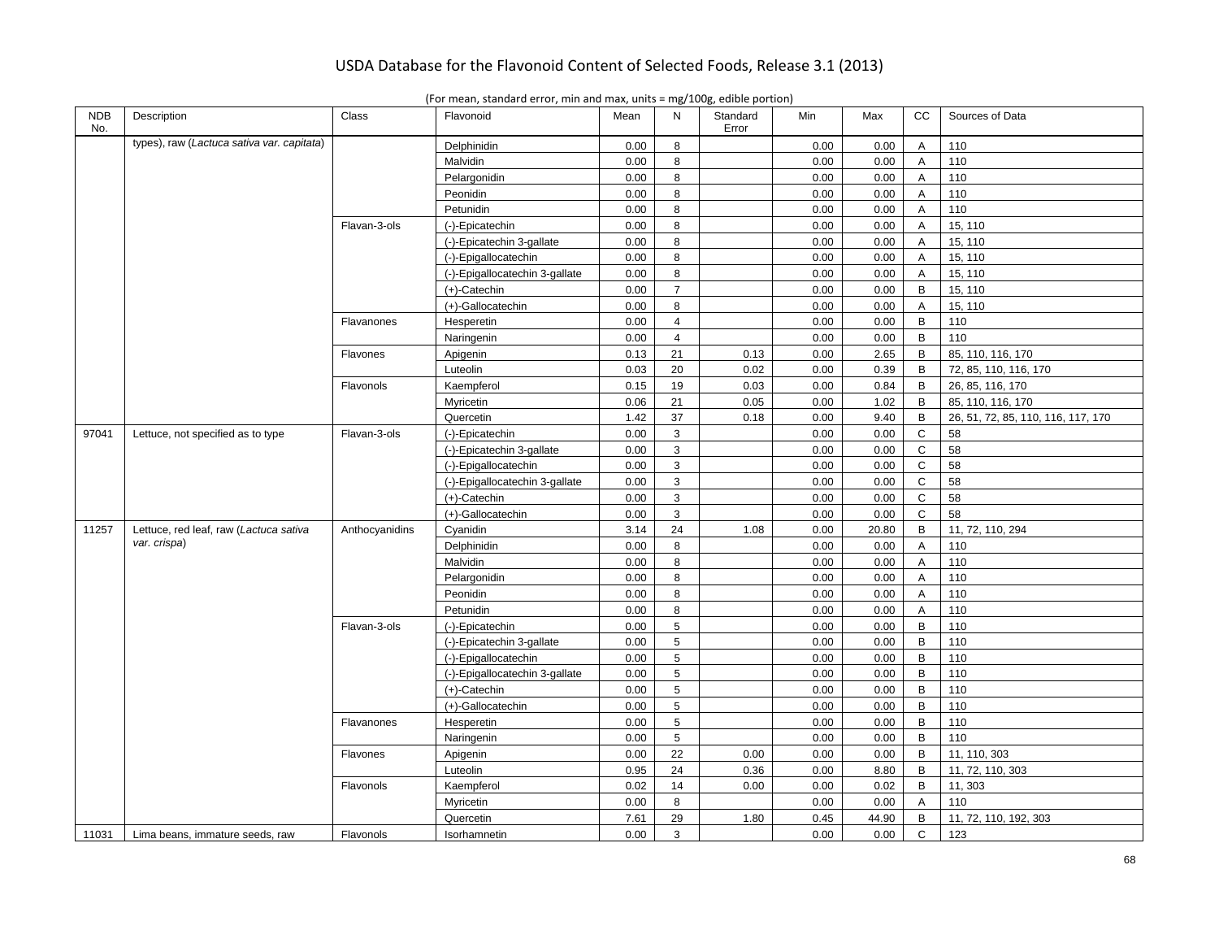# USDA Database for the Flavonoid Content of Selected Foods, Release 3.1 (2013)

(For mean, standard error, min and max, units = mg/100g, edible portion)

| NDB No. | Description | Class | Flavonoid | Mean | N | Standard Error | Min | Max | CC | Sources of Data |
|---|---|---|---|---|---|---|---|---|---|---|
| | types), raw (*Lactuca sativa var. capitata*) | | Delphinidin | 0.00 | 8 | | 0.00 | 0.00 | A | 110 |
| | | | Malvidin | 0.00 | 8 | | 0.00 | 0.00 | A | 110 |
| | | | Pelargonidin | 0.00 | 8 | | 0.00 | 0.00 | A | 110 |
| | | | Peonidin | 0.00 | 8 | | 0.00 | 0.00 | A | 110 |
| | | | Petunidin | 0.00 | 8 | | 0.00 | 0.00 | A | 110 |
| | | Flavan-3-ols | (-)-Epicatechin | 0.00 | 8 | | 0.00 | 0.00 | A | 15, 110 |
| | | | (-)-Epicatechin 3-gallate | 0.00 | 8 | | 0.00 | 0.00 | A | 15, 110 |
| | | | (-)-Epigallocatechin | 0.00 | 8 | | 0.00 | 0.00 | A | 15, 110 |
| | | | (-)-Epigallocatechin 3-gallate | 0.00 | 8 | | 0.00 | 0.00 | A | 15, 110 |
| | | | (+)-Catechin | 0.00 | 7 | | 0.00 | 0.00 | B | 15, 110 |
| | | | (+)-Gallocatechin | 0.00 | 8 | | 0.00 | 0.00 | A | 15, 110 |
| | | Flavanones | Hesperetin | 0.00 | 4 | | 0.00 | 0.00 | B | 110 |
| | | | Naringenin | 0.00 | 4 | | 0.00 | 0.00 | B | 110 |
| | | Flavones | Apigenin | 0.13 | 21 | 0.13 | 0.00 | 2.65 | B | 85, 110, 116, 170 |
| | | | Luteolin | 0.03 | 20 | 0.02 | 0.00 | 0.39 | B | 72, 85, 110, 116, 170 |
| | | Flavonols | Kaempferol | 0.15 | 19 | 0.03 | 0.00 | 0.84 | B | 26, 85, 116, 170 |
| | | | Myricetin | 0.06 | 21 | 0.05 | 0.00 | 1.02 | B | 85, 110, 116, 170 |
| | | | Quercetin | 1.42 | 37 | 0.18 | 0.00 | 9.40 | B | 26, 51, 72, 85, 110, 116, 117, 170 |
| 97041 | Lettuce, not specified as to type | Flavan-3-ols | (-)-Epicatechin | 0.00 | 3 | | 0.00 | 0.00 | C | 58 |
| | | | (-)-Epicatechin 3-gallate | 0.00 | 3 | | 0.00 | 0.00 | C | 58 |
| | | | (-)-Epigallocatechin | 0.00 | 3 | | 0.00 | 0.00 | C | 58 |
| | | | (-)-Epigallocatechin 3-gallate | 0.00 | 3 | | 0.00 | 0.00 | C | 58 |
| | | | (+)-Catechin | 0.00 | 3 | | 0.00 | 0.00 | C | 58 |
| | | | (+)-Gallocatechin | 0.00 | 3 | | 0.00 | 0.00 | C | 58 |
| 11257 | Lettuce, red leaf, raw (*Lactuca sativa var. crispa*) | Anthocyanidins | Cyanidin | 3.14 | 24 | 1.08 | 0.00 | 20.80 | B | 11, 72, 110, 294 |
| | | | Delphinidin | 0.00 | 8 | | 0.00 | 0.00 | A | 110 |
| | | | Malvidin | 0.00 | 8 | | 0.00 | 0.00 | A | 110 |
| | | | Pelargonidin | 0.00 | 8 | | 0.00 | 0.00 | A | 110 |
| | | | Peonidin | 0.00 | 8 | | 0.00 | 0.00 | A | 110 |
| | | | Petunidin | 0.00 | 8 | | 0.00 | 0.00 | A | 110 |
| | | Flavan-3-ols | (-)-Epicatechin | 0.00 | 5 | | 0.00 | 0.00 | B | 110 |
| | | | (-)-Epicatechin 3-gallate | 0.00 | 5 | | 0.00 | 0.00 | B | 110 |
| | | | (-)-Epigallocatechin | 0.00 | 5 | | 0.00 | 0.00 | B | 110 |
| | | | (-)-Epigallocatechin 3-gallate | 0.00 | 5 | | 0.00 | 0.00 | B | 110 |
| | | | (+)-Catechin | 0.00 | 5 | | 0.00 | 0.00 | B | 110 |
| | | | (+)-Gallocatechin | 0.00 | 5 | | 0.00 | 0.00 | B | 110 |
| | | Flavanones | Hesperetin | 0.00 | 5 | | 0.00 | 0.00 | B | 110 |
| | | | Naringenin | 0.00 | 5 | | 0.00 | 0.00 | B | 110 |
| | | Flavones | Apigenin | 0.00 | 22 | 0.00 | 0.00 | 0.00 | B | 11, 110, 303 |
| | | | Luteolin | 0.95 | 24 | 0.36 | 0.00 | 8.80 | B | 11, 72, 110, 303 |
| | | Flavonols | Kaempferol | 0.02 | 14 | 0.00 | 0.00 | 0.02 | B | 11, 303 |
| | | | Myricetin | 0.00 | 8 | | 0.00 | 0.00 | A | 110 |
| | | | Quercetin | 7.61 | 29 | 1.80 | 0.45 | 44.90 | B | 11, 72, 110, 192, 303 |
| 11031 | Lima beans, immature seeds, raw | Flavonols | Isorhamnetin | 0.00 | 3 | | 0.00 | 0.00 | C | 123 |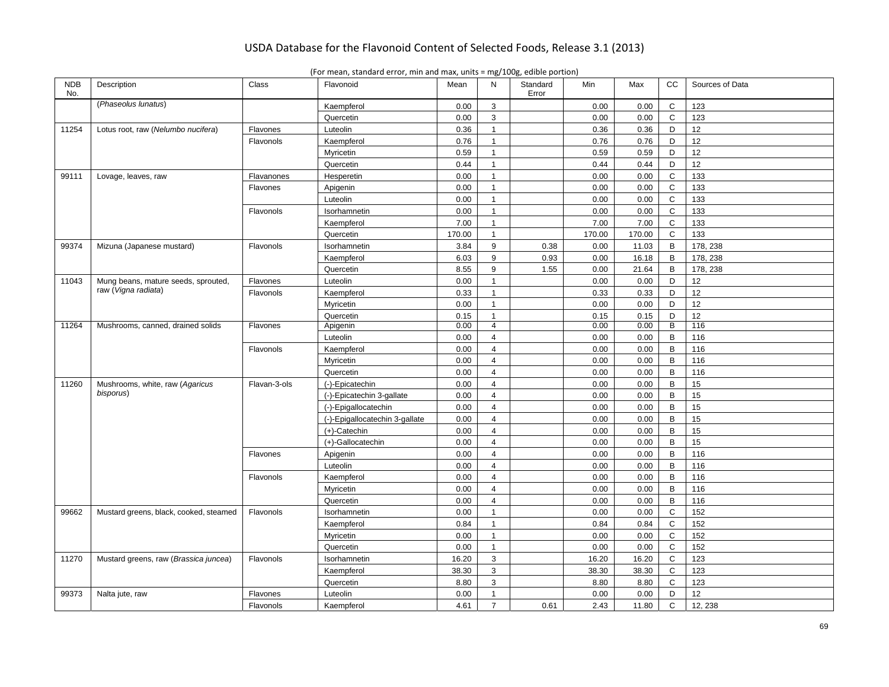# USDA Database for the Flavonoid Content of Selected Foods, Release 3.1 (2013)

(For mean, standard error, min and max, units = mg/100g, edible portion)

| NDB No. | Description | Class | Flavonoid | Mean | N | Standard Error | Min | Max | CC | Sources of Data |
|---|---|---|---|---|---|---|---|---|---|---|
| | (*Phaseolus lunatus*) | | Kaempferol | 0.00 | 3 | | 0.00 | 0.00 | C | 123 |
| | | | Quercetin | 0.00 | 3 | | 0.00 | 0.00 | C | 123 |
| 11254 | Lotus root, raw (*Nelumbo nucifera*) | Flavones | Luteolin | 0.36 | 1 | | 0.36 | 0.36 | D | 12 |
| | | Flavonols | Kaempferol | 0.76 | 1 | | 0.76 | 0.76 | D | 12 |
| | | | Myricetin | 0.59 | 1 | | 0.59 | 0.59 | D | 12 |
| | | | Quercetin | 0.44 | 1 | | 0.44 | 0.44 | D | 12 |
| 99111 | Lovage, leaves, raw | Flavanones | Hesperetin | 0.00 | 1 | | 0.00 | 0.00 | C | 133 |
| | | Flavones | Apigenin | 0.00 | 1 | | 0.00 | 0.00 | C | 133 |
| | | | Luteolin | 0.00 | 1 | | 0.00 | 0.00 | C | 133 |
| | | Flavonols | Isorhamnetin | 0.00 | 1 | | 0.00 | 0.00 | C | 133 |
| | | | Kaempferol | 7.00 | 1 | | 7.00 | 7.00 | C | 133 |
| | | | Quercetin | 170.00 | 1 | | 170.00 | 170.00 | C | 133 |
| 99374 | Mizuna (Japanese mustard) | Flavonols | Isorhamnetin | 3.84 | 9 | 0.38 | 0.00 | 11.03 | B | 178, 238 |
| | | | Kaempferol | 6.03 | 9 | 0.93 | 0.00 | 16.18 | B | 178, 238 |
| | | | Quercetin | 8.55 | 9 | 1.55 | 0.00 | 21.64 | B | 178, 238 |
| 11043 | Mung beans, mature seeds, sprouted, raw (*Vigna radiata*) | Flavones | Luteolin | 0.00 | 1 | | 0.00 | 0.00 | D | 12 |
| | | Flavonols | Kaempferol | 0.33 | 1 | | 0.33 | 0.33 | D | 12 |
| | | | Myricetin | 0.00 | 1 | | 0.00 | 0.00 | D | 12 |
| | | | Quercetin | 0.15 | 1 | | 0.15 | 0.15 | D | 12 |
| 11264 | Mushrooms, canned, drained solids | Flavones | Apigenin | 0.00 | 4 | | 0.00 | 0.00 | B | 116 |
| | | | Luteolin | 0.00 | 4 | | 0.00 | 0.00 | B | 116 |
| | | Flavonols | Kaempferol | 0.00 | 4 | | 0.00 | 0.00 | B | 116 |
| | | | Myricetin | 0.00 | 4 | | 0.00 | 0.00 | B | 116 |
| | | | Quercetin | 0.00 | 4 | | 0.00 | 0.00 | B | 116 |
| 11260 | Mushrooms, white, raw (*Agaricus bisporus*) | Flavan-3-ols | (-)-Epicatechin | 0.00 | 4 | | 0.00 | 0.00 | B | 15 |
| | | | (-)-Epicatechin 3-gallate | 0.00 | 4 | | 0.00 | 0.00 | B | 15 |
| | | | (-)-Epigallocatechin | 0.00 | 4 | | 0.00 | 0.00 | B | 15 |
| | | | (-)-Epigallocatechin 3-gallate | 0.00 | 4 | | 0.00 | 0.00 | B | 15 |
| | | | (+)-Catechin | 0.00 | 4 | | 0.00 | 0.00 | B | 15 |
| | | | (+)-Gallocatechin | 0.00 | 4 | | 0.00 | 0.00 | B | 15 |
| | | Flavones | Apigenin | 0.00 | 4 | | 0.00 | 0.00 | B | 116 |
| | | | Luteolin | 0.00 | 4 | | 0.00 | 0.00 | B | 116 |
| | | Flavonols | Kaempferol | 0.00 | 4 | | 0.00 | 0.00 | B | 116 |
| | | | Myricetin | 0.00 | 4 | | 0.00 | 0.00 | B | 116 |
| | | | Quercetin | 0.00 | 4 | | 0.00 | 0.00 | B | 116 |
| 99662 | Mustard greens, black, cooked, steamed | Flavonols | Isorhamnetin | 0.00 | 1 | | 0.00 | 0.00 | C | 152 |
| | | | Kaempferol | 0.84 | 1 | | 0.84 | 0.84 | C | 152 |
| | | | Myricetin | 0.00 | 1 | | 0.00 | 0.00 | C | 152 |
| | | | Quercetin | 0.00 | 1 | | 0.00 | 0.00 | C | 152 |
| 11270 | Mustard greens, raw (*Brassica juncea*) | Flavonols | Isorhamnetin | 16.20 | 3 | | 16.20 | 16.20 | C | 123 |
| | | | Kaempferol | 38.30 | 3 | | 38.30 | 38.30 | C | 123 |
| | | | Quercetin | 8.80 | 3 | | 8.80 | 8.80 | C | 123 |
| 99373 | Nalta jute, raw | Flavones | Luteolin | 0.00 | 1 | | 0.00 | 0.00 | D | 12 |
| | | Flavonols | Kaempferol | 4.61 | 7 | 0.61 | 2.43 | 11.80 | C | 12, 238 |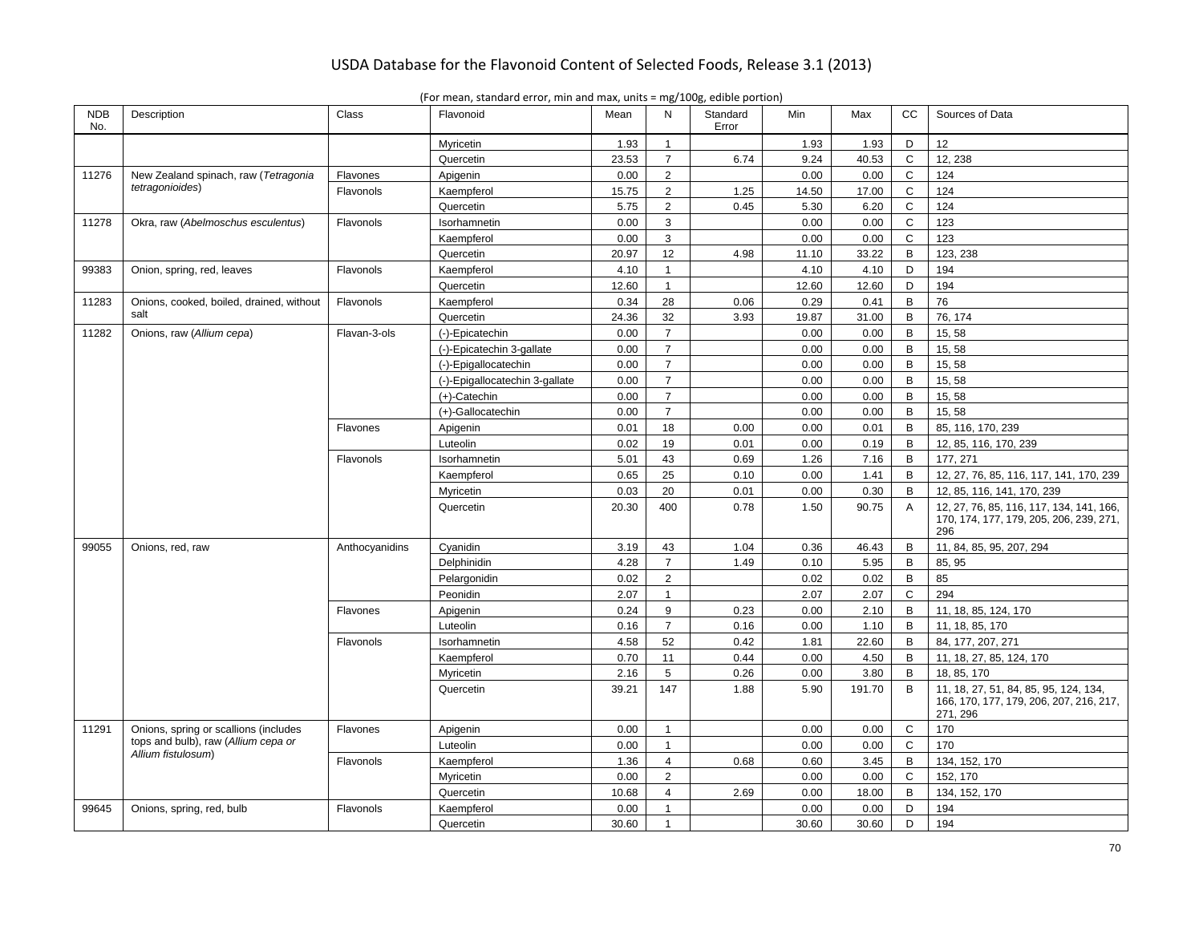# USDA Database for the Flavonoid Content of Selected Foods, Release 3.1 (2013)

(For mean, standard error, min and max, units = mg/100g, edible portion)

| NDB No. | Description | Class | Flavonoid | Mean | N | Standard Error | Min | Max | CC | Sources of Data |
|---|---|---|---|---|---|---|---|---|---|---|
| | | | Myricetin | 1.93 | 1 | | 1.93 | 1.93 | D | 12 |
| | | | Quercetin | 23.53 | 7 | 6.74 | 9.24 | 40.53 | C | 12, 238 |
| 11276 | New Zealand spinach, raw (*Tetragonia tetragonioides*) | Flavones | Apigenin | 0.00 | 2 | | 0.00 | 0.00 | C | 124 |
| | | Flavonols | Kaempferol | 15.75 | 2 | 1.25 | 14.50 | 17.00 | C | 124 |
| | | | Quercetin | 5.75 | 2 | 0.45 | 5.30 | 6.20 | C | 124 |
| 11278 | Okra, raw (*Abelmoschus esculentus*) | Flavonols | Isorhamnetin | 0.00 | 3 | | 0.00 | 0.00 | C | 123 |
| | | | Kaempferol | 0.00 | 3 | | 0.00 | 0.00 | C | 123 |
| | | | Quercetin | 20.97 | 12 | 4.98 | 11.10 | 33.22 | B | 123, 238 |
| 99383 | Onion, spring, red, leaves | Flavonols | Kaempferol | 4.10 | 1 | | 4.10 | 4.10 | D | 194 |
| | | | Quercetin | 12.60 | 1 | | 12.60 | 12.60 | D | 194 |
| 11283 | Onions, cooked, boiled, drained, without salt | Flavonols | Kaempferol | 0.34 | 28 | 0.06 | 0.29 | 0.41 | B | 76 |
| | | | Quercetin | 24.36 | 32 | 3.93 | 19.87 | 31.00 | B | 76, 174 |
| 11282 | Onions, raw (*Allium cepa*) | Flavan-3-ols | (-)-Epicatechin | 0.00 | 7 | | 0.00 | 0.00 | B | 15, 58 |
| | | | (-)-Epicatechin 3-gallate | 0.00 | 7 | | 0.00 | 0.00 | B | 15, 58 |
| | | | (-)-Epigallocatechin | 0.00 | 7 | | 0.00 | 0.00 | B | 15, 58 |
| | | | (-)-Epigallocatechin 3-gallate | 0.00 | 7 | | 0.00 | 0.00 | B | 15, 58 |
| | | | (+)-Catechin | 0.00 | 7 | | 0.00 | 0.00 | B | 15, 58 |
| | | | (+)-Gallocatechin | 0.00 | 7 | | 0.00 | 0.00 | B | 15, 58 |
| | | Flavones | Apigenin | 0.01 | 18 | 0.00 | 0.00 | 0.01 | B | 85, 116, 170, 239 |
| | | | Luteolin | 0.02 | 19 | 0.01 | 0.00 | 0.19 | B | 12, 85, 116, 170, 239 |
| | | Flavonols | Isorhamnetin | 5.01 | 43 | 0.69 | 1.26 | 7.16 | B | 177, 271 |
| | | | Kaempferol | 0.65 | 25 | 0.10 | 0.00 | 1.41 | B | 12, 27, 76, 85, 116, 117, 141, 170, 239 |
| | | | Myricetin | 0.03 | 20 | 0.01 | 0.00 | 0.30 | B | 12, 85, 116, 141, 170, 239 |
| | | | Quercetin | 20.30 | 400 | 0.78 | 1.50 | 90.75 | A | 12, 27, 76, 85, 116, 117, 134, 141, 166, 170, 174, 177, 179, 205, 206, 239, 271, 296 |
| 99055 | Onions, red, raw | Anthocyanidins | Cyanidin | 3.19 | 43 | 1.04 | 0.36 | 46.43 | B | 11, 84, 85, 95, 207, 294 |
| | | | Delphinidin | 4.28 | 7 | 1.49 | 0.10 | 5.95 | B | 85, 95 |
| | | | Pelargonidin | 0.02 | 2 | | 0.02 | 0.02 | B | 85 |
| | | | Peonidin | 2.07 | 1 | | 2.07 | 2.07 | C | 294 |
| | | Flavones | Apigenin | 0.24 | 9 | 0.23 | 0.00 | 2.10 | B | 11, 18, 85, 124, 170 |
| | | | Luteolin | 0.16 | 7 | 0.16 | 0.00 | 1.10 | B | 11, 18, 85, 170 |
| | | Flavonols | Isorhamnetin | 4.58 | 52 | 0.42 | 1.81 | 22.60 | B | 84, 177, 207, 271 |
| | | | Kaempferol | 0.70 | 11 | 0.44 | 0.00 | 4.50 | B | 11, 18, 27, 85, 124, 170 |
| | | | Myricetin | 2.16 | 5 | 0.26 | 0.00 | 3.80 | B | 18, 85, 170 |
| | | | Quercetin | 39.21 | 147 | 1.88 | 5.90 | 191.70 | B | 11, 18, 27, 51, 84, 85, 95, 124, 134, 166, 170, 177, 179, 206, 207, 216, 217, 271, 296 |
| 11291 | Onions, spring or scallions (includes tops and bulb), raw (*Allium cepa or Allium fistulosum*) | Flavones | Apigenin | 0.00 | 1 | | 0.00 | 0.00 | C | 170 |
| | | | Luteolin | 0.00 | 1 | | 0.00 | 0.00 | C | 170 |
| | | Flavonols | Kaempferol | 1.36 | 4 | 0.68 | 0.60 | 3.45 | B | 134, 152, 170 |
| | | | Myricetin | 0.00 | 2 | | 0.00 | 0.00 | C | 152, 170 |
| | | | Quercetin | 10.68 | 4 | 2.69 | 0.00 | 18.00 | B | 134, 152, 170 |
| 99645 | Onions, spring, red, bulb | Flavonols | Kaempferol | 0.00 | 1 | | 0.00 | 0.00 | D | 194 |
| | | | Quercetin | 30.60 | 1 | | 30.60 | 30.60 | D | 194 |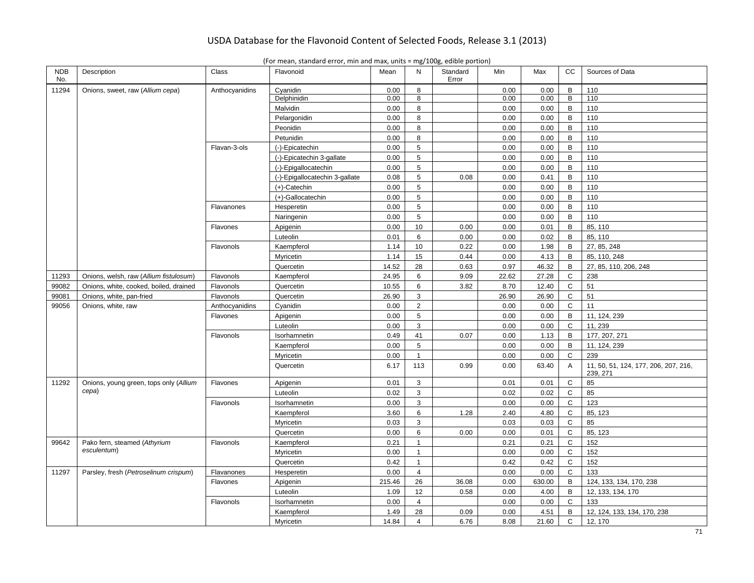# USDA Database for the Flavonoid Content of Selected Foods, Release 3.1 (2013)

(For mean, standard error, min and max, units = mg/100g, edible portion)

| NDB No. | Description | Class | Flavonoid | Mean | N | Standard Error | Min | Max | CC | Sources of Data |
|---|---|---|---|---|---|---|---|---|---|---|
| 11294 | Onions, sweet, raw (*Allium cepa*) | Anthocyanidins | Cyanidin | 0.00 | 8 | | 0.00 | 0.00 | B | 110 |
| | | | Delphinidin | 0.00 | 8 | | 0.00 | 0.00 | B | 110 |
| | | | Malvidin | 0.00 | 8 | | 0.00 | 0.00 | B | 110 |
| | | | Pelargonidin | 0.00 | 8 | | 0.00 | 0.00 | B | 110 |
| | | | Peonidin | 0.00 | 8 | | 0.00 | 0.00 | B | 110 |
| | | | Petunidin | 0.00 | 8 | | 0.00 | 0.00 | B | 110 |
| | | Flavan-3-ols | (-)-Epicatechin | 0.00 | 5 | | 0.00 | 0.00 | B | 110 |
| | | | (-)-Epicatechin 3-gallate | 0.00 | 5 | | 0.00 | 0.00 | B | 110 |
| | | | (-)-Epigallocatechin | 0.00 | 5 | | 0.00 | 0.00 | B | 110 |
| | | | (-)-Epigallocatechin 3-gallate | 0.08 | 5 | 0.08 | 0.00 | 0.41 | B | 110 |
| | | | (+)-Catechin | 0.00 | 5 | | 0.00 | 0.00 | B | 110 |
| | | | (+)-Gallocatechin | 0.00 | 5 | | 0.00 | 0.00 | B | 110 |
| | | Flavanones | Hesperetin | 0.00 | 5 | | 0.00 | 0.00 | B | 110 |
| | | | Naringenin | 0.00 | 5 | | 0.00 | 0.00 | B | 110 |
| | | Flavones | Apigenin | 0.00 | 10 | 0.00 | 0.00 | 0.01 | B | 85, 110 |
| | | | Luteolin | 0.01 | 6 | 0.00 | 0.00 | 0.02 | B | 85, 110 |
| | | Flavonols | Kaempferol | 1.14 | 10 | 0.22 | 0.00 | 1.98 | B | 27, 85, 248 |
| | | | Myricetin | 1.14 | 15 | 0.44 | 0.00 | 4.13 | B | 85, 110, 248 |
| | | | Quercetin | 14.52 | 28 | 0.63 | 0.97 | 46.32 | B | 27, 85, 110, 206, 248 |
| 11293 | Onions, welsh, raw (*Allium fistulosum*) | Flavonols | Kaempferol | 24.95 | 6 | 9.09 | 22.62 | 27.28 | C | 238 |
| 99082 | Onions, white, cooked, boiled, drained | Flavonols | Quercetin | 10.55 | 6 | 3.82 | 8.70 | 12.40 | C | 51 |
| 99081 | Onions, white, pan-fried | Flavonols | Quercetin | 26.90 | 3 | | 26.90 | 26.90 | C | 51 |
| 99056 | Onions, white, raw | Anthocyanidins | Cyanidin | 0.00 | 2 | | 0.00 | 0.00 | C | 11 |
| | | Flavones | Apigenin | 0.00 | 5 | | 0.00 | 0.00 | B | 11, 124, 239 |
| | | | Luteolin | 0.00 | 3 | | 0.00 | 0.00 | C | 11, 239 |
| | | Flavonols | Isorhamnetin | 0.49 | 41 | 0.07 | 0.00 | 1.13 | B | 177, 207, 271 |
| | | | Kaempferol | 0.00 | 5 | | 0.00 | 0.00 | B | 11, 124, 239 |
| | | | Myricetin | 0.00 | 1 | | 0.00 | 0.00 | C | 239 |
| | | | Quercetin | 6.17 | 113 | 0.99 | 0.00 | 63.40 | A | 11, 50, 51, 124, 177, 206, 207, 216, 239, 271 |
| 11292 | Onions, young green, tops only (*Allium cepa*) | Flavones | Apigenin | 0.01 | 3 | | 0.01 | 0.01 | C | 85 |
| | | | Luteolin | 0.02 | 3 | | 0.02 | 0.02 | C | 85 |
| | | Flavonols | Isorhamnetin | 0.00 | 3 | | 0.00 | 0.00 | C | 123 |
| | | | Kaempferol | 3.60 | 6 | 1.28 | 2.40 | 4.80 | C | 85, 123 |
| | | | Myricetin | 0.03 | 3 | | 0.03 | 0.03 | C | 85 |
| | | | Quercetin | 0.00 | 6 | 0.00 | 0.00 | 0.01 | C | 85, 123 |
| 99642 | Pako fern, steamed (*Athyrium esculentum*) | Flavonols | Kaempferol | 0.21 | 1 | | 0.21 | 0.21 | C | 152 |
| | | | Myricetin | 0.00 | 1 | | 0.00 | 0.00 | C | 152 |
| | | | Quercetin | 0.42 | 1 | | 0.42 | 0.42 | C | 152 |
| 11297 | Parsley, fresh (*Petroselinum crispum*) | Flavanones | Hesperetin | 0.00 | 4 | | 0.00 | 0.00 | C | 133 |
| | | Flavones | Apigenin | 215.46 | 26 | 36.08 | 0.00 | 630.00 | B | 124, 133, 134, 170, 238 |
| | | | Luteolin | 1.09 | 12 | 0.58 | 0.00 | 4.00 | B | 12, 133, 134, 170 |
| | | Flavonols | Isorhamnetin | 0.00 | 4 | | 0.00 | 0.00 | C | 133 |
| | | | Kaempferol | 1.49 | 28 | 0.09 | 0.00 | 4.51 | B | 12, 124, 133, 134, 170, 238 |
| | | | Myricetin | 14.84 | 4 | 6.76 | 8.08 | 21.60 | C | 12, 170 |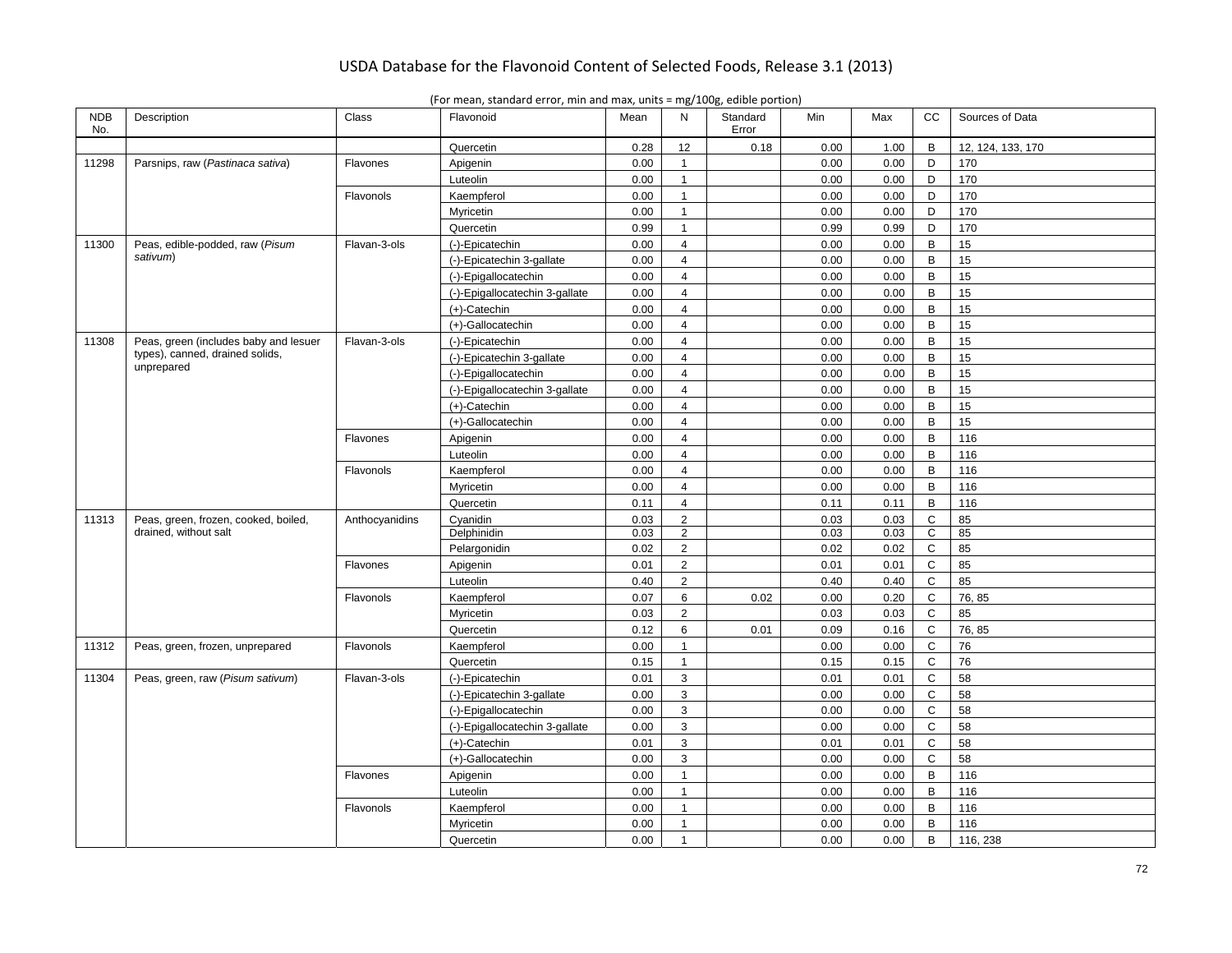# USDA Database for the Flavonoid Content of Selected Foods, Release 3.1 (2013)

(For mean, standard error, min and max, units = mg/100g, edible portion)

| NDB No. | Description | Class | Flavonoid | Mean | N | Standard Error | Min | Max | CC | Sources of Data |
|---|---|---|---|---|---|---|---|---|---|---|
| | | | Quercetin | 0.28 | 12 | 0.18 | 0.00 | 1.00 | B | 12, 124, 133, 170 |
| 11298 | Parsnips, raw (*Pastinaca sativa*) | Flavones | Apigenin | 0.00 | 1 | | 0.00 | 0.00 | D | 170 |
| | | | Luteolin | 0.00 | 1 | | 0.00 | 0.00 | D | 170 |
| | | Flavonols | Kaempferol | 0.00 | 1 | | 0.00 | 0.00 | D | 170 |
| | | | Myricetin | 0.00 | 1 | | 0.00 | 0.00 | D | 170 |
| | | | Quercetin | 0.99 | 1 | | 0.99 | 0.99 | D | 170 |
| 11300 | Peas, edible-podded, raw (*Pisum sativum*) | Flavan-3-ols | (-)-Epicatechin | 0.00 | 4 | | 0.00 | 0.00 | B | 15 |
| | | | (-)-Epicatechin 3-gallate | 0.00 | 4 | | 0.00 | 0.00 | B | 15 |
| | | | (-)-Epigallocatechin | 0.00 | 4 | | 0.00 | 0.00 | B | 15 |
| | | | (-)-Epigallocatechin 3-gallate | 0.00 | 4 | | 0.00 | 0.00 | B | 15 |
| | | | (+)-Catechin | 0.00 | 4 | | 0.00 | 0.00 | B | 15 |
| | | | (+)-Gallocatechin | 0.00 | 4 | | 0.00 | 0.00 | B | 15 |
| 11308 | Peas, green (includes baby and lesuer types), canned, drained solids, unprepared | Flavan-3-ols | (-)-Epicatechin | 0.00 | 4 | | 0.00 | 0.00 | B | 15 |
| | | | (-)-Epicatechin 3-gallate | 0.00 | 4 | | 0.00 | 0.00 | B | 15 |
| | | | (-)-Epigallocatechin | 0.00 | 4 | | 0.00 | 0.00 | B | 15 |
| | | | (-)-Epigallocatechin 3-gallate | 0.00 | 4 | | 0.00 | 0.00 | B | 15 |
| | | | (+)-Catechin | 0.00 | 4 | | 0.00 | 0.00 | B | 15 |
| | | | (+)-Gallocatechin | 0.00 | 4 | | 0.00 | 0.00 | B | 15 |
| | | Flavones | Apigenin | 0.00 | 4 | | 0.00 | 0.00 | B | 116 |
| | | | Luteolin | 0.00 | 4 | | 0.00 | 0.00 | B | 116 |
| | | Flavonols | Kaempferol | 0.00 | 4 | | 0.00 | 0.00 | B | 116 |
| | | | Myricetin | 0.00 | 4 | | 0.00 | 0.00 | B | 116 |
| | | | Quercetin | 0.11 | 4 | | 0.11 | 0.11 | B | 116 |
| 11313 | Peas, green, frozen, cooked, boiled, drained, without salt | Anthocyanidins | Cyanidin | 0.03 | 2 | | 0.03 | 0.03 | C | 85 |
| | | | Delphinidin | 0.03 | 2 | | 0.03 | 0.03 | C | 85 |
| | | | Pelargonidin | 0.02 | 2 | | 0.02 | 0.02 | C | 85 |
| | | Flavones | Apigenin | 0.01 | 2 | | 0.01 | 0.01 | C | 85 |
| | | | Luteolin | 0.40 | 2 | | 0.40 | 0.40 | C | 85 |
| | | Flavonols | Kaempferol | 0.07 | 6 | 0.02 | 0.00 | 0.20 | C | 76, 85 |
| | | | Myricetin | 0.03 | 2 | | 0.03 | 0.03 | C | 85 |
| | | | Quercetin | 0.12 | 6 | 0.01 | 0.09 | 0.16 | C | 76, 85 |
| 11312 | Peas, green, frozen, unprepared | Flavonols | Kaempferol | 0.00 | 1 | | 0.00 | 0.00 | C | 76 |
| | | | Quercetin | 0.15 | 1 | | 0.15 | 0.15 | C | 76 |
| 11304 | Peas, green, raw (*Pisum sativum*) | Flavan-3-ols | (-)-Epicatechin | 0.01 | 3 | | 0.01 | 0.01 | C | 58 |
| | | | (-)-Epicatechin 3-gallate | 0.00 | 3 | | 0.00 | 0.00 | C | 58 |
| | | | (-)-Epigallocatechin | 0.00 | 3 | | 0.00 | 0.00 | C | 58 |
| | | | (-)-Epigallocatechin 3-gallate | 0.00 | 3 | | 0.00 | 0.00 | C | 58 |
| | | | (+)-Catechin | 0.01 | 3 | | 0.01 | 0.01 | C | 58 |
| | | | (+)-Gallocatechin | 0.00 | 3 | | 0.00 | 0.00 | C | 58 |
| | | Flavones | Apigenin | 0.00 | 1 | | 0.00 | 0.00 | B | 116 |
| | | | Luteolin | 0.00 | 1 | | 0.00 | 0.00 | B | 116 |
| | | Flavonols | Kaempferol | 0.00 | 1 | | 0.00 | 0.00 | B | 116 |
| | | | Myricetin | 0.00 | 1 | | 0.00 | 0.00 | B | 116 |
| | | | Quercetin | 0.00 | 1 | | 0.00 | 0.00 | B | 116, 238 |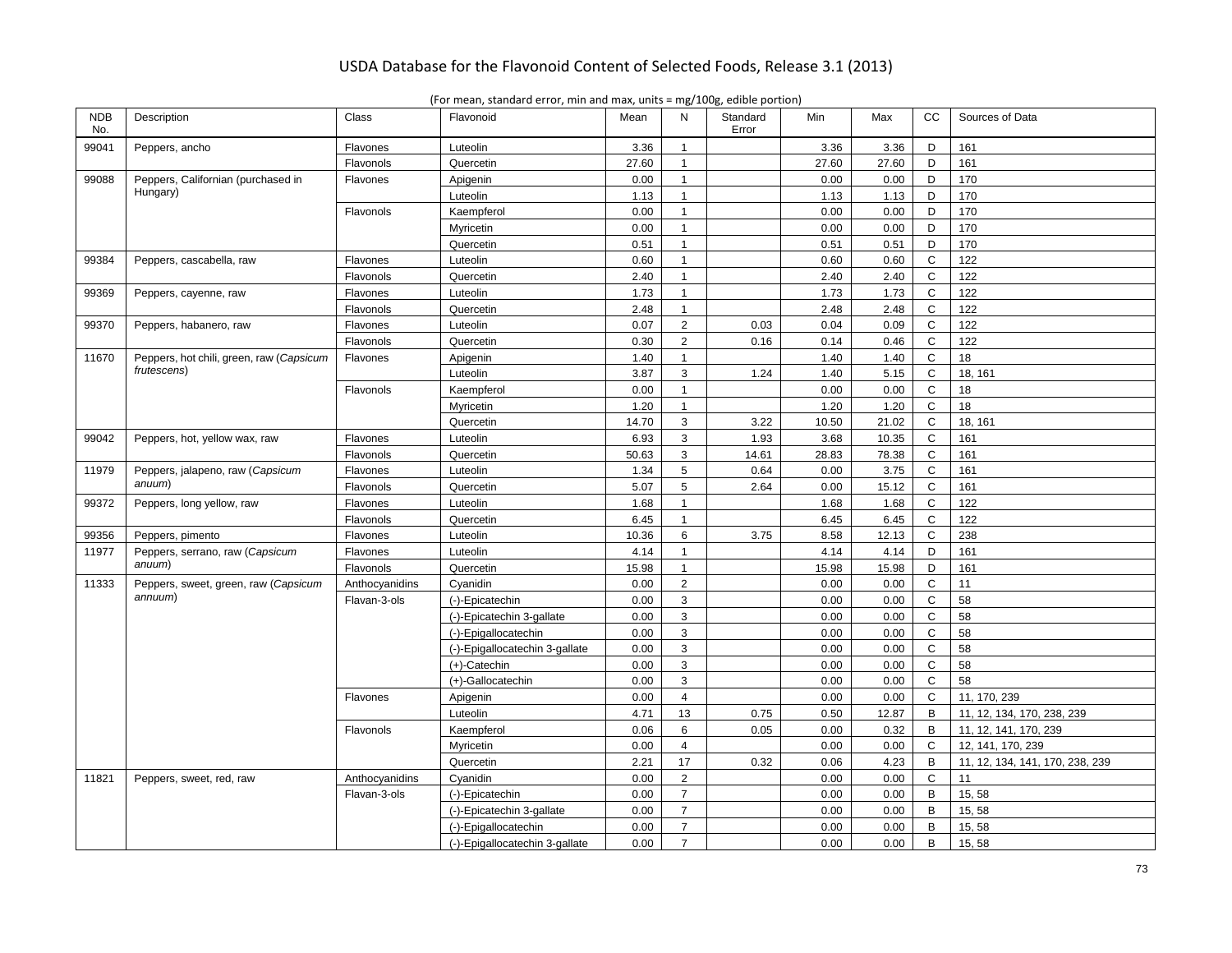# USDA Database for the Flavonoid Content of Selected Foods, Release 3.1 (2013)

(For mean, standard error, min and max, units = mg/100g, edible portion)

| NDB No. | Description | Class | Flavonoid | Mean | N | Standard Error | Min | Max | CC | Sources of Data |
|---|---|---|---|---|---|---|---|---|---|---|
| 99041 | Peppers, ancho | Flavones | Luteolin | 3.36 | 1 | | 3.36 | 3.36 | D | 161 |
| | | Flavonols | Quercetin | 27.60 | 1 | | 27.60 | 27.60 | D | 161 |
| 99088 | Peppers, Californian (purchased in Hungary) | Flavones | Apigenin | 0.00 | 1 | | 0.00 | 0.00 | D | 170 |
| | | | Luteolin | 1.13 | 1 | | 1.13 | 1.13 | D | 170 |
| | | Flavonols | Kaempferol | 0.00 | 1 | | 0.00 | 0.00 | D | 170 |
| | | | Myricetin | 0.00 | 1 | | 0.00 | 0.00 | D | 170 |
| | | | Quercetin | 0.51 | 1 | | 0.51 | 0.51 | D | 170 |
| 99384 | Peppers, cascabella, raw | Flavones | Luteolin | 0.60 | 1 | | 0.60 | 0.60 | C | 122 |
| | | Flavonols | Quercetin | 2.40 | 1 | | 2.40 | 2.40 | C | 122 |
| 99369 | Peppers, cayenne, raw | Flavones | Luteolin | 1.73 | 1 | | 1.73 | 1.73 | C | 122 |
| | | Flavonols | Quercetin | 2.48 | 1 | | 2.48 | 2.48 | C | 122 |
| 99370 | Peppers, habanero, raw | Flavones | Luteolin | 0.07 | 2 | 0.03 | 0.04 | 0.09 | C | 122 |
| | | Flavonols | Quercetin | 0.30 | 2 | 0.16 | 0.14 | 0.46 | C | 122 |
| 11670 | Peppers, hot chili, green, raw (*Capsicum frutescens*) | Flavones | Apigenin | 1.40 | 1 | | 1.40 | 1.40 | C | 18 |
| | | | Luteolin | 3.87 | 3 | 1.24 | 1.40 | 5.15 | C | 18, 161 |
| | | Flavonols | Kaempferol | 0.00 | 1 | | 0.00 | 0.00 | C | 18 |
| | | | Myricetin | 1.20 | 1 | | 1.20 | 1.20 | C | 18 |
| | | | Quercetin | 14.70 | 3 | 3.22 | 10.50 | 21.02 | C | 18, 161 |
| 99042 | Peppers, hot, yellow wax, raw | Flavones | Luteolin | 6.93 | 3 | 1.93 | 3.68 | 10.35 | C | 161 |
| | | Flavonols | Quercetin | 50.63 | 3 | 14.61 | 28.83 | 78.38 | C | 161 |
| 11979 | Peppers, jalapeno, raw (*Capsicum anuum*) | Flavones | Luteolin | 1.34 | 5 | 0.64 | 0.00 | 3.75 | C | 161 |
| | | Flavonols | Quercetin | 5.07 | 5 | 2.64 | 0.00 | 15.12 | C | 161 |
| 99372 | Peppers, long yellow, raw | Flavones | Luteolin | 1.68 | 1 | | 1.68 | 1.68 | C | 122 |
| | | Flavonols | Quercetin | 6.45 | 1 | | 6.45 | 6.45 | C | 122 |
| 99356 | Peppers, pimento | Flavones | Luteolin | 10.36 | 6 | 3.75 | 8.58 | 12.13 | C | 238 |
| 11977 | Peppers, serrano, raw (*Capsicum anuum*) | Flavones | Luteolin | 4.14 | 1 | | 4.14 | 4.14 | D | 161 |
| | | Flavonols | Quercetin | 15.98 | 1 | | 15.98 | 15.98 | D | 161 |
| 11333 | Peppers, sweet, green, raw (*Capsicum annuum*) | Anthocyanidins | Cyanidin | 0.00 | 2 | | 0.00 | 0.00 | C | 11 |
| | | Flavan-3-ols | (-)-Epicatechin | 0.00 | 3 | | 0.00 | 0.00 | C | 58 |
| | | | (-)-Epicatechin 3-gallate | 0.00 | 3 | | 0.00 | 0.00 | C | 58 |
| | | | (-)-Epigallocatechin | 0.00 | 3 | | 0.00 | 0.00 | C | 58 |
| | | | (-)-Epigallocatechin 3-gallate | 0.00 | 3 | | 0.00 | 0.00 | C | 58 |
| | | | (+)-Catechin | 0.00 | 3 | | 0.00 | 0.00 | C | 58 |
| | | | (+)-Gallocatechin | 0.00 | 3 | | 0.00 | 0.00 | C | 58 |
| | | Flavones | Apigenin | 0.00 | 4 | | 0.00 | 0.00 | C | 11, 170, 239 |
| | | | Luteolin | 4.71 | 13 | 0.75 | 0.50 | 12.87 | B | 11, 12, 134, 170, 238, 239 |
| | | Flavonols | Kaempferol | 0.06 | 6 | 0.05 | 0.00 | 0.32 | B | 11, 12, 141, 170, 239 |
| | | | Myricetin | 0.00 | 4 | | 0.00 | 0.00 | C | 12, 141, 170, 239 |
| | | | Quercetin | 2.21 | 17 | 0.32 | 0.06 | 4.23 | B | 11, 12, 134, 141, 170, 238, 239 |
| 11821 | Peppers, sweet, red, raw | Anthocyanidins | Cyanidin | 0.00 | 2 | | 0.00 | 0.00 | C | 11 |
| | | Flavan-3-ols | (-)-Epicatechin | 0.00 | 7 | | 0.00 | 0.00 | B | 15, 58 |
| | | | (-)-Epicatechin 3-gallate | 0.00 | 7 | | 0.00 | 0.00 | B | 15, 58 |
| | | | (-)-Epigallocatechin | 0.00 | 7 | | 0.00 | 0.00 | B | 15, 58 |
| | | | (-)-Epigallocatechin 3-gallate | 0.00 | 7 | | 0.00 | 0.00 | B | 15, 58 |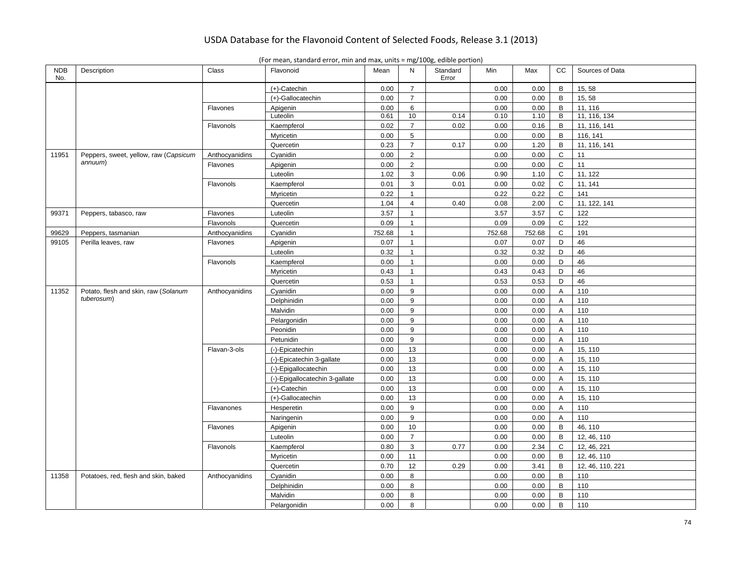# USDA Database for the Flavonoid Content of Selected Foods, Release 3.1 (2013)

(For mean, standard error, min and max, units = mg/100g, edible portion)

| NDB No. | Description | Class | Flavonoid | Mean | N | Standard Error | Min | Max | CC | Sources of Data |
|---|---|---|---|---|---|---|---|---|---|---|
| | | | (+)-Catechin | 0.00 | 7 | | 0.00 | 0.00 | B | 15, 58 |
| | | | (+)-Gallocatechin | 0.00 | 7 | | 0.00 | 0.00 | B | 15, 58 |
| | | Flavones | Apigenin | 0.00 | 6 | | 0.00 | 0.00 | B | 11, 116 |
| | | | Luteolin | 0.61 | 10 | 0.14 | 0.10 | 1.10 | B | 11, 116, 134 |
| | | Flavonols | Kaempferol | 0.02 | 7 | 0.02 | 0.00 | 0.16 | B | 11, 116, 141 |
| | | | Myricetin | 0.00 | 5 | | 0.00 | 0.00 | B | 116, 141 |
| | | | Quercetin | 0.23 | 7 | 0.17 | 0.00 | 1.20 | B | 11, 116, 141 |
| 11951 | Peppers, sweet, yellow, raw (*Capsicum annuum*) | Anthocyanidins | Cyanidin | 0.00 | 2 | | 0.00 | 0.00 | C | 11 |
| | | Flavones | Apigenin | 0.00 | 2 | | 0.00 | 0.00 | C | 11 |
| | | | Luteolin | 1.02 | 3 | 0.06 | 0.90 | 1.10 | C | 11, 122 |
| | | Flavonols | Kaempferol | 0.01 | 3 | 0.01 | 0.00 | 0.02 | C | 11, 141 |
| | | | Myricetin | 0.22 | 1 | | 0.22 | 0.22 | C | 141 |
| | | | Quercetin | 1.04 | 4 | 0.40 | 0.08 | 2.00 | C | 11, 122, 141 |
| 99371 | Peppers, tabasco, raw | Flavones | Luteolin | 3.57 | 1 | | 3.57 | 3.57 | C | 122 |
| | | Flavonols | Quercetin | 0.09 | 1 | | 0.09 | 0.09 | C | 122 |
| 99629 | Peppers, tasmanian | Anthocyanidins | Cyanidin | 752.68 | 1 | | 752.68 | 752.68 | C | 191 |
| 99105 | Perilla leaves, raw | Flavones | Apigenin | 0.07 | 1 | | 0.07 | 0.07 | D | 46 |
| | | | Luteolin | 0.32 | 1 | | 0.32 | 0.32 | D | 46 |
| | | Flavonols | Kaempferol | 0.00 | 1 | | 0.00 | 0.00 | D | 46 |
| | | | Myricetin | 0.43 | 1 | | 0.43 | 0.43 | D | 46 |
| | | | Quercetin | 0.53 | 1 | | 0.53 | 0.53 | D | 46 |
| 11352 | Potato, flesh and skin, raw (*Solanum tuberosum*) | Anthocyanidins | Cyanidin | 0.00 | 9 | | 0.00 | 0.00 | A | 110 |
| | | | Delphinidin | 0.00 | 9 | | 0.00 | 0.00 | A | 110 |
| | | | Malvidin | 0.00 | 9 | | 0.00 | 0.00 | A | 110 |
| | | | Pelargonidin | 0.00 | 9 | | 0.00 | 0.00 | A | 110 |
| | | | Peonidin | 0.00 | 9 | | 0.00 | 0.00 | A | 110 |
| | | | Petunidin | 0.00 | 9 | | 0.00 | 0.00 | A | 110 |
| | | Flavan-3-ols | (-)-Epicatechin | 0.00 | 13 | | 0.00 | 0.00 | A | 15, 110 |
| | | | (-)-Epicatechin 3-gallate | 0.00 | 13 | | 0.00 | 0.00 | A | 15, 110 |
| | | | (-)-Epigallocatechin | 0.00 | 13 | | 0.00 | 0.00 | A | 15, 110 |
| | | | (-)-Epigallocatechin 3-gallate | 0.00 | 13 | | 0.00 | 0.00 | A | 15, 110 |
| | | | (+)-Catechin | 0.00 | 13 | | 0.00 | 0.00 | A | 15, 110 |
| | | | (+)-Gallocatechin | 0.00 | 13 | | 0.00 | 0.00 | A | 15, 110 |
| | | Flavanones | Hesperetin | 0.00 | 9 | | 0.00 | 0.00 | A | 110 |
| | | | Naringenin | 0.00 | 9 | | 0.00 | 0.00 | A | 110 |
| | | Flavones | Apigenin | 0.00 | 10 | | 0.00 | 0.00 | B | 46, 110 |
| | | | Luteolin | 0.00 | 7 | | 0.00 | 0.00 | B | 12, 46, 110 |
| | | Flavonols | Kaempferol | 0.80 | 3 | 0.77 | 0.00 | 2.34 | C | 12, 46, 221 |
| | | | Myricetin | 0.00 | 11 | | 0.00 | 0.00 | B | 12, 46, 110 |
| | | | Quercetin | 0.70 | 12 | 0.29 | 0.00 | 3.41 | B | 12, 46, 110, 221 |
| 11358 | Potatoes, red, flesh and skin, baked | Anthocyanidins | Cyanidin | 0.00 | 8 | | 0.00 | 0.00 | B | 110 |
| | | | Delphinidin | 0.00 | 8 | | 0.00 | 0.00 | B | 110 |
| | | | Malvidin | 0.00 | 8 | | 0.00 | 0.00 | B | 110 |
| | | | Pelargonidin | 0.00 | 8 | | 0.00 | 0.00 | B | 110 |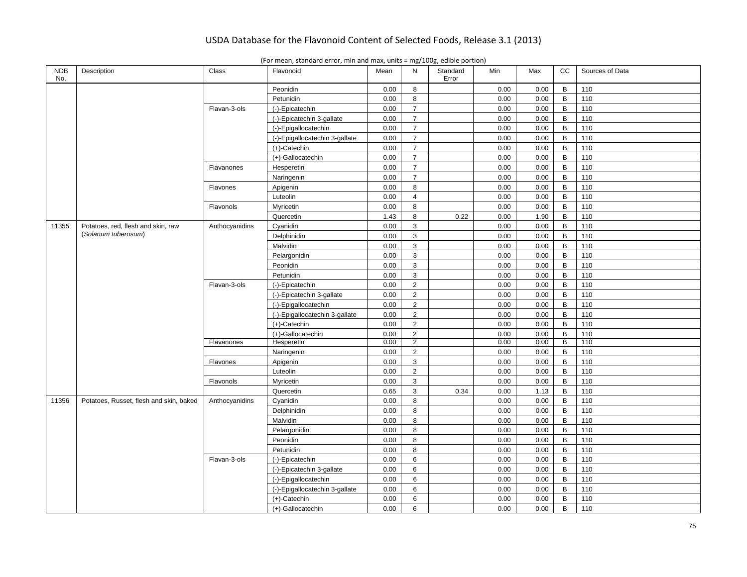# USDA Database for the Flavonoid Content of Selected Foods, Release 3.1 (2013)

(For mean, standard error, min and max, units = mg/100g, edible portion)

| NDB No. | Description | Class | Flavonoid | Mean | N | Standard Error | Min | Max | CC | Sources of Data |
|---|---|---|---|---|---|---|---|---|---|---|
| | | | Peonidin | 0.00 | 8 | | 0.00 | 0.00 | B | 110 |
| | | | Petunidin | 0.00 | 8 | | 0.00 | 0.00 | B | 110 |
| | | Flavan-3-ols | (-)-Epicatechin | 0.00 | 7 | | 0.00 | 0.00 | B | 110 |
| | | | (-)-Epicatechin 3-gallate | 0.00 | 7 | | 0.00 | 0.00 | B | 110 |
| | | | (-)-Epigallocatechin | 0.00 | 7 | | 0.00 | 0.00 | B | 110 |
| | | | (-)-Epigallocatechin 3-gallate | 0.00 | 7 | | 0.00 | 0.00 | B | 110 |
| | | | (+)-Catechin | 0.00 | 7 | | 0.00 | 0.00 | B | 110 |
| | | | (+)-Gallocatechin | 0.00 | 7 | | 0.00 | 0.00 | B | 110 |
| | | Flavanones | Hesperetin | 0.00 | 7 | | 0.00 | 0.00 | B | 110 |
| | | | Naringenin | 0.00 | 7 | | 0.00 | 0.00 | B | 110 |
| | | Flavones | Apigenin | 0.00 | 8 | | 0.00 | 0.00 | B | 110 |
| | | | Luteolin | 0.00 | 4 | | 0.00 | 0.00 | B | 110 |
| | | Flavonols | Myricetin | 0.00 | 8 | | 0.00 | 0.00 | B | 110 |
| | | | Quercetin | 1.43 | 8 | 0.22 | 0.00 | 1.90 | B | 110 |
| 11355 | Potatoes, red, flesh and skin, raw (*Solanum tuberosum*) | Anthocyanidins | Cyanidin | 0.00 | 3 | | 0.00 | 0.00 | B | 110 |
| | | | Delphinidin | 0.00 | 3 | | 0.00 | 0.00 | B | 110 |
| | | | Malvidin | 0.00 | 3 | | 0.00 | 0.00 | B | 110 |
| | | | Pelargonidin | 0.00 | 3 | | 0.00 | 0.00 | B | 110 |
| | | | Peonidin | 0.00 | 3 | | 0.00 | 0.00 | B | 110 |
| | | | Petunidin | 0.00 | 3 | | 0.00 | 0.00 | B | 110 |
| | | Flavan-3-ols | (-)-Epicatechin | 0.00 | 2 | | 0.00 | 0.00 | B | 110 |
| | | | (-)-Epicatechin 3-gallate | 0.00 | 2 | | 0.00 | 0.00 | B | 110 |
| | | | (-)-Epigallocatechin | 0.00 | 2 | | 0.00 | 0.00 | B | 110 |
| | | | (-)-Epigallocatechin 3-gallate | 0.00 | 2 | | 0.00 | 0.00 | B | 110 |
| | | | (+)-Catechin | 0.00 | 2 | | 0.00 | 0.00 | B | 110 |
| | | | (+)-Gallocatechin | 0.00 | 2 | | 0.00 | 0.00 | B | 110 |
| | | Flavanones | Hesperetin | 0.00 | 2 | | 0.00 | 0.00 | B | 110 |
| | | | Naringenin | 0.00 | 2 | | 0.00 | 0.00 | B | 110 |
| | | Flavones | Apigenin | 0.00 | 3 | | 0.00 | 0.00 | B | 110 |
| | | | Luteolin | 0.00 | 2 | | 0.00 | 0.00 | B | 110 |
| | | Flavonols | Myricetin | 0.00 | 3 | | 0.00 | 0.00 | B | 110 |
| | | | Quercetin | 0.65 | 3 | 0.34 | 0.00 | 1.13 | B | 110 |
| 11356 | Potatoes, Russet, flesh and skin, baked | Anthocyanidins | Cyanidin | 0.00 | 8 | | 0.00 | 0.00 | B | 110 |
| | | | Delphinidin | 0.00 | 8 | | 0.00 | 0.00 | B | 110 |
| | | | Malvidin | 0.00 | 8 | | 0.00 | 0.00 | B | 110 |
| | | | Pelargonidin | 0.00 | 8 | | 0.00 | 0.00 | B | 110 |
| | | | Peonidin | 0.00 | 8 | | 0.00 | 0.00 | B | 110 |
| | | | Petunidin | 0.00 | 8 | | 0.00 | 0.00 | B | 110 |
| | | Flavan-3-ols | (-)-Epicatechin | 0.00 | 6 | | 0.00 | 0.00 | B | 110 |
| | | | (-)-Epicatechin 3-gallate | 0.00 | 6 | | 0.00 | 0.00 | B | 110 |
| | | | (-)-Epigallocatechin | 0.00 | 6 | | 0.00 | 0.00 | B | 110 |
| | | | (-)-Epigallocatechin 3-gallate | 0.00 | 6 | | 0.00 | 0.00 | B | 110 |
| | | | (+)-Catechin | 0.00 | 6 | | 0.00 | 0.00 | B | 110 |
| | | | (+)-Gallocatechin | 0.00 | 6 | | 0.00 | 0.00 | B | 110 |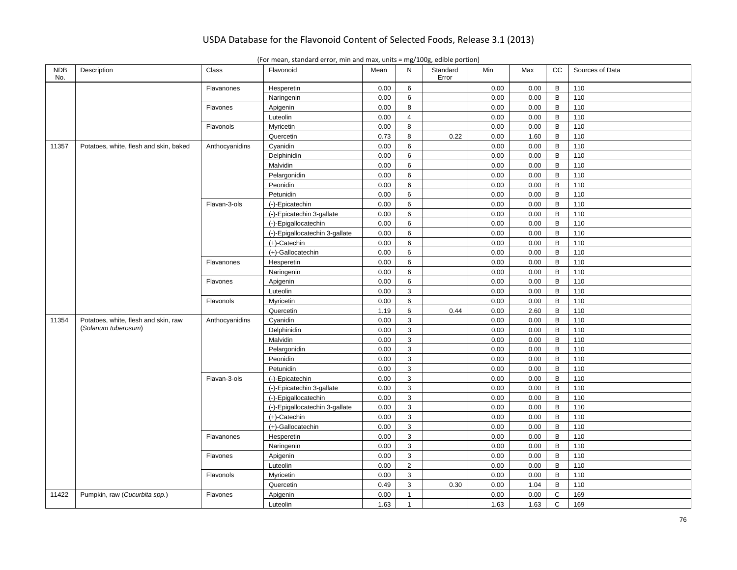# USDA Database for the Flavonoid Content of Selected Foods, Release 3.1 (2013)

(For mean, standard error, min and max, units = mg/100g, edible portion)

| NDB No. | Description | Class | Flavonoid | Mean | N | Standard Error | Min | Max | CC | Sources of Data |
|---|---|---|---|---|---|---|---|---|---|---|
| | | Flavanones | Hesperetin | 0.00 | 6 | | 0.00 | 0.00 | B | 110 |
| | | | Naringenin | 0.00 | 6 | | 0.00 | 0.00 | B | 110 |
| | | Flavones | Apigenin | 0.00 | 8 | | 0.00 | 0.00 | B | 110 |
| | | | Luteolin | 0.00 | 4 | | 0.00 | 0.00 | B | 110 |
| | | Flavonols | Myricetin | 0.00 | 8 | | 0.00 | 0.00 | B | 110 |
| | | | Quercetin | 0.73 | 8 | 0.22 | 0.00 | 1.60 | B | 110 |
| 11357 | Potatoes, white, flesh and skin, baked | Anthocyanidins | Cyanidin | 0.00 | 6 | | 0.00 | 0.00 | B | 110 |
| | | | Delphinidin | 0.00 | 6 | | 0.00 | 0.00 | B | 110 |
| | | | Malvidin | 0.00 | 6 | | 0.00 | 0.00 | B | 110 |
| | | | Pelargonidin | 0.00 | 6 | | 0.00 | 0.00 | B | 110 |
| | | | Peonidin | 0.00 | 6 | | 0.00 | 0.00 | B | 110 |
| | | | Petunidin | 0.00 | 6 | | 0.00 | 0.00 | B | 110 |
| | | Flavan-3-ols | (-)-Epicatechin | 0.00 | 6 | | 0.00 | 0.00 | B | 110 |
| | | | (-)-Epicatechin 3-gallate | 0.00 | 6 | | 0.00 | 0.00 | B | 110 |
| | | | (-)-Epigallocatechin | 0.00 | 6 | | 0.00 | 0.00 | B | 110 |
| | | | (-)-Epigallocatechin 3-gallate | 0.00 | 6 | | 0.00 | 0.00 | B | 110 |
| | | | (+)-Catechin | 0.00 | 6 | | 0.00 | 0.00 | B | 110 |
| | | | (+)-Gallocatechin | 0.00 | 6 | | 0.00 | 0.00 | B | 110 |
| | | Flavanones | Hesperetin | 0.00 | 6 | | 0.00 | 0.00 | B | 110 |
| | | | Naringenin | 0.00 | 6 | | 0.00 | 0.00 | B | 110 |
| | | Flavones | Apigenin | 0.00 | 6 | | 0.00 | 0.00 | B | 110 |
| | | | Luteolin | 0.00 | 3 | | 0.00 | 0.00 | B | 110 |
| | | Flavonols | Myricetin | 0.00 | 6 | | 0.00 | 0.00 | B | 110 |
| | | | Quercetin | 1.19 | 6 | 0.44 | 0.00 | 2.60 | B | 110 |
| 11354 | Potatoes, white, flesh and skin, raw (*Solanum tuberosum*) | Anthocyanidins | Cyanidin | 0.00 | 3 | | 0.00 | 0.00 | B | 110 |
| | | | Delphinidin | 0.00 | 3 | | 0.00 | 0.00 | B | 110 |
| | | | Malvidin | 0.00 | 3 | | 0.00 | 0.00 | B | 110 |
| | | | Pelargonidin | 0.00 | 3 | | 0.00 | 0.00 | B | 110 |
| | | | Peonidin | 0.00 | 3 | | 0.00 | 0.00 | B | 110 |
| | | | Petunidin | 0.00 | 3 | | 0.00 | 0.00 | B | 110 |
| | | Flavan-3-ols | (-)-Epicatechin | 0.00 | 3 | | 0.00 | 0.00 | B | 110 |
| | | | (-)-Epicatechin 3-gallate | 0.00 | 3 | | 0.00 | 0.00 | B | 110 |
| | | | (-)-Epigallocatechin | 0.00 | 3 | | 0.00 | 0.00 | B | 110 |
| | | | (-)-Epigallocatechin 3-gallate | 0.00 | 3 | | 0.00 | 0.00 | B | 110 |
| | | | (+)-Catechin | 0.00 | 3 | | 0.00 | 0.00 | B | 110 |
| | | | (+)-Gallocatechin | 0.00 | 3 | | 0.00 | 0.00 | B | 110 |
| | | Flavanones | Hesperetin | 0.00 | 3 | | 0.00 | 0.00 | B | 110 |
| | | | Naringenin | 0.00 | 3 | | 0.00 | 0.00 | B | 110 |
| | | Flavones | Apigenin | 0.00 | 3 | | 0.00 | 0.00 | B | 110 |
| | | | Luteolin | 0.00 | 2 | | 0.00 | 0.00 | B | 110 |
| | | Flavonols | Myricetin | 0.00 | 3 | | 0.00 | 0.00 | B | 110 |
| | | | Quercetin | 0.49 | 3 | 0.30 | 0.00 | 1.04 | B | 110 |
| 11422 | Pumpkin, raw (*Cucurbita spp.*) | Flavones | Apigenin | 0.00 | 1 | | 0.00 | 0.00 | C | 169 |
| | | | Luteolin | 1.63 | 1 | | 1.63 | 1.63 | C | 169 |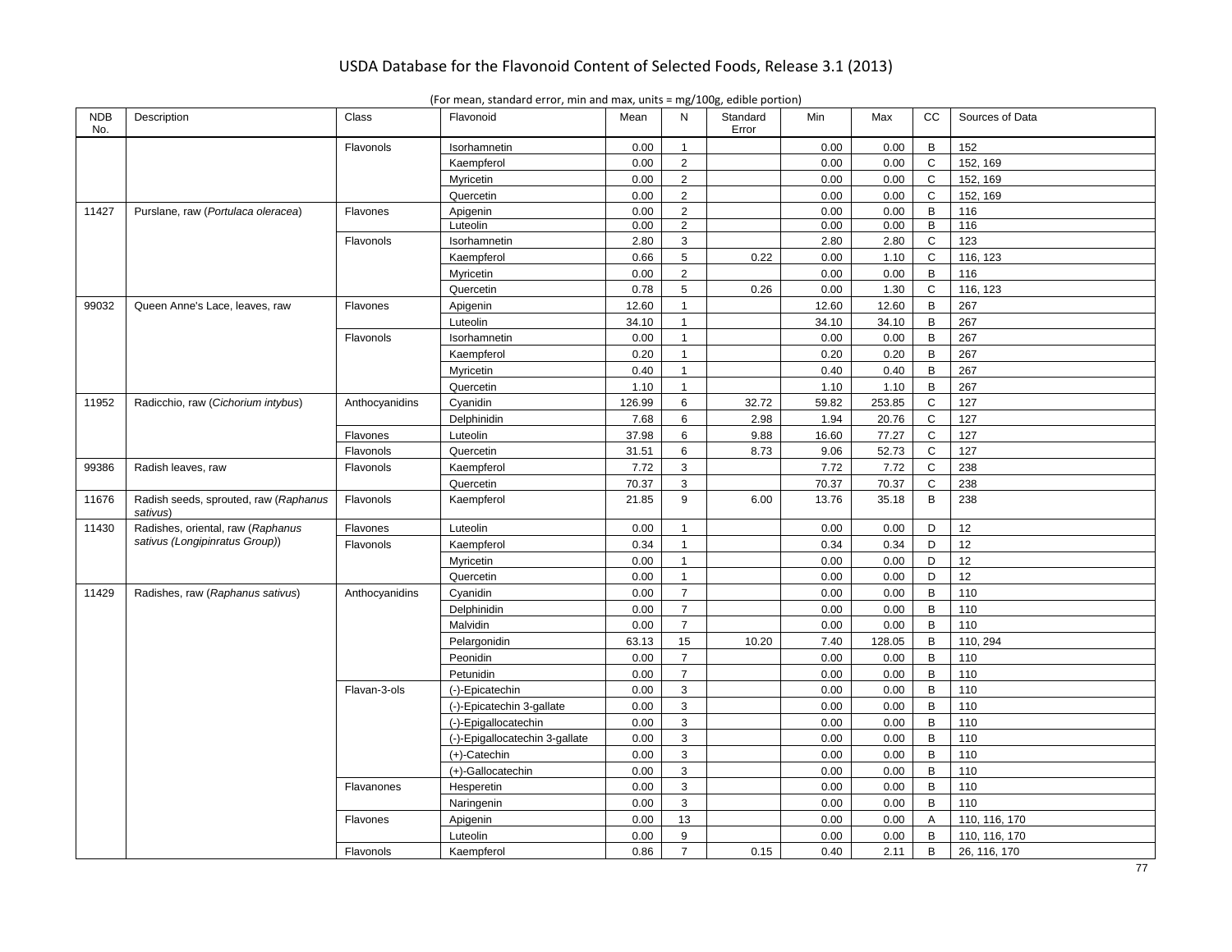# USDA Database for the Flavonoid Content of Selected Foods, Release 3.1 (2013)

(For mean, standard error, min and max, units = mg/100g, edible portion)

| NDB No. | Description | Class | Flavonoid | Mean | N | Standard Error | Min | Max | CC | Sources of Data |
|---|---|---|---|---|---|---|---|---|---|---|
| | | Flavonols | Isorhamnetin | 0.00 | 1 | | 0.00 | 0.00 | B | 152 |
| | | | Kaempferol | 0.00 | 2 | | 0.00 | 0.00 | C | 152, 169 |
| | | | Myricetin | 0.00 | 2 | | 0.00 | 0.00 | C | 152, 169 |
| | | | Quercetin | 0.00 | 2 | | 0.00 | 0.00 | C | 152, 169 |
| 11427 | Purslane, raw (*Portulaca oleracea*) | Flavones | Apigenin | 0.00 | 2 | | 0.00 | 0.00 | B | 116 |
| | | | Luteolin | 0.00 | 2 | | 0.00 | 0.00 | B | 116 |
| | | Flavonols | Isorhamnetin | 2.80 | 3 | | 2.80 | 2.80 | C | 123 |
| | | | Kaempferol | 0.66 | 5 | 0.22 | 0.00 | 1.10 | C | 116, 123 |
| | | | Myricetin | 0.00 | 2 | | 0.00 | 0.00 | B | 116 |
| | | | Quercetin | 0.78 | 5 | 0.26 | 0.00 | 1.30 | C | 116, 123 |
| 99032 | Queen Anne's Lace, leaves, raw | Flavones | Apigenin | 12.60 | 1 | | 12.60 | 12.60 | B | 267 |
| | | | Luteolin | 34.10 | 1 | | 34.10 | 34.10 | B | 267 |
| | | Flavonols | Isorhamnetin | 0.00 | 1 | | 0.00 | 0.00 | B | 267 |
| | | | Kaempferol | 0.20 | 1 | | 0.20 | 0.20 | B | 267 |
| | | | Myricetin | 0.40 | 1 | | 0.40 | 0.40 | B | 267 |
| | | | Quercetin | 1.10 | 1 | | 1.10 | 1.10 | B | 267 |
| 11952 | Radicchio, raw (*Cichorium intybus*) | Anthocyanidins | Cyanidin | 126.99 | 6 | 32.72 | 59.82 | 253.85 | C | 127 |
| | | | Delphinidin | 7.68 | 6 | 2.98 | 1.94 | 20.76 | C | 127 |
| | | Flavones | Luteolin | 37.98 | 6 | 9.88 | 16.60 | 77.27 | C | 127 |
| | | Flavonols | Quercetin | 31.51 | 6 | 8.73 | 9.06 | 52.73 | C | 127 |
| 99386 | Radish leaves, raw | Flavonols | Kaempferol | 7.72 | 3 | | 7.72 | 7.72 | C | 238 |
| | | | Quercetin | 70.37 | 3 | | 70.37 | 70.37 | C | 238 |
| 11676 | Radish seeds, sprouted, raw (*Raphanus sativus*) | Flavonols | Kaempferol | 21.85 | 9 | 6.00 | 13.76 | 35.18 | B | 238 |
| 11430 | Radishes, oriental, raw (*Raphanus sativus (Longipinratus Group)*) | Flavones | Luteolin | 0.00 | 1 | | 0.00 | 0.00 | D | 12 |
| | | Flavonols | Kaempferol | 0.34 | 1 | | 0.34 | 0.34 | D | 12 |
| | | | Myricetin | 0.00 | 1 | | 0.00 | 0.00 | D | 12 |
| | | | Quercetin | 0.00 | 1 | | 0.00 | 0.00 | D | 12 |
| 11429 | Radishes, raw (*Raphanus sativus*) | Anthocyanidins | Cyanidin | 0.00 | 7 | | 0.00 | 0.00 | B | 110 |
| | | | Delphinidin | 0.00 | 7 | | 0.00 | 0.00 | B | 110 |
| | | | Malvidin | 0.00 | 7 | | 0.00 | 0.00 | B | 110 |
| | | | Pelargonidin | 63.13 | 15 | 10.20 | 7.40 | 128.05 | B | 110, 294 |
| | | | Peonidin | 0.00 | 7 | | 0.00 | 0.00 | B | 110 |
| | | | Petunidin | 0.00 | 7 | | 0.00 | 0.00 | B | 110 |
| | | Flavan-3-ols | (-)-Epicatechin | 0.00 | 3 | | 0.00 | 0.00 | B | 110 |
| | | | (-)-Epicatechin 3-gallate | 0.00 | 3 | | 0.00 | 0.00 | B | 110 |
| | | | (-)-Epigallocatechin | 0.00 | 3 | | 0.00 | 0.00 | B | 110 |
| | | | (-)-Epigallocatechin 3-gallate | 0.00 | 3 | | 0.00 | 0.00 | B | 110 |
| | | | (+)-Catechin | 0.00 | 3 | | 0.00 | 0.00 | B | 110 |
| | | | (+)-Gallocatechin | 0.00 | 3 | | 0.00 | 0.00 | B | 110 |
| | | Flavanones | Hesperetin | 0.00 | 3 | | 0.00 | 0.00 | B | 110 |
| | | | Naringenin | 0.00 | 3 | | 0.00 | 0.00 | B | 110 |
| | | Flavones | Apigenin | 0.00 | 13 | | 0.00 | 0.00 | A | 110, 116, 170 |
| | | | Luteolin | 0.00 | 9 | | 0.00 | 0.00 | B | 110, 116, 170 |
| | | Flavonols | Kaempferol | 0.86 | 7 | 0.15 | 0.40 | 2.11 | B | 26, 116, 170 |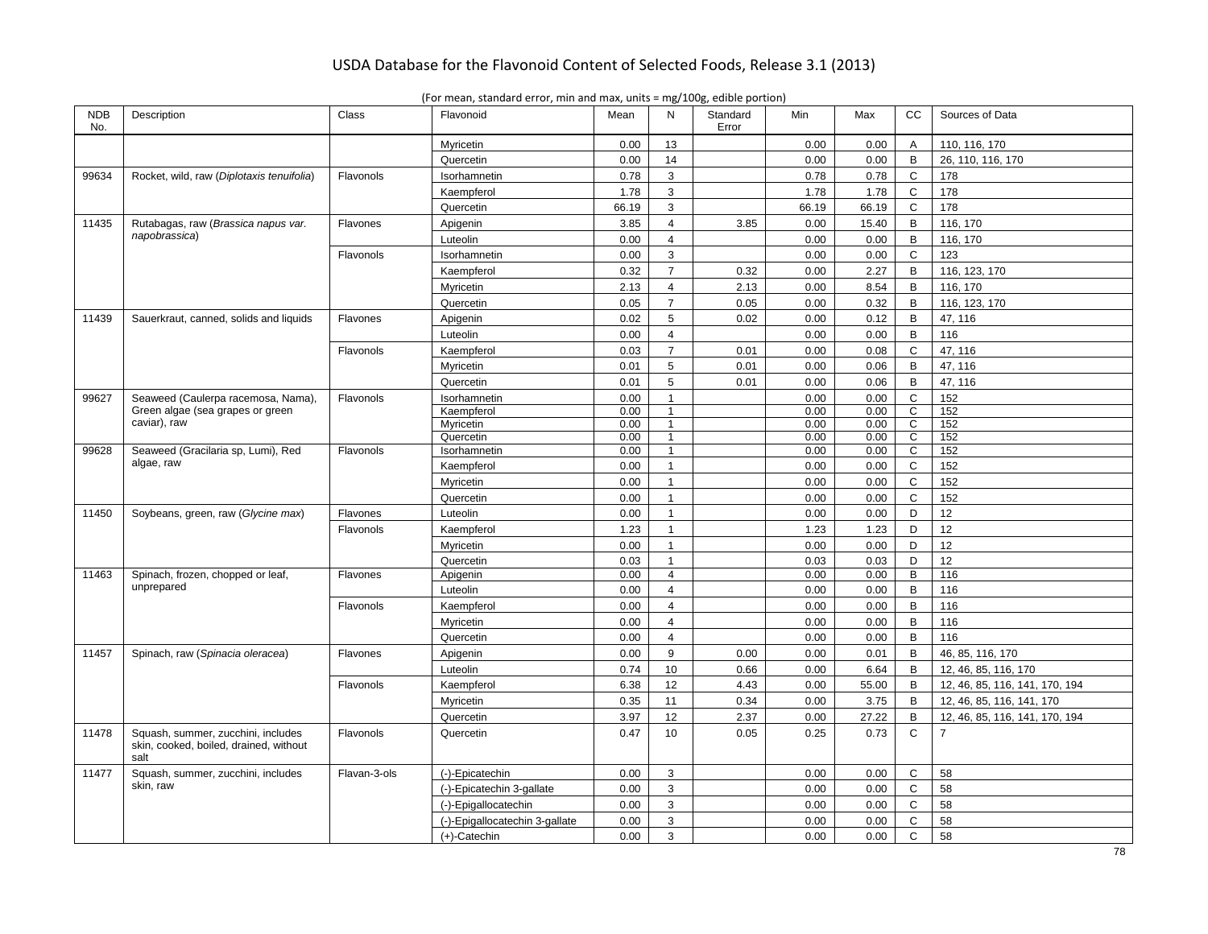# USDA Database for the Flavonoid Content of Selected Foods, Release 3.1 (2013)

(For mean, standard error, min and max, units = mg/100g, edible portion)

| NDB No. | Description | Class | Flavonoid | Mean | N | Standard Error | Min | Max | CC | Sources of Data |
|---|---|---|---|---|---|---|---|---|---|---|
| | | | Myricetin | 0.00 | 13 | | 0.00 | 0.00 | A | 110, 116, 170 |
| | | | Quercetin | 0.00 | 14 | | 0.00 | 0.00 | B | 26, 110, 116, 170 |
| 99634 | Rocket, wild, raw (*Diplotaxis tenuifolia*) | Flavonols | Isorhamnetin | 0.78 | 3 | | 0.78 | 0.78 | C | 178 |
| | | | Kaempferol | 1.78 | 3 | | 1.78 | 1.78 | C | 178 |
| | | | Quercetin | 66.19 | 3 | | 66.19 | 66.19 | C | 178 |
| 11435 | Rutabagas, raw (*Brassica napus var. napobrassica*) | Flavones | Apigenin | 3.85 | 4 | 3.85 | 0.00 | 15.40 | B | 116, 170 |
| | | | Luteolin | 0.00 | 4 | | 0.00 | 0.00 | B | 116, 170 |
| | | Flavonols | Isorhamnetin | 0.00 | 3 | | 0.00 | 0.00 | C | 123 |
| | | | Kaempferol | 0.32 | 7 | 0.32 | 0.00 | 2.27 | B | 116, 123, 170 |
| | | | Myricetin | 2.13 | 4 | 2.13 | 0.00 | 8.54 | B | 116, 170 |
| | | | Quercetin | 0.05 | 7 | 0.05 | 0.00 | 0.32 | B | 116, 123, 170 |
| 11439 | Sauerkraut, canned, solids and liquids | Flavones | Apigenin | 0.02 | 5 | 0.02 | 0.00 | 0.12 | B | 47, 116 |
| | | | Luteolin | 0.00 | 4 | | 0.00 | 0.00 | B | 116 |
| | | Flavonols | Kaempferol | 0.03 | 7 | 0.01 | 0.00 | 0.08 | C | 47, 116 |
| | | | Myricetin | 0.01 | 5 | 0.01 | 0.00 | 0.06 | B | 47, 116 |
| | | | Quercetin | 0.01 | 5 | 0.01 | 0.00 | 0.06 | B | 47, 116 |
| 99627 | Seaweed (Caulerpa racemosa, Nama), Green algae (sea grapes or green caviar), raw | Flavonols | Isorhamnetin | 0.00 | 1 | | 0.00 | 0.00 | C | 152 |
| | | | Kaempferol | 0.00 | 1 | | 0.00 | 0.00 | C | 152 |
| | | | Myricetin | 0.00 | 1 | | 0.00 | 0.00 | C | 152 |
| | | | Quercetin | 0.00 | 1 | | 0.00 | 0.00 | C | 152 |
| 99628 | Seaweed (Gracilaria sp, Lumi), Red algae, raw | Flavonols | Isorhamnetin | 0.00 | 1 | | 0.00 | 0.00 | C | 152 |
| | | | Kaempferol | 0.00 | 1 | | 0.00 | 0.00 | C | 152 |
| | | | Myricetin | 0.00 | 1 | | 0.00 | 0.00 | C | 152 |
| | | | Quercetin | 0.00 | 1 | | 0.00 | 0.00 | C | 152 |
| 11450 | Soybeans, green, raw (*Glycine max*) | Flavones | Luteolin | 0.00 | 1 | | 0.00 | 0.00 | D | 12 |
| | | Flavonols | Kaempferol | 1.23 | 1 | | 1.23 | 1.23 | D | 12 |
| | | | Myricetin | 0.00 | 1 | | 0.00 | 0.00 | D | 12 |
| | | | Quercetin | 0.03 | 1 | | 0.03 | 0.03 | D | 12 |
| 11463 | Spinach, frozen, chopped or leaf, unprepared | Flavones | Apigenin | 0.00 | 4 | | 0.00 | 0.00 | B | 116 |
| | | | Luteolin | 0.00 | 4 | | 0.00 | 0.00 | B | 116 |
| | | Flavonols | Kaempferol | 0.00 | 4 | | 0.00 | 0.00 | B | 116 |
| | | | Myricetin | 0.00 | 4 | | 0.00 | 0.00 | B | 116 |
| | | | Quercetin | 0.00 | 4 | | 0.00 | 0.00 | B | 116 |
| 11457 | Spinach, raw (*Spinacia oleracea*) | Flavones | Apigenin | 0.00 | 9 | 0.00 | 0.00 | 0.01 | B | 46, 85, 116, 170 |
| | | | Luteolin | 0.74 | 10 | 0.66 | 0.00 | 6.64 | B | 12, 46, 85, 116, 170 |
| | | Flavonols | Kaempferol | 6.38 | 12 | 4.43 | 0.00 | 55.00 | B | 12, 46, 85, 116, 141, 170, 194 |
| | | | Myricetin | 0.35 | 11 | 0.34 | 0.00 | 3.75 | B | 12, 46, 85, 116, 141, 170 |
| | | | Quercetin | 3.97 | 12 | 2.37 | 0.00 | 27.22 | B | 12, 46, 85, 116, 141, 170, 194 |
| 11478 | Squash, summer, zucchini, includes skin, cooked, boiled, drained, without salt | Flavonols | Quercetin | 0.47 | 10 | 0.05 | 0.25 | 0.73 | C | 7 |
| 11477 | Squash, summer, zucchini, includes skin, raw | Flavan-3-ols | (-)-Epicatechin | 0.00 | 3 | | 0.00 | 0.00 | C | 58 |
| | | | (-)-Epicatechin 3-gallate | 0.00 | 3 | | 0.00 | 0.00 | C | 58 |
| | | | (-)-Epigallocatechin | 0.00 | 3 | | 0.00 | 0.00 | C | 58 |
| | | | (-)-Epigallocatechin 3-gallate | 0.00 | 3 | | 0.00 | 0.00 | C | 58 |
| | | | (+)-Catechin | 0.00 | 3 | | 0.00 | 0.00 | C | 58 |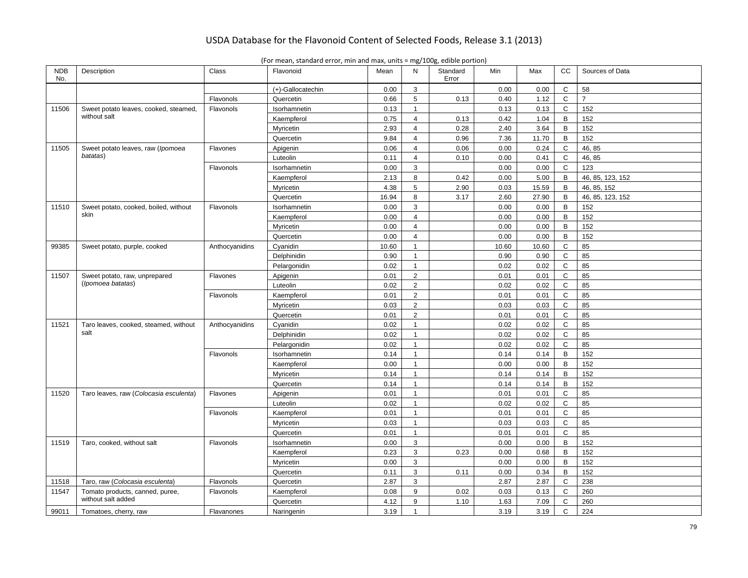# USDA Database for the Flavonoid Content of Selected Foods, Release 3.1 (2013)

(For mean, standard error, min and max, units = mg/100g, edible portion)

| NDB No. | Description | Class | Flavonoid | Mean | N | Standard Error | Min | Max | CC | Sources of Data |
|---|---|---|---|---|---|---|---|---|---|---|
| | | | (+)-Gallocatechin | 0.00 | 3 | | 0.00 | 0.00 | C | 58 |
| | | Flavonols | Quercetin | 0.66 | 5 | 0.13 | 0.40 | 1.12 | C | 7 |
| 11506 | Sweet potato leaves, cooked, steamed, without salt | Flavonols | Isorhamnetin | 0.13 | 1 | | 0.13 | 0.13 | C | 152 |
| | | | Kaempferol | 0.75 | 4 | 0.13 | 0.42 | 1.04 | B | 152 |
| | | | Myricetin | 2.93 | 4 | 0.28 | 2.40 | 3.64 | B | 152 |
| | | | Quercetin | 9.84 | 4 | 0.96 | 7.36 | 11.70 | B | 152 |
| 11505 | Sweet potato leaves, raw (*Ipomoea batatas*) | Flavones | Apigenin | 0.06 | 4 | 0.06 | 0.00 | 0.24 | C | 46, 85 |
| | | | Luteolin | 0.11 | 4 | 0.10 | 0.00 | 0.41 | C | 46, 85 |
| | | Flavonols | Isorhamnetin | 0.00 | 3 | | 0.00 | 0.00 | C | 123 |
| | | | Kaempferol | 2.13 | 8 | 0.42 | 0.00 | 5.00 | B | 46, 85, 123, 152 |
| | | | Myricetin | 4.38 | 5 | 2.90 | 0.03 | 15.59 | B | 46, 85, 152 |
| | | | Quercetin | 16.94 | 8 | 3.17 | 2.60 | 27.90 | B | 46, 85, 123, 152 |
| 11510 | Sweet potato, cooked, boiled, without skin | Flavonols | Isorhamnetin | 0.00 | 3 | | 0.00 | 0.00 | B | 152 |
| | | | Kaempferol | 0.00 | 4 | | 0.00 | 0.00 | B | 152 |
| | | | Myricetin | 0.00 | 4 | | 0.00 | 0.00 | B | 152 |
| | | | Quercetin | 0.00 | 4 | | 0.00 | 0.00 | B | 152 |
| 99385 | Sweet potato, purple, cooked | Anthocyanidins | Cyanidin | 10.60 | 1 | | 10.60 | 10.60 | C | 85 |
| | | | Delphinidin | 0.90 | 1 | | 0.90 | 0.90 | C | 85 |
| | | | Pelargonidin | 0.02 | 1 | | 0.02 | 0.02 | C | 85 |
| 11507 | Sweet potato, raw, unprepared (*Ipomoea batatas*) | Flavones | Apigenin | 0.01 | 2 | | 0.01 | 0.01 | C | 85 |
| | | | Luteolin | 0.02 | 2 | | 0.02 | 0.02 | C | 85 |
| | | Flavonols | Kaempferol | 0.01 | 2 | | 0.01 | 0.01 | C | 85 |
| | | | Myricetin | 0.03 | 2 | | 0.03 | 0.03 | C | 85 |
| | | | Quercetin | 0.01 | 2 | | 0.01 | 0.01 | C | 85 |
| 11521 | Taro leaves, cooked, steamed, without salt | Anthocyanidins | Cyanidin | 0.02 | 1 | | 0.02 | 0.02 | C | 85 |
| | | | Delphinidin | 0.02 | 1 | | 0.02 | 0.02 | C | 85 |
| | | | Pelargonidin | 0.02 | 1 | | 0.02 | 0.02 | C | 85 |
| | | Flavonols | Isorhamnetin | 0.14 | 1 | | 0.14 | 0.14 | B | 152 |
| | | | Kaempferol | 0.00 | 1 | | 0.00 | 0.00 | B | 152 |
| | | | Myricetin | 0.14 | 1 | | 0.14 | 0.14 | B | 152 |
| | | | Quercetin | 0.14 | 1 | | 0.14 | 0.14 | B | 152 |
| 11520 | Taro leaves, raw (*Colocasia esculenta*) | Flavones | Apigenin | 0.01 | 1 | | 0.01 | 0.01 | C | 85 |
| | | | Luteolin | 0.02 | 1 | | 0.02 | 0.02 | C | 85 |
| | | Flavonols | Kaempferol | 0.01 | 1 | | 0.01 | 0.01 | C | 85 |
| | | | Myricetin | 0.03 | 1 | | 0.03 | 0.03 | C | 85 |
| | | | Quercetin | 0.01 | 1 | | 0.01 | 0.01 | C | 85 |
| 11519 | Taro, cooked, without salt | Flavonols | Isorhamnetin | 0.00 | 3 | | 0.00 | 0.00 | B | 152 |
| | | | Kaempferol | 0.23 | 3 | 0.23 | 0.00 | 0.68 | B | 152 |
| | | | Myricetin | 0.00 | 3 | | 0.00 | 0.00 | B | 152 |
| | | | Quercetin | 0.11 | 3 | 0.11 | 0.00 | 0.34 | B | 152 |
| 11518 | Taro, raw (*Colocasia esculenta*) | Flavonols | Quercetin | 2.87 | 3 | | 2.87 | 2.87 | C | 238 |
| 11547 | Tomato products, canned, puree, without salt added | Flavonols | Kaempferol | 0.08 | 9 | 0.02 | 0.03 | 0.13 | C | 260 |
| | | | Quercetin | 4.12 | 9 | 1.10 | 1.63 | 7.09 | C | 260 |
| 99011 | Tomatoes, cherry, raw | Flavanones | Naringenin | 3.19 | 1 | | 3.19 | 3.19 | C | 224 |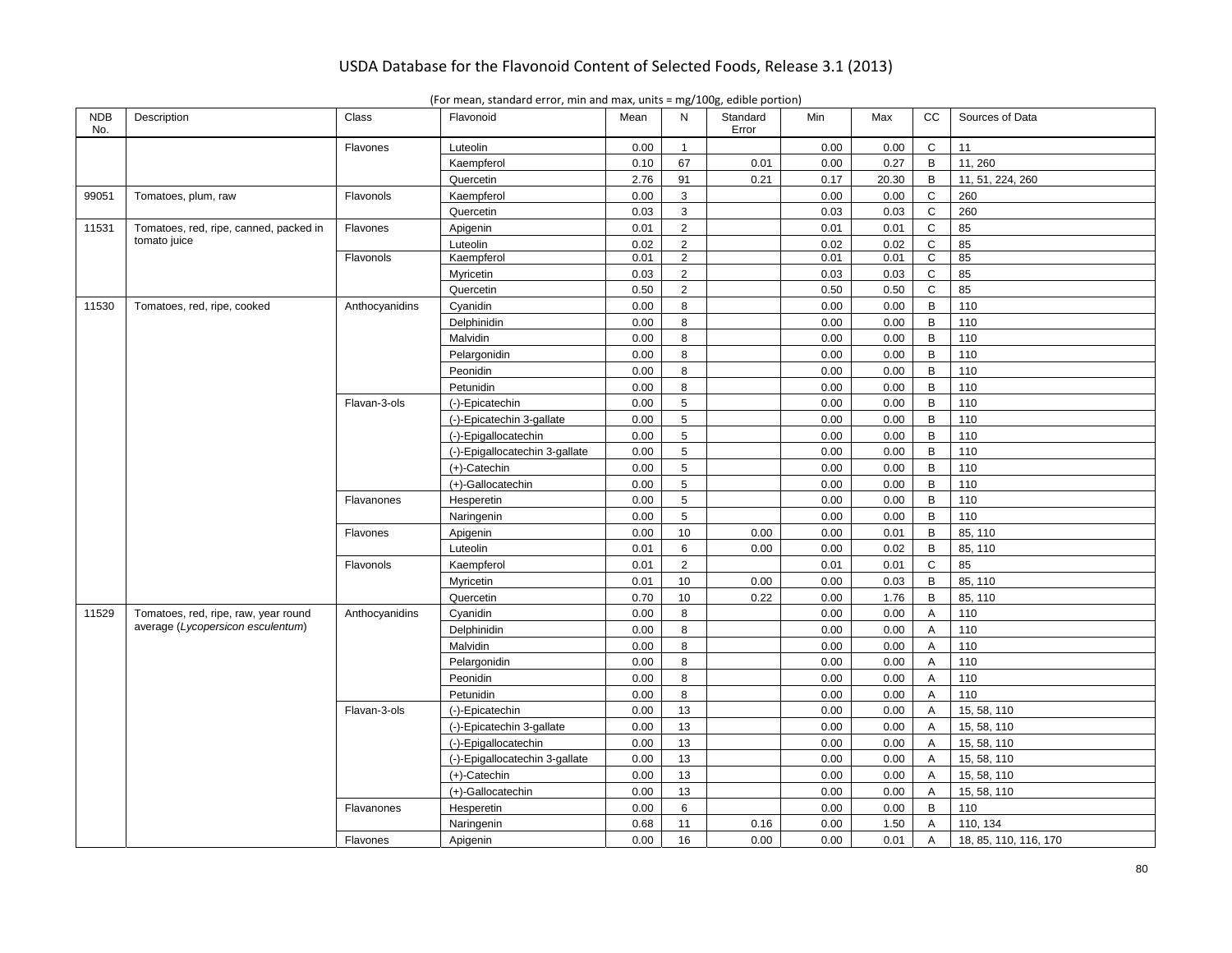# USDA Database for the Flavonoid Content of Selected Foods, Release 3.1 (2013)

(For mean, standard error, min and max, units = mg/100g, edible portion)

| NDB No. | Description | Class | Flavonoid | Mean | N | Standard Error | Min | Max | CC | Sources of Data |
|---|---|---|---|---|---|---|---|---|---|---|
| | | Flavones | Luteolin | 0.00 | 1 | | 0.00 | 0.00 | C | 11 |
| | | | Kaempferol | 0.10 | 67 | 0.01 | 0.00 | 0.27 | B | 11, 260 |
| | | | Quercetin | 2.76 | 91 | 0.21 | 0.17 | 20.30 | B | 11, 51, 224, 260 |
| 99051 | Tomatoes, plum, raw | Flavonols | Kaempferol | 0.00 | 3 | | 0.00 | 0.00 | C | 260 |
| | | | Quercetin | 0.03 | 3 | | 0.03 | 0.03 | C | 260 |
| 11531 | Tomatoes, red, ripe, canned, packed in tomato juice | Flavones | Apigenin | 0.01 | 2 | | 0.01 | 0.01 | C | 85 |
| | | | Luteolin | 0.02 | 2 | | 0.02 | 0.02 | C | 85 |
| | | Flavonols | Kaempferol | 0.01 | 2 | | 0.01 | 0.01 | C | 85 |
| | | | Myricetin | 0.03 | 2 | | 0.03 | 0.03 | C | 85 |
| | | | Quercetin | 0.50 | 2 | | 0.50 | 0.50 | C | 85 |
| 11530 | Tomatoes, red, ripe, cooked | Anthocyanidins | Cyanidin | 0.00 | 8 | | 0.00 | 0.00 | B | 110 |
| | | | Delphinidin | 0.00 | 8 | | 0.00 | 0.00 | B | 110 |
| | | | Malvidin | 0.00 | 8 | | 0.00 | 0.00 | B | 110 |
| | | | Pelargonidin | 0.00 | 8 | | 0.00 | 0.00 | B | 110 |
| | | | Peonidin | 0.00 | 8 | | 0.00 | 0.00 | B | 110 |
| | | | Petunidin | 0.00 | 8 | | 0.00 | 0.00 | B | 110 |
| | | Flavan-3-ols | (-)-Epicatechin | 0.00 | 5 | | 0.00 | 0.00 | B | 110 |
| | | | (-)-Epicatechin 3-gallate | 0.00 | 5 | | 0.00 | 0.00 | B | 110 |
| | | | (-)-Epigallocatechin | 0.00 | 5 | | 0.00 | 0.00 | B | 110 |
| | | | (-)-Epigallocatechin 3-gallate | 0.00 | 5 | | 0.00 | 0.00 | B | 110 |
| | | | (+)-Catechin | 0.00 | 5 | | 0.00 | 0.00 | B | 110 |
| | | | (+)-Gallocatechin | 0.00 | 5 | | 0.00 | 0.00 | B | 110 |
| | | Flavanones | Hesperetin | 0.00 | 5 | | 0.00 | 0.00 | B | 110 |
| | | | Naringenin | 0.00 | 5 | | 0.00 | 0.00 | B | 110 |
| | | Flavones | Apigenin | 0.00 | 10 | 0.00 | 0.00 | 0.01 | B | 85, 110 |
| | | | Luteolin | 0.01 | 6 | 0.00 | 0.00 | 0.02 | B | 85, 110 |
| | | Flavonols | Kaempferol | 0.01 | 2 | | 0.01 | 0.01 | C | 85 |
| | | | Myricetin | 0.01 | 10 | 0.00 | 0.00 | 0.03 | B | 85, 110 |
| | | | Quercetin | 0.70 | 10 | 0.22 | 0.00 | 1.76 | B | 85, 110 |
| 11529 | Tomatoes, red, ripe, raw, year round average (*Lycopersicon esculentum*) | Anthocyanidins | Cyanidin | 0.00 | 8 | | 0.00 | 0.00 | A | 110 |
| | | | Delphinidin | 0.00 | 8 | | 0.00 | 0.00 | A | 110 |
| | | | Malvidin | 0.00 | 8 | | 0.00 | 0.00 | A | 110 |
| | | | Pelargonidin | 0.00 | 8 | | 0.00 | 0.00 | A | 110 |
| | | | Peonidin | 0.00 | 8 | | 0.00 | 0.00 | A | 110 |
| | | | Petunidin | 0.00 | 8 | | 0.00 | 0.00 | A | 110 |
| | | Flavan-3-ols | (-)-Epicatechin | 0.00 | 13 | | 0.00 | 0.00 | A | 15, 58, 110 |
| | | | (-)-Epicatechin 3-gallate | 0.00 | 13 | | 0.00 | 0.00 | A | 15, 58, 110 |
| | | | (-)-Epigallocatechin | 0.00 | 13 | | 0.00 | 0.00 | A | 15, 58, 110 |
| | | | (-)-Epigallocatechin 3-gallate | 0.00 | 13 | | 0.00 | 0.00 | A | 15, 58, 110 |
| | | | (+)-Catechin | 0.00 | 13 | | 0.00 | 0.00 | A | 15, 58, 110 |
| | | | (+)-Gallocatechin | 0.00 | 13 | | 0.00 | 0.00 | A | 15, 58, 110 |
| | | Flavanones | Hesperetin | 0.00 | 6 | | 0.00 | 0.00 | B | 110 |
| | | | Naringenin | 0.68 | 11 | 0.16 | 0.00 | 1.50 | A | 110, 134 |
| | | Flavones | Apigenin | 0.00 | 16 | 0.00 | 0.00 | 0.01 | A | 18, 85, 110, 116, 170 |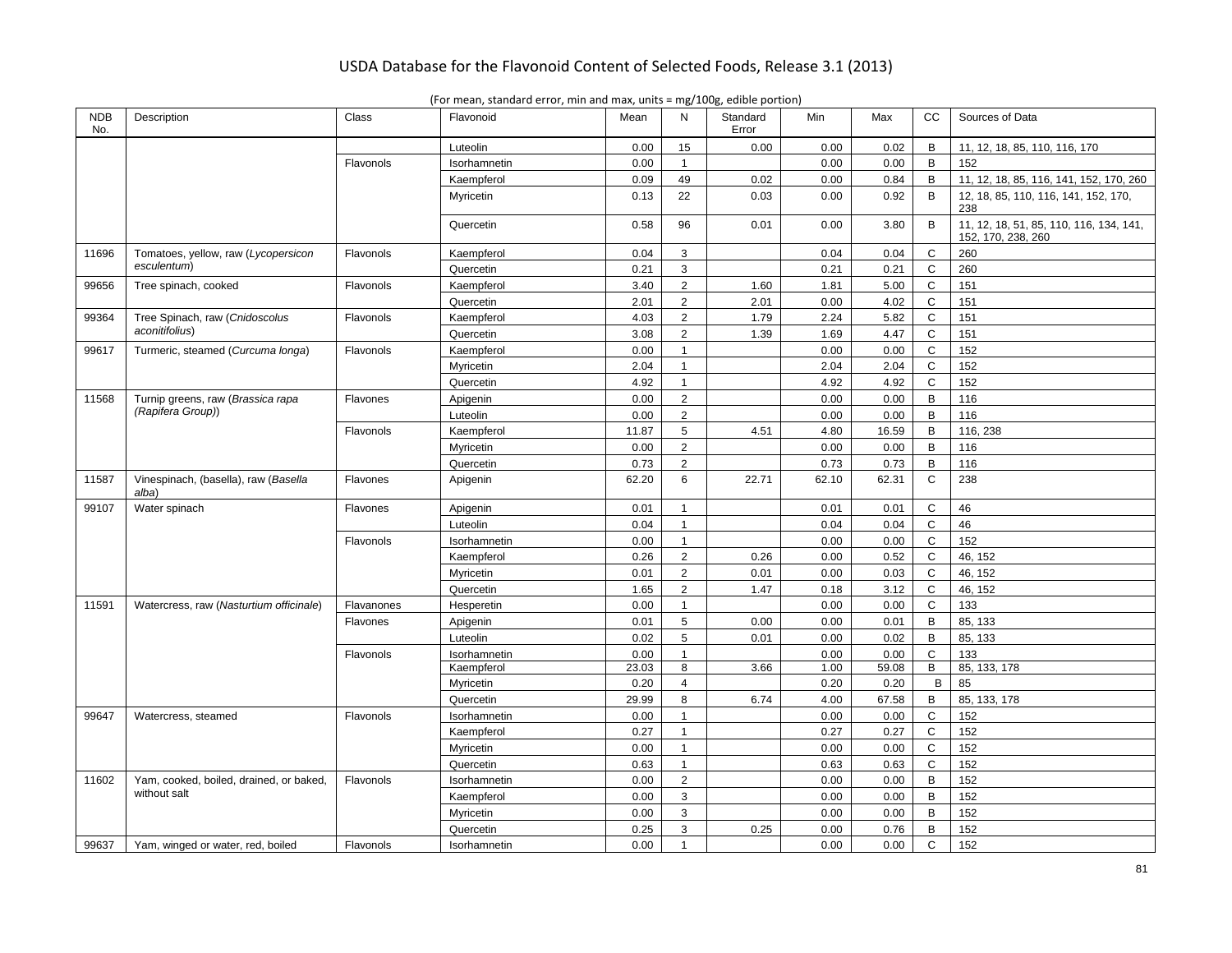# USDA Database for the Flavonoid Content of Selected Foods, Release 3.1 (2013)

(For mean, standard error, min and max, units = mg/100g, edible portion)

| NDB No. | Description | Class | Flavonoid | Mean | N | Standard Error | Min | Max | CC | Sources of Data |
|---|---|---|---|---|---|---|---|---|---|---|
| | | | Luteolin | 0.00 | 15 | 0.00 | 0.00 | 0.02 | B | 11, 12, 18, 85, 110, 116, 170 |
| | | Flavonols | Isorhamnetin | 0.00 | 1 | | 0.00 | 0.00 | B | 152 |
| | | | Kaempferol | 0.09 | 49 | 0.02 | 0.00 | 0.84 | B | 11, 12, 18, 85, 116, 141, 152, 170, 260 |
| | | | Myricetin | 0.13 | 22 | 0.03 | 0.00 | 0.92 | B | 12, 18, 85, 110, 116, 141, 152, 170, 238 |
| | | | Quercetin | 0.58 | 96 | 0.01 | 0.00 | 3.80 | B | 11, 12, 18, 51, 85, 110, 116, 134, 141, 152, 170, 238, 260 |
| 11696 | Tomatoes, yellow, raw (*Lycopersicon esculentum*) | Flavonols | Kaempferol | 0.04 | 3 | | 0.04 | 0.04 | C | 260 |
| | | | Quercetin | 0.21 | 3 | | 0.21 | 0.21 | C | 260 |
| 99656 | Tree spinach, cooked | Flavonols | Kaempferol | 3.40 | 2 | 1.60 | 1.81 | 5.00 | C | 151 |
| | | | Quercetin | 2.01 | 2 | 2.01 | 0.00 | 4.02 | C | 151 |
| 99364 | Tree Spinach, raw (*Cnidoscolus aconitifolius*) | Flavonols | Kaempferol | 4.03 | 2 | 1.79 | 2.24 | 5.82 | C | 151 |
| | | | Quercetin | 3.08 | 2 | 1.39 | 1.69 | 4.47 | C | 151 |
| 99617 | Turmeric, steamed (*Curcuma longa*) | Flavonols | Kaempferol | 0.00 | 1 | | 0.00 | 0.00 | C | 152 |
| | | | Myricetin | 2.04 | 1 | | 2.04 | 2.04 | C | 152 |
| | | | Quercetin | 4.92 | 1 | | 4.92 | 4.92 | C | 152 |
| 11568 | Turnip greens, raw (*Brassica rapa (Rapifera Group)*) | Flavones | Apigenin | 0.00 | 2 | | 0.00 | 0.00 | B | 116 |
| | | | Luteolin | 0.00 | 2 | | 0.00 | 0.00 | B | 116 |
| | | Flavonols | Kaempferol | 11.87 | 5 | 4.51 | 4.80 | 16.59 | B | 116, 238 |
| | | | Myricetin | 0.00 | 2 | | 0.00 | 0.00 | B | 116 |
| | | | Quercetin | 0.73 | 2 | | 0.73 | 0.73 | B | 116 |
| 11587 | Vinespinach, (basella), raw (*Basella alba*) | Flavones | Apigenin | 62.20 | 6 | 22.71 | 62.10 | 62.31 | C | 238 |
| 99107 | Water spinach | Flavones | Apigenin | 0.01 | 1 | | 0.01 | 0.01 | C | 46 |
| | | | Luteolin | 0.04 | 1 | | 0.04 | 0.04 | C | 46 |
| | | Flavonols | Isorhamnetin | 0.00 | 1 | | 0.00 | 0.00 | C | 152 |
| | | | Kaempferol | 0.26 | 2 | 0.26 | 0.00 | 0.52 | C | 46, 152 |
| | | | Myricetin | 0.01 | 2 | 0.01 | 0.00 | 0.03 | C | 46, 152 |
| | | | Quercetin | 1.65 | 2 | 1.47 | 0.18 | 3.12 | C | 46, 152 |
| 11591 | Watercress, raw (*Nasturtium officinale*) | Flavanones | Hesperetin | 0.00 | 1 | | 0.00 | 0.00 | C | 133 |
| | | Flavones | Apigenin | 0.01 | 5 | 0.00 | 0.00 | 0.01 | B | 85, 133 |
| | | | Luteolin | 0.02 | 5 | 0.01 | 0.00 | 0.02 | B | 85, 133 |
| | | Flavonols | Isorhamnetin | 0.00 | 1 | | 0.00 | 0.00 | C | 133 |
| | | | Kaempferol | 23.03 | 8 | 3.66 | 1.00 | 59.08 | B | 85, 133, 178 |
| | | | Myricetin | 0.20 | 4 | | 0.20 | 0.20 | B | 85 |
| | | | Quercetin | 29.99 | 8 | 6.74 | 4.00 | 67.58 | B | 85, 133, 178 |
| 99647 | Watercress, steamed | Flavonols | Isorhamnetin | 0.00 | 1 | | 0.00 | 0.00 | C | 152 |
| | | | Kaempferol | 0.27 | 1 | | 0.27 | 0.27 | C | 152 |
| | | | Myricetin | 0.00 | 1 | | 0.00 | 0.00 | C | 152 |
| | | | Quercetin | 0.63 | 1 | | 0.63 | 0.63 | C | 152 |
| 11602 | Yam, cooked, boiled, drained, or baked, without salt | Flavonols | Isorhamnetin | 0.00 | 2 | | 0.00 | 0.00 | B | 152 |
| | | | Kaempferol | 0.00 | 3 | | 0.00 | 0.00 | B | 152 |
| | | | Myricetin | 0.00 | 3 | | 0.00 | 0.00 | B | 152 |
| | | | Quercetin | 0.25 | 3 | 0.25 | 0.00 | 0.76 | B | 152 |
| 99637 | Yam, winged or water, red, boiled | Flavonols | Isorhamnetin | 0.00 | 1 | | 0.00 | 0.00 | C | 152 |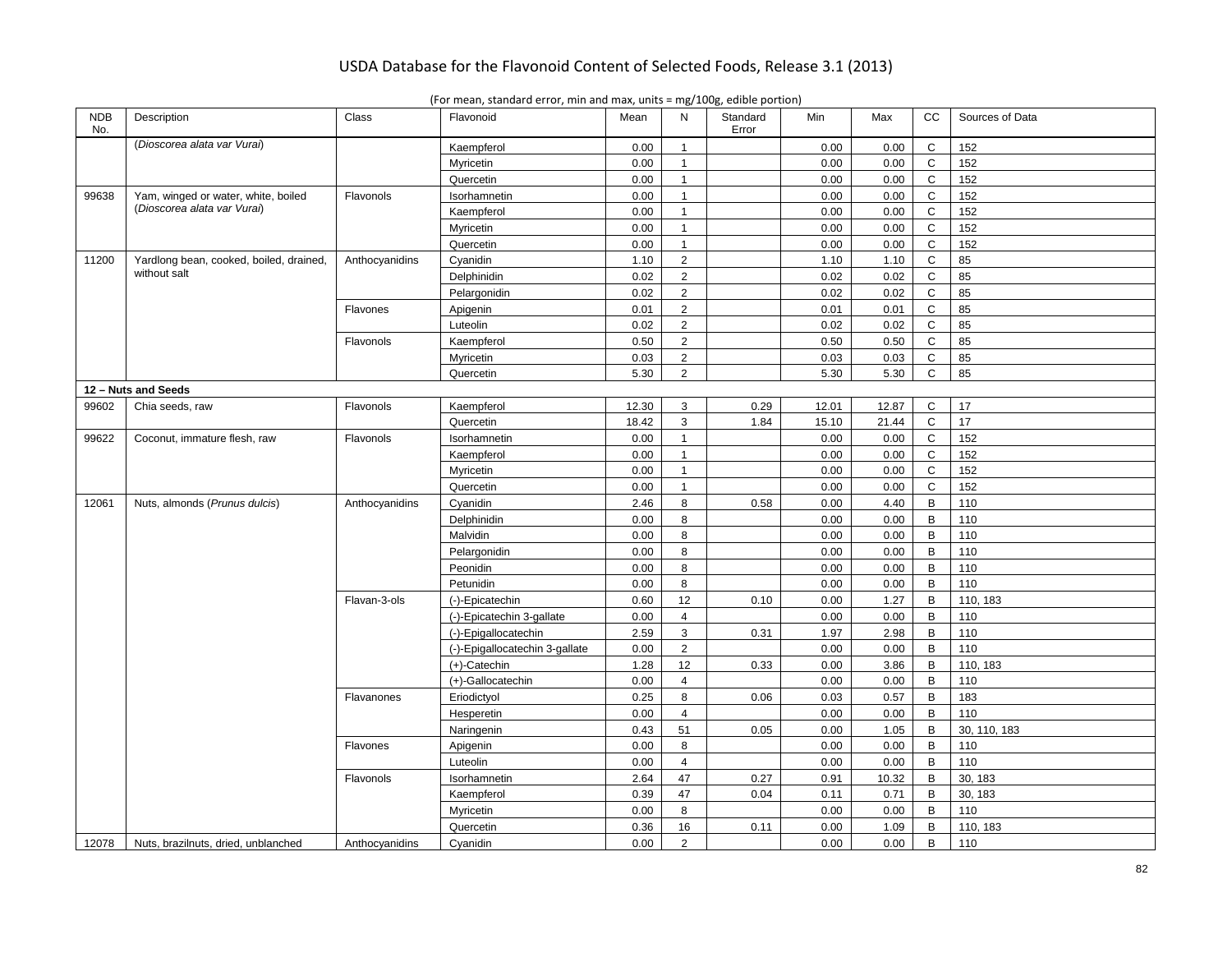# USDA Database for the Flavonoid Content of Selected Foods, Release 3.1 (2013)

(For mean, standard error, min and max, units = mg/100g, edible portion)

| NDB No. | Description | Class | Flavonoid | Mean | N | Standard Error | Min | Max | CC | Sources of Data |
|---|---|---|---|---|---|---|---|---|---|---|
| | (*Dioscorea alata var Vurai*) | | Kaempferol | 0.00 | 1 | | 0.00 | 0.00 | C | 152 |
| | | | Myricetin | 0.00 | 1 | | 0.00 | 0.00 | C | 152 |
| | | | Quercetin | 0.00 | 1 | | 0.00 | 0.00 | C | 152 |
| 99638 | Yam, winged or water, white, boiled (*Dioscorea alata var Vurai*) | Flavonols | Isorhamnetin | 0.00 | 1 | | 0.00 | 0.00 | C | 152 |
| | | | Kaempferol | 0.00 | 1 | | 0.00 | 0.00 | C | 152 |
| | | | Myricetin | 0.00 | 1 | | 0.00 | 0.00 | C | 152 |
| | | | Quercetin | 0.00 | 1 | | 0.00 | 0.00 | C | 152 |
| 11200 | Yardlong bean, cooked, boiled, drained, without salt | Anthocyanidins | Cyanidin | 1.10 | 2 | | 1.10 | 1.10 | C | 85 |
| | | | Delphinidin | 0.02 | 2 | | 0.02 | 0.02 | C | 85 |
| | | | Pelargonidin | 0.02 | 2 | | 0.02 | 0.02 | C | 85 |
| | | Flavones | Apigenin | 0.01 | 2 | | 0.01 | 0.01 | C | 85 |
| | | | Luteolin | 0.02 | 2 | | 0.02 | 0.02 | C | 85 |
| | | Flavonols | Kaempferol | 0.50 | 2 | | 0.50 | 0.50 | C | 85 |
| | | | Myricetin | 0.03 | 2 | | 0.03 | 0.03 | C | 85 |
| | | | Quercetin | 5.30 | 2 | | 5.30 | 5.30 | C | 85 |
| **12 – Nuts and Seeds** | | | | | | | | | | |
| 99602 | Chia seeds, raw | Flavonols | Kaempferol | 12.30 | 3 | 0.29 | 12.01 | 12.87 | C | 17 |
| | | | Quercetin | 18.42 | 3 | 1.84 | 15.10 | 21.44 | C | 17 |
| 99622 | Coconut, immature flesh, raw | Flavonols | Isorhamnetin | 0.00 | 1 | | 0.00 | 0.00 | C | 152 |
| | | | Kaempferol | 0.00 | 1 | | 0.00 | 0.00 | C | 152 |
| | | | Myricetin | 0.00 | 1 | | 0.00 | 0.00 | C | 152 |
| | | | Quercetin | 0.00 | 1 | | 0.00 | 0.00 | C | 152 |
| 12061 | Nuts, almonds (*Prunus dulcis*) | Anthocyanidins | Cyanidin | 2.46 | 8 | 0.58 | 0.00 | 4.40 | B | 110 |
| | | | Delphinidin | 0.00 | 8 | | 0.00 | 0.00 | B | 110 |
| | | | Malvidin | 0.00 | 8 | | 0.00 | 0.00 | B | 110 |
| | | | Pelargonidin | 0.00 | 8 | | 0.00 | 0.00 | B | 110 |
| | | | Peonidin | 0.00 | 8 | | 0.00 | 0.00 | B | 110 |
| | | | Petunidin | 0.00 | 8 | | 0.00 | 0.00 | B | 110 |
| | | Flavan-3-ols | (-)-Epicatechin | 0.60 | 12 | 0.10 | 0.00 | 1.27 | B | 110, 183 |
| | | | (-)-Epicatechin 3-gallate | 0.00 | 4 | | 0.00 | 0.00 | B | 110 |
| | | | (-)-Epigallocatechin | 2.59 | 3 | 0.31 | 1.97 | 2.98 | B | 110 |
| | | | (-)-Epigallocatechin 3-gallate | 0.00 | 2 | | 0.00 | 0.00 | B | 110 |
| | | | (+)-Catechin | 1.28 | 12 | 0.33 | 0.00 | 3.86 | B | 110, 183 |
| | | | (+)-Gallocatechin | 0.00 | 4 | | 0.00 | 0.00 | B | 110 |
| | | Flavanones | Eriodictyol | 0.25 | 8 | 0.06 | 0.03 | 0.57 | B | 183 |
| | | | Hesperetin | 0.00 | 4 | | 0.00 | 0.00 | B | 110 |
| | | | Naringenin | 0.43 | 51 | 0.05 | 0.00 | 1.05 | B | 30, 110, 183 |
| | | Flavones | Apigenin | 0.00 | 8 | | 0.00 | 0.00 | B | 110 |
| | | | Luteolin | 0.00 | 4 | | 0.00 | 0.00 | B | 110 |
| | | Flavonols | Isorhamnetin | 2.64 | 47 | 0.27 | 0.91 | 10.32 | B | 30, 183 |
| | | | Kaempferol | 0.39 | 47 | 0.04 | 0.11 | 0.71 | B | 30, 183 |
| | | | Myricetin | 0.00 | 8 | | 0.00 | 0.00 | B | 110 |
| | | | Quercetin | 0.36 | 16 | 0.11 | 0.00 | 1.09 | B | 110, 183 |
| 12078 | Nuts, brazilnuts, dried, unblanched | Anthocyanidins | Cyanidin | 0.00 | 2 | | 0.00 | 0.00 | B | 110 |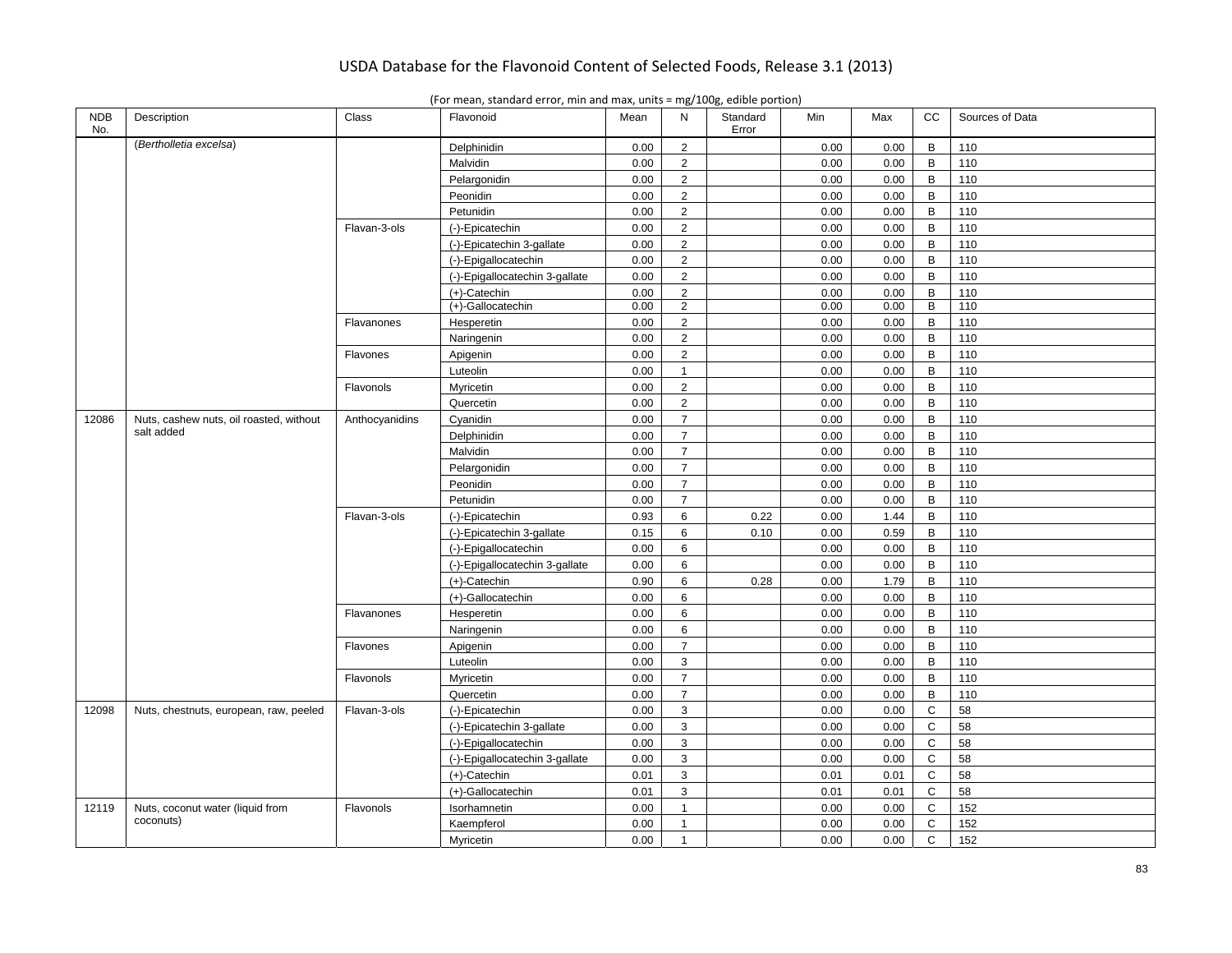# USDA Database for the Flavonoid Content of Selected Foods, Release 3.1 (2013)

(For mean, standard error, min and max, units = mg/100g, edible portion)

| NDB No. | Description | Class | Flavonoid | Mean | N | Standard Error | Min | Max | CC | Sources of Data |
|---|---|---|---|---|---|---|---|---|---|---|
| | (*Bertholletia excelsa*) | | Delphinidin | 0.00 | 2 | | 0.00 | 0.00 | B | 110 |
| | | | Malvidin | 0.00 | 2 | | 0.00 | 0.00 | B | 110 |
| | | | Pelargonidin | 0.00 | 2 | | 0.00 | 0.00 | B | 110 |
| | | | Peonidin | 0.00 | 2 | | 0.00 | 0.00 | B | 110 |
| | | | Petunidin | 0.00 | 2 | | 0.00 | 0.00 | B | 110 |
| | | Flavan-3-ols | (-)-Epicatechin | 0.00 | 2 | | 0.00 | 0.00 | B | 110 |
| | | | (-)-Epicatechin 3-gallate | 0.00 | 2 | | 0.00 | 0.00 | B | 110 |
| | | | (-)-Epigallocatechin | 0.00 | 2 | | 0.00 | 0.00 | B | 110 |
| | | | (-)-Epigallocatechin 3-gallate | 0.00 | 2 | | 0.00 | 0.00 | B | 110 |
| | | | (+)-Catechin | 0.00 | 2 | | 0.00 | 0.00 | B | 110 |
| | | | (+)-Gallocatechin | 0.00 | 2 | | 0.00 | 0.00 | B | 110 |
| | | Flavanones | Hesperetin | 0.00 | 2 | | 0.00 | 0.00 | B | 110 |
| | | | Naringenin | 0.00 | 2 | | 0.00 | 0.00 | B | 110 |
| | | Flavones | Apigenin | 0.00 | 2 | | 0.00 | 0.00 | B | 110 |
| | | | Luteolin | 0.00 | 1 | | 0.00 | 0.00 | B | 110 |
| | | Flavonols | Myricetin | 0.00 | 2 | | 0.00 | 0.00 | B | 110 |
| | | | Quercetin | 0.00 | 2 | | 0.00 | 0.00 | B | 110 |
| 12086 | Nuts, cashew nuts, oil roasted, without salt added | Anthocyanidins | Cyanidin | 0.00 | 7 | | 0.00 | 0.00 | B | 110 |
| | | | Delphinidin | 0.00 | 7 | | 0.00 | 0.00 | B | 110 |
| | | | Malvidin | 0.00 | 7 | | 0.00 | 0.00 | B | 110 |
| | | | Pelargonidin | 0.00 | 7 | | 0.00 | 0.00 | B | 110 |
| | | | Peonidin | 0.00 | 7 | | 0.00 | 0.00 | B | 110 |
| | | | Petunidin | 0.00 | 7 | | 0.00 | 0.00 | B | 110 |
| | | Flavan-3-ols | (-)-Epicatechin | 0.93 | 6 | 0.22 | 0.00 | 1.44 | B | 110 |
| | | | (-)-Epicatechin 3-gallate | 0.15 | 6 | 0.10 | 0.00 | 0.59 | B | 110 |
| | | | (-)-Epigallocatechin | 0.00 | 6 | | 0.00 | 0.00 | B | 110 |
| | | | (-)-Epigallocatechin 3-gallate | 0.00 | 6 | | 0.00 | 0.00 | B | 110 |
| | | | (+)-Catechin | 0.90 | 6 | 0.28 | 0.00 | 1.79 | B | 110 |
| | | | (+)-Gallocatechin | 0.00 | 6 | | 0.00 | 0.00 | B | 110 |
| | | Flavanones | Hesperetin | 0.00 | 6 | | 0.00 | 0.00 | B | 110 |
| | | | Naringenin | 0.00 | 6 | | 0.00 | 0.00 | B | 110 |
| | | Flavones | Apigenin | 0.00 | 7 | | 0.00 | 0.00 | B | 110 |
| | | | Luteolin | 0.00 | 3 | | 0.00 | 0.00 | B | 110 |
| | | Flavonols | Myricetin | 0.00 | 7 | | 0.00 | 0.00 | B | 110 |
| | | | Quercetin | 0.00 | 7 | | 0.00 | 0.00 | B | 110 |
| 12098 | Nuts, chestnuts, european, raw, peeled | Flavan-3-ols | (-)-Epicatechin | 0.00 | 3 | | 0.00 | 0.00 | C | 58 |
| | | | (-)-Epicatechin 3-gallate | 0.00 | 3 | | 0.00 | 0.00 | C | 58 |
| | | | (-)-Epigallocatechin | 0.00 | 3 | | 0.00 | 0.00 | C | 58 |
| | | | (-)-Epigallocatechin 3-gallate | 0.00 | 3 | | 0.00 | 0.00 | C | 58 |
| | | | (+)-Catechin | 0.01 | 3 | | 0.01 | 0.01 | C | 58 |
| | | | (+)-Gallocatechin | 0.01 | 3 | | 0.01 | 0.01 | C | 58 |
| 12119 | Nuts, coconut water (liquid from coconuts) | Flavonols | Isorhamnetin | 0.00 | 1 | | 0.00 | 0.00 | C | 152 |
| | | | Kaempferol | 0.00 | 1 | | 0.00 | 0.00 | C | 152 |
| | | | Myricetin | 0.00 | 1 | | 0.00 | 0.00 | C | 152 |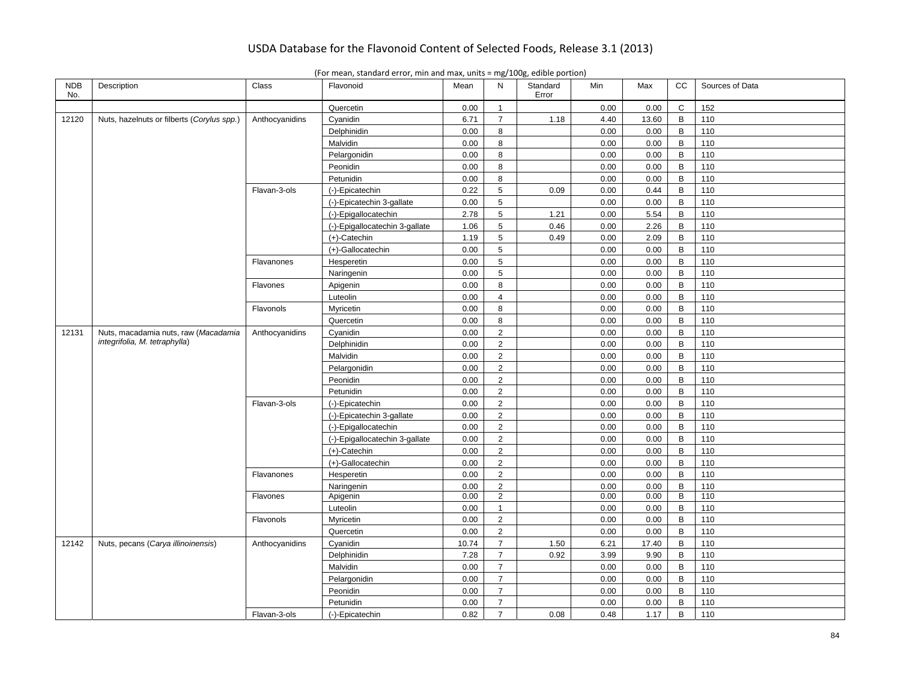# USDA Database for the Flavonoid Content of Selected Foods, Release 3.1 (2013)

(For mean, standard error, min and max, units = mg/100g, edible portion)

| NDB No. | Description | Class | Flavonoid | Mean | N | Standard Error | Min | Max | CC | Sources of Data |
|---|---|---|---|---|---|---|---|---|---|---|
| | | | Quercetin | 0.00 | 1 | | 0.00 | 0.00 | C | 152 |
| 12120 | Nuts, hazelnuts or filberts (*Corylus spp.*) | Anthocyanidins | Cyanidin | 6.71 | 7 | 1.18 | 4.40 | 13.60 | B | 110 |
| | | | Delphinidin | 0.00 | 8 | | 0.00 | 0.00 | B | 110 |
| | | | Malvidin | 0.00 | 8 | | 0.00 | 0.00 | B | 110 |
| | | | Pelargonidin | 0.00 | 8 | | 0.00 | 0.00 | B | 110 |
| | | | Peonidin | 0.00 | 8 | | 0.00 | 0.00 | B | 110 |
| | | | Petunidin | 0.00 | 8 | | 0.00 | 0.00 | B | 110 |
| | | Flavan-3-ols | (-)-Epicatechin | 0.22 | 5 | 0.09 | 0.00 | 0.44 | B | 110 |
| | | | (-)-Epicatechin 3-gallate | 0.00 | 5 | | 0.00 | 0.00 | B | 110 |
| | | | (-)-Epigallocatechin | 2.78 | 5 | 1.21 | 0.00 | 5.54 | B | 110 |
| | | | (-)-Epigallocatechin 3-gallate | 1.06 | 5 | 0.46 | 0.00 | 2.26 | B | 110 |
| | | | (+)-Catechin | 1.19 | 5 | 0.49 | 0.00 | 2.09 | B | 110 |
| | | | (+)-Gallocatechin | 0.00 | 5 | | 0.00 | 0.00 | B | 110 |
| | | Flavanones | Hesperetin | 0.00 | 5 | | 0.00 | 0.00 | B | 110 |
| | | | Naringenin | 0.00 | 5 | | 0.00 | 0.00 | B | 110 |
| | | Flavones | Apigenin | 0.00 | 8 | | 0.00 | 0.00 | B | 110 |
| | | | Luteolin | 0.00 | 4 | | 0.00 | 0.00 | B | 110 |
| | | Flavonols | Myricetin | 0.00 | 8 | | 0.00 | 0.00 | B | 110 |
| | | | Quercetin | 0.00 | 8 | | 0.00 | 0.00 | B | 110 |
| 12131 | Nuts, macadamia nuts, raw (*Macadamia integrifolia, M. tetraphylla*) | Anthocyanidins | Cyanidin | 0.00 | 2 | | 0.00 | 0.00 | B | 110 |
| | | | Delphinidin | 0.00 | 2 | | 0.00 | 0.00 | B | 110 |
| | | | Malvidin | 0.00 | 2 | | 0.00 | 0.00 | B | 110 |
| | | | Pelargonidin | 0.00 | 2 | | 0.00 | 0.00 | B | 110 |
| | | | Peonidin | 0.00 | 2 | | 0.00 | 0.00 | B | 110 |
| | | | Petunidin | 0.00 | 2 | | 0.00 | 0.00 | B | 110 |
| | | Flavan-3-ols | (-)-Epicatechin | 0.00 | 2 | | 0.00 | 0.00 | B | 110 |
| | | | (-)-Epicatechin 3-gallate | 0.00 | 2 | | 0.00 | 0.00 | B | 110 |
| | | | (-)-Epigallocatechin | 0.00 | 2 | | 0.00 | 0.00 | B | 110 |
| | | | (-)-Epigallocatechin 3-gallate | 0.00 | 2 | | 0.00 | 0.00 | B | 110 |
| | | | (+)-Catechin | 0.00 | 2 | | 0.00 | 0.00 | B | 110 |
| | | | (+)-Gallocatechin | 0.00 | 2 | | 0.00 | 0.00 | B | 110 |
| | | Flavanones | Hesperetin | 0.00 | 2 | | 0.00 | 0.00 | B | 110 |
| | | | Naringenin | 0.00 | 2 | | 0.00 | 0.00 | B | 110 |
| | | Flavones | Apigenin | 0.00 | 2 | | 0.00 | 0.00 | B | 110 |
| | | | Luteolin | 0.00 | 1 | | 0.00 | 0.00 | B | 110 |
| | | Flavonols | Myricetin | 0.00 | 2 | | 0.00 | 0.00 | B | 110 |
| | | | Quercetin | 0.00 | 2 | | 0.00 | 0.00 | B | 110 |
| 12142 | Nuts, pecans (*Carya illinoinensis*) | Anthocyanidins | Cyanidin | 10.74 | 7 | 1.50 | 6.21 | 17.40 | B | 110 |
| | | | Delphinidin | 7.28 | 7 | 0.92 | 3.99 | 9.90 | B | 110 |
| | | | Malvidin | 0.00 | 7 | | 0.00 | 0.00 | B | 110 |
| | | | Pelargonidin | 0.00 | 7 | | 0.00 | 0.00 | B | 110 |
| | | | Peonidin | 0.00 | 7 | | 0.00 | 0.00 | B | 110 |
| | | | Petunidin | 0.00 | 7 | | 0.00 | 0.00 | B | 110 |
| | | Flavan-3-ols | (-)-Epicatechin | 0.82 | 7 | 0.08 | 0.48 | 1.17 | B | 110 |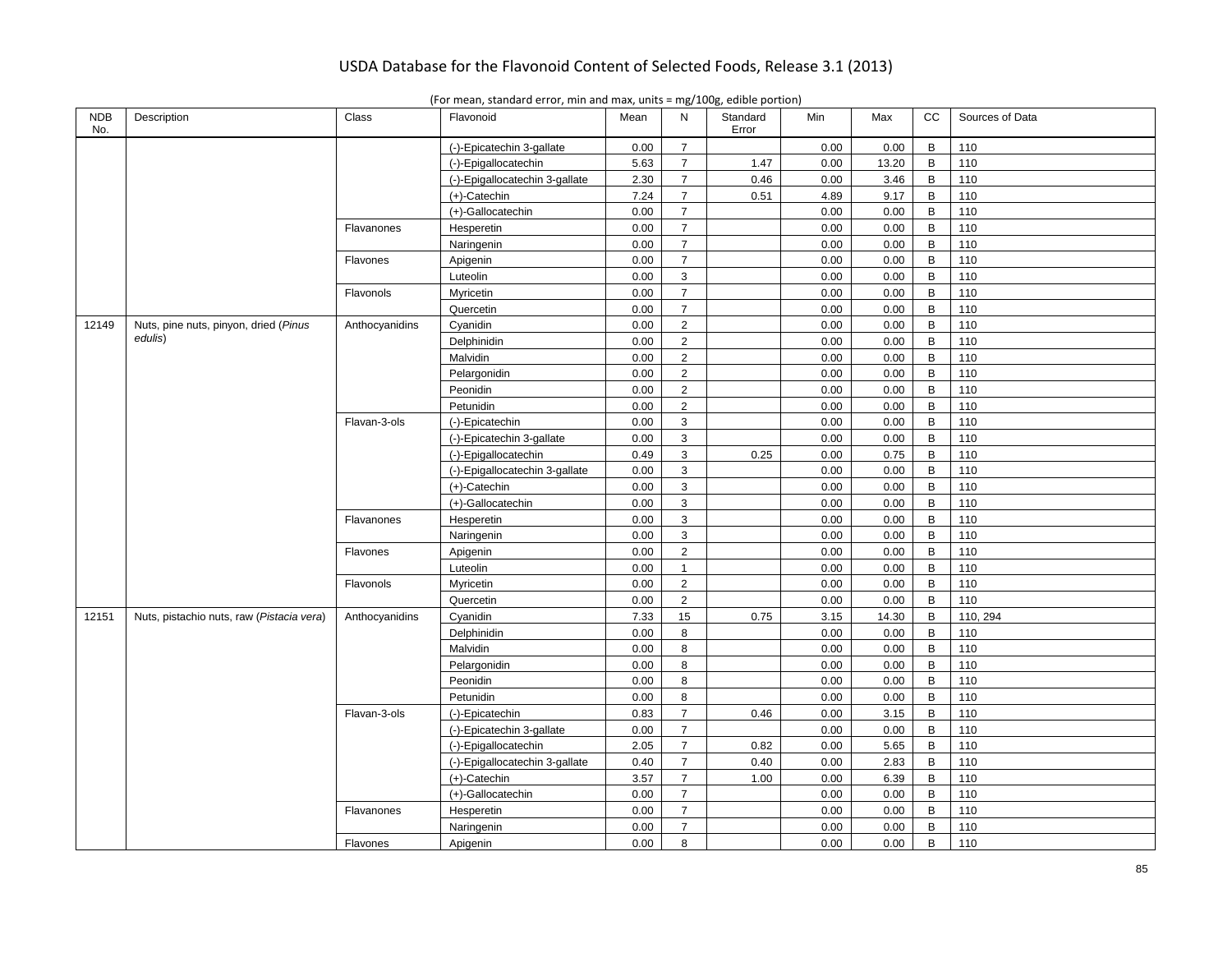# USDA Database for the Flavonoid Content of Selected Foods, Release 3.1 (2013)

(For mean, standard error, min and max, units = mg/100g, edible portion)

| NDB No. | Description | Class | Flavonoid | Mean | N | Standard Error | Min | Max | CC | Sources of Data |
|---|---|---|---|---|---|---|---|---|---|---|
| | | | (-)-Epicatechin 3-gallate | 0.00 | 7 | | 0.00 | 0.00 | B | 110 |
| | | | (-)-Epigallocatechin | 5.63 | 7 | 1.47 | 0.00 | 13.20 | B | 110 |
| | | | (-)-Epigallocatechin 3-gallate | 2.30 | 7 | 0.46 | 0.00 | 3.46 | B | 110 |
| | | | (+)-Catechin | 7.24 | 7 | 0.51 | 4.89 | 9.17 | B | 110 |
| | | | (+)-Gallocatechin | 0.00 | 7 | | 0.00 | 0.00 | B | 110 |
| | | Flavanones | Hesperetin | 0.00 | 7 | | 0.00 | 0.00 | B | 110 |
| | | | Naringenin | 0.00 | 7 | | 0.00 | 0.00 | B | 110 |
| | | Flavones | Apigenin | 0.00 | 7 | | 0.00 | 0.00 | B | 110 |
| | | | Luteolin | 0.00 | 3 | | 0.00 | 0.00 | B | 110 |
| | | Flavonols | Myricetin | 0.00 | 7 | | 0.00 | 0.00 | B | 110 |
| | | | Quercetin | 0.00 | 7 | | 0.00 | 0.00 | B | 110 |
| 12149 | Nuts, pine nuts, pinyon, dried (*Pinus edulis*) | Anthocyanidins | Cyanidin | 0.00 | 2 | | 0.00 | 0.00 | B | 110 |
| | | | Delphinidin | 0.00 | 2 | | 0.00 | 0.00 | B | 110 |
| | | | Malvidin | 0.00 | 2 | | 0.00 | 0.00 | B | 110 |
| | | | Pelargonidin | 0.00 | 2 | | 0.00 | 0.00 | B | 110 |
| | | | Peonidin | 0.00 | 2 | | 0.00 | 0.00 | B | 110 |
| | | | Petunidin | 0.00 | 2 | | 0.00 | 0.00 | B | 110 |
| | | Flavan-3-ols | (-)-Epicatechin | 0.00 | 3 | | 0.00 | 0.00 | B | 110 |
| | | | (-)-Epicatechin 3-gallate | 0.00 | 3 | | 0.00 | 0.00 | B | 110 |
| | | | (-)-Epigallocatechin | 0.49 | 3 | 0.25 | 0.00 | 0.75 | B | 110 |
| | | | (-)-Epigallocatechin 3-gallate | 0.00 | 3 | | 0.00 | 0.00 | B | 110 |
| | | | (+)-Catechin | 0.00 | 3 | | 0.00 | 0.00 | B | 110 |
| | | | (+)-Gallocatechin | 0.00 | 3 | | 0.00 | 0.00 | B | 110 |
| | | Flavanones | Hesperetin | 0.00 | 3 | | 0.00 | 0.00 | B | 110 |
| | | | Naringenin | 0.00 | 3 | | 0.00 | 0.00 | B | 110 |
| | | Flavones | Apigenin | 0.00 | 2 | | 0.00 | 0.00 | B | 110 |
| | | | Luteolin | 0.00 | 1 | | 0.00 | 0.00 | B | 110 |
| | | Flavonols | Myricetin | 0.00 | 2 | | 0.00 | 0.00 | B | 110 |
| | | | Quercetin | 0.00 | 2 | | 0.00 | 0.00 | B | 110 |
| 12151 | Nuts, pistachio nuts, raw (*Pistacia vera*) | Anthocyanidins | Cyanidin | 7.33 | 15 | 0.75 | 3.15 | 14.30 | B | 110, 294 |
| | | | Delphinidin | 0.00 | 8 | | 0.00 | 0.00 | B | 110 |
| | | | Malvidin | 0.00 | 8 | | 0.00 | 0.00 | B | 110 |
| | | | Pelargonidin | 0.00 | 8 | | 0.00 | 0.00 | B | 110 |
| | | | Peonidin | 0.00 | 8 | | 0.00 | 0.00 | B | 110 |
| | | | Petunidin | 0.00 | 8 | | 0.00 | 0.00 | B | 110 |
| | | Flavan-3-ols | (-)-Epicatechin | 0.83 | 7 | 0.46 | 0.00 | 3.15 | B | 110 |
| | | | (-)-Epicatechin 3-gallate | 0.00 | 7 | | 0.00 | 0.00 | B | 110 |
| | | | (-)-Epigallocatechin | 2.05 | 7 | 0.82 | 0.00 | 5.65 | B | 110 |
| | | | (-)-Epigallocatechin 3-gallate | 0.40 | 7 | 0.40 | 0.00 | 2.83 | B | 110 |
| | | | (+)-Catechin | 3.57 | 7 | 1.00 | 0.00 | 6.39 | B | 110 |
| | | | (+)-Gallocatechin | 0.00 | 7 | | 0.00 | 0.00 | B | 110 |
| | | Flavanones | Hesperetin | 0.00 | 7 | | 0.00 | 0.00 | B | 110 |
| | | | Naringenin | 0.00 | 7 | | 0.00 | 0.00 | B | 110 |
| | | Flavones | Apigenin | 0.00 | 8 | | 0.00 | 0.00 | B | 110 |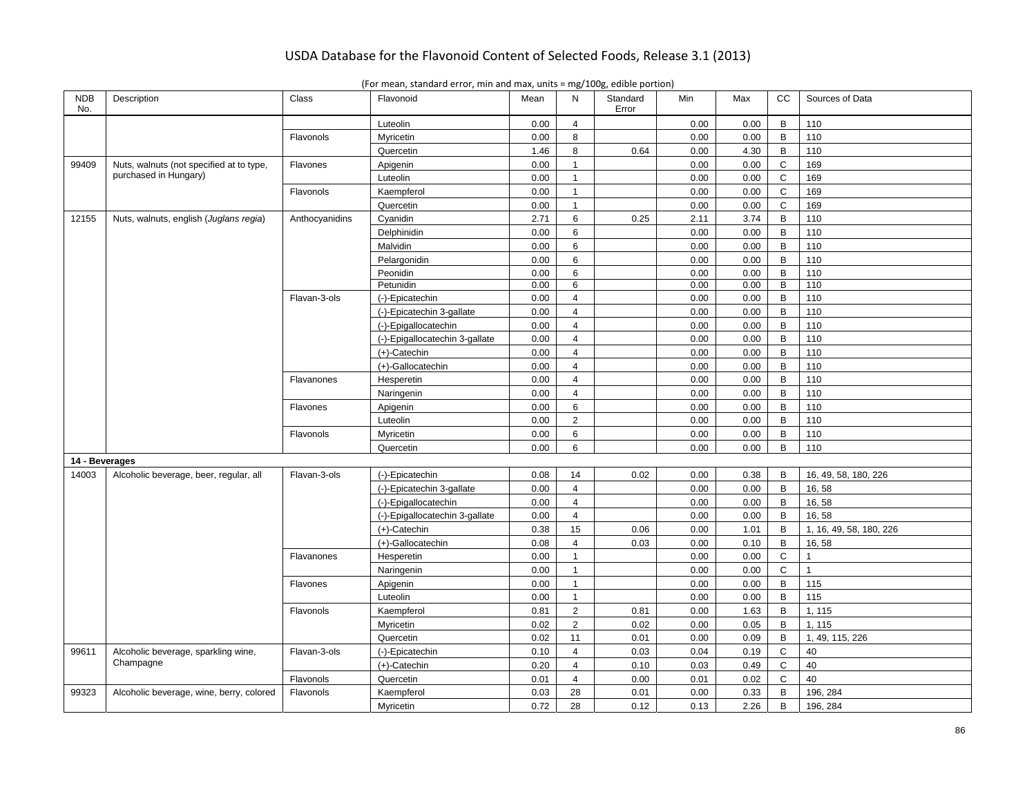# USDA Database for the Flavonoid Content of Selected Foods, Release 3.1 (2013)

(For mean, standard error, min and max, units = mg/100g, edible portion)

| NDB No. | Description | Class | Flavonoid | Mean | N | Standard Error | Min | Max | CC | Sources of Data |
|---|---|---|---|---|---|---|---|---|---|---|
| | | | Luteolin | 0.00 | 4 | | 0.00 | 0.00 | B | 110 |
| | | Flavonols | Myricetin | 0.00 | 8 | | 0.00 | 0.00 | B | 110 |
| | | | Quercetin | 1.46 | 8 | 0.64 | 0.00 | 4.30 | B | 110 |
| 99409 | Nuts, walnuts (not specified at to type, purchased in Hungary) | Flavones | Apigenin | 0.00 | 1 | | 0.00 | 0.00 | C | 169 |
| | | | Luteolin | 0.00 | 1 | | 0.00 | 0.00 | C | 169 |
| | | Flavonols | Kaempferol | 0.00 | 1 | | 0.00 | 0.00 | C | 169 |
| | | | Quercetin | 0.00 | 1 | | 0.00 | 0.00 | C | 169 |
| 12155 | Nuts, walnuts, english (*Juglans regia*) | Anthocyanidins | Cyanidin | 2.71 | 6 | 0.25 | 2.11 | 3.74 | B | 110 |
| | | | Delphinidin | 0.00 | 6 | | 0.00 | 0.00 | B | 110 |
| | | | Malvidin | 0.00 | 6 | | 0.00 | 0.00 | B | 110 |
| | | | Pelargonidin | 0.00 | 6 | | 0.00 | 0.00 | B | 110 |
| | | | Peonidin | 0.00 | 6 | | 0.00 | 0.00 | B | 110 |
| | | | Petunidin | 0.00 | 6 | | 0.00 | 0.00 | B | 110 |
| | | Flavan-3-ols | (-)-Epicatechin | 0.00 | 4 | | 0.00 | 0.00 | B | 110 |
| | | | (-)-Epicatechin 3-gallate | 0.00 | 4 | | 0.00 | 0.00 | B | 110 |
| | | | (-)-Epigallocatechin | 0.00 | 4 | | 0.00 | 0.00 | B | 110 |
| | | | (-)-Epigallocatechin 3-gallate | 0.00 | 4 | | 0.00 | 0.00 | B | 110 |
| | | | (+)-Catechin | 0.00 | 4 | | 0.00 | 0.00 | B | 110 |
| | | | (+)-Gallocatechin | 0.00 | 4 | | 0.00 | 0.00 | B | 110 |
| | | Flavanones | Hesperetin | 0.00 | 4 | | 0.00 | 0.00 | B | 110 |
| | | | Naringenin | 0.00 | 4 | | 0.00 | 0.00 | B | 110 |
| | | Flavones | Apigenin | 0.00 | 6 | | 0.00 | 0.00 | B | 110 |
| | | | Luteolin | 0.00 | 2 | | 0.00 | 0.00 | B | 110 |
| | | Flavonols | Myricetin | 0.00 | 6 | | 0.00 | 0.00 | B | 110 |
| | | | Quercetin | 0.00 | 6 | | 0.00 | 0.00 | B | 110 |
| **14 - Beverages** | | | | | | | | | | |
| 14003 | Alcoholic beverage, beer, regular, all | Flavan-3-ols | (-)-Epicatechin | 0.08 | 14 | 0.02 | 0.00 | 0.38 | B | 16, 49, 58, 180, 226 |
| | | | (-)-Epicatechin 3-gallate | 0.00 | 4 | | 0.00 | 0.00 | B | 16, 58 |
| | | | (-)-Epigallocatechin | 0.00 | 4 | | 0.00 | 0.00 | B | 16, 58 |
| | | | (-)-Epigallocatechin 3-gallate | 0.00 | 4 | | 0.00 | 0.00 | B | 16, 58 |
| | | | (+)-Catechin | 0.38 | 15 | 0.06 | 0.00 | 1.01 | B | 1, 16, 49, 58, 180, 226 |
| | | | (+)-Gallocatechin | 0.08 | 4 | 0.03 | 0.00 | 0.10 | B | 16, 58 |
| | | Flavanones | Hesperetin | 0.00 | 1 | | 0.00 | 0.00 | C | 1 |
| | | | Naringenin | 0.00 | 1 | | 0.00 | 0.00 | C | 1 |
| | | Flavones | Apigenin | 0.00 | 1 | | 0.00 | 0.00 | B | 115 |
| | | | Luteolin | 0.00 | 1 | | 0.00 | 0.00 | B | 115 |
| | | Flavonols | Kaempferol | 0.81 | 2 | 0.81 | 0.00 | 1.63 | B | 1, 115 |
| | | | Myricetin | 0.02 | 2 | 0.02 | 0.00 | 0.05 | B | 1, 115 |
| | | | Quercetin | 0.02 | 11 | 0.01 | 0.00 | 0.09 | B | 1, 49, 115, 226 |
| 99611 | Alcoholic beverage, sparkling wine, Champagne | Flavan-3-ols | (-)-Epicatechin | 0.10 | 4 | 0.03 | 0.04 | 0.19 | C | 40 |
| | | | (+)-Catechin | 0.20 | 4 | 0.10 | 0.03 | 0.49 | C | 40 |
| | | Flavonols | Quercetin | 0.01 | 4 | 0.00 | 0.01 | 0.02 | C | 40 |
| 99323 | Alcoholic beverage, wine, berry, colored | Flavonols | Kaempferol | 0.03 | 28 | 0.01 | 0.00 | 0.33 | B | 196, 284 |
| | | | Myricetin | 0.72 | 28 | 0.12 | 0.13 | 2.26 | B | 196, 284 |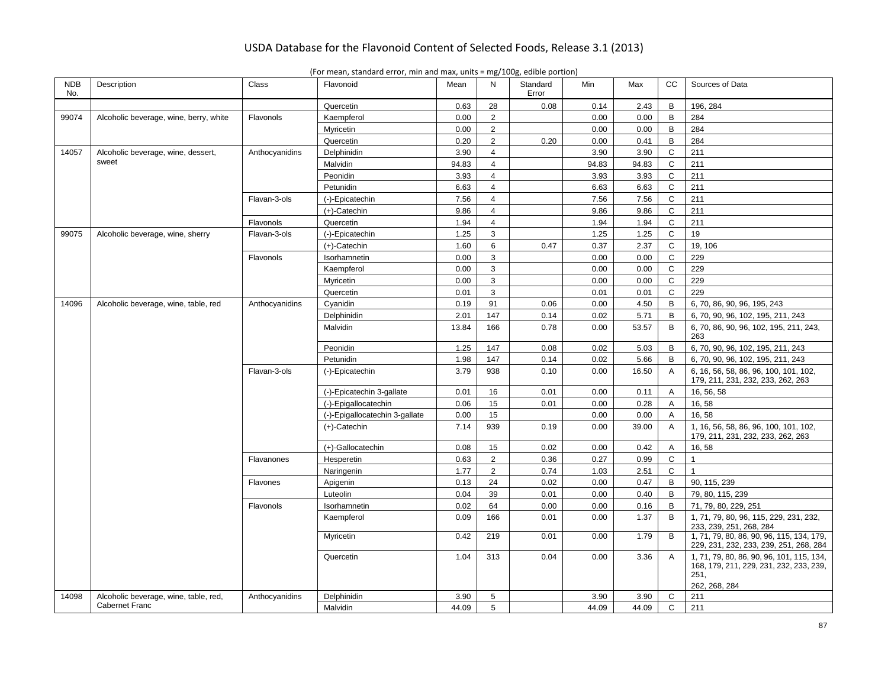# USDA Database for the Flavonoid Content of Selected Foods, Release 3.1 (2013)

(For mean, standard error, min and max, units = mg/100g, edible portion)

| NDB No. | Description | Class | Flavonoid | Mean | N | Standard Error | Min | Max | CC | Sources of Data |
|---|---|---|---|---|---|---|---|---|---|---|
| | | | Quercetin | 0.63 | 28 | 0.08 | 0.14 | 2.43 | B | 196, 284 |
| 99074 | Alcoholic beverage, wine, berry, white | Flavonols | Kaempferol | 0.00 | 2 | | 0.00 | 0.00 | B | 284 |
| | | | Myricetin | 0.00 | 2 | | 0.00 | 0.00 | B | 284 |
| | | | Quercetin | 0.20 | 2 | 0.20 | 0.00 | 0.41 | B | 284 |
| 14057 | Alcoholic beverage, wine, dessert, sweet | Anthocyanidins | Delphinidin | 3.90 | 4 | | 3.90 | 3.90 | C | 211 |
| | | | Malvidin | 94.83 | 4 | | 94.83 | 94.83 | C | 211 |
| | | | Peonidin | 3.93 | 4 | | 3.93 | 3.93 | C | 211 |
| | | | Petunidin | 6.63 | 4 | | 6.63 | 6.63 | C | 211 |
| | | Flavan-3-ols | (-)-Epicatechin | 7.56 | 4 | | 7.56 | 7.56 | C | 211 |
| | | | (+)-Catechin | 9.86 | 4 | | 9.86 | 9.86 | C | 211 |
| | | Flavonols | Quercetin | 1.94 | 4 | | 1.94 | 1.94 | C | 211 |
| 99075 | Alcoholic beverage, wine, sherry | Flavan-3-ols | (-)-Epicatechin | 1.25 | 3 | | 1.25 | 1.25 | C | 19 |
| | | | (+)-Catechin | 1.60 | 6 | 0.47 | 0.37 | 2.37 | C | 19, 106 |
| | | Flavonols | Isorhamnetin | 0.00 | 3 | | 0.00 | 0.00 | C | 229 |
| | | | Kaempferol | 0.00 | 3 | | 0.00 | 0.00 | C | 229 |
| | | | Myricetin | 0.00 | 3 | | 0.00 | 0.00 | C | 229 |
| | | | Quercetin | 0.01 | 3 | | 0.01 | 0.01 | C | 229 |
| 14096 | Alcoholic beverage, wine, table, red | Anthocyanidins | Cyanidin | 0.19 | 91 | 0.06 | 0.00 | 4.50 | B | 6, 70, 86, 90, 96, 195, 243 |
| | | | Delphinidin | 2.01 | 147 | 0.14 | 0.02 | 5.71 | B | 6, 70, 90, 96, 102, 195, 211, 243 |
| | | | Malvidin | 13.84 | 166 | 0.78 | 0.00 | 53.57 | B | 6, 70, 86, 90, 96, 102, 195, 211, 243, 263 |
| | | | Peonidin | 1.25 | 147 | 0.08 | 0.02 | 5.03 | B | 6, 70, 90, 96, 102, 195, 211, 243 |
| | | | Petunidin | 1.98 | 147 | 0.14 | 0.02 | 5.66 | B | 6, 70, 90, 96, 102, 195, 211, 243 |
| | | Flavan-3-ols | (-)-Epicatechin | 3.79 | 938 | 0.10 | 0.00 | 16.50 | A | 6, 16, 56, 58, 86, 96, 100, 101, 102, 179, 211, 231, 232, 233, 262, 263 |
| | | | (-)-Epicatechin 3-gallate | 0.01 | 16 | 0.01 | 0.00 | 0.11 | A | 16, 56, 58 |
| | | | (-)-Epigallocatechin | 0.06 | 15 | 0.01 | 0.00 | 0.28 | A | 16, 58 |
| | | | (-)-Epigallocatechin 3-gallate | 0.00 | 15 | | 0.00 | 0.00 | A | 16, 58 |
| | | | (+)-Catechin | 7.14 | 939 | 0.19 | 0.00 | 39.00 | A | 1, 16, 56, 58, 86, 96, 100, 101, 102, 179, 211, 231, 232, 233, 262, 263 |
| | | | (+)-Gallocatechin | 0.08 | 15 | 0.02 | 0.00 | 0.42 | A | 16, 58 |
| | | Flavanones | Hesperetin | 0.63 | 2 | 0.36 | 0.27 | 0.99 | C | 1 |
| | | | Naringenin | 1.77 | 2 | 0.74 | 1.03 | 2.51 | C | 1 |
| | | Flavones | Apigenin | 0.13 | 24 | 0.02 | 0.00 | 0.47 | B | 90, 115, 239 |
| | | | Luteolin | 0.04 | 39 | 0.01 | 0.00 | 0.40 | B | 79, 80, 115, 239 |
| | | Flavonols | Isorhamnetin | 0.02 | 64 | 0.00 | 0.00 | 0.16 | B | 71, 79, 80, 229, 251 |
| | | | Kaempferol | 0.09 | 166 | 0.01 | 0.00 | 1.37 | B | 1, 71, 79, 80, 96, 115, 229, 231, 232, 233, 239, 251, 268, 284 |
| | | | Myricetin | 0.42 | 219 | 0.01 | 0.00 | 1.79 | B | 1, 71, 79, 80, 86, 90, 96, 115, 134, 179, 229, 231, 232, 233, 239, 251, 268, 284 |
| | | | Quercetin | 1.04 | 313 | 0.04 | 0.00 | 3.36 | A | 1, 71, 79, 80, 86, 90, 96, 101, 115, 134, 168, 179, 211, 229, 231, 232, 233, 239, 251, 262, 268, 284 |
| 14098 | Alcoholic beverage, wine, table, red, Cabernet Franc | Anthocyanidins | Delphinidin | 3.90 | 5 | | 3.90 | 3.90 | C | 211 |
| | | | Malvidin | 44.09 | 5 | | 44.09 | 44.09 | C | 211 |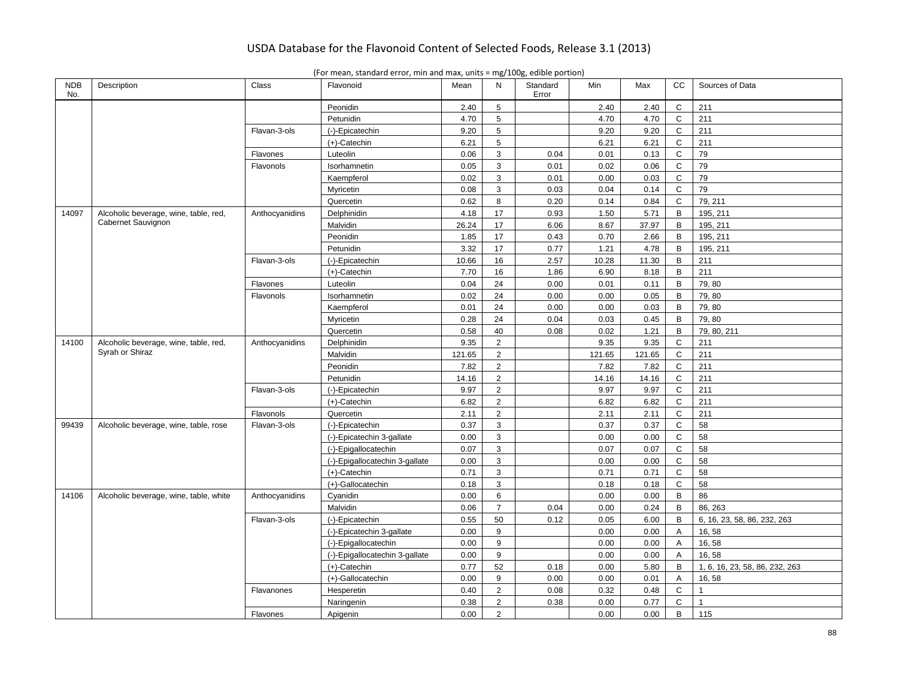# USDA Database for the Flavonoid Content of Selected Foods, Release 3.1 (2013)

(For mean, standard error, min and max, units = mg/100g, edible portion)

| NDB No. | Description | Class | Flavonoid | Mean | N | Standard Error | Min | Max | CC | Sources of Data |
|---|---|---|---|---|---|---|---|---|---|---|
| | | | Peonidin | 2.40 | 5 | | 2.40 | 2.40 | C | 211 |
| | | | Petunidin | 4.70 | 5 | | 4.70 | 4.70 | C | 211 |
| | | Flavan-3-ols | (-)-Epicatechin | 9.20 | 5 | | 9.20 | 9.20 | C | 211 |
| | | | (+)-Catechin | 6.21 | 5 | | 6.21 | 6.21 | C | 211 |
| | | Flavones | Luteolin | 0.06 | 3 | 0.04 | 0.01 | 0.13 | C | 79 |
| | | Flavonols | Isorhamnetin | 0.05 | 3 | 0.01 | 0.02 | 0.06 | C | 79 |
| | | | Kaempferol | 0.02 | 3 | 0.01 | 0.00 | 0.03 | C | 79 |
| | | | Myricetin | 0.08 | 3 | 0.03 | 0.04 | 0.14 | C | 79 |
| | | | Quercetin | 0.62 | 8 | 0.20 | 0.14 | 0.84 | C | 79, 211 |
| 14097 | Alcoholic beverage, wine, table, red, Cabernet Sauvignon | Anthocyanidins | Delphinidin | 4.18 | 17 | 0.93 | 1.50 | 5.71 | B | 195, 211 |
| | | | Malvidin | 26.24 | 17 | 6.06 | 8.67 | 37.97 | B | 195, 211 |
| | | | Peonidin | 1.85 | 17 | 0.43 | 0.70 | 2.66 | B | 195, 211 |
| | | | Petunidin | 3.32 | 17 | 0.77 | 1.21 | 4.78 | B | 195, 211 |
| | | Flavan-3-ols | (-)-Epicatechin | 10.66 | 16 | 2.57 | 10.28 | 11.30 | B | 211 |
| | | | (+)-Catechin | 7.70 | 16 | 1.86 | 6.90 | 8.18 | B | 211 |
| | | Flavones | Luteolin | 0.04 | 24 | 0.00 | 0.01 | 0.11 | B | 79, 80 |
| | | Flavonols | Isorhamnetin | 0.02 | 24 | 0.00 | 0.00 | 0.05 | B | 79, 80 |
| | | | Kaempferol | 0.01 | 24 | 0.00 | 0.00 | 0.03 | B | 79, 80 |
| | | | Myricetin | 0.28 | 24 | 0.04 | 0.03 | 0.45 | B | 79, 80 |
| | | | Quercetin | 0.58 | 40 | 0.08 | 0.02 | 1.21 | B | 79, 80, 211 |
| 14100 | Alcoholic beverage, wine, table, red, Syrah or Shiraz | Anthocyanidins | Delphinidin | 9.35 | 2 | | 9.35 | 9.35 | C | 211 |
| | | | Malvidin | 121.65 | 2 | | 121.65 | 121.65 | C | 211 |
| | | | Peonidin | 7.82 | 2 | | 7.82 | 7.82 | C | 211 |
| | | | Petunidin | 14.16 | 2 | | 14.16 | 14.16 | C | 211 |
| | | Flavan-3-ols | (-)-Epicatechin | 9.97 | 2 | | 9.97 | 9.97 | C | 211 |
| | | | (+)-Catechin | 6.82 | 2 | | 6.82 | 6.82 | C | 211 |
| | | Flavonols | Quercetin | 2.11 | 2 | | 2.11 | 2.11 | C | 211 |
| 99439 | Alcoholic beverage, wine, table, rose | Flavan-3-ols | (-)-Epicatechin | 0.37 | 3 | | 0.37 | 0.37 | C | 58 |
| | | | (-)-Epicatechin 3-gallate | 0.00 | 3 | | 0.00 | 0.00 | C | 58 |
| | | | (-)-Epigallocatechin | 0.07 | 3 | | 0.07 | 0.07 | C | 58 |
| | | | (-)-Epigallocatechin 3-gallate | 0.00 | 3 | | 0.00 | 0.00 | C | 58 |
| | | | (+)-Catechin | 0.71 | 3 | | 0.71 | 0.71 | C | 58 |
| | | | (+)-Gallocatechin | 0.18 | 3 | | 0.18 | 0.18 | C | 58 |
| 14106 | Alcoholic beverage, wine, table, white | Anthocyanidins | Cyanidin | 0.00 | 6 | | 0.00 | 0.00 | B | 86 |
| | | | Malvidin | 0.06 | 7 | 0.04 | 0.00 | 0.24 | B | 86, 263 |
| | | Flavan-3-ols | (-)-Epicatechin | 0.55 | 50 | 0.12 | 0.05 | 6.00 | B | 6, 16, 23, 58, 86, 232, 263 |
| | | | (-)-Epicatechin 3-gallate | 0.00 | 9 | | 0.00 | 0.00 | A | 16, 58 |
| | | | (-)-Epigallocatechin | 0.00 | 9 | | 0.00 | 0.00 | A | 16, 58 |
| | | | (-)-Epigallocatechin 3-gallate | 0.00 | 9 | | 0.00 | 0.00 | A | 16, 58 |
| | | | (+)-Catechin | 0.77 | 52 | 0.18 | 0.00 | 5.80 | B | 1, 6, 16, 23, 58, 86, 232, 263 |
| | | | (+)-Gallocatechin | 0.00 | 9 | 0.00 | 0.00 | 0.01 | A | 16, 58 |
| | | Flavanones | Hesperetin | 0.40 | 2 | 0.08 | 0.32 | 0.48 | C | 1 |
| | | | Naringenin | 0.38 | 2 | 0.38 | 0.00 | 0.77 | C | 1 |
| | | Flavones | Apigenin | 0.00 | 2 | | 0.00 | 0.00 | B | 115 |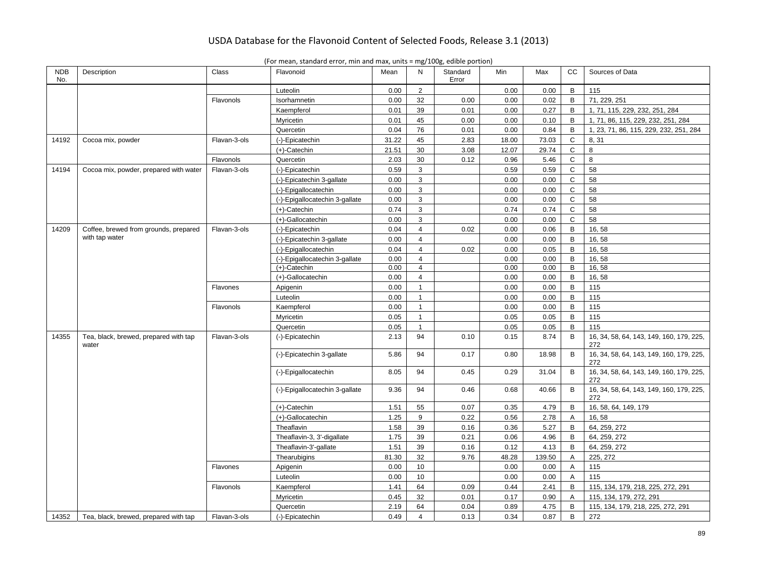# USDA Database for the Flavonoid Content of Selected Foods, Release 3.1 (2013)

(For mean, standard error, min and max, units = mg/100g, edible portion)

| NDB No. | Description | Class | Flavonoid | Mean | N | Standard Error | Min | Max | CC | Sources of Data |
|---|---|---|---|---|---|---|---|---|---|---|
| | | | Luteolin | 0.00 | 2 | | 0.00 | 0.00 | B | 115 |
| | | Flavonols | Isorhamnetin | 0.00 | 32 | 0.00 | 0.00 | 0.02 | B | 71, 229, 251 |
| | | | Kaempferol | 0.01 | 39 | 0.01 | 0.00 | 0.27 | B | 1, 71, 115, 229, 232, 251, 284 |
| | | | Myricetin | 0.01 | 45 | 0.00 | 0.00 | 0.10 | B | 1, 71, 86, 115, 229, 232, 251, 284 |
| | | | Quercetin | 0.04 | 76 | 0.01 | 0.00 | 0.84 | B | 1, 23, 71, 86, 115, 229, 232, 251, 284 |
| 14192 | Cocoa mix, powder | Flavan-3-ols | (-)-Epicatechin | 31.22 | 45 | 2.83 | 18.00 | 73.03 | C | 8, 31 |
| | | | (+)-Catechin | 21.51 | 30 | 3.08 | 12.07 | 29.74 | C | 8 |
| | | Flavonols | Quercetin | 2.03 | 30 | 0.12 | 0.96 | 5.46 | C | 8 |
| 14194 | Cocoa mix, powder, prepared with water | Flavan-3-ols | (-)-Epicatechin | 0.59 | 3 | | 0.59 | 0.59 | C | 58 |
| | | | (-)-Epicatechin 3-gallate | 0.00 | 3 | | 0.00 | 0.00 | C | 58 |
| | | | (-)-Epigallocatechin | 0.00 | 3 | | 0.00 | 0.00 | C | 58 |
| | | | (-)-Epigallocatechin 3-gallate | 0.00 | 3 | | 0.00 | 0.00 | C | 58 |
| | | | (+)-Catechin | 0.74 | 3 | | 0.74 | 0.74 | C | 58 |
| | | | (+)-Gallocatechin | 0.00 | 3 | | 0.00 | 0.00 | C | 58 |
| 14209 | Coffee, brewed from grounds, prepared with tap water | Flavan-3-ols | (-)-Epicatechin | 0.04 | 4 | 0.02 | 0.00 | 0.06 | B | 16, 58 |
| | | | (-)-Epicatechin 3-gallate | 0.00 | 4 | | 0.00 | 0.00 | B | 16, 58 |
| | | | (-)-Epigallocatechin | 0.04 | 4 | 0.02 | 0.00 | 0.05 | B | 16, 58 |
| | | | (-)-Epigallocatechin 3-gallate | 0.00 | 4 | | 0.00 | 0.00 | B | 16, 58 |
| | | | (+)-Catechin | 0.00 | 4 | | 0.00 | 0.00 | B | 16, 58 |
| | | | (+)-Gallocatechin | 0.00 | 4 | | 0.00 | 0.00 | B | 16, 58 |
| | | Flavones | Apigenin | 0.00 | 1 | | 0.00 | 0.00 | B | 115 |
| | | | Luteolin | 0.00 | 1 | | 0.00 | 0.00 | B | 115 |
| | | Flavonols | Kaempferol | 0.00 | 1 | | 0.00 | 0.00 | B | 115 |
| | | | Myricetin | 0.05 | 1 | | 0.05 | 0.05 | B | 115 |
| | | | Quercetin | 0.05 | 1 | | 0.05 | 0.05 | B | 115 |
| 14355 | Tea, black, brewed, prepared with tap water | Flavan-3-ols | (-)-Epicatechin | 2.13 | 94 | 0.10 | 0.15 | 8.74 | B | 16, 34, 58, 64, 143, 149, 160, 179, 225, 272 |
| | | | (-)-Epicatechin 3-gallate | 5.86 | 94 | 0.17 | 0.80 | 18.98 | B | 16, 34, 58, 64, 143, 149, 160, 179, 225, 272 |
| | | | (-)-Epigallocatechin | 8.05 | 94 | 0.45 | 0.29 | 31.04 | B | 16, 34, 58, 64, 143, 149, 160, 179, 225, 272 |
| | | | (-)-Epigallocatechin 3-gallate | 9.36 | 94 | 0.46 | 0.68 | 40.66 | B | 16, 34, 58, 64, 143, 149, 160, 179, 225, 272 |
| | | | (+)-Catechin | 1.51 | 55 | 0.07 | 0.35 | 4.79 | B | 16, 58, 64, 149, 179 |
| | | | (+)-Gallocatechin | 1.25 | 9 | 0.22 | 0.56 | 2.78 | A | 16, 58 |
| | | | Theaflavin | 1.58 | 39 | 0.16 | 0.36 | 5.27 | B | 64, 259, 272 |
| | | | Theaflavin-3, 3'-digallate | 1.75 | 39 | 0.21 | 0.06 | 4.96 | B | 64, 259, 272 |
| | | | Theaflavin-3'-gallate | 1.51 | 39 | 0.16 | 0.12 | 4.13 | B | 64, 259, 272 |
| | | | Thearubigins | 81.30 | 32 | 9.76 | 48.28 | 139.50 | A | 225, 272 |
| | | Flavones | Apigenin | 0.00 | 10 | | 0.00 | 0.00 | A | 115 |
| | | | Luteolin | 0.00 | 10 | | 0.00 | 0.00 | A | 115 |
| | | Flavonols | Kaempferol | 1.41 | 64 | 0.09 | 0.44 | 2.41 | B | 115, 134, 179, 218, 225, 272, 291 |
| | | | Myricetin | 0.45 | 32 | 0.01 | 0.17 | 0.90 | A | 115, 134, 179, 272, 291 |
| | | | Quercetin | 2.19 | 64 | 0.04 | 0.89 | 4.75 | B | 115, 134, 179, 218, 225, 272, 291 |
| 14352 | Tea, black, brewed, prepared with tap | Flavan-3-ols | (-)-Epicatechin | 0.49 | 4 | 0.13 | 0.34 | 0.87 | B | 272 |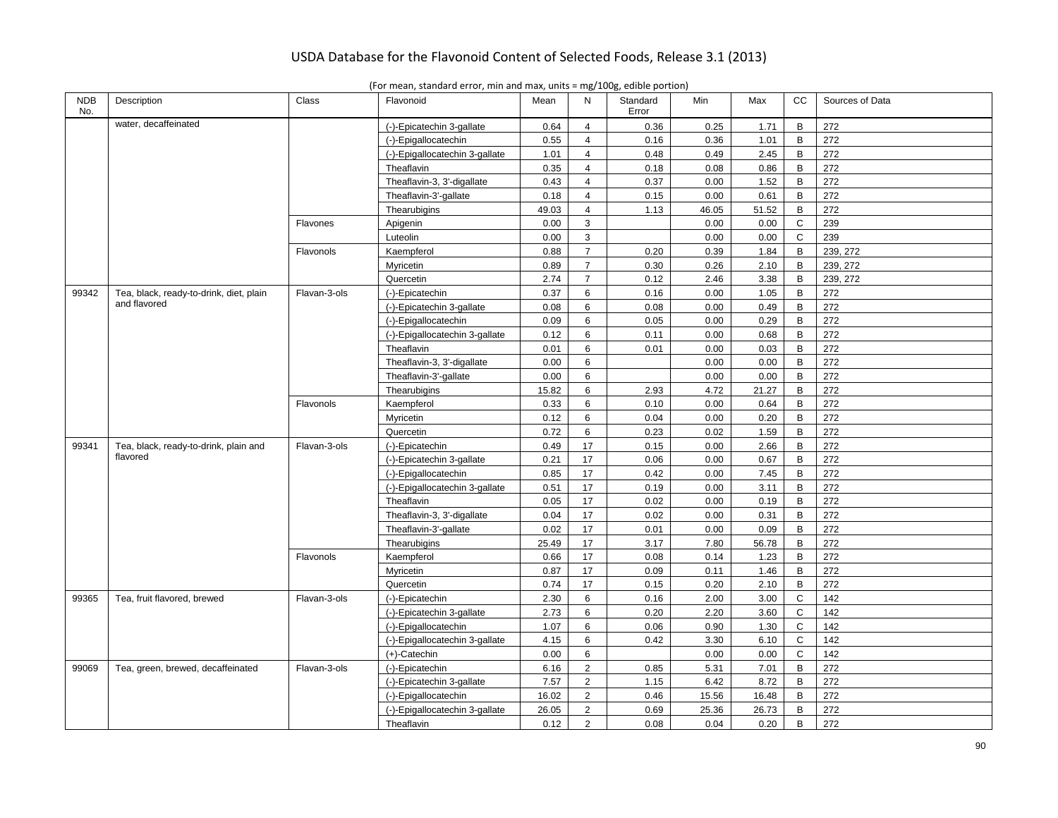# USDA Database for the Flavonoid Content of Selected Foods, Release 3.1 (2013)

(For mean, standard error, min and max, units = mg/100g, edible portion)

| NDB No. | Description | Class | Flavonoid | Mean | N | Standard Error | Min | Max | CC | Sources of Data |
|---|---|---|---|---|---|---|---|---|---|---|
| | water, decaffeinated | | (-)-Epicatechin 3-gallate | 0.64 | 4 | 0.36 | 0.25 | 1.71 | B | 272 |
| | | | (-)-Epigallocatechin | 0.55 | 4 | 0.16 | 0.36 | 1.01 | B | 272 |
| | | | (-)-Epigallocatechin 3-gallate | 1.01 | 4 | 0.48 | 0.49 | 2.45 | B | 272 |
| | | | Theaflavin | 0.35 | 4 | 0.18 | 0.08 | 0.86 | B | 272 |
| | | | Theaflavin-3, 3'-digallate | 0.43 | 4 | 0.37 | 0.00 | 1.52 | B | 272 |
| | | | Theaflavin-3'-gallate | 0.18 | 4 | 0.15 | 0.00 | 0.61 | B | 272 |
| | | | Thearubigins | 49.03 | 4 | 1.13 | 46.05 | 51.52 | B | 272 |
| | | Flavones | Apigenin | 0.00 | 3 | | 0.00 | 0.00 | C | 239 |
| | | | Luteolin | 0.00 | 3 | | 0.00 | 0.00 | C | 239 |
| | | Flavonols | Kaempferol | 0.88 | 7 | 0.20 | 0.39 | 1.84 | B | 239, 272 |
| | | | Myricetin | 0.89 | 7 | 0.30 | 0.26 | 2.10 | B | 239, 272 |
| | | | Quercetin | 2.74 | 7 | 0.12 | 2.46 | 3.38 | B | 239, 272 |
| 99342 | Tea, black, ready-to-drink, diet, plain and flavored | Flavan-3-ols | (-)-Epicatechin | 0.37 | 6 | 0.16 | 0.00 | 1.05 | B | 272 |
| | | | (-)-Epicatechin 3-gallate | 0.08 | 6 | 0.08 | 0.00 | 0.49 | B | 272 |
| | | | (-)-Epigallocatechin | 0.09 | 6 | 0.05 | 0.00 | 0.29 | B | 272 |
| | | | (-)-Epigallocatechin 3-gallate | 0.12 | 6 | 0.11 | 0.00 | 0.68 | B | 272 |
| | | | Theaflavin | 0.01 | 6 | 0.01 | 0.00 | 0.03 | B | 272 |
| | | | Theaflavin-3, 3'-digallate | 0.00 | 6 | | 0.00 | 0.00 | B | 272 |
| | | | Theaflavin-3'-gallate | 0.00 | 6 | | 0.00 | 0.00 | B | 272 |
| | | | Thearubigins | 15.82 | 6 | 2.93 | 4.72 | 21.27 | B | 272 |
| | | Flavonols | Kaempferol | 0.33 | 6 | 0.10 | 0.00 | 0.64 | B | 272 |
| | | | Myricetin | 0.12 | 6 | 0.04 | 0.00 | 0.20 | B | 272 |
| | | | Quercetin | 0.72 | 6 | 0.23 | 0.02 | 1.59 | B | 272 |
| 99341 | Tea, black, ready-to-drink, plain and flavored | Flavan-3-ols | (-)-Epicatechin | 0.49 | 17 | 0.15 | 0.00 | 2.66 | B | 272 |
| | | | (-)-Epicatechin 3-gallate | 0.21 | 17 | 0.06 | 0.00 | 0.67 | B | 272 |
| | | | (-)-Epigallocatechin | 0.85 | 17 | 0.42 | 0.00 | 7.45 | B | 272 |
| | | | (-)-Epigallocatechin 3-gallate | 0.51 | 17 | 0.19 | 0.00 | 3.11 | B | 272 |
| | | | Theaflavin | 0.05 | 17 | 0.02 | 0.00 | 0.19 | B | 272 |
| | | | Theaflavin-3, 3'-digallate | 0.04 | 17 | 0.02 | 0.00 | 0.31 | B | 272 |
| | | | Theaflavin-3'-gallate | 0.02 | 17 | 0.01 | 0.00 | 0.09 | B | 272 |
| | | | Thearubigins | 25.49 | 17 | 3.17 | 7.80 | 56.78 | B | 272 |
| | | Flavonols | Kaempferol | 0.66 | 17 | 0.08 | 0.14 | 1.23 | B | 272 |
| | | | Myricetin | 0.87 | 17 | 0.09 | 0.11 | 1.46 | B | 272 |
| | | | Quercetin | 0.74 | 17 | 0.15 | 0.20 | 2.10 | B | 272 |
| 99365 | Tea, fruit flavored, brewed | Flavan-3-ols | (-)-Epicatechin | 2.30 | 6 | 0.16 | 2.00 | 3.00 | C | 142 |
| | | | (-)-Epicatechin 3-gallate | 2.73 | 6 | 0.20 | 2.20 | 3.60 | C | 142 |
| | | | (-)-Epigallocatechin | 1.07 | 6 | 0.06 | 0.90 | 1.30 | C | 142 |
| | | | (-)-Epigallocatechin 3-gallate | 4.15 | 6 | 0.42 | 3.30 | 6.10 | C | 142 |
| | | | (+)-Catechin | 0.00 | 6 | | 0.00 | 0.00 | C | 142 |
| 99069 | Tea, green, brewed, decaffeinated | Flavan-3-ols | (-)-Epicatechin | 6.16 | 2 | 0.85 | 5.31 | 7.01 | B | 272 |
| | | | (-)-Epicatechin 3-gallate | 7.57 | 2 | 1.15 | 6.42 | 8.72 | B | 272 |
| | | | (-)-Epigallocatechin | 16.02 | 2 | 0.46 | 15.56 | 16.48 | B | 272 |
| | | | (-)-Epigallocatechin 3-gallate | 26.05 | 2 | 0.69 | 25.36 | 26.73 | B | 272 |
| | | | Theaflavin | 0.12 | 2 | 0.08 | 0.04 | 0.20 | B | 272 |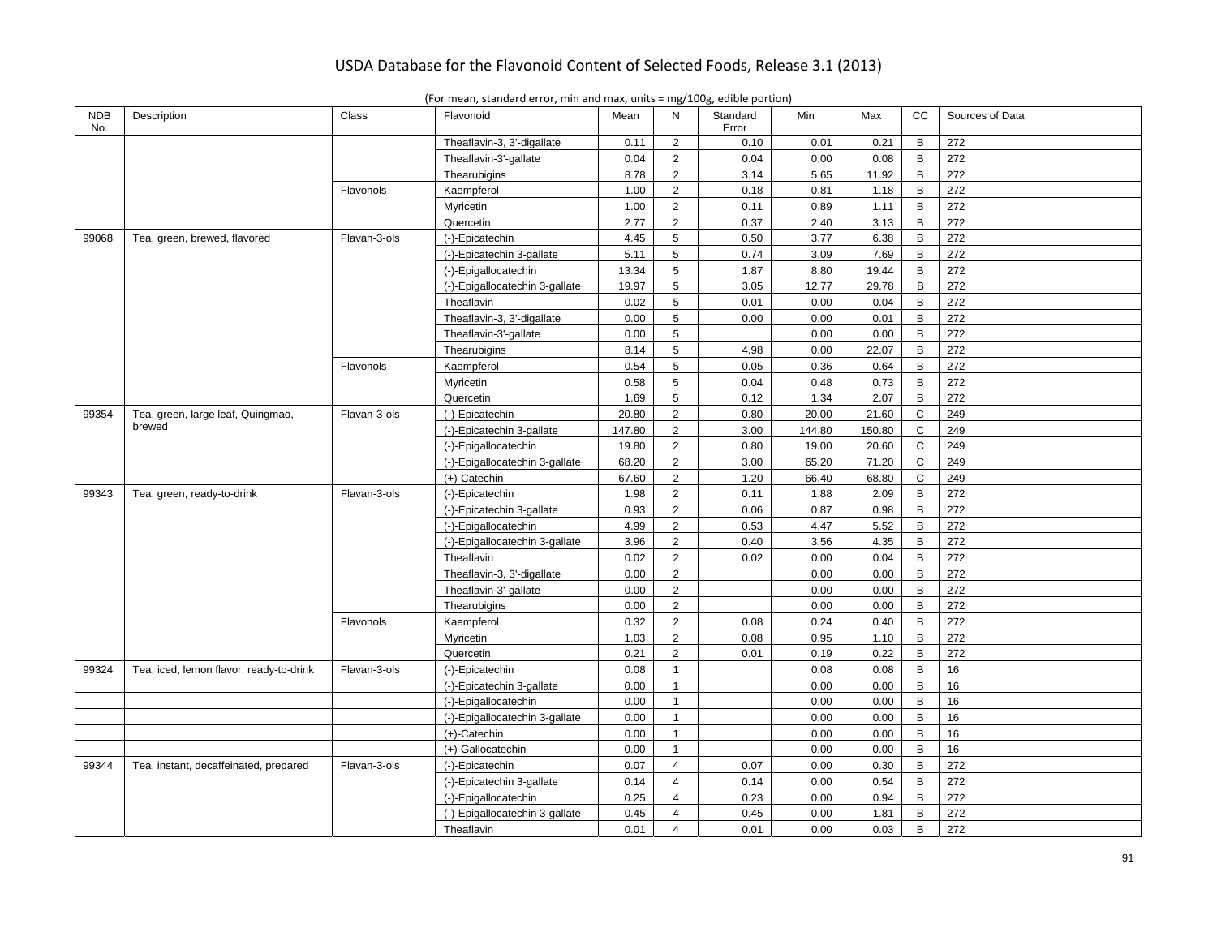# USDA Database for the Flavonoid Content of Selected Foods, Release 3.1 (2013)

(For mean, standard error, min and max, units = mg/100g, edible portion)

| NDB No. | Description | Class | Flavonoid | Mean | N | Standard Error | Min | Max | CC | Sources of Data |
|---|---|---|---|---|---|---|---|---|---|---|
| | | | Theaflavin-3, 3'-digallate | 0.11 | 2 | 0.10 | 0.01 | 0.21 | B | 272 |
| | | | Theaflavin-3'-gallate | 0.04 | 2 | 0.04 | 0.00 | 0.08 | B | 272 |
| | | | Thearubigins | 8.78 | 2 | 3.14 | 5.65 | 11.92 | B | 272 |
| | | Flavonols | Kaempferol | 1.00 | 2 | 0.18 | 0.81 | 1.18 | B | 272 |
| | | | Myricetin | 1.00 | 2 | 0.11 | 0.89 | 1.11 | B | 272 |
| | | | Quercetin | 2.77 | 2 | 0.37 | 2.40 | 3.13 | B | 272 |
| 99068 | Tea, green, brewed, flavored | Flavan-3-ols | (-)-Epicatechin | 4.45 | 5 | 0.50 | 3.77 | 6.38 | B | 272 |
| | | | (-)-Epicatechin 3-gallate | 5.11 | 5 | 0.74 | 3.09 | 7.69 | B | 272 |
| | | | (-)-Epigallocatechin | 13.34 | 5 | 1.87 | 8.80 | 19.44 | B | 272 |
| | | | (-)-Epigallocatechin 3-gallate | 19.97 | 5 | 3.05 | 12.77 | 29.78 | B | 272 |
| | | | Theaflavin | 0.02 | 5 | 0.01 | 0.00 | 0.04 | B | 272 |
| | | | Theaflavin-3, 3'-digallate | 0.00 | 5 | 0.00 | 0.00 | 0.01 | B | 272 |
| | | | Theaflavin-3'-gallate | 0.00 | 5 | | 0.00 | 0.00 | B | 272 |
| | | | Thearubigins | 8.14 | 5 | 4.98 | 0.00 | 22.07 | B | 272 |
| | | Flavonols | Kaempferol | 0.54 | 5 | 0.05 | 0.36 | 0.64 | B | 272 |
| | | | Myricetin | 0.58 | 5 | 0.04 | 0.48 | 0.73 | B | 272 |
| | | | Quercetin | 1.69 | 5 | 0.12 | 1.34 | 2.07 | B | 272 |
| 99354 | Tea, green, large leaf, Quingmao, brewed | Flavan-3-ols | (-)-Epicatechin | 20.80 | 2 | 0.80 | 20.00 | 21.60 | C | 249 |
| | | | (-)-Epicatechin 3-gallate | 147.80 | 2 | 3.00 | 144.80 | 150.80 | C | 249 |
| | | | (-)-Epigallocatechin | 19.80 | 2 | 0.80 | 19.00 | 20.60 | C | 249 |
| | | | (-)-Epigallocatechin 3-gallate | 68.20 | 2 | 3.00 | 65.20 | 71.20 | C | 249 |
| | | | (+)-Catechin | 67.60 | 2 | 1.20 | 66.40 | 68.80 | C | 249 |
| 99343 | Tea, green, ready-to-drink | Flavan-3-ols | (-)-Epicatechin | 1.98 | 2 | 0.11 | 1.88 | 2.09 | B | 272 |
| | | | (-)-Epicatechin 3-gallate | 0.93 | 2 | 0.06 | 0.87 | 0.98 | B | 272 |
| | | | (-)-Epigallocatechin | 4.99 | 2 | 0.53 | 4.47 | 5.52 | B | 272 |
| | | | (-)-Epigallocatechin 3-gallate | 3.96 | 2 | 0.40 | 3.56 | 4.35 | B | 272 |
| | | | Theaflavin | 0.02 | 2 | 0.02 | 0.00 | 0.04 | B | 272 |
| | | | Theaflavin-3, 3'-digallate | 0.00 | 2 | | 0.00 | 0.00 | B | 272 |
| | | | Theaflavin-3'-gallate | 0.00 | 2 | | 0.00 | 0.00 | B | 272 |
| | | | Thearubigins | 0.00 | 2 | | 0.00 | 0.00 | B | 272 |
| | | Flavonols | Kaempferol | 0.32 | 2 | 0.08 | 0.24 | 0.40 | B | 272 |
| | | | Myricetin | 1.03 | 2 | 0.08 | 0.95 | 1.10 | B | 272 |
| | | | Quercetin | 0.21 | 2 | 0.01 | 0.19 | 0.22 | B | 272 |
| 99324 | Tea, iced, lemon flavor, ready-to-drink | Flavan-3-ols | (-)-Epicatechin | 0.08 | 1 | | 0.08 | 0.08 | B | 16 |
| | | | (-)-Epicatechin 3-gallate | 0.00 | 1 | | 0.00 | 0.00 | B | 16 |
| | | | (-)-Epigallocatechin | 0.00 | 1 | | 0.00 | 0.00 | B | 16 |
| | | | (-)-Epigallocatechin 3-gallate | 0.00 | 1 | | 0.00 | 0.00 | B | 16 |
| | | | (+)-Catechin | 0.00 | 1 | | 0.00 | 0.00 | B | 16 |
| | | | (+)-Gallocatechin | 0.00 | 1 | | 0.00 | 0.00 | B | 16 |
| 99344 | Tea, instant, decaffeinated, prepared | Flavan-3-ols | (-)-Epicatechin | 0.07 | 4 | 0.07 | 0.00 | 0.30 | B | 272 |
| | | | (-)-Epicatechin 3-gallate | 0.14 | 4 | 0.14 | 0.00 | 0.54 | B | 272 |
| | | | (-)-Epigallocatechin | 0.25 | 4 | 0.23 | 0.00 | 0.94 | B | 272 |
| | | | (-)-Epigallocatechin 3-gallate | 0.45 | 4 | 0.45 | 0.00 | 1.81 | B | 272 |
| | | | Theaflavin | 0.01 | 4 | 0.01 | 0.00 | 0.03 | B | 272 |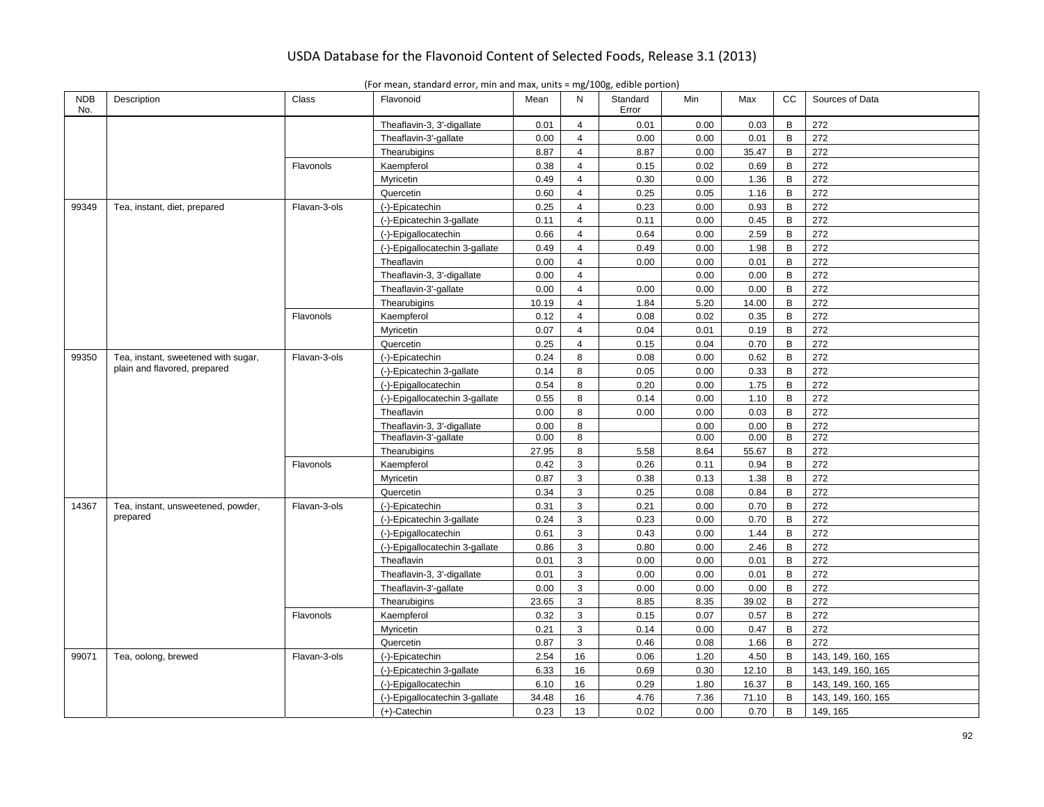# USDA Database for the Flavonoid Content of Selected Foods, Release 3.1 (2013)

(For mean, standard error, min and max, units = mg/100g, edible portion)

| NDB No. | Description | Class | Flavonoid | Mean | N | Standard Error | Min | Max | CC | Sources of Data |
|---|---|---|---|---|---|---|---|---|---|---|
| | | | Theaflavin-3, 3'-digallate | 0.01 | 4 | 0.01 | 0.00 | 0.03 | B | 272 |
| | | | Theaflavin-3'-gallate | 0.00 | 4 | 0.00 | 0.00 | 0.01 | B | 272 |
| | | | Thearubigins | 8.87 | 4 | 8.87 | 0.00 | 35.47 | B | 272 |
| | | Flavonols | Kaempferol | 0.38 | 4 | 0.15 | 0.02 | 0.69 | B | 272 |
| | | | Myricetin | 0.49 | 4 | 0.30 | 0.00 | 1.36 | B | 272 |
| | | | Quercetin | 0.60 | 4 | 0.25 | 0.05 | 1.16 | B | 272 |
| 99349 | Tea, instant, diet, prepared | Flavan-3-ols | (-)-Epicatechin | 0.25 | 4 | 0.23 | 0.00 | 0.93 | B | 272 |
| | | | (-)-Epicatechin 3-gallate | 0.11 | 4 | 0.11 | 0.00 | 0.45 | B | 272 |
| | | | (-)-Epigallocatechin | 0.66 | 4 | 0.64 | 0.00 | 2.59 | B | 272 |
| | | | (-)-Epigallocatechin 3-gallate | 0.49 | 4 | 0.49 | 0.00 | 1.98 | B | 272 |
| | | | Theaflavin | 0.00 | 4 | 0.00 | 0.00 | 0.01 | B | 272 |
| | | | Theaflavin-3, 3'-digallate | 0.00 | 4 | | 0.00 | 0.00 | B | 272 |
| | | | Theaflavin-3'-gallate | 0.00 | 4 | 0.00 | 0.00 | 0.00 | B | 272 |
| | | | Thearubigins | 10.19 | 4 | 1.84 | 5.20 | 14.00 | B | 272 |
| | | Flavonols | Kaempferol | 0.12 | 4 | 0.08 | 0.02 | 0.35 | B | 272 |
| | | | Myricetin | 0.07 | 4 | 0.04 | 0.01 | 0.19 | B | 272 |
| | | | Quercetin | 0.25 | 4 | 0.15 | 0.04 | 0.70 | B | 272 |
| 99350 | Tea, instant, sweetened with sugar, plain and flavored, prepared | Flavan-3-ols | (-)-Epicatechin | 0.24 | 8 | 0.08 | 0.00 | 0.62 | B | 272 |
| | | | (-)-Epicatechin 3-gallate | 0.14 | 8 | 0.05 | 0.00 | 0.33 | B | 272 |
| | | | (-)-Epigallocatechin | 0.54 | 8 | 0.20 | 0.00 | 1.75 | B | 272 |
| | | | (-)-Epigallocatechin 3-gallate | 0.55 | 8 | 0.14 | 0.00 | 1.10 | B | 272 |
| | | | Theaflavin | 0.00 | 8 | 0.00 | 0.00 | 0.03 | B | 272 |
| | | | Theaflavin-3, 3'-digallate | 0.00 | 8 | | 0.00 | 0.00 | B | 272 |
| | | | Theaflavin-3'-gallate | 0.00 | 8 | | 0.00 | 0.00 | B | 272 |
| | | | Thearubigins | 27.95 | 8 | 5.58 | 8.64 | 55.67 | B | 272 |
| | | Flavonols | Kaempferol | 0.42 | 3 | 0.26 | 0.11 | 0.94 | B | 272 |
| | | | Myricetin | 0.87 | 3 | 0.38 | 0.13 | 1.38 | B | 272 |
| | | | Quercetin | 0.34 | 3 | 0.25 | 0.08 | 0.84 | B | 272 |
| 14367 | Tea, instant, unsweetened, powder, prepared | Flavan-3-ols | (-)-Epicatechin | 0.31 | 3 | 0.21 | 0.00 | 0.70 | B | 272 |
| | | | (-)-Epicatechin 3-gallate | 0.24 | 3 | 0.23 | 0.00 | 0.70 | B | 272 |
| | | | (-)-Epigallocatechin | 0.61 | 3 | 0.43 | 0.00 | 1.44 | B | 272 |
| | | | (-)-Epigallocatechin 3-gallate | 0.86 | 3 | 0.80 | 0.00 | 2.46 | B | 272 |
| | | | Theaflavin | 0.01 | 3 | 0.00 | 0.00 | 0.01 | B | 272 |
| | | | Theaflavin-3, 3'-digallate | 0.01 | 3 | 0.00 | 0.00 | 0.01 | B | 272 |
| | | | Theaflavin-3'-gallate | 0.00 | 3 | 0.00 | 0.00 | 0.00 | B | 272 |
| | | | Thearubigins | 23.65 | 3 | 8.85 | 8.35 | 39.02 | B | 272 |
| | | Flavonols | Kaempferol | 0.32 | 3 | 0.15 | 0.07 | 0.57 | B | 272 |
| | | | Myricetin | 0.21 | 3 | 0.14 | 0.00 | 0.47 | B | 272 |
| | | | Quercetin | 0.87 | 3 | 0.46 | 0.08 | 1.66 | B | 272 |
| 99071 | Tea, oolong, brewed | Flavan-3-ols | (-)-Epicatechin | 2.54 | 16 | 0.06 | 1.20 | 4.50 | B | 143, 149, 160, 165 |
| | | | (-)-Epicatechin 3-gallate | 6.33 | 16 | 0.69 | 0.30 | 12.10 | B | 143, 149, 160, 165 |
| | | | (-)-Epigallocatechin | 6.10 | 16 | 0.29 | 1.80 | 16.37 | B | 143, 149, 160, 165 |
| | | | (-)-Epigallocatechin 3-gallate | 34.48 | 16 | 4.76 | 7.36 | 71.10 | B | 143, 149, 160, 165 |
| | | | (+)-Catechin | 0.23 | 13 | 0.02 | 0.00 | 0.70 | B | 149, 165 |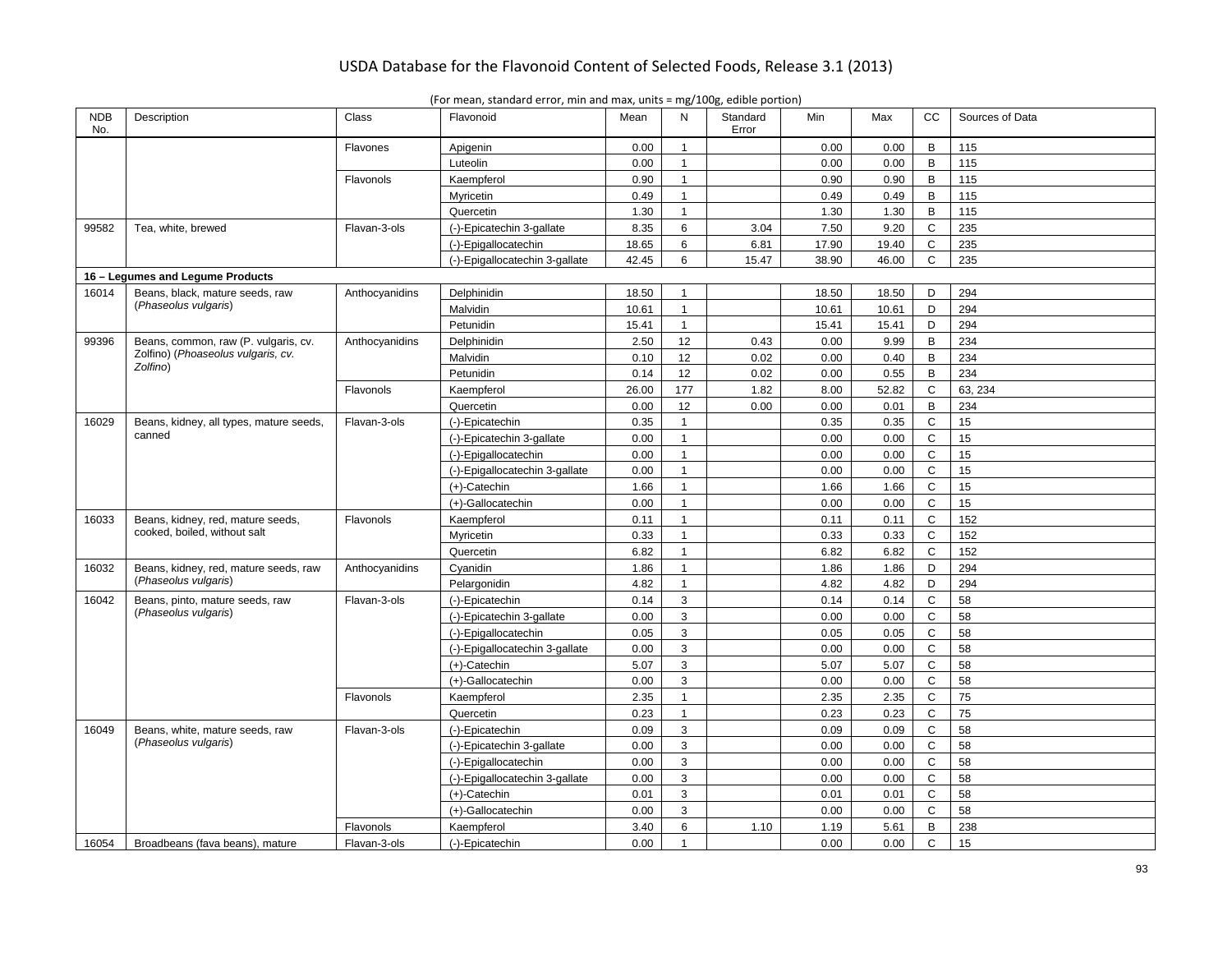# USDA Database for the Flavonoid Content of Selected Foods, Release 3.1 (2013)

(For mean, standard error, min and max, units = mg/100g, edible portion)

| NDB No. | Description | Class | Flavonoid | Mean | N | Standard Error | Min | Max | CC | Sources of Data |
|---|---|---|---|---|---|---|---|---|---|---|
| | | Flavones | Apigenin | 0.00 | 1 | | 0.00 | 0.00 | B | 115 |
| | | | Luteolin | 0.00 | 1 | | 0.00 | 0.00 | B | 115 |
| | | Flavonols | Kaempferol | 0.90 | 1 | | 0.90 | 0.90 | B | 115 |
| | | | Myricetin | 0.49 | 1 | | 0.49 | 0.49 | B | 115 |
| | | | Quercetin | 1.30 | 1 | | 1.30 | 1.30 | B | 115 |
| 99582 | Tea, white, brewed | Flavan-3-ols | (-)-Epicatechin 3-gallate | 8.35 | 6 | 3.04 | 7.50 | 9.20 | C | 235 |
| | | | (-)-Epigallocatechin | 18.65 | 6 | 6.81 | 17.90 | 19.40 | C | 235 |
| | | | (-)-Epigallocatechin 3-gallate | 42.45 | 6 | 15.47 | 38.90 | 46.00 | C | 235 |
| **16 – Legumes and Legume Products** | | | | | | | | | | |
| 16014 | Beans, black, mature seeds, raw (*Phaseolus vulgaris*) | Anthocyanidins | Delphinidin | 18.50 | 1 | | 18.50 | 18.50 | D | 294 |
| | | | Malvidin | 10.61 | 1 | | 10.61 | 10.61 | D | 294 |
| | | | Petunidin | 15.41 | 1 | | 15.41 | 15.41 | D | 294 |
| 99396 | Beans, common, raw (P. vulgaris, cv. Zolfino) (*Phoaseolus vulgaris, cv. Zolfino*) | Anthocyanidins | Delphinidin | 2.50 | 12 | 0.43 | 0.00 | 9.99 | B | 234 |
| | | | Malvidin | 0.10 | 12 | 0.02 | 0.00 | 0.40 | B | 234 |
| | | | Petunidin | 0.14 | 12 | 0.02 | 0.00 | 0.55 | B | 234 |
| | | Flavonols | Kaempferol | 26.00 | 177 | 1.82 | 8.00 | 52.82 | C | 63, 234 |
| | | | Quercetin | 0.00 | 12 | 0.00 | 0.00 | 0.01 | B | 234 |
| 16029 | Beans, kidney, all types, mature seeds, canned | Flavan-3-ols | (-)-Epicatechin | 0.35 | 1 | | 0.35 | 0.35 | C | 15 |
| | | | (-)-Epicatechin 3-gallate | 0.00 | 1 | | 0.00 | 0.00 | C | 15 |
| | | | (-)-Epigallocatechin | 0.00 | 1 | | 0.00 | 0.00 | C | 15 |
| | | | (-)-Epigallocatechin 3-gallate | 0.00 | 1 | | 0.00 | 0.00 | C | 15 |
| | | | (+)-Catechin | 1.66 | 1 | | 1.66 | 1.66 | C | 15 |
| | | | (+)-Gallocatechin | 0.00 | 1 | | 0.00 | 0.00 | C | 15 |
| 16033 | Beans, kidney, red, mature seeds, cooked, boiled, without salt | Flavonols | Kaempferol | 0.11 | 1 | | 0.11 | 0.11 | C | 152 |
| | | | Myricetin | 0.33 | 1 | | 0.33 | 0.33 | C | 152 |
| | | | Quercetin | 6.82 | 1 | | 6.82 | 6.82 | C | 152 |
| 16032 | Beans, kidney, red, mature seeds, raw (*Phaseolus vulgaris*) | Anthocyanidins | Cyanidin | 1.86 | 1 | | 1.86 | 1.86 | D | 294 |
| | | | Pelargonidin | 4.82 | 1 | | 4.82 | 4.82 | D | 294 |
| 16042 | Beans, pinto, mature seeds, raw (*Phaseolus vulgaris*) | Flavan-3-ols | (-)-Epicatechin | 0.14 | 3 | | 0.14 | 0.14 | C | 58 |
| | | | (-)-Epicatechin 3-gallate | 0.00 | 3 | | 0.00 | 0.00 | C | 58 |
| | | | (-)-Epigallocatechin | 0.05 | 3 | | 0.05 | 0.05 | C | 58 |
| | | | (-)-Epigallocatechin 3-gallate | 0.00 | 3 | | 0.00 | 0.00 | C | 58 |
| | | | (+)-Catechin | 5.07 | 3 | | 5.07 | 5.07 | C | 58 |
| | | | (+)-Gallocatechin | 0.00 | 3 | | 0.00 | 0.00 | C | 58 |
| | | Flavonols | Kaempferol | 2.35 | 1 | | 2.35 | 2.35 | C | 75 |
| | | | Quercetin | 0.23 | 1 | | 0.23 | 0.23 | C | 75 |
| 16049 | Beans, white, mature seeds, raw (*Phaseolus vulgaris*) | Flavan-3-ols | (-)-Epicatechin | 0.09 | 3 | | 0.09 | 0.09 | C | 58 |
| | | | (-)-Epicatechin 3-gallate | 0.00 | 3 | | 0.00 | 0.00 | C | 58 |
| | | | (-)-Epigallocatechin | 0.00 | 3 | | 0.00 | 0.00 | C | 58 |
| | | | (-)-Epigallocatechin 3-gallate | 0.00 | 3 | | 0.00 | 0.00 | C | 58 |
| | | | (+)-Catechin | 0.01 | 3 | | 0.01 | 0.01 | C | 58 |
| | | | (+)-Gallocatechin | 0.00 | 3 | | 0.00 | 0.00 | C | 58 |
| | | Flavonols | Kaempferol | 3.40 | 6 | 1.10 | 1.19 | 5.61 | B | 238 |
| 16054 | Broadbeans (fava beans), mature | Flavan-3-ols | (-)-Epicatechin | 0.00 | 1 | | 0.00 | 0.00 | C | 15 |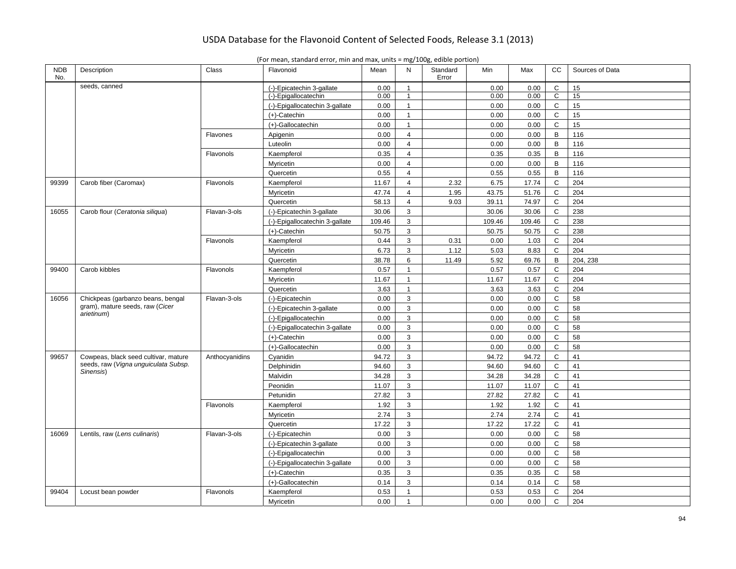# USDA Database for the Flavonoid Content of Selected Foods, Release 3.1 (2013)

(For mean, standard error, min and max, units = mg/100g, edible portion)

| NDB No. | Description | Class | Flavonoid | Mean | N | Standard Error | Min | Max | CC | Sources of Data |
|---|---|---|---|---|---|---|---|---|---|---|
| | seeds, canned | | (-)-Epicatechin 3-gallate | 0.00 | 1 | | 0.00 | 0.00 | C | 15 |
| | | | (-)-Epigallocatechin | 0.00 | 1 | | 0.00 | 0.00 | C | 15 |
| | | | (-)-Epigallocatechin 3-gallate | 0.00 | 1 | | 0.00 | 0.00 | C | 15 |
| | | | (+)-Catechin | 0.00 | 1 | | 0.00 | 0.00 | C | 15 |
| | | | (+)-Gallocatechin | 0.00 | 1 | | 0.00 | 0.00 | C | 15 |
| | | Flavones | Apigenin | 0.00 | 4 | | 0.00 | 0.00 | B | 116 |
| | | | Luteolin | 0.00 | 4 | | 0.00 | 0.00 | B | 116 |
| | | Flavonols | Kaempferol | 0.35 | 4 | | 0.35 | 0.35 | B | 116 |
| | | | Myricetin | 0.00 | 4 | | 0.00 | 0.00 | B | 116 |
| | | | Quercetin | 0.55 | 4 | | 0.55 | 0.55 | B | 116 |
| 99399 | Carob fiber (Caromax) | Flavonols | Kaempferol | 11.67 | 4 | 2.32 | 6.75 | 17.74 | C | 204 |
| | | | Myricetin | 47.74 | 4 | 1.95 | 43.75 | 51.76 | C | 204 |
| | | | Quercetin | 58.13 | 4 | 9.03 | 39.11 | 74.97 | C | 204 |
| 16055 | Carob flour (*Ceratonia siliqua*) | Flavan-3-ols | (-)-Epicatechin 3-gallate | 30.06 | 3 | | 30.06 | 30.06 | C | 238 |
| | | | (-)-Epigallocatechin 3-gallate | 109.46 | 3 | | 109.46 | 109.46 | C | 238 |
| | | | (+)-Catechin | 50.75 | 3 | | 50.75 | 50.75 | C | 238 |
| | | Flavonols | Kaempferol | 0.44 | 3 | 0.31 | 0.00 | 1.03 | C | 204 |
| | | | Myricetin | 6.73 | 3 | 1.12 | 5.03 | 8.83 | C | 204 |
| | | | Quercetin | 38.78 | 6 | 11.49 | 5.92 | 69.76 | B | 204, 238 |
| 99400 | Carob kibbles | Flavonols | Kaempferol | 0.57 | 1 | | 0.57 | 0.57 | C | 204 |
| | | | Myricetin | 11.67 | 1 | | 11.67 | 11.67 | C | 204 |
| | | | Quercetin | 3.63 | 1 | | 3.63 | 3.63 | C | 204 |
| 16056 | Chickpeas (garbanzo beans, bengal gram), mature seeds, raw (*Cicer arietinum*) | Flavan-3-ols | (-)-Epicatechin | 0.00 | 3 | | 0.00 | 0.00 | C | 58 |
| | | | (-)-Epicatechin 3-gallate | 0.00 | 3 | | 0.00 | 0.00 | C | 58 |
| | | | (-)-Epigallocatechin | 0.00 | 3 | | 0.00 | 0.00 | C | 58 |
| | | | (-)-Epigallocatechin 3-gallate | 0.00 | 3 | | 0.00 | 0.00 | C | 58 |
| | | | (+)-Catechin | 0.00 | 3 | | 0.00 | 0.00 | C | 58 |
| | | | (+)-Gallocatechin | 0.00 | 3 | | 0.00 | 0.00 | C | 58 |
| 99657 | Cowpeas, black seed cultivar, mature seeds, raw (*Vigna unguiculata Subsp. Sinensis*) | Anthocyanidins | Cyanidin | 94.72 | 3 | | 94.72 | 94.72 | C | 41 |
| | | | Delphinidin | 94.60 | 3 | | 94.60 | 94.60 | C | 41 |
| | | | Malvidin | 34.28 | 3 | | 34.28 | 34.28 | C | 41 |
| | | | Peonidin | 11.07 | 3 | | 11.07 | 11.07 | C | 41 |
| | | | Petunidin | 27.82 | 3 | | 27.82 | 27.82 | C | 41 |
| | | Flavonols | Kaempferol | 1.92 | 3 | | 1.92 | 1.92 | C | 41 |
| | | | Myricetin | 2.74 | 3 | | 2.74 | 2.74 | C | 41 |
| | | | Quercetin | 17.22 | 3 | | 17.22 | 17.22 | C | 41 |
| 16069 | Lentils, raw (*Lens culinaris*) | Flavan-3-ols | (-)-Epicatechin | 0.00 | 3 | | 0.00 | 0.00 | C | 58 |
| | | | (-)-Epicatechin 3-gallate | 0.00 | 3 | | 0.00 | 0.00 | C | 58 |
| | | | (-)-Epigallocatechin | 0.00 | 3 | | 0.00 | 0.00 | C | 58 |
| | | | (-)-Epigallocatechin 3-gallate | 0.00 | 3 | | 0.00 | 0.00 | C | 58 |
| | | | (+)-Catechin | 0.35 | 3 | | 0.35 | 0.35 | C | 58 |
| | | | (+)-Gallocatechin | 0.14 | 3 | | 0.14 | 0.14 | C | 58 |
| 99404 | Locust bean powder | Flavonols | Kaempferol | 0.53 | 1 | | 0.53 | 0.53 | C | 204 |
| | | | Myricetin | 0.00 | 1 | | 0.00 | 0.00 | C | 204 |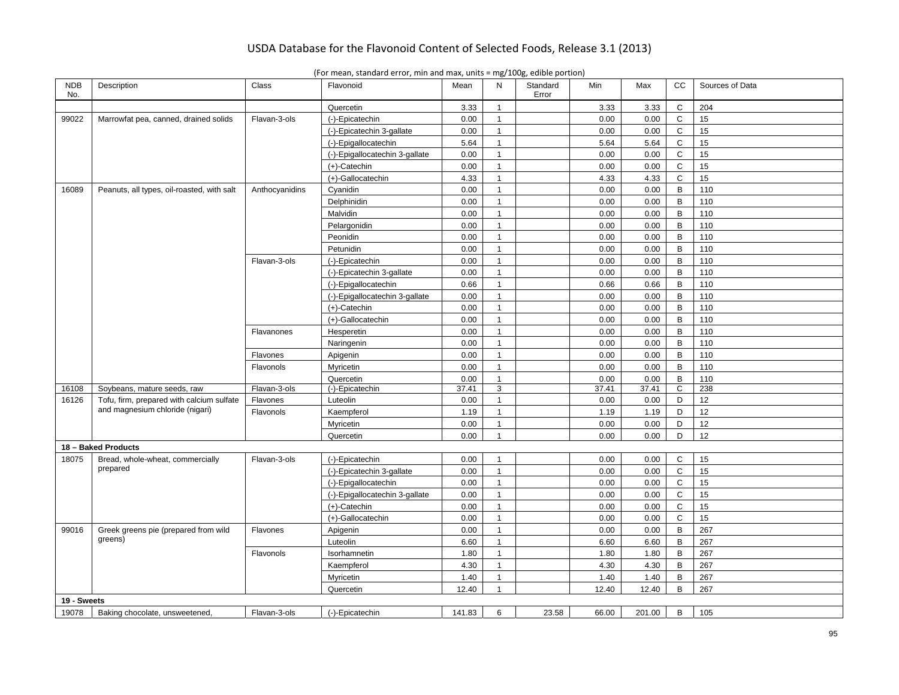# USDA Database for the Flavonoid Content of Selected Foods, Release 3.1 (2013)

(For mean, standard error, min and max, units = mg/100g, edible portion)

| NDB No. | Description | Class | Flavonoid | Mean | N | Standard Error | Min | Max | CC | Sources of Data |
|---|---|---|---|---|---|---|---|---|---|---|
| | | | Quercetin | 3.33 | 1 | | 3.33 | 3.33 | C | 204 |
| 99022 | Marrowfat pea, canned, drained solids | Flavan-3-ols | (-)-Epicatechin | 0.00 | 1 | | 0.00 | 0.00 | C | 15 |
| | | | (-)-Epicatechin 3-gallate | 0.00 | 1 | | 0.00 | 0.00 | C | 15 |
| | | | (-)-Epigallocatechin | 5.64 | 1 | | 5.64 | 5.64 | C | 15 |
| | | | (-)-Epigallocatechin 3-gallate | 0.00 | 1 | | 0.00 | 0.00 | C | 15 |
| | | | (+)-Catechin | 0.00 | 1 | | 0.00 | 0.00 | C | 15 |
| | | | (+)-Gallocatechin | 4.33 | 1 | | 4.33 | 4.33 | C | 15 |
| 16089 | Peanuts, all types, oil-roasted, with salt | Anthocyanidins | Cyanidin | 0.00 | 1 | | 0.00 | 0.00 | B | 110 |
| | | | Delphinidin | 0.00 | 1 | | 0.00 | 0.00 | B | 110 |
| | | | Malvidin | 0.00 | 1 | | 0.00 | 0.00 | B | 110 |
| | | | Pelargonidin | 0.00 | 1 | | 0.00 | 0.00 | B | 110 |
| | | | Peonidin | 0.00 | 1 | | 0.00 | 0.00 | B | 110 |
| | | | Petunidin | 0.00 | 1 | | 0.00 | 0.00 | B | 110 |
| | | Flavan-3-ols | (-)-Epicatechin | 0.00 | 1 | | 0.00 | 0.00 | B | 110 |
| | | | (-)-Epicatechin 3-gallate | 0.00 | 1 | | 0.00 | 0.00 | B | 110 |
| | | | (-)-Epigallocatechin | 0.66 | 1 | | 0.66 | 0.66 | B | 110 |
| | | | (-)-Epigallocatechin 3-gallate | 0.00 | 1 | | 0.00 | 0.00 | B | 110 |
| | | | (+)-Catechin | 0.00 | 1 | | 0.00 | 0.00 | B | 110 |
| | | | (+)-Gallocatechin | 0.00 | 1 | | 0.00 | 0.00 | B | 110 |
| | | Flavanones | Hesperetin | 0.00 | 1 | | 0.00 | 0.00 | B | 110 |
| | | | Naringenin | 0.00 | 1 | | 0.00 | 0.00 | B | 110 |
| | | Flavones | Apigenin | 0.00 | 1 | | 0.00 | 0.00 | B | 110 |
| | | Flavonols | Myricetin | 0.00 | 1 | | 0.00 | 0.00 | B | 110 |
| | | | Quercetin | 0.00 | 1 | | 0.00 | 0.00 | B | 110 |
| 16108 | Soybeans, mature seeds, raw | Flavan-3-ols | (-)-Epicatechin | 37.41 | 3 | | 37.41 | 37.41 | C | 238 |
| 16126 | Tofu, firm, prepared with calcium sulfate and magnesium chloride (nigari) | Flavones | Luteolin | 0.00 | 1 | | 0.00 | 0.00 | D | 12 |
| | | Flavonols | Kaempferol | 1.19 | 1 | | 1.19 | 1.19 | D | 12 |
| | | | Myricetin | 0.00 | 1 | | 0.00 | 0.00 | D | 12 |
| | | | Quercetin | 0.00 | 1 | | 0.00 | 0.00 | D | 12 |
| **18 – Baked Products** | | | | | | | | | | |
| 18075 | Bread, whole-wheat, commercially prepared | Flavan-3-ols | (-)-Epicatechin | 0.00 | 1 | | 0.00 | 0.00 | C | 15 |
| | | | (-)-Epicatechin 3-gallate | 0.00 | 1 | | 0.00 | 0.00 | C | 15 |
| | | | (-)-Epigallocatechin | 0.00 | 1 | | 0.00 | 0.00 | C | 15 |
| | | | (-)-Epigallocatechin 3-gallate | 0.00 | 1 | | 0.00 | 0.00 | C | 15 |
| | | | (+)-Catechin | 0.00 | 1 | | 0.00 | 0.00 | C | 15 |
| | | | (+)-Gallocatechin | 0.00 | 1 | | 0.00 | 0.00 | C | 15 |
| 99016 | Greek greens pie (prepared from wild greens) | Flavones | Apigenin | 0.00 | 1 | | 0.00 | 0.00 | B | 267 |
| | | | Luteolin | 6.60 | 1 | | 6.60 | 6.60 | B | 267 |
| | | Flavonols | Isorhamnetin | 1.80 | 1 | | 1.80 | 1.80 | B | 267 |
| | | | Kaempferol | 4.30 | 1 | | 4.30 | 4.30 | B | 267 |
| | | | Myricetin | 1.40 | 1 | | 1.40 | 1.40 | B | 267 |
| | | | Quercetin | 12.40 | 1 | | 12.40 | 12.40 | B | 267 |
| **19 - Sweets** | | | | | | | | | | |
| 19078 | Baking chocolate, unsweetened, | Flavan-3-ols | (-)-Epicatechin | 141.83 | 6 | 23.58 | 66.00 | 201.00 | B | 105 |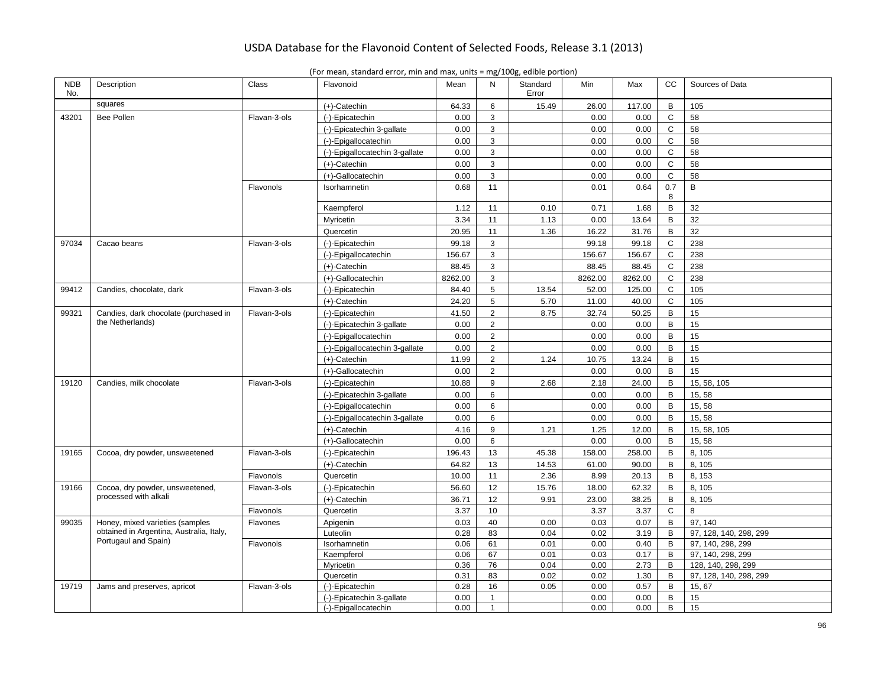# USDA Database for the Flavonoid Content of Selected Foods, Release 3.1 (2013)

(For mean, standard error, min and max, units = mg/100g, edible portion)

| NDB No. | Description | Class | Flavonoid | Mean | N | Standard Error | Min | Max | CC | Sources of Data |
|---|---|---|---|---|---|---|---|---|---|---|
| | squares | | (+)-Catechin | 64.33 | 6 | 15.49 | 26.00 | 117.00 | B | 105 |
| 43201 | Bee Pollen | Flavan-3-ols | (-)-Epicatechin | 0.00 | 3 | | 0.00 | 0.00 | C | 58 |
| | | | (-)-Epicatechin 3-gallate | 0.00 | 3 | | 0.00 | 0.00 | C | 58 |
| | | | (-)-Epigallocatechin | 0.00 | 3 | | 0.00 | 0.00 | C | 58 |
| | | | (-)-Epigallocatechin 3-gallate | 0.00 | 3 | | 0.00 | 0.00 | C | 58 |
| | | | (+)-Catechin | 0.00 | 3 | | 0.00 | 0.00 | C | 58 |
| | | | (+)-Gallocatechin | 0.00 | 3 | | 0.00 | 0.00 | C | 58 |
| | | Flavonols | Isorhamnetin | 0.68 | 11 | | 0.01 | 0.64 | 0.78 | B |
| | | | Kaempferol | 1.12 | 11 | 0.10 | 0.71 | 1.68 | B | 32 |
| | | | Myricetin | 3.34 | 11 | 1.13 | 0.00 | 13.64 | B | 32 |
| | | | Quercetin | 20.95 | 11 | 1.36 | 16.22 | 31.76 | B | 32 |
| 97034 | Cacao beans | Flavan-3-ols | (-)-Epicatechin | 99.18 | 3 | | 99.18 | 99.18 | C | 238 |
| | | | (-)-Epigallocatechin | 156.67 | 3 | | 156.67 | 156.67 | C | 238 |
| | | | (+)-Catechin | 88.45 | 3 | | 88.45 | 88.45 | C | 238 |
| | | | (+)-Gallocatechin | 8262.00 | 3 | | 8262.00 | 8262.00 | C | 238 |
| 99412 | Candies, chocolate, dark | Flavan-3-ols | (-)-Epicatechin | 84.40 | 5 | 13.54 | 52.00 | 125.00 | C | 105 |
| | | | (+)-Catechin | 24.20 | 5 | 5.70 | 11.00 | 40.00 | C | 105 |
| 99321 | Candies, dark chocolate (purchased in the Netherlands) | Flavan-3-ols | (-)-Epicatechin | 41.50 | 2 | 8.75 | 32.74 | 50.25 | B | 15 |
| | | | (-)-Epicatechin 3-gallate | 0.00 | 2 | | 0.00 | 0.00 | B | 15 |
| | | | (-)-Epigallocatechin | 0.00 | 2 | | 0.00 | 0.00 | B | 15 |
| | | | (-)-Epigallocatechin 3-gallate | 0.00 | 2 | | 0.00 | 0.00 | B | 15 |
| | | | (+)-Catechin | 11.99 | 2 | 1.24 | 10.75 | 13.24 | B | 15 |
| | | | (+)-Gallocatechin | 0.00 | 2 | | 0.00 | 0.00 | B | 15 |
| 19120 | Candies, milk chocolate | Flavan-3-ols | (-)-Epicatechin | 10.88 | 9 | 2.68 | 2.18 | 24.00 | B | 15, 58, 105 |
| | | | (-)-Epicatechin 3-gallate | 0.00 | 6 | | 0.00 | 0.00 | B | 15, 58 |
| | | | (-)-Epigallocatechin | 0.00 | 6 | | 0.00 | 0.00 | B | 15, 58 |
| | | | (-)-Epigallocatechin 3-gallate | 0.00 | 6 | | 0.00 | 0.00 | B | 15, 58 |
| | | | (+)-Catechin | 4.16 | 9 | 1.21 | 1.25 | 12.00 | B | 15, 58, 105 |
| | | | (+)-Gallocatechin | 0.00 | 6 | | 0.00 | 0.00 | B | 15, 58 |
| 19165 | Cocoa, dry powder, unsweetened | Flavan-3-ols | (-)-Epicatechin | 196.43 | 13 | 45.38 | 158.00 | 258.00 | B | 8, 105 |
| | | | (+)-Catechin | 64.82 | 13 | 14.53 | 61.00 | 90.00 | B | 8, 105 |
| | | Flavonols | Quercetin | 10.00 | 11 | 2.36 | 8.99 | 20.13 | B | 8, 153 |
| 19166 | Cocoa, dry powder, unsweetened, processed with alkali | Flavan-3-ols | (-)-Epicatechin | 56.60 | 12 | 15.76 | 18.00 | 62.32 | B | 8, 105 |
| | | | (+)-Catechin | 36.71 | 12 | 9.91 | 23.00 | 38.25 | B | 8, 105 |
| | | Flavonols | Quercetin | 3.37 | 10 | | 3.37 | 3.37 | C | 8 |
| 99035 | Honey, mixed varieties (samples obtained in Argentina, Australia, Italy, Portugaul and Spain) | Flavones | Apigenin | 0.03 | 40 | 0.00 | 0.03 | 0.07 | B | 97, 140 |
| | | | Luteolin | 0.28 | 83 | 0.04 | 0.02 | 3.19 | B | 97, 128, 140, 298, 299 |
| | | Flavonols | Isorhamnetin | 0.06 | 61 | 0.01 | 0.00 | 0.40 | B | 97, 140, 298, 299 |
| | | | Kaempferol | 0.06 | 67 | 0.01 | 0.03 | 0.17 | B | 97, 140, 298, 299 |
| | | | Myricetin | 0.36 | 76 | 0.04 | 0.00 | 2.73 | B | 128, 140, 298, 299 |
| | | | Quercetin | 0.31 | 83 | 0.02 | 0.02 | 1.30 | B | 97, 128, 140, 298, 299 |
| 19719 | Jams and preserves, apricot | Flavan-3-ols | (-)-Epicatechin | 0.28 | 16 | 0.05 | 0.00 | 0.57 | B | 15, 67 |
| | | | (-)-Epicatechin 3-gallate | 0.00 | 1 | | 0.00 | 0.00 | B | 15 |
| | | | (-)-Epigallocatechin | 0.00 | 1 | | 0.00 | 0.00 | B | 15 |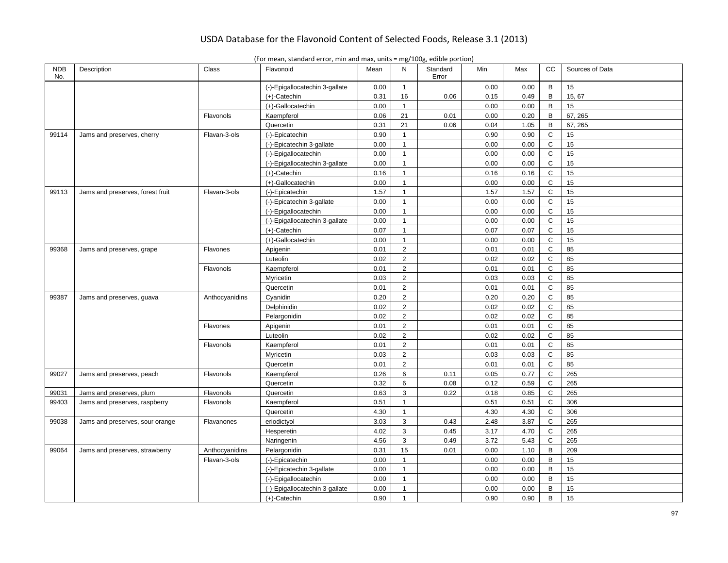(For mean, standard error, min and max, units = mg/100g, edible portion)

| NDB No. | Description | Class | Flavonoid | Mean | N | Standard Error | Min | Max | CC | Sources of Data |
|---|---|---|---|---|---|---|---|---|---|---|
| | | | (-)-Epigallocatechin 3-gallate | 0.00 | 1 | | 0.00 | 0.00 | B | 15 |
| | | | (+)-Catechin | 0.31 | 16 | 0.06 | 0.15 | 0.49 | B | 15, 67 |
| | | | (+)-Gallocatechin | 0.00 | 1 | | 0.00 | 0.00 | B | 15 |
| | | Flavonols | Kaempferol | 0.06 | 21 | 0.01 | 0.00 | 0.20 | B | 67, 265 |
| | | | Quercetin | 0.31 | 21 | 0.06 | 0.04 | 1.05 | B | 67, 265 |
| 99114 | Jams and preserves, cherry | Flavan-3-ols | (-)-Epicatechin | 0.90 | 1 | | 0.90 | 0.90 | C | 15 |
| | | | (-)-Epicatechin 3-gallate | 0.00 | 1 | | 0.00 | 0.00 | C | 15 |
| | | | (-)-Epigallocatechin | 0.00 | 1 | | 0.00 | 0.00 | C | 15 |
| | | | (-)-Epigallocatechin 3-gallate | 0.00 | 1 | | 0.00 | 0.00 | C | 15 |
| | | | (+)-Catechin | 0.16 | 1 | | 0.16 | 0.16 | C | 15 |
| | | | (+)-Gallocatechin | 0.00 | 1 | | 0.00 | 0.00 | C | 15 |
| 99113 | Jams and preserves, forest fruit | Flavan-3-ols | (-)-Epicatechin | 1.57 | 1 | | 1.57 | 1.57 | C | 15 |
| | | | (-)-Epicatechin 3-gallate | 0.00 | 1 | | 0.00 | 0.00 | C | 15 |
| | | | (-)-Epigallocatechin | 0.00 | 1 | | 0.00 | 0.00 | C | 15 |
| | | | (-)-Epigallocatechin 3-gallate | 0.00 | 1 | | 0.00 | 0.00 | C | 15 |
| | | | (+)-Catechin | 0.07 | 1 | | 0.07 | 0.07 | C | 15 |
| | | | (+)-Gallocatechin | 0.00 | 1 | | 0.00 | 0.00 | C | 15 |
| 99368 | Jams and preserves, grape | Flavones | Apigenin | 0.01 | 2 | | 0.01 | 0.01 | C | 85 |
| | | | Luteolin | 0.02 | 2 | | 0.02 | 0.02 | C | 85 |
| | | Flavonols | Kaempferol | 0.01 | 2 | | 0.01 | 0.01 | C | 85 |
| | | | Myricetin | 0.03 | 2 | | 0.03 | 0.03 | C | 85 |
| | | | Quercetin | 0.01 | 2 | | 0.01 | 0.01 | C | 85 |
| 99387 | Jams and preserves, guava | Anthocyanidins | Cyanidin | 0.20 | 2 | | 0.20 | 0.20 | C | 85 |
| | | | Delphinidin | 0.02 | 2 | | 0.02 | 0.02 | C | 85 |
| | | | Pelargonidin | 0.02 | 2 | | 0.02 | 0.02 | C | 85 |
| | | Flavones | Apigenin | 0.01 | 2 | | 0.01 | 0.01 | C | 85 |
| | | | Luteolin | 0.02 | 2 | | 0.02 | 0.02 | C | 85 |
| | | Flavonols | Kaempferol | 0.01 | 2 | | 0.01 | 0.01 | C | 85 |
| | | | Myricetin | 0.03 | 2 | | 0.03 | 0.03 | C | 85 |
| | | | Quercetin | 0.01 | 2 | | 0.01 | 0.01 | C | 85 |
| 99027 | Jams and preserves, peach | Flavonols | Kaempferol | 0.26 | 6 | 0.11 | 0.05 | 0.77 | C | 265 |
| | | | Quercetin | 0.32 | 6 | 0.08 | 0.12 | 0.59 | C | 265 |
| 99031 | Jams and preserves, plum | Flavonols | Quercetin | 0.63 | 3 | 0.22 | 0.18 | 0.85 | C | 265 |
| 99403 | Jams and preserves, raspberry | Flavonols | Kaempferol | 0.51 | 1 | | 0.51 | 0.51 | C | 306 |
| | | | Quercetin | 4.30 | 1 | | 4.30 | 4.30 | C | 306 |
| 99038 | Jams and preserves, sour orange | Flavanones | eriodictyol | 3.03 | 3 | 0.43 | 2.48 | 3.87 | C | 265 |
| | | | Hesperetin | 4.02 | 3 | 0.45 | 3.17 | 4.70 | C | 265 |
| | | | Naringenin | 4.56 | 3 | 0.49 | 3.72 | 5.43 | C | 265 |
| 99064 | Jams and preserves, strawberry | Anthocyanidins | Pelargonidin | 0.31 | 15 | 0.01 | 0.00 | 1.10 | B | 209 |
| | | Flavan-3-ols | (-)-Epicatechin | 0.00 | 1 | | 0.00 | 0.00 | B | 15 |
| | | | (-)-Epicatechin 3-gallate | 0.00 | 1 | | 0.00 | 0.00 | B | 15 |
| | | | (-)-Epigallocatechin | 0.00 | 1 | | 0.00 | 0.00 | B | 15 |
| | | | (-)-Epigallocatechin 3-gallate | 0.00 | 1 | | 0.00 | 0.00 | B | 15 |
| | | | (+)-Catechin | 0.90 | 1 | | 0.90 | 0.90 | B | 15 |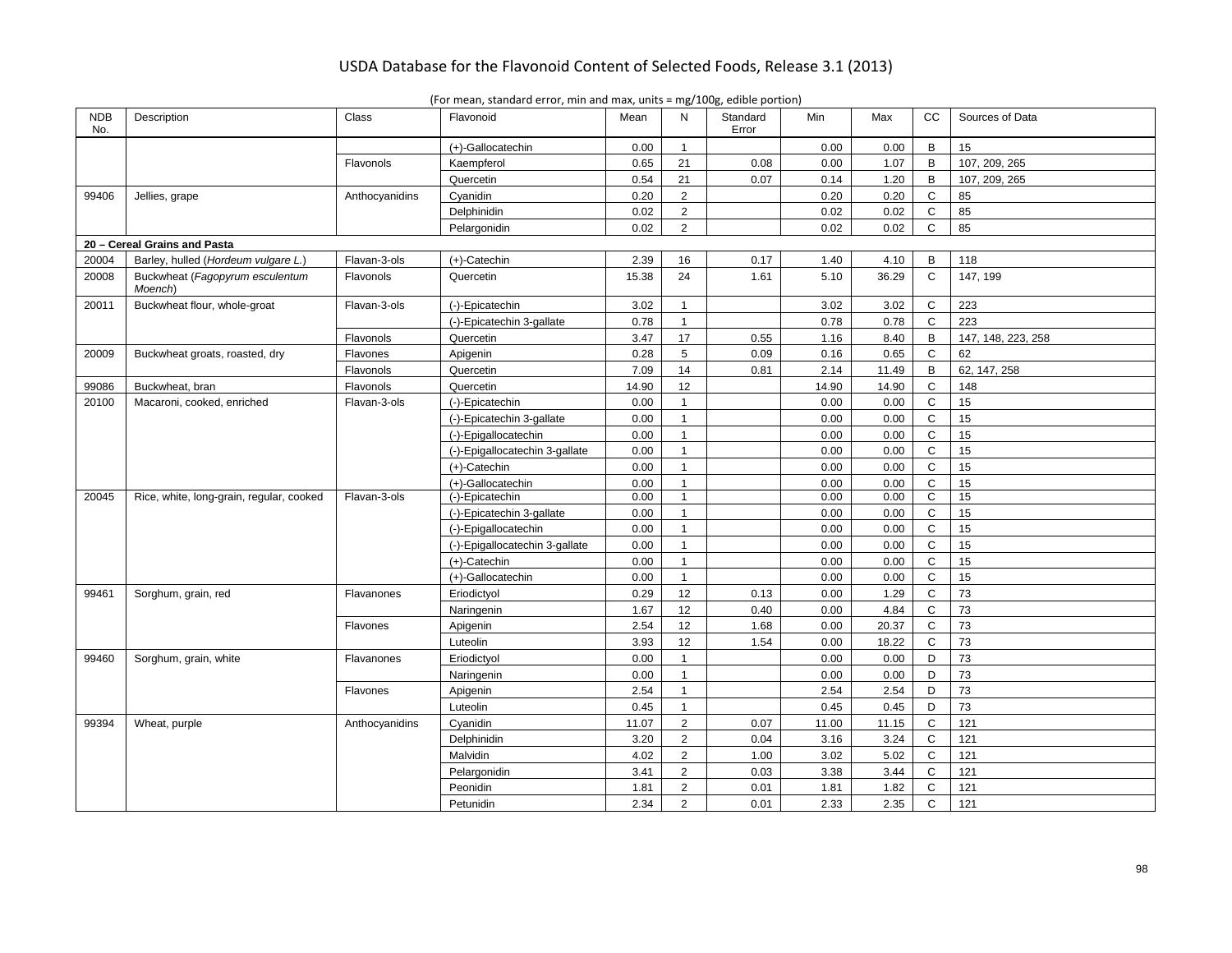# USDA Database for the Flavonoid Content of Selected Foods, Release 3.1 (2013)

(For mean, standard error, min and max, units = mg/100g, edible portion)

| NDB No. | Description | Class | Flavonoid | Mean | N | Standard Error | Min | Max | CC | Sources of Data |
|---|---|---|---|---|---|---|---|---|---|---|
| | | | (+)-Gallocatechin | 0.00 | 1 | | 0.00 | 0.00 | B | 15 |
| | | Flavonols | Kaempferol | 0.65 | 21 | 0.08 | 0.00 | 1.07 | B | 107, 209, 265 |
| | | | Quercetin | 0.54 | 21 | 0.07 | 0.14 | 1.20 | B | 107, 209, 265 |
| 99406 | Jellies, grape | Anthocyanidins | Cyanidin | 0.20 | 2 | | 0.20 | 0.20 | C | 85 |
| | | | Delphinidin | 0.02 | 2 | | 0.02 | 0.02 | C | 85 |
| | | | Pelargonidin | 0.02 | 2 | | 0.02 | 0.02 | C | 85 |
| **20 – Cereal Grains and Pasta** | | | | | | | | | | |
| 20004 | Barley, hulled (*Hordeum vulgare L.*) | Flavan-3-ols | (+)-Catechin | 2.39 | 16 | 0.17 | 1.40 | 4.10 | B | 118 |
| 20008 | Buckwheat (*Fagopyrum esculentum Moench*) | Flavonols | Quercetin | 15.38 | 24 | 1.61 | 5.10 | 36.29 | C | 147, 199 |
| 20011 | Buckwheat flour, whole-groat | Flavan-3-ols | (-)-Epicatechin | 3.02 | 1 | | 3.02 | 3.02 | C | 223 |
| | | | (-)-Epicatechin 3-gallate | 0.78 | 1 | | 0.78 | 0.78 | C | 223 |
| | | Flavonols | Quercetin | 3.47 | 17 | 0.55 | 1.16 | 8.40 | B | 147, 148, 223, 258 |
| 20009 | Buckwheat groats, roasted, dry | Flavones | Apigenin | 0.28 | 5 | 0.09 | 0.16 | 0.65 | C | 62 |
| | | Flavonols | Quercetin | 7.09 | 14 | 0.81 | 2.14 | 11.49 | B | 62, 147, 258 |
| 99086 | Buckwheat, bran | Flavonols | Quercetin | 14.90 | 12 | | 14.90 | 14.90 | C | 148 |
| 20100 | Macaroni, cooked, enriched | Flavan-3-ols | (-)-Epicatechin | 0.00 | 1 | | 0.00 | 0.00 | C | 15 |
| | | | (-)-Epicatechin 3-gallate | 0.00 | 1 | | 0.00 | 0.00 | C | 15 |
| | | | (-)-Epigallocatechin | 0.00 | 1 | | 0.00 | 0.00 | C | 15 |
| | | | (-)-Epigallocatechin 3-gallate | 0.00 | 1 | | 0.00 | 0.00 | C | 15 |
| | | | (+)-Catechin | 0.00 | 1 | | 0.00 | 0.00 | C | 15 |
| | | | (+)-Gallocatechin | 0.00 | 1 | | 0.00 | 0.00 | C | 15 |
| 20045 | Rice, white, long-grain, regular, cooked | Flavan-3-ols | (-)-Epicatechin | 0.00 | 1 | | 0.00 | 0.00 | C | 15 |
| | | | (-)-Epicatechin 3-gallate | 0.00 | 1 | | 0.00 | 0.00 | C | 15 |
| | | | (-)-Epigallocatechin | 0.00 | 1 | | 0.00 | 0.00 | C | 15 |
| | | | (-)-Epigallocatechin 3-gallate | 0.00 | 1 | | 0.00 | 0.00 | C | 15 |
| | | | (+)-Catechin | 0.00 | 1 | | 0.00 | 0.00 | C | 15 |
| | | | (+)-Gallocatechin | 0.00 | 1 | | 0.00 | 0.00 | C | 15 |
| 99461 | Sorghum, grain, red | Flavanones | Eriodictyol | 0.29 | 12 | 0.13 | 0.00 | 1.29 | C | 73 |
| | | | Naringenin | 1.67 | 12 | 0.40 | 0.00 | 4.84 | C | 73 |
| | | Flavones | Apigenin | 2.54 | 12 | 1.68 | 0.00 | 20.37 | C | 73 |
| | | | Luteolin | 3.93 | 12 | 1.54 | 0.00 | 18.22 | C | 73 |
| 99460 | Sorghum, grain, white | Flavanones | Eriodictyol | 0.00 | 1 | | 0.00 | 0.00 | D | 73 |
| | | | Naringenin | 0.00 | 1 | | 0.00 | 0.00 | D | 73 |
| | | Flavones | Apigenin | 2.54 | 1 | | 2.54 | 2.54 | D | 73 |
| | | | Luteolin | 0.45 | 1 | | 0.45 | 0.45 | D | 73 |
| 99394 | Wheat, purple | Anthocyanidins | Cyanidin | 11.07 | 2 | 0.07 | 11.00 | 11.15 | C | 121 |
| | | | Delphinidin | 3.20 | 2 | 0.04 | 3.16 | 3.24 | C | 121 |
| | | | Malvidin | 4.02 | 2 | 1.00 | 3.02 | 5.02 | C | 121 |
| | | | Pelargonidin | 3.41 | 2 | 0.03 | 3.38 | 3.44 | C | 121 |
| | | | Peonidin | 1.81 | 2 | 0.01 | 1.81 | 1.82 | C | 121 |
| | | | Petunidin | 2.34 | 2 | 0.01 | 2.33 | 2.35 | C | 121 |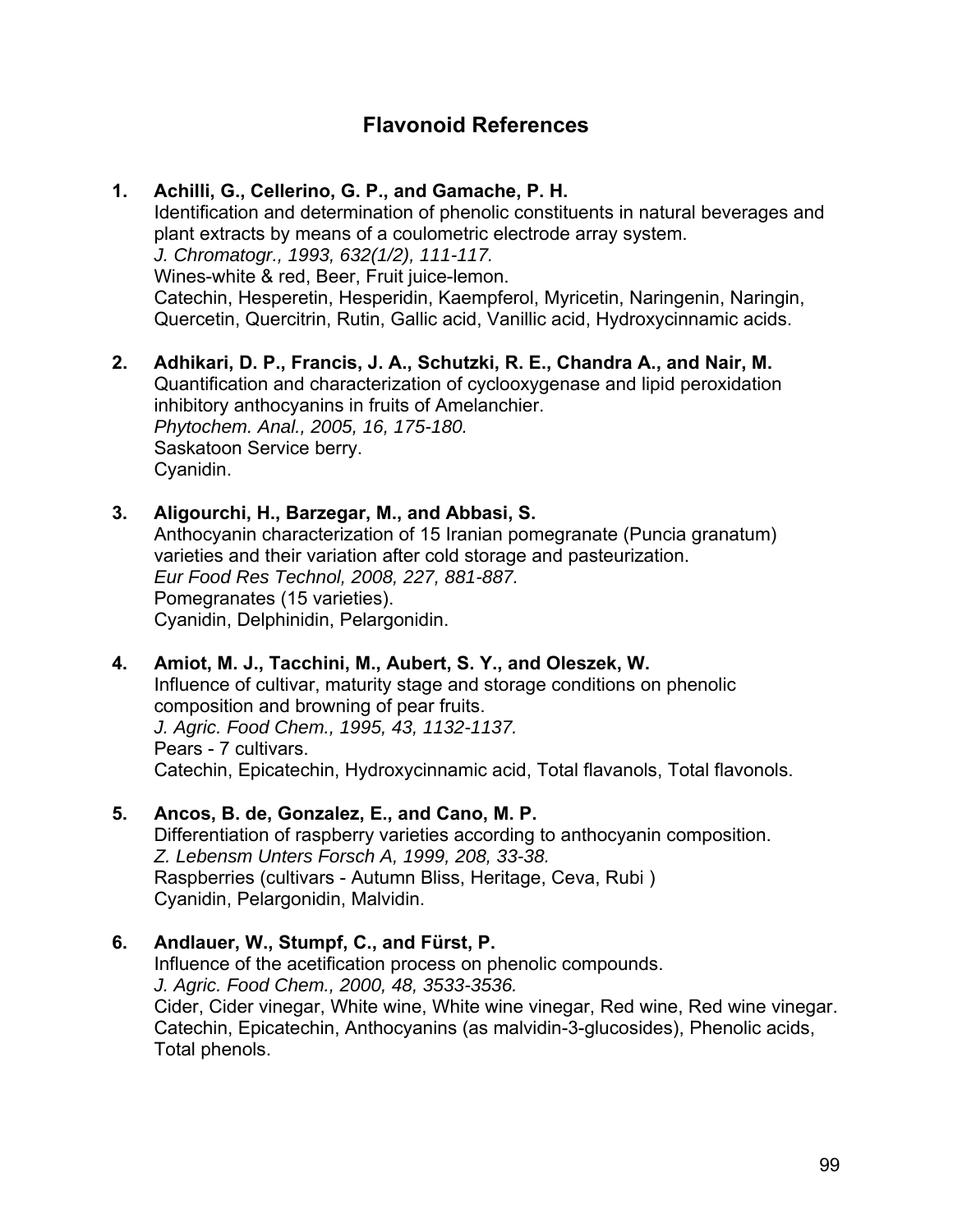# Flavonoid References

1. **Achilli, G., Cellerino, G. P., and Gamache, P. H.**
   Identification and determination of phenolic constituents in natural beverages and plant extracts by means of a coulometric electrode array system.
   *J. Chromatogr., 1993, 632(1/2), 111-117.*
   Wines-white & red, Beer, Fruit juice-lemon.
   Catechin, Hesperetin, Hesperidin, Kaempferol, Myricetin, Naringenin, Naringin, Quercetin, Quercitrin, Rutin, Gallic acid, Vanillic acid, Hydroxycinnamic acids.

2. **Adhikari, D. P., Francis, J. A., Schutzki, R. E., Chandra A., and Nair, M.**
   Quantification and characterization of cyclooxygenase and lipid peroxidation inhibitory anthocyanins in fruits of Amelanchier.
   *Phytochem. Anal., 2005, 16, 175-180.*
   Saskatoon Service berry.
   Cyanidin.

3. **Aligourchi, H., Barzegar, M., and Abbasi, S.**
   Anthocyanin characterization of 15 Iranian pomegranate (Puncia granatum) varieties and their variation after cold storage and pasteurization.
   *Eur Food Res Technol, 2008, 227, 881-887.*
   Pomegranates (15 varieties).
   Cyanidin, Delphinidin, Pelargonidin.

4. **Amiot, M. J., Tacchini, M., Aubert, S. Y., and Oleszek, W.**
   Influence of cultivar, maturity stage and storage conditions on phenolic composition and browning of pear fruits.
   *J. Agric. Food Chem., 1995, 43, 1132-1137.*
   Pears - 7 cultivars.
   Catechin, Epicatechin, Hydroxycinnamic acid, Total flavanols, Total flavonols.

5. **Ancos, B. de, Gonzalez, E., and Cano, M. P.**
   Differentiation of raspberry varieties according to anthocyanin composition.
   *Z. Lebensm Unters Forsch A, 1999, 208, 33-38.*
   Raspberries (cultivars - Autumn Bliss, Heritage, Ceva, Rubi )
   Cyanidin, Pelargonidin, Malvidin.

6. **Andlauer, W., Stumpf, C., and Fürst, P.**
   Influence of the acetification process on phenolic compounds.
   *J. Agric. Food Chem., 2000, 48, 3533-3536.*
   Cider, Cider vinegar, White wine, White wine vinegar, Red wine, Red wine vinegar.
   Catechin, Epicatechin, Anthocyanins (as malvidin-3-glucosides), Phenolic acids, Total phenols.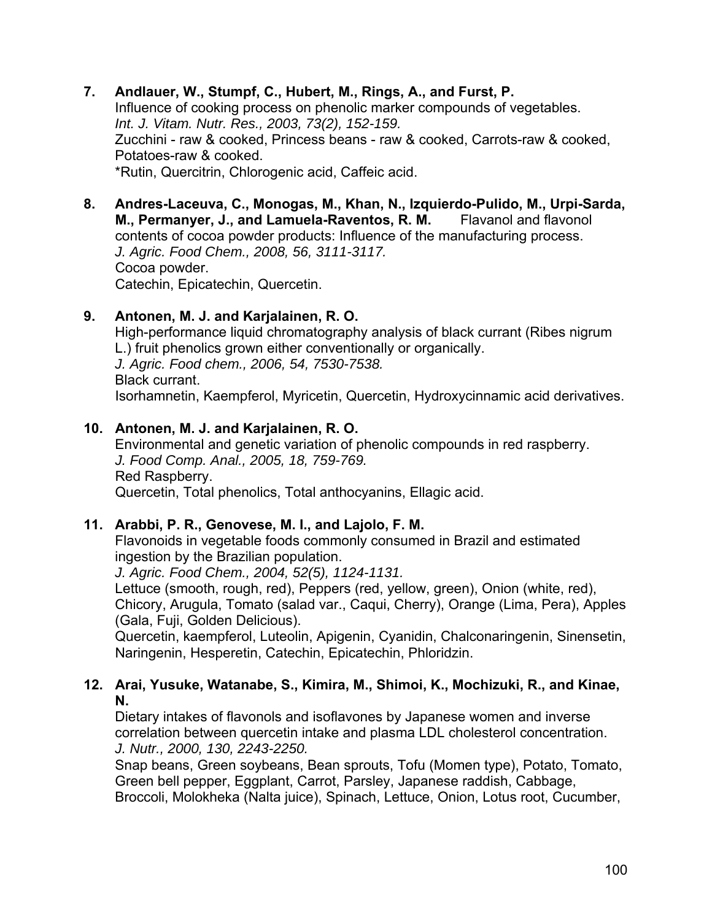7. **Andlauer, W., Stumpf, C., Hubert, M., Rings, A., and Furst, P.**
   Influence of cooking process on phenolic marker compounds of vegetables.
   *Int. J. Vitam. Nutr. Res., 2003, 73(2), 152-159.*
   Zucchini - raw & cooked, Princess beans - raw & cooked, Carrots-raw & cooked, Potatoes-raw & cooked.
   *Rutin, Quercitrin, Chlorogenic acid, Caffeic acid.

8. **Andres-Laceuva, C., Monogas, M., Khan, N., Izquierdo-Pulido, M., Urpi-Sarda, M., Permanyer, J., and Lamuela-Raventos, R. M.** Flavanol and flavonol contents of cocoa powder products: Influence of the manufacturing process.
   *J. Agric. Food Chem., 2008, 56, 3111-3117.*
   Cocoa powder.
   Catechin, Epicatechin, Quercetin.

9. **Antonen, M. J. and Karjalainen, R. O.**
   High-performance liquid chromatography analysis of black currant (Ribes nigrum L.) fruit phenolics grown either conventionally or organically.
   *J. Agric. Food chem., 2006, 54, 7530-7538.*
   Black currant.
   Isorhamnetin, Kaempferol, Myricetin, Quercetin, Hydroxycinnamic acid derivatives.

10. **Antonen, M. J. and Karjalainen, R. O.**
    Environmental and genetic variation of phenolic compounds in red raspberry.
    *J. Food Comp. Anal., 2005, 18, 759-769.*
    Red Raspberry.
    Quercetin, Total phenolics, Total anthocyanins, Ellagic acid.

11. **Arabbi, P. R., Genovese, M. I., and Lajolo, F. M.**
    Flavonoids in vegetable foods commonly consumed in Brazil and estimated ingestion by the Brazilian population.
    *J. Agric. Food Chem., 2004, 52(5), 1124-1131.*
    Lettuce (smooth, rough, red), Peppers (red, yellow, green), Onion (white, red), Chicory, Arugula, Tomato (salad var., Caqui, Cherry), Orange (Lima, Pera), Apples (Gala, Fuji, Golden Delicious).
    Quercetin, kaempferol, Luteolin, Apigenin, Cyanidin, Chalconaringenin, Sinensetin, Naringenin, Hesperetin, Catechin, Epicatechin, Phloridzin.

12. **Arai, Yusuke, Watanabe, S., Kimira, M., Shimoi, K., Mochizuki, R., and Kinae, N.**
    Dietary intakes of flavonols and isoflavones by Japanese women and inverse correlation between quercetin intake and plasma LDL cholesterol concentration.
    *J. Nutr., 2000, 130, 2243-2250.*
    Snap beans, Green soybeans, Bean sprouts, Tofu (Momen type), Potato, Tomato, Green bell pepper, Eggplant, Carrot, Parsley, Japanese raddish, Cabbage, Broccoli, Molokheka (Nalta juice), Spinach, Lettuce, Onion, Lotus root, Cucumber,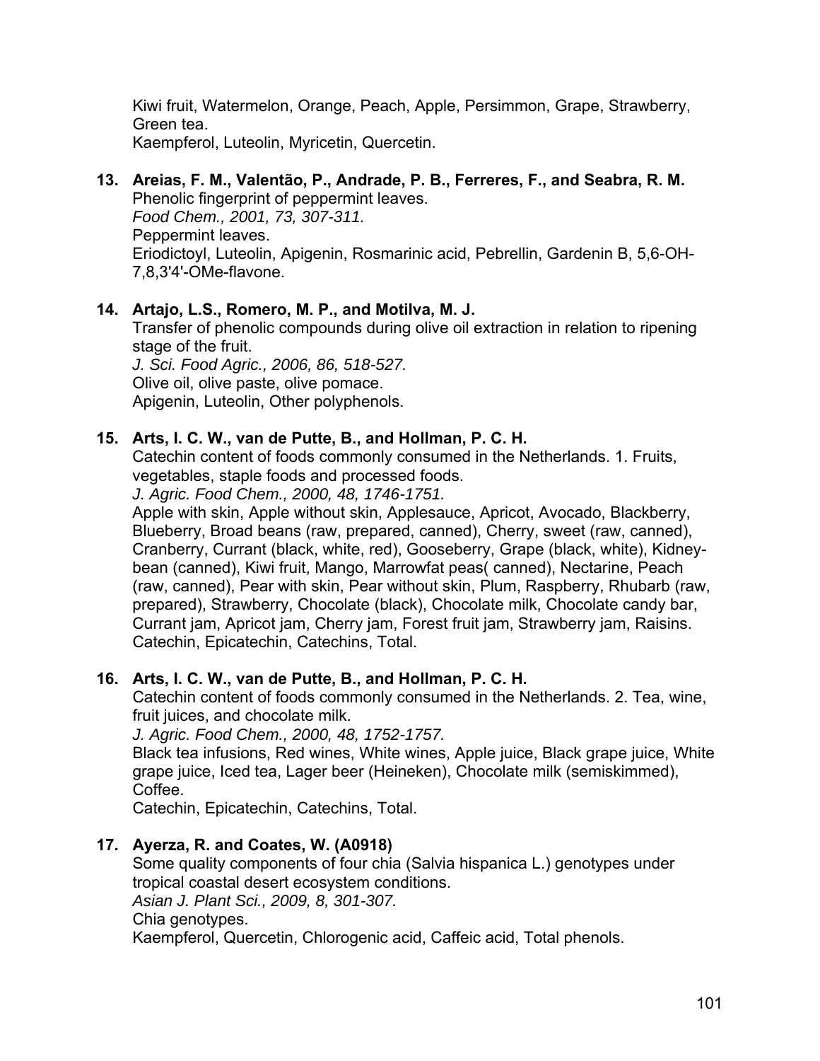Kiwi fruit, Watermelon, Orange, Peach, Apple, Persimmon, Grape, Strawberry, Green tea.
Kaempferol, Luteolin, Myricetin, Quercetin.

13. **Areias, F. M., Valentão, P., Andrade, P. B., Ferreres, F., and Seabra, R. M.**
Phenolic fingerprint of peppermint leaves.
*Food Chem., 2001, 73, 307-311.*
Peppermint leaves.
Eriodictoyl, Luteolin, Apigenin, Rosmarinic acid, Pebrellin, Gardenin B, 5,6-OH-7,8,3'4'-OMe-flavone.

14. **Artajo, L.S., Romero, M. P., and Motilva, M. J.**
Transfer of phenolic compounds during olive oil extraction in relation to ripening stage of the fruit.
*J. Sci. Food Agric., 2006, 86, 518-527.*
Olive oil, olive paste, olive pomace.
Apigenin, Luteolin, Other polyphenols.

15. **Arts, I. C. W., van de Putte, B., and Hollman, P. C. H.**
Catechin content of foods commonly consumed in the Netherlands. 1. Fruits, vegetables, staple foods and processed foods.
*J. Agric. Food Chem., 2000, 48, 1746-1751.*
Apple with skin, Apple without skin, Applesauce, Apricot, Avocado, Blackberry, Blueberry, Broad beans (raw, prepared, canned), Cherry, sweet (raw, canned), Cranberry, Currant (black, white, red), Gooseberry, Grape (black, white), Kidney-bean (canned), Kiwi fruit, Mango, Marrowfat peas( canned), Nectarine, Peach (raw, canned), Pear with skin, Pear without skin, Plum, Raspberry, Rhubarb (raw, prepared), Strawberry, Chocolate (black), Chocolate milk, Chocolate candy bar, Currant jam, Apricot jam, Cherry jam, Forest fruit jam, Strawberry jam, Raisins.
Catechin, Epicatechin, Catechins, Total.

16. **Arts, I. C. W., van de Putte, B., and Hollman, P. C. H.**
Catechin content of foods commonly consumed in the Netherlands. 2. Tea, wine, fruit juices, and chocolate milk.
*J. Agric. Food Chem., 2000, 48, 1752-1757.*
Black tea infusions, Red wines, White wines, Apple juice, Black grape juice, White grape juice, Iced tea, Lager beer (Heineken), Chocolate milk (semiskimmed), Coffee.
Catechin, Epicatechin, Catechins, Total.

17. **Ayerza, R. and Coates, W. (A0918)**
Some quality components of four chia (Salvia hispanica L.) genotypes under tropical coastal desert ecosystem conditions.
*Asian J. Plant Sci., 2009, 8, 301-307.*
Chia genotypes.
Kaempferol, Quercetin, Chlorogenic acid, Caffeic acid, Total phenols.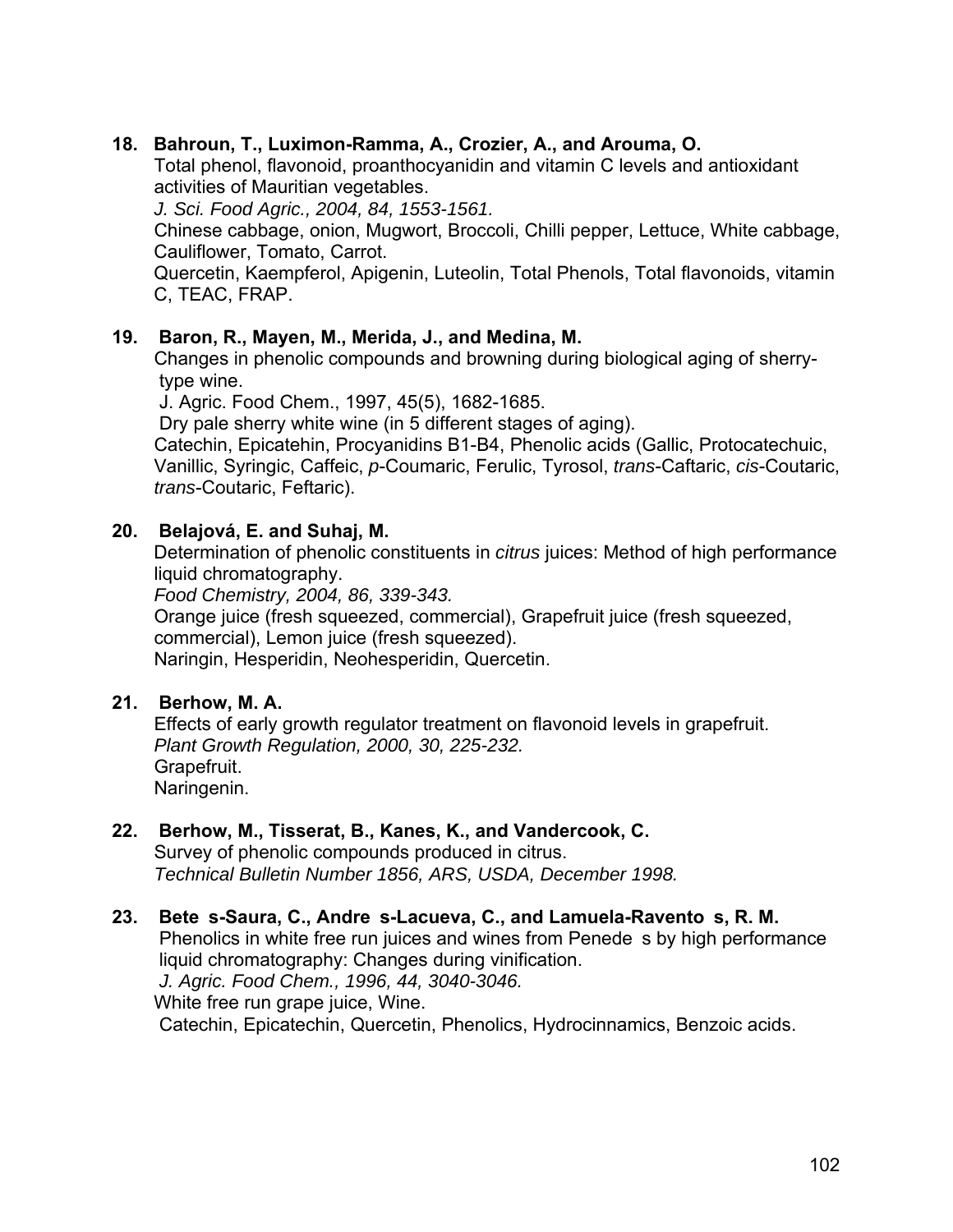**18. Bahroun, T., Luximon-Ramma, A., Crozier, A., and Arouma, O.**
Total phenol, flavonoid, proanthocyanidin and vitamin C levels and antioxidant activities of Mauritian vegetables.
*J. Sci. Food Agric., 2004, 84, 1553-1561.*
Chinese cabbage, onion, Mugwort, Broccoli, Chilli pepper, Lettuce, White cabbage, Cauliflower, Tomato, Carrot.
Quercetin, Kaempferol, Apigenin, Luteolin, Total Phenols, Total flavonoids, vitamin C, TEAC, FRAP.

**19. Baron, R., Mayen, M., Merida, J., and Medina, M.**
Changes in phenolic compounds and browning during biological aging of sherry-type wine.
J. Agric. Food Chem., 1997, 45(5), 1682-1685.
Dry pale sherry white wine (in 5 different stages of aging).
Catechin, Epicatehin, Procyanidins B1-B4, Phenolic acids (Gallic, Protocatechuic, Vanillic, Syringic, Caffeic, *p*-Coumaric, Ferulic, Tyrosol, *trans*-Caftaric, *cis*-Coutaric, *trans*-Coutaric, Feftaric).

**20. Belajová, E. and Suhaj, M.**
Determination of phenolic constituents in *citrus* juices: Method of high performance liquid chromatography.
*Food Chemistry, 2004, 86, 339-343.*
Orange juice (fresh squeezed, commercial), Grapefruit juice (fresh squeezed, commercial), Lemon juice (fresh squeezed).
Naringin, Hesperidin, Neohesperidin, Quercetin.

**21. Berhow, M. A.**
Effects of early growth regulator treatment on flavonoid levels in grapefruit.
*Plant Growth Regulation, 2000, 30, 225-232.*
Grapefruit.
Naringenin.

**22. Berhow, M., Tisserat, B., Kanes, K., and Vandercook, C.**
Survey of phenolic compounds produced in citrus.
*Technical Bulletin Number 1856, ARS, USDA, December 1998.*

**23. Bete s-Saura, C., Andre s-Lacueva, C., and Lamuela-Ravento s, R. M.**
Phenolics in white free run juices and wines from Penede s by high performance liquid chromatography: Changes during vinification.
*J. Agric. Food Chem., 1996, 44, 3040-3046.*
White free run grape juice, Wine.
Catechin, Epicatechin, Quercetin, Phenolics, Hydrocinnamics, Benzoic acids.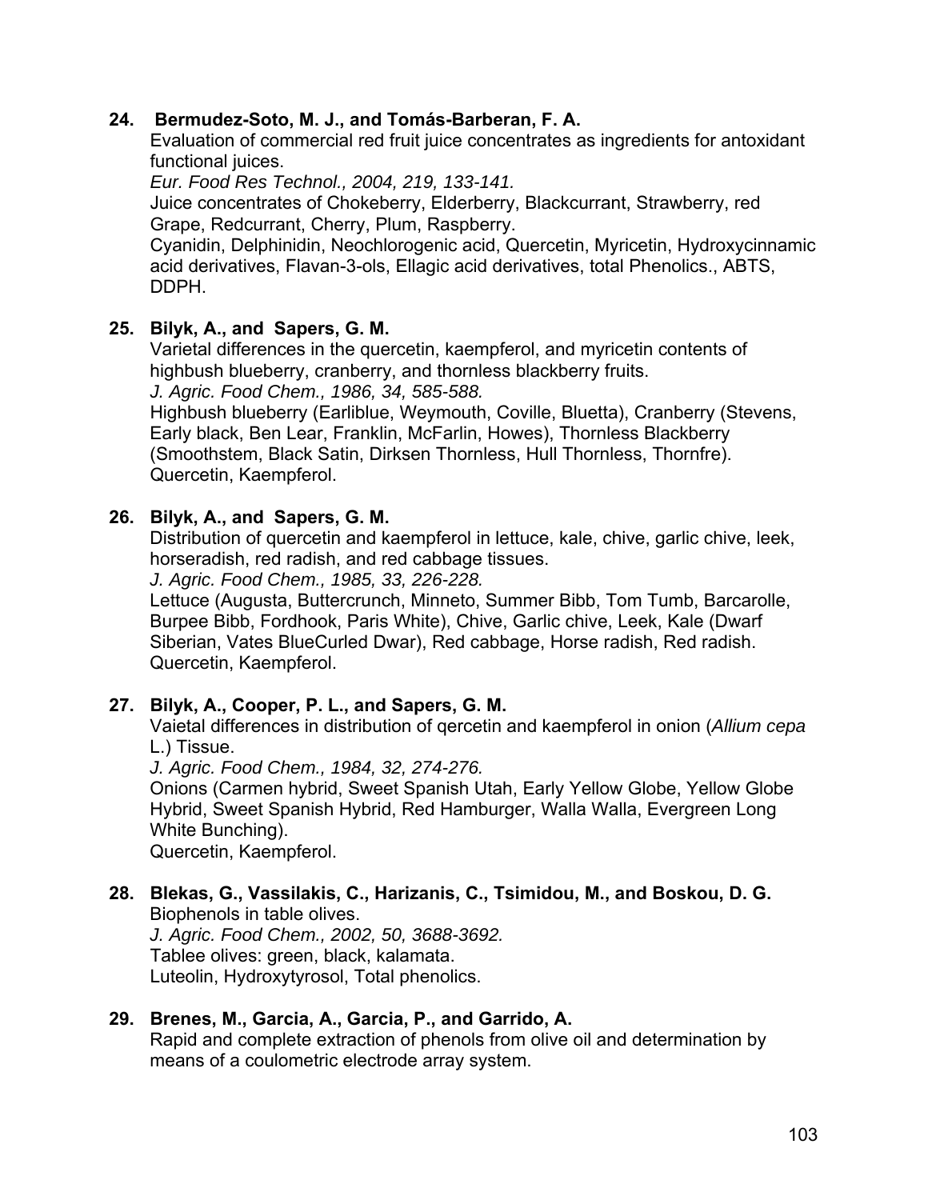**24. Bermudez-Soto, M. J., and Tomás-Barberan, F. A.**
Evaluation of commercial red fruit juice concentrates as ingredients for antoxidant functional juices.
*Eur. Food Res Technol., 2004, 219, 133-141.*
Juice concentrates of Chokeberry, Elderberry, Blackcurrant, Strawberry, red Grape, Redcurrant, Cherry, Plum, Raspberry.
Cyanidin, Delphinidin, Neochlorogenic acid, Quercetin, Myricetin, Hydroxycinnamic acid derivatives, Flavan-3-ols, Ellagic acid derivatives, total Phenolics., ABTS, DDPH.

**25. Bilyk, A., and Sapers, G. M.**
Varietal differences in the quercetin, kaempferol, and myricetin contents of highbush blueberry, cranberry, and thornless blackberry fruits.
*J. Agric. Food Chem., 1986, 34, 585-588.*
Highbush blueberry (Earliblue, Weymouth, Coville, Bluetta), Cranberry (Stevens, Early black, Ben Lear, Franklin, McFarlin, Howes), Thornless Blackberry (Smoothstem, Black Satin, Dirksen Thornless, Hull Thornless, Thornfre).
Quercetin, Kaempferol.

**26. Bilyk, A., and Sapers, G. M.**
Distribution of quercetin and kaempferol in lettuce, kale, chive, garlic chive, leek, horseradish, red radish, and red cabbage tissues.
*J. Agric. Food Chem., 1985, 33, 226-228.*
Lettuce (Augusta, Buttercrunch, Minneto, Summer Bibb, Tom Tumb, Barcarolle, Burpee Bibb, Fordhook, Paris White), Chive, Garlic chive, Leek, Kale (Dwarf Siberian, Vates BlueCurled Dwar), Red cabbage, Horse radish, Red radish.
Quercetin, Kaempferol.

**27. Bilyk, A., Cooper, P. L., and Sapers, G. M.**
Vaietal differences in distribution of qercetin and kaempferol in onion (*Allium cepa* L.) Tissue.
*J. Agric. Food Chem., 1984, 32, 274-276.*
Onions (Carmen hybrid, Sweet Spanish Utah, Early Yellow Globe, Yellow Globe Hybrid, Sweet Spanish Hybrid, Red Hamburger, Walla Walla, Evergreen Long White Bunching).
Quercetin, Kaempferol.

**28. Blekas, G., Vassilakis, C., Harizanis, C., Tsimidou, M., and Boskou, D. G.**
Biophenols in table olives.
*J. Agric. Food Chem., 2002, 50, 3688-3692.*
Tablee olives: green, black, kalamata.
Luteolin, Hydroxytyrosol, Total phenolics.

**29. Brenes, M., Garcia, A., Garcia, P., and Garrido, A.**
Rapid and complete extraction of phenols from olive oil and determination by means of a coulometric electrode array system.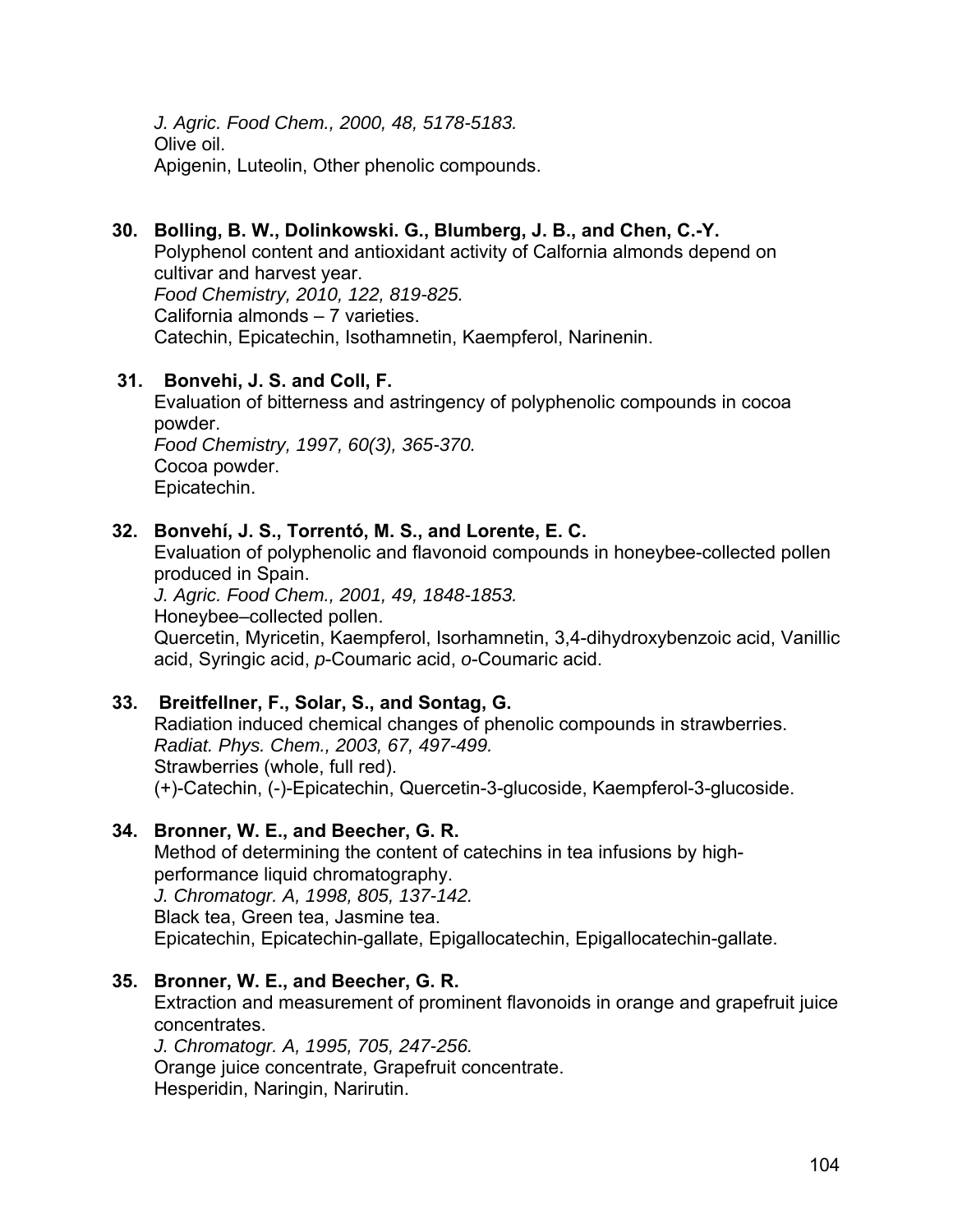*J. Agric. Food Chem., 2000, 48, 5178-5183.*
Olive oil.
Apigenin, Luteolin, Other phenolic compounds.

**30. Bolling, B. W., Dolinkowski. G., Blumberg, J. B., and Chen, C.-Y.**
Polyphenol content and antioxidant activity of Calfornia almonds depend on cultivar and harvest year.
*Food Chemistry, 2010, 122, 819-825.*
California almonds – 7 varieties.
Catechin, Epicatechin, Isothamnetin, Kaempferol, Narinenin.

**31. Bonvehi, J. S. and Coll, F.**
Evaluation of bitterness and astringency of polyphenolic compounds in cocoa powder.
*Food Chemistry, 1997, 60(3), 365-370.*
Cocoa powder.
Epicatechin.

**32. Bonvehí, J. S., Torrentó, M. S., and Lorente, E. C.**
Evaluation of polyphenolic and flavonoid compounds in honeybee-collected pollen produced in Spain.
*J. Agric. Food Chem., 2001, 49, 1848-1853.*
Honeybee–collected pollen.
Quercetin, Myricetin, Kaempferol, Isorhamnetin, 3,4-dihydroxybenzoic acid, Vanillic acid, Syringic acid, *p*-Coumaric acid, *o*-Coumaric acid.

**33. Breitfellner, F., Solar, S., and Sontag, G.**
Radiation induced chemical changes of phenolic compounds in strawberries.
*Radiat. Phys. Chem., 2003, 67, 497-499.*
Strawberries (whole, full red).
(+)-Catechin, (-)-Epicatechin, Quercetin-3-glucoside, Kaempferol-3-glucoside.

**34. Bronner, W. E., and Beecher, G. R.**
Method of determining the content of catechins in tea infusions by high-performance liquid chromatography.
*J. Chromatogr. A, 1998, 805, 137-142.*
Black tea, Green tea, Jasmine tea.
Epicatechin, Epicatechin-gallate, Epigallocatechin, Epigallocatechin-gallate.

**35. Bronner, W. E., and Beecher, G. R.**
Extraction and measurement of prominent flavonoids in orange and grapefruit juice concentrates.
*J. Chromatogr. A, 1995, 705, 247-256.*
Orange juice concentrate, Grapefruit concentrate.
Hesperidin, Naringin, Narirutin.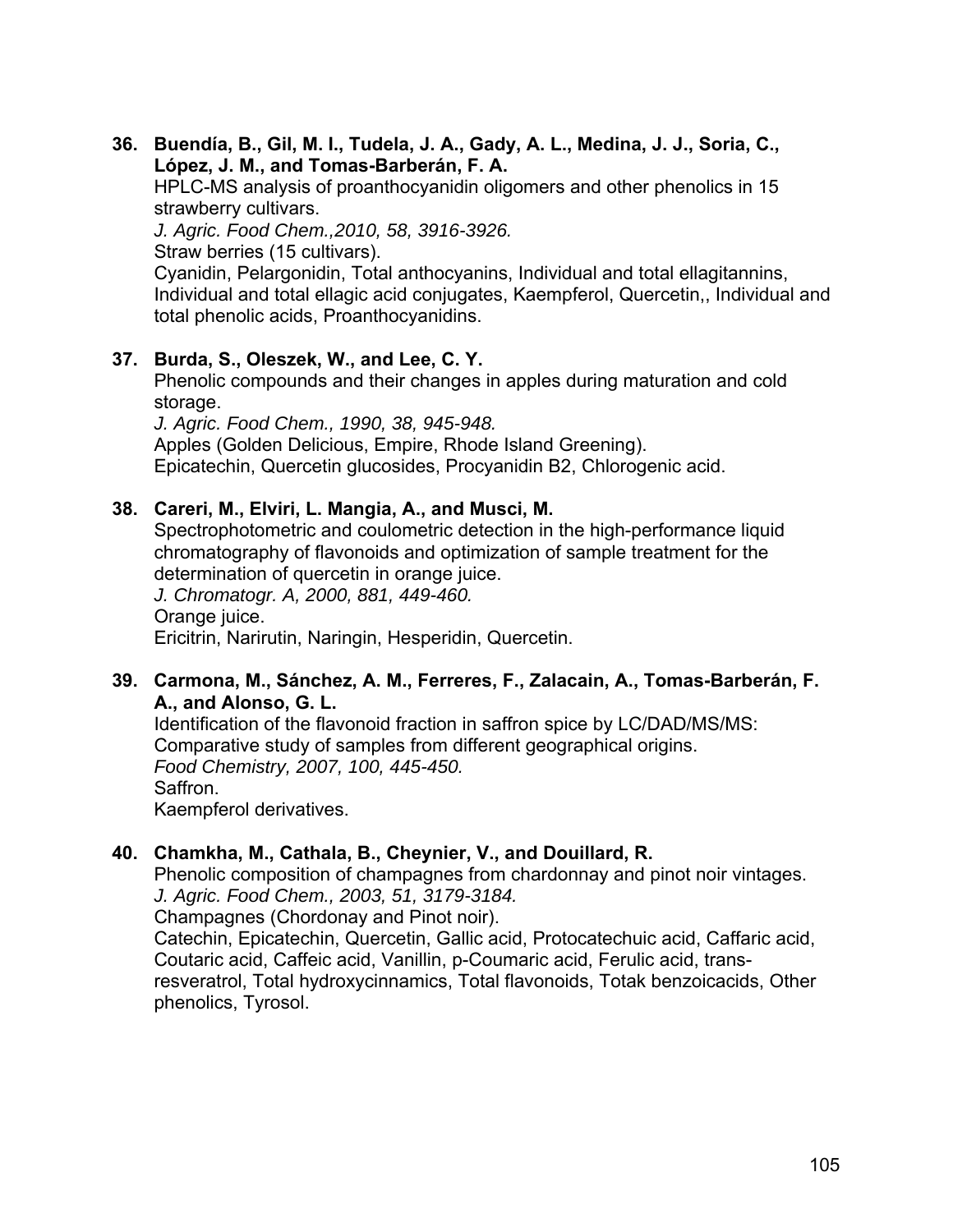**36. Buendía, B., Gil, M. I., Tudela, J. A., Gady, A. L., Medina, J. J., Soria, C., López, J. M., and Tomas-Barberán, F. A.**
HPLC-MS analysis of proanthocyanidin oligomers and other phenolics in 15 strawberry cultivars.
*J. Agric. Food Chem.,2010, 58, 3916-3926.*
Straw berries (15 cultivars).
Cyanidin, Pelargonidin, Total anthocyanins, Individual and total ellagitannins, Individual and total ellagic acid conjugates, Kaempferol, Quercetin,, Individual and total phenolic acids, Proanthocyanidins.

**37. Burda, S., Oleszek, W., and Lee, C. Y.**
Phenolic compounds and their changes in apples during maturation and cold storage.
*J. Agric. Food Chem., 1990, 38, 945-948.*
Apples (Golden Delicious, Empire, Rhode Island Greening).
Epicatechin, Quercetin glucosides, Procyanidin B2, Chlorogenic acid.

**38. Careri, M., Elviri, L. Mangia, A., and Musci, M.**
Spectrophotometric and coulometric detection in the high-performance liquid chromatography of flavonoids and optimization of sample treatment for the determination of quercetin in orange juice.
*J. Chromatogr. A, 2000, 881, 449-460.*
Orange juice.
Ericitrin, Narirutin, Naringin, Hesperidin, Quercetin.

**39. Carmona, M., Sánchez, A. M., Ferreres, F., Zalacain, A., Tomas-Barberán, F. A., and Alonso, G. L.**
Identification of the flavonoid fraction in saffron spice by LC/DAD/MS/MS: Comparative study of samples from different geographical origins.
*Food Chemistry, 2007, 100, 445-450.*
Saffron.
Kaempferol derivatives.

**40. Chamkha, M., Cathala, B., Cheynier, V., and Douillard, R.**
Phenolic composition of champagnes from chardonnay and pinot noir vintages.
*J. Agric. Food Chem., 2003, 51, 3179-3184.*
Champagnes (Chordonay and Pinot noir).
Catechin, Epicatechin, Quercetin, Gallic acid, Protocatechuic acid, Caffaric acid, Coutaric acid, Caffeic acid, Vanillin, p-Coumaric acid, Ferulic acid, trans-resveratrol, Total hydroxycinnamics, Total flavonoids, Totak benzoicacids, Other phenolics, Tyrosol.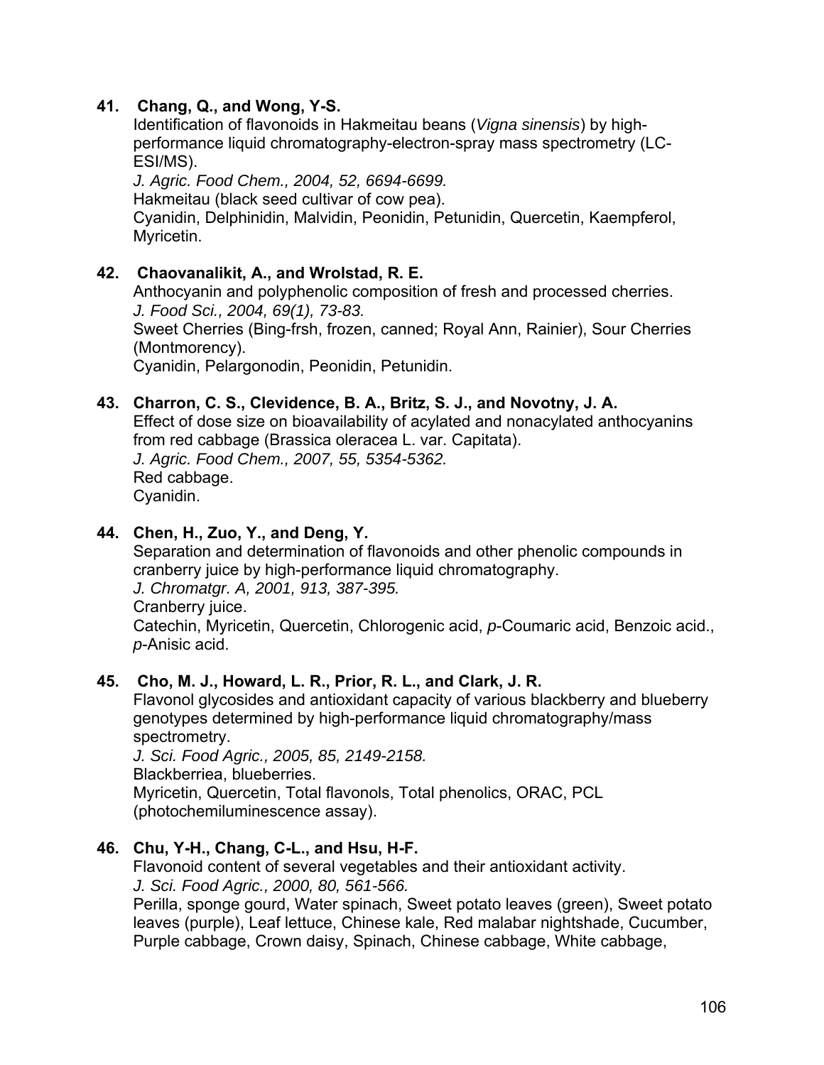41. **Chang, Q., and Wong, Y-S.**
    Identification of flavonoids in Hakmeitau beans (*Vigna sinensis*) by high-performance liquid chromatography-electron-spray mass spectrometry (LC-ESI/MS).
    *J. Agric. Food Chem., 2004, 52, 6694-6699.*
    Hakmeitau (black seed cultivar of cow pea).
    Cyanidin, Delphinidin, Malvidin, Peonidin, Petunidin, Quercetin, Kaempferol, Myricetin.

42. **Chaovanalikit, A., and Wrolstad, R. E.**
    Anthocyanin and polyphenolic composition of fresh and processed cherries.
    *J. Food Sci., 2004, 69(1), 73-83.*
    Sweet Cherries (Bing-frsh, frozen, canned; Royal Ann, Rainier), Sour Cherries (Montmorency).
    Cyanidin, Pelargonodin, Peonidin, Petunidin.

43. **Charron, C. S., Clevidence, B. A., Britz, S. J., and Novotny, J. A.**
    Effect of dose size on bioavailability of acylated and nonacylated anthocyanins from red cabbage (Brassica oleracea L. var. Capitata).
    *J. Agric. Food Chem., 2007, 55, 5354-5362.*
    Red cabbage.
    Cyanidin.

44. **Chen, H., Zuo, Y., and Deng, Y.**
    Separation and determination of flavonoids and other phenolic compounds in cranberry juice by high-performance liquid chromatography.
    *J. Chromatgr. A, 2001, 913, 387-395.*
    Cranberry juice.
    Catechin, Myricetin, Quercetin, Chlorogenic acid, *p*-Coumaric acid, Benzoic acid., *p*-Anisic acid.

45. **Cho, M. J., Howard, L. R., Prior, R. L., and Clark, J. R.**
    Flavonol glycosides and antioxidant capacity of various blackberry and blueberry genotypes determined by high-performance liquid chromatography/mass spectrometry.
    *J. Sci. Food Agric., 2005, 85, 2149-2158.*
    Blackberriea, blueberries.
    Myricetin, Quercetin, Total flavonols, Total phenolics, ORAC, PCL (photochemiluminescence assay).

46. **Chu, Y-H., Chang, C-L., and Hsu, H-F.**
    Flavonoid content of several vegetables and their antioxidant activity.
    *J. Sci. Food Agric., 2000, 80, 561-566.*
    Perilla, sponge gourd, Water spinach, Sweet potato leaves (green), Sweet potato leaves (purple), Leaf lettuce, Chinese kale, Red malabar nightshade, Cucumber, Purple cabbage, Crown daisy, Spinach, Chinese cabbage, White cabbage,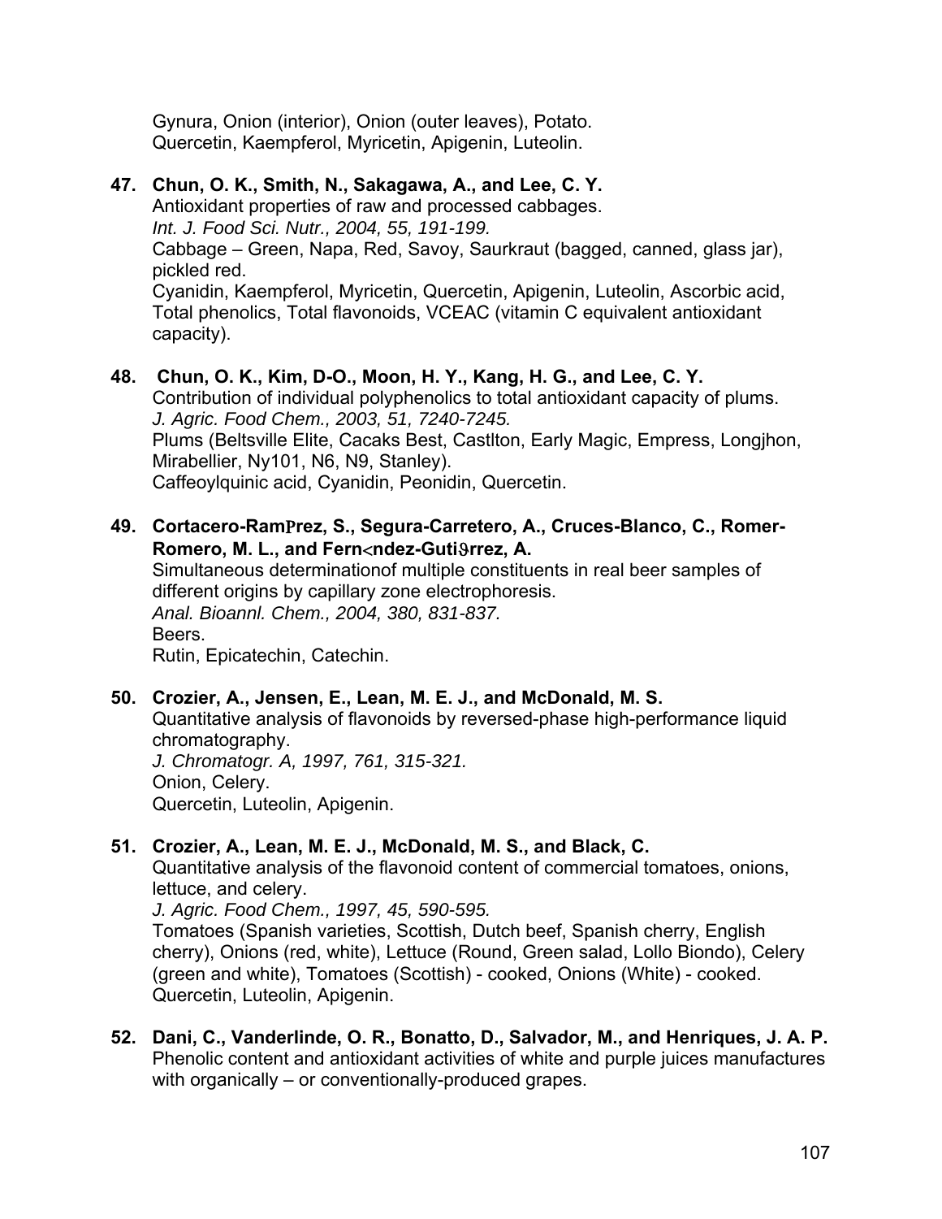Gynura, Onion (interior), Onion (outer leaves), Potato.
Quercetin, Kaempferol, Myricetin, Apigenin, Luteolin.

**47. Chun, O. K., Smith, N., Sakagawa, A., and Lee, C. Y.**
Antioxidant properties of raw and processed cabbages.
*Int. J. Food Sci. Nutr., 2004, 55, 191-199.*
Cabbage – Green, Napa, Red, Savoy, Saurkraut (bagged, canned, glass jar), pickled red.
Cyanidin, Kaempferol, Myricetin, Quercetin, Apigenin, Luteolin, Ascorbic acid, Total phenolics, Total flavonoids, VCEAC (vitamin C equivalent antioxidant capacity).

**48. Chun, O. K., Kim, D-O., Moon, H. Y., Kang, H. G., and Lee, C. Y.**
Contribution of individual polyphenolics to total antioxidant capacity of plums.
*J. Agric. Food Chem., 2003, 51, 7240-7245.*
Plums (Beltsville Elite, Cacaks Best, Castlton, Early Magic, Empress, Longjhon, Mirabellier, Ny101, N6, N9, Stanley).
Caffeoylquinic acid, Cyanidin, Peonidin, Quercetin.

**49. Cortacero-RamΡrez, S., Segura-Carretero, A., Cruces-Blanco, C., Romer-Romero, M. L., and Fern<ndez-Gutiϑrrez, A.**
Simultaneous determinationof multiple constituents in real beer samples of different origins by capillary zone electrophoresis.
*Anal. Bioannl. Chem., 2004, 380, 831-837.*
Beers.
Rutin, Epicatechin, Catechin.

**50. Crozier, A., Jensen, E., Lean, M. E. J., and McDonald, M. S.**
Quantitative analysis of flavonoids by reversed-phase high-performance liquid chromatography.
*J. Chromatogr. A, 1997, 761, 315-321.*
Onion, Celery.
Quercetin, Luteolin, Apigenin.

**51. Crozier, A., Lean, M. E. J., McDonald, M. S., and Black, C.**
Quantitative analysis of the flavonoid content of commercial tomatoes, onions, lettuce, and celery.
*J. Agric. Food Chem., 1997, 45, 590-595.*
Tomatoes (Spanish varieties, Scottish, Dutch beef, Spanish cherry, English cherry), Onions (red, white), Lettuce (Round, Green salad, Lollo Biondo), Celery (green and white), Tomatoes (Scottish) - cooked, Onions (White) - cooked.
Quercetin, Luteolin, Apigenin.

**52. Dani, C., Vanderlinde, O. R., Bonatto, D., Salvador, M., and Henriques, J. A. P.**
Phenolic content and antioxidant activities of white and purple juices manufactures with organically – or conventionally-produced grapes.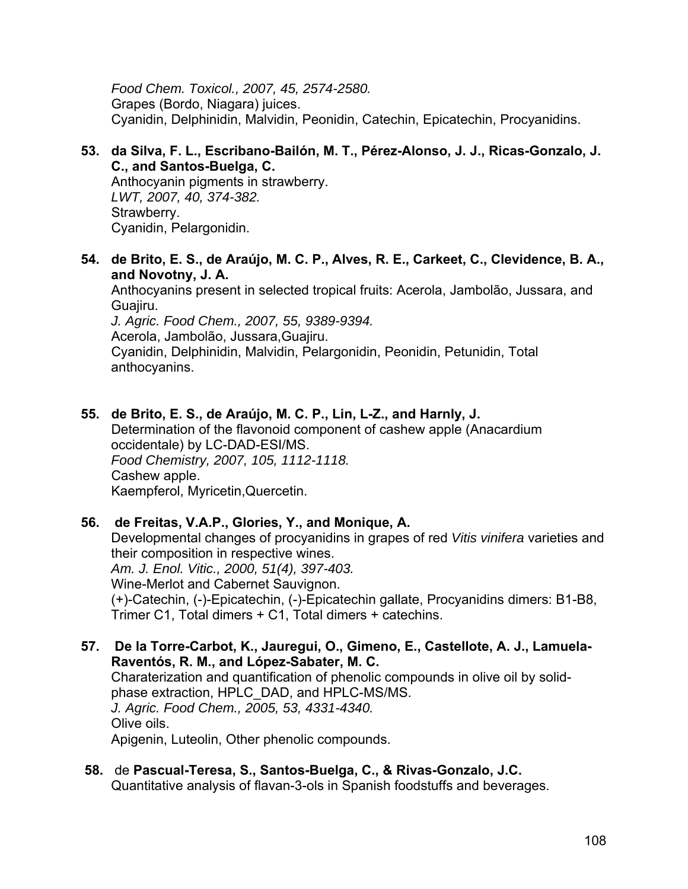*Food Chem. Toxicol., 2007, 45, 2574-2580.*
Grapes (Bordo, Niagara) juices.
Cyanidin, Delphinidin, Malvidin, Peonidin, Catechin, Epicatechin, Procyanidins.

**53. da Silva, F. L., Escribano-Bailón, M. T., Pérez-Alonso, J. J., Ricas-Gonzalo, J. C., and Santos-Buelga, C.**
Anthocyanin pigments in strawberry.
*LWT, 2007, 40, 374-382.*
Strawberry.
Cyanidin, Pelargonidin.

**54. de Brito, E. S., de Araújo, M. C. P., Alves, R. E., Carkeet, C., Clevidence, B. A., and Novotny, J. A.**
Anthocyanins present in selected tropical fruits: Acerola, Jambolão, Jussara, and Guajiru.
*J. Agric. Food Chem., 2007, 55, 9389-9394.*
Acerola, Jambolão, Jussara,Guajiru.
Cyanidin, Delphinidin, Malvidin, Pelargonidin, Peonidin, Petunidin, Total anthocyanins.

**55. de Brito, E. S., de Araújo, M. C. P., Lin, L-Z., and Harnly, J.**
Determination of the flavonoid component of cashew apple (Anacardium occidentale) by LC-DAD-ESI/MS.
*Food Chemistry, 2007, 105, 1112-1118.*
Cashew apple.
Kaempferol, Myricetin,Quercetin.

**56. de Freitas, V.A.P., Glories, Y., and Monique, A.**
Developmental changes of procyanidins in grapes of red *Vitis vinifera* varieties and their composition in respective wines.
*Am. J. Enol. Vitic., 2000, 51(4), 397-403.*
Wine-Merlot and Cabernet Sauvignon.
(+)-Catechin, (-)-Epicatechin, (-)-Epicatechin gallate, Procyanidins dimers: B1-B8, Trimer C1, Total dimers + C1, Total dimers + catechins.

**57. De la Torre-Carbot, K., Jauregui, O., Gimeno, E., Castellote, A. J., Lamuela-Raventós, R. M., and López-Sabater, M. C.**
Charaterization and quantification of phenolic compounds in olive oil by solid-phase extraction, HPLC_DAD, and HPLC-MS/MS.
*J. Agric. Food Chem., 2005, 53, 4331-4340.*
Olive oils.
Apigenin, Luteolin, Other phenolic compounds.

**58.** de **Pascual-Teresa, S., Santos-Buelga, C., & Rivas-Gonzalo, J.C.**
Quantitative analysis of flavan-3-ols in Spanish foodstuffs and beverages.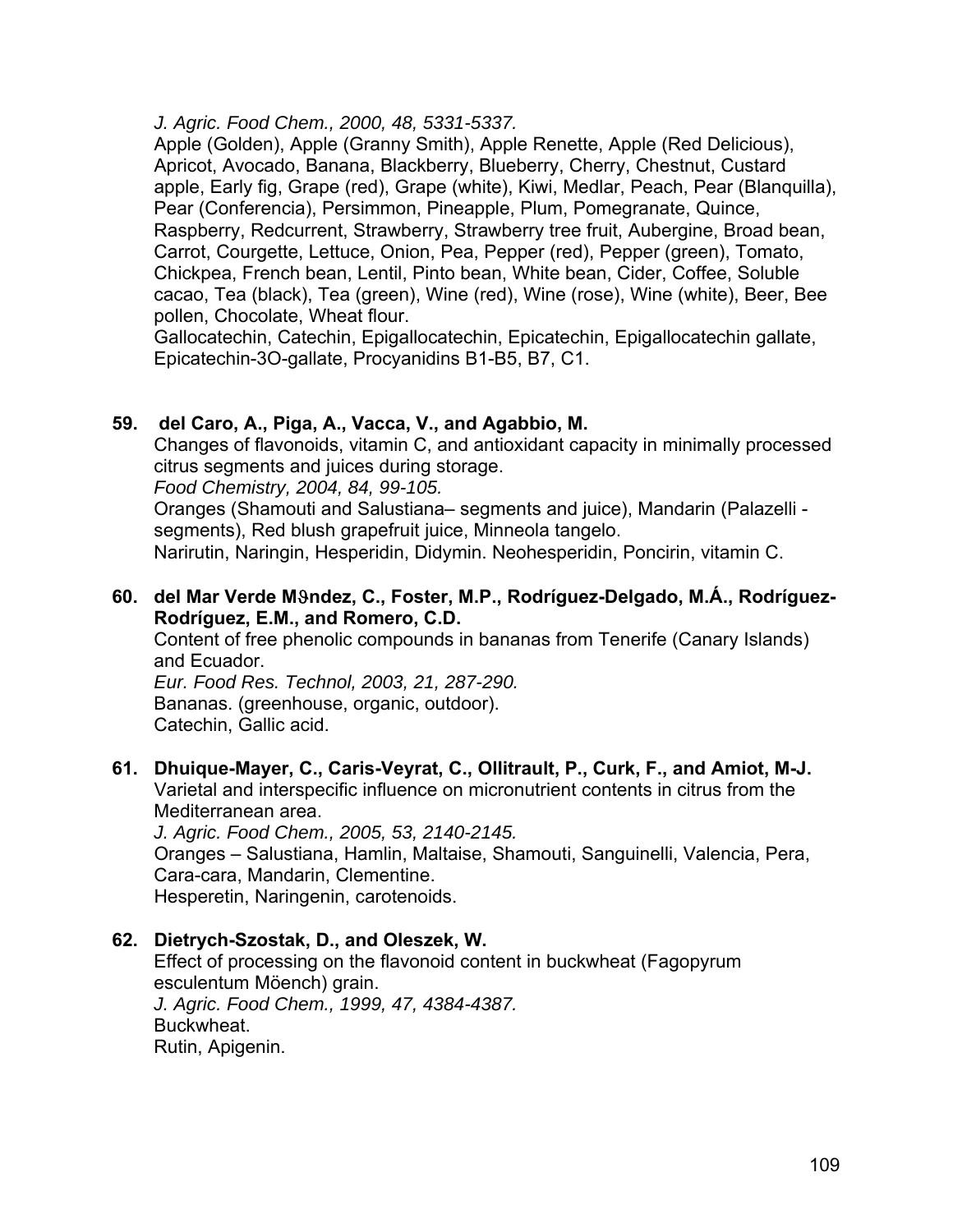*J. Agric. Food Chem., 2000, 48, 5331-5337.*
Apple (Golden), Apple (Granny Smith), Apple Renette, Apple (Red Delicious), Apricot, Avocado, Banana, Blackberry, Blueberry, Cherry, Chestnut, Custard apple, Early fig, Grape (red), Grape (white), Kiwi, Medlar, Peach, Pear (Blanquilla), Pear (Conferencia), Persimmon, Pineapple, Plum, Pomegranate, Quince, Raspberry, Redcurrent, Strawberry, Strawberry tree fruit, Aubergine, Broad bean, Carrot, Courgette, Lettuce, Onion, Pea, Pepper (red), Pepper (green), Tomato, Chickpea, French bean, Lentil, Pinto bean, White bean, Cider, Coffee, Soluble cacao, Tea (black), Tea (green), Wine (red), Wine (rose), Wine (white), Beer, Bee pollen, Chocolate, Wheat flour.
Gallocatechin, Catechin, Epigallocatechin, Epicatechin, Epigallocatechin gallate, Epicatechin-3O-gallate, Procyanidins B1-B5, B7, C1.

**59. del Caro, A., Piga, A., Vacca, V., and Agabbio, M.**
Changes of flavonoids, vitamin C, and antioxidant capacity in minimally processed citrus segments and juices during storage.
*Food Chemistry, 2004, 84, 99-105.*
Oranges (Shamouti and Salustiana– segments and juice), Mandarin (Palazelli - segments), Red blush grapefruit juice, Minneola tangelo.
Narirutin, Naringin, Hesperidin, Didymin. Neohesperidin, Poncirin, vitamin C.

**60. del Mar Verde Mϑndez, C., Foster, M.P., Rodríguez-Delgado, M.Á., Rodríguez-Rodríguez, E.M., and Romero, C.D.**
Content of free phenolic compounds in bananas from Tenerife (Canary Islands) and Ecuador.
*Eur. Food Res. Technol, 2003, 21, 287-290.*
Bananas. (greenhouse, organic, outdoor).
Catechin, Gallic acid.

**61. Dhuique-Mayer, C., Caris-Veyrat, C., Ollitrault, P., Curk, F., and Amiot, M-J.**
Varietal and interspecific influence on micronutrient contents in citrus from the Mediterranean area.
*J. Agric. Food Chem., 2005, 53, 2140-2145.*
Oranges – Salustiana, Hamlin, Maltaise, Shamouti, Sanguinelli, Valencia, Pera, Cara-cara, Mandarin, Clementine.
Hesperetin, Naringenin, carotenoids.

**62. Dietrych-Szostak, D., and Oleszek, W.**
Effect of processing on the flavonoid content in buckwheat (Fagopyrum esculentum Möench) grain.
*J. Agric. Food Chem., 1999, 47, 4384-4387.*
Buckwheat.
Rutin, Apigenin.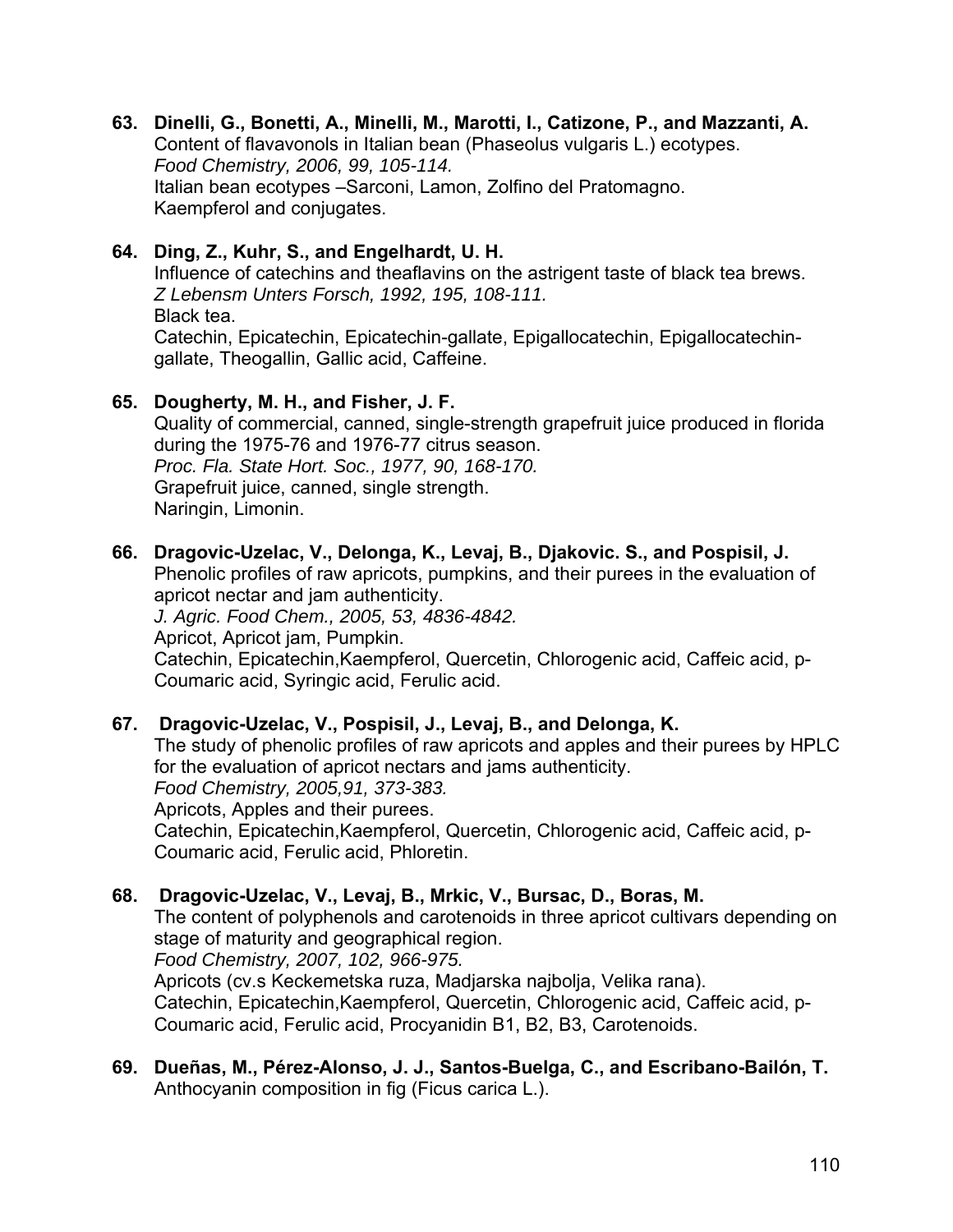**63. Dinelli, G., Bonetti, A., Minelli, M., Marotti, I., Catizone, P., and Mazzanti, A.**
Content of flavavonols in Italian bean (Phaseolus vulgaris L.) ecotypes.
*Food Chemistry, 2006, 99, 105-114.*
Italian bean ecotypes –Sarconi, Lamon, Zolfino del Pratomagno.
Kaempferol and conjugates.

**64. Ding, Z., Kuhr, S., and Engelhardt, U. H.**
Influence of catechins and theaflavins on the astrigent taste of black tea brews.
*Z Lebensm Unters Forsch, 1992, 195, 108-111.*
Black tea.
Catechin, Epicatechin, Epicatechin-gallate, Epigallocatechin, Epigallocatechin-gallate, Theogallin, Gallic acid, Caffeine.

**65. Dougherty, M. H., and Fisher, J. F.**
Quality of commercial, canned, single-strength grapefruit juice produced in florida during the 1975-76 and 1976-77 citrus season.
*Proc. Fla. State Hort. Soc., 1977, 90, 168-170.*
Grapefruit juice, canned, single strength.
Naringin, Limonin.

**66. Dragovic-Uzelac, V., Delonga, K., Levaj, B., Djakovic. S., and Pospisil, J.**
Phenolic profiles of raw apricots, pumpkins, and their purees in the evaluation of apricot nectar and jam authenticity.
*J. Agric. Food Chem., 2005, 53, 4836-4842.*
Apricot, Apricot jam, Pumpkin.
Catechin, Epicatechin,Kaempferol, Quercetin, Chlorogenic acid, Caffeic acid, p-Coumaric acid, Syringic acid, Ferulic acid.

**67. Dragovic-Uzelac, V., Pospisil, J., Levaj, B., and Delonga, K.**
The study of phenolic profiles of raw apricots and apples and their purees by HPLC for the evaluation of apricot nectars and jams authenticity.
*Food Chemistry, 2005,91, 373-383.*
Apricots, Apples and their purees.
Catechin, Epicatechin,Kaempferol, Quercetin, Chlorogenic acid, Caffeic acid, p-Coumaric acid, Ferulic acid, Phloretin.

**68. Dragovic-Uzelac, V., Levaj, B., Mrkic, V., Bursac, D., Boras, M.**
The content of polyphenols and carotenoids in three apricot cultivars depending on stage of maturity and geographical region.
*Food Chemistry, 2007, 102, 966-975.*
Apricots (cv.s Keckemetska ruza, Madjarska najbolja, Velika rana).
Catechin, Epicatechin,Kaempferol, Quercetin, Chlorogenic acid, Caffeic acid, p-Coumaric acid, Ferulic acid, Procyanidin B1, B2, B3, Carotenoids.

**69. Dueñas, M., Pérez-Alonso, J. J., Santos-Buelga, C., and Escribano-Bailón, T.**
Anthocyanin composition in fig (Ficus carica L.).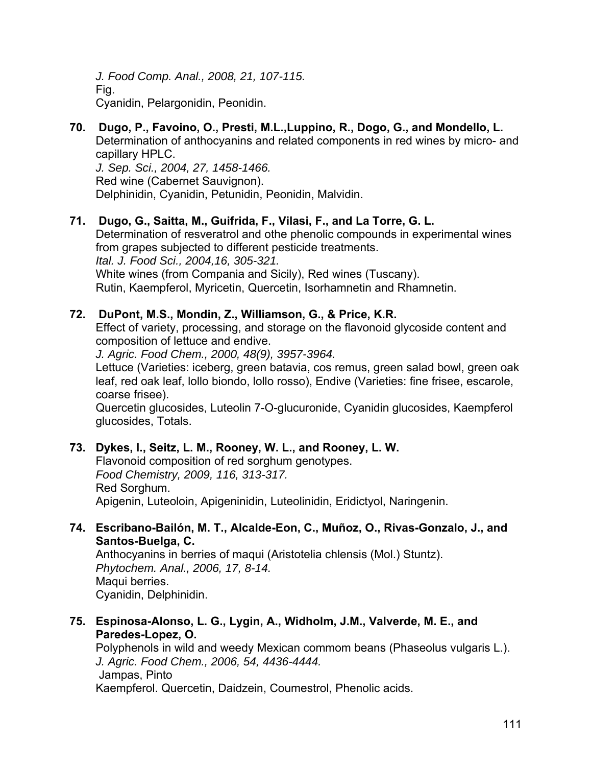*J. Food Comp. Anal., 2008, 21, 107-115.*
Fig.
Cyanidin, Pelargonidin, Peonidin.

**70. Dugo, P., Favoino, O., Presti, M.L.,Luppino, R., Dogo, G., and Mondello, L.**
Determination of anthocyanins and related components in red wines by micro- and capillary HPLC.
*J. Sep. Sci., 2004, 27, 1458-1466.*
Red wine (Cabernet Sauvignon).
Delphinidin, Cyanidin, Petunidin, Peonidin, Malvidin.

**71. Dugo, G., Saitta, M., Guifrida, F., Vilasi, F., and La Torre, G. L.**
Determination of resveratrol and othe phenolic compounds in experimental wines from grapes subjected to different pesticide treatments.
*Ital. J. Food Sci., 2004,16, 305-321.*
White wines (from Compania and Sicily), Red wines (Tuscany).
Rutin, Kaempferol, Myricetin, Quercetin, Isorhamnetin and Rhamnetin.

**72. DuPont, M.S., Mondin, Z., Williamson, G., & Price, K.R.**
Effect of variety, processing, and storage on the flavonoid glycoside content and composition of lettuce and endive.
*J. Agric. Food Chem., 2000, 48(9), 3957-3964.*
Lettuce (Varieties: iceberg, green batavia, cos remus, green salad bowl, green oak leaf, red oak leaf, lollo biondo, lollo rosso), Endive (Varieties: fine frisee, escarole, coarse frisee).
Quercetin glucosides, Luteolin 7-O-glucuronide, Cyanidin glucosides, Kaempferol glucosides, Totals.

**73. Dykes, I., Seitz, L. M., Rooney, W. L., and Rooney, L. W.**
Flavonoid composition of red sorghum genotypes.
*Food Chemistry, 2009, 116, 313-317.*
Red Sorghum.
Apigenin, Luteoloin, Apigeninidin, Luteolinidin, Eridictyol, Naringenin.

**74. Escribano-Bailón, M. T., Alcalde-Eon, C., Muñoz, O., Rivas-Gonzalo, J., and Santos-Buelga, C.**
Anthocyanins in berries of maqui (Aristotelia chlensis (Mol.) Stuntz).
*Phytochem. Anal., 2006, 17, 8-14.*
Maqui berries.
Cyanidin, Delphinidin.

**75. Espinosa-Alonso, L. G., Lygin, A., Widholm, J.M., Valverde, M. E., and Paredes-Lopez, O.**
Polyphenols in wild and weedy Mexican commom beans (Phaseolus vulgaris L.).
*J. Agric. Food Chem., 2006, 54, 4436-4444.*
Jampas, Pinto
Kaempferol. Quercetin, Daidzein, Coumestrol, Phenolic acids.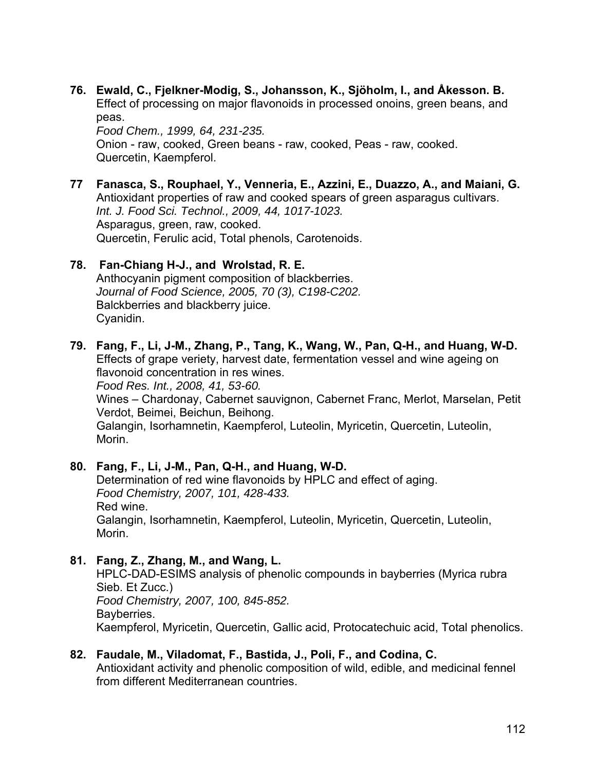**76. Ewald, C., Fjelkner-Modig, S., Johansson, K., Sjöholm, I., and Åkesson. B.**
Effect of processing on major flavonoids in processed onoins, green beans, and peas.
*Food Chem., 1999, 64, 231-235.*
Onion - raw, cooked, Green beans - raw, cooked, Peas - raw, cooked.
Quercetin, Kaempferol.

**77 Fanasca, S., Rouphael, Y., Venneria, E., Azzini, E., Duazzo, A., and Maiani, G.**
Antioxidant properties of raw and cooked spears of green asparagus cultivars.
*Int. J. Food Sci. Technol., 2009, 44, 1017-1023.*
Asparagus, green, raw, cooked.
Quercetin, Ferulic acid, Total phenols, Carotenoids.

**78. Fan-Chiang H-J., and Wrolstad, R. E.**
Anthocyanin pigment composition of blackberries.
*Journal of Food Science, 2005, 70 (3), C198-C202.*
Balckberries and blackberry juice.
Cyanidin.

**79. Fang, F., Li, J-M., Zhang, P., Tang, K., Wang, W., Pan, Q-H., and Huang, W-D.**
Effects of grape veriety, harvest date, fermentation vessel and wine ageing on flavonoid concentration in res wines.
*Food Res. Int., 2008, 41, 53-60.*
Wines – Chardonay, Cabernet sauvignon, Cabernet Franc, Merlot, Marselan, Petit Verdot, Beimei, Beichun, Beihong.
Galangin, Isorhamnetin, Kaempferol, Luteolin, Myricetin, Quercetin, Luteolin, Morin.

**80. Fang, F., Li, J-M., Pan, Q-H., and Huang, W-D.**
Determination of red wine flavonoids by HPLC and effect of aging.
*Food Chemistry, 2007, 101, 428-433.*
Red wine.
Galangin, Isorhamnetin, Kaempferol, Luteolin, Myricetin, Quercetin, Luteolin, Morin.

**81. Fang, Z., Zhang, M., and Wang, L.**
HPLC-DAD-ESIMS analysis of phenolic compounds in bayberries (Myrica rubra Sieb. Et Zucc.)
*Food Chemistry, 2007, 100, 845-852.*
Bayberries.
Kaempferol, Myricetin, Quercetin, Gallic acid, Protocatechuic acid, Total phenolics.

**82. Faudale, M., Viladomat, F., Bastida, J., Poli, F., and Codina, C.**
Antioxidant activity and phenolic composition of wild, edible, and medicinal fennel from different Mediterranean countries.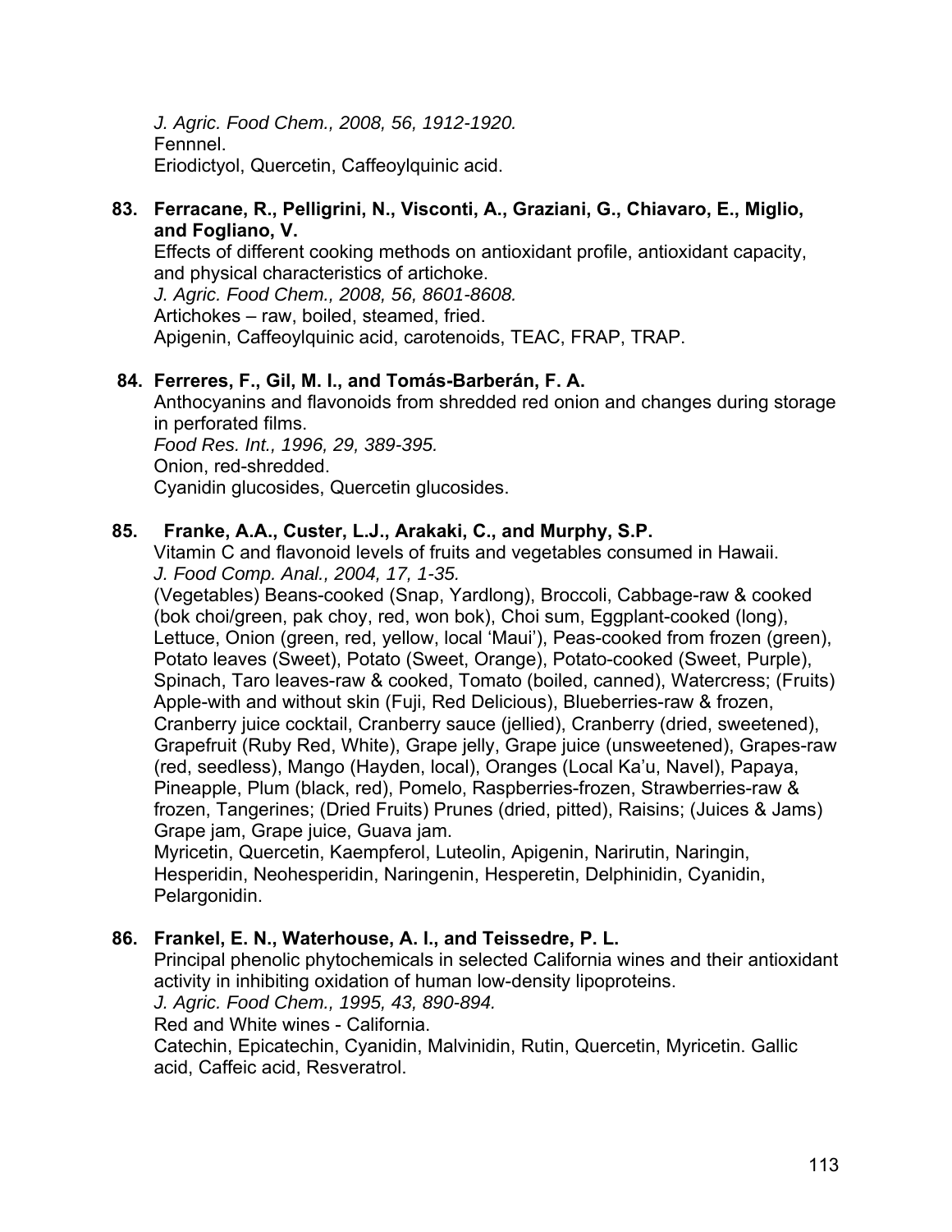*J. Agric. Food Chem., 2008, 56, 1912-1920.*
Fennnel.
Eriodictyol, Quercetin, Caffeoylquinic acid.

**83. Ferracane, R., Pelligrini, N., Visconti, A., Graziani, G., Chiavaro, E., Miglio, and Fogliano, V.**
Effects of different cooking methods on antioxidant profile, antioxidant capacity, and physical characteristics of artichoke.
*J. Agric. Food Chem., 2008, 56, 8601-8608.*
Artichokes – raw, boiled, steamed, fried.
Apigenin, Caffeoylquinic acid, carotenoids, TEAC, FRAP, TRAP.

**84. Ferreres, F., Gil, M. I., and Tomás-Barberán, F. A.**
Anthocyanins and flavonoids from shredded red onion and changes during storage in perforated films.
*Food Res. Int., 1996, 29, 389-395.*
Onion, red-shredded.
Cyanidin glucosides, Quercetin glucosides.

**85. Franke, A.A., Custer, L.J., Arakaki, C., and Murphy, S.P.**
Vitamin C and flavonoid levels of fruits and vegetables consumed in Hawaii.
*J. Food Comp. Anal., 2004, 17, 1-35.*
(Vegetables) Beans-cooked (Snap, Yardlong), Broccoli, Cabbage-raw & cooked (bok choi/green, pak choy, red, won bok), Choi sum, Eggplant-cooked (long), Lettuce, Onion (green, red, yellow, local 'Maui'), Peas-cooked from frozen (green), Potato leaves (Sweet), Potato (Sweet, Orange), Potato-cooked (Sweet, Purple), Spinach, Taro leaves-raw & cooked, Tomato (boiled, canned), Watercress; (Fruits) Apple-with and without skin (Fuji, Red Delicious), Blueberries-raw & frozen, Cranberry juice cocktail, Cranberry sauce (jellied), Cranberry (dried, sweetened), Grapefruit (Ruby Red, White), Grape jelly, Grape juice (unsweetened), Grapes-raw (red, seedless), Mango (Hayden, local), Oranges (Local Ka'u, Navel), Papaya, Pineapple, Plum (black, red), Pomelo, Raspberries-frozen, Strawberries-raw & frozen, Tangerines; (Dried Fruits) Prunes (dried, pitted), Raisins; (Juices & Jams) Grape jam, Grape juice, Guava jam.
Myricetin, Quercetin, Kaempferol, Luteolin, Apigenin, Narirutin, Naringin, Hesperidin, Neohesperidin, Naringenin, Hesperetin, Delphinidin, Cyanidin, Pelargonidin.

**86. Frankel, E. N., Waterhouse, A. I., and Teissedre, P. L.**
Principal phenolic phytochemicals in selected California wines and their antioxidant activity in inhibiting oxidation of human low-density lipoproteins.
*J. Agric. Food Chem., 1995, 43, 890-894.*
Red and White wines - California.
Catechin, Epicatechin, Cyanidin, Malvinidin, Rutin, Quercetin, Myricetin. Gallic acid, Caffeic acid, Resveratrol.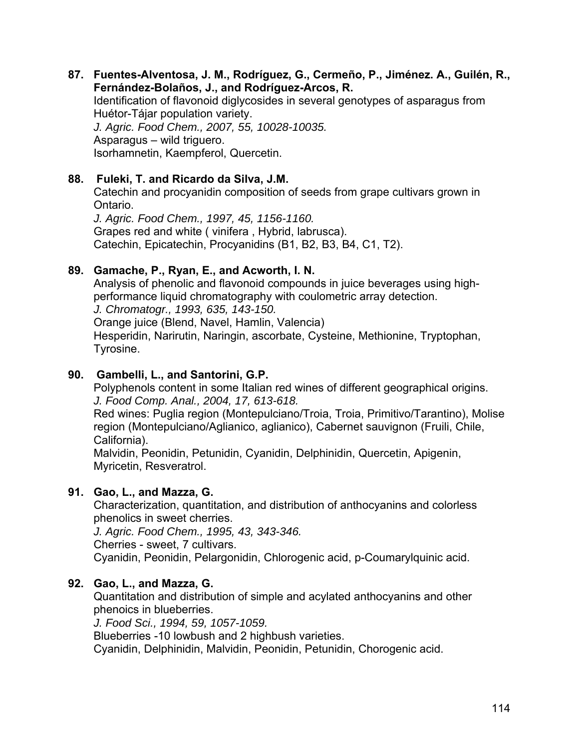**87. Fuentes-Alventosa, J. M., Rodríguez, G., Cermeño, P., Jiménez. A., Guilén, R., Fernández-Bolaños, J., and Rodríguez-Arcos, R.**
Identification of flavonoid diglycosides in several genotypes of asparagus from Huétor-Tájar population variety.
*J. Agric. Food Chem., 2007, 55, 10028-10035.*
Asparagus – wild triguero.
Isorhamnetin, Kaempferol, Quercetin.

**88. Fuleki, T. and Ricardo da Silva, J.M.**
Catechin and procyanidin composition of seeds from grape cultivars grown in Ontario.
*J. Agric. Food Chem., 1997, 45, 1156-1160.*
Grapes red and white ( vinifera , Hybrid, labrusca).
Catechin, Epicatechin, Procyanidins (B1, B2, B3, B4, C1, T2).

**89. Gamache, P., Ryan, E., and Acworth, I. N.**
Analysis of phenolic and flavonoid compounds in juice beverages using high-performance liquid chromatography with coulometric array detection.
*J. Chromatogr., 1993, 635, 143-150.*
Orange juice (Blend, Navel, Hamlin, Valencia)
Hesperidin, Narirutin, Naringin, ascorbate, Cysteine, Methionine, Tryptophan, Tyrosine.

**90. Gambelli, L., and Santorini, G.P.**
Polyphenols content in some Italian red wines of different geographical origins.
*J. Food Comp. Anal., 2004, 17, 613-618.*
Red wines: Puglia region (Montepulciano/Troia, Troia, Primitivo/Tarantino), Molise region (Montepulciano/Aglianico, aglianico), Cabernet sauvignon (Fruili, Chile, California).
Malvidin, Peonidin, Petunidin, Cyanidin, Delphinidin, Quercetin, Apigenin, Myricetin, Resveratrol.

**91. Gao, L., and Mazza, G.**
Characterization, quantitation, and distribution of anthocyanins and colorless phenolics in sweet cherries.
*J. Agric. Food Chem., 1995, 43, 343-346.*
Cherries - sweet, 7 cultivars.
Cyanidin, Peonidin, Pelargonidin, Chlorogenic acid, p-Coumarylquinic acid.

**92. Gao, L., and Mazza, G.**
Quantitation and distribution of simple and acylated anthocyanins and other phenoics in blueberries.
*J. Food Sci., 1994, 59, 1057-1059.*
Blueberries -10 lowbush and 2 highbush varieties.
Cyanidin, Delphinidin, Malvidin, Peonidin, Petunidin, Chorogenic acid.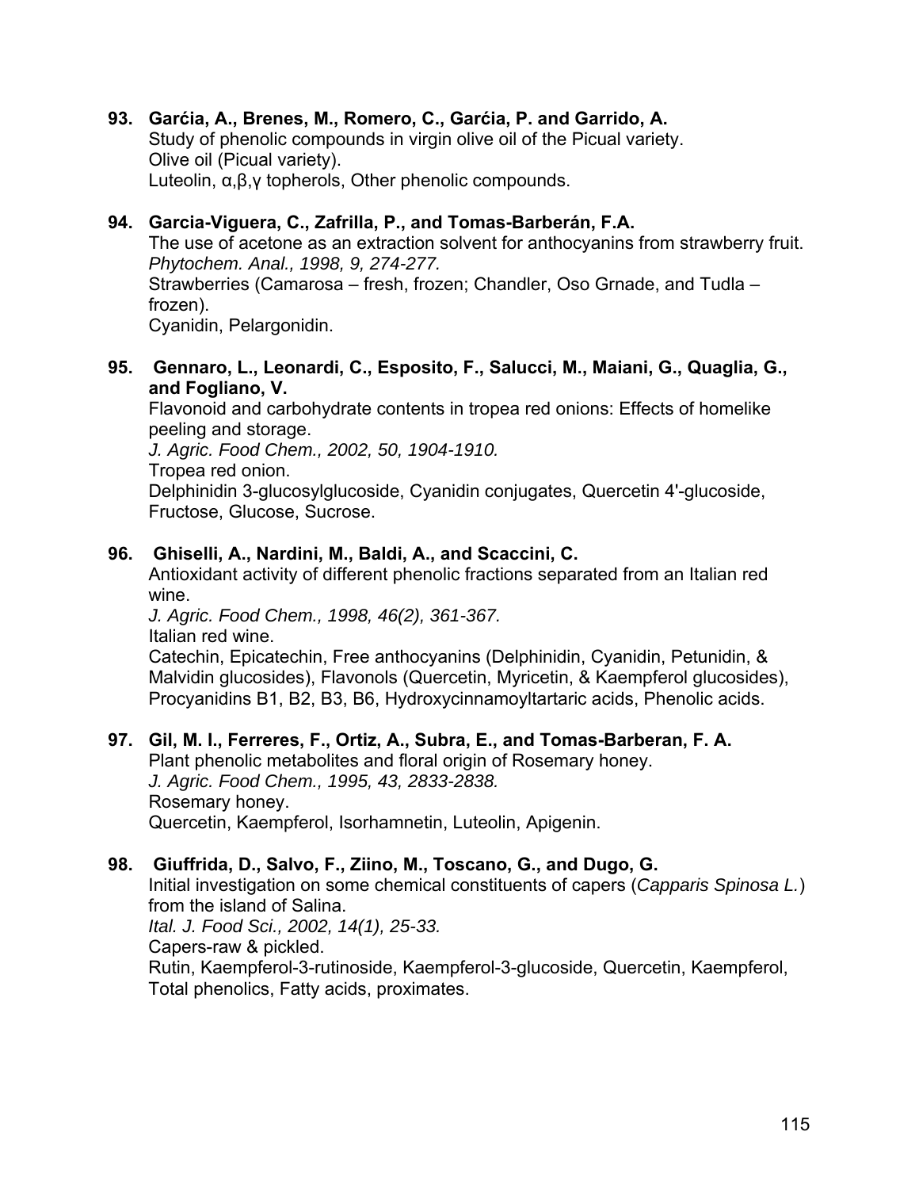**93. Garćia, A., Brenes, M., Romero, C., Garćia, P. and Garrido, A.**
Study of phenolic compounds in virgin olive oil of the Picual variety.
Olive oil (Picual variety).
Luteolin, α,β,γ topherols, Other phenolic compounds.

**94. Garcia-Viguera, C., Zafrilla, P., and Tomas-Barberán, F.A.**
The use of acetone as an extraction solvent for anthocyanins from strawberry fruit.
*Phytochem. Anal., 1998, 9, 274-277.*
Strawberries (Camarosa – fresh, frozen; Chandler, Oso Grnade, and Tudla – frozen).
Cyanidin, Pelargonidin.

**95. Gennaro, L., Leonardi, C., Esposito, F., Salucci, M., Maiani, G., Quaglia, G., and Fogliano, V.**
Flavonoid and carbohydrate contents in tropea red onions: Effects of homelike peeling and storage.
*J. Agric. Food Chem., 2002, 50, 1904-1910.*
Tropea red onion.
Delphinidin 3-glucosylglucoside, Cyanidin conjugates, Quercetin 4'-glucoside, Fructose, Glucose, Sucrose.

**96. Ghiselli, A., Nardini, M., Baldi, A., and Scaccini, C.**
Antioxidant activity of different phenolic fractions separated from an Italian red wine.
*J. Agric. Food Chem., 1998, 46(2), 361-367.*
Italian red wine.
Catechin, Epicatechin, Free anthocyanins (Delphinidin, Cyanidin, Petunidin, & Malvidin glucosides), Flavonols (Quercetin, Myricetin, & Kaempferol glucosides), Procyanidins B1, B2, B3, B6, Hydroxycinnamoyltartaric acids, Phenolic acids.

**97. Gil, M. I., Ferreres, F., Ortiz, A., Subra, E., and Tomas-Barberan, F. A.**
Plant phenolic metabolites and floral origin of Rosemary honey.
*J. Agric. Food Chem., 1995, 43, 2833-2838.*
Rosemary honey.
Quercetin, Kaempferol, Isorhamnetin, Luteolin, Apigenin.

**98. Giuffrida, D., Salvo, F., Ziino, M., Toscano, G., and Dugo, G.**
Initial investigation on some chemical constituents of capers (*Capparis Spinosa L.*) from the island of Salina.
*Ital. J. Food Sci., 2002, 14(1), 25-33.*
Capers-raw & pickled.
Rutin, Kaempferol-3-rutinoside, Kaempferol-3-glucoside, Quercetin, Kaempferol, Total phenolics, Fatty acids, proximates.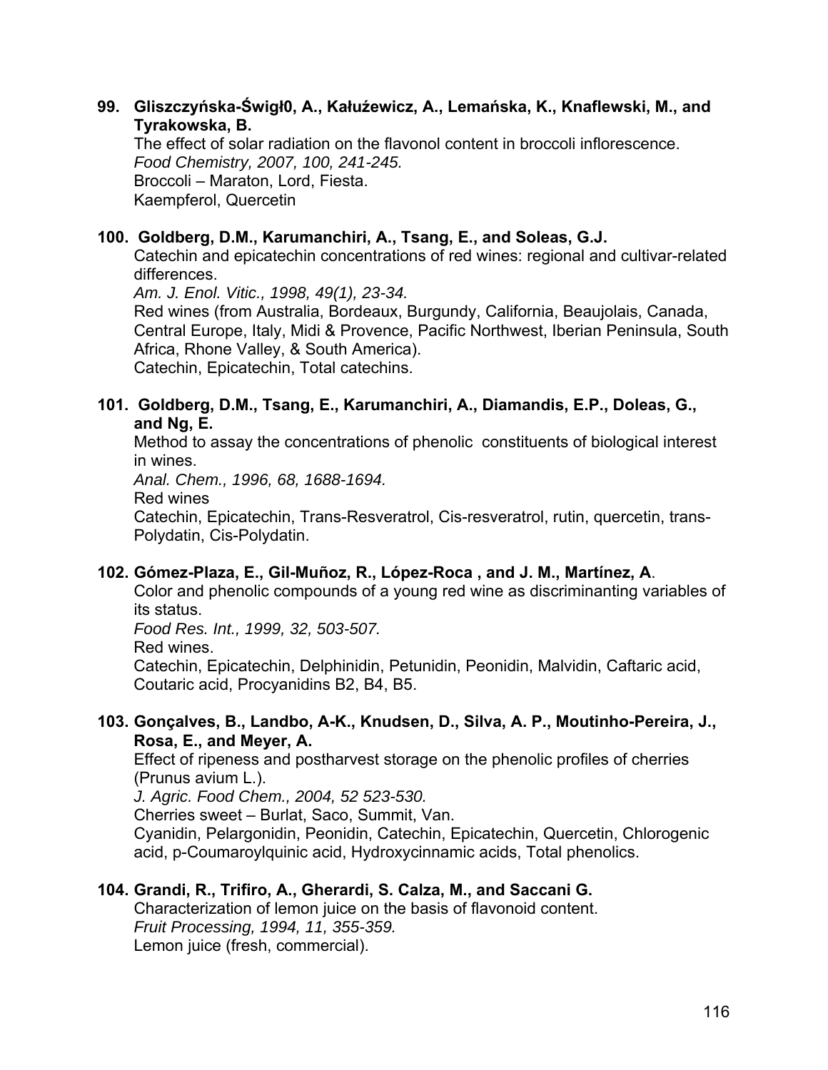**99. Gliszczyńska-Świgł0, A., Kałuźewicz, A., Lemańska, K., Knaflewski, M., and Tyrakowska, B.**
The effect of solar radiation on the flavonol content in broccoli inflorescence.
*Food Chemistry, 2007, 100, 241-245.*
Broccoli – Maraton, Lord, Fiesta.
Kaempferol, Quercetin

**100. Goldberg, D.M., Karumanchiri, A., Tsang, E., and Soleas, G.J.**
Catechin and epicatechin concentrations of red wines: regional and cultivar-related differences.
*Am. J. Enol. Vitic., 1998, 49(1), 23-34.*
Red wines (from Australia, Bordeaux, Burgundy, California, Beaujolais, Canada, Central Europe, Italy, Midi & Provence, Pacific Northwest, Iberian Peninsula, South Africa, Rhone Valley, & South America).
Catechin, Epicatechin, Total catechins.

**101. Goldberg, D.M., Tsang, E., Karumanchiri, A., Diamandis, E.P., Doleas, G., and Ng, E.**
Method to assay the concentrations of phenolic constituents of biological interest in wines.
*Anal. Chem., 1996, 68, 1688-1694.*
Red wines
Catechin, Epicatechin, Trans-Resveratrol, Cis-resveratrol, rutin, quercetin, trans-Polydatin, Cis-Polydatin.

**102. Gómez-Plaza, E., Gil-Muñoz, R., López-Roca , and J. M., Martínez, A**.
Color and phenolic compounds of a young red wine as discriminanting variables of its status.
*Food Res. Int., 1999, 32, 503-507.*
Red wines.
Catechin, Epicatechin, Delphinidin, Petunidin, Peonidin, Malvidin, Caftaric acid, Coutaric acid, Procyanidins B2, B4, B5.

**103. Gonçalves, B., Landbo, A-K., Knudsen, D., Silva, A. P., Moutinho-Pereira, J., Rosa, E., and Meyer, A.**
Effect of ripeness and postharvest storage on the phenolic profiles of cherries (Prunus avium L.).
*J. Agric. Food Chem., 2004, 52 523-530.*
Cherries sweet – Burlat, Saco, Summit, Van.
Cyanidin, Pelargonidin, Peonidin, Catechin, Epicatechin, Quercetin, Chlorogenic acid, p-Coumaroylquinic acid, Hydroxycinnamic acids, Total phenolics.

**104. Grandi, R., Trifiro, A., Gherardi, S. Calza, M., and Saccani G.**
Characterization of lemon juice on the basis of flavonoid content.
*Fruit Processing, 1994, 11, 355-359.*
Lemon juice (fresh, commercial).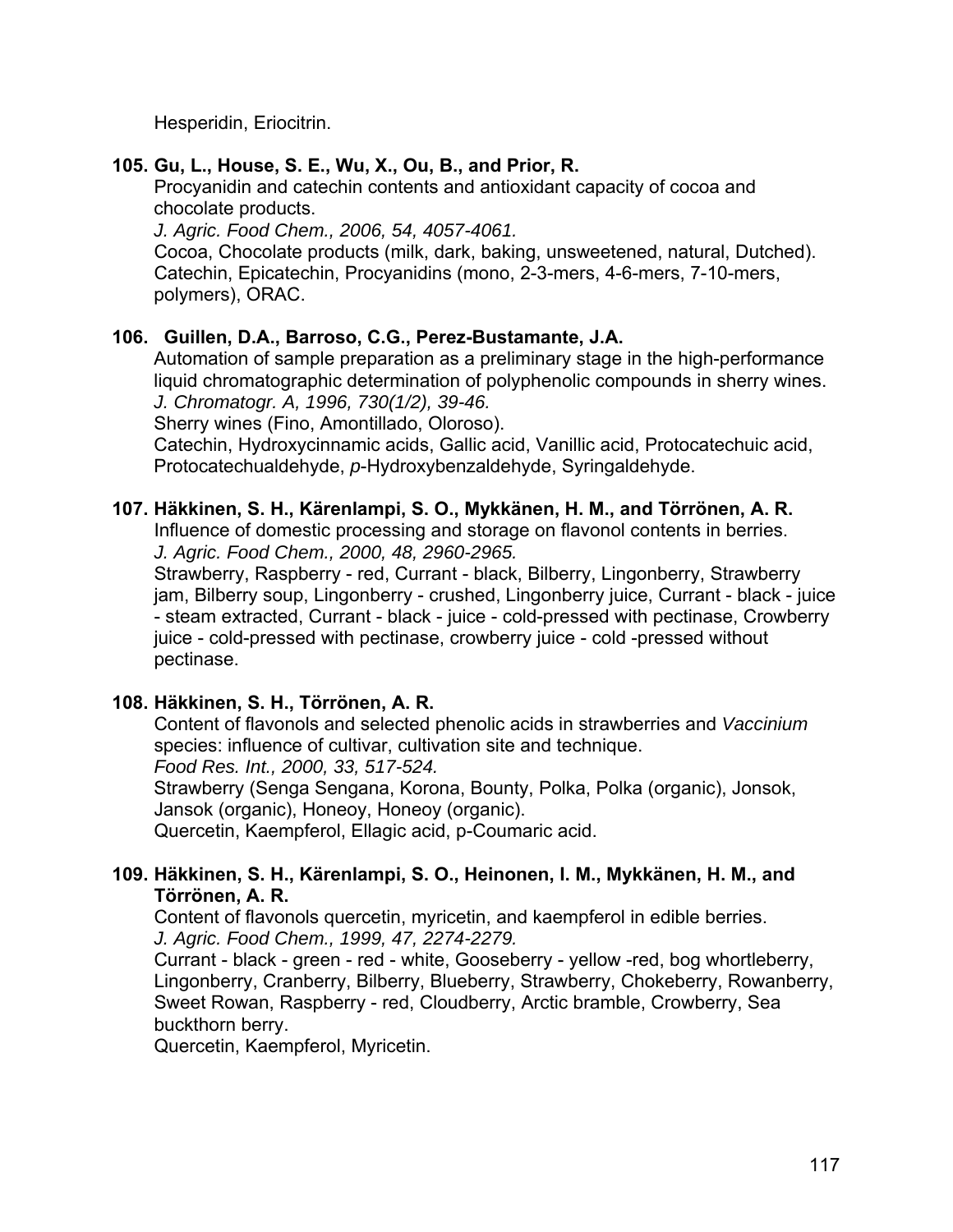Hesperidin, Eriocitrin.

**105. Gu, L., House, S. E., Wu, X., Ou, B., and Prior, R.**
Procyanidin and catechin contents and antioxidant capacity of cocoa and chocolate products.
*J. Agric. Food Chem., 2006, 54, 4057-4061.*
Cocoa, Chocolate products (milk, dark, baking, unsweetened, natural, Dutched).
Catechin, Epicatechin, Procyanidins (mono, 2-3-mers, 4-6-mers, 7-10-mers, polymers), ORAC.

**106. Guillen, D.A., Barroso, C.G., Perez-Bustamante, J.A.**
Automation of sample preparation as a preliminary stage in the high-performance liquid chromatographic determination of polyphenolic compounds in sherry wines.
*J. Chromatogr. A, 1996, 730(1/2), 39-46.*
Sherry wines (Fino, Amontillado, Oloroso).
Catechin, Hydroxycinnamic acids, Gallic acid, Vanillic acid, Protocatechuic acid, Protocatechualdehyde, *p*-Hydroxybenzaldehyde, Syringaldehyde.

**107. Häkkinen, S. H., Kärenlampi, S. O., Mykkänen, H. M., and Törrönen, A. R.**
Influence of domestic processing and storage on flavonol contents in berries.
*J. Agric. Food Chem., 2000, 48, 2960-2965.*
Strawberry, Raspberry - red, Currant - black, Bilberry, Lingonberry, Strawberry jam, Bilberry soup, Lingonberry - crushed, Lingonberry juice, Currant - black - juice - steam extracted, Currant - black - juice - cold-pressed with pectinase, Crowberry juice - cold-pressed with pectinase, crowberry juice - cold -pressed without pectinase.

**108. Häkkinen, S. H., Törrönen, A. R.**
Content of flavonols and selected phenolic acids in strawberries and *Vaccinium* species: influence of cultivar, cultivation site and technique.
*Food Res. Int., 2000, 33, 517-524.*
Strawberry (Senga Sengana, Korona, Bounty, Polka, Polka (organic), Jonsok, Jansok (organic), Honeoy, Honeoy (organic).
Quercetin, Kaempferol, Ellagic acid, p-Coumaric acid.

**109. Häkkinen, S. H., Kärenlampi, S. O., Heinonen, I. M., Mykkänen, H. M., and Törrönen, A. R.**
Content of flavonols quercetin, myricetin, and kaempferol in edible berries.
*J. Agric. Food Chem., 1999, 47, 2274-2279.*
Currant - black - green - red - white, Gooseberry - yellow -red, bog whortleberry, Lingonberry, Cranberry, Bilberry, Blueberry, Strawberry, Chokeberry, Rowanberry, Sweet Rowan, Raspberry - red, Cloudberry, Arctic bramble, Crowberry, Sea buckthorn berry.
Quercetin, Kaempferol, Myricetin.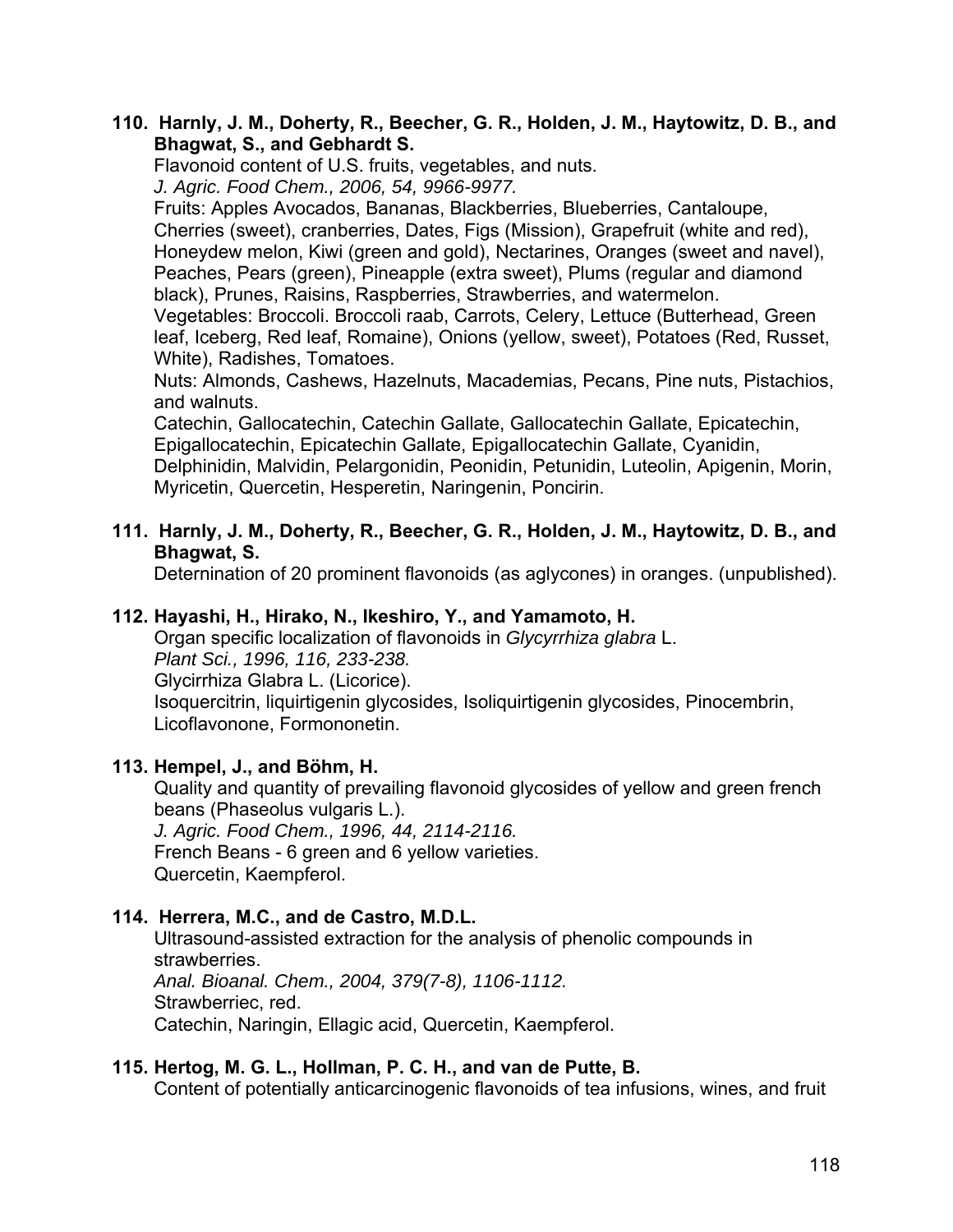**110. Harnly, J. M., Doherty, R., Beecher, G. R., Holden, J. M., Haytowitz, D. B., and Bhagwat, S., and Gebhardt S.**
Flavonoid content of U.S. fruits, vegetables, and nuts.
*J. Agric. Food Chem., 2006, 54, 9966-9977.*
Fruits: Apples Avocados, Bananas, Blackberries, Blueberries, Cantaloupe, Cherries (sweet), cranberries, Dates, Figs (Mission), Grapefruit (white and red), Honeydew melon, Kiwi (green and gold), Nectarines, Oranges (sweet and navel), Peaches, Pears (green), Pineapple (extra sweet), Plums (regular and diamond black), Prunes, Raisins, Raspberries, Strawberries, and watermelon.
Vegetables: Broccoli. Broccoli raab, Carrots, Celery, Lettuce (Butterhead, Green leaf, Iceberg, Red leaf, Romaine), Onions (yellow, sweet), Potatoes (Red, Russet, White), Radishes, Tomatoes.
Nuts: Almonds, Cashews, Hazelnuts, Macademias, Pecans, Pine nuts, Pistachios, and walnuts.
Catechin, Gallocatechin, Catechin Gallate, Gallocatechin Gallate, Epicatechin, Epigallocatechin, Epicatechin Gallate, Epigallocatechin Gallate, Cyanidin, Delphinidin, Malvidin, Pelargonidin, Peonidin, Petunidin, Luteolin, Apigenin, Morin, Myricetin, Quercetin, Hesperetin, Naringenin, Poncirin.

**111. Harnly, J. M., Doherty, R., Beecher, G. R., Holden, J. M., Haytowitz, D. B., and Bhagwat, S.**
Deternination of 20 prominent flavonoids (as aglycones) in oranges. (unpublished).

**112. Hayashi, H., Hirako, N., Ikeshiro, Y., and Yamamoto, H.**
Organ specific localization of flavonoids in *Glycyrrhiza glabra* L.
*Plant Sci., 1996, 116, 233-238.*
Glycirrhiza Glabra L. (Licorice).
Isoquercitrin, liquirtigenin glycosides, Isoliquirtigenin glycosides, Pinocembrin, Licoflavonone, Formononetin.

**113. Hempel, J., and Böhm, H.**
Quality and quantity of prevailing flavonoid glycosides of yellow and green french beans (Phaseolus vulgaris L.).
*J. Agric. Food Chem., 1996, 44, 2114-2116.*
French Beans - 6 green and 6 yellow varieties.
Quercetin, Kaempferol.

**114. Herrera, M.C., and de Castro, M.D.L.**
Ultrasound-assisted extraction for the analysis of phenolic compounds in strawberries.
*Anal. Bioanal. Chem., 2004, 379(7-8), 1106-1112.*
Strawberriec, red.
Catechin, Naringin, Ellagic acid, Quercetin, Kaempferol.

**115. Hertog, M. G. L., Hollman, P. C. H., and van de Putte, B.**
Content of potentially anticarcinogenic flavonoids of tea infusions, wines, and fruit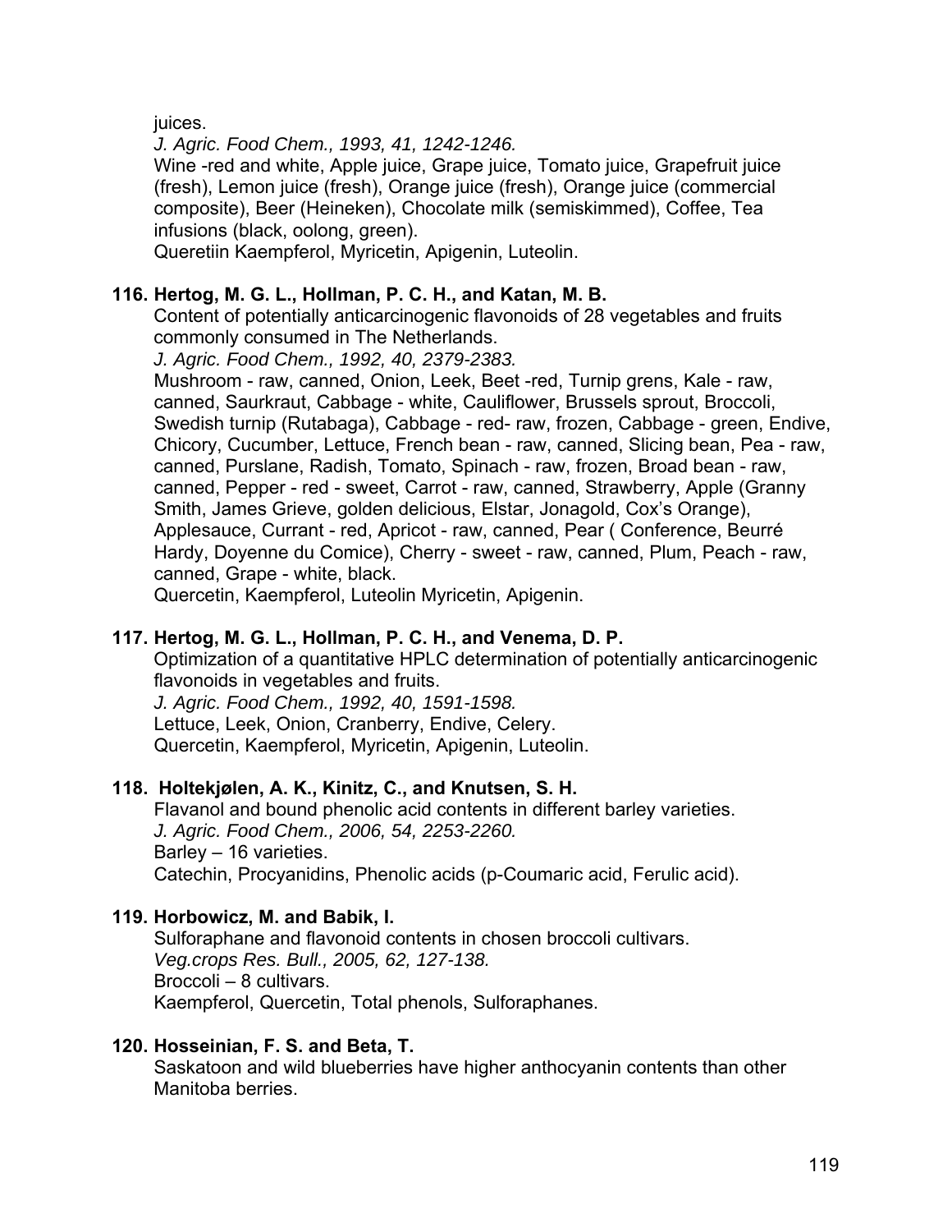juices.

*J. Agric. Food Chem., 1993, 41, 1242-1246.*

Wine -red and white, Apple juice, Grape juice, Tomato juice, Grapefruit juice (fresh), Lemon juice (fresh), Orange juice (fresh), Orange juice (commercial composite), Beer (Heineken), Chocolate milk (semiskimmed), Coffee, Tea infusions (black, oolong, green).

Queretiin Kaempferol, Myricetin, Apigenin, Luteolin.

**116. Hertog, M. G. L., Hollman, P. C. H., and Katan, M. B.**

Content of potentially anticarcinogenic flavonoids of 28 vegetables and fruits commonly consumed in The Netherlands.

*J. Agric. Food Chem., 1992, 40, 2379-2383.*

Mushroom - raw, canned, Onion, Leek, Beet -red, Turnip grens, Kale - raw, canned, Saurkraut, Cabbage - white, Cauliflower, Brussels sprout, Broccoli, Swedish turnip (Rutabaga), Cabbage - red- raw, frozen, Cabbage - green, Endive, Chicory, Cucumber, Lettuce, French bean - raw, canned, Slicing bean, Pea - raw, canned, Purslane, Radish, Tomato, Spinach - raw, frozen, Broad bean - raw, canned, Pepper - red - sweet, Carrot - raw, canned, Strawberry, Apple (Granny Smith, James Grieve, golden delicious, Elstar, Jonagold, Cox's Orange), Applesauce, Currant - red, Apricot - raw, canned, Pear ( Conference, Beurré Hardy, Doyenne du Comice), Cherry - sweet - raw, canned, Plum, Peach - raw, canned, Grape - white, black.

Quercetin, Kaempferol, Luteolin Myricetin, Apigenin.

**117. Hertog, M. G. L., Hollman, P. C. H., and Venema, D. P.**

Optimization of a quantitative HPLC determination of potentially anticarcinogenic flavonoids in vegetables and fruits.

*J. Agric. Food Chem., 1992, 40, 1591-1598.*

Lettuce, Leek, Onion, Cranberry, Endive, Celery.

Quercetin, Kaempferol, Myricetin, Apigenin, Luteolin.

**118. Holtekjølen, A. K., Kinitz, C., and Knutsen, S. H.**

Flavanol and bound phenolic acid contents in different barley varieties.

*J. Agric. Food Chem., 2006, 54, 2253-2260.*

Barley – 16 varieties.

Catechin, Procyanidins, Phenolic acids (p-Coumaric acid, Ferulic acid).

**119. Horbowicz, M. and Babik, I.**

Sulforaphane and flavonoid contents in chosen broccoli cultivars.

*Veg.crops Res. Bull., 2005, 62, 127-138.*

Broccoli – 8 cultivars.

Kaempferol, Quercetin, Total phenols, Sulforaphanes.

**120. Hosseinian, F. S. and Beta, T.**

Saskatoon and wild blueberries have higher anthocyanin contents than other Manitoba berries.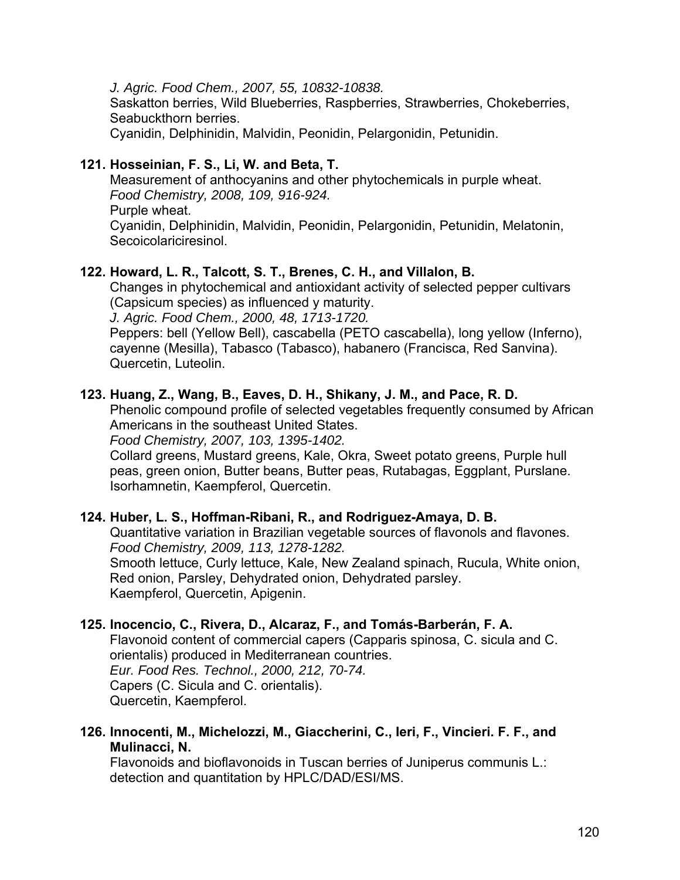*J. Agric. Food Chem., 2007, 55, 10832-10838.*
Saskatton berries, Wild Blueberries, Raspberries, Strawberries, Chokeberries, Seabuckthorn berries.
Cyanidin, Delphinidin, Malvidin, Peonidin, Pelargonidin, Petunidin.

**121. Hosseinian, F. S., Li, W. and Beta, T.**
Measurement of anthocyanins and other phytochemicals in purple wheat.
*Food Chemistry, 2008, 109, 916-924.*
Purple wheat.
Cyanidin, Delphinidin, Malvidin, Peonidin, Pelargonidin, Petunidin, Melatonin, Secoicolariciresinol.

**122. Howard, L. R., Talcott, S. T., Brenes, C. H., and Villalon, B.**
Changes in phytochemical and antioxidant activity of selected pepper cultivars (Capsicum species) as influenced y maturity.
*J. Agric. Food Chem., 2000, 48, 1713-1720.*
Peppers: bell (Yellow Bell), cascabella (PETO cascabella), long yellow (Inferno), cayenne (Mesilla), Tabasco (Tabasco), habanero (Francisca, Red Sanvina).
Quercetin, Luteolin.

**123. Huang, Z., Wang, B., Eaves, D. H., Shikany, J. M., and Pace, R. D.**
Phenolic compound profile of selected vegetables frequently consumed by African Americans in the southeast United States.
*Food Chemistry, 2007, 103, 1395-1402.*
Collard greens, Mustard greens, Kale, Okra, Sweet potato greens, Purple hull peas, green onion, Butter beans, Butter peas, Rutabagas, Eggplant, Purslane.
Isorhamnetin, Kaempferol, Quercetin.

**124. Huber, L. S., Hoffman-Ribani, R., and Rodriguez-Amaya, D. B.**
Quantitative variation in Brazilian vegetable sources of flavonols and flavones.
*Food Chemistry, 2009, 113, 1278-1282.*
Smooth lettuce, Curly lettuce, Kale, New Zealand spinach, Rucula, White onion, Red onion, Parsley, Dehydrated onion, Dehydrated parsley.
Kaempferol, Quercetin, Apigenin.

**125. Inocencio, C., Rivera, D., Alcaraz, F., and Tomás-Barberán, F. A.**
Flavonoid content of commercial capers (Capparis spinosa, C. sicula and C. orientalis) produced in Mediterranean countries.
*Eur. Food Res. Technol., 2000, 212, 70-74.*
Capers (C. Sicula and C. orientalis).
Quercetin, Kaempferol.

**126. Innocenti, M., Michelozzi, M., Giaccherini, C., Ieri, F., Vincieri. F. F., and Mulinacci, N.**
Flavonoids and bioflavonoids in Tuscan berries of Juniperus communis L.: detection and quantitation by HPLC/DAD/ESI/MS.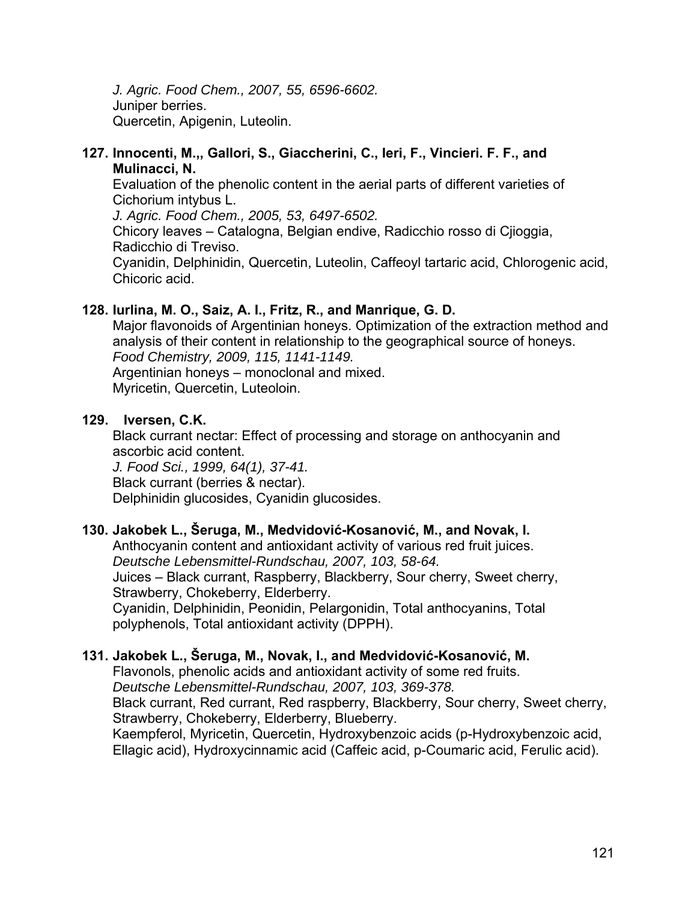*J. Agric. Food Chem., 2007, 55, 6596-6602.*
Juniper berries.
Quercetin, Apigenin, Luteolin.

**127. Innocenti, M.,, Gallori, S., Giaccherini, C., Ieri, F., Vincieri. F. F., and Mulinacci, N.**
Evaluation of the phenolic content in the aerial parts of different varieties of Cichorium intybus L.
*J. Agric. Food Chem., 2005, 53, 6497-6502.*
Chicory leaves – Catalogna, Belgian endive, Radicchio rosso di Cjioggia, Radicchio di Treviso.
Cyanidin, Delphinidin, Quercetin, Luteolin, Caffeoyl tartaric acid, Chlorogenic acid, Chicoric acid.

**128. Iurlina, M. O., Saiz, A. I., Fritz, R., and Manrique, G. D.**
Major flavonoids of Argentinian honeys. Optimization of the extraction method and analysis of their content in relationship to the geographical source of honeys.
*Food Chemistry, 2009, 115, 1141-1149.*
Argentinian honeys – monoclonal and mixed.
Myricetin, Quercetin, Luteoloin.

**129. Iversen, C.K.**
Black currant nectar: Effect of processing and storage on anthocyanin and ascorbic acid content.
*J. Food Sci., 1999, 64(1), 37-41.*
Black currant (berries & nectar).
Delphinidin glucosides, Cyanidin glucosides.

**130. Jakobek L., Šeruga, M., Medvidović-Kosanović, M., and Novak, I.**
Anthocyanin content and antioxidant activity of various red fruit juices.
*Deutsche Lebensmittel-Rundschau, 2007, 103, 58-64.*
Juices – Black currant, Raspberry, Blackberry, Sour cherry, Sweet cherry, Strawberry, Chokeberry, Elderberry.
Cyanidin, Delphinidin, Peonidin, Pelargonidin, Total anthocyanins, Total polyphenols, Total antioxidant activity (DPPH).

**131. Jakobek L., Šeruga, M., Novak, I., and Medvidović-Kosanović, M.**
Flavonols, phenolic acids and antioxidant activity of some red fruits.
*Deutsche Lebensmittel-Rundschau, 2007, 103, 369-378.*
Black currant, Red currant, Red raspberry, Blackberry, Sour cherry, Sweet cherry, Strawberry, Chokeberry, Elderberry, Blueberry.
Kaempferol, Myricetin, Quercetin, Hydroxybenzoic acids (p-Hydroxybenzoic acid, Ellagic acid), Hydroxycinnamic acid (Caffeic acid, p-Coumaric acid, Ferulic acid).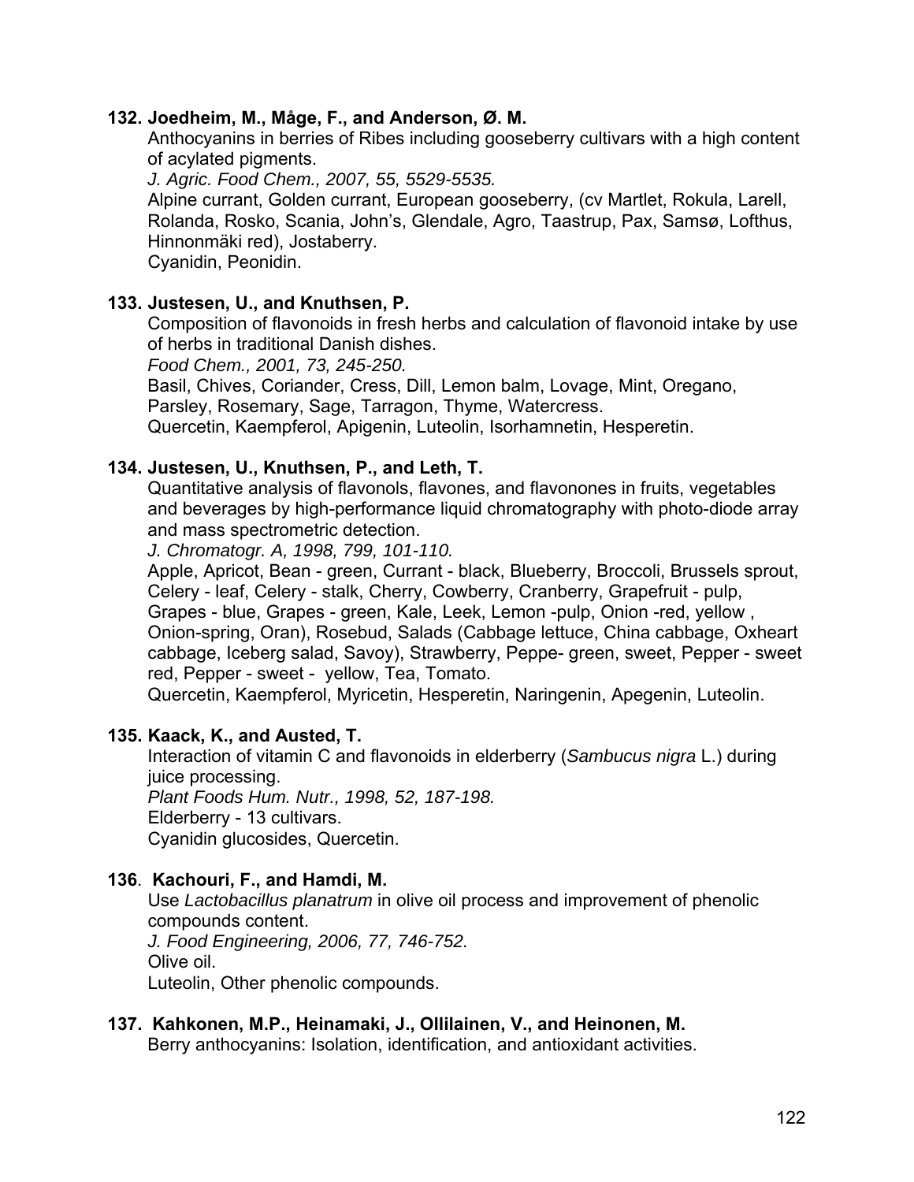**132. Joedheim, M., Måge, F., and Anderson, Ø. M.**

Anthocyanins in berries of Ribes including gooseberry cultivars with a high content of acylated pigments.
*J. Agric. Food Chem., 2007, 55, 5529-5535.*
Alpine currant, Golden currant, European gooseberry, (cv Martlet, Rokula, Larell, Rolanda, Rosko, Scania, John's, Glendale, Agro, Taastrup, Pax, Samsø, Lofthus, Hinnonmäki red), Jostaberry.
Cyanidin, Peonidin.

**133. Justesen, U., and Knuthsen, P.**

Composition of flavonoids in fresh herbs and calculation of flavonoid intake by use of herbs in traditional Danish dishes.
*Food Chem., 2001, 73, 245-250.*
Basil, Chives, Coriander, Cress, Dill, Lemon balm, Lovage, Mint, Oregano, Parsley, Rosemary, Sage, Tarragon, Thyme, Watercress.
Quercetin, Kaempferol, Apigenin, Luteolin, Isorhamnetin, Hesperetin.

**134. Justesen, U., Knuthsen, P., and Leth, T.**

Quantitative analysis of flavonols, flavones, and flavonones in fruits, vegetables and beverages by high-performance liquid chromatography with photo-diode array and mass spectrometric detection.
*J. Chromatogr. A, 1998, 799, 101-110.*
Apple, Apricot, Bean - green, Currant - black, Blueberry, Broccoli, Brussels sprout, Celery - leaf, Celery - stalk, Cherry, Cowberry, Cranberry, Grapefruit - pulp, Grapes - blue, Grapes - green, Kale, Leek, Lemon -pulp, Onion -red, yellow , Onion-spring, Oran), Rosebud, Salads (Cabbage lettuce, China cabbage, Oxheart cabbage, Iceberg salad, Savoy), Strawberry, Peppe- green, sweet, Pepper - sweet red, Pepper - sweet - yellow, Tea, Tomato.
Quercetin, Kaempferol, Myricetin, Hesperetin, Naringenin, Apegenin, Luteolin.

**135. Kaack, K., and Austed, T.**

Interaction of vitamin C and flavonoids in elderberry (*Sambucus nigra* L.) during juice processing.
*Plant Foods Hum. Nutr., 1998, 52, 187-198.*
Elderberry - 13 cultivars.
Cyanidin glucosides, Quercetin.

**136**. **Kachouri, F., and Hamdi, M.**

Use *Lactobacillus planatrum* in olive oil process and improvement of phenolic compounds content.
*J. Food Engineering, 2006, 77, 746-752.*
Olive oil.
Luteolin, Other phenolic compounds.

**137. Kahkonen, M.P., Heinamaki, J., Ollilainen, V., and Heinonen, M.**

Berry anthocyanins: Isolation, identification, and antioxidant activities.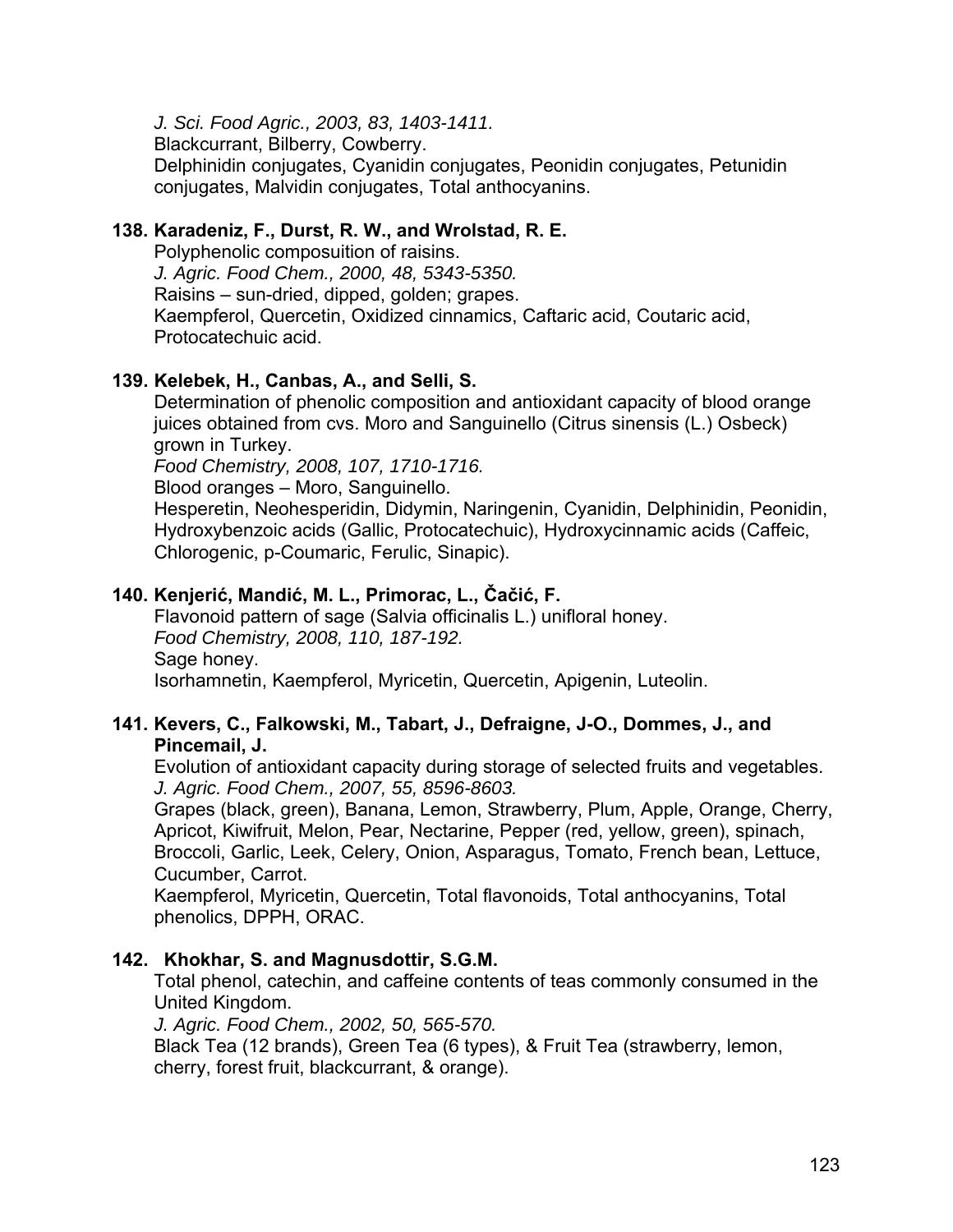*J. Sci. Food Agric., 2003, 83, 1403-1411.*
Blackcurrant, Bilberry, Cowberry.
Delphinidin conjugates, Cyanidin conjugates, Peonidin conjugates, Petunidin conjugates, Malvidin conjugates, Total anthocyanins.

**138. Karadeniz, F., Durst, R. W., and Wrolstad, R. E.**
Polyphenolic composuition of raisins.
*J. Agric. Food Chem., 2000, 48, 5343-5350.*
Raisins – sun-dried, dipped, golden; grapes.
Kaempferol, Quercetin, Oxidized cinnamics, Caftaric acid, Coutaric acid, Protocatechuic acid.

**139. Kelebek, H., Canbas, A., and Selli, S.**
Determination of phenolic composition and antioxidant capacity of blood orange juices obtained from cvs. Moro and Sanguinello (Citrus sinensis (L.) Osbeck) grown in Turkey.
*Food Chemistry, 2008, 107, 1710-1716.*
Blood oranges – Moro, Sanguinello.
Hesperetin, Neohesperidin, Didymin, Naringenin, Cyanidin, Delphinidin, Peonidin, Hydroxybenzoic acids (Gallic, Protocatechuic), Hydroxycinnamic acids (Caffeic, Chlorogenic, p-Coumaric, Ferulic, Sinapic).

**140. Kenjerić, Mandić, M. L., Primorac, L., Čačić, F.**
Flavonoid pattern of sage (Salvia officinalis L.) unifloral honey.
*Food Chemistry, 2008, 110, 187-192.*
Sage honey.
Isorhamnetin, Kaempferol, Myricetin, Quercetin, Apigenin, Luteolin.

**141. Kevers, C., Falkowski, M., Tabart, J., Defraigne, J-O., Dommes, J., and Pincemail, J.**
Evolution of antioxidant capacity during storage of selected fruits and vegetables.
*J. Agric. Food Chem., 2007, 55, 8596-8603.*
Grapes (black, green), Banana, Lemon, Strawberry, Plum, Apple, Orange, Cherry, Apricot, Kiwifruit, Melon, Pear, Nectarine, Pepper (red, yellow, green), spinach, Broccoli, Garlic, Leek, Celery, Onion, Asparagus, Tomato, French bean, Lettuce, Cucumber, Carrot.
Kaempferol, Myricetin, Quercetin, Total flavonoids, Total anthocyanins, Total phenolics, DPPH, ORAC.

**142. Khokhar, S. and Magnusdottir, S.G.M.**
Total phenol, catechin, and caffeine contents of teas commonly consumed in the United Kingdom.
*J. Agric. Food Chem., 2002, 50, 565-570.*
Black Tea (12 brands), Green Tea (6 types), & Fruit Tea (strawberry, lemon, cherry, forest fruit, blackcurrant, & orange).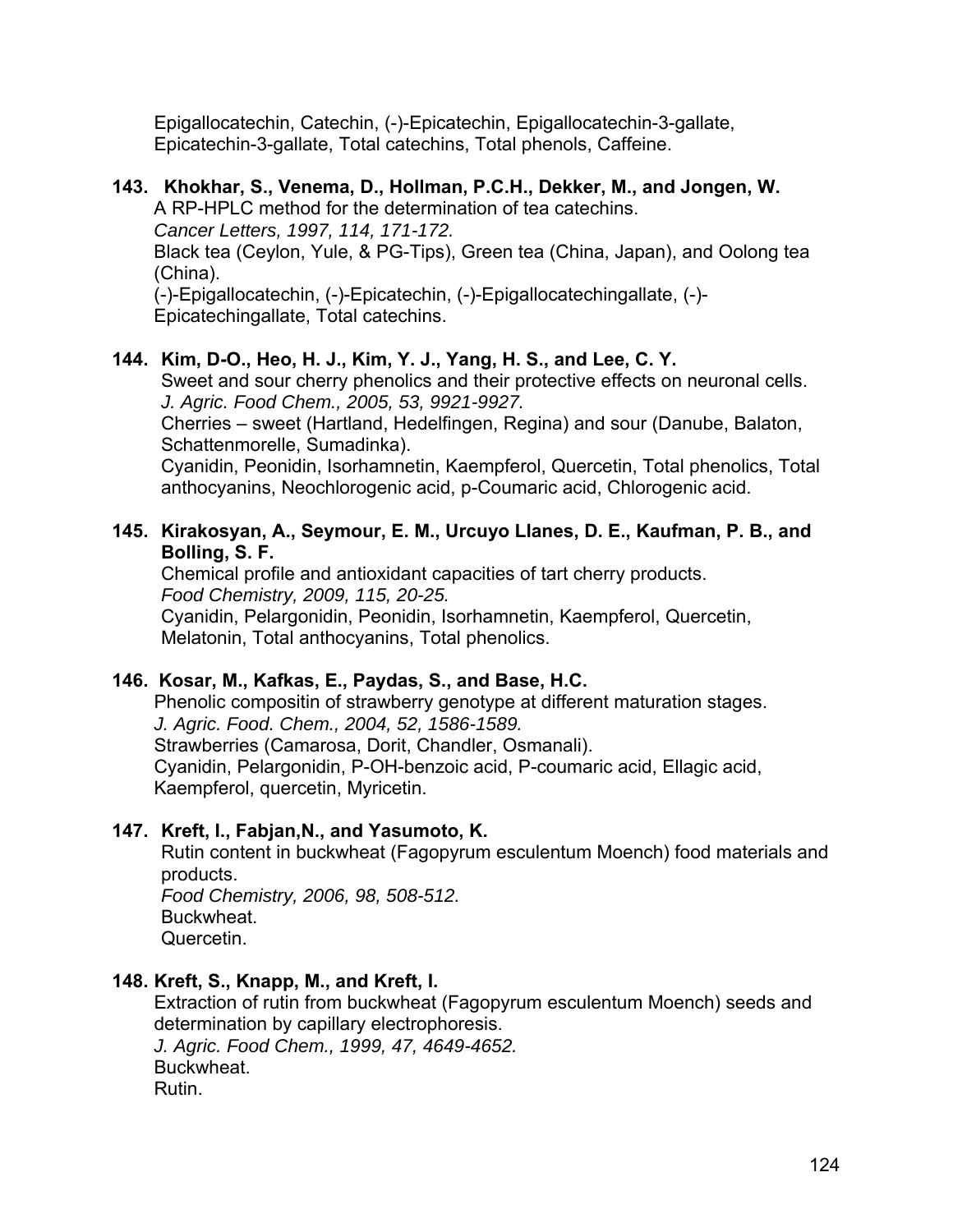Epigallocatechin, Catechin, (-)-Epicatechin, Epigallocatechin-3-gallate, Epicatechin-3-gallate, Total catechins, Total phenols, Caffeine.

**143. Khokhar, S., Venema, D., Hollman, P.C.H., Dekker, M., and Jongen, W.**
A RP-HPLC method for the determination of tea catechins.
*Cancer Letters, 1997, 114, 171-172.*
Black tea (Ceylon, Yule, & PG-Tips), Green tea (China, Japan), and Oolong tea (China).
(-)-Epigallocatechin, (-)-Epicatechin, (-)-Epigallocatechingallate, (-)-Epicatechingallate, Total catechins.

**144. Kim, D-O., Heo, H. J., Kim, Y. J., Yang, H. S., and Lee, C. Y.**
Sweet and sour cherry phenolics and their protective effects on neuronal cells.
*J. Agric. Food Chem., 2005, 53, 9921-9927.*
Cherries – sweet (Hartland, Hedelfingen, Regina) and sour (Danube, Balaton, Schattenmorelle, Sumadinka).
Cyanidin, Peonidin, Isorhamnetin, Kaempferol, Quercetin, Total phenolics, Total anthocyanins, Neochlorogenic acid, p-Coumaric acid, Chlorogenic acid.

**145. Kirakosyan, A., Seymour, E. M., Urcuyo Llanes, D. E., Kaufman, P. B., and Bolling, S. F.**
Chemical profile and antioxidant capacities of tart cherry products.
*Food Chemistry, 2009, 115, 20-25.*
Cyanidin, Pelargonidin, Peonidin, Isorhamnetin, Kaempferol, Quercetin, Melatonin, Total anthocyanins, Total phenolics.

**146. Kosar, M., Kafkas, E., Paydas, S., and Base, H.C.**
Phenolic compositin of strawberry genotype at different maturation stages.
*J. Agric. Food. Chem., 2004, 52, 1586-1589.*
Strawberries (Camarosa, Dorit, Chandler, Osmanali).
Cyanidin, Pelargonidin, P-OH-benzoic acid, P-coumaric acid, Ellagic acid, Kaempferol, quercetin, Myricetin.

**147. Kreft, I., Fabjan,N., and Yasumoto, K.**
Rutin content in buckwheat (Fagopyrum esculentum Moench) food materials and products.
*Food Chemistry, 2006, 98, 508-512.*
Buckwheat.
Quercetin.

**148. Kreft, S., Knapp, M., and Kreft, I.**
Extraction of rutin from buckwheat (Fagopyrum esculentum Moench) seeds and determination by capillary electrophoresis.
*J. Agric. Food Chem., 1999, 47, 4649-4652.*
Buckwheat.
Rutin.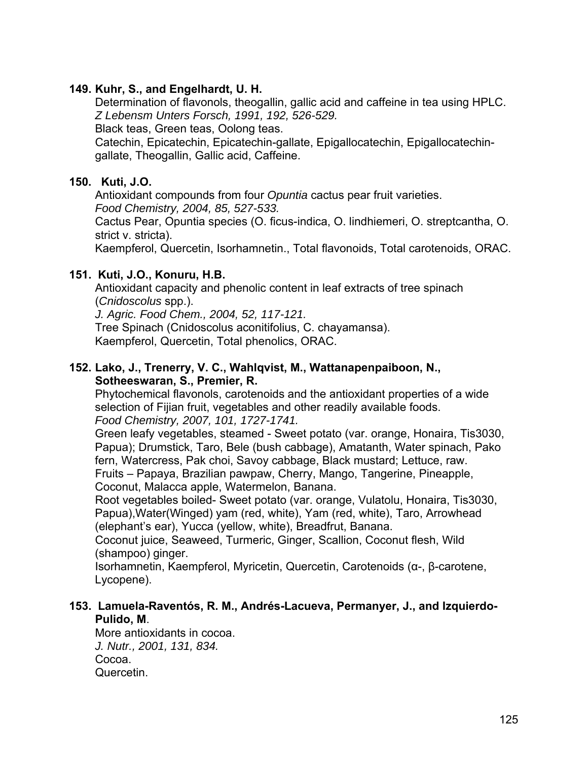**149. Kuhr, S., and Engelhardt, U. H.**

Determination of flavonols, theogallin, gallic acid and caffeine in tea using HPLC.
*Z Lebensm Unters Forsch, 1991, 192, 526-529.*
Black teas, Green teas, Oolong teas.
Catechin, Epicatechin, Epicatechin-gallate, Epigallocatechin, Epigallocatechin-gallate, Theogallin, Gallic acid, Caffeine.

**150. Kuti, J.O.**

Antioxidant compounds from four *Opuntia* cactus pear fruit varieties.
*Food Chemistry, 2004, 85, 527-533.*
Cactus Pear, Opuntia species (O. ficus-indica, O. lindhiemeri, O. streptcantha, O. strict v. stricta).
Kaempferol, Quercetin, Isorhamnetin., Total flavonoids, Total carotenoids, ORAC.

**151. Kuti, J.O., Konuru, H.B.**

Antioxidant capacity and phenolic content in leaf extracts of tree spinach (*Cnidoscolus* spp.).
*J. Agric. Food Chem., 2004, 52, 117-121.*
Tree Spinach (Cnidoscolus aconitifolius, C. chayamansa).
Kaempferol, Quercetin, Total phenolics, ORAC.

**152. Lako, J., Trenerry, V. C., Wahlqvist, M., Wattanapenpaiboon, N., Sotheeswaran, S., Premier, R.**

Phytochemical flavonols, carotenoids and the antioxidant properties of a wide selection of Fijian fruit, vegetables and other readily available foods.
*Food Chemistry, 2007, 101, 1727-1741.*
Green leafy vegetables, steamed - Sweet potato (var. orange, Honaira, Tis3030, Papua); Drumstick, Taro, Bele (bush cabbage), Amatanth, Water spinach, Pako fern, Watercress, Pak choi, Savoy cabbage, Black mustard; Lettuce, raw.
Fruits – Papaya, Brazilian pawpaw, Cherry, Mango, Tangerine, Pineapple, Coconut, Malacca apple, Watermelon, Banana.
Root vegetables boiled- Sweet potato (var. orange, Vulatolu, Honaira, Tis3030, Papua),Water(Winged) yam (red, white), Yam (red, white), Taro, Arrowhead (elephant's ear), Yucca (yellow, white), Breadfrut, Banana.
Coconut juice, Seaweed, Turmeric, Ginger, Scallion, Coconut flesh, Wild (shampoo) ginger.
Isorhamnetin, Kaempferol, Myricetin, Quercetin, Carotenoids (α-, β-carotene, Lycopene).

**153. Lamuela-Raventós, R. M., Andrés-Lacueva, Permanyer, J., and Izquierdo-Pulido, M.**

More antioxidants in cocoa.
*J. Nutr., 2001, 131, 834.*
Cocoa.
Quercetin.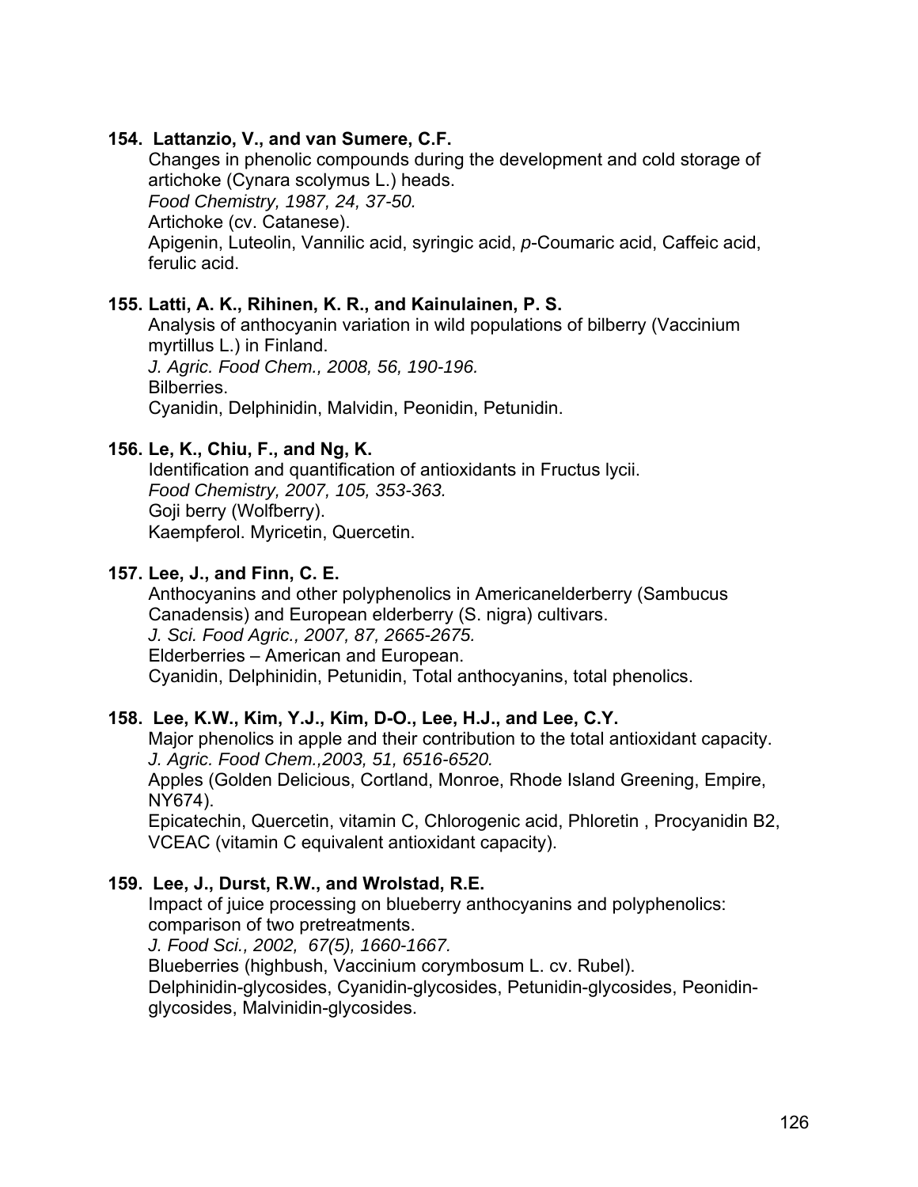**154. Lattanzio, V., and van Sumere, C.F.**
Changes in phenolic compounds during the development and cold storage of artichoke (Cynara scolymus L.) heads.
*Food Chemistry, 1987, 24, 37-50.*
Artichoke (cv. Catanese).
Apigenin, Luteolin, Vannilic acid, syringic acid, *p*-Coumaric acid, Caffeic acid, ferulic acid.

**155. Latti, A. K., Rihinen, K. R., and Kainulainen, P. S.**
Analysis of anthocyanin variation in wild populations of bilberry (Vaccinium myrtillus L.) in Finland.
*J. Agric. Food Chem., 2008, 56, 190-196.*
Bilberries.
Cyanidin, Delphinidin, Malvidin, Peonidin, Petunidin.

**156. Le, K., Chiu, F., and Ng, K.**
Identification and quantification of antioxidants in Fructus lycii.
*Food Chemistry, 2007, 105, 353-363.*
Goji berry (Wolfberry).
Kaempferol. Myricetin, Quercetin.

**157. Lee, J., and Finn, C. E.**
Anthocyanins and other polyphenolics in Americanelderberry (Sambucus Canadensis) and European elderberry (S. nigra) cultivars.
*J. Sci. Food Agric., 2007, 87, 2665-2675.*
Elderberries – American and European.
Cyanidin, Delphinidin, Petunidin, Total anthocyanins, total phenolics.

**158. Lee, K.W., Kim, Y.J., Kim, D-O., Lee, H.J., and Lee, C.Y.**
Major phenolics in apple and their contribution to the total antioxidant capacity.
*J. Agric. Food Chem.,2003, 51, 6516-6520.*
Apples (Golden Delicious, Cortland, Monroe, Rhode Island Greening, Empire, NY674).
Epicatechin, Quercetin, vitamin C, Chlorogenic acid, Phloretin , Procyanidin B2, VCEAC (vitamin C equivalent antioxidant capacity).

**159. Lee, J., Durst, R.W., and Wrolstad, R.E.**
Impact of juice processing on blueberry anthocyanins and polyphenolics: comparison of two pretreatments.
*J. Food Sci., 2002, 67(5), 1660-1667.*
Blueberries (highbush, Vaccinium corymbosum L. cv. Rubel).
Delphinidin-glycosides, Cyanidin-glycosides, Petunidin-glycosides, Peonidin-glycosides, Malvinidin-glycosides.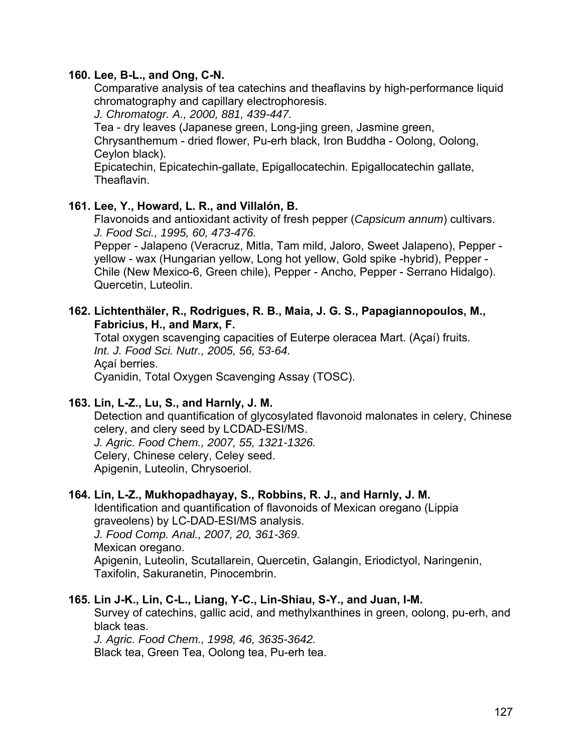**160. Lee, B-L., and Ong, C-N.**

Comparative analysis of tea catechins and theaflavins by high-performance liquid chromatography and capillary electrophoresis.
*J. Chromatogr. A., 2000, 881, 439-447.*
Tea - dry leaves (Japanese green, Long-jing green, Jasmine green, Chrysanthemum - dried flower, Pu-erh black, Iron Buddha - Oolong, Oolong, Ceylon black).
Epicatechin, Epicatechin-gallate, Epigallocatechin. Epigallocatechin gallate, Theaflavin.

**161. Lee, Y., Howard, L. R., and Villalón, B.**

Flavonoids and antioxidant activity of fresh pepper (*Capsicum annum*) cultivars.
*J. Food Sci., 1995, 60, 473-476.*
Pepper - Jalapeno (Veracruz, Mitla, Tam mild, Jaloro, Sweet Jalapeno), Pepper - yellow - wax (Hungarian yellow, Long hot yellow, Gold spike -hybrid), Pepper - Chile (New Mexico-6, Green chile), Pepper - Ancho, Pepper - Serrano Hidalgo).
Quercetin, Luteolin.

**162. Lichtenthäler, R., Rodrigues, R. B., Maia, J. G. S., Papagiannopoulos, M., Fabricius, H., and Marx, F.**

Total oxygen scavenging capacities of Euterpe oleracea Mart. (Açaí) fruits.
*Int. J. Food Sci. Nutr., 2005, 56, 53-64.*
Açaí berries.
Cyanidin, Total Oxygen Scavenging Assay (TOSC).

**163. Lin, L-Z., Lu, S., and Harnly, J. M.**

Detection and quantification of glycosylated flavonoid malonates in celery, Chinese celery, and clery seed by LCDAD-ESI/MS.
*J. Agric. Food Chem., 2007, 55, 1321-1326.*
Celery, Chinese celery, Celey seed.
Apigenin, Luteolin, Chrysoeriol.

**164. Lin, L-Z., Mukhopadhayay, S., Robbins, R. J., and Harnly, J. M.**

Identification and quantification of flavonoids of Mexican oregano (Lippia graveolens) by LC-DAD-ESI/MS analysis.
*J. Food Comp. Anal., 2007, 20, 361-369.*
Mexican oregano.
Apigenin, Luteolin, Scutallarein, Quercetin, Galangin, Eriodictyol, Naringenin, Taxifolin, Sakuranetin, Pinocembrin.

**165. Lin J-K., Lin, C-L., Liang, Y-C., Lin-Shiau, S-Y., and Juan, I-M.**

Survey of catechins, gallic acid, and methylxanthines in green, oolong, pu-erh, and black teas.
*J. Agric. Food Chem., 1998, 46, 3635-3642.*
Black tea, Green Tea, Oolong tea, Pu-erh tea.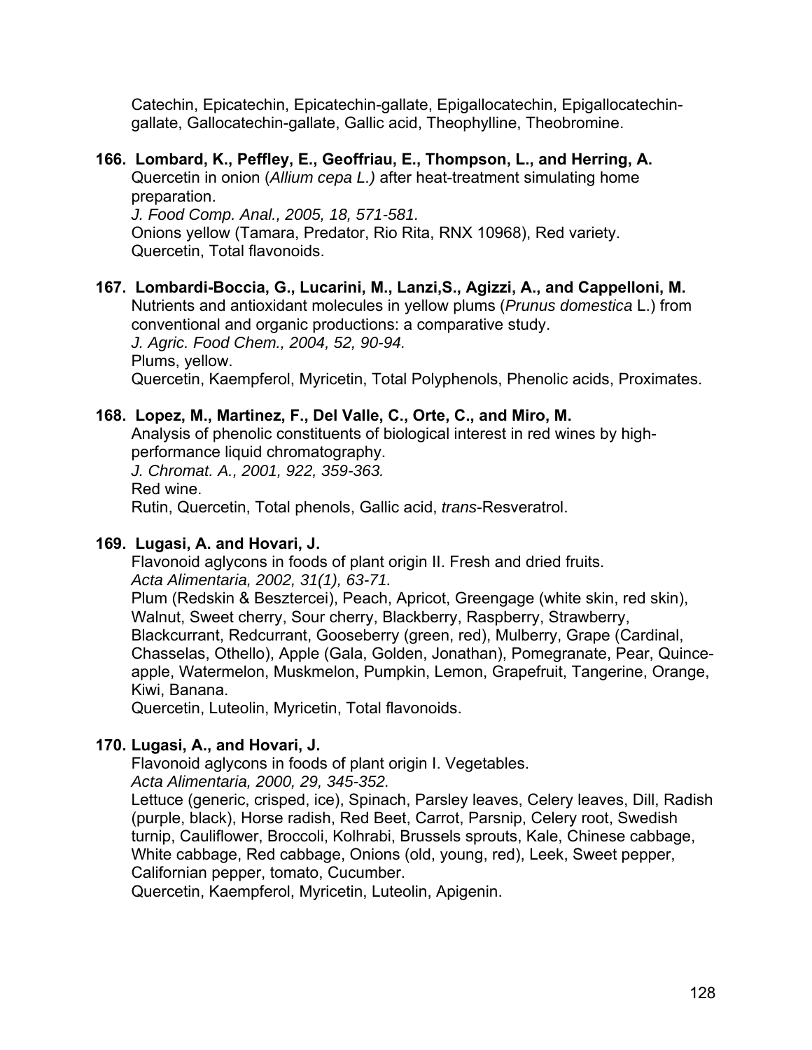Catechin, Epicatechin, Epicatechin-gallate, Epigallocatechin, Epigallocatechin-gallate, Gallocatechin-gallate, Gallic acid, Theophylline, Theobromine.

**166. Lombard, K., Peffley, E., Geoffriau, E., Thompson, L., and Herring, A.**
Quercetin in onion (*Allium cepa L.)* after heat-treatment simulating home preparation.
*J. Food Comp. Anal., 2005, 18, 571-581.*
Onions yellow (Tamara, Predator, Rio Rita, RNX 10968), Red variety.
Quercetin, Total flavonoids.

**167. Lombardi-Boccia, G., Lucarini, M., Lanzi,S., Agizzi, A., and Cappelloni, M.**
Nutrients and antioxidant molecules in yellow plums (*Prunus domestica* L.) from conventional and organic productions: a comparative study.
*J. Agric. Food Chem., 2004, 52, 90-94.*
Plums, yellow.
Quercetin, Kaempferol, Myricetin, Total Polyphenols, Phenolic acids, Proximates.

**168. Lopez, M., Martinez, F., Del Valle, C., Orte, C., and Miro, M.**
Analysis of phenolic constituents of biological interest in red wines by high-performance liquid chromatography.
*J. Chromat. A., 2001, 922, 359-363.*
Red wine.
Rutin, Quercetin, Total phenols, Gallic acid, *trans*-Resveratrol.

**169. Lugasi, A. and Hovari, J.**
Flavonoid aglycons in foods of plant origin II. Fresh and dried fruits.
*Acta Alimentaria, 2002, 31(1), 63-71.*
Plum (Redskin & Besztercei), Peach, Apricot, Greengage (white skin, red skin), Walnut, Sweet cherry, Sour cherry, Blackberry, Raspberry, Strawberry, Blackcurrant, Redcurrant, Gooseberry (green, red), Mulberry, Grape (Cardinal, Chasselas, Othello), Apple (Gala, Golden, Jonathan), Pomegranate, Pear, Quince-apple, Watermelon, Muskmelon, Pumpkin, Lemon, Grapefruit, Tangerine, Orange, Kiwi, Banana.
Quercetin, Luteolin, Myricetin, Total flavonoids.

**170. Lugasi, A., and Hovari, J.**
Flavonoid aglycons in foods of plant origin I. Vegetables.
*Acta Alimentaria, 2000, 29, 345-352.*
Lettuce (generic, crisped, ice), Spinach, Parsley leaves, Celery leaves, Dill, Radish (purple, black), Horse radish, Red Beet, Carrot, Parsnip, Celery root, Swedish turnip, Cauliflower, Broccoli, Kolhrabi, Brussels sprouts, Kale, Chinese cabbage, White cabbage, Red cabbage, Onions (old, young, red), Leek, Sweet pepper, Californian pepper, tomato, Cucumber.
Quercetin, Kaempferol, Myricetin, Luteolin, Apigenin.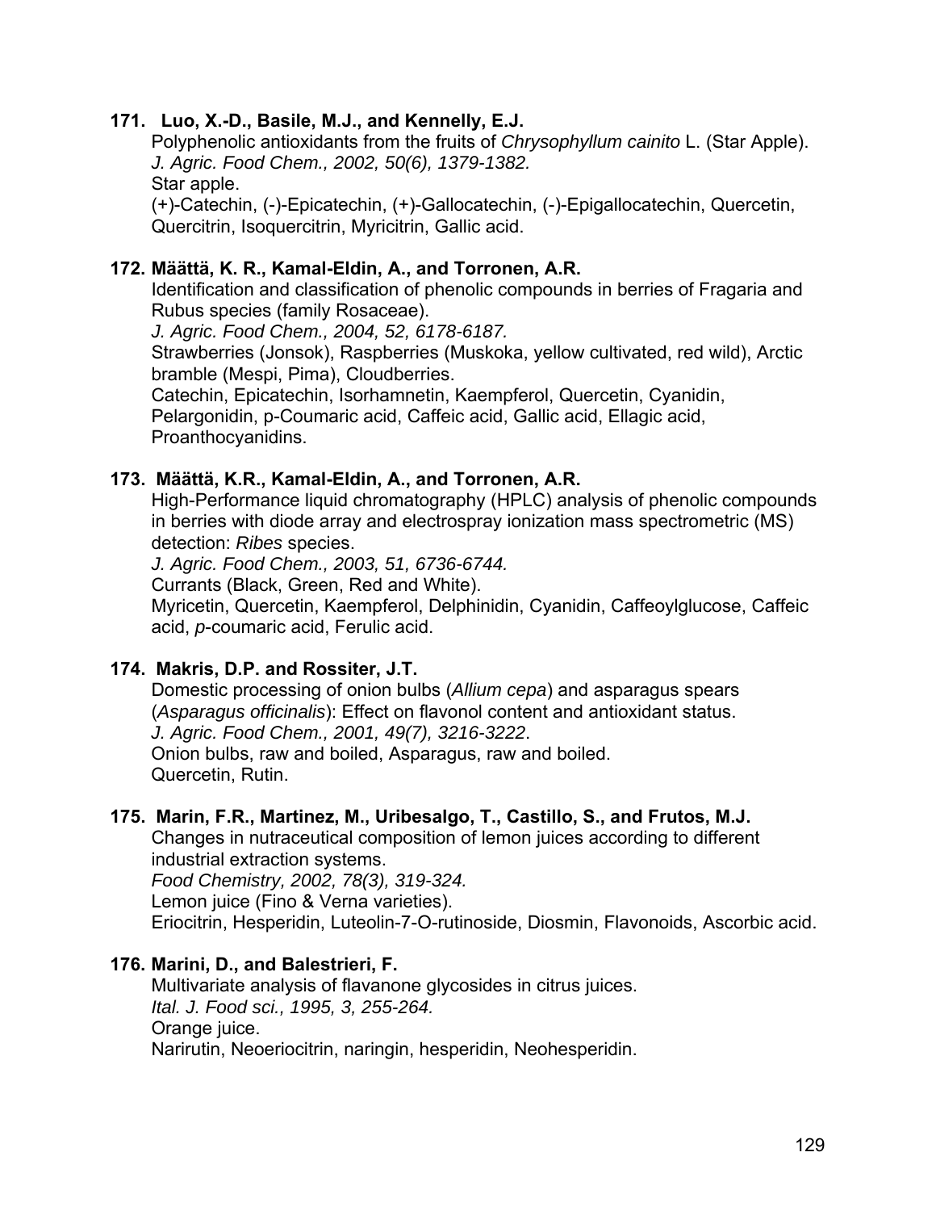**171. Luo, X.-D., Basile, M.J., and Kennelly, E.J.**

Polyphenolic antioxidants from the fruits of *Chrysophyllum cainito* L. (Star Apple).
*J. Agric. Food Chem., 2002, 50(6), 1379-1382.*
Star apple.
(+)-Catechin, (-)-Epicatechin, (+)-Gallocatechin, (-)-Epigallocatechin, Quercetin, Quercitrin, Isoquercitrin, Myricitrin, Gallic acid.

**172. Määttä, K. R., Kamal-Eldin, A., and Torronen, A.R.**

Identification and classification of phenolic compounds in berries of Fragaria and Rubus species (family Rosaceae).
*J. Agric. Food Chem., 2004, 52, 6178-6187.*
Strawberries (Jonsok), Raspberries (Muskoka, yellow cultivated, red wild), Arctic bramble (Mespi, Pima), Cloudberries.
Catechin, Epicatechin, Isorhamnetin, Kaempferol, Quercetin, Cyanidin, Pelargonidin, p-Coumaric acid, Caffeic acid, Gallic acid, Ellagic acid, Proanthocyanidins.

**173. Määttä, K.R., Kamal-Eldin, A., and Torronen, A.R.**

High-Performance liquid chromatography (HPLC) analysis of phenolic compounds in berries with diode array and electrospray ionization mass spectrometric (MS) detection: *Ribes* species.
*J. Agric. Food Chem., 2003, 51, 6736-6744.*
Currants (Black, Green, Red and White).
Myricetin, Quercetin, Kaempferol, Delphinidin, Cyanidin, Caffeoylglucose, Caffeic acid, *p*-coumaric acid, Ferulic acid.

**174. Makris, D.P. and Rossiter, J.T.**

Domestic processing of onion bulbs (*Allium cepa*) and asparagus spears (*Asparagus officinalis*): Effect on flavonol content and antioxidant status.
*J. Agric. Food Chem., 2001, 49(7), 3216-3222*.
Onion bulbs, raw and boiled, Asparagus, raw and boiled.
Quercetin, Rutin.

**175. Marin, F.R., Martinez, M., Uribesalgo, T., Castillo, S., and Frutos, M.J.**

Changes in nutraceutical composition of lemon juices according to different industrial extraction systems.
*Food Chemistry, 2002, 78(3), 319-324.*
Lemon juice (Fino & Verna varieties).
Eriocitrin, Hesperidin, Luteolin-7-O-rutinoside, Diosmin, Flavonoids, Ascorbic acid.

**176. Marini, D., and Balestrieri, F.**

Multivariate analysis of flavanone glycosides in citrus juices.
*Ital. J. Food sci., 1995, 3, 255-264.*
Orange juice.
Narirutin, Neoeriocitrin, naringin, hesperidin, Neohesperidin.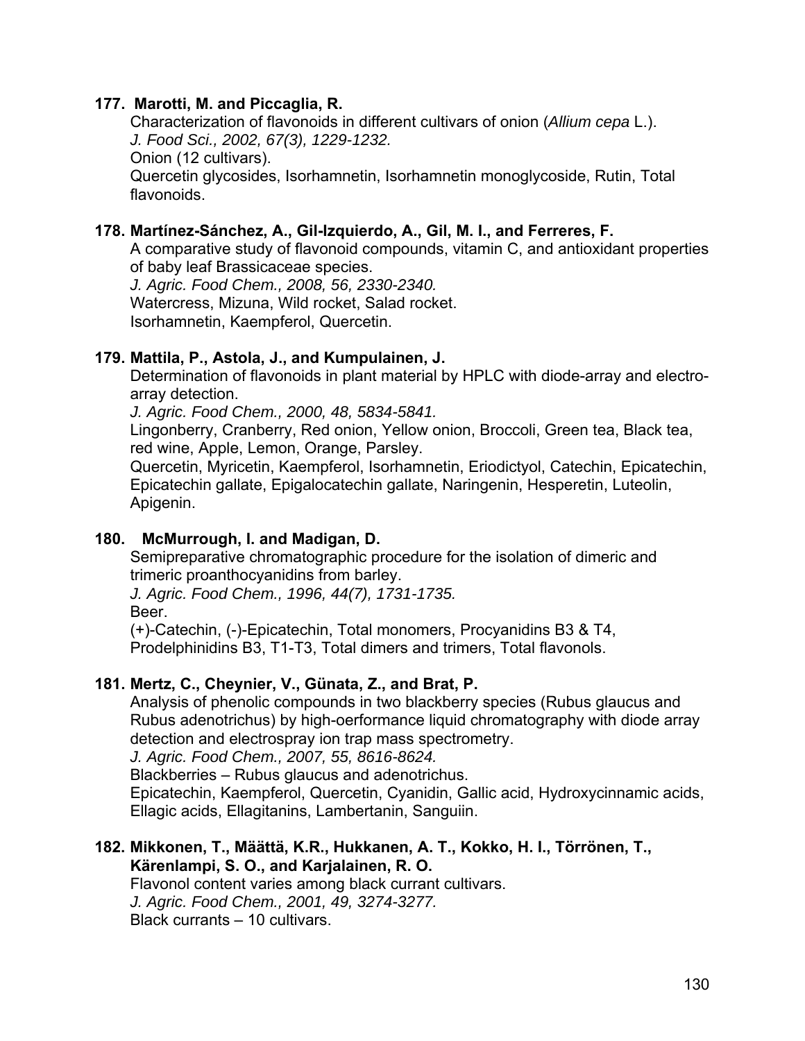**177. Marotti, M. and Piccaglia, R.**

Characterization of flavonoids in different cultivars of onion (*Allium cepa* L.).
*J. Food Sci., 2002, 67(3), 1229-1232.*
Onion (12 cultivars).
Quercetin glycosides, Isorhamnetin, Isorhamnetin monoglycoside, Rutin, Total flavonoids.

**178. Martínez-Sánchez, A., Gil-Izquierdo, A., Gil, M. I., and Ferreres, F.**

A comparative study of flavonoid compounds, vitamin C, and antioxidant properties of baby leaf Brassicaceae species.
*J. Agric. Food Chem., 2008, 56, 2330-2340.*
Watercress, Mizuna, Wild rocket, Salad rocket.
Isorhamnetin, Kaempferol, Quercetin.

**179. Mattila, P., Astola, J., and Kumpulainen, J.**

Determination of flavonoids in plant material by HPLC with diode-array and electro-array detection.
*J. Agric. Food Chem., 2000, 48, 5834-5841.*
Lingonberry, Cranberry, Red onion, Yellow onion, Broccoli, Green tea, Black tea, red wine, Apple, Lemon, Orange, Parsley.
Quercetin, Myricetin, Kaempferol, Isorhamnetin, Eriodictyol, Catechin, Epicatechin, Epicatechin gallate, Epigalocatechin gallate, Naringenin, Hesperetin, Luteolin, Apigenin.

**180. McMurrough, I. and Madigan, D.**

Semipreparative chromatographic procedure for the isolation of dimeric and trimeric proanthocyanidins from barley.
*J. Agric. Food Chem., 1996, 44(7), 1731-1735.*
Beer.
(+)-Catechin, (-)-Epicatechin, Total monomers, Procyanidins B3 & T4, Prodelphinidins B3, T1-T3, Total dimers and trimers, Total flavonols.

**181. Mertz, C., Cheynier, V., Günata, Z., and Brat, P.**

Analysis of phenolic compounds in two blackberry species (Rubus glaucus and Rubus adenotrichus) by high-oerformance liquid chromatography with diode array detection and electrospray ion trap mass spectrometry.
*J. Agric. Food Chem., 2007, 55, 8616-8624.*
Blackberries – Rubus glaucus and adenotrichus.
Epicatechin, Kaempferol, Quercetin, Cyanidin, Gallic acid, Hydroxycinnamic acids, Ellagic acids, Ellagitanins, Lambertanin, Sanguiin.

**182. Mikkonen, T., Määttä, K.R., Hukkanen, A. T., Kokko, H. I., Törrönen, T., Kärenlampi, S. O., and Karjalainen, R. O.**

Flavonol content varies among black currant cultivars.
*J. Agric. Food Chem., 2001, 49, 3274-3277.*
Black currants – 10 cultivars.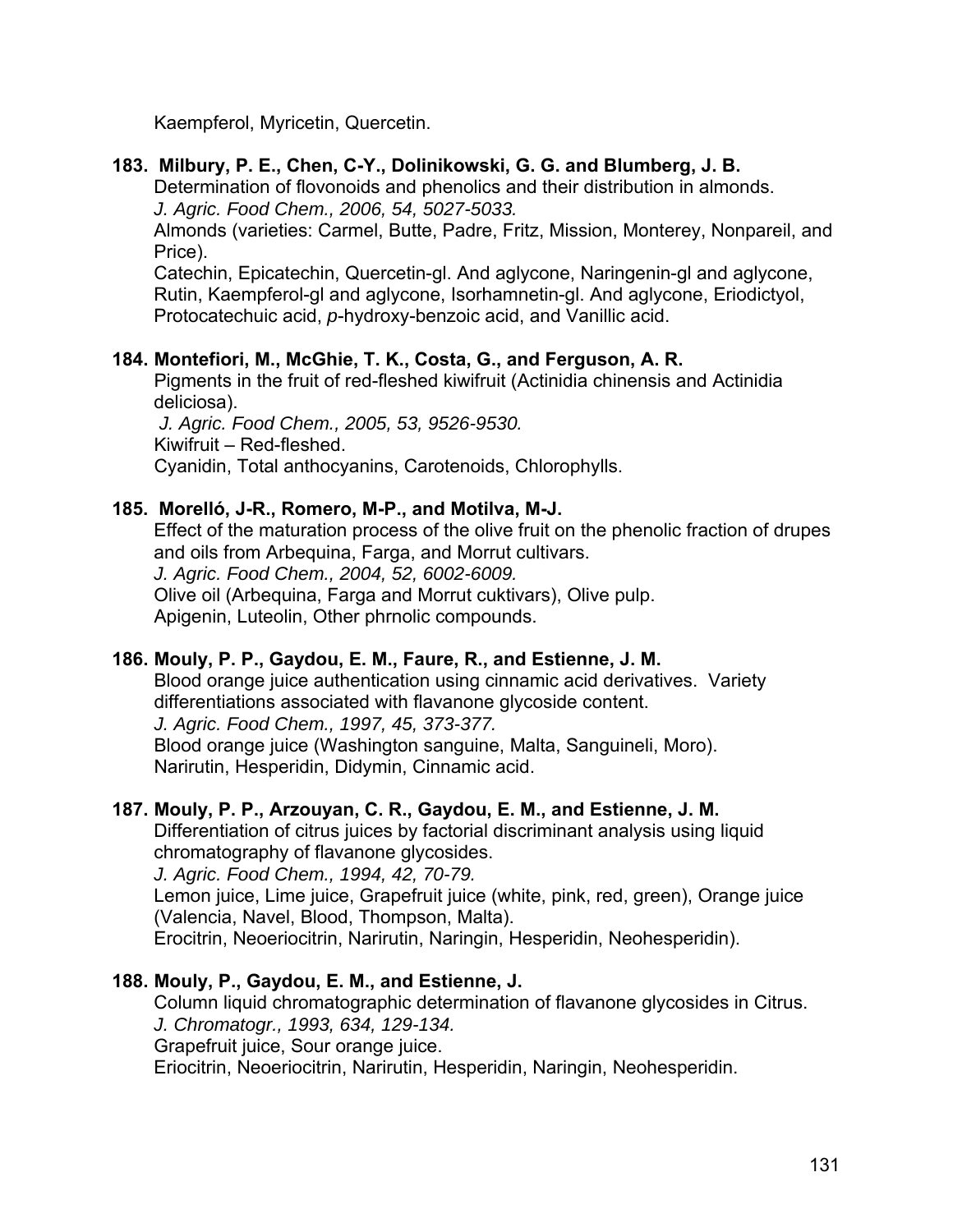Kaempferol, Myricetin, Quercetin.

**183. Milbury, P. E., Chen, C-Y., Dolinikowski, G. G. and Blumberg, J. B.**
Determination of flovonoids and phenolics and their distribution in almonds.
*J. Agric. Food Chem., 2006, 54, 5027-5033.*
Almonds (varieties: Carmel, Butte, Padre, Fritz, Mission, Monterey, Nonpareil, and Price).
Catechin, Epicatechin, Quercetin-gl. And aglycone, Naringenin-gl and aglycone, Rutin, Kaempferol-gl and aglycone, Isorhamnetin-gl. And aglycone, Eriodictyol, Protocatechuic acid, *p*-hydroxy-benzoic acid, and Vanillic acid.

**184. Montefiori, M., McGhie, T. K., Costa, G., and Ferguson, A. R.**
Pigments in the fruit of red-fleshed kiwifruit (Actinidia chinensis and Actinidia deliciosa).
*J. Agric. Food Chem., 2005, 53, 9526-9530.*
Kiwifruit – Red-fleshed.
Cyanidin, Total anthocyanins, Carotenoids, Chlorophylls.

**185. Morelló, J-R., Romero, M-P., and Motilva, M-J.**
Effect of the maturation process of the olive fruit on the phenolic fraction of drupes and oils from Arbequina, Farga, and Morrut cultivars.
*J. Agric. Food Chem., 2004, 52, 6002-6009.*
Olive oil (Arbequina, Farga and Morrut cuktivars), Olive pulp.
Apigenin, Luteolin, Other phrnolic compounds.

**186. Mouly, P. P., Gaydou, E. M., Faure, R., and Estienne, J. M.**
Blood orange juice authentication using cinnamic acid derivatives. Variety differentiations associated with flavanone glycoside content.
*J. Agric. Food Chem., 1997, 45, 373-377.*
Blood orange juice (Washington sanguine, Malta, Sanguineli, Moro).
Narirutin, Hesperidin, Didymin, Cinnamic acid.

**187. Mouly, P. P., Arzouyan, C. R., Gaydou, E. M., and Estienne, J. M.**
Differentiation of citrus juices by factorial discriminant analysis using liquid chromatography of flavanone glycosides.
*J. Agric. Food Chem., 1994, 42, 70-79.*
Lemon juice, Lime juice, Grapefruit juice (white, pink, red, green), Orange juice (Valencia, Navel, Blood, Thompson, Malta).
Erocitrin, Neoeriocitrin, Narirutin, Naringin, Hesperidin, Neohesperidin).

**188. Mouly, P., Gaydou, E. M., and Estienne, J.**
Column liquid chromatographic determination of flavanone glycosides in Citrus.
*J. Chromatogr., 1993, 634, 129-134.*
Grapefruit juice, Sour orange juice.
Eriocitrin, Neoeriocitrin, Narirutin, Hesperidin, Naringin, Neohesperidin.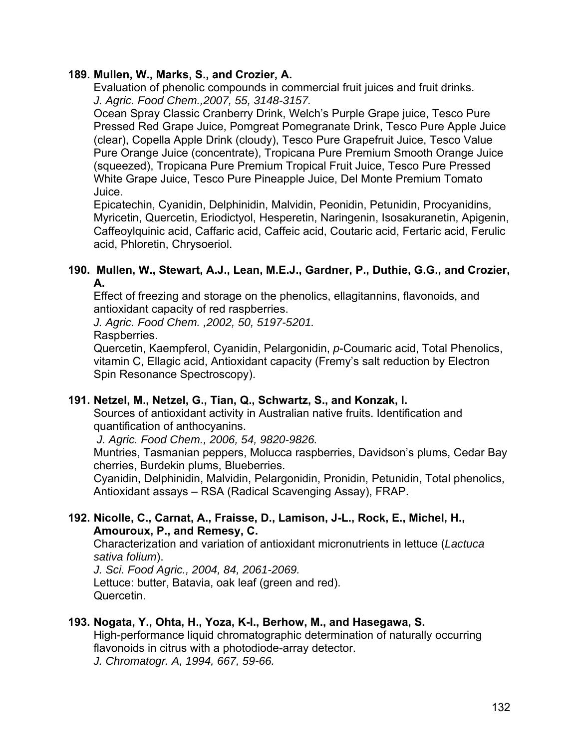**189. Mullen, W., Marks, S., and Crozier, A.**

Evaluation of phenolic compounds in commercial fruit juices and fruit drinks.
*J. Agric. Food Chem.,2007, 55, 3148-3157.*
Ocean Spray Classic Cranberry Drink, Welch's Purple Grape juice, Tesco Pure Pressed Red Grape Juice, Pomgreat Pomegranate Drink, Tesco Pure Apple Juice (clear), Copella Apple Drink (cloudy), Tesco Pure Grapefruit Juice, Tesco Value Pure Orange Juice (concentrate), Tropicana Pure Premium Smooth Orange Juice (squeezed), Tropicana Pure Premium Tropical Fruit Juice, Tesco Pure Pressed White Grape Juice, Tesco Pure Pineapple Juice, Del Monte Premium Tomato Juice.
Epicatechin, Cyanidin, Delphinidin, Malvidin, Peonidin, Petunidin, Procyanidins, Myricetin, Quercetin, Eriodictyol, Hesperetin, Naringenin, Isosakuranetin, Apigenin, Caffeoylquinic acid, Caffaric acid, Caffeic acid, Coutaric acid, Fertaric acid, Ferulic acid, Phloretin, Chrysoeriol.

**190. Mullen, W., Stewart, A.J., Lean, M.E.J., Gardner, P., Duthie, G.G., and Crozier, A.**

Effect of freezing and storage on the phenolics, ellagitannins, flavonoids, and antioxidant capacity of red raspberries.
*J. Agric. Food Chem. ,2002, 50, 5197-5201.*
Raspberries.
Quercetin, Kaempferol, Cyanidin, Pelargonidin, *p*-Coumaric acid, Total Phenolics, vitamin C, Ellagic acid, Antioxidant capacity (Fremy's salt reduction by Electron Spin Resonance Spectroscopy).

**191. Netzel, M., Netzel, G., Tian, Q., Schwartz, S., and Konzak, I.**

Sources of antioxidant activity in Australian native fruits. Identification and quantification of anthocyanins.
*J. Agric. Food Chem., 2006, 54, 9820-9826.*
Muntries, Tasmanian peppers, Molucca raspberries, Davidson's plums, Cedar Bay cherries, Burdekin plums, Blueberries.
Cyanidin, Delphinidin, Malvidin, Pelargonidin, Pronidin, Petunidin, Total phenolics, Antioxidant assays – RSA (Radical Scavenging Assay), FRAP.

**192. Nicolle, C., Carnat, A., Fraisse, D., Lamison, J-L., Rock, E., Michel, H., Amouroux, P., and Remesy, C.**

Characterization and variation of antioxidant micronutrients in lettuce (*Lactuca sativa folium*).
*J. Sci. Food Agric., 2004, 84, 2061-2069.*
Lettuce: butter, Batavia, oak leaf (green and red).
Quercetin.

**193. Nogata, Y., Ohta, H., Yoza, K-I., Berhow, M., and Hasegawa, S.**

High-performance liquid chromatographic determination of naturally occurring flavonoids in citrus with a photodiode-array detector.
*J. Chromatogr. A, 1994, 667, 59-66.*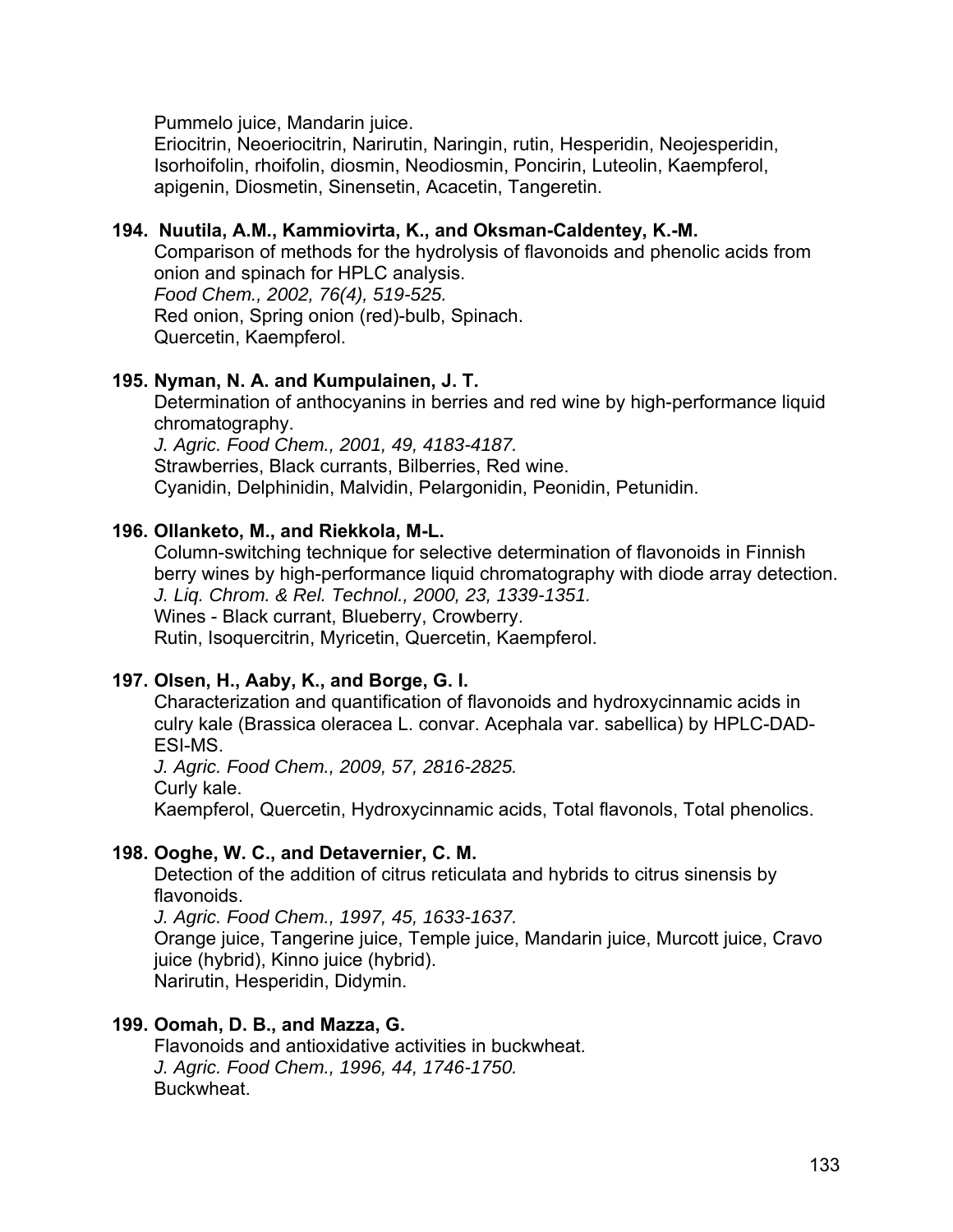Pummelo juice, Mandarin juice.
Eriocitrin, Neoeriocitrin, Narirutin, Naringin, rutin, Hesperidin, Neojesperidin, Isorhoifolin, rhoifolin, diosmin, Neodiosmin, Poncirin, Luteolin, Kaempferol, apigenin, Diosmetin, Sinensetin, Acacetin, Tangeretin.

**194. Nuutila, A.M., Kammiovirta, K., and Oksman-Caldentey, K.-M.**
Comparison of methods for the hydrolysis of flavonoids and phenolic acids from onion and spinach for HPLC analysis.
*Food Chem., 2002, 76(4), 519-525.*
Red onion, Spring onion (red)-bulb, Spinach.
Quercetin, Kaempferol.

**195. Nyman, N. A. and Kumpulainen, J. T.**
Determination of anthocyanins in berries and red wine by high-performance liquid chromatography.
*J. Agric. Food Chem., 2001, 49, 4183-4187.*
Strawberries, Black currants, Bilberries, Red wine.
Cyanidin, Delphinidin, Malvidin, Pelargonidin, Peonidin, Petunidin.

**196. Ollanketo, M., and Riekkola, M-L.**
Column-switching technique for selective determination of flavonoids in Finnish berry wines by high-performance liquid chromatography with diode array detection.
*J. Liq. Chrom. & Rel. Technol., 2000, 23, 1339-1351.*
Wines - Black currant, Blueberry, Crowberry.
Rutin, Isoquercitrin, Myricetin, Quercetin, Kaempferol.

**197. Olsen, H., Aaby, K., and Borge, G. I.**
Characterization and quantification of flavonoids and hydroxycinnamic acids in culry kale (Brassica oleracea L. convar. Acephala var. sabellica) by HPLC-DAD-ESI-MS.
*J. Agric. Food Chem., 2009, 57, 2816-2825.*
Curly kale.
Kaempferol, Quercetin, Hydroxycinnamic acids, Total flavonols, Total phenolics.

**198. Ooghe, W. C., and Detavernier, C. M.**
Detection of the addition of citrus reticulata and hybrids to citrus sinensis by flavonoids.
*J. Agric. Food Chem., 1997, 45, 1633-1637.*
Orange juice, Tangerine juice, Temple juice, Mandarin juice, Murcott juice, Cravo juice (hybrid), Kinno juice (hybrid).
Narirutin, Hesperidin, Didymin.

**199. Oomah, D. B., and Mazza, G.**
Flavonoids and antioxidative activities in buckwheat.
*J. Agric. Food Chem., 1996, 44, 1746-1750.*
Buckwheat.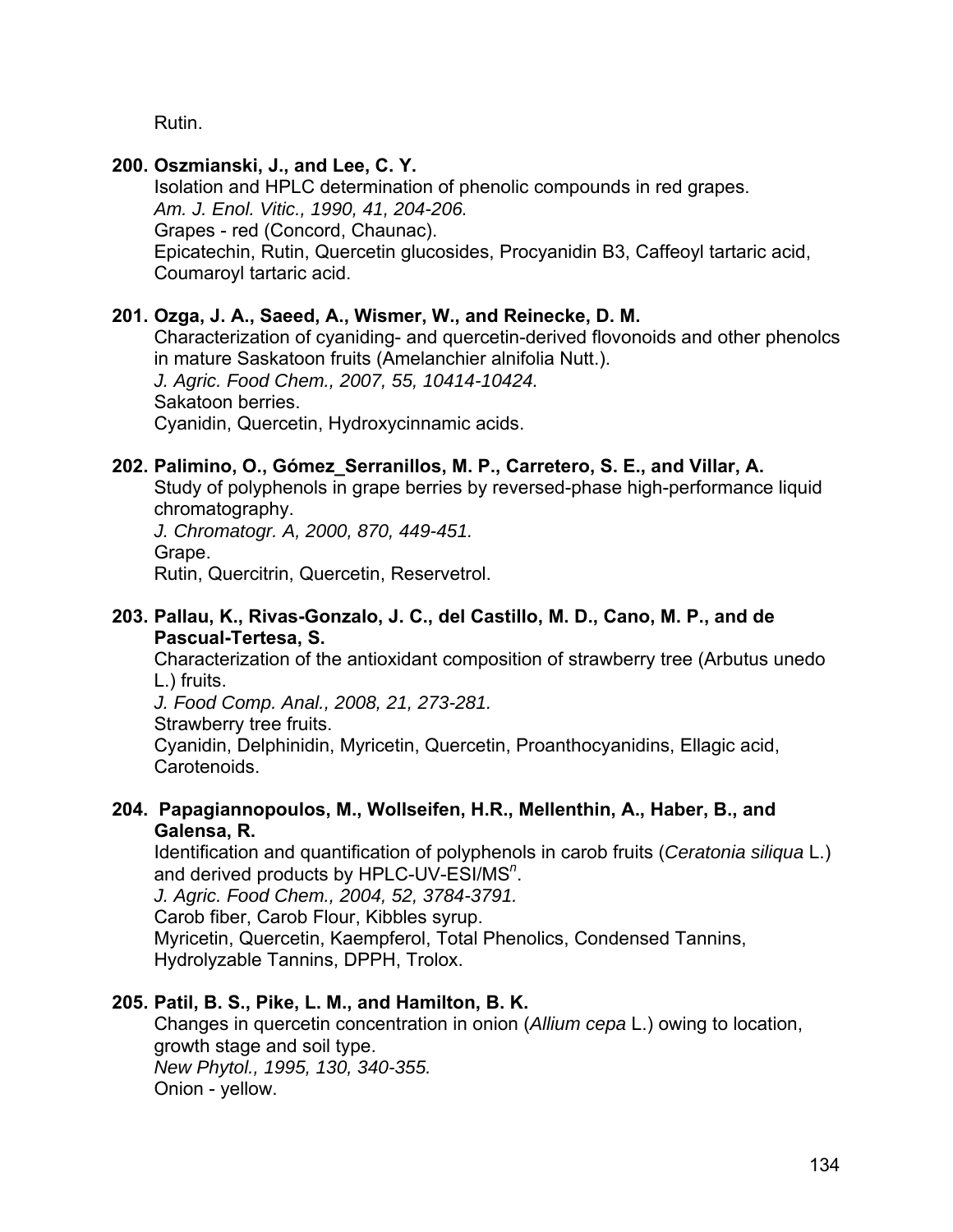Rutin.

**200. Oszmianski, J., and Lee, C. Y.**
Isolation and HPLC determination of phenolic compounds in red grapes.
*Am. J. Enol. Vitic., 1990, 41, 204-206.*
Grapes - red (Concord, Chaunac).
Epicatechin, Rutin, Quercetin glucosides, Procyanidin B3, Caffeoyl tartaric acid, Coumaroyl tartaric acid.

**201. Ozga, J. A., Saeed, A., Wismer, W., and Reinecke, D. M.**
Characterization of cyaniding- and quercetin-derived flovonoids and other phenolcs in mature Saskatoon fruits (Amelanchier alnifolia Nutt.).
*J. Agric. Food Chem., 2007, 55, 10414-10424.*
Sakatoon berries.
Cyanidin, Quercetin, Hydroxycinnamic acids.

**202. Palimino, O., Gómez_Serranillos, M. P., Carretero, S. E., and Villar, A.**
Study of polyphenols in grape berries by reversed-phase high-performance liquid chromatography.
*J. Chromatogr. A, 2000, 870, 449-451.*
Grape.
Rutin, Quercitrin, Quercetin, Reservetrol.

**203. Pallau, K., Rivas-Gonzalo, J. C., del Castillo, M. D., Cano, M. P., and de Pascual-Tertesa, S.**
Characterization of the antioxidant composition of strawberry tree (Arbutus unedo L.) fruits.
*J. Food Comp. Anal., 2008, 21, 273-281.*
Strawberry tree fruits.
Cyanidin, Delphinidin, Myricetin, Quercetin, Proanthocyanidins, Ellagic acid, Carotenoids.

**204. Papagiannopoulos, M., Wollseifen, H.R., Mellenthin, A., Haber, B., and Galensa, R.**
Identification and quantification of polyphenols in carob fruits (*Ceratonia siliqua* L.) and derived products by HPLC-UV-ESI/MS$^n$.
*J. Agric. Food Chem., 2004, 52, 3784-3791.*
Carob fiber, Carob Flour, Kibbles syrup.
Myricetin, Quercetin, Kaempferol, Total Phenolics, Condensed Tannins, Hydrolyzable Tannins, DPPH, Trolox.

**205. Patil, B. S., Pike, L. M., and Hamilton, B. K.**
Changes in quercetin concentration in onion (*Allium cepa* L.) owing to location, growth stage and soil type.
*New Phytol., 1995, 130, 340-355.*
Onion - yellow.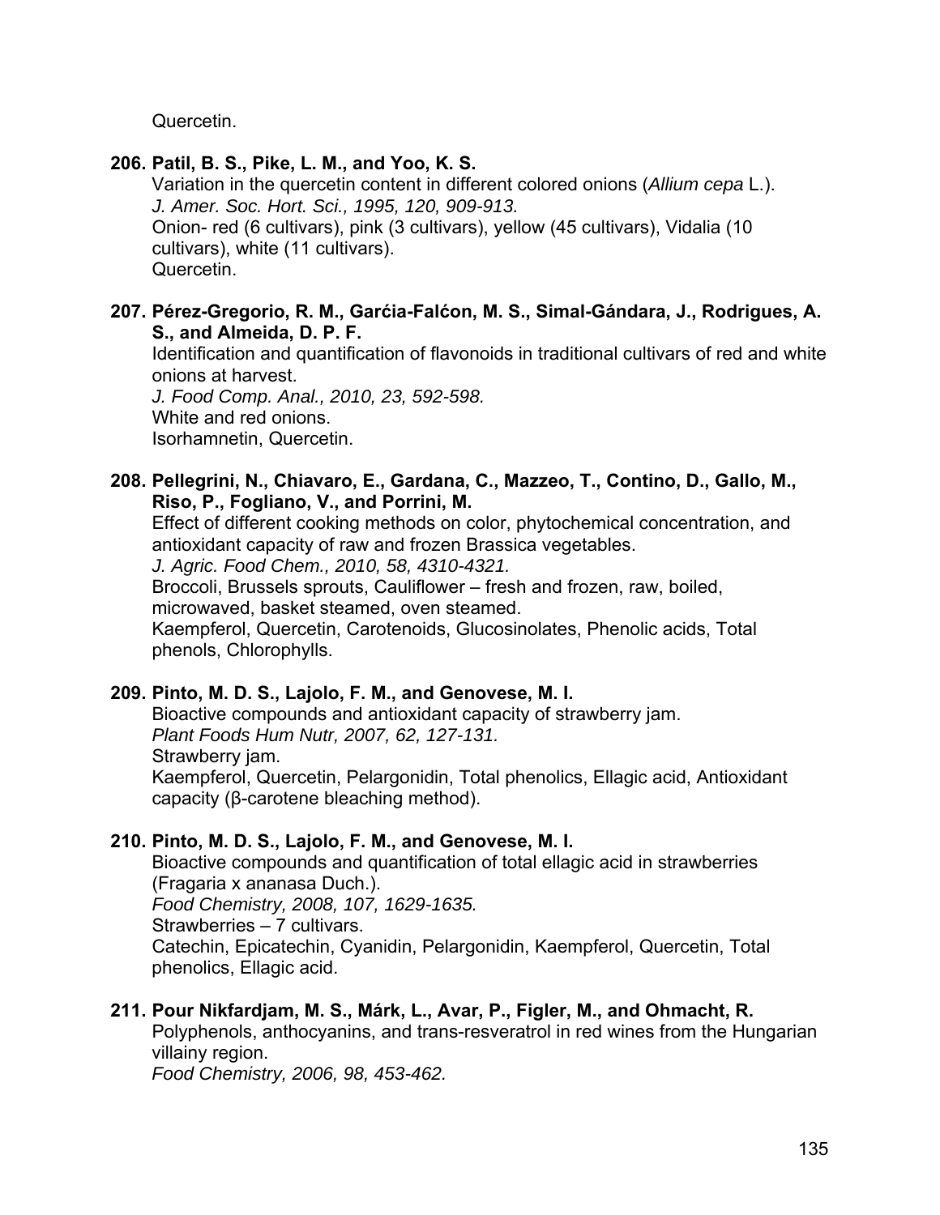Quercetin.

**206. Patil, B. S., Pike, L. M., and Yoo, K. S.**
Variation in the quercetin content in different colored onions (*Allium cepa* L.).
*J. Amer. Soc. Hort. Sci., 1995, 120, 909-913.*
Onion- red (6 cultivars), pink (3 cultivars), yellow (45 cultivars), Vidalia (10 cultivars), white (11 cultivars).
Quercetin.

**207. Pérez-Gregorio, R. M., Garćia-Falćon, M. S., Simal-Gándara, J., Rodrigues, A. S., and Almeida, D. P. F.**
Identification and quantification of flavonoids in traditional cultivars of red and white onions at harvest.
*J. Food Comp. Anal., 2010, 23, 592-598.*
White and red onions.
Isorhamnetin, Quercetin.

**208. Pellegrini, N., Chiavaro, E., Gardana, C., Mazzeo, T., Contino, D., Gallo, M., Riso, P., Fogliano, V., and Porrini, M.**
Effect of different cooking methods on color, phytochemical concentration, and antioxidant capacity of raw and frozen Brassica vegetables.
*J. Agric. Food Chem., 2010, 58, 4310-4321.*
Broccoli, Brussels sprouts, Cauliflower – fresh and frozen, raw, boiled, microwaved, basket steamed, oven steamed.
Kaempferol, Quercetin, Carotenoids, Glucosinolates, Phenolic acids, Total phenols, Chlorophylls.

**209. Pinto, M. D. S., Lajolo, F. M., and Genovese, M. I.**
Bioactive compounds and antioxidant capacity of strawberry jam.
*Plant Foods Hum Nutr, 2007, 62, 127-131.*
Strawberry jam.
Kaempferol, Quercetin, Pelargonidin, Total phenolics, Ellagic acid, Antioxidant capacity (β-carotene bleaching method).

**210. Pinto, M. D. S., Lajolo, F. M., and Genovese, M. I.**
Bioactive compounds and quantification of total ellagic acid in strawberries (Fragaria x ananasa Duch.).
*Food Chemistry, 2008, 107, 1629-1635.*
Strawberries – 7 cultivars.
Catechin, Epicatechin, Cyanidin, Pelargonidin, Kaempferol, Quercetin, Total phenolics, Ellagic acid.

**211. Pour Nikfardjam, M. S., Márk, L., Avar, P., Figler, M., and Ohmacht, R.**
Polyphenols, anthocyanins, and trans-resveratrol in red wines from the Hungarian villainy region.
*Food Chemistry, 2006, 98, 453-462.*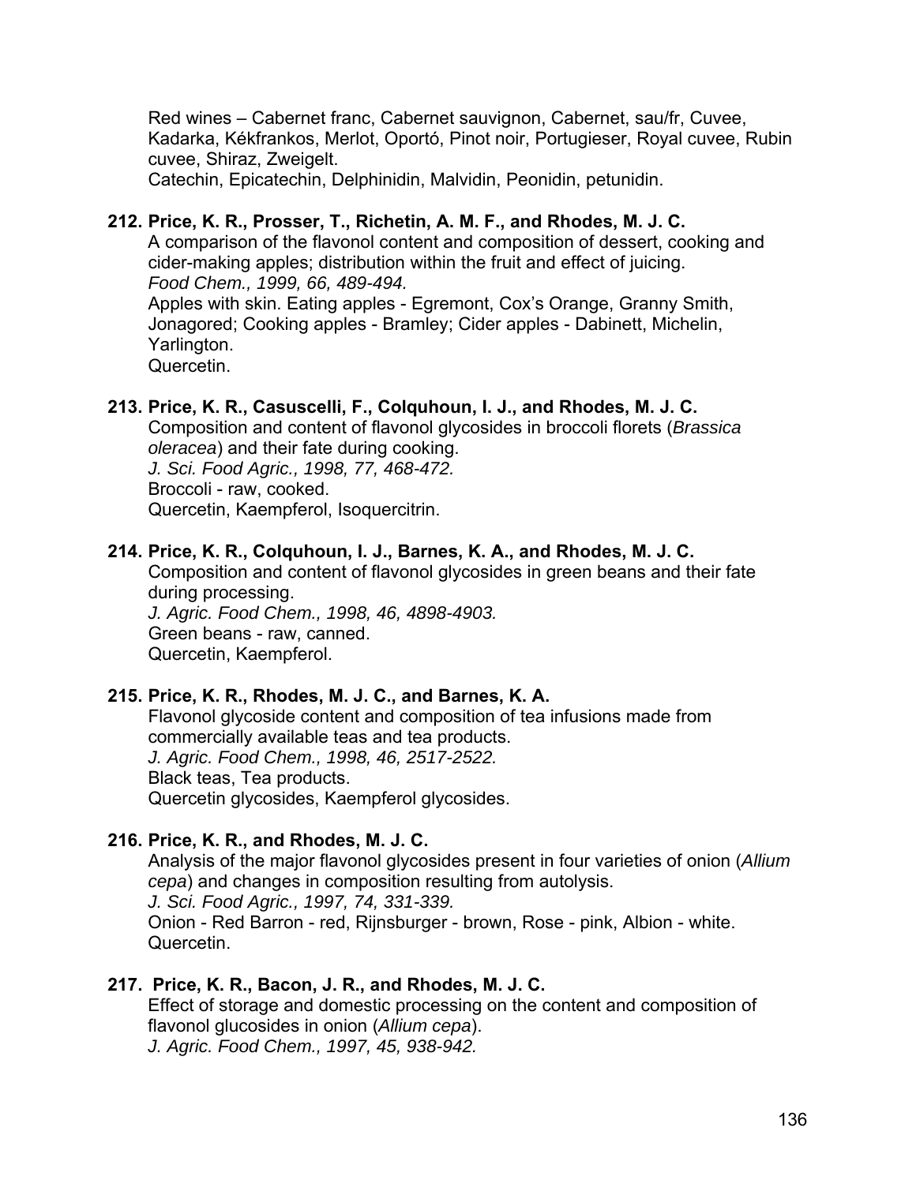Red wines – Cabernet franc, Cabernet sauvignon, Cabernet, sau/fr, Cuvee, Kadarka, Kékfrankos, Merlot, Oportó, Pinot noir, Portugieser, Royal cuvee, Rubin cuvee, Shiraz, Zweigelt.
Catechin, Epicatechin, Delphinidin, Malvidin, Peonidin, petunidin.

**212. Price, K. R., Prosser, T., Richetin, A. M. F., and Rhodes, M. J. C.**
A comparison of the flavonol content and composition of dessert, cooking and cider-making apples; distribution within the fruit and effect of juicing.
*Food Chem., 1999, 66, 489-494.*
Apples with skin. Eating apples - Egremont, Cox's Orange, Granny Smith, Jonagored; Cooking apples - Bramley; Cider apples - Dabinett, Michelin, Yarlington.
Quercetin.

**213. Price, K. R., Casuscelli, F., Colquhoun, I. J., and Rhodes, M. J. C.**
Composition and content of flavonol glycosides in broccoli florets (*Brassica oleracea*) and their fate during cooking.
*J. Sci. Food Agric., 1998, 77, 468-472.*
Broccoli - raw, cooked.
Quercetin, Kaempferol, Isoquercitrin.

**214. Price, K. R., Colquhoun, I. J., Barnes, K. A., and Rhodes, M. J. C.**
Composition and content of flavonol glycosides in green beans and their fate during processing.
*J. Agric. Food Chem., 1998, 46, 4898-4903.*
Green beans - raw, canned.
Quercetin, Kaempferol.

**215. Price, K. R., Rhodes, M. J. C., and Barnes, K. A.**
Flavonol glycoside content and composition of tea infusions made from commercially available teas and tea products.
*J. Agric. Food Chem., 1998, 46, 2517-2522.*
Black teas, Tea products.
Quercetin glycosides, Kaempferol glycosides.

**216. Price, K. R., and Rhodes, M. J. C.**
Analysis of the major flavonol glycosides present in four varieties of onion (*Allium cepa*) and changes in composition resulting from autolysis.
*J. Sci. Food Agric., 1997, 74, 331-339.*
Onion - Red Barron - red, Rijnsburger - brown, Rose - pink, Albion - white.
Quercetin.

**217. Price, K. R., Bacon, J. R., and Rhodes, M. J. C.**
Effect of storage and domestic processing on the content and composition of flavonol glucosides in onion (*Allium cepa*).
*J. Agric. Food Chem., 1997, 45, 938-942.*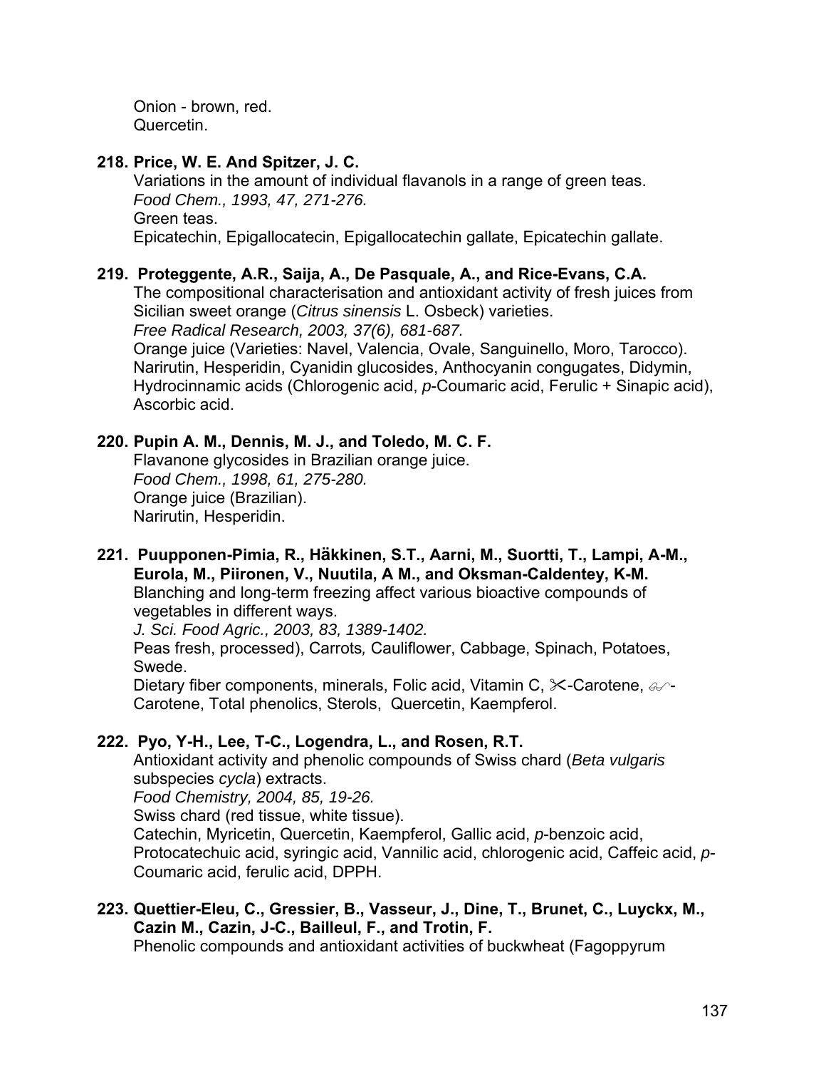Onion - brown, red.
Quercetin.

**218. Price, W. E. And Spitzer, J. C.**
Variations in the amount of individual flavanols in a range of green teas.
*Food Chem., 1993, 47, 271-276.*
Green teas.
Epicatechin, Epigallocatecin, Epigallocatechin gallate, Epicatechin gallate.

**219. Proteggente, A.R., Saija, A., De Pasquale, A., and Rice-Evans, C.A.**
The compositional characterisation and antioxidant activity of fresh juices from Sicilian sweet orange (*Citrus sinensis* L. Osbeck) varieties.
*Free Radical Research, 2003, 37(6), 681-687.*
Orange juice (Varieties: Navel, Valencia, Ovale, Sanguinello, Moro, Tarocco).
Narirutin, Hesperidin, Cyanidin glucosides, Anthocyanin congugates, Didymin, Hydrocinnamic acids (Chlorogenic acid, *p*-Coumaric acid, Ferulic + Sinapic acid), Ascorbic acid.

**220. Pupin A. M., Dennis, M. J., and Toledo, M. C. F.**
Flavanone glycosides in Brazilian orange juice.
*Food Chem., 1998, 61, 275-280.*
Orange juice (Brazilian).
Narirutin, Hesperidin.

**221. Puupponen-Pimia, R., Häkkinen, S.T., Aarni, M., Suortti, T., Lampi, A-M., Eurola, M., Piironen, V., Nuutila, A M., and Oksman-Caldentey, K-M.**
Blanching and long-term freezing affect various bioactive compounds of vegetables in different ways.
*J. Sci. Food Agric., 2003, 83, 1389-1402.*
Peas fresh, processed), Carrots, Cauliflower, Cabbage, Spinach, Potatoes, Swede.
Dietary fiber components, minerals, Folic acid, Vitamin C, ✂-Carotene, ✍-Carotene, Total phenolics, Sterols, Quercetin, Kaempferol.

**222. Pyo, Y-H., Lee, T-C., Logendra, L., and Rosen, R.T.**
Antioxidant activity and phenolic compounds of Swiss chard (*Beta vulgaris* subspecies *cycla*) extracts.
*Food Chemistry, 2004, 85, 19-26.*
Swiss chard (red tissue, white tissue).
Catechin, Myricetin, Quercetin, Kaempferol, Gallic acid, *p*-benzoic acid, Protocatechuic acid, syringic acid, Vannilic acid, chlorogenic acid, Caffeic acid, *p*-Coumaric acid, ferulic acid, DPPH.

**223. Quettier-Eleu, C., Gressier, B., Vasseur, J., Dine, T., Brunet, C., Luyckx, M., Cazin M., Cazin, J-C., Bailleul, F., and Trotin, F.**
Phenolic compounds and antioxidant activities of buckwheat (Fagoppyrum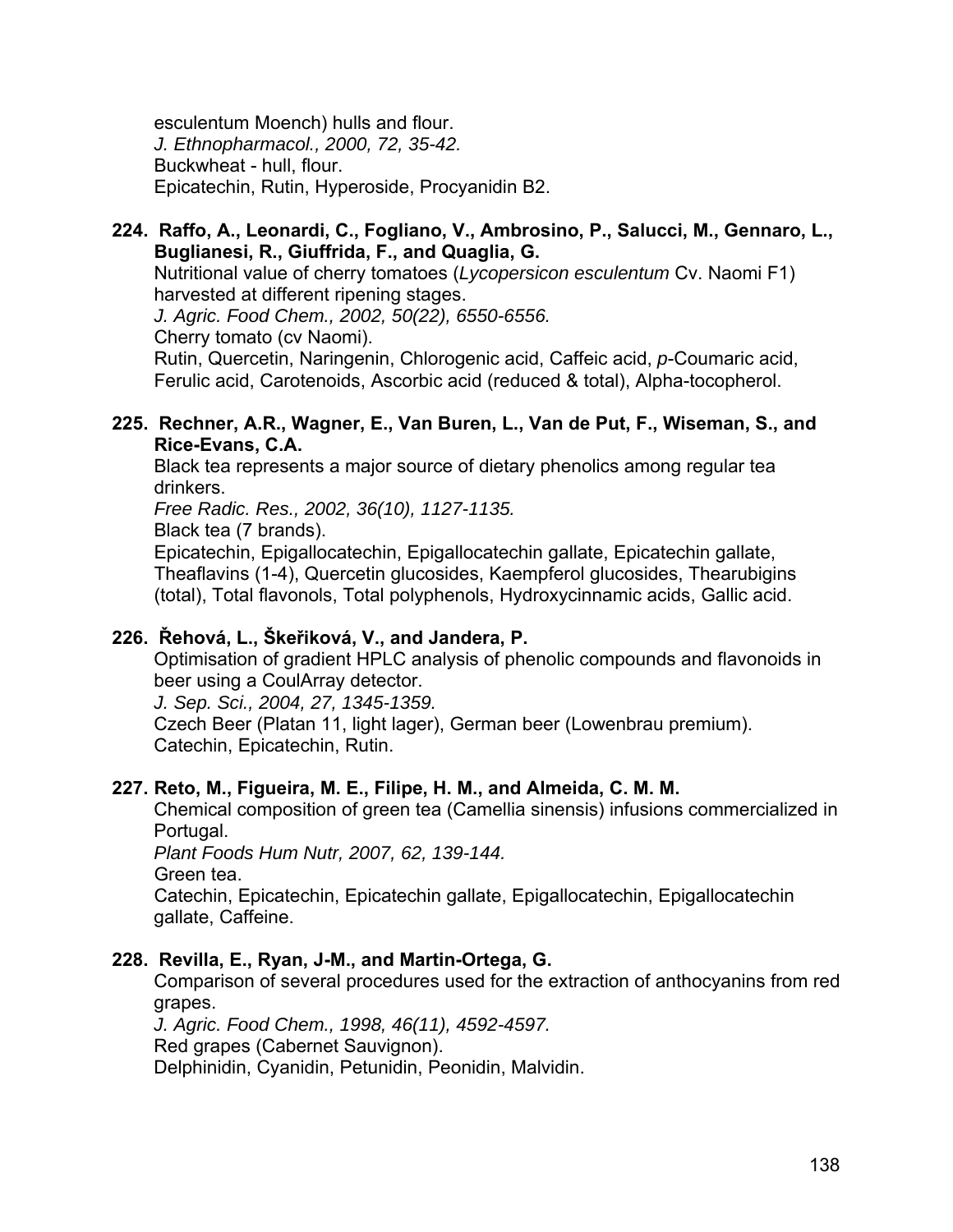esculentum Moench) hulls and flour.
*J. Ethnopharmacol., 2000, 72, 35-42.*
Buckwheat - hull, flour.
Epicatechin, Rutin, Hyperoside, Procyanidin B2.

**224. Raffo, A., Leonardi, C., Fogliano, V., Ambrosino, P., Salucci, M., Gennaro, L., Buglianesi, R., Giuffrida, F., and Quaglia, G.**
Nutritional value of cherry tomatoes (*Lycopersicon esculentum* Cv. Naomi F1) harvested at different ripening stages.
*J. Agric. Food Chem., 2002, 50(22), 6550-6556.*
Cherry tomato (cv Naomi).
Rutin, Quercetin, Naringenin, Chlorogenic acid, Caffeic acid, *p*-Coumaric acid, Ferulic acid, Carotenoids, Ascorbic acid (reduced & total), Alpha-tocopherol.

**225. Rechner, A.R., Wagner, E., Van Buren, L., Van de Put, F., Wiseman, S., and Rice-Evans, C.A.**
Black tea represents a major source of dietary phenolics among regular tea drinkers.
*Free Radic. Res., 2002, 36(10), 1127-1135.*
Black tea (7 brands).
Epicatechin, Epigallocatechin, Epigallocatechin gallate, Epicatechin gallate, Theaflavins (1-4), Quercetin glucosides, Kaempferol glucosides, Thearubigins (total), Total flavonols, Total polyphenols, Hydroxycinnamic acids, Gallic acid.

**226. Řehová, L., Škeřiková, V., and Jandera, P.**
Optimisation of gradient HPLC analysis of phenolic compounds and flavonoids in beer using a CoulArray detector.
*J. Sep. Sci., 2004, 27, 1345-1359.*
Czech Beer (Platan 11, light lager), German beer (Lowenbrau premium).
Catechin, Epicatechin, Rutin.

**227. Reto, M., Figueira, M. E., Filipe, H. M., and Almeida, C. M. M.**
Chemical composition of green tea (Camellia sinensis) infusions commercialized in Portugal.
*Plant Foods Hum Nutr, 2007, 62, 139-144.*
Green tea.
Catechin, Epicatechin, Epicatechin gallate, Epigallocatechin, Epigallocatechin gallate, Caffeine.

**228. Revilla, E., Ryan, J-M., and Martin-Ortega, G.**
Comparison of several procedures used for the extraction of anthocyanins from red grapes.
*J. Agric. Food Chem., 1998, 46(11), 4592-4597.*
Red grapes (Cabernet Sauvignon).
Delphinidin, Cyanidin, Petunidin, Peonidin, Malvidin.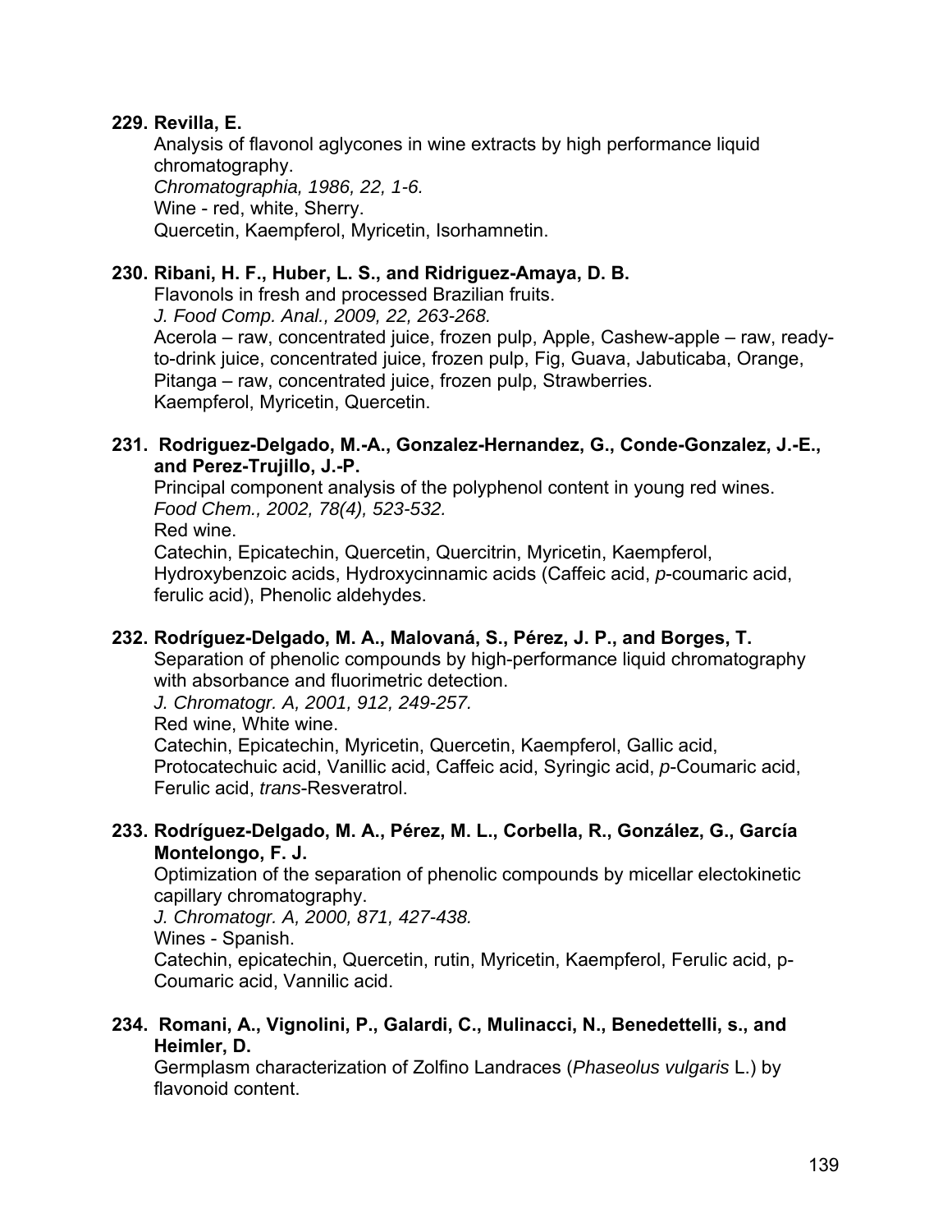**229. Revilla, E.**

Analysis of flavonol aglycones in wine extracts by high performance liquid chromatography.
*Chromatographia, 1986, 22, 1-6.*
Wine - red, white, Sherry.
Quercetin, Kaempferol, Myricetin, Isorhamnetin.

**230. Ribani, H. F., Huber, L. S., and Ridriguez-Amaya, D. B.**

Flavonols in fresh and processed Brazilian fruits.
*J. Food Comp. Anal., 2009, 22, 263-268.*
Acerola – raw, concentrated juice, frozen pulp, Apple, Cashew-apple – raw, ready-to-drink juice, concentrated juice, frozen pulp, Fig, Guava, Jabuticaba, Orange, Pitanga – raw, concentrated juice, frozen pulp, Strawberries.
Kaempferol, Myricetin, Quercetin.

**231. Rodriguez-Delgado, M.-A., Gonzalez-Hernandez, G., Conde-Gonzalez, J.-E., and Perez-Trujillo, J.-P.**

Principal component analysis of the polyphenol content in young red wines.
*Food Chem., 2002, 78(4), 523-532.*
Red wine.
Catechin, Epicatechin, Quercetin, Quercitrin, Myricetin, Kaempferol, Hydroxybenzoic acids, Hydroxycinnamic acids (Caffeic acid, *p*-coumaric acid, ferulic acid), Phenolic aldehydes.

**232. Rodríguez-Delgado, M. A., Malovaná, S., Pérez, J. P., and Borges, T.**

Separation of phenolic compounds by high-performance liquid chromatography with absorbance and fluorimetric detection.
*J. Chromatogr. A, 2001, 912, 249-257.*
Red wine, White wine.
Catechin, Epicatechin, Myricetin, Quercetin, Kaempferol, Gallic acid, Protocatechuic acid, Vanillic acid, Caffeic acid, Syringic acid, *p*-Coumaric acid, Ferulic acid, *trans*-Resveratrol.

**233. Rodríguez-Delgado, M. A., Pérez, M. L., Corbella, R., González, G., García Montelongo, F. J.**

Optimization of the separation of phenolic compounds by micellar electokinetic capillary chromatography.
*J. Chromatogr. A, 2000, 871, 427-438.*
Wines - Spanish.
Catechin, epicatechin, Quercetin, rutin, Myricetin, Kaempferol, Ferulic acid, p-Coumaric acid, Vannilic acid.

**234. Romani, A., Vignolini, P., Galardi, C., Mulinacci, N., Benedettelli, s., and Heimler, D.**

Germplasm characterization of Zolfino Landraces (*Phaseolus vulgaris* L.) by flavonoid content.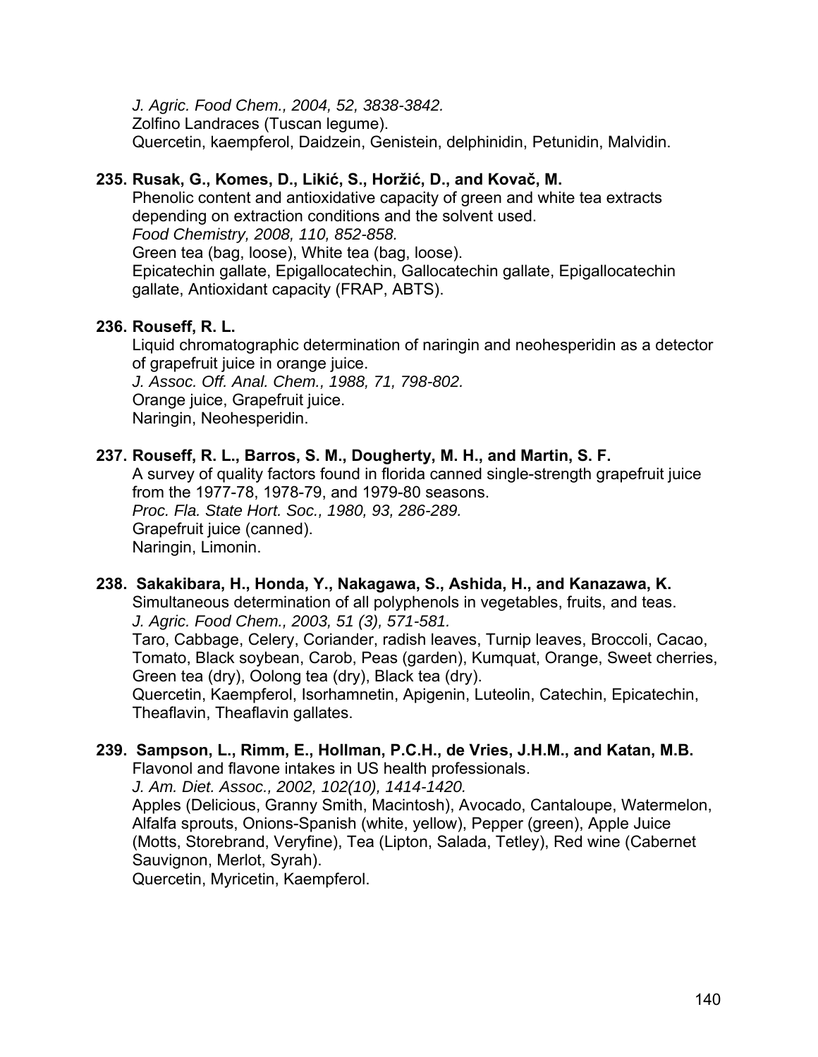*J. Agric. Food Chem., 2004, 52, 3838-3842.*
Zolfino Landraces (Tuscan legume).
Quercetin, kaempferol, Daidzein, Genistein, delphinidin, Petunidin, Malvidin.

**235. Rusak, G., Komes, D., Likić, S., Horžić, D., and Kovač, M.**
Phenolic content and antioxidative capacity of green and white tea extracts depending on extraction conditions and the solvent used.
*Food Chemistry, 2008, 110, 852-858.*
Green tea (bag, loose), White tea (bag, loose).
Epicatechin gallate, Epigallocatechin, Gallocatechin gallate, Epigallocatechin gallate, Antioxidant capacity (FRAP, ABTS).

**236. Rouseff, R. L.**
Liquid chromatographic determination of naringin and neohesperidin as a detector of grapefruit juice in orange juice.
*J. Assoc. Off. Anal. Chem., 1988, 71, 798-802.*
Orange juice, Grapefruit juice.
Naringin, Neohesperidin.

**237. Rouseff, R. L., Barros, S. M., Dougherty, M. H., and Martin, S. F.**
A survey of quality factors found in florida canned single-strength grapefruit juice from the 1977-78, 1978-79, and 1979-80 seasons.
*Proc. Fla. State Hort. Soc., 1980, 93, 286-289.*
Grapefruit juice (canned).
Naringin, Limonin.

**238. Sakakibara, H., Honda, Y., Nakagawa, S., Ashida, H., and Kanazawa, K.**
Simultaneous determination of all polyphenols in vegetables, fruits, and teas.
*J. Agric. Food Chem., 2003, 51 (3), 571-581.*
Taro, Cabbage, Celery, Coriander, radish leaves, Turnip leaves, Broccoli, Cacao, Tomato, Black soybean, Carob, Peas (garden), Kumquat, Orange, Sweet cherries, Green tea (dry), Oolong tea (dry), Black tea (dry).
Quercetin, Kaempferol, Isorhamnetin, Apigenin, Luteolin, Catechin, Epicatechin, Theaflavin, Theaflavin gallates.

**239. Sampson, L., Rimm, E., Hollman, P.C.H., de Vries, J.H.M., and Katan, M.B.**
Flavonol and flavone intakes in US health professionals.
*J. Am. Diet. Assoc., 2002, 102(10), 1414-1420.*
Apples (Delicious, Granny Smith, Macintosh), Avocado, Cantaloupe, Watermelon, Alfalfa sprouts, Onions-Spanish (white, yellow), Pepper (green), Apple Juice (Motts, Storebrand, Veryfine), Tea (Lipton, Salada, Tetley), Red wine (Cabernet Sauvignon, Merlot, Syrah).
Quercetin, Myricetin, Kaempferol.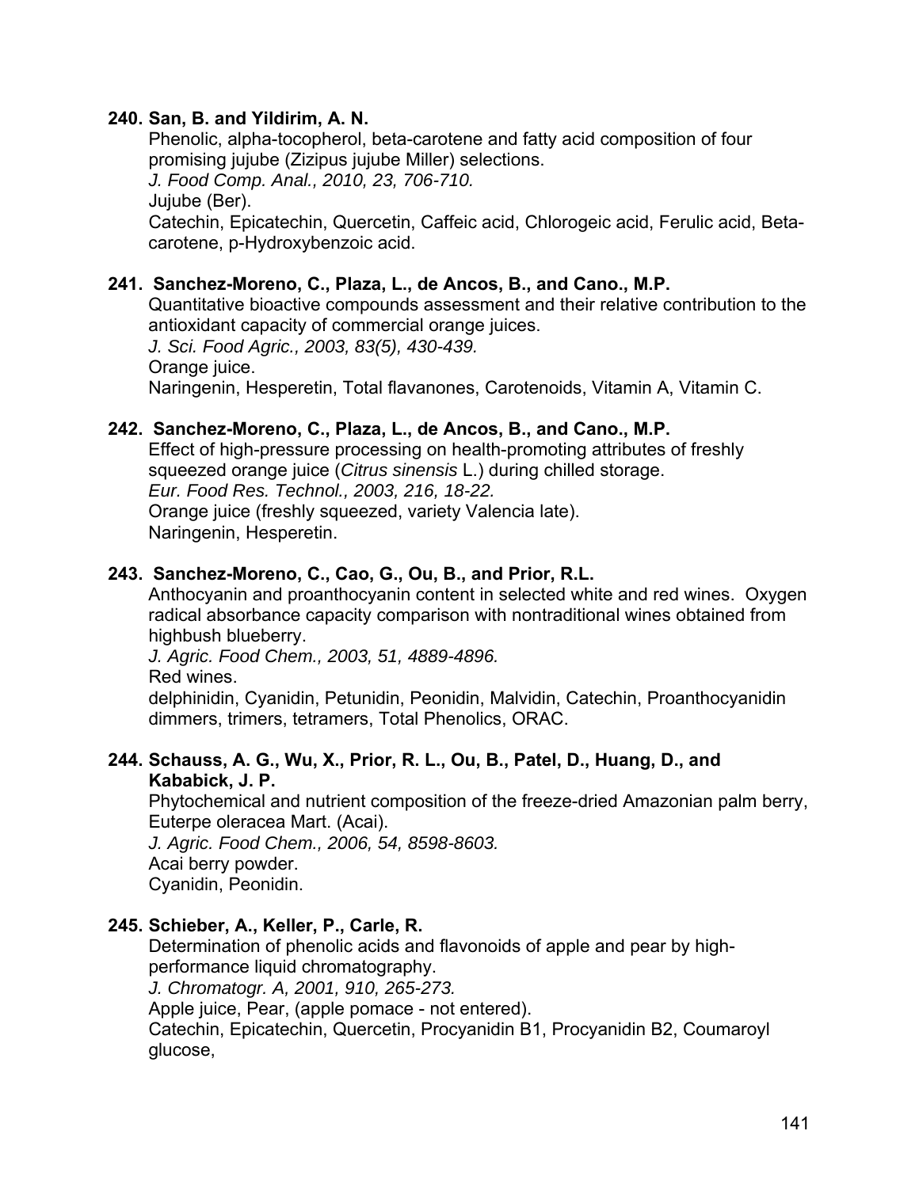**240. San, B. and Yildirim, A. N.**
Phenolic, alpha-tocopherol, beta-carotene and fatty acid composition of four promising jujube (Zizipus jujube Miller) selections.
*J. Food Comp. Anal., 2010, 23, 706-710.*
Jujube (Ber).
Catechin, Epicatechin, Quercetin, Caffeic acid, Chlorogeic acid, Ferulic acid, Beta-carotene, p-Hydroxybenzoic acid.

**241. Sanchez-Moreno, C., Plaza, L., de Ancos, B., and Cano., M.P.**
Quantitative bioactive compounds assessment and their relative contribution to the antioxidant capacity of commercial orange juices.
*J. Sci. Food Agric., 2003, 83(5), 430-439.*
Orange juice.
Naringenin, Hesperetin, Total flavanones, Carotenoids, Vitamin A, Vitamin C.

**242. Sanchez-Moreno, C., Plaza, L., de Ancos, B., and Cano., M.P.**
Effect of high-pressure processing on health-promoting attributes of freshly squeezed orange juice (*Citrus sinensis* L.) during chilled storage.
*Eur. Food Res. Technol., 2003, 216, 18-22.*
Orange juice (freshly squeezed, variety Valencia late).
Naringenin, Hesperetin.

**243. Sanchez-Moreno, C., Cao, G., Ou, B., and Prior, R.L.**
Anthocyanin and proanthocyanin content in selected white and red wines. Oxygen radical absorbance capacity comparison with nontraditional wines obtained from highbush blueberry.
*J. Agric. Food Chem., 2003, 51, 4889-4896.*
Red wines.
delphinidin, Cyanidin, Petunidin, Peonidin, Malvidin, Catechin, Proanthocyanidin dimmers, trimers, tetramers, Total Phenolics, ORAC.

**244. Schauss, A. G., Wu, X., Prior, R. L., Ou, B., Patel, D., Huang, D., and Kababick, J. P.**
Phytochemical and nutrient composition of the freeze-dried Amazonian palm berry, Euterpe oleracea Mart. (Acai).
*J. Agric. Food Chem., 2006, 54, 8598-8603.*
Acai berry powder.
Cyanidin, Peonidin.

**245. Schieber, A., Keller, P., Carle, R.**
Determination of phenolic acids and flavonoids of apple and pear by high-performance liquid chromatography.
*J. Chromatogr. A, 2001, 910, 265-273.*
Apple juice, Pear, (apple pomace - not entered).
Catechin, Epicatechin, Quercetin, Procyanidin B1, Procyanidin B2, Coumaroyl glucose,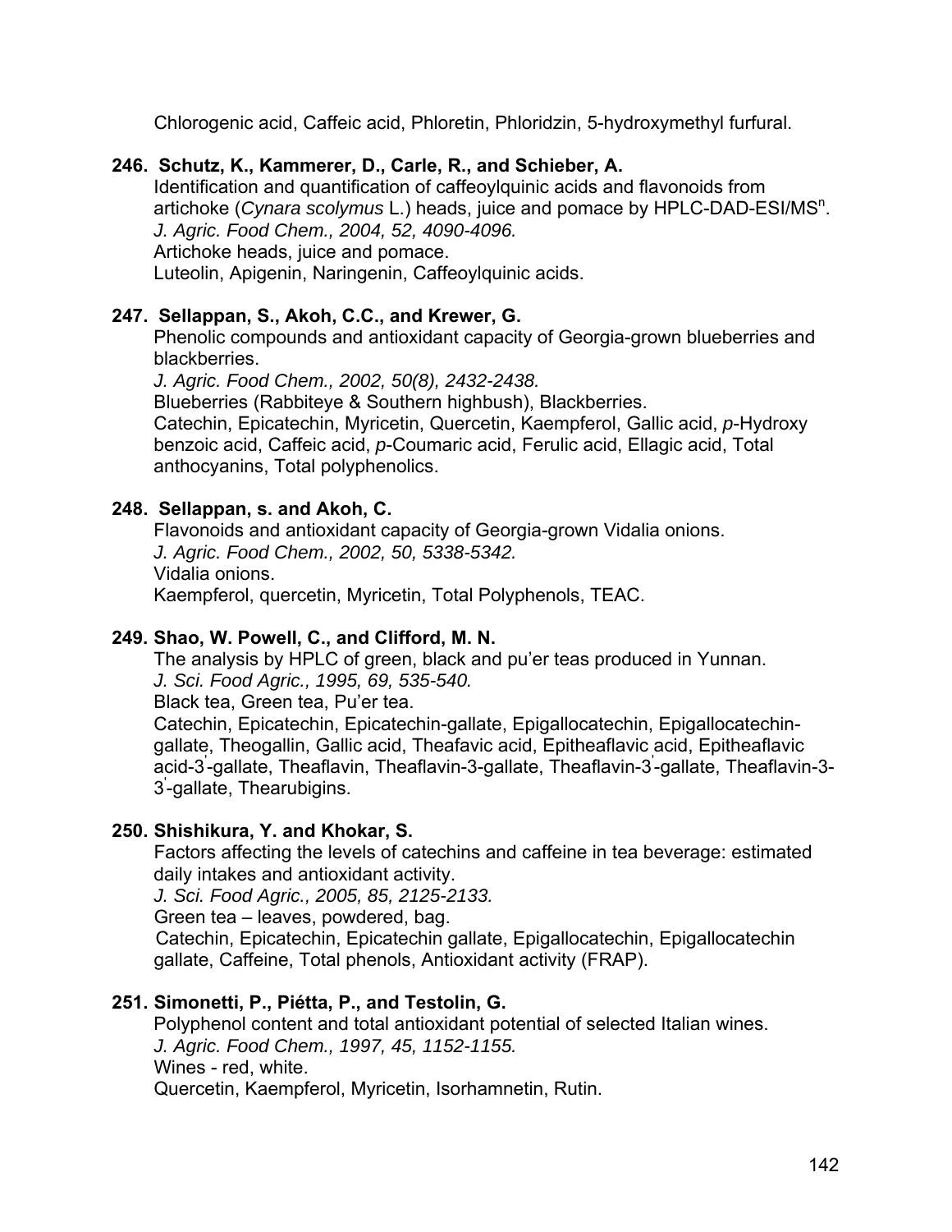Chlorogenic acid, Caffeic acid, Phloretin, Phloridzin, 5-hydroxymethyl furfural.

**246. Schutz, K., Kammerer, D., Carle, R., and Schieber, A.**
Identification and quantification of caffeoylquinic acids and flavonoids from artichoke (*Cynara scolymus* L.) heads, juice and pomace by HPLC-DAD-ESI/MS$^n$.
*J. Agric. Food Chem., 2004, 52, 4090-4096.*
Artichoke heads, juice and pomace.
Luteolin, Apigenin, Naringenin, Caffeoylquinic acids.

**247. Sellappan, S., Akoh, C.C., and Krewer, G.**
Phenolic compounds and antioxidant capacity of Georgia-grown blueberries and blackberries.
*J. Agric. Food Chem., 2002, 50(8), 2432-2438.*
Blueberries (Rabbiteye & Southern highbush), Blackberries.
Catechin, Epicatechin, Myricetin, Quercetin, Kaempferol, Gallic acid, *p*-Hydroxy benzoic acid, Caffeic acid, *p*-Coumaric acid, Ferulic acid, Ellagic acid, Total anthocyanins, Total polyphenolics.

**248. Sellappan, s. and Akoh, C.**
Flavonoids and antioxidant capacity of Georgia-grown Vidalia onions.
*J. Agric. Food Chem., 2002, 50, 5338-5342.*
Vidalia onions.
Kaempferol, quercetin, Myricetin, Total Polyphenols, TEAC.

**249. Shao, W. Powell, C., and Clifford, M. N.**
The analysis by HPLC of green, black and pu'er teas produced in Yunnan.
*J. Sci. Food Agric., 1995, 69, 535-540.*
Black tea, Green tea, Pu'er tea.
Catechin, Epicatechin, Epicatechin-gallate, Epigallocatechin, Epigallocatechin-gallate, Theogallin, Gallic acid, Theafavic acid, Epitheaflavic acid, Epitheaflavic acid-3'-gallate, Theaflavin, Theaflavin-3-gallate, Theaflavin-3'-gallate, Theaflavin-3-3'-gallate, Thearubigins.

**250. Shishikura, Y. and Khokar, S.**
Factors affecting the levels of catechins and caffeine in tea beverage: estimated daily intakes and antioxidant activity.
*J. Sci. Food Agric., 2005, 85, 2125-2133.*
Green tea – leaves, powdered, bag.
Catechin, Epicatechin, Epicatechin gallate, Epigallocatechin, Epigallocatechin gallate, Caffeine, Total phenols, Antioxidant activity (FRAP).

**251. Simonetti, P., Piétta, P., and Testolin, G.**
Polyphenol content and total antioxidant potential of selected Italian wines.
*J. Agric. Food Chem., 1997, 45, 1152-1155.*
Wines - red, white.
Quercetin, Kaempferol, Myricetin, Isorhamnetin, Rutin.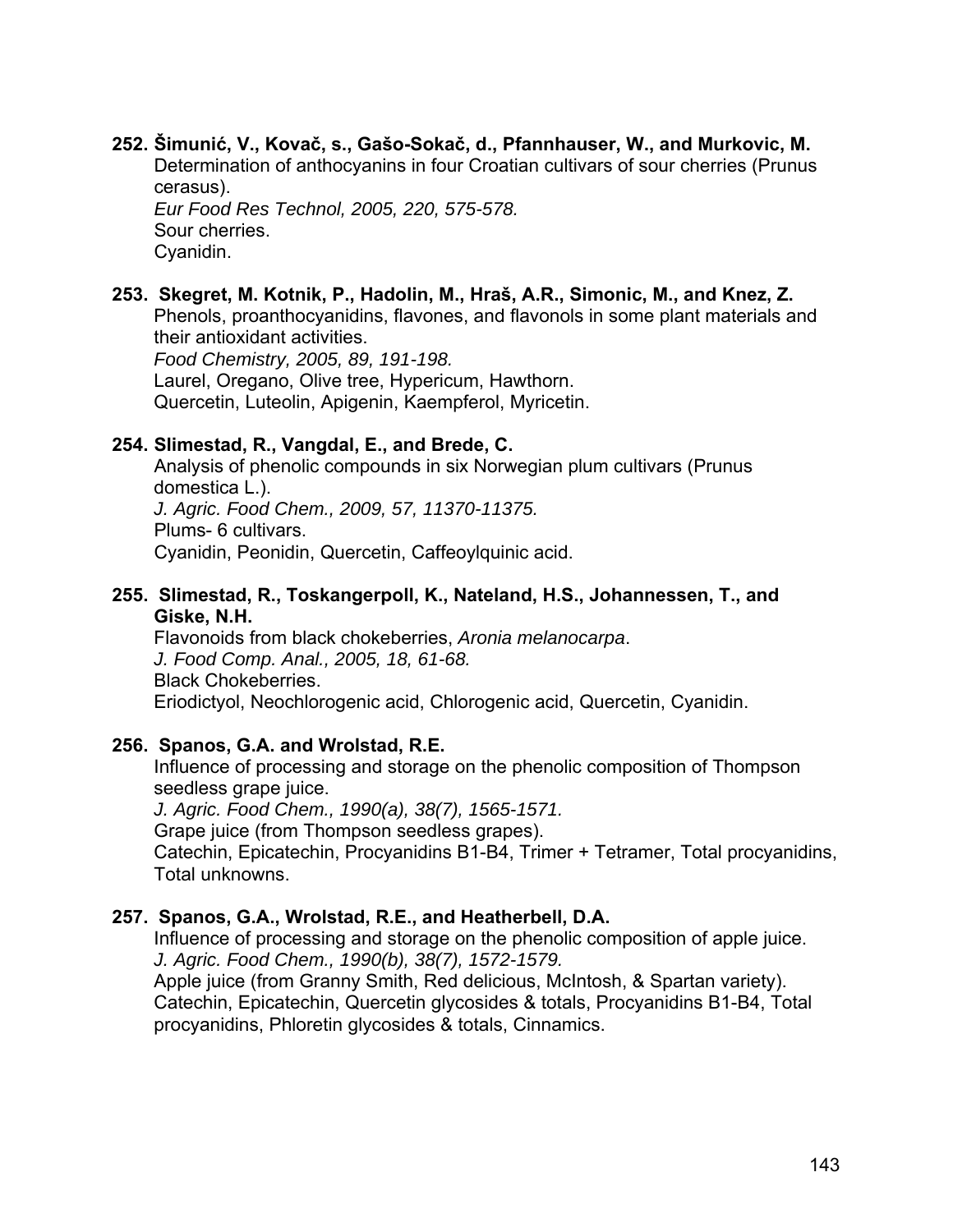**252. Šimunić, V., Kovač, s., Gašo-Sokač, d., Pfannhauser, W., and Murkovic, M.**
Determination of anthocyanins in four Croatian cultivars of sour cherries (Prunus cerasus).
*Eur Food Res Technol, 2005, 220, 575-578.*
Sour cherries.
Cyanidin.

**253. Skegret, M. Kotnik, P., Hadolin, M., Hraš, A.R., Simonic, M., and Knez, Z.**
Phenols, proanthocyanidins, flavones, and flavonols in some plant materials and their antioxidant activities.
*Food Chemistry, 2005, 89, 191-198.*
Laurel, Oregano, Olive tree, Hypericum, Hawthorn.
Quercetin, Luteolin, Apigenin, Kaempferol, Myricetin.

**254. Slimestad, R., Vangdal, E., and Brede, C.**
Analysis of phenolic compounds in six Norwegian plum cultivars (Prunus domestica L.).
*J. Agric. Food Chem., 2009, 57, 11370-11375.*
Plums- 6 cultivars.
Cyanidin, Peonidin, Quercetin, Caffeoylquinic acid.

**255. Slimestad, R., Toskangerpoll, K., Nateland, H.S., Johannessen, T., and Giske, N.H.**
Flavonoids from black chokeberries, *Aronia melanocarpa*.
*J. Food Comp. Anal., 2005, 18, 61-68.*
Black Chokeberries.
Eriodictyol, Neochlorogenic acid, Chlorogenic acid, Quercetin, Cyanidin.

**256. Spanos, G.A. and Wrolstad, R.E.**
Influence of processing and storage on the phenolic composition of Thompson seedless grape juice.
*J. Agric. Food Chem., 1990(a), 38(7), 1565-1571.*
Grape juice (from Thompson seedless grapes).
Catechin, Epicatechin, Procyanidins B1-B4, Trimer + Tetramer, Total procyanidins, Total unknowns.

**257. Spanos, G.A., Wrolstad, R.E., and Heatherbell, D.A.**
Influence of processing and storage on the phenolic composition of apple juice.
*J. Agric. Food Chem., 1990(b), 38(7), 1572-1579.*
Apple juice (from Granny Smith, Red delicious, McIntosh, & Spartan variety).
Catechin, Epicatechin, Quercetin glycosides & totals, Procyanidins B1-B4, Total procyanidins, Phloretin glycosides & totals, Cinnamics.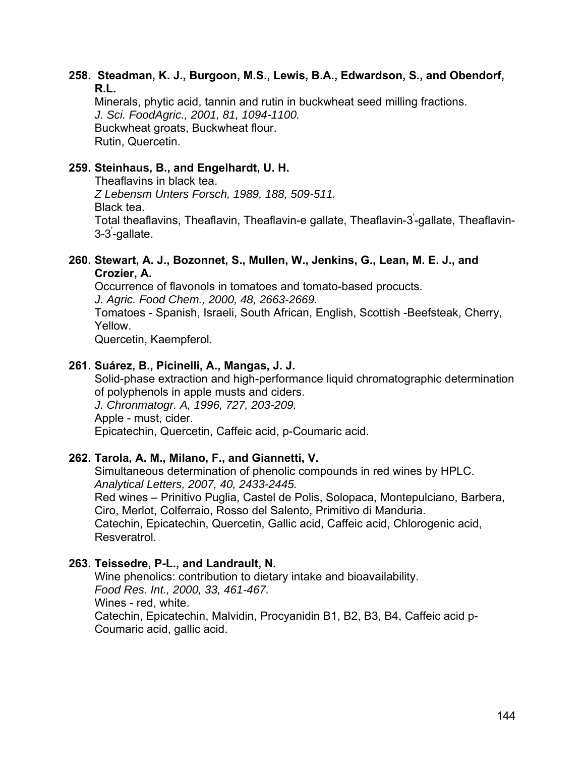**258. Steadman, K. J., Burgoon, M.S., Lewis, B.A., Edwardson, S., and Obendorf, R.L.**

Minerals, phytic acid, tannin and rutin in buckwheat seed milling fractions.
*J. Sci. FoodAgric., 2001, 81, 1094-1100.*
Buckwheat groats, Buckwheat flour.
Rutin, Quercetin.

**259. Steinhaus, B., and Engelhardt, U. H.**

Theaflavins in black tea.
*Z Lebensm Unters Forsch, 1989, 188, 509-511.*
Black tea.
Total theaflavins, Theaflavin, Theaflavin-e gallate, Theaflavin-3'-gallate, Theaflavin-3-3'-gallate.

**260. Stewart, A. J., Bozonnet, S., Mullen, W., Jenkins, G., Lean, M. E. J., and Crozier, A.**

Occurrence of flavonols in tomatoes and tomato-based procucts.
*J. Agric. Food Chem., 2000, 48, 2663-2669.*
Tomatoes - Spanish, Israeli, South African, English, Scottish -Beefsteak, Cherry, Yellow.
Quercetin, Kaempferol.

**261. Suárez, B., Picinelli, A., Mangas, J. J.**

Solid-phase extraction and high-performance liquid chromatographic determination of polyphenols in apple musts and ciders.
*J. Chronmatogr. A, 1996, 727, 203-209.*
Apple - must, cider.
Epicatechin, Quercetin, Caffeic acid, p-Coumaric acid.

**262. Tarola, A. M., Milano, F., and Giannetti, V.**

Simultaneous determination of phenolic compounds in red wines by HPLC.
*Analytical Letters, 2007, 40, 2433-2445.*
Red wines – Prinitivo Puglia, Castel de Polis, Solopaca, Montepulciano, Barbera, Ciro, Merlot, Colferraio, Rosso del Salento, Primitivo di Manduria.
Catechin, Epicatechin, Quercetin, Gallic acid, Caffeic acid, Chlorogenic acid, Resveratrol.

**263. Teissedre, P-L., and Landrault, N.**

Wine phenolics: contribution to dietary intake and bioavailability.
*Food Res. Int., 2000, 33, 461-467.*
Wines - red, white.
Catechin, Epicatechin, Malvidin, Procyanidin B1, B2, B3, B4, Caffeic acid p-Coumaric acid, gallic acid.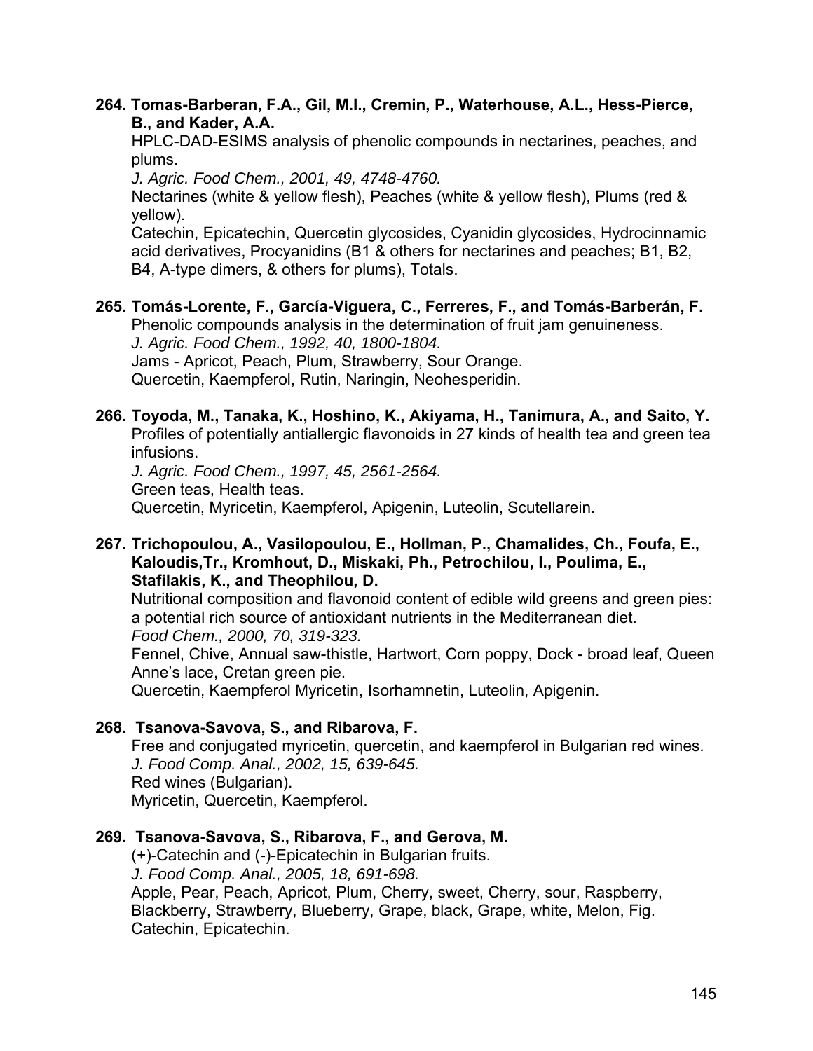**264. Tomas-Barberan, F.A., Gil, M.I., Cremin, P., Waterhouse, A.L., Hess-Pierce, B., and Kader, A.A.**
HPLC-DAD-ESIMS analysis of phenolic compounds in nectarines, peaches, and plums.
*J. Agric. Food Chem., 2001, 49, 4748-4760.*
Nectarines (white & yellow flesh), Peaches (white & yellow flesh), Plums (red & yellow).
Catechin, Epicatechin, Quercetin glycosides, Cyanidin glycosides, Hydrocinnamic acid derivatives, Procyanidins (B1 & others for nectarines and peaches; B1, B2, B4, A-type dimers, & others for plums), Totals.

**265. Tomás-Lorente, F., García-Viguera, C., Ferreres, F., and Tomás-Barberán, F.**
Phenolic compounds analysis in the determination of fruit jam genuineness.
*J. Agric. Food Chem., 1992, 40, 1800-1804.*
Jams - Apricot, Peach, Plum, Strawberry, Sour Orange.
Quercetin, Kaempferol, Rutin, Naringin, Neohesperidin.

**266. Toyoda, M., Tanaka, K., Hoshino, K., Akiyama, H., Tanimura, A., and Saito, Y.**
Profiles of potentially antiallergic flavonoids in 27 kinds of health tea and green tea infusions.
*J. Agric. Food Chem., 1997, 45, 2561-2564.*
Green teas, Health teas.
Quercetin, Myricetin, Kaempferol, Apigenin, Luteolin, Scutellarein.

**267. Trichopoulou, A., Vasilopoulou, E., Hollman, P., Chamalides, Ch., Foufa, E., Kaloudis,Tr., Kromhout, D., Miskaki, Ph., Petrochilou, I., Poulima, E., Stafilakis, K., and Theophilou, D.**
Nutritional composition and flavonoid content of edible wild greens and green pies: a potential rich source of antioxidant nutrients in the Mediterranean diet.
*Food Chem., 2000, 70, 319-323.*
Fennel, Chive, Annual saw-thistle, Hartwort, Corn poppy, Dock - broad leaf, Queen Anne's lace, Cretan green pie.
Quercetin, Kaempferol Myricetin, Isorhamnetin, Luteolin, Apigenin.

**268. Tsanova-Savova, S., and Ribarova, F.**
Free and conjugated myricetin, quercetin, and kaempferol in Bulgarian red wines.
*J. Food Comp. Anal., 2002, 15, 639-645.*
Red wines (Bulgarian).
Myricetin, Quercetin, Kaempferol.

**269. Tsanova-Savova, S., Ribarova, F., and Gerova, M.**
(+)-Catechin and (-)-Epicatechin in Bulgarian fruits.
*J. Food Comp. Anal., 2005, 18, 691-698.*
Apple, Pear, Peach, Apricot, Plum, Cherry, sweet, Cherry, sour, Raspberry, Blackberry, Strawberry, Blueberry, Grape, black, Grape, white, Melon, Fig.
Catechin, Epicatechin.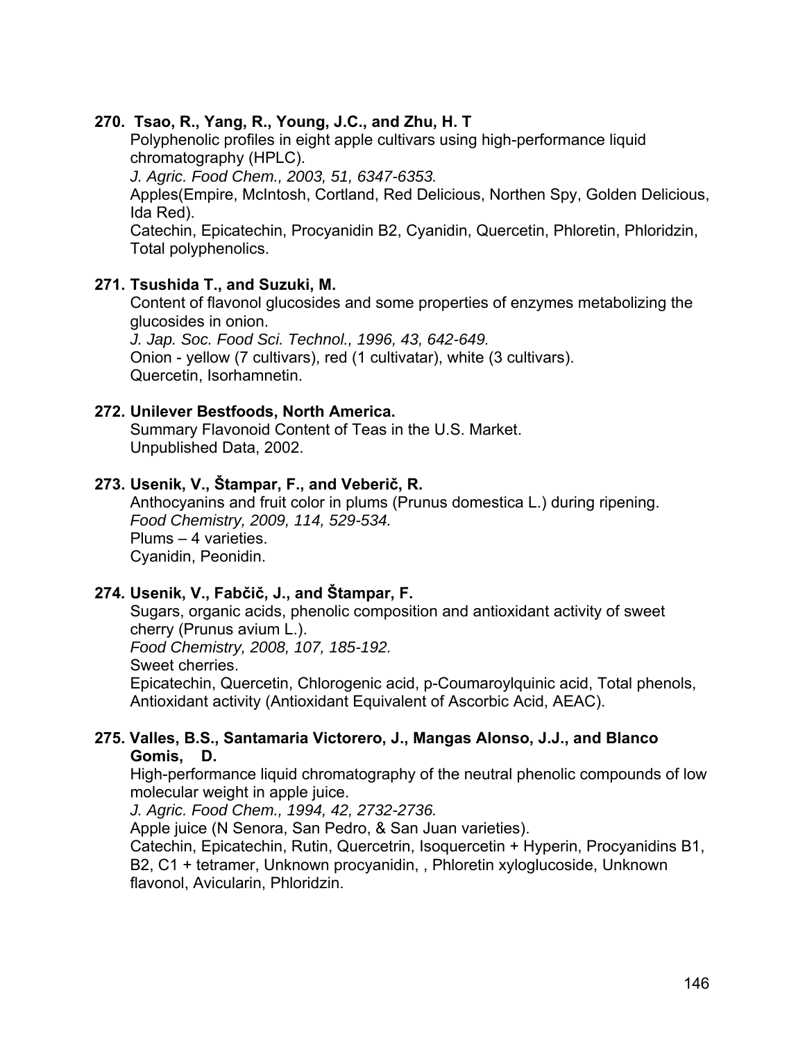**270. Tsao, R., Yang, R., Young, J.C., and Zhu, H. T**

Polyphenolic profiles in eight apple cultivars using high-performance liquid chromatography (HPLC).
*J. Agric. Food Chem., 2003, 51, 6347-6353.*
Apples(Empire, McIntosh, Cortland, Red Delicious, Northen Spy, Golden Delicious, Ida Red).
Catechin, Epicatechin, Procyanidin B2, Cyanidin, Quercetin, Phloretin, Phloridzin, Total polyphenolics.

**271. Tsushida T., and Suzuki, M.**

Content of flavonol glucosides and some properties of enzymes metabolizing the glucosides in onion.
*J. Jap. Soc. Food Sci. Technol., 1996, 43, 642-649.*
Onion - yellow (7 cultivars), red (1 cultivatar), white (3 cultivars).
Quercetin, Isorhamnetin.

**272. Unilever Bestfoods, North America.**

Summary Flavonoid Content of Teas in the U.S. Market.
Unpublished Data, 2002.

**273. Usenik, V., Štampar, F., and Veberič, R.**

Anthocyanins and fruit color in plums (Prunus domestica L.) during ripening.
*Food Chemistry, 2009, 114, 529-534.*
Plums – 4 varieties.
Cyanidin, Peonidin.

**274. Usenik, V., Fabčič, J., and Štampar, F.**

Sugars, organic acids, phenolic composition and antioxidant activity of sweet cherry (Prunus avium L.).
*Food Chemistry, 2008, 107, 185-192.*
Sweet cherries.
Epicatechin, Quercetin, Chlorogenic acid, p-Coumaroylquinic acid, Total phenols, Antioxidant activity (Antioxidant Equivalent of Ascorbic Acid, AEAC).

**275. Valles, B.S., Santamaria Victorero, J., Mangas Alonso, J.J., and Blanco Gomis, D.**

High-performance liquid chromatography of the neutral phenolic compounds of low molecular weight in apple juice.
*J. Agric. Food Chem., 1994, 42, 2732-2736.*
Apple juice (N Senora, San Pedro, & San Juan varieties).
Catechin, Epicatechin, Rutin, Quercetrin, Isoquercetin + Hyperin, Procyanidins B1, B2, C1 + tetramer, Unknown procyanidin, , Phloretin xyloglucoside, Unknown flavonol, Avicularin, Phloridzin.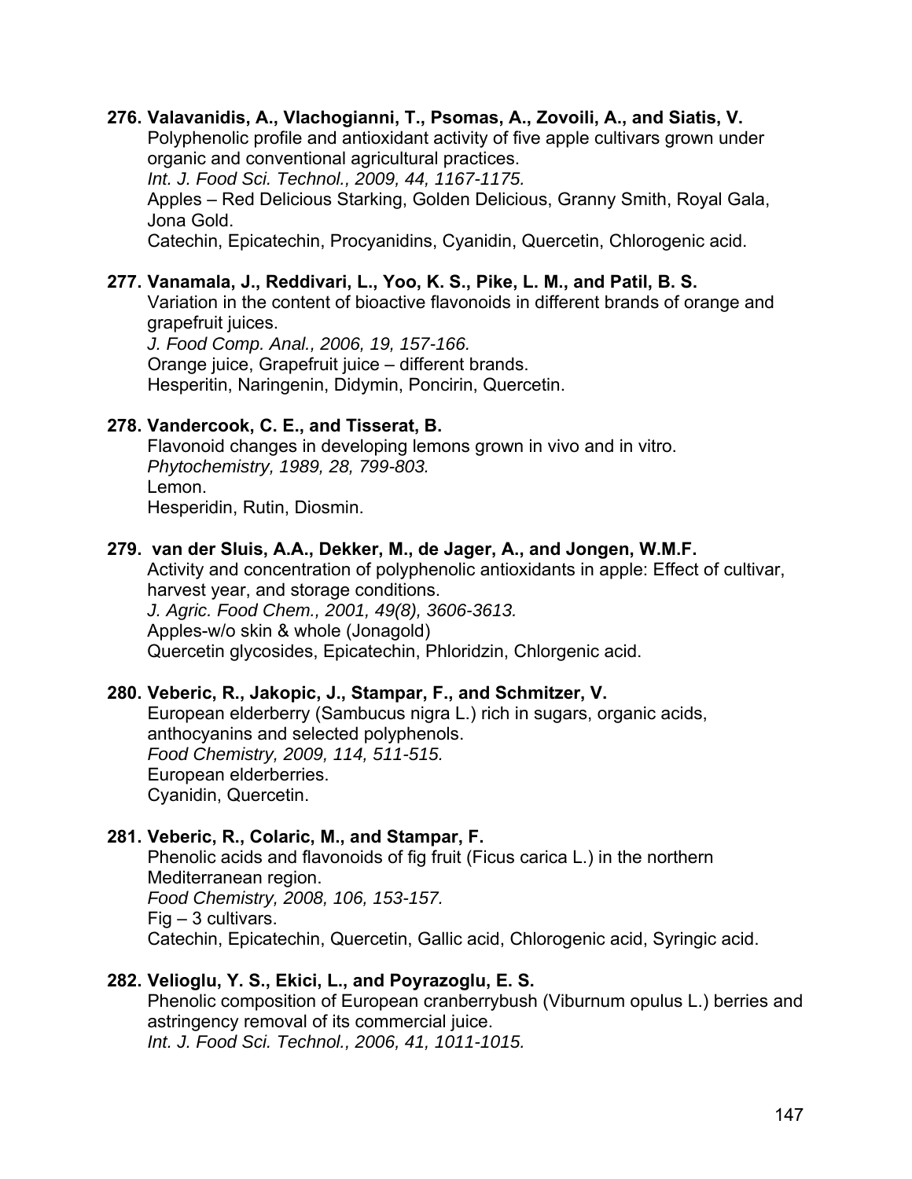**276. Valavanidis, A., Vlachogianni, T., Psomas, A., Zovoili, A., and Siatis, V.**
Polyphenolic profile and antioxidant activity of five apple cultivars grown under organic and conventional agricultural practices.
*Int. J. Food Sci. Technol., 2009, 44, 1167-1175.*
Apples – Red Delicious Starking, Golden Delicious, Granny Smith, Royal Gala, Jona Gold.
Catechin, Epicatechin, Procyanidins, Cyanidin, Quercetin, Chlorogenic acid.

**277. Vanamala, J., Reddivari, L., Yoo, K. S., Pike, L. M., and Patil, B. S.**
Variation in the content of bioactive flavonoids in different brands of orange and grapefruit juices.
*J. Food Comp. Anal., 2006, 19, 157-166.*
Orange juice, Grapefruit juice – different brands.
Hesperitin, Naringenin, Didymin, Poncirin, Quercetin.

**278. Vandercook, C. E., and Tisserat, B.**
Flavonoid changes in developing lemons grown in vivo and in vitro.
*Phytochemistry, 1989, 28, 799-803.*
Lemon.
Hesperidin, Rutin, Diosmin.

**279. van der Sluis, A.A., Dekker, M., de Jager, A., and Jongen, W.M.F.**
Activity and concentration of polyphenolic antioxidants in apple: Effect of cultivar, harvest year, and storage conditions.
*J. Agric. Food Chem., 2001, 49(8), 3606-3613.*
Apples-w/o skin & whole (Jonagold)
Quercetin glycosides, Epicatechin, Phloridzin, Chlorgenic acid.

**280. Veberic, R., Jakopic, J., Stampar, F., and Schmitzer, V.**
European elderberry (Sambucus nigra L.) rich in sugars, organic acids, anthocyanins and selected polyphenols.
*Food Chemistry, 2009, 114, 511-515.*
European elderberries.
Cyanidin, Quercetin.

**281. Veberic, R., Colaric, M., and Stampar, F.**
Phenolic acids and flavonoids of fig fruit (Ficus carica L.) in the northern Mediterranean region.
*Food Chemistry, 2008, 106, 153-157.*
Fig – 3 cultivars.
Catechin, Epicatechin, Quercetin, Gallic acid, Chlorogenic acid, Syringic acid.

**282. Velioglu, Y. S., Ekici, L., and Poyrazoglu, E. S.**
Phenolic composition of European cranberrybush (Viburnum opulus L.) berries and astringency removal of its commercial juice.
*Int. J. Food Sci. Technol., 2006, 41, 1011-1015.*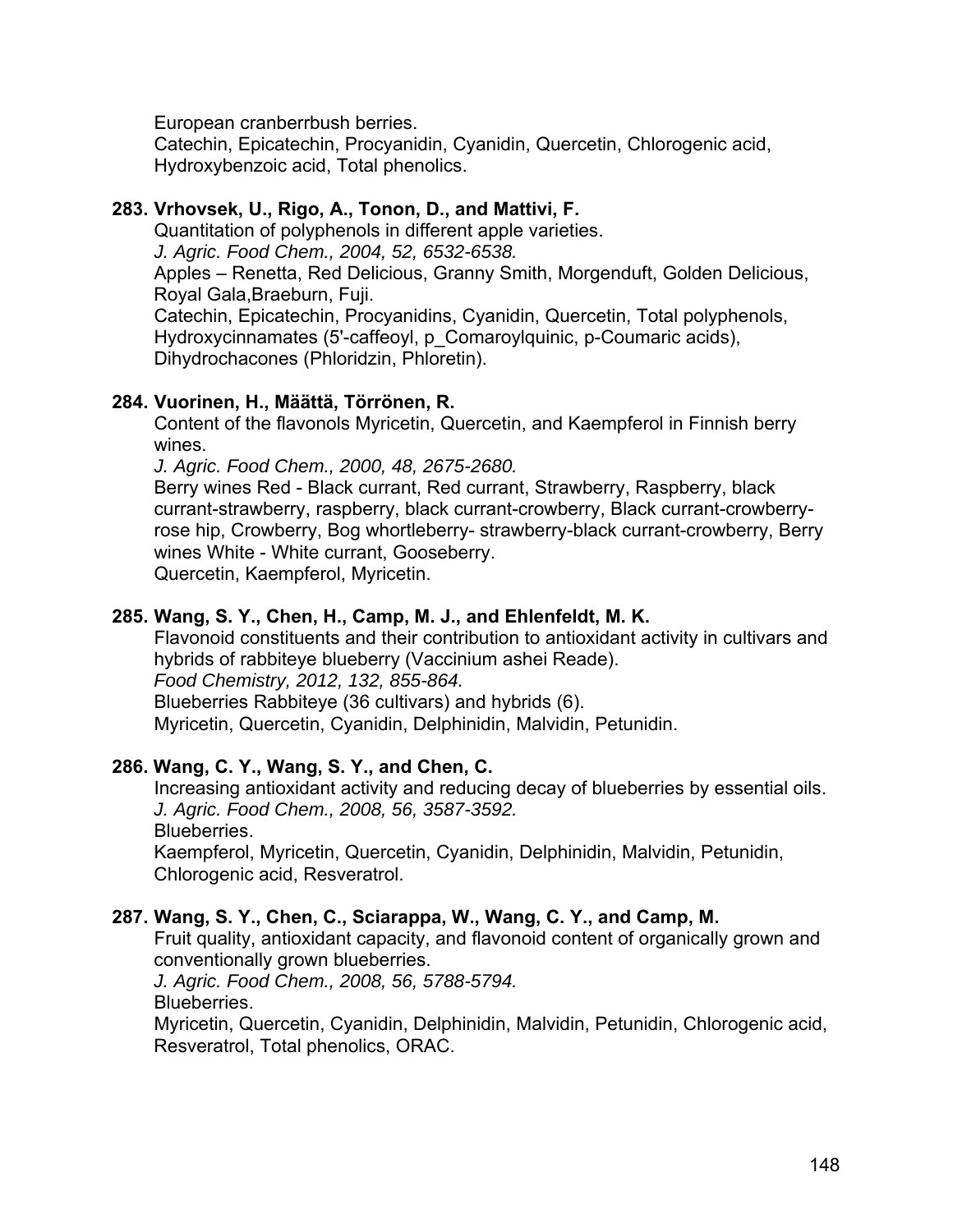European cranberrbush berries.
Catechin, Epicatechin, Procyanidin, Cyanidin, Quercetin, Chlorogenic acid, Hydroxybenzoic acid, Total phenolics.

**283. Vrhovsek, U., Rigo, A., Tonon, D., and Mattivi, F.**
Quantitation of polyphenols in different apple varieties.
*J. Agric. Food Chem., 2004, 52, 6532-6538.*
Apples – Renetta, Red Delicious, Granny Smith, Morgenduft, Golden Delicious, Royal Gala,Braeburn, Fuji.
Catechin, Epicatechin, Procyanidins, Cyanidin, Quercetin, Total polyphenols, Hydroxycinnamates (5'-caffeoyl, p_Comaroylquinic, p-Coumaric acids), Dihydrochacones (Phloridzin, Phloretin).

**284. Vuorinen, H., Määttä, Törrönen, R.**
Content of the flavonols Myricetin, Quercetin, and Kaempferol in Finnish berry wines.
*J. Agric. Food Chem., 2000, 48, 2675-2680.*
Berry wines Red - Black currant, Red currant, Strawberry, Raspberry, black currant-strawberry, raspberry, black currant-crowberry, Black currant-crowberry-rose hip, Crowberry, Bog whortleberry- strawberry-black currant-crowberry, Berry wines White - White currant, Gooseberry.
Quercetin, Kaempferol, Myricetin.

**285. Wang, S. Y., Chen, H., Camp, M. J., and Ehlenfeldt, M. K.**
Flavonoid constituents and their contribution to antioxidant activity in cultivars and hybrids of rabbiteye blueberry (Vaccinium ashei Reade).
*Food Chemistry, 2012, 132, 855-864.*
Blueberries Rabbiteye (36 cultivars) and hybrids (6).
Myricetin, Quercetin, Cyanidin, Delphinidin, Malvidin, Petunidin.

**286. Wang, C. Y., Wang, S. Y., and Chen, C.**
Increasing antioxidant activity and reducing decay of blueberries by essential oils.
*J. Agric. Food Chem., 2008, 56, 3587-3592.*
Blueberries.
Kaempferol, Myricetin, Quercetin, Cyanidin, Delphinidin, Malvidin, Petunidin, Chlorogenic acid, Resveratrol.

**287. Wang, S. Y., Chen, C., Sciarappa, W., Wang, C. Y., and Camp, M.**
Fruit quality, antioxidant capacity, and flavonoid content of organically grown and conventionally grown blueberries.
*J. Agric. Food Chem., 2008, 56, 5788-5794.*
Blueberries.
Myricetin, Quercetin, Cyanidin, Delphinidin, Malvidin, Petunidin, Chlorogenic acid, Resveratrol, Total phenolics, ORAC.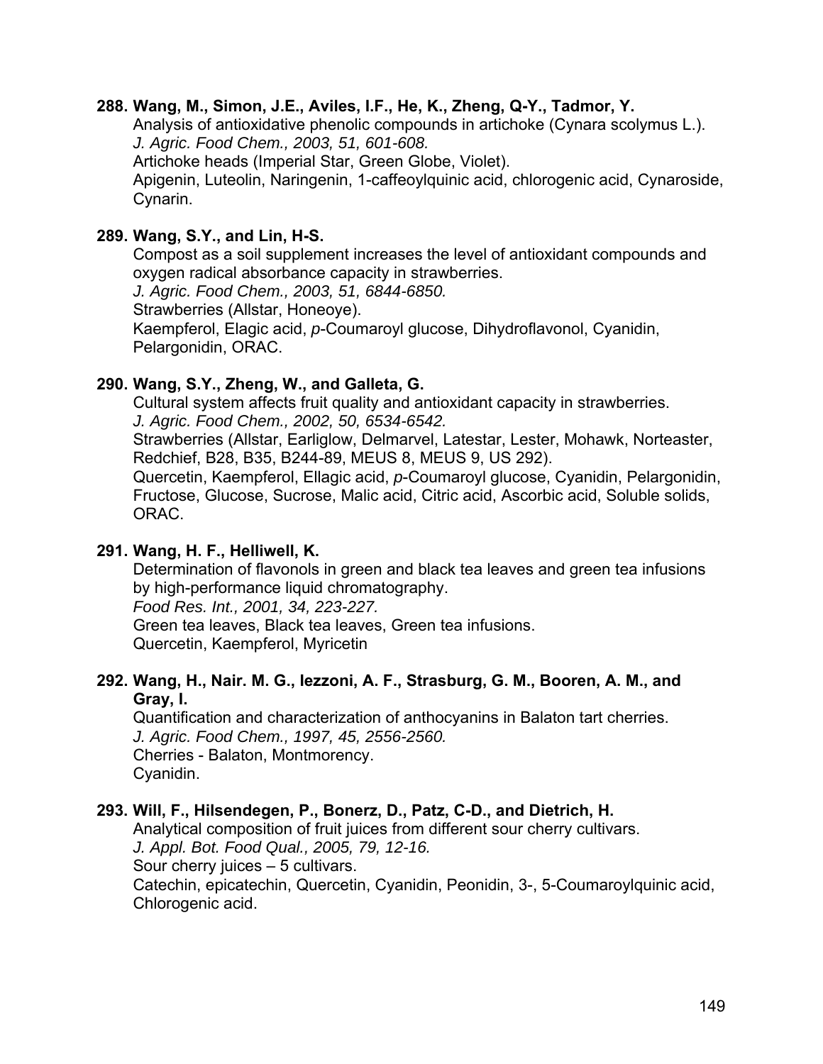**288. Wang, M., Simon, J.E., Aviles, I.F., He, K., Zheng, Q-Y., Tadmor, Y.**

Analysis of antioxidative phenolic compounds in artichoke (Cynara scolymus L.).
*J. Agric. Food Chem., 2003, 51, 601-608.*
Artichoke heads (Imperial Star, Green Globe, Violet).
Apigenin, Luteolin, Naringenin, 1-caffeoylquinic acid, chlorogenic acid, Cynaroside, Cynarin.

**289. Wang, S.Y., and Lin, H-S.**

Compost as a soil supplement increases the level of antioxidant compounds and oxygen radical absorbance capacity in strawberries.
*J. Agric. Food Chem., 2003, 51, 6844-6850.*
Strawberries (Allstar, Honeoye).
Kaempferol, Elagic acid, *p*-Coumaroyl glucose, Dihydroflavonol, Cyanidin, Pelargonidin, ORAC.

**290. Wang, S.Y., Zheng, W., and Galleta, G.**

Cultural system affects fruit quality and antioxidant capacity in strawberries.
*J. Agric. Food Chem., 2002, 50, 6534-6542.*
Strawberries (Allstar, Earliglow, Delmarvel, Latestar, Lester, Mohawk, Norteaster, Redchief, B28, B35, B244-89, MEUS 8, MEUS 9, US 292).
Quercetin, Kaempferol, Ellagic acid, *p*-Coumaroyl glucose, Cyanidin, Pelargonidin, Fructose, Glucose, Sucrose, Malic acid, Citric acid, Ascorbic acid, Soluble solids, ORAC.

**291. Wang, H. F., Helliwell, K.**

Determination of flavonols in green and black tea leaves and green tea infusions by high-performance liquid chromatography.
*Food Res. Int., 2001, 34, 223-227.*
Green tea leaves, Black tea leaves, Green tea infusions.
Quercetin, Kaempferol, Myricetin

**292. Wang, H., Nair. M. G., Iezzoni, A. F., Strasburg, G. M., Booren, A. M., and Gray, I.**

Quantification and characterization of anthocyanins in Balaton tart cherries.
*J. Agric. Food Chem., 1997, 45, 2556-2560.*
Cherries - Balaton, Montmorency.
Cyanidin.

**293. Will, F., Hilsendegen, P., Bonerz, D., Patz, C-D., and Dietrich, H.**

Analytical composition of fruit juices from different sour cherry cultivars.
*J. Appl. Bot. Food Qual., 2005, 79, 12-16.*
Sour cherry juices – 5 cultivars.
Catechin, epicatechin, Quercetin, Cyanidin, Peonidin, 3-, 5-Coumaroylquinic acid, Chlorogenic acid.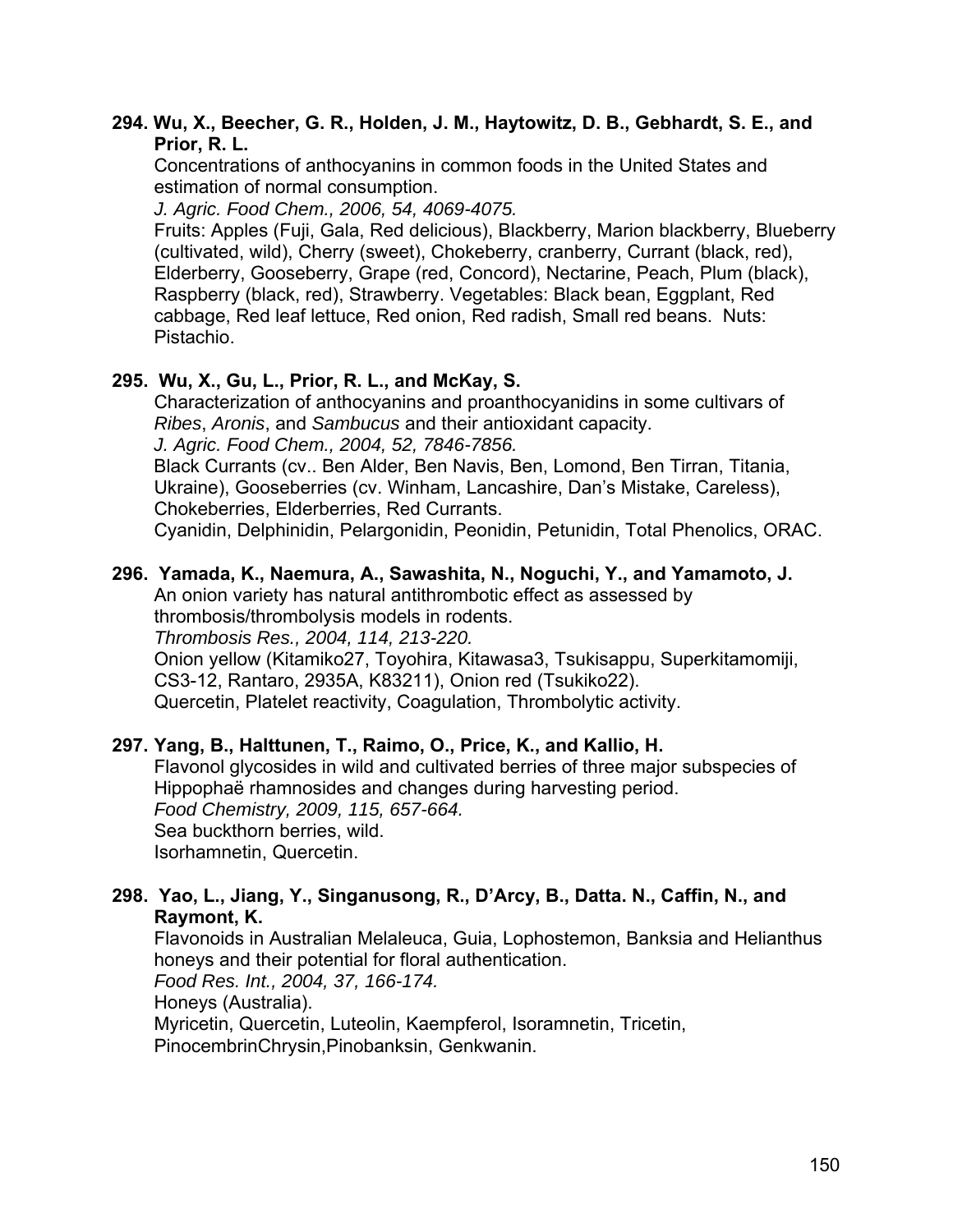**294. Wu, X., Beecher, G. R., Holden, J. M., Haytowitz, D. B., Gebhardt, S. E., and Prior, R. L.**

Concentrations of anthocyanins in common foods in the United States and estimation of normal consumption.

*J. Agric. Food Chem., 2006, 54, 4069-4075.*

Fruits: Apples (Fuji, Gala, Red delicious), Blackberry, Marion blackberry, Blueberry (cultivated, wild), Cherry (sweet), Chokeberry, cranberry, Currant (black, red), Elderberry, Gooseberry, Grape (red, Concord), Nectarine, Peach, Plum (black), Raspberry (black, red), Strawberry. Vegetables: Black bean, Eggplant, Red cabbage, Red leaf lettuce, Red onion, Red radish, Small red beans. Nuts: Pistachio.

**295. Wu, X., Gu, L., Prior, R. L., and McKay, S.**

Characterization of anthocyanins and proanthocyanidins in some cultivars of *Ribes*, *Aronis*, and *Sambucus* and their antioxidant capacity.

*J. Agric. Food Chem., 2004, 52, 7846-7856.*

Black Currants (cv.. Ben Alder, Ben Navis, Ben, Lomond, Ben Tirran, Titania, Ukraine), Gooseberries (cv. Winham, Lancashire, Dan's Mistake, Careless), Chokeberries, Elderberries, Red Currants.

Cyanidin, Delphinidin, Pelargonidin, Peonidin, Petunidin, Total Phenolics, ORAC.

**296. Yamada, K., Naemura, A., Sawashita, N., Noguchi, Y., and Yamamoto, J.**

An onion variety has natural antithrombotic effect as assessed by thrombosis/thrombolysis models in rodents.

*Thrombosis Res., 2004, 114, 213-220.*

Onion yellow (Kitamiko27, Toyohira, Kitawasa3, Tsukisappu, Superkitamomiji, CS3-12, Rantaro, 2935A, K83211), Onion red (Tsukiko22).

Quercetin, Platelet reactivity, Coagulation, Thrombolytic activity.

**297. Yang, B., Halttunen, T., Raimo, O., Price, K., and Kallio, H.**

Flavonol glycosides in wild and cultivated berries of three major subspecies of Hippophaë rhamnosides and changes during harvesting period.

*Food Chemistry, 2009, 115, 657-664.*

Sea buckthorn berries, wild.

Isorhamnetin, Quercetin.

**298. Yao, L., Jiang, Y., Singanusong, R., D'Arcy, B., Datta. N., Caffin, N., and Raymont, K.**

Flavonoids in Australian Melaleuca, Guia, Lophostemon, Banksia and Helianthus honeys and their potential for floral authentication.

*Food Res. Int., 2004, 37, 166-174.*

Honeys (Australia).

Myricetin, Quercetin, Luteolin, Kaempferol, Isoramnetin, Tricetin, PinocembrinChrysin,Pinobanksin, Genkwanin.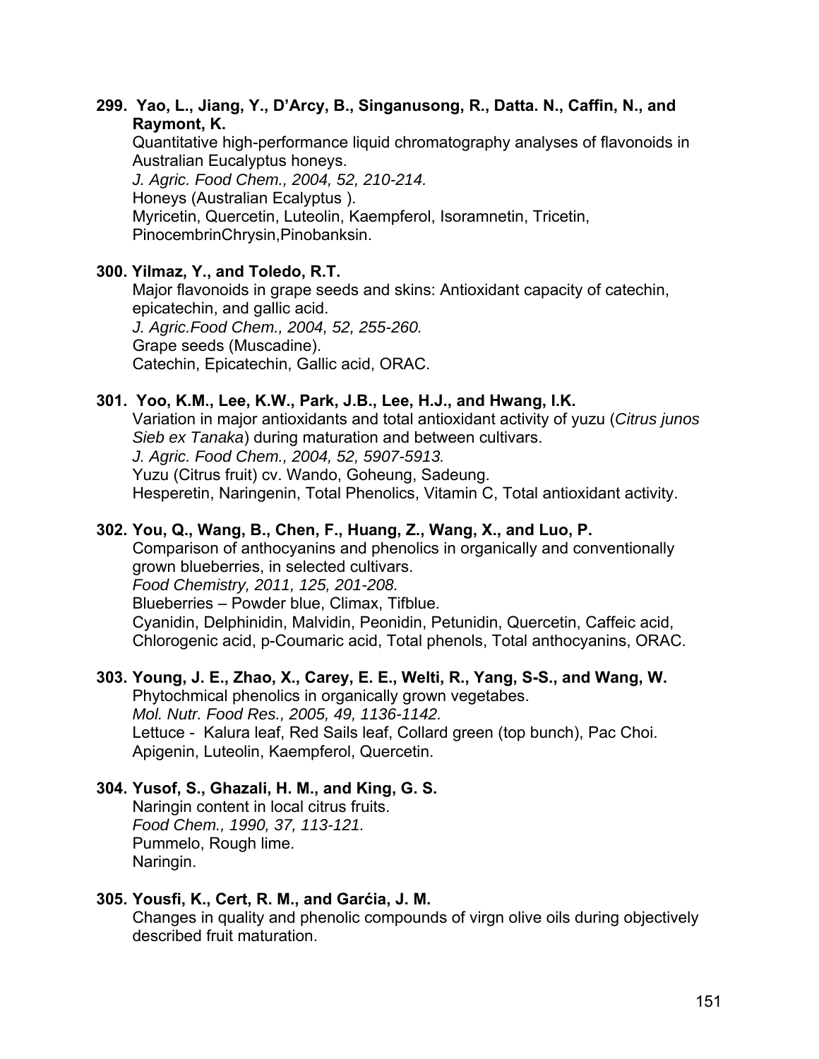**299. Yao, L., Jiang, Y., D'Arcy, B., Singanusong, R., Datta. N., Caffin, N., and Raymont, K.**
Quantitative high-performance liquid chromatography analyses of flavonoids in Australian Eucalyptus honeys.
*J. Agric. Food Chem., 2004, 52, 210-214.*
Honeys (Australian Ecalyptus ).
Myricetin, Quercetin, Luteolin, Kaempferol, Isoramnetin, Tricetin, PinocembrinChrysin,Pinobanksin.

**300. Yilmaz, Y., and Toledo, R.T.**
Major flavonoids in grape seeds and skins: Antioxidant capacity of catechin, epicatechin, and gallic acid.
*J. Agric.Food Chem., 2004, 52, 255-260.*
Grape seeds (Muscadine).
Catechin, Epicatechin, Gallic acid, ORAC.

**301. Yoo, K.M., Lee, K.W., Park, J.B., Lee, H.J., and Hwang, I.K.**
Variation in major antioxidants and total antioxidant activity of yuzu (*Citrus junos Sieb ex Tanaka*) during maturation and between cultivars.
*J. Agric. Food Chem., 2004, 52, 5907-5913.*
Yuzu (Citrus fruit) cv. Wando, Goheung, Sadeung.
Hesperetin, Naringenin, Total Phenolics, Vitamin C, Total antioxidant activity.

**302. You, Q., Wang, B., Chen, F., Huang, Z., Wang, X., and Luo, P.**
Comparison of anthocyanins and phenolics in organically and conventionally grown blueberries, in selected cultivars.
*Food Chemistry, 2011, 125, 201-208.*
Blueberries – Powder blue, Climax, Tifblue.
Cyanidin, Delphinidin, Malvidin, Peonidin, Petunidin, Quercetin, Caffeic acid, Chlorogenic acid, p-Coumaric acid, Total phenols, Total anthocyanins, ORAC.

**303. Young, J. E., Zhao, X., Carey, E. E., Welti, R., Yang, S-S., and Wang, W.**
Phytochmical phenolics in organically grown vegetabes.
*Mol. Nutr. Food Res., 2005, 49, 1136-1142.*
Lettuce - Kalura leaf, Red Sails leaf, Collard green (top bunch), Pac Choi.
Apigenin, Luteolin, Kaempferol, Quercetin.

**304. Yusof, S., Ghazali, H. M., and King, G. S.**
Naringin content in local citrus fruits.
*Food Chem., 1990, 37, 113-121.*
Pummelo, Rough lime.
Naringin.

**305. Yousfi, K., Cert, R. M., and Garćia, J. M.**
Changes in quality and phenolic compounds of virgn olive oils during objectively described fruit maturation.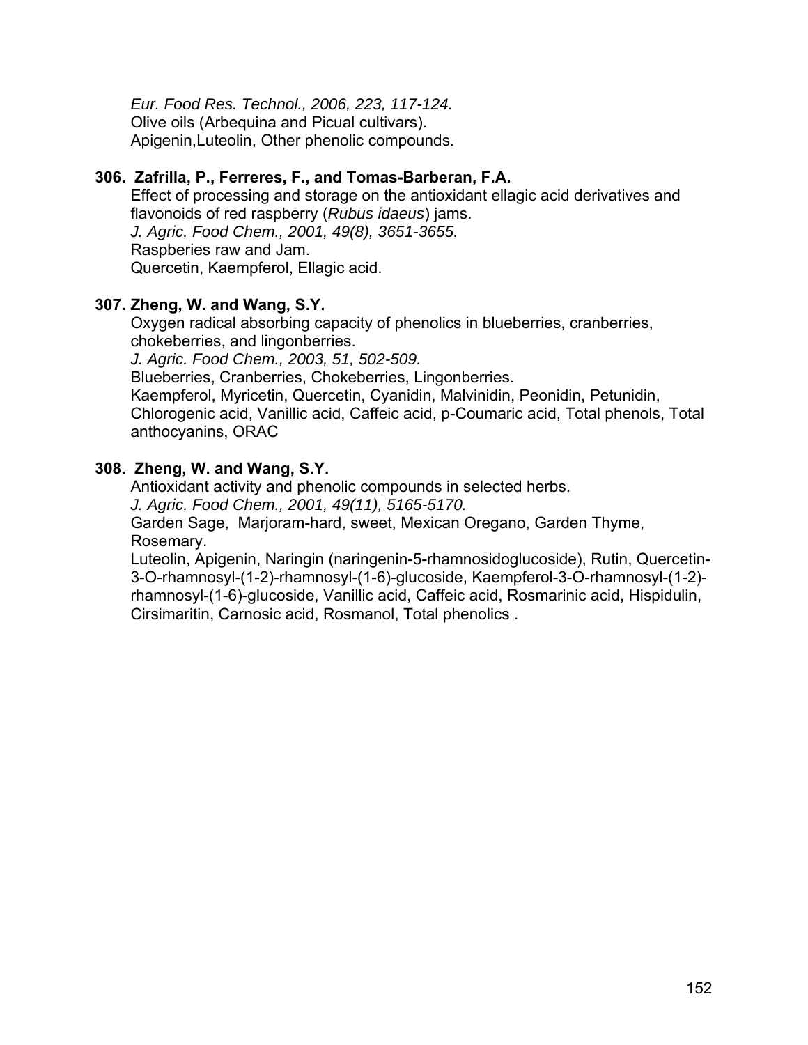*Eur. Food Res. Technol., 2006, 223, 117-124.*
Olive oils (Arbequina and Picual cultivars).
Apigenin,Luteolin, Other phenolic compounds.

**306. Zafrilla, P., Ferreres, F., and Tomas-Barberan, F.A.**
Effect of processing and storage on the antioxidant ellagic acid derivatives and flavonoids of red raspberry (*Rubus idaeus*) jams.
*J. Agric. Food Chem., 2001, 49(8), 3651-3655.*
Raspberies raw and Jam.
Quercetin, Kaempferol, Ellagic acid.

**307. Zheng, W. and Wang, S.Y.**
Oxygen radical absorbing capacity of phenolics in blueberries, cranberries, chokeberries, and lingonberries.
*J. Agric. Food Chem., 2003, 51, 502-509.*
Blueberries, Cranberries, Chokeberries, Lingonberries.
Kaempferol, Myricetin, Quercetin, Cyanidin, Malvinidin, Peonidin, Petunidin, Chlorogenic acid, Vanillic acid, Caffeic acid, p-Coumaric acid, Total phenols, Total anthocyanins, ORAC

**308. Zheng, W. and Wang, S.Y.**
Antioxidant activity and phenolic compounds in selected herbs.
*J. Agric. Food Chem., 2001, 49(11), 5165-5170.*
Garden Sage, Marjoram-hard, sweet, Mexican Oregano, Garden Thyme, Rosemary.
Luteolin, Apigenin, Naringin (naringenin-5-rhamnosidoglucoside), Rutin, Quercetin-3-O-rhamnosyl-(1-2)-rhamnosyl-(1-6)-glucoside, Kaempferol-3-O-rhamnosyl-(1-2)-rhamnosyl-(1-6)-glucoside, Vanillic acid, Caffeic acid, Rosmarinic acid, Hispidulin, Cirsimaritin, Carnosic acid, Rosmanol, Total phenolics .